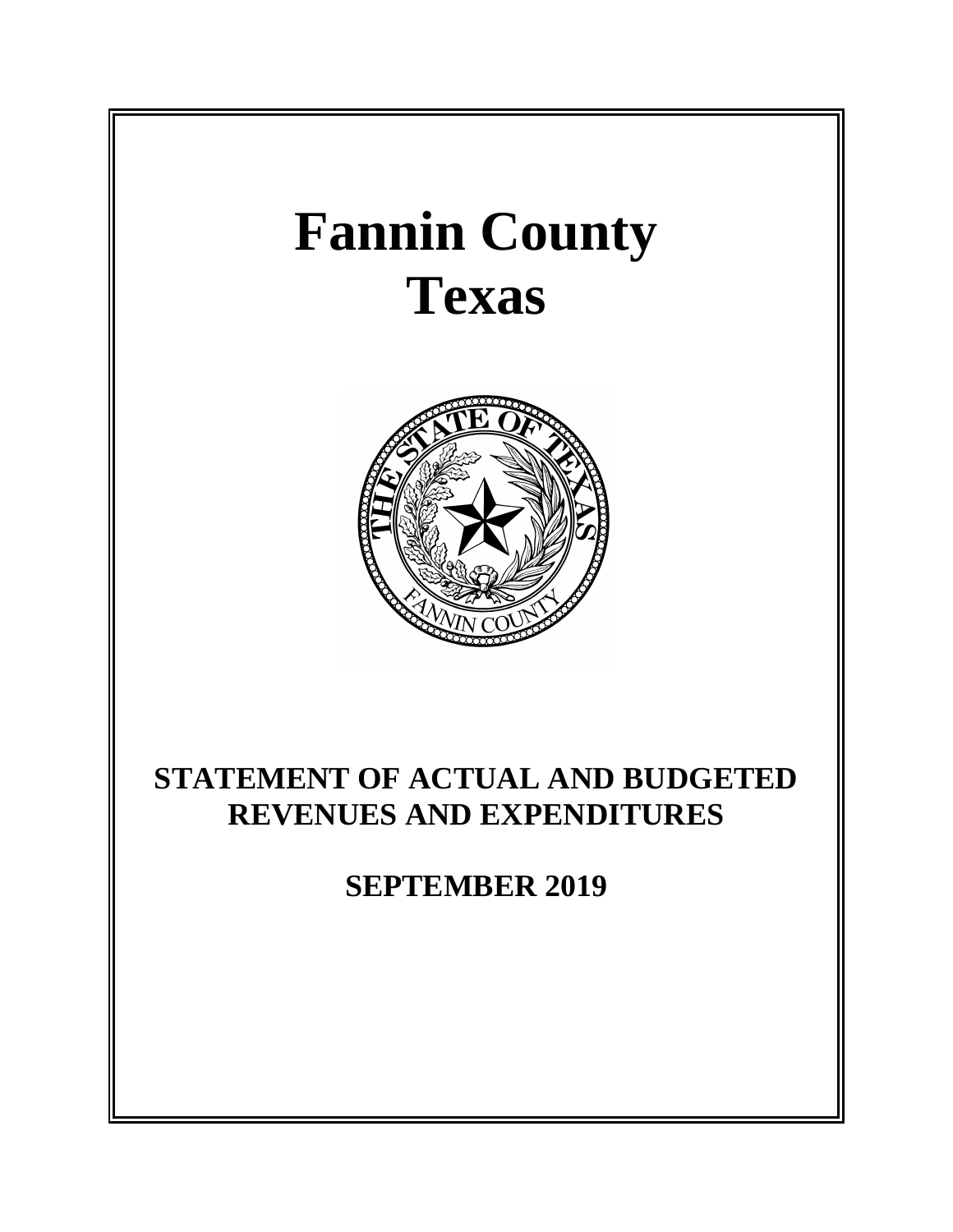# Fannin County
# Texas

## STATEMENT OF ACTUAL AND BUDGETED REVENUES AND EXPENDITURES

## SEPTEMBER 2019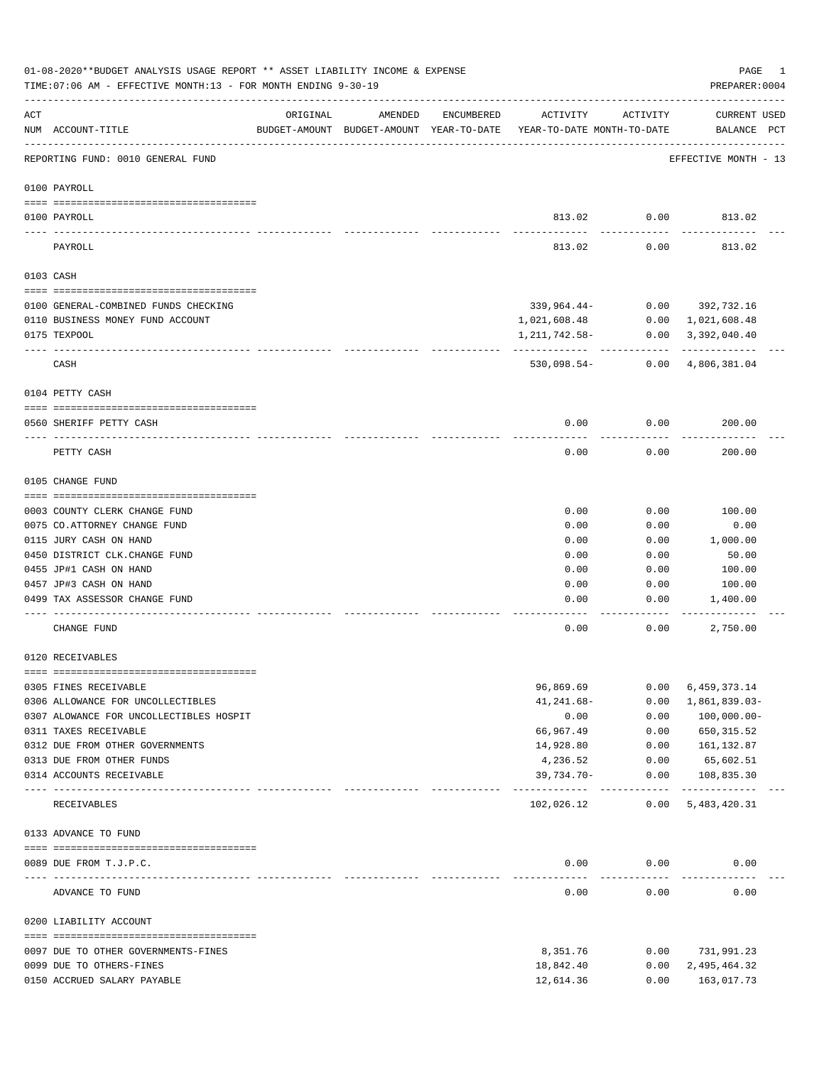01-08-2020**BUDGET ANALYSIS USAGE REPORT ** ASSET LIABILITY INCOME & EXPENSE

TIME:07:06 AM - EFFECTIVE MONTH:13 - FOR MONTH ENDING 9-30-19

PREPARER:0004

REPORTING FUND: 0010 GENERAL FUND — EFFECTIVE MONTH - 13

| ACT NUM | ACCOUNT-TITLE | ORIGINAL BUDGET-AMOUNT | AMENDED BUDGET-AMOUNT | ENCUMBERED YEAR-TO-DATE | ACTIVITY YEAR-TO-DATE | ACTIVITY MONTH-TO-DATE | CURRENT BALANCE | USED PCT |
|---|---|---|---|---|---|---|---|---|
| **0100** | **PAYROLL** | | | | | | | |
| 0100 | PAYROLL | | | | 813.02 | 0.00 | 813.02 | |
| | PAYROLL | | | | 813.02 | 0.00 | 813.02 | |
| **0103** | **CASH** | | | | | | | |
| 0100 | GENERAL-COMBINED FUNDS CHECKING | | | | 339,964.44- | 0.00 | 392,732.16 | |
| 0110 | BUSINESS MONEY FUND ACCOUNT | | | | 1,021,608.48 | 0.00 | 1,021,608.48 | |
| 0175 | TEXPOOL | | | | 1,211,742.58- | 0.00 | 3,392,040.40 | |
| | CASH | | | | 530,098.54- | 0.00 | 4,806,381.04 | |
| **0104** | **PETTY CASH** | | | | | | | |
| 0560 | SHERIFF PETTY CASH | | | | 0.00 | 0.00 | 200.00 | |
| | PETTY CASH | | | | 0.00 | 0.00 | 200.00 | |
| **0105** | **CHANGE FUND** | | | | | | | |
| 0003 | COUNTY CLERK CHANGE FUND | | | | 0.00 | 0.00 | 100.00 | |
| 0075 | CO.ATTORNEY CHANGE FUND | | | | 0.00 | 0.00 | 0.00 | |
| 0115 | JURY CASH ON HAND | | | | 0.00 | 0.00 | 1,000.00 | |
| 0450 | DISTRICT CLK.CHANGE FUND | | | | 0.00 | 0.00 | 50.00 | |
| 0455 | JP#1 CASH ON HAND | | | | 0.00 | 0.00 | 100.00 | |
| 0457 | JP#3 CASH ON HAND | | | | 0.00 | 0.00 | 100.00 | |
| 0499 | TAX ASSESSOR CHANGE FUND | | | | 0.00 | 0.00 | 1,400.00 | |
| | CHANGE FUND | | | | 0.00 | 0.00 | 2,750.00 | |
| **0120** | **RECEIVABLES** | | | | | | | |
| 0305 | FINES RECEIVABLE | | | | 96,869.69 | 0.00 | 6,459,373.14 | |
| 0306 | ALLOWANCE FOR UNCOLLECTIBLES | | | | 41,241.68- | 0.00 | 1,861,839.03- | |
| 0307 | ALOWANCE FOR UNCOLLECTIBLES HOSPIT | | | | 0.00 | 0.00 | 100,000.00- | |
| 0311 | TAXES RECEIVABLE | | | | 66,967.49 | 0.00 | 650,315.52 | |
| 0312 | DUE FROM OTHER GOVERNMENTS | | | | 14,928.80 | 0.00 | 161,132.87 | |
| 0313 | DUE FROM OTHER FUNDS | | | | 4,236.52 | 0.00 | 65,602.51 | |
| 0314 | ACCOUNTS RECEIVABLE | | | | 39,734.70- | 0.00 | 108,835.30 | |
| | RECEIVABLES | | | | 102,026.12 | 0.00 | 5,483,420.31 | |
| **0133** | **ADVANCE TO FUND** | | | | | | | |
| 0089 | DUE FROM T.J.P.C. | | | | 0.00 | 0.00 | 0.00 | |
| | ADVANCE TO FUND | | | | 0.00 | 0.00 | 0.00 | |
| **0200** | **LIABILITY ACCOUNT** | | | | | | | |
| 0097 | DUE TO OTHER GOVERNMENTS-FINES | | | | 8,351.76 | 0.00 | 731,991.23 | |
| 0099 | DUE TO OTHERS-FINES | | | | 18,842.40 | 0.00 | 2,495,464.32 | |
| 0150 | ACCRUED SALARY PAYABLE | | | | 12,614.36 | 0.00 | 163,017.73 | |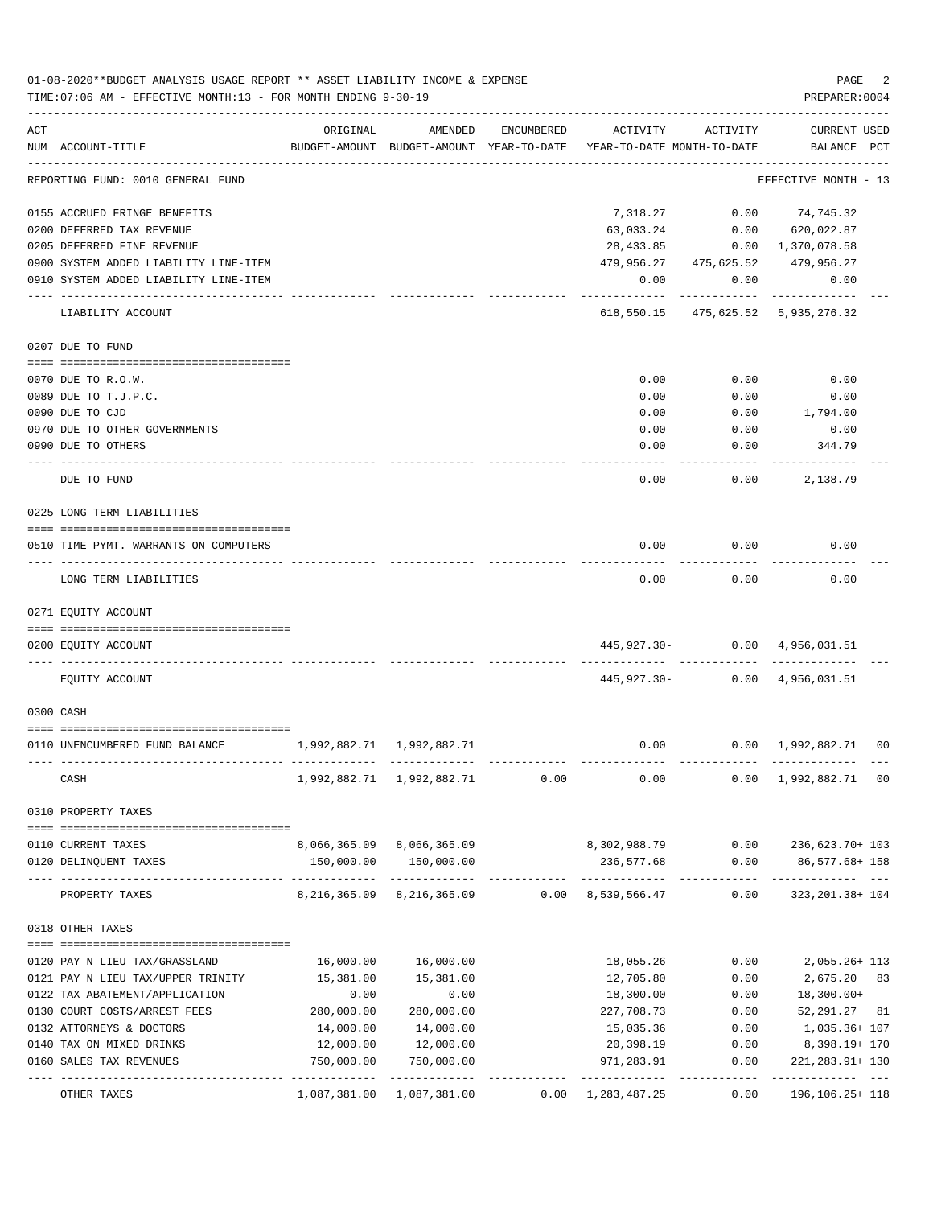01-08-2020**BUDGET ANALYSIS USAGE REPORT ** ASSET LIABILITY INCOME & EXPENSE

TIME:07:06 AM - EFFECTIVE MONTH:13 - FOR MONTH ENDING 9-30-19

PREPARER:0004

REPORTING FUND: 0010 GENERAL FUND — EFFECTIVE MONTH - 13

| ACT NUM | ACCOUNT-TITLE | ORIGINAL BUDGET-AMOUNT | AMENDED BUDGET-AMOUNT | ENCUMBERED YEAR-TO-DATE | ACTIVITY YEAR-TO-DATE | ACTIVITY MONTH-TO-DATE | CURRENT BALANCE | USED PCT |
|---|---|---|---|---|---|---|---|---|
| 0155 | ACCRUED FRINGE BENEFITS | | | | 7,318.27 | 0.00 | 74,745.32 | |
| 0200 | DEFERRED TAX REVENUE | | | | 63,033.24 | 0.00 | 620,022.87 | |
| 0205 | DEFERRED FINE REVENUE | | | | 28,433.85 | 0.00 | 1,370,078.58 | |
| 0900 | SYSTEM ADDED LIABILITY LINE-ITEM | | | | 479,956.27 | 475,625.52 | 479,956.27 | |
| 0910 | SYSTEM ADDED LIABILITY LINE-ITEM | | | | 0.00 | 0.00 | 0.00 | |
| | LIABILITY ACCOUNT | | | | 618,550.15 | 475,625.52 | 5,935,276.32 | |
| **0207** | **DUE TO FUND** | | | | | | | |
| 0070 | DUE TO R.O.W. | | | | 0.00 | 0.00 | 0.00 | |
| 0089 | DUE TO T.J.P.C. | | | | 0.00 | 0.00 | 0.00 | |
| 0090 | DUE TO CJD | | | | 0.00 | 0.00 | 1,794.00 | |
| 0970 | DUE TO OTHER GOVERNMENTS | | | | 0.00 | 0.00 | 0.00 | |
| 0990 | DUE TO OTHERS | | | | 0.00 | 0.00 | 344.79 | |
| | DUE TO FUND | | | | 0.00 | 0.00 | 2,138.79 | |
| **0225** | **LONG TERM LIABILITIES** | | | | | | | |
| 0510 | TIME PYMT. WARRANTS ON COMPUTERS | | | | 0.00 | 0.00 | 0.00 | |
| | LONG TERM LIABILITIES | | | | 0.00 | 0.00 | 0.00 | |
| **0271** | **EQUITY ACCOUNT** | | | | | | | |
| 0200 | EQUITY ACCOUNT | | | | 445,927.30- | 0.00 | 4,956,031.51 | |
| | EQUITY ACCOUNT | | | | 445,927.30- | 0.00 | 4,956,031.51 | |
| **0300** | **CASH** | | | | | | | |
| 0110 | UNENCUMBERED FUND BALANCE | 1,992,882.71 | 1,992,882.71 | | 0.00 | 0.00 | 1,992,882.71 | 00 |
| | CASH | 1,992,882.71 | 1,992,882.71 | 0.00 | 0.00 | 0.00 | 1,992,882.71 | 00 |
| **0310** | **PROPERTY TAXES** | | | | | | | |
| 0110 | CURRENT TAXES | 8,066,365.09 | 8,066,365.09 | | 8,302,988.79 | 0.00 | 236,623.70+ | 103 |
| 0120 | DELINQUENT TAXES | 150,000.00 | 150,000.00 | | 236,577.68 | 0.00 | 86,577.68+ | 158 |
| | PROPERTY TAXES | 8,216,365.09 | 8,216,365.09 | 0.00 | 8,539,566.47 | 0.00 | 323,201.38+ | 104 |
| **0318** | **OTHER TAXES** | | | | | | | |
| 0120 | PAY N LIEU TAX/GRASSLAND | 16,000.00 | 16,000.00 | | 18,055.26 | 0.00 | 2,055.26+ | 113 |
| 0121 | PAY N LIEU TAX/UPPER TRINITY | 15,381.00 | 15,381.00 | | 12,705.80 | 0.00 | 2,675.20 | 83 |
| 0122 | TAX ABATEMENT/APPLICATION | 0.00 | 0.00 | | 18,300.00 | 0.00 | 18,300.00+ | |
| 0130 | COURT COSTS/ARREST FEES | 280,000.00 | 280,000.00 | | 227,708.73 | 0.00 | 52,291.27 | 81 |
| 0132 | ATTORNEYS & DOCTORS | 14,000.00 | 14,000.00 | | 15,035.36 | 0.00 | 1,035.36+ | 107 |
| 0140 | TAX ON MIXED DRINKS | 12,000.00 | 12,000.00 | | 20,398.19 | 0.00 | 8,398.19+ | 170 |
| 0160 | SALES TAX REVENUES | 750,000.00 | 750,000.00 | | 971,283.91 | 0.00 | 221,283.91+ | 130 |
| | OTHER TAXES | 1,087,381.00 | 1,087,381.00 | 0.00 | 1,283,487.25 | 0.00 | 196,106.25+ | 118 |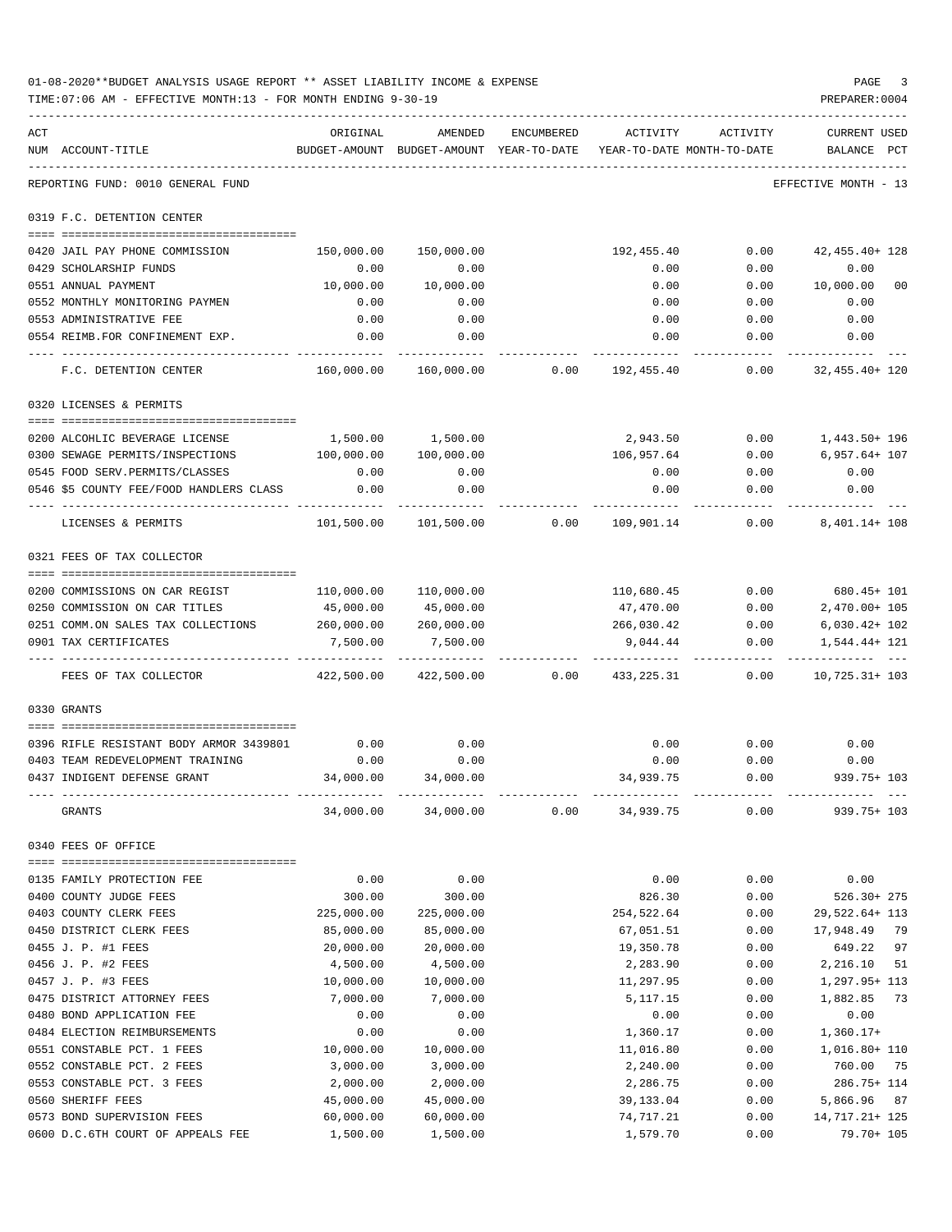01-08-2020**BUDGET ANALYSIS USAGE REPORT ** ASSET LIABILITY INCOME & EXPENSE

TIME:07:06 AM - EFFECTIVE MONTH:13 - FOR MONTH ENDING 9-30-19

PREPARER:0004

REPORTING FUND: 0010 GENERAL FUND — EFFECTIVE MONTH - 13

| ACT NUM | ACCOUNT-TITLE | ORIGINAL BUDGET-AMOUNT | AMENDED BUDGET-AMOUNT | ENCUMBERED YEAR-TO-DATE | ACTIVITY YEAR-TO-DATE | ACTIVITY MONTH-TO-DATE | CURRENT USED BALANCE | PCT |
|---|---|---|---|---|---|---|---|---|
| | **0319 F.C. DETENTION CENTER** | | | | | | | |
| 0420 | JAIL PAY PHONE COMMISSION | 150,000.00 | 150,000.00 | | 192,455.40 | 0.00 | 42,455.40+ | 128 |
| 0429 | SCHOLARSHIP FUNDS | 0.00 | 0.00 | | 0.00 | 0.00 | 0.00 | |
| 0551 | ANNUAL PAYMENT | 10,000.00 | 10,000.00 | | 0.00 | 0.00 | 10,000.00 | 00 |
| 0552 | MONTHLY MONITORING PAYMEN | 0.00 | 0.00 | | 0.00 | 0.00 | 0.00 | |
| 0553 | ADMINISTRATIVE FEE | 0.00 | 0.00 | | 0.00 | 0.00 | 0.00 | |
| 0554 | REIMB.FOR CONFINEMENT EXP. | 0.00 | 0.00 | | 0.00 | 0.00 | 0.00 | |
| | F.C. DETENTION CENTER | 160,000.00 | 160,000.00 | 0.00 | 192,455.40 | 0.00 | 32,455.40+ | 120 |
| | **0320 LICENSES & PERMITS** | | | | | | | |
| 0200 | ALCOHLIC BEVERAGE LICENSE | 1,500.00 | 1,500.00 | | 2,943.50 | 0.00 | 1,443.50+ | 196 |
| 0300 | SEWAGE PERMITS/INSPECTIONS | 100,000.00 | 100,000.00 | | 106,957.64 | 0.00 | 6,957.64+ | 107 |
| 0545 | FOOD SERV.PERMITS/CLASSES | 0.00 | 0.00 | | 0.00 | 0.00 | 0.00 | |
| 0546 | $5 COUNTY FEE/FOOD HANDLERS CLASS | 0.00 | 0.00 | | 0.00 | 0.00 | 0.00 | |
| | LICENSES & PERMITS | 101,500.00 | 101,500.00 | 0.00 | 109,901.14 | 0.00 | 8,401.14+ | 108 |
| | **0321 FEES OF TAX COLLECTOR** | | | | | | | |
| 0200 | COMMISSIONS ON CAR REGIST | 110,000.00 | 110,000.00 | | 110,680.45 | 0.00 | 680.45+ | 101 |
| 0250 | COMMISSION ON CAR TITLES | 45,000.00 | 45,000.00 | | 47,470.00 | 0.00 | 2,470.00+ | 105 |
| 0251 | COMM.ON SALES TAX COLLECTIONS | 260,000.00 | 260,000.00 | | 266,030.42 | 0.00 | 6,030.42+ | 102 |
| 0901 | TAX CERTIFICATES | 7,500.00 | 7,500.00 | | 9,044.44 | 0.00 | 1,544.44+ | 121 |
| | FEES OF TAX COLLECTOR | 422,500.00 | 422,500.00 | 0.00 | 433,225.31 | 0.00 | 10,725.31+ | 103 |
| | **0330 GRANTS** | | | | | | | |
| 0396 | RIFLE RESISTANT BODY ARMOR 3439801 | 0.00 | 0.00 | | 0.00 | 0.00 | 0.00 | |
| 0403 | TEAM REDEVELOPMENT TRAINING | 0.00 | 0.00 | | 0.00 | 0.00 | 0.00 | |
| 0437 | INDIGENT DEFENSE GRANT | 34,000.00 | 34,000.00 | | 34,939.75 | 0.00 | 939.75+ | 103 |
| | GRANTS | 34,000.00 | 34,000.00 | 0.00 | 34,939.75 | 0.00 | 939.75+ | 103 |
| | **0340 FEES OF OFFICE** | | | | | | | |
| 0135 | FAMILY PROTECTION FEE | 0.00 | 0.00 | | 0.00 | 0.00 | 0.00 | |
| 0400 | COUNTY JUDGE FEES | 300.00 | 300.00 | | 826.30 | 0.00 | 526.30+ | 275 |
| 0403 | COUNTY CLERK FEES | 225,000.00 | 225,000.00 | | 254,522.64 | 0.00 | 29,522.64+ | 113 |
| 0450 | DISTRICT CLERK FEES | 85,000.00 | 85,000.00 | | 67,051.51 | 0.00 | 17,948.49 | 79 |
| 0455 | J. P. #1 FEES | 20,000.00 | 20,000.00 | | 19,350.78 | 0.00 | 649.22 | 97 |
| 0456 | J. P. #2 FEES | 4,500.00 | 4,500.00 | | 2,283.90 | 0.00 | 2,216.10 | 51 |
| 0457 | J. P. #3 FEES | 10,000.00 | 10,000.00 | | 11,297.95 | 0.00 | 1,297.95+ | 113 |
| 0475 | DISTRICT ATTORNEY FEES | 7,000.00 | 7,000.00 | | 5,117.15 | 0.00 | 1,882.85 | 73 |
| 0480 | BOND APPLICATION FEE | 0.00 | 0.00 | | 0.00 | 0.00 | 0.00 | |
| 0484 | ELECTION REIMBURSEMENTS | 0.00 | 0.00 | | 1,360.17 | 0.00 | 1,360.17+ | |
| 0551 | CONSTABLE PCT. 1 FEES | 10,000.00 | 10,000.00 | | 11,016.80 | 0.00 | 1,016.80+ | 110 |
| 0552 | CONSTABLE PCT. 2 FEES | 3,000.00 | 3,000.00 | | 2,240.00 | 0.00 | 760.00 | 75 |
| 0553 | CONSTABLE PCT. 3 FEES | 2,000.00 | 2,000.00 | | 2,286.75 | 0.00 | 286.75+ | 114 |
| 0560 | SHERIFF FEES | 45,000.00 | 45,000.00 | | 39,133.04 | 0.00 | 5,866.96 | 87 |
| 0573 | BOND SUPERVISION FEES | 60,000.00 | 60,000.00 | | 74,717.21 | 0.00 | 14,717.21+ | 125 |
| 0600 | D.C.6TH COURT OF APPEALS FEE | 1,500.00 | 1,500.00 | | 1,579.70 | 0.00 | 79.70+ | 105 |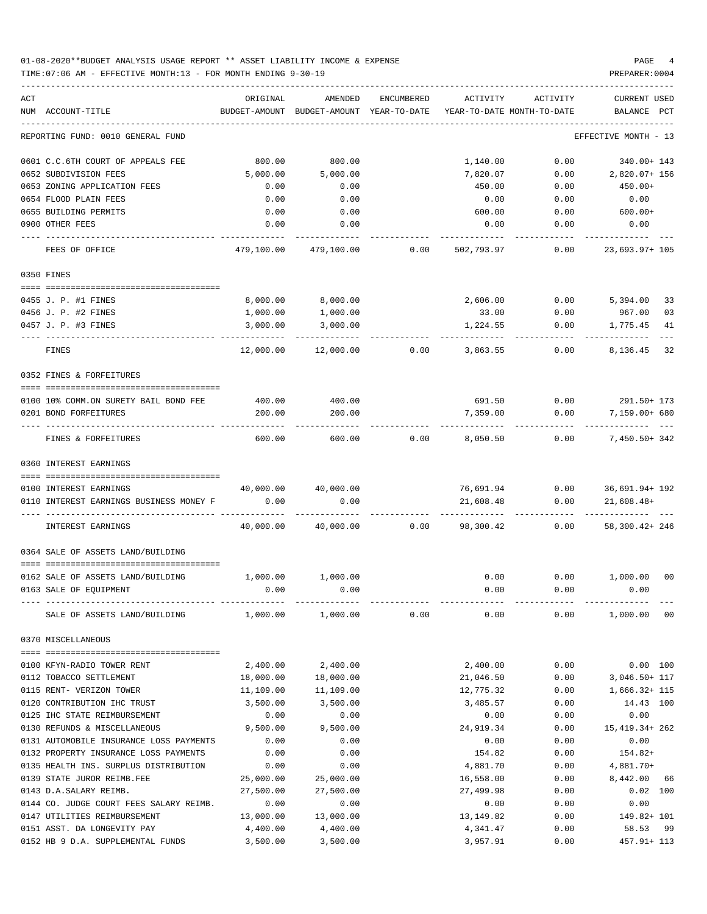01-08-2020**BUDGET ANALYSIS USAGE REPORT ** ASSET LIABILITY INCOME & EXPENSE

TIME:07:06 AM - EFFECTIVE MONTH:13 - FOR MONTH ENDING 9-30-19

PREPARER:0004

| ACT NUM | ACCOUNT-TITLE | ORIGINAL BUDGET-AMOUNT | AMENDED BUDGET-AMOUNT | ENCUMBERED YEAR-TO-DATE | ACTIVITY YEAR-TO-DATE | ACTIVITY MONTH-TO-DATE | CURRENT USED BALANCE | PCT |
|---|---|---|---|---|---|---|---|---|
| | REPORTING FUND: 0010 GENERAL FUND | | | | | | EFFECTIVE MONTH - 13 | |
| 0601 | C.C.6TH COURT OF APPEALS FEE | 800.00 | 800.00 | | 1,140.00 | 0.00 | 340.00+ | 143 |
| 0652 | SUBDIVISION FEES | 5,000.00 | 5,000.00 | | 7,820.07 | 0.00 | 2,820.07+ | 156 |
| 0653 | ZONING APPLICATION FEES | 0.00 | 0.00 | | 450.00 | 0.00 | 450.00+ | |
| 0654 | FLOOD PLAIN FEES | 0.00 | 0.00 | | 0.00 | 0.00 | 0.00 | |
| 0655 | BUILDING PERMITS | 0.00 | 0.00 | | 600.00 | 0.00 | 600.00+ | |
| 0900 | OTHER FEES | 0.00 | 0.00 | | 0.00 | 0.00 | 0.00 | |
| | FEES OF OFFICE | 479,100.00 | 479,100.00 | 0.00 | 502,793.97 | 0.00 | 23,693.97+ | 105 |
| | 0350 FINES | | | | | | | |
| 0455 | J. P. #1 FINES | 8,000.00 | 8,000.00 | | 2,606.00 | 0.00 | 5,394.00 | 33 |
| 0456 | J. P. #2 FINES | 1,000.00 | 1,000.00 | | 33.00 | 0.00 | 967.00 | 03 |
| 0457 | J. P. #3 FINES | 3,000.00 | 3,000.00 | | 1,224.55 | 0.00 | 1,775.45 | 41 |
| | FINES | 12,000.00 | 12,000.00 | 0.00 | 3,863.55 | 0.00 | 8,136.45 | 32 |
| | 0352 FINES & FORFEITURES | | | | | | | |
| 0100 | 10% COMM.ON SURETY BAIL BOND FEE | 400.00 | 400.00 | | 691.50 | 0.00 | 291.50+ | 173 |
| 0201 | BOND FORFEITURES | 200.00 | 200.00 | | 7,359.00 | 0.00 | 7,159.00+ | 680 |
| | FINES & FORFEITURES | 600.00 | 600.00 | 0.00 | 8,050.50 | 0.00 | 7,450.50+ | 342 |
| | 0360 INTEREST EARNINGS | | | | | | | |
| 0100 | INTEREST EARNINGS | 40,000.00 | 40,000.00 | | 76,691.94 | 0.00 | 36,691.94+ | 192 |
| 0110 | INTEREST EARNINGS BUSINESS MONEY F | 0.00 | 0.00 | | 21,608.48 | 0.00 | 21,608.48+ | |
| | INTEREST EARNINGS | 40,000.00 | 40,000.00 | 0.00 | 98,300.42 | 0.00 | 58,300.42+ | 246 |
| | 0364 SALE OF ASSETS LAND/BUILDING | | | | | | | |
| 0162 | SALE OF ASSETS LAND/BUILDING | 1,000.00 | 1,000.00 | | 0.00 | 0.00 | 1,000.00 | 00 |
| 0163 | SALE OF EQUIPMENT | 0.00 | 0.00 | | 0.00 | 0.00 | 0.00 | |
| | SALE OF ASSETS LAND/BUILDING | 1,000.00 | 1,000.00 | 0.00 | 0.00 | 0.00 | 1,000.00 | 00 |
| | 0370 MISCELLANEOUS | | | | | | | |
| 0100 | KFYN-RADIO TOWER RENT | 2,400.00 | 2,400.00 | | 2,400.00 | 0.00 | 0.00 | 100 |
| 0112 | TOBACCO SETTLEMENT | 18,000.00 | 18,000.00 | | 21,046.50 | 0.00 | 3,046.50+ | 117 |
| 0115 | RENT- VERIZON TOWER | 11,109.00 | 11,109.00 | | 12,775.32 | 0.00 | 1,666.32+ | 115 |
| 0120 | CONTRIBUTION IHC TRUST | 3,500.00 | 3,500.00 | | 3,485.57 | 0.00 | 14.43 | 100 |
| 0125 | IHC STATE REIMBURSEMENT | 0.00 | 0.00 | | 0.00 | 0.00 | 0.00 | |
| 0130 | REFUNDS & MISCELLANEOUS | 9,500.00 | 9,500.00 | | 24,919.34 | 0.00 | 15,419.34+ | 262 |
| 0131 | AUTOMOBILE INSURANCE LOSS PAYMENTS | 0.00 | 0.00 | | 0.00 | 0.00 | 0.00 | |
| 0132 | PROPERTY INSURANCE LOSS PAYMENTS | 0.00 | 0.00 | | 154.82 | 0.00 | 154.82+ | |
| 0135 | HEALTH INS. SURPLUS DISTRIBUTION | 0.00 | 0.00 | | 4,881.70 | 0.00 | 4,881.70+ | |
| 0139 | STATE JUROR REIMB.FEE | 25,000.00 | 25,000.00 | | 16,558.00 | 0.00 | 8,442.00 | 66 |
| 0143 | D.A.SALARY REIMB. | 27,500.00 | 27,500.00 | | 27,499.98 | 0.00 | 0.02 | 100 |
| 0144 | CO. JUDGE COURT FEES SALARY REIMB. | 0.00 | 0.00 | | 0.00 | 0.00 | 0.00 | |
| 0147 | UTILITIES REIMBURSEMENT | 13,000.00 | 13,000.00 | | 13,149.82 | 0.00 | 149.82+ | 101 |
| 0151 | ASST. DA LONGEVITY PAY | 4,400.00 | 4,400.00 | | 4,341.47 | 0.00 | 58.53 | 99 |
| 0152 | HB 9 D.A. SUPPLEMENTAL FUNDS | 3,500.00 | 3,500.00 | | 3,957.91 | 0.00 | 457.91+ | 113 |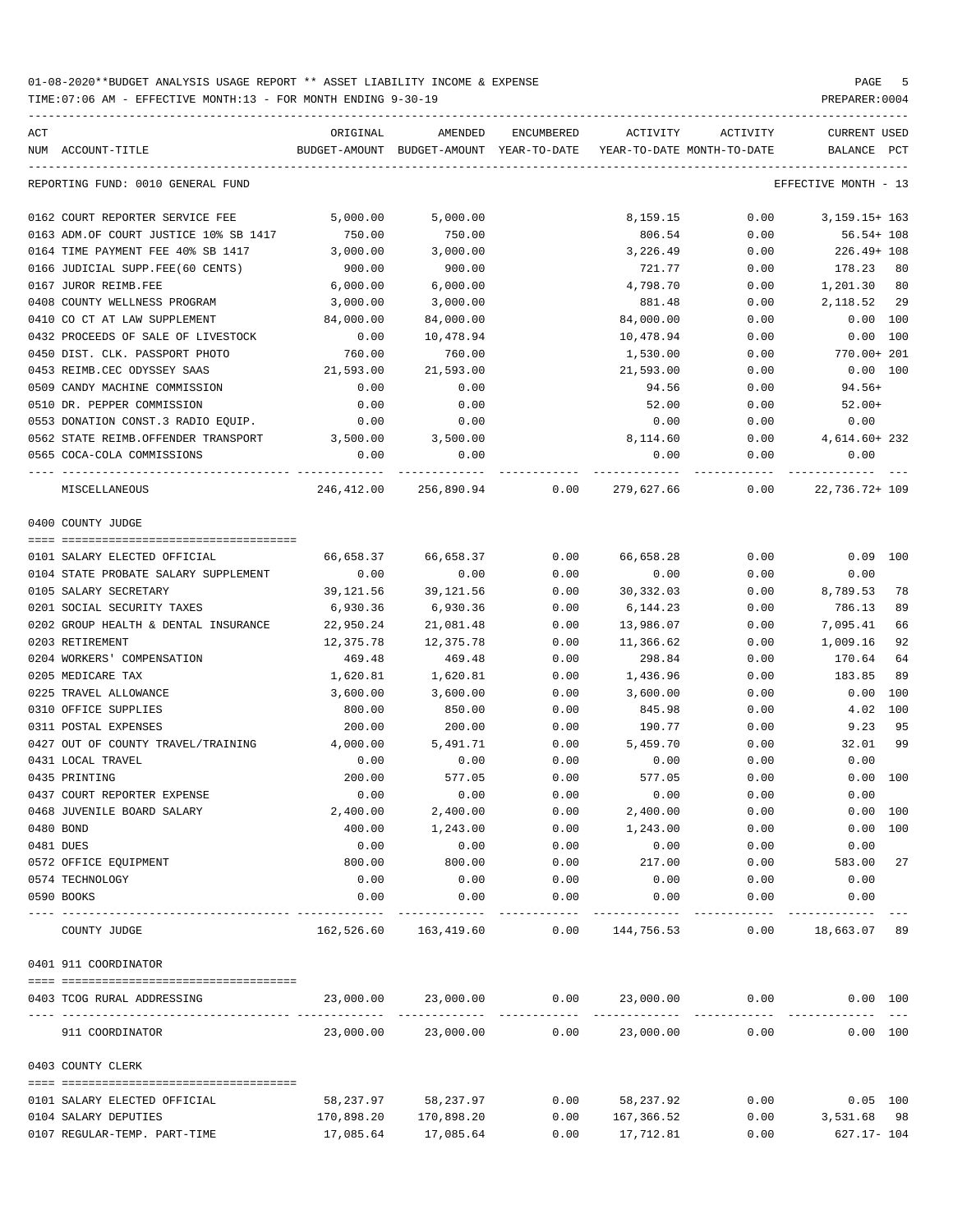01-08-2020**BUDGET ANALYSIS USAGE REPORT ** ASSET LIABILITY INCOME & EXPENSE

TIME:07:06 AM - EFFECTIVE MONTH:13 - FOR MONTH ENDING 9-30-19

PREPARER:0004

REPORTING FUND: 0010 GENERAL FUND — EFFECTIVE MONTH - 13

| ACT NUM | ACCOUNT-TITLE | ORIGINAL BUDGET-AMOUNT | AMENDED BUDGET-AMOUNT | ENCUMBERED YEAR-TO-DATE | ACTIVITY YEAR-TO-DATE | ACTIVITY MONTH-TO-DATE | CURRENT USED BALANCE | PCT |
|---|---|---|---|---|---|---|---|---|
| 0162 | COURT REPORTER SERVICE FEE | 5,000.00 | 5,000.00 | | 8,159.15 | 0.00 | 3,159.15+ | 163 |
| 0163 | ADM.OF COURT JUSTICE 10% SB 1417 | 750.00 | 750.00 | | 806.54 | 0.00 | 56.54+ | 108 |
| 0164 | TIME PAYMENT FEE 40% SB 1417 | 3,000.00 | 3,000.00 | | 3,226.49 | 0.00 | 226.49+ | 108 |
| 0166 | JUDICIAL SUPP.FEE(60 CENTS) | 900.00 | 900.00 | | 721.77 | 0.00 | 178.23 | 80 |
| 0167 | JUROR REIMB.FEE | 6,000.00 | 6,000.00 | | 4,798.70 | 0.00 | 1,201.30 | 80 |
| 0408 | COUNTY WELLNESS PROGRAM | 3,000.00 | 3,000.00 | | 881.48 | 0.00 | 2,118.52 | 29 |
| 0410 | CO CT AT LAW SUPPLEMENT | 84,000.00 | 84,000.00 | | 84,000.00 | 0.00 | 0.00 | 100 |
| 0432 | PROCEEDS OF SALE OF LIVESTOCK | 0.00 | 10,478.94 | | 10,478.94 | 0.00 | 0.00 | 100 |
| 0450 | DIST. CLK. PASSPORT PHOTO | 760.00 | 760.00 | | 1,530.00 | 0.00 | 770.00+ | 201 |
| 0453 | REIMB.CEC ODYSSEY SAAS | 21,593.00 | 21,593.00 | | 21,593.00 | 0.00 | 0.00 | 100 |
| 0509 | CANDY MACHINE COMMISSION | 0.00 | 0.00 | | 94.56 | 0.00 | 94.56+ | |
| 0510 | DR. PEPPER COMMISSION | 0.00 | 0.00 | | 52.00 | 0.00 | 52.00+ | |
| 0553 | DONATION CONST.3 RADIO EQUIP. | 0.00 | 0.00 | | 0.00 | 0.00 | 0.00 | |
| 0562 | STATE REIMB.OFFENDER TRANSPORT | 3,500.00 | 3,500.00 | | 8,114.60 | 0.00 | 4,614.60+ | 232 |
| 0565 | COCA-COLA COMMISSIONS | 0.00 | 0.00 | | 0.00 | 0.00 | 0.00 | |
| | MISCELLANEOUS | 246,412.00 | 256,890.94 | 0.00 | 279,627.66 | 0.00 | 22,736.72+ | 109 |

0400 COUNTY JUDGE

| ACT NUM | ACCOUNT-TITLE | ORIGINAL BUDGET-AMOUNT | AMENDED BUDGET-AMOUNT | ENCUMBERED YEAR-TO-DATE | ACTIVITY YEAR-TO-DATE | ACTIVITY MONTH-TO-DATE | CURRENT USED BALANCE | PCT |
|---|---|---|---|---|---|---|---|---|
| 0101 | SALARY ELECTED OFFICIAL | 66,658.37 | 66,658.37 | 0.00 | 66,658.28 | 0.00 | 0.09 | 100 |
| 0104 | STATE PROBATE SALARY SUPPLEMENT | 0.00 | 0.00 | 0.00 | 0.00 | 0.00 | 0.00 | |
| 0105 | SALARY SECRETARY | 39,121.56 | 39,121.56 | 0.00 | 30,332.03 | 0.00 | 8,789.53 | 78 |
| 0201 | SOCIAL SECURITY TAXES | 6,930.36 | 6,930.36 | 0.00 | 6,144.23 | 0.00 | 786.13 | 89 |
| 0202 | GROUP HEALTH & DENTAL INSURANCE | 22,950.24 | 21,081.48 | 0.00 | 13,986.07 | 0.00 | 7,095.41 | 66 |
| 0203 | RETIREMENT | 12,375.78 | 12,375.78 | 0.00 | 11,366.62 | 0.00 | 1,009.16 | 92 |
| 0204 | WORKERS' COMPENSATION | 469.48 | 469.48 | 0.00 | 298.84 | 0.00 | 170.64 | 64 |
| 0205 | MEDICARE TAX | 1,620.81 | 1,620.81 | 0.00 | 1,436.96 | 0.00 | 183.85 | 89 |
| 0225 | TRAVEL ALLOWANCE | 3,600.00 | 3,600.00 | 0.00 | 3,600.00 | 0.00 | 0.00 | 100 |
| 0310 | OFFICE SUPPLIES | 800.00 | 850.00 | 0.00 | 845.98 | 0.00 | 4.02 | 100 |
| 0311 | POSTAL EXPENSES | 200.00 | 200.00 | 0.00 | 190.77 | 0.00 | 9.23 | 95 |
| 0427 | OUT OF COUNTY TRAVEL/TRAINING | 4,000.00 | 5,491.71 | 0.00 | 5,459.70 | 0.00 | 32.01 | 99 |
| 0431 | LOCAL TRAVEL | 0.00 | 0.00 | 0.00 | 0.00 | 0.00 | 0.00 | |
| 0435 | PRINTING | 200.00 | 577.05 | 0.00 | 577.05 | 0.00 | 0.00 | 100 |
| 0437 | COURT REPORTER EXPENSE | 0.00 | 0.00 | 0.00 | 0.00 | 0.00 | 0.00 | |
| 0468 | JUVENILE BOARD SALARY | 2,400.00 | 2,400.00 | 0.00 | 2,400.00 | 0.00 | 0.00 | 100 |
| 0480 | BOND | 400.00 | 1,243.00 | 0.00 | 1,243.00 | 0.00 | 0.00 | 100 |
| 0481 | DUES | 0.00 | 0.00 | 0.00 | 0.00 | 0.00 | 0.00 | |
| 0572 | OFFICE EQUIPMENT | 800.00 | 800.00 | 0.00 | 217.00 | 0.00 | 583.00 | 27 |
| 0574 | TECHNOLOGY | 0.00 | 0.00 | 0.00 | 0.00 | 0.00 | 0.00 | |
| 0590 | BOOKS | 0.00 | 0.00 | 0.00 | 0.00 | 0.00 | 0.00 | |
| | COUNTY JUDGE | 162,526.60 | 163,419.60 | 0.00 | 144,756.53 | 0.00 | 18,663.07 | 89 |

0401 911 COORDINATOR

| ACT NUM | ACCOUNT-TITLE | ORIGINAL BUDGET-AMOUNT | AMENDED BUDGET-AMOUNT | ENCUMBERED YEAR-TO-DATE | ACTIVITY YEAR-TO-DATE | ACTIVITY MONTH-TO-DATE | CURRENT USED BALANCE | PCT |
|---|---|---|---|---|---|---|---|---|
| 0403 | TCOG RURAL ADDRESSING | 23,000.00 | 23,000.00 | 0.00 | 23,000.00 | 0.00 | 0.00 | 100 |
| | 911 COORDINATOR | 23,000.00 | 23,000.00 | 0.00 | 23,000.00 | 0.00 | 0.00 | 100 |

0403 COUNTY CLERK

| ACT NUM | ACCOUNT-TITLE | ORIGINAL BUDGET-AMOUNT | AMENDED BUDGET-AMOUNT | ENCUMBERED YEAR-TO-DATE | ACTIVITY YEAR-TO-DATE | ACTIVITY MONTH-TO-DATE | CURRENT USED BALANCE | PCT |
|---|---|---|---|---|---|---|---|---|
| 0101 | SALARY ELECTED OFFICIAL | 58,237.97 | 58,237.97 | 0.00 | 58,237.92 | 0.00 | 0.05 | 100 |
| 0104 | SALARY DEPUTIES | 170,898.20 | 170,898.20 | 0.00 | 167,366.52 | 0.00 | 3,531.68 | 98 |
| 0107 | REGULAR-TEMP. PART-TIME | 17,085.64 | 17,085.64 | 0.00 | 17,712.81 | 0.00 | 627.17- | 104 |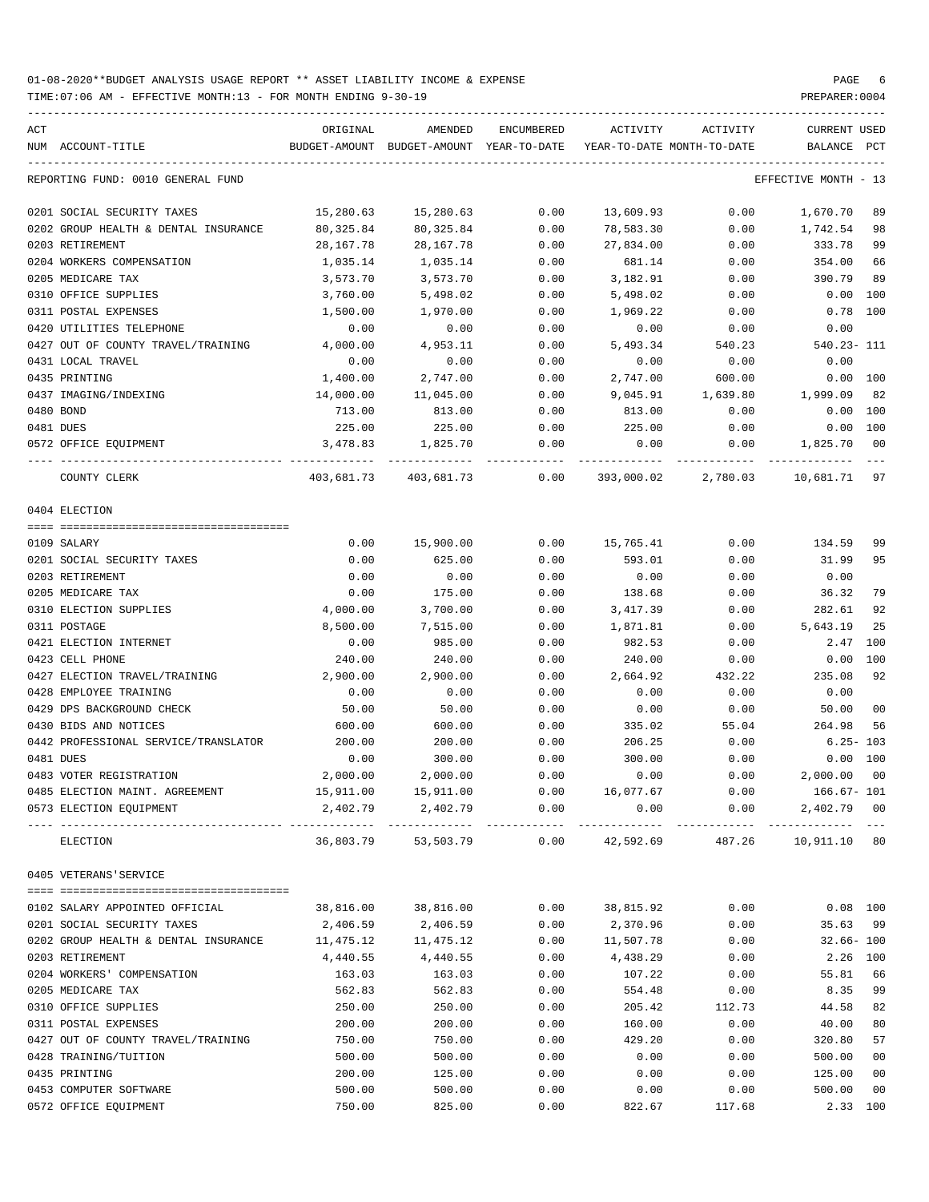01-08-2020**BUDGET ANALYSIS USAGE REPORT ** ASSET LIABILITY INCOME & EXPENSE

TIME:07:06 AM - EFFECTIVE MONTH:13 - FOR MONTH ENDING 9-30-19

PREPARER:0004

| ACT NUM | ACCOUNT-TITLE | ORIGINAL BUDGET-AMOUNT | AMENDED BUDGET-AMOUNT | ENCUMBERED YEAR-TO-DATE | ACTIVITY YEAR-TO-DATE | ACTIVITY MONTH-TO-DATE | CURRENT BALANCE | USED PCT |
|---|---|---|---|---|---|---|---|---|
| | REPORTING FUND: 0010 GENERAL FUND | | | | | | EFFECTIVE MONTH - 13 | |
| 0201 | SOCIAL SECURITY TAXES | 15,280.63 | 15,280.63 | 0.00 | 13,609.93 | 0.00 | 1,670.70 | 89 |
| 0202 | GROUP HEALTH & DENTAL INSURANCE | 80,325.84 | 80,325.84 | 0.00 | 78,583.30 | 0.00 | 1,742.54 | 98 |
| 0203 | RETIREMENT | 28,167.78 | 28,167.78 | 0.00 | 27,834.00 | 0.00 | 333.78 | 99 |
| 0204 | WORKERS COMPENSATION | 1,035.14 | 1,035.14 | 0.00 | 681.14 | 0.00 | 354.00 | 66 |
| 0205 | MEDICARE TAX | 3,573.70 | 3,573.70 | 0.00 | 3,182.91 | 0.00 | 390.79 | 89 |
| 0310 | OFFICE SUPPLIES | 3,760.00 | 5,498.02 | 0.00 | 5,498.02 | 0.00 | 0.00 | 100 |
| 0311 | POSTAL EXPENSES | 1,500.00 | 1,970.00 | 0.00 | 1,969.22 | 0.00 | 0.78 | 100 |
| 0420 | UTILITIES TELEPHONE | 0.00 | 0.00 | 0.00 | 0.00 | 0.00 | 0.00 | |
| 0427 | OUT OF COUNTY TRAVEL/TRAINING | 4,000.00 | 4,953.11 | 0.00 | 5,493.34 | 540.23 | 540.23- | 111 |
| 0431 | LOCAL TRAVEL | 0.00 | 0.00 | 0.00 | 0.00 | 0.00 | 0.00 | |
| 0435 | PRINTING | 1,400.00 | 2,747.00 | 0.00 | 2,747.00 | 600.00 | 0.00 | 100 |
| 0437 | IMAGING/INDEXING | 14,000.00 | 11,045.00 | 0.00 | 9,045.91 | 1,639.80 | 1,999.09 | 82 |
| 0480 | BOND | 713.00 | 813.00 | 0.00 | 813.00 | 0.00 | 0.00 | 100 |
| 0481 | DUES | 225.00 | 225.00 | 0.00 | 225.00 | 0.00 | 0.00 | 100 |
| 0572 | OFFICE EQUIPMENT | 3,478.83 | 1,825.70 | 0.00 | 0.00 | 0.00 | 1,825.70 | 00 |
| | COUNTY CLERK | 403,681.73 | 403,681.73 | 0.00 | 393,000.02 | 2,780.03 | 10,681.71 | 97 |
| | 0404 ELECTION | | | | | | | |
| 0109 | SALARY | 0.00 | 15,900.00 | 0.00 | 15,765.41 | 0.00 | 134.59 | 99 |
| 0201 | SOCIAL SECURITY TAXES | 0.00 | 625.00 | 0.00 | 593.01 | 0.00 | 31.99 | 95 |
| 0203 | RETIREMENT | 0.00 | 0.00 | 0.00 | 0.00 | 0.00 | 0.00 | |
| 0205 | MEDICARE TAX | 0.00 | 175.00 | 0.00 | 138.68 | 0.00 | 36.32 | 79 |
| 0310 | ELECTION SUPPLIES | 4,000.00 | 3,700.00 | 0.00 | 3,417.39 | 0.00 | 282.61 | 92 |
| 0311 | POSTAGE | 8,500.00 | 7,515.00 | 0.00 | 1,871.81 | 0.00 | 5,643.19 | 25 |
| 0421 | ELECTION INTERNET | 0.00 | 985.00 | 0.00 | 982.53 | 0.00 | 2.47 | 100 |
| 0423 | CELL PHONE | 240.00 | 240.00 | 0.00 | 240.00 | 0.00 | 0.00 | 100 |
| 0427 | ELECTION TRAVEL/TRAINING | 2,900.00 | 2,900.00 | 0.00 | 2,664.92 | 432.22 | 235.08 | 92 |
| 0428 | EMPLOYEE TRAINING | 0.00 | 0.00 | 0.00 | 0.00 | 0.00 | 0.00 | |
| 0429 | DPS BACKGROUND CHECK | 50.00 | 50.00 | 0.00 | 0.00 | 0.00 | 50.00 | 00 |
| 0430 | BIDS AND NOTICES | 600.00 | 600.00 | 0.00 | 335.02 | 55.04 | 264.98 | 56 |
| 0442 | PROFESSIONAL SERVICE/TRANSLATOR | 200.00 | 200.00 | 0.00 | 206.25 | 0.00 | 6.25- | 103 |
| 0481 | DUES | 0.00 | 300.00 | 0.00 | 300.00 | 0.00 | 0.00 | 100 |
| 0483 | VOTER REGISTRATION | 2,000.00 | 2,000.00 | 0.00 | 0.00 | 0.00 | 2,000.00 | 00 |
| 0485 | ELECTION MAINT. AGREEMENT | 15,911.00 | 15,911.00 | 0.00 | 16,077.67 | 0.00 | 166.67- | 101 |
| 0573 | ELECTION EQUIPMENT | 2,402.79 | 2,402.79 | 0.00 | 0.00 | 0.00 | 2,402.79 | 00 |
| | ELECTION | 36,803.79 | 53,503.79 | 0.00 | 42,592.69 | 487.26 | 10,911.10 | 80 |
| | 0405 VETERANS'SERVICE | | | | | | | |
| 0102 | SALARY APPOINTED OFFICIAL | 38,816.00 | 38,816.00 | 0.00 | 38,815.92 | 0.00 | 0.08 | 100 |
| 0201 | SOCIAL SECURITY TAXES | 2,406.59 | 2,406.59 | 0.00 | 2,370.96 | 0.00 | 35.63 | 99 |
| 0202 | GROUP HEALTH & DENTAL INSURANCE | 11,475.12 | 11,475.12 | 0.00 | 11,507.78 | 0.00 | 32.66- | 100 |
| 0203 | RETIREMENT | 4,440.55 | 4,440.55 | 0.00 | 4,438.29 | 0.00 | 2.26 | 100 |
| 0204 | WORKERS' COMPENSATION | 163.03 | 163.03 | 0.00 | 107.22 | 0.00 | 55.81 | 66 |
| 0205 | MEDICARE TAX | 562.83 | 562.83 | 0.00 | 554.48 | 0.00 | 8.35 | 99 |
| 0310 | OFFICE SUPPLIES | 250.00 | 250.00 | 0.00 | 205.42 | 112.73 | 44.58 | 82 |
| 0311 | POSTAL EXPENSES | 200.00 | 200.00 | 0.00 | 160.00 | 0.00 | 40.00 | 80 |
| 0427 | OUT OF COUNTY TRAVEL/TRAINING | 750.00 | 750.00 | 0.00 | 429.20 | 0.00 | 320.80 | 57 |
| 0428 | TRAINING/TUITION | 500.00 | 500.00 | 0.00 | 0.00 | 0.00 | 500.00 | 00 |
| 0435 | PRINTING | 200.00 | 125.00 | 0.00 | 0.00 | 0.00 | 125.00 | 00 |
| 0453 | COMPUTER SOFTWARE | 500.00 | 500.00 | 0.00 | 0.00 | 0.00 | 500.00 | 00 |
| 0572 | OFFICE EQUIPMENT | 750.00 | 825.00 | 0.00 | 822.67 | 117.68 | 2.33 | 100 |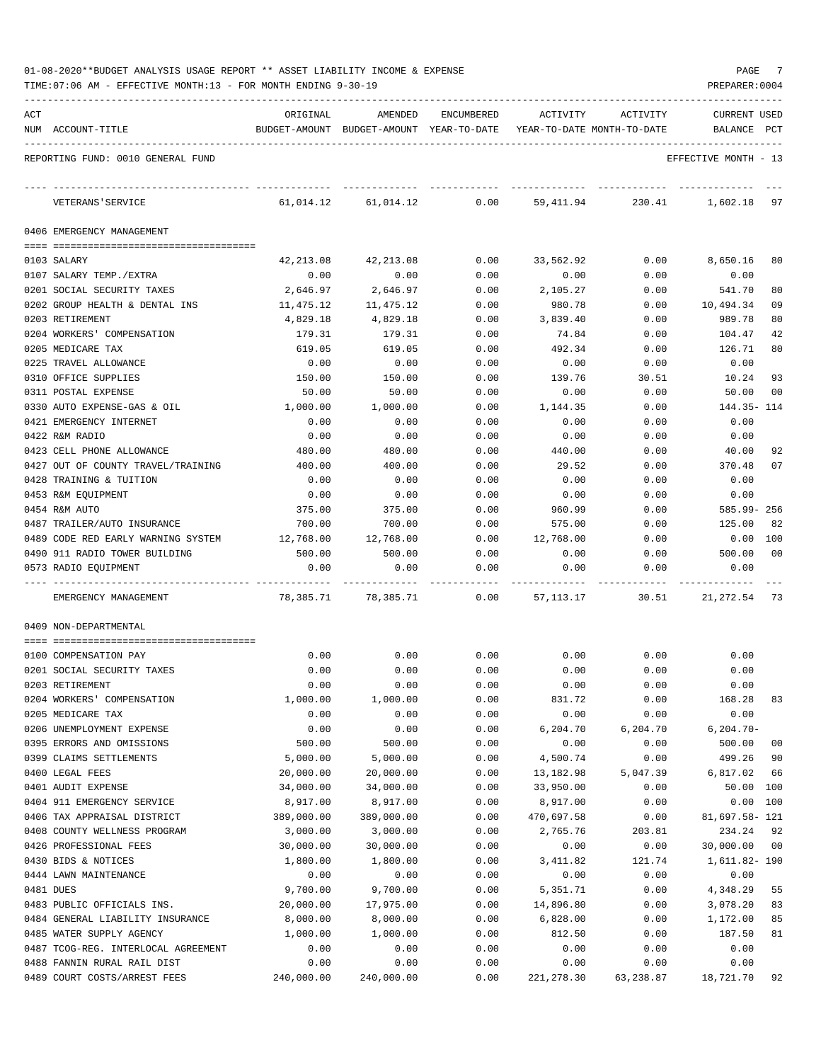01-08-2020**BUDGET ANALYSIS USAGE REPORT ** ASSET LIABILITY INCOME & EXPENSE

TIME:07:06 AM - EFFECTIVE MONTH:13 - FOR MONTH ENDING 9-30-19

PREPARER:0004

REPORTING FUND: 0010 GENERAL FUND — EFFECTIVE MONTH - 13

| ACT NUM | ACCOUNT-TITLE | ORIGINAL BUDGET-AMOUNT | AMENDED BUDGET-AMOUNT | ENCUMBERED YEAR-TO-DATE | ACTIVITY YEAR-TO-DATE | ACTIVITY MONTH-TO-DATE | CURRENT BALANCE | USED PCT |
|---|---|---|---|---|---|---|---|---|
| | VETERANS'SERVICE | 61,014.12 | 61,014.12 | 0.00 | 59,411.94 | 230.41 | 1,602.18 | 97 |
| | **0406 EMERGENCY MANAGEMENT** | | | | | | | |
| 0103 | SALARY | 42,213.08 | 42,213.08 | 0.00 | 33,562.92 | 0.00 | 8,650.16 | 80 |
| 0107 | SALARY TEMP./EXTRA | 0.00 | 0.00 | 0.00 | 0.00 | 0.00 | 0.00 | |
| 0201 | SOCIAL SECURITY TAXES | 2,646.97 | 2,646.97 | 0.00 | 2,105.27 | 0.00 | 541.70 | 80 |
| 0202 | GROUP HEALTH & DENTAL INS | 11,475.12 | 11,475.12 | 0.00 | 980.78 | 0.00 | 10,494.34 | 09 |
| 0203 | RETIREMENT | 4,829.18 | 4,829.18 | 0.00 | 3,839.40 | 0.00 | 989.78 | 80 |
| 0204 | WORKERS' COMPENSATION | 179.31 | 179.31 | 0.00 | 74.84 | 0.00 | 104.47 | 42 |
| 0205 | MEDICARE TAX | 619.05 | 619.05 | 0.00 | 492.34 | 0.00 | 126.71 | 80 |
| 0225 | TRAVEL ALLOWANCE | 0.00 | 0.00 | 0.00 | 0.00 | 0.00 | 0.00 | |
| 0310 | OFFICE SUPPLIES | 150.00 | 150.00 | 0.00 | 139.76 | 30.51 | 10.24 | 93 |
| 0311 | POSTAL EXPENSE | 50.00 | 50.00 | 0.00 | 0.00 | 0.00 | 50.00 | 00 |
| 0330 | AUTO EXPENSE-GAS & OIL | 1,000.00 | 1,000.00 | 0.00 | 1,144.35 | 0.00 | 144.35- | 114 |
| 0421 | EMERGENCY INTERNET | 0.00 | 0.00 | 0.00 | 0.00 | 0.00 | 0.00 | |
| 0422 | R&M RADIO | 0.00 | 0.00 | 0.00 | 0.00 | 0.00 | 0.00 | |
| 0423 | CELL PHONE ALLOWANCE | 480.00 | 480.00 | 0.00 | 440.00 | 0.00 | 40.00 | 92 |
| 0427 | OUT OF COUNTY TRAVEL/TRAINING | 400.00 | 400.00 | 0.00 | 29.52 | 0.00 | 370.48 | 07 |
| 0428 | TRAINING & TUITION | 0.00 | 0.00 | 0.00 | 0.00 | 0.00 | 0.00 | |
| 0453 | R&M EQUIPMENT | 0.00 | 0.00 | 0.00 | 0.00 | 0.00 | 0.00 | |
| 0454 | R&M AUTO | 375.00 | 375.00 | 0.00 | 960.99 | 0.00 | 585.99- | 256 |
| 0487 | TRAILER/AUTO INSURANCE | 700.00 | 700.00 | 0.00 | 575.00 | 0.00 | 125.00 | 82 |
| 0489 | CODE RED EARLY WARNING SYSTEM | 12,768.00 | 12,768.00 | 0.00 | 12,768.00 | 0.00 | 0.00 | 100 |
| 0490 | 911 RADIO TOWER BUILDING | 500.00 | 500.00 | 0.00 | 0.00 | 0.00 | 500.00 | 00 |
| 0573 | RADIO EQUIPMENT | 0.00 | 0.00 | 0.00 | 0.00 | 0.00 | 0.00 | |
| | EMERGENCY MANAGEMENT | 78,385.71 | 78,385.71 | 0.00 | 57,113.17 | 30.51 | 21,272.54 | 73 |
| | **0409 NON-DEPARTMENTAL** | | | | | | | |
| 0100 | COMPENSATION PAY | 0.00 | 0.00 | 0.00 | 0.00 | 0.00 | 0.00 | |
| 0201 | SOCIAL SECURITY TAXES | 0.00 | 0.00 | 0.00 | 0.00 | 0.00 | 0.00 | |
| 0203 | RETIREMENT | 0.00 | 0.00 | 0.00 | 0.00 | 0.00 | 0.00 | |
| 0204 | WORKERS' COMPENSATION | 1,000.00 | 1,000.00 | 0.00 | 831.72 | 0.00 | 168.28 | 83 |
| 0205 | MEDICARE TAX | 0.00 | 0.00 | 0.00 | 0.00 | 0.00 | 0.00 | |
| 0206 | UNEMPLOYMENT EXPENSE | 0.00 | 0.00 | 0.00 | 6,204.70 | 6,204.70 | 6,204.70- | |
| 0395 | ERRORS AND OMISSIONS | 500.00 | 500.00 | 0.00 | 0.00 | 0.00 | 500.00 | 00 |
| 0399 | CLAIMS SETTLEMENTS | 5,000.00 | 5,000.00 | 0.00 | 4,500.74 | 0.00 | 499.26 | 90 |
| 0400 | LEGAL FEES | 20,000.00 | 20,000.00 | 0.00 | 13,182.98 | 5,047.39 | 6,817.02 | 66 |
| 0401 | AUDIT EXPENSE | 34,000.00 | 34,000.00 | 0.00 | 33,950.00 | 0.00 | 50.00 | 100 |
| 0404 | 911 EMERGENCY SERVICE | 8,917.00 | 8,917.00 | 0.00 | 8,917.00 | 0.00 | 0.00 | 100 |
| 0406 | TAX APPRAISAL DISTRICT | 389,000.00 | 389,000.00 | 0.00 | 470,697.58 | 0.00 | 81,697.58- | 121 |
| 0408 | COUNTY WELLNESS PROGRAM | 3,000.00 | 3,000.00 | 0.00 | 2,765.76 | 203.81 | 234.24 | 92 |
| 0426 | PROFESSIONAL FEES | 30,000.00 | 30,000.00 | 0.00 | 0.00 | 0.00 | 30,000.00 | 00 |
| 0430 | BIDS & NOTICES | 1,800.00 | 1,800.00 | 0.00 | 3,411.82 | 121.74 | 1,611.82- | 190 |
| 0444 | LAWN MAINTENANCE | 0.00 | 0.00 | 0.00 | 0.00 | 0.00 | 0.00 | |
| 0481 | DUES | 9,700.00 | 9,700.00 | 0.00 | 5,351.71 | 0.00 | 4,348.29 | 55 |
| 0483 | PUBLIC OFFICIALS INS. | 20,000.00 | 17,975.00 | 0.00 | 14,896.80 | 0.00 | 3,078.20 | 83 |
| 0484 | GENERAL LIABILITY INSURANCE | 8,000.00 | 8,000.00 | 0.00 | 6,828.00 | 0.00 | 1,172.00 | 85 |
| 0485 | WATER SUPPLY AGENCY | 1,000.00 | 1,000.00 | 0.00 | 812.50 | 0.00 | 187.50 | 81 |
| 0487 | TCOG-REG. INTERLOCAL AGREEMENT | 0.00 | 0.00 | 0.00 | 0.00 | 0.00 | 0.00 | |
| 0488 | FANNIN RURAL RAIL DIST | 0.00 | 0.00 | 0.00 | 0.00 | 0.00 | 0.00 | |
| 0489 | COURT COSTS/ARREST FEES | 240,000.00 | 240,000.00 | 0.00 | 221,278.30 | 63,238.87 | 18,721.70 | 92 |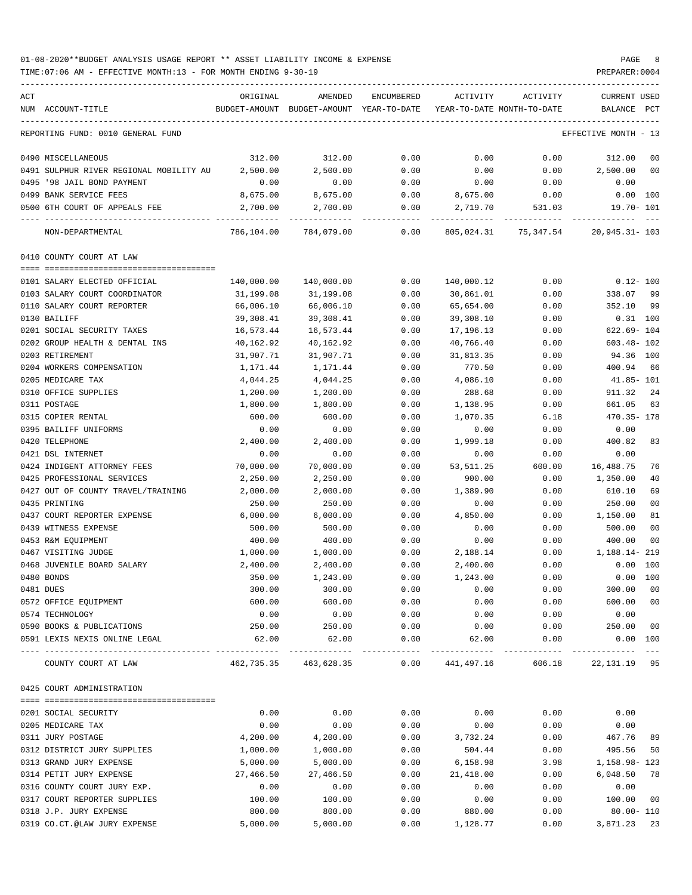01-08-2020**BUDGET ANALYSIS USAGE REPORT ** ASSET LIABILITY INCOME & EXPENSE

TIME:07:06 AM - EFFECTIVE MONTH:13 - FOR MONTH ENDING 9-30-19

REPORTING FUND: 0010 GENERAL FUND — EFFECTIVE MONTH - 13

| ACT NUM | ACCOUNT-TITLE | ORIGINAL BUDGET-AMOUNT | AMENDED BUDGET-AMOUNT | ENCUMBERED YEAR-TO-DATE | ACTIVITY YEAR-TO-DATE | ACTIVITY MONTH-TO-DATE | CURRENT USED BALANCE | PCT |
|---|---|---|---|---|---|---|---|---|
| 0490 | MISCELLANEOUS | 312.00 | 312.00 | 0.00 | 0.00 | 0.00 | 312.00 | 00 |
| 0491 | SULPHUR RIVER REGIONAL MOBILITY AU | 2,500.00 | 2,500.00 | 0.00 | 0.00 | 0.00 | 2,500.00 | 00 |
| 0495 | '98 JAIL BOND PAYMENT | 0.00 | 0.00 | 0.00 | 0.00 | 0.00 | 0.00 | |
| 0499 | BANK SERVICE FEES | 8,675.00 | 8,675.00 | 0.00 | 8,675.00 | 0.00 | 0.00 | 100 |
| 0500 | 6TH COURT OF APPEALS FEE | 2,700.00 | 2,700.00 | 0.00 | 2,719.70 | 531.03 | 19.70- | 101 |
| | NON-DEPARTMENTAL | 786,104.00 | 784,079.00 | 0.00 | 805,024.31 | 75,347.54 | 20,945.31- | 103 |
| | **0410 COUNTY COURT AT LAW** | | | | | | | |
| 0101 | SALARY ELECTED OFFICIAL | 140,000.00 | 140,000.00 | 0.00 | 140,000.12 | 0.00 | 0.12- | 100 |
| 0103 | SALARY COURT COORDINATOR | 31,199.08 | 31,199.08 | 0.00 | 30,861.01 | 0.00 | 338.07 | 99 |
| 0110 | SALARY COURT REPORTER | 66,006.10 | 66,006.10 | 0.00 | 65,654.00 | 0.00 | 352.10 | 99 |
| 0130 | BAILIFF | 39,308.41 | 39,308.41 | 0.00 | 39,308.10 | 0.00 | 0.31 | 100 |
| 0201 | SOCIAL SECURITY TAXES | 16,573.44 | 16,573.44 | 0.00 | 17,196.13 | 0.00 | 622.69- | 104 |
| 0202 | GROUP HEALTH & DENTAL INS | 40,162.92 | 40,162.92 | 0.00 | 40,766.40 | 0.00 | 603.48- | 102 |
| 0203 | RETIREMENT | 31,907.71 | 31,907.71 | 0.00 | 31,813.35 | 0.00 | 94.36 | 100 |
| 0204 | WORKERS COMPENSATION | 1,171.44 | 1,171.44 | 0.00 | 770.50 | 0.00 | 400.94 | 66 |
| 0205 | MEDICARE TAX | 4,044.25 | 4,044.25 | 0.00 | 4,086.10 | 0.00 | 41.85- | 101 |
| 0310 | OFFICE SUPPLIES | 1,200.00 | 1,200.00 | 0.00 | 288.68 | 0.00 | 911.32 | 24 |
| 0311 | POSTAGE | 1,800.00 | 1,800.00 | 0.00 | 1,138.95 | 0.00 | 661.05 | 63 |
| 0315 | COPIER RENTAL | 600.00 | 600.00 | 0.00 | 1,070.35 | 6.18 | 470.35- | 178 |
| 0395 | BAILIFF UNIFORMS | 0.00 | 0.00 | 0.00 | 0.00 | 0.00 | 0.00 | |
| 0420 | TELEPHONE | 2,400.00 | 2,400.00 | 0.00 | 1,999.18 | 0.00 | 400.82 | 83 |
| 0421 | DSL INTERNET | 0.00 | 0.00 | 0.00 | 0.00 | 0.00 | 0.00 | |
| 0424 | INDIGENT ATTORNEY FEES | 70,000.00 | 70,000.00 | 0.00 | 53,511.25 | 600.00 | 16,488.75 | 76 |
| 0425 | PROFESSIONAL SERVICES | 2,250.00 | 2,250.00 | 0.00 | 900.00 | 0.00 | 1,350.00 | 40 |
| 0427 | OUT OF COUNTY TRAVEL/TRAINING | 2,000.00 | 2,000.00 | 0.00 | 1,389.90 | 0.00 | 610.10 | 69 |
| 0435 | PRINTING | 250.00 | 250.00 | 0.00 | 0.00 | 0.00 | 250.00 | 00 |
| 0437 | COURT REPORTER EXPENSE | 6,000.00 | 6,000.00 | 0.00 | 4,850.00 | 0.00 | 1,150.00 | 81 |
| 0439 | WITNESS EXPENSE | 500.00 | 500.00 | 0.00 | 0.00 | 0.00 | 500.00 | 00 |
| 0453 | R&M EQUIPMENT | 400.00 | 400.00 | 0.00 | 0.00 | 0.00 | 400.00 | 00 |
| 0467 | VISITING JUDGE | 1,000.00 | 1,000.00 | 0.00 | 2,188.14 | 0.00 | 1,188.14- | 219 |
| 0468 | JUVENILE BOARD SALARY | 2,400.00 | 2,400.00 | 0.00 | 2,400.00 | 0.00 | 0.00 | 100 |
| 0480 | BONDS | 350.00 | 1,243.00 | 0.00 | 1,243.00 | 0.00 | 0.00 | 100 |
| 0481 | DUES | 300.00 | 300.00 | 0.00 | 0.00 | 0.00 | 300.00 | 00 |
| 0572 | OFFICE EQUIPMENT | 600.00 | 600.00 | 0.00 | 0.00 | 0.00 | 600.00 | 00 |
| 0574 | TECHNOLOGY | 0.00 | 0.00 | 0.00 | 0.00 | 0.00 | 0.00 | |
| 0590 | BOOKS & PUBLICATIONS | 250.00 | 250.00 | 0.00 | 0.00 | 0.00 | 250.00 | 00 |
| 0591 | LEXIS NEXIS ONLINE LEGAL | 62.00 | 62.00 | 0.00 | 62.00 | 0.00 | 0.00 | 100 |
| | COUNTY COURT AT LAW | 462,735.35 | 463,628.35 | 0.00 | 441,497.16 | 606.18 | 22,131.19 | 95 |
| | **0425 COURT ADMINISTRATION** | | | | | | | |
| 0201 | SOCIAL SECURITY | 0.00 | 0.00 | 0.00 | 0.00 | 0.00 | 0.00 | |
| 0205 | MEDICARE TAX | 0.00 | 0.00 | 0.00 | 0.00 | 0.00 | 0.00 | |
| 0311 | JURY POSTAGE | 4,200.00 | 4,200.00 | 0.00 | 3,732.24 | 0.00 | 467.76 | 89 |
| 0312 | DISTRICT JURY SUPPLIES | 1,000.00 | 1,000.00 | 0.00 | 504.44 | 0.00 | 495.56 | 50 |
| 0313 | GRAND JURY EXPENSE | 5,000.00 | 5,000.00 | 0.00 | 6,158.98 | 3.98 | 1,158.98- | 123 |
| 0314 | PETIT JURY EXPENSE | 27,466.50 | 27,466.50 | 0.00 | 21,418.00 | 0.00 | 6,048.50 | 78 |
| 0316 | COUNTY COURT JURY EXP. | 0.00 | 0.00 | 0.00 | 0.00 | 0.00 | 0.00 | |
| 0317 | COURT REPORTER SUPPLIES | 100.00 | 100.00 | 0.00 | 0.00 | 0.00 | 100.00 | 00 |
| 0318 | J.P. JURY EXPENSE | 800.00 | 800.00 | 0.00 | 880.00 | 0.00 | 80.00- | 110 |
| 0319 | CO.CT.@LAW JURY EXPENSE | 5,000.00 | 5,000.00 | 0.00 | 1,128.77 | 0.00 | 3,871.23 | 23 |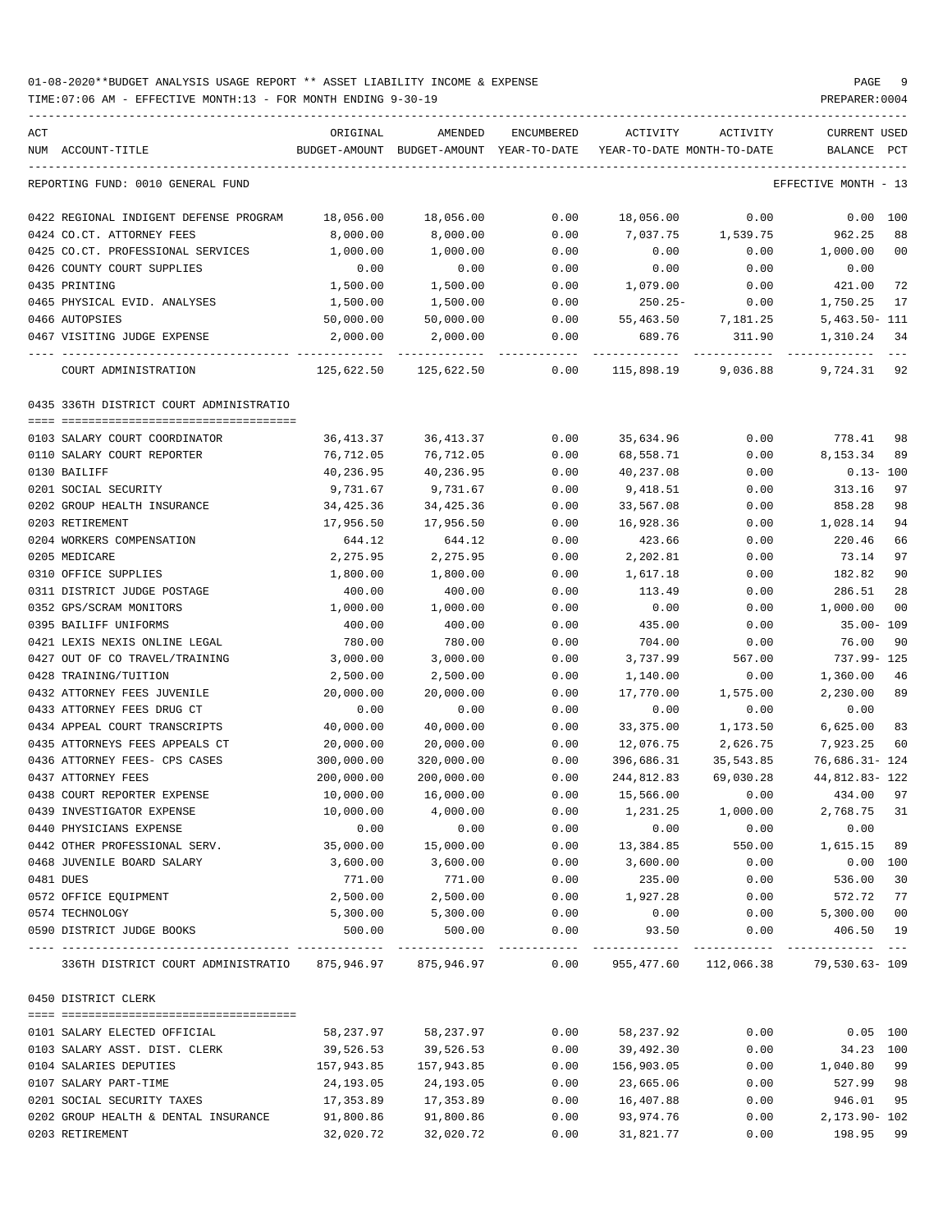01-08-2020**BUDGET ANALYSIS USAGE REPORT ** ASSET LIABILITY INCOME & EXPENSE

TIME:07:06 AM - EFFECTIVE MONTH:13 - FOR MONTH ENDING 9-30-19

REPORTING FUND: 0010 GENERAL FUND — EFFECTIVE MONTH - 13

| ACT NUM | ACCOUNT-TITLE | ORIGINAL BUDGET-AMOUNT | AMENDED BUDGET-AMOUNT | ENCUMBERED YEAR-TO-DATE | ACTIVITY YEAR-TO-DATE | ACTIVITY MONTH-TO-DATE | CURRENT USED BALANCE | PCT |
|---|---|---|---|---|---|---|---|---|
| 0422 | REGIONAL INDIGENT DEFENSE PROGRAM | 18,056.00 | 18,056.00 | 0.00 | 18,056.00 | 0.00 | 0.00 | 100 |
| 0424 | CO.CT. ATTORNEY FEES | 8,000.00 | 8,000.00 | 0.00 | 7,037.75 | 1,539.75 | 962.25 | 88 |
| 0425 | CO.CT. PROFESSIONAL SERVICES | 1,000.00 | 1,000.00 | 0.00 | 0.00 | 0.00 | 1,000.00 | 00 |
| 0426 | COUNTY COURT SUPPLIES | 0.00 | 0.00 | 0.00 | 0.00 | 0.00 | 0.00 | |
| 0435 | PRINTING | 1,500.00 | 1,500.00 | 0.00 | 1,079.00 | 0.00 | 421.00 | 72 |
| 0465 | PHYSICAL EVID. ANALYSES | 1,500.00 | 1,500.00 | 0.00 | 250.25- | 0.00 | 1,750.25 | 17 |
| 0466 | AUTOPSIES | 50,000.00 | 50,000.00 | 0.00 | 55,463.50 | 7,181.25 | 5,463.50- | 111 |
| 0467 | VISITING JUDGE EXPENSE | 2,000.00 | 2,000.00 | 0.00 | 689.76 | 311.90 | 1,310.24 | 34 |
| | COURT ADMINISTRATION | 125,622.50 | 125,622.50 | 0.00 | 115,898.19 | 9,036.88 | 9,724.31 | 92 |

0435 336TH DISTRICT COURT ADMINISTRATIO

| ACT NUM | ACCOUNT-TITLE | ORIGINAL BUDGET-AMOUNT | AMENDED BUDGET-AMOUNT | ENCUMBERED YEAR-TO-DATE | ACTIVITY YEAR-TO-DATE | ACTIVITY MONTH-TO-DATE | CURRENT USED BALANCE | PCT |
|---|---|---|---|---|---|---|---|---|
| 0103 | SALARY COURT COORDINATOR | 36,413.37 | 36,413.37 | 0.00 | 35,634.96 | 0.00 | 778.41 | 98 |
| 0110 | SALARY COURT REPORTER | 76,712.05 | 76,712.05 | 0.00 | 68,558.71 | 0.00 | 8,153.34 | 89 |
| 0130 | BAILIFF | 40,236.95 | 40,236.95 | 0.00 | 40,237.08 | 0.00 | 0.13- | 100 |
| 0201 | SOCIAL SECURITY | 9,731.67 | 9,731.67 | 0.00 | 9,418.51 | 0.00 | 313.16 | 97 |
| 0202 | GROUP HEALTH INSURANCE | 34,425.36 | 34,425.36 | 0.00 | 33,567.08 | 0.00 | 858.28 | 98 |
| 0203 | RETIREMENT | 17,956.50 | 17,956.50 | 0.00 | 16,928.36 | 0.00 | 1,028.14 | 94 |
| 0204 | WORKERS COMPENSATION | 644.12 | 644.12 | 0.00 | 423.66 | 0.00 | 220.46 | 66 |
| 0205 | MEDICARE | 2,275.95 | 2,275.95 | 0.00 | 2,202.81 | 0.00 | 73.14 | 97 |
| 0310 | OFFICE SUPPLIES | 1,800.00 | 1,800.00 | 0.00 | 1,617.18 | 0.00 | 182.82 | 90 |
| 0311 | DISTRICT JUDGE POSTAGE | 400.00 | 400.00 | 0.00 | 113.49 | 0.00 | 286.51 | 28 |
| 0352 | GPS/SCRAM MONITORS | 1,000.00 | 1,000.00 | 0.00 | 0.00 | 0.00 | 1,000.00 | 00 |
| 0395 | BAILIFF UNIFORMS | 400.00 | 400.00 | 0.00 | 435.00 | 0.00 | 35.00- | 109 |
| 0421 | LEXIS NEXIS ONLINE LEGAL | 780.00 | 780.00 | 0.00 | 704.00 | 0.00 | 76.00 | 90 |
| 0427 | OUT OF CO TRAVEL/TRAINING | 3,000.00 | 3,000.00 | 0.00 | 3,737.99 | 567.00 | 737.99- | 125 |
| 0428 | TRAINING/TUITION | 2,500.00 | 2,500.00 | 0.00 | 1,140.00 | 0.00 | 1,360.00 | 46 |
| 0432 | ATTORNEY FEES JUVENILE | 20,000.00 | 20,000.00 | 0.00 | 17,770.00 | 1,575.00 | 2,230.00 | 89 |
| 0433 | ATTORNEY FEES DRUG CT | 0.00 | 0.00 | 0.00 | 0.00 | 0.00 | 0.00 | |
| 0434 | APPEAL COURT TRANSCRIPTS | 40,000.00 | 40,000.00 | 0.00 | 33,375.00 | 1,173.50 | 6,625.00 | 83 |
| 0435 | ATTORNEYS FEES APPEALS CT | 20,000.00 | 20,000.00 | 0.00 | 12,076.75 | 2,626.75 | 7,923.25 | 60 |
| 0436 | ATTORNEY FEES- CPS CASES | 300,000.00 | 320,000.00 | 0.00 | 396,686.31 | 35,543.85 | 76,686.31- | 124 |
| 0437 | ATTORNEY FEES | 200,000.00 | 200,000.00 | 0.00 | 244,812.83 | 69,030.28 | 44,812.83- | 122 |
| 0438 | COURT REPORTER EXPENSE | 10,000.00 | 16,000.00 | 0.00 | 15,566.00 | 0.00 | 434.00 | 97 |
| 0439 | INVESTIGATOR EXPENSE | 10,000.00 | 4,000.00 | 0.00 | 1,231.25 | 1,000.00 | 2,768.75 | 31 |
| 0440 | PHYSICIANS EXPENSE | 0.00 | 0.00 | 0.00 | 0.00 | 0.00 | 0.00 | |
| 0442 | OTHER PROFESSIONAL SERV. | 35,000.00 | 15,000.00 | 0.00 | 13,384.85 | 550.00 | 1,615.15 | 89 |
| 0468 | JUVENILE BOARD SALARY | 3,600.00 | 3,600.00 | 0.00 | 3,600.00 | 0.00 | 0.00 | 100 |
| 0481 | DUES | 771.00 | 771.00 | 0.00 | 235.00 | 0.00 | 536.00 | 30 |
| 0572 | OFFICE EQUIPMENT | 2,500.00 | 2,500.00 | 0.00 | 1,927.28 | 0.00 | 572.72 | 77 |
| 0574 | TECHNOLOGY | 5,300.00 | 5,300.00 | 0.00 | 0.00 | 0.00 | 5,300.00 | 00 |
| 0590 | DISTRICT JUDGE BOOKS | 500.00 | 500.00 | 0.00 | 93.50 | 0.00 | 406.50 | 19 |
| | 336TH DISTRICT COURT ADMINISTRATIO | 875,946.97 | 875,946.97 | 0.00 | 955,477.60 | 112,066.38 | 79,530.63- | 109 |

0450 DISTRICT CLERK

| ACT NUM | ACCOUNT-TITLE | ORIGINAL BUDGET-AMOUNT | AMENDED BUDGET-AMOUNT | ENCUMBERED YEAR-TO-DATE | ACTIVITY YEAR-TO-DATE | ACTIVITY MONTH-TO-DATE | CURRENT USED BALANCE | PCT |
|---|---|---|---|---|---|---|---|---|
| 0101 | SALARY ELECTED OFFICIAL | 58,237.97 | 58,237.97 | 0.00 | 58,237.92 | 0.00 | 0.05 | 100 |
| 0103 | SALARY ASST. DIST. CLERK | 39,526.53 | 39,526.53 | 0.00 | 39,492.30 | 0.00 | 34.23 | 100 |
| 0104 | SALARIES DEPUTIES | 157,943.85 | 157,943.85 | 0.00 | 156,903.05 | 0.00 | 1,040.80 | 99 |
| 0107 | SALARY PART-TIME | 24,193.05 | 24,193.05 | 0.00 | 23,665.06 | 0.00 | 527.99 | 98 |
| 0201 | SOCIAL SECURITY TAXES | 17,353.89 | 17,353.89 | 0.00 | 16,407.88 | 0.00 | 946.01 | 95 |
| 0202 | GROUP HEALTH & DENTAL INSURANCE | 91,800.86 | 91,800.86 | 0.00 | 93,974.76 | 0.00 | 2,173.90- | 102 |
| 0203 | RETIREMENT | 32,020.72 | 32,020.72 | 0.00 | 31,821.77 | 0.00 | 198.95 | 99 |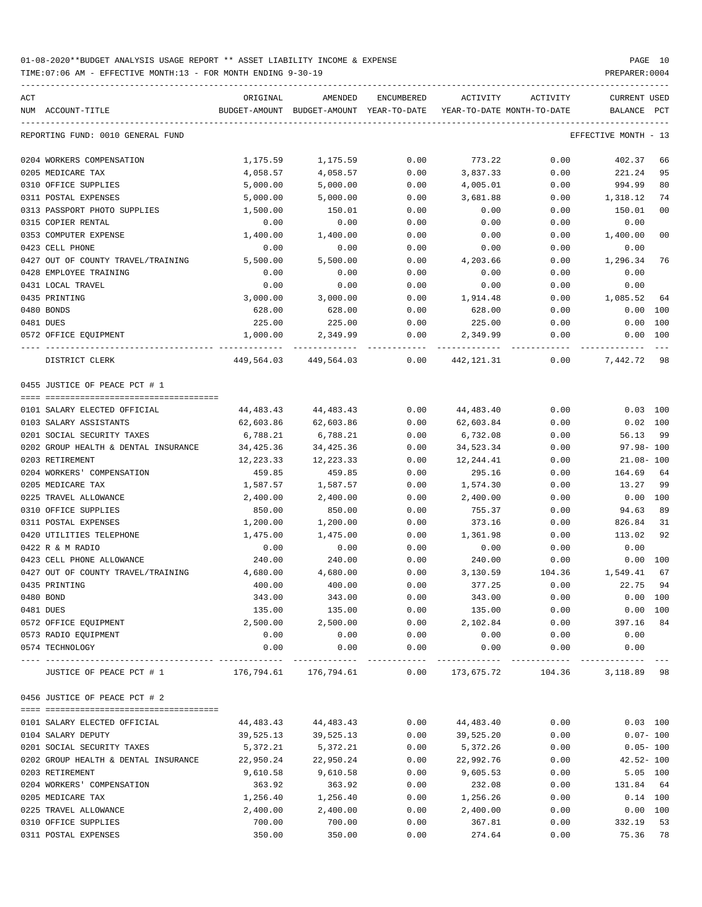01-08-2020**BUDGET ANALYSIS USAGE REPORT ** ASSET LIABILITY INCOME & EXPENSE

TIME:07:06 AM - EFFECTIVE MONTH:13 - FOR MONTH ENDING 9-30-19

PREPARER:0004

| ACT NUM | ACCOUNT-TITLE | ORIGINAL BUDGET-AMOUNT | AMENDED BUDGET-AMOUNT | ENCUMBERED YEAR-TO-DATE | ACTIVITY YEAR-TO-DATE | ACTIVITY MONTH-TO-DATE | CURRENT BALANCE | USED PCT |
|---|---|---|---|---|---|---|---|---|
| | REPORTING FUND: 0010 GENERAL FUND | | | | | | EFFECTIVE MONTH - 13 | |
| 0204 | WORKERS COMPENSATION | 1,175.59 | 1,175.59 | 0.00 | 773.22 | 0.00 | 402.37 | 66 |
| 0205 | MEDICARE TAX | 4,058.57 | 4,058.57 | 0.00 | 3,837.33 | 0.00 | 221.24 | 95 |
| 0310 | OFFICE SUPPLIES | 5,000.00 | 5,000.00 | 0.00 | 4,005.01 | 0.00 | 994.99 | 80 |
| 0311 | POSTAL EXPENSES | 5,000.00 | 5,000.00 | 0.00 | 3,681.88 | 0.00 | 1,318.12 | 74 |
| 0313 | PASSPORT PHOTO SUPPLIES | 1,500.00 | 150.01 | 0.00 | 0.00 | 0.00 | 150.01 | 00 |
| 0315 | COPIER RENTAL | 0.00 | 0.00 | 0.00 | 0.00 | 0.00 | 0.00 | |
| 0353 | COMPUTER EXPENSE | 1,400.00 | 1,400.00 | 0.00 | 0.00 | 0.00 | 1,400.00 | 00 |
| 0423 | CELL PHONE | 0.00 | 0.00 | 0.00 | 0.00 | 0.00 | 0.00 | |
| 0427 | OUT OF COUNTY TRAVEL/TRAINING | 5,500.00 | 5,500.00 | 0.00 | 4,203.66 | 0.00 | 1,296.34 | 76 |
| 0428 | EMPLOYEE TRAINING | 0.00 | 0.00 | 0.00 | 0.00 | 0.00 | 0.00 | |
| 0431 | LOCAL TRAVEL | 0.00 | 0.00 | 0.00 | 0.00 | 0.00 | 0.00 | |
| 0435 | PRINTING | 3,000.00 | 3,000.00 | 0.00 | 1,914.48 | 0.00 | 1,085.52 | 64 |
| 0480 | BONDS | 628.00 | 628.00 | 0.00 | 628.00 | 0.00 | 0.00 | 100 |
| 0481 | DUES | 225.00 | 225.00 | 0.00 | 225.00 | 0.00 | 0.00 | 100 |
| 0572 | OFFICE EQUIPMENT | 1,000.00 | 2,349.99 | 0.00 | 2,349.99 | 0.00 | 0.00 | 100 |
| | DISTRICT CLERK | 449,564.03 | 449,564.03 | 0.00 | 442,121.31 | 0.00 | 7,442.72 | 98 |
| | 0455 JUSTICE OF PEACE PCT # 1 | | | | | | | |
| 0101 | SALARY ELECTED OFFICIAL | 44,483.43 | 44,483.43 | 0.00 | 44,483.40 | 0.00 | 0.03 | 100 |
| 0103 | SALARY ASSISTANTS | 62,603.86 | 62,603.86 | 0.00 | 62,603.84 | 0.00 | 0.02 | 100 |
| 0201 | SOCIAL SECURITY TAXES | 6,788.21 | 6,788.21 | 0.00 | 6,732.08 | 0.00 | 56.13 | 99 |
| 0202 | GROUP HEALTH & DENTAL INSURANCE | 34,425.36 | 34,425.36 | 0.00 | 34,523.34 | 0.00 | 97.98- | 100 |
| 0203 | RETIREMENT | 12,223.33 | 12,223.33 | 0.00 | 12,244.41 | 0.00 | 21.08- | 100 |
| 0204 | WORKERS' COMPENSATION | 459.85 | 459.85 | 0.00 | 295.16 | 0.00 | 164.69 | 64 |
| 0205 | MEDICARE TAX | 1,587.57 | 1,587.57 | 0.00 | 1,574.30 | 0.00 | 13.27 | 99 |
| 0225 | TRAVEL ALLOWANCE | 2,400.00 | 2,400.00 | 0.00 | 2,400.00 | 0.00 | 0.00 | 100 |
| 0310 | OFFICE SUPPLIES | 850.00 | 850.00 | 0.00 | 755.37 | 0.00 | 94.63 | 89 |
| 0311 | POSTAL EXPENSES | 1,200.00 | 1,200.00 | 0.00 | 373.16 | 0.00 | 826.84 | 31 |
| 0420 | UTILITIES TELEPHONE | 1,475.00 | 1,475.00 | 0.00 | 1,361.98 | 0.00 | 113.02 | 92 |
| 0422 | R & M RADIO | 0.00 | 0.00 | 0.00 | 0.00 | 0.00 | 0.00 | |
| 0423 | CELL PHONE ALLOWANCE | 240.00 | 240.00 | 0.00 | 240.00 | 0.00 | 0.00 | 100 |
| 0427 | OUT OF COUNTY TRAVEL/TRAINING | 4,680.00 | 4,680.00 | 0.00 | 3,130.59 | 104.36 | 1,549.41 | 67 |
| 0435 | PRINTING | 400.00 | 400.00 | 0.00 | 377.25 | 0.00 | 22.75 | 94 |
| 0480 | BOND | 343.00 | 343.00 | 0.00 | 343.00 | 0.00 | 0.00 | 100 |
| 0481 | DUES | 135.00 | 135.00 | 0.00 | 135.00 | 0.00 | 0.00 | 100 |
| 0572 | OFFICE EQUIPMENT | 2,500.00 | 2,500.00 | 0.00 | 2,102.84 | 0.00 | 397.16 | 84 |
| 0573 | RADIO EQUIPMENT | 0.00 | 0.00 | 0.00 | 0.00 | 0.00 | 0.00 | |
| 0574 | TECHNOLOGY | 0.00 | 0.00 | 0.00 | 0.00 | 0.00 | 0.00 | |
| | JUSTICE OF PEACE PCT # 1 | 176,794.61 | 176,794.61 | 0.00 | 173,675.72 | 104.36 | 3,118.89 | 98 |
| | 0456 JUSTICE OF PEACE PCT # 2 | | | | | | | |
| 0101 | SALARY ELECTED OFFICIAL | 44,483.43 | 44,483.43 | 0.00 | 44,483.40 | 0.00 | 0.03 | 100 |
| 0104 | SALARY DEPUTY | 39,525.13 | 39,525.13 | 0.00 | 39,525.20 | 0.00 | 0.07- | 100 |
| 0201 | SOCIAL SECURITY TAXES | 5,372.21 | 5,372.21 | 0.00 | 5,372.26 | 0.00 | 0.05- | 100 |
| 0202 | GROUP HEALTH & DENTAL INSURANCE | 22,950.24 | 22,950.24 | 0.00 | 22,992.76 | 0.00 | 42.52- | 100 |
| 0203 | RETIREMENT | 9,610.58 | 9,610.58 | 0.00 | 9,605.53 | 0.00 | 5.05 | 100 |
| 0204 | WORKERS' COMPENSATION | 363.92 | 363.92 | 0.00 | 232.08 | 0.00 | 131.84 | 64 |
| 0205 | MEDICARE TAX | 1,256.40 | 1,256.40 | 0.00 | 1,256.26 | 0.00 | 0.14 | 100 |
| 0225 | TRAVEL ALLOWANCE | 2,400.00 | 2,400.00 | 0.00 | 2,400.00 | 0.00 | 0.00 | 100 |
| 0310 | OFFICE SUPPLIES | 700.00 | 700.00 | 0.00 | 367.81 | 0.00 | 332.19 | 53 |
| 0311 | POSTAL EXPENSES | 350.00 | 350.00 | 0.00 | 274.64 | 0.00 | 75.36 | 78 |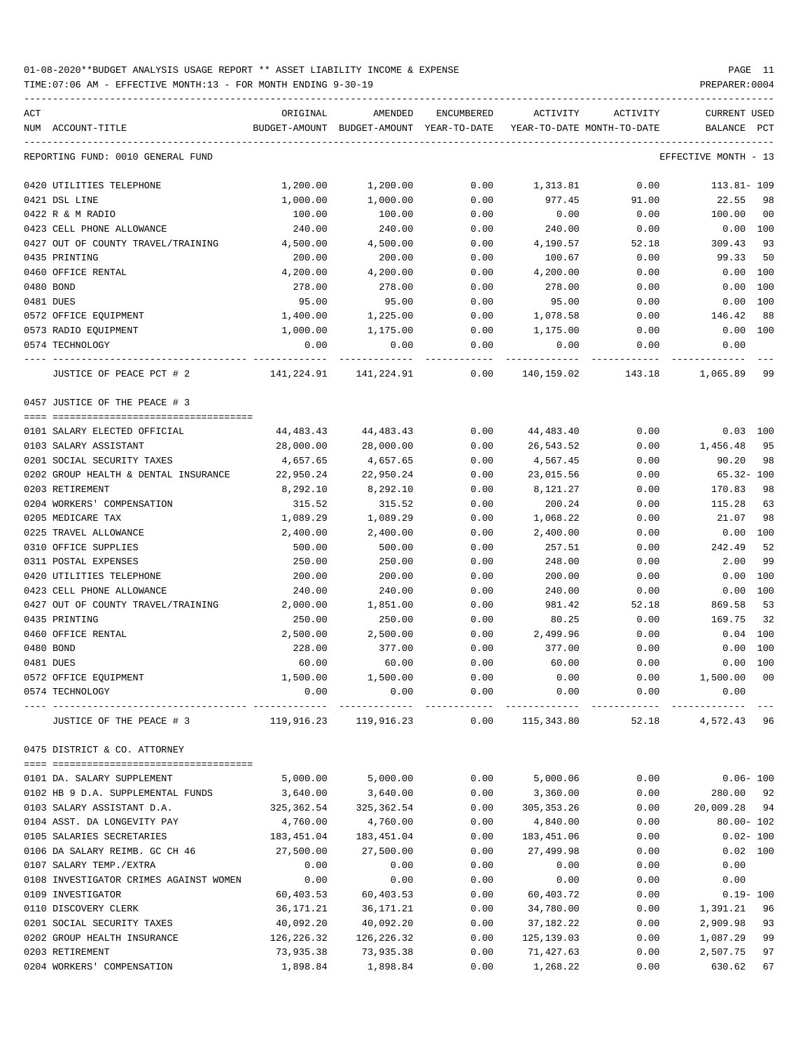01-08-2020**BUDGET ANALYSIS USAGE REPORT ** ASSET LIABILITY INCOME & EXPENSE

TIME:07:06 AM - EFFECTIVE MONTH:13 - FOR MONTH ENDING 9-30-19

PREPARER:0004

REPORTING FUND: 0010 GENERAL FUND — EFFECTIVE MONTH - 13

| ACT NUM | ACCOUNT-TITLE | ORIGINAL BUDGET-AMOUNT | AMENDED BUDGET-AMOUNT | ENCUMBERED YEAR-TO-DATE | ACTIVITY YEAR-TO-DATE | ACTIVITY MONTH-TO-DATE | CURRENT BALANCE | USED PCT |
|---|---|---|---|---|---|---|---|---|
| 0420 | UTILITIES TELEPHONE | 1,200.00 | 1,200.00 | 0.00 | 1,313.81 | 0.00 | 113.81- | 109 |
| 0421 | DSL LINE | 1,000.00 | 1,000.00 | 0.00 | 977.45 | 91.00 | 22.55 | 98 |
| 0422 | R & M RADIO | 100.00 | 100.00 | 0.00 | 0.00 | 0.00 | 100.00 | 00 |
| 0423 | CELL PHONE ALLOWANCE | 240.00 | 240.00 | 0.00 | 240.00 | 0.00 | 0.00 | 100 |
| 0427 | OUT OF COUNTY TRAVEL/TRAINING | 4,500.00 | 4,500.00 | 0.00 | 4,190.57 | 52.18 | 309.43 | 93 |
| 0435 | PRINTING | 200.00 | 200.00 | 0.00 | 100.67 | 0.00 | 99.33 | 50 |
| 0460 | OFFICE RENTAL | 4,200.00 | 4,200.00 | 0.00 | 4,200.00 | 0.00 | 0.00 | 100 |
| 0480 | BOND | 278.00 | 278.00 | 0.00 | 278.00 | 0.00 | 0.00 | 100 |
| 0481 | DUES | 95.00 | 95.00 | 0.00 | 95.00 | 0.00 | 0.00 | 100 |
| 0572 | OFFICE EQUIPMENT | 1,400.00 | 1,225.00 | 0.00 | 1,078.58 | 0.00 | 146.42 | 88 |
| 0573 | RADIO EQUIPMENT | 1,000.00 | 1,175.00 | 0.00 | 1,175.00 | 0.00 | 0.00 | 100 |
| 0574 | TECHNOLOGY | 0.00 | 0.00 | 0.00 | 0.00 | 0.00 | 0.00 | |
| | JUSTICE OF PEACE PCT # 2 | 141,224.91 | 141,224.91 | 0.00 | 140,159.02 | 143.18 | 1,065.89 | 99 |

0457 JUSTICE OF THE PEACE # 3

| ACT NUM | ACCOUNT-TITLE | ORIGINAL BUDGET-AMOUNT | AMENDED BUDGET-AMOUNT | ENCUMBERED YEAR-TO-DATE | ACTIVITY YEAR-TO-DATE | ACTIVITY MONTH-TO-DATE | CURRENT BALANCE | USED PCT |
|---|---|---|---|---|---|---|---|---|
| 0101 | SALARY ELECTED OFFICIAL | 44,483.43 | 44,483.43 | 0.00 | 44,483.40 | 0.00 | 0.03 | 100 |
| 0103 | SALARY ASSISTANT | 28,000.00 | 28,000.00 | 0.00 | 26,543.52 | 0.00 | 1,456.48 | 95 |
| 0201 | SOCIAL SECURITY TAXES | 4,657.65 | 4,657.65 | 0.00 | 4,567.45 | 0.00 | 90.20 | 98 |
| 0202 | GROUP HEALTH & DENTAL INSURANCE | 22,950.24 | 22,950.24 | 0.00 | 23,015.56 | 0.00 | 65.32- | 100 |
| 0203 | RETIREMENT | 8,292.10 | 8,292.10 | 0.00 | 8,121.27 | 0.00 | 170.83 | 98 |
| 0204 | WORKERS' COMPENSATION | 315.52 | 315.52 | 0.00 | 200.24 | 0.00 | 115.28 | 63 |
| 0205 | MEDICARE TAX | 1,089.29 | 1,089.29 | 0.00 | 1,068.22 | 0.00 | 21.07 | 98 |
| 0225 | TRAVEL ALLOWANCE | 2,400.00 | 2,400.00 | 0.00 | 2,400.00 | 0.00 | 0.00 | 100 |
| 0310 | OFFICE SUPPLIES | 500.00 | 500.00 | 0.00 | 257.51 | 0.00 | 242.49 | 52 |
| 0311 | POSTAL EXPENSES | 250.00 | 250.00 | 0.00 | 248.00 | 0.00 | 2.00 | 99 |
| 0420 | UTILITIES TELEPHONE | 200.00 | 200.00 | 0.00 | 200.00 | 0.00 | 0.00 | 100 |
| 0423 | CELL PHONE ALLOWANCE | 240.00 | 240.00 | 0.00 | 240.00 | 0.00 | 0.00 | 100 |
| 0427 | OUT OF COUNTY TRAVEL/TRAINING | 2,000.00 | 1,851.00 | 0.00 | 981.42 | 52.18 | 869.58 | 53 |
| 0435 | PRINTING | 250.00 | 250.00 | 0.00 | 80.25 | 0.00 | 169.75 | 32 |
| 0460 | OFFICE RENTAL | 2,500.00 | 2,500.00 | 0.00 | 2,499.96 | 0.00 | 0.04 | 100 |
| 0480 | BOND | 228.00 | 377.00 | 0.00 | 377.00 | 0.00 | 0.00 | 100 |
| 0481 | DUES | 60.00 | 60.00 | 0.00 | 60.00 | 0.00 | 0.00 | 100 |
| 0572 | OFFICE EQUIPMENT | 1,500.00 | 1,500.00 | 0.00 | 0.00 | 0.00 | 1,500.00 | 00 |
| 0574 | TECHNOLOGY | 0.00 | 0.00 | 0.00 | 0.00 | 0.00 | 0.00 | |
| | JUSTICE OF THE PEACE # 3 | 119,916.23 | 119,916.23 | 0.00 | 115,343.80 | 52.18 | 4,572.43 | 96 |

0475 DISTRICT & CO. ATTORNEY

| ACT NUM | ACCOUNT-TITLE | ORIGINAL BUDGET-AMOUNT | AMENDED BUDGET-AMOUNT | ENCUMBERED YEAR-TO-DATE | ACTIVITY YEAR-TO-DATE | ACTIVITY MONTH-TO-DATE | CURRENT BALANCE | USED PCT |
|---|---|---|---|---|---|---|---|---|
| 0101 | DA. SALARY SUPPLEMENT | 5,000.00 | 5,000.00 | 0.00 | 5,000.06 | 0.00 | 0.06- | 100 |
| 0102 | HB 9 D.A. SUPPLEMENTAL FUNDS | 3,640.00 | 3,640.00 | 0.00 | 3,360.00 | 0.00 | 280.00 | 92 |
| 0103 | SALARY ASSISTANT D.A. | 325,362.54 | 325,362.54 | 0.00 | 305,353.26 | 0.00 | 20,009.28 | 94 |
| 0104 | ASST. DA LONGEVITY PAY | 4,760.00 | 4,760.00 | 0.00 | 4,840.00 | 0.00 | 80.00- | 102 |
| 0105 | SALARIES SECRETARIES | 183,451.04 | 183,451.04 | 0.00 | 183,451.06 | 0.00 | 0.02- | 100 |
| 0106 | DA SALARY REIMB. GC CH 46 | 27,500.00 | 27,500.00 | 0.00 | 27,499.98 | 0.00 | 0.02 | 100 |
| 0107 | SALARY TEMP./EXTRA | 0.00 | 0.00 | 0.00 | 0.00 | 0.00 | 0.00 | |
| 0108 | INVESTIGATOR CRIMES AGAINST WOMEN | 0.00 | 0.00 | 0.00 | 0.00 | 0.00 | 0.00 | |
| 0109 | INVESTIGATOR | 60,403.53 | 60,403.53 | 0.00 | 60,403.72 | 0.00 | 0.19- | 100 |
| 0110 | DISCOVERY CLERK | 36,171.21 | 36,171.21 | 0.00 | 34,780.00 | 0.00 | 1,391.21 | 96 |
| 0201 | SOCIAL SECURITY TAXES | 40,092.20 | 40,092.20 | 0.00 | 37,182.22 | 0.00 | 2,909.98 | 93 |
| 0202 | GROUP HEALTH INSURANCE | 126,226.32 | 126,226.32 | 0.00 | 125,139.03 | 0.00 | 1,087.29 | 99 |
| 0203 | RETIREMENT | 73,935.38 | 73,935.38 | 0.00 | 71,427.63 | 0.00 | 2,507.75 | 97 |
| 0204 | WORKERS' COMPENSATION | 1,898.84 | 1,898.84 | 0.00 | 1,268.22 | 0.00 | 630.62 | 67 |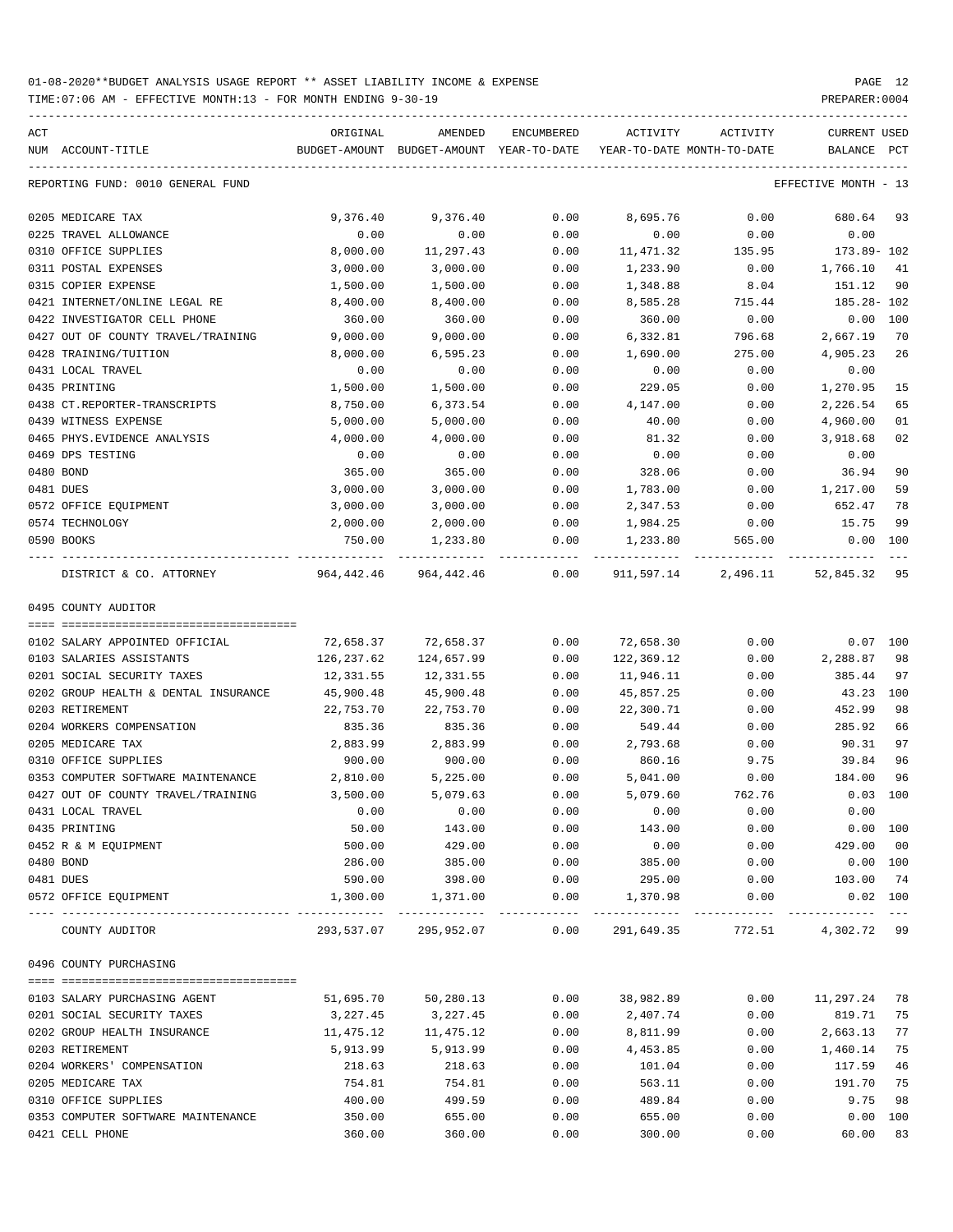01-08-2020**BUDGET ANALYSIS USAGE REPORT ** ASSET LIABILITY INCOME & EXPENSE

TIME:07:06 AM - EFFECTIVE MONTH:13 - FOR MONTH ENDING 9-30-19

PREPARER:0004

| ACT NUM | ACCOUNT-TITLE | ORIGINAL BUDGET-AMOUNT | AMENDED BUDGET-AMOUNT | ENCUMBERED YEAR-TO-DATE | ACTIVITY YEAR-TO-DATE | ACTIVITY MONTH-TO-DATE | CURRENT BALANCE | USED PCT |
|---|---|---|---|---|---|---|---|---|
| | REPORTING FUND: 0010 GENERAL FUND | | | | | | EFFECTIVE MONTH - 13 | |
| 0205 | MEDICARE TAX | 9,376.40 | 9,376.40 | 0.00 | 8,695.76 | 0.00 | 680.64 | 93 |
| 0225 | TRAVEL ALLOWANCE | 0.00 | 0.00 | 0.00 | 0.00 | 0.00 | 0.00 | |
| 0310 | OFFICE SUPPLIES | 8,000.00 | 11,297.43 | 0.00 | 11,471.32 | 135.95 | 173.89- | 102 |
| 0311 | POSTAL EXPENSES | 3,000.00 | 3,000.00 | 0.00 | 1,233.90 | 0.00 | 1,766.10 | 41 |
| 0315 | COPIER EXPENSE | 1,500.00 | 1,500.00 | 0.00 | 1,348.88 | 8.04 | 151.12 | 90 |
| 0421 | INTERNET/ONLINE LEGAL RE | 8,400.00 | 8,400.00 | 0.00 | 8,585.28 | 715.44 | 185.28- | 102 |
| 0422 | INVESTIGATOR CELL PHONE | 360.00 | 360.00 | 0.00 | 360.00 | 0.00 | 0.00 | 100 |
| 0427 | OUT OF COUNTY TRAVEL/TRAINING | 9,000.00 | 9,000.00 | 0.00 | 6,332.81 | 796.68 | 2,667.19 | 70 |
| 0428 | TRAINING/TUITION | 8,000.00 | 6,595.23 | 0.00 | 1,690.00 | 275.00 | 4,905.23 | 26 |
| 0431 | LOCAL TRAVEL | 0.00 | 0.00 | 0.00 | 0.00 | 0.00 | 0.00 | |
| 0435 | PRINTING | 1,500.00 | 1,500.00 | 0.00 | 229.05 | 0.00 | 1,270.95 | 15 |
| 0438 | CT.REPORTER-TRANSCRIPTS | 8,750.00 | 6,373.54 | 0.00 | 4,147.00 | 0.00 | 2,226.54 | 65 |
| 0439 | WITNESS EXPENSE | 5,000.00 | 5,000.00 | 0.00 | 40.00 | 0.00 | 4,960.00 | 01 |
| 0465 | PHYS.EVIDENCE ANALYSIS | 4,000.00 | 4,000.00 | 0.00 | 81.32 | 0.00 | 3,918.68 | 02 |
| 0469 | DPS TESTING | 0.00 | 0.00 | 0.00 | 0.00 | 0.00 | 0.00 | |
| 0480 | BOND | 365.00 | 365.00 | 0.00 | 328.06 | 0.00 | 36.94 | 90 |
| 0481 | DUES | 3,000.00 | 3,000.00 | 0.00 | 1,783.00 | 0.00 | 1,217.00 | 59 |
| 0572 | OFFICE EQUIPMENT | 3,000.00 | 3,000.00 | 0.00 | 2,347.53 | 0.00 | 652.47 | 78 |
| 0574 | TECHNOLOGY | 2,000.00 | 2,000.00 | 0.00 | 1,984.25 | 0.00 | 15.75 | 99 |
| 0590 | BOOKS | 750.00 | 1,233.80 | 0.00 | 1,233.80 | 565.00 | 0.00 | 100 |
| | DISTRICT & CO. ATTORNEY | 964,442.46 | 964,442.46 | 0.00 | 911,597.14 | 2,496.11 | 52,845.32 | 95 |
| | 0495 COUNTY AUDITOR | | | | | | | |
| 0102 | SALARY APPOINTED OFFICIAL | 72,658.37 | 72,658.37 | 0.00 | 72,658.30 | 0.00 | 0.07 | 100 |
| 0103 | SALARIES ASSISTANTS | 126,237.62 | 124,657.99 | 0.00 | 122,369.12 | 0.00 | 2,288.87 | 98 |
| 0201 | SOCIAL SECURITY TAXES | 12,331.55 | 12,331.55 | 0.00 | 11,946.11 | 0.00 | 385.44 | 97 |
| 0202 | GROUP HEALTH & DENTAL INSURANCE | 45,900.48 | 45,900.48 | 0.00 | 45,857.25 | 0.00 | 43.23 | 100 |
| 0203 | RETIREMENT | 22,753.70 | 22,753.70 | 0.00 | 22,300.71 | 0.00 | 452.99 | 98 |
| 0204 | WORKERS COMPENSATION | 835.36 | 835.36 | 0.00 | 549.44 | 0.00 | 285.92 | 66 |
| 0205 | MEDICARE TAX | 2,883.99 | 2,883.99 | 0.00 | 2,793.68 | 0.00 | 90.31 | 97 |
| 0310 | OFFICE SUPPLIES | 900.00 | 900.00 | 0.00 | 860.16 | 9.75 | 39.84 | 96 |
| 0353 | COMPUTER SOFTWARE MAINTENANCE | 2,810.00 | 5,225.00 | 0.00 | 5,041.00 | 0.00 | 184.00 | 96 |
| 0427 | OUT OF COUNTY TRAVEL/TRAINING | 3,500.00 | 5,079.63 | 0.00 | 5,079.60 | 762.76 | 0.03 | 100 |
| 0431 | LOCAL TRAVEL | 0.00 | 0.00 | 0.00 | 0.00 | 0.00 | 0.00 | |
| 0435 | PRINTING | 50.00 | 143.00 | 0.00 | 143.00 | 0.00 | 0.00 | 100 |
| 0452 | R & M EQUIPMENT | 500.00 | 429.00 | 0.00 | 0.00 | 0.00 | 429.00 | 00 |
| 0480 | BOND | 286.00 | 385.00 | 0.00 | 385.00 | 0.00 | 0.00 | 100 |
| 0481 | DUES | 590.00 | 398.00 | 0.00 | 295.00 | 0.00 | 103.00 | 74 |
| 0572 | OFFICE EQUIPMENT | 1,300.00 | 1,371.00 | 0.00 | 1,370.98 | 0.00 | 0.02 | 100 |
| | COUNTY AUDITOR | 293,537.07 | 295,952.07 | 0.00 | 291,649.35 | 772.51 | 4,302.72 | 99 |
| | 0496 COUNTY PURCHASING | | | | | | | |
| 0103 | SALARY PURCHASING AGENT | 51,695.70 | 50,280.13 | 0.00 | 38,982.89 | 0.00 | 11,297.24 | 78 |
| 0201 | SOCIAL SECURITY TAXES | 3,227.45 | 3,227.45 | 0.00 | 2,407.74 | 0.00 | 819.71 | 75 |
| 0202 | GROUP HEALTH INSURANCE | 11,475.12 | 11,475.12 | 0.00 | 8,811.99 | 0.00 | 2,663.13 | 77 |
| 0203 | RETIREMENT | 5,913.99 | 5,913.99 | 0.00 | 4,453.85 | 0.00 | 1,460.14 | 75 |
| 0204 | WORKERS' COMPENSATION | 218.63 | 218.63 | 0.00 | 101.04 | 0.00 | 117.59 | 46 |
| 0205 | MEDICARE TAX | 754.81 | 754.81 | 0.00 | 563.11 | 0.00 | 191.70 | 75 |
| 0310 | OFFICE SUPPLIES | 400.00 | 499.59 | 0.00 | 489.84 | 0.00 | 9.75 | 98 |
| 0353 | COMPUTER SOFTWARE MAINTENANCE | 350.00 | 655.00 | 0.00 | 655.00 | 0.00 | 0.00 | 100 |
| 0421 | CELL PHONE | 360.00 | 360.00 | 0.00 | 300.00 | 0.00 | 60.00 | 83 |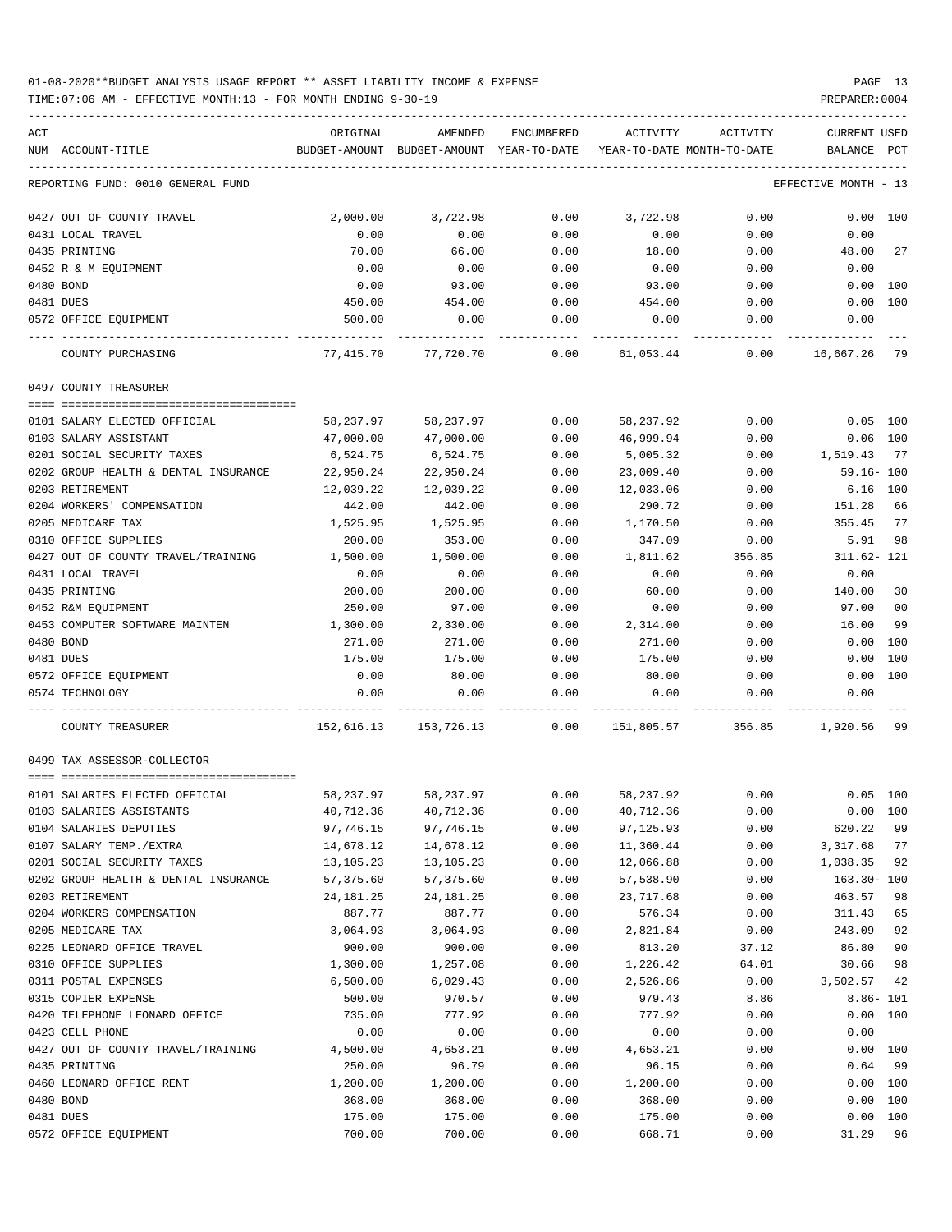01-08-2020**BUDGET ANALYSIS USAGE REPORT ** ASSET LIABILITY INCOME & EXPENSE

TIME:07:06 AM - EFFECTIVE MONTH:13 - FOR MONTH ENDING 9-30-19

| ACT NUM | ACCOUNT-TITLE | ORIGINAL BUDGET-AMOUNT | AMENDED BUDGET-AMOUNT | ENCUMBERED YEAR-TO-DATE | ACTIVITY YEAR-TO-DATE | ACTIVITY MONTH-TO-DATE | CURRENT USED BALANCE | PCT |
|---|---|---|---|---|---|---|---|---|
| | REPORTING FUND: 0010 GENERAL FUND | | | | | | EFFECTIVE MONTH - 13 | |
| 0427 | OUT OF COUNTY TRAVEL | 2,000.00 | 3,722.98 | 0.00 | 3,722.98 | 0.00 | 0.00 | 100 |
| 0431 | LOCAL TRAVEL | 0.00 | 0.00 | 0.00 | 0.00 | 0.00 | 0.00 | |
| 0435 | PRINTING | 70.00 | 66.00 | 0.00 | 18.00 | 0.00 | 48.00 | 27 |
| 0452 | R & M EQUIPMENT | 0.00 | 0.00 | 0.00 | 0.00 | 0.00 | 0.00 | |
| 0480 | BOND | 0.00 | 93.00 | 0.00 | 93.00 | 0.00 | 0.00 | 100 |
| 0481 | DUES | 450.00 | 454.00 | 0.00 | 454.00 | 0.00 | 0.00 | 100 |
| 0572 | OFFICE EQUIPMENT | 500.00 | 0.00 | 0.00 | 0.00 | 0.00 | 0.00 | |
| | COUNTY PURCHASING | 77,415.70 | 77,720.70 | 0.00 | 61,053.44 | 0.00 | 16,667.26 | 79 |
| | 0497 COUNTY TREASURER | | | | | | | |
| 0101 | SALARY ELECTED OFFICIAL | 58,237.97 | 58,237.97 | 0.00 | 58,237.92 | 0.00 | 0.05 | 100 |
| 0103 | SALARY ASSISTANT | 47,000.00 | 47,000.00 | 0.00 | 46,999.94 | 0.00 | 0.06 | 100 |
| 0201 | SOCIAL SECURITY TAXES | 6,524.75 | 6,524.75 | 0.00 | 5,005.32 | 0.00 | 1,519.43 | 77 |
| 0202 | GROUP HEALTH & DENTAL INSURANCE | 22,950.24 | 22,950.24 | 0.00 | 23,009.40 | 0.00 | 59.16- | 100 |
| 0203 | RETIREMENT | 12,039.22 | 12,039.22 | 0.00 | 12,033.06 | 0.00 | 6.16 | 100 |
| 0204 | WORKERS' COMPENSATION | 442.00 | 442.00 | 0.00 | 290.72 | 0.00 | 151.28 | 66 |
| 0205 | MEDICARE TAX | 1,525.95 | 1,525.95 | 0.00 | 1,170.50 | 0.00 | 355.45 | 77 |
| 0310 | OFFICE SUPPLIES | 200.00 | 353.00 | 0.00 | 347.09 | 0.00 | 5.91 | 98 |
| 0427 | OUT OF COUNTY TRAVEL/TRAINING | 1,500.00 | 1,500.00 | 0.00 | 1,811.62 | 356.85 | 311.62- | 121 |
| 0431 | LOCAL TRAVEL | 0.00 | 0.00 | 0.00 | 0.00 | 0.00 | 0.00 | |
| 0435 | PRINTING | 200.00 | 200.00 | 0.00 | 60.00 | 0.00 | 140.00 | 30 |
| 0452 | R&M EQUIPMENT | 250.00 | 97.00 | 0.00 | 0.00 | 0.00 | 97.00 | 00 |
| 0453 | COMPUTER SOFTWARE MAINTEN | 1,300.00 | 2,330.00 | 0.00 | 2,314.00 | 0.00 | 16.00 | 99 |
| 0480 | BOND | 271.00 | 271.00 | 0.00 | 271.00 | 0.00 | 0.00 | 100 |
| 0481 | DUES | 175.00 | 175.00 | 0.00 | 175.00 | 0.00 | 0.00 | 100 |
| 0572 | OFFICE EQUIPMENT | 0.00 | 80.00 | 0.00 | 80.00 | 0.00 | 0.00 | 100 |
| 0574 | TECHNOLOGY | 0.00 | 0.00 | 0.00 | 0.00 | 0.00 | 0.00 | |
| | COUNTY TREASURER | 152,616.13 | 153,726.13 | 0.00 | 151,805.57 | 356.85 | 1,920.56 | 99 |
| | 0499 TAX ASSESSOR-COLLECTOR | | | | | | | |
| 0101 | SALARIES ELECTED OFFICIAL | 58,237.97 | 58,237.97 | 0.00 | 58,237.92 | 0.00 | 0.05 | 100 |
| 0103 | SALARIES ASSISTANTS | 40,712.36 | 40,712.36 | 0.00 | 40,712.36 | 0.00 | 0.00 | 100 |
| 0104 | SALARIES DEPUTIES | 97,746.15 | 97,746.15 | 0.00 | 97,125.93 | 0.00 | 620.22 | 99 |
| 0107 | SALARY TEMP./EXTRA | 14,678.12 | 14,678.12 | 0.00 | 11,360.44 | 0.00 | 3,317.68 | 77 |
| 0201 | SOCIAL SECURITY TAXES | 13,105.23 | 13,105.23 | 0.00 | 12,066.88 | 0.00 | 1,038.35 | 92 |
| 0202 | GROUP HEALTH & DENTAL INSURANCE | 57,375.60 | 57,375.60 | 0.00 | 57,538.90 | 0.00 | 163.30- | 100 |
| 0203 | RETIREMENT | 24,181.25 | 24,181.25 | 0.00 | 23,717.68 | 0.00 | 463.57 | 98 |
| 0204 | WORKERS COMPENSATION | 887.77 | 887.77 | 0.00 | 576.34 | 0.00 | 311.43 | 65 |
| 0205 | MEDICARE TAX | 3,064.93 | 3,064.93 | 0.00 | 2,821.84 | 0.00 | 243.09 | 92 |
| 0225 | LEONARD OFFICE TRAVEL | 900.00 | 900.00 | 0.00 | 813.20 | 37.12 | 86.80 | 90 |
| 0310 | OFFICE SUPPLIES | 1,300.00 | 1,257.08 | 0.00 | 1,226.42 | 64.01 | 30.66 | 98 |
| 0311 | POSTAL EXPENSES | 6,500.00 | 6,029.43 | 0.00 | 2,526.86 | 0.00 | 3,502.57 | 42 |
| 0315 | COPIER EXPENSE | 500.00 | 970.57 | 0.00 | 979.43 | 8.86 | 8.86- | 101 |
| 0420 | TELEPHONE LEONARD OFFICE | 735.00 | 777.92 | 0.00 | 777.92 | 0.00 | 0.00 | 100 |
| 0423 | CELL PHONE | 0.00 | 0.00 | 0.00 | 0.00 | 0.00 | 0.00 | |
| 0427 | OUT OF COUNTY TRAVEL/TRAINING | 4,500.00 | 4,653.21 | 0.00 | 4,653.21 | 0.00 | 0.00 | 100 |
| 0435 | PRINTING | 250.00 | 96.79 | 0.00 | 96.15 | 0.00 | 0.64 | 99 |
| 0460 | LEONARD OFFICE RENT | 1,200.00 | 1,200.00 | 0.00 | 1,200.00 | 0.00 | 0.00 | 100 |
| 0480 | BOND | 368.00 | 368.00 | 0.00 | 368.00 | 0.00 | 0.00 | 100 |
| 0481 | DUES | 175.00 | 175.00 | 0.00 | 175.00 | 0.00 | 0.00 | 100 |
| 0572 | OFFICE EQUIPMENT | 700.00 | 700.00 | 0.00 | 668.71 | 0.00 | 31.29 | 96 |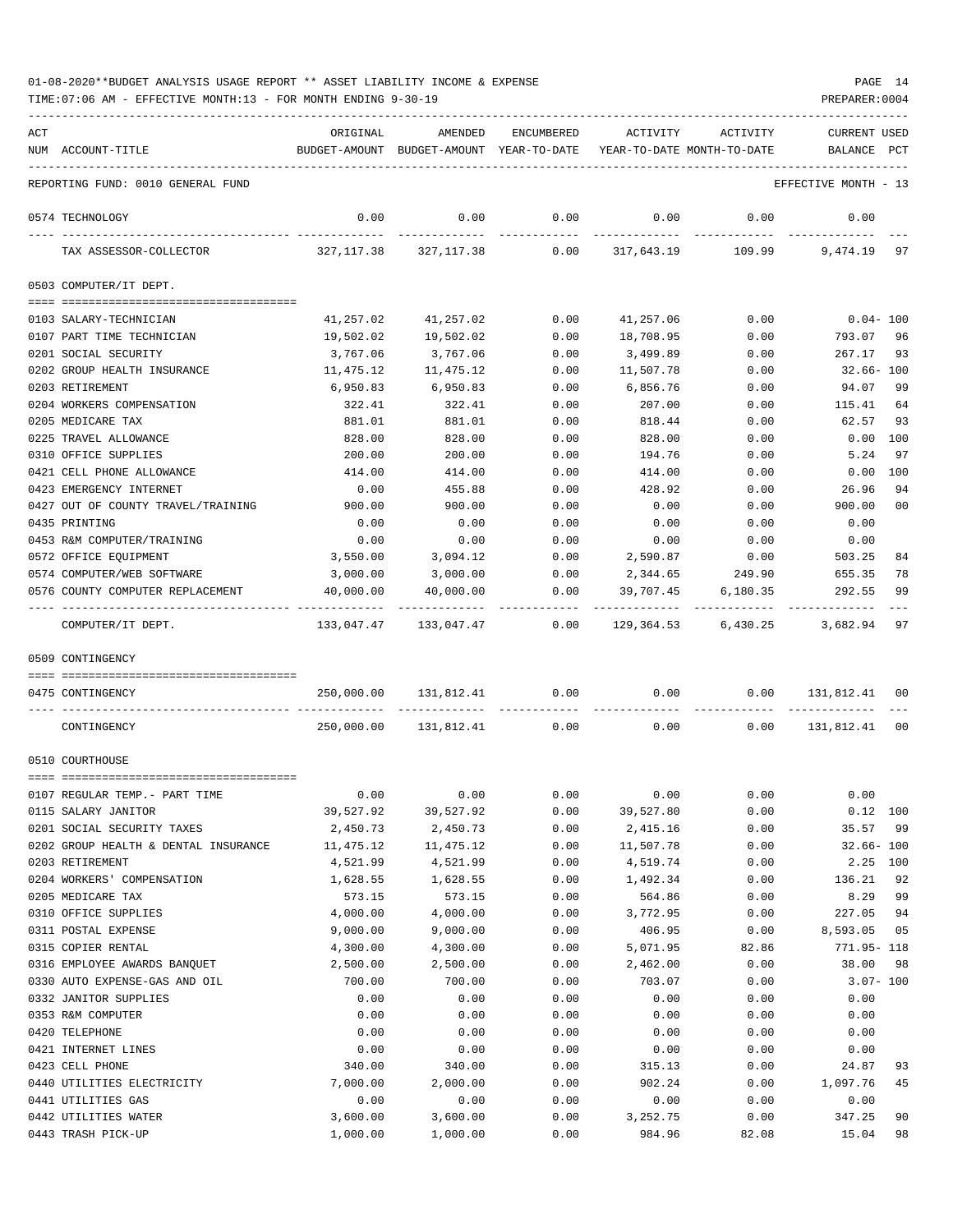01-08-2020**BUDGET ANALYSIS USAGE REPORT ** ASSET LIABILITY INCOME & EXPENSE

TIME:07:06 AM - EFFECTIVE MONTH:13 - FOR MONTH ENDING 9-30-19

PREPARER:0004

REPORTING FUND: 0010 GENERAL FUND — EFFECTIVE MONTH - 13

| ACT NUM | ACCOUNT-TITLE | ORIGINAL BUDGET-AMOUNT | AMENDED BUDGET-AMOUNT | ENCUMBERED YEAR-TO-DATE | ACTIVITY YEAR-TO-DATE | ACTIVITY MONTH-TO-DATE | CURRENT BALANCE | USED PCT |
|---|---|---|---|---|---|---|---|---|
| 0574 | TECHNOLOGY | 0.00 | 0.00 | 0.00 | 0.00 | 0.00 | 0.00 | |
| | TAX ASSESSOR-COLLECTOR | 327,117.38 | 327,117.38 | 0.00 | 317,643.19 | 109.99 | 9,474.19 | 97 |
| | **0503 COMPUTER/IT DEPT.** | | | | | | | |
| 0103 | SALARY-TECHNICIAN | 41,257.02 | 41,257.02 | 0.00 | 41,257.06 | 0.00 | 0.04- | 100 |
| 0107 | PART TIME TECHNICIAN | 19,502.02 | 19,502.02 | 0.00 | 18,708.95 | 0.00 | 793.07 | 96 |
| 0201 | SOCIAL SECURITY | 3,767.06 | 3,767.06 | 0.00 | 3,499.89 | 0.00 | 267.17 | 93 |
| 0202 | GROUP HEALTH INSURANCE | 11,475.12 | 11,475.12 | 0.00 | 11,507.78 | 0.00 | 32.66- | 100 |
| 0203 | RETIREMENT | 6,950.83 | 6,950.83 | 0.00 | 6,856.76 | 0.00 | 94.07 | 99 |
| 0204 | WORKERS COMPENSATION | 322.41 | 322.41 | 0.00 | 207.00 | 0.00 | 115.41 | 64 |
| 0205 | MEDICARE TAX | 881.01 | 881.01 | 0.00 | 818.44 | 0.00 | 62.57 | 93 |
| 0225 | TRAVEL ALLOWANCE | 828.00 | 828.00 | 0.00 | 828.00 | 0.00 | 0.00 | 100 |
| 0310 | OFFICE SUPPLIES | 200.00 | 200.00 | 0.00 | 194.76 | 0.00 | 5.24 | 97 |
| 0421 | CELL PHONE ALLOWANCE | 414.00 | 414.00 | 0.00 | 414.00 | 0.00 | 0.00 | 100 |
| 0423 | EMERGENCY INTERNET | 0.00 | 455.88 | 0.00 | 428.92 | 0.00 | 26.96 | 94 |
| 0427 | OUT OF COUNTY TRAVEL/TRAINING | 900.00 | 900.00 | 0.00 | 0.00 | 0.00 | 900.00 | 00 |
| 0435 | PRINTING | 0.00 | 0.00 | 0.00 | 0.00 | 0.00 | 0.00 | |
| 0453 | R&M COMPUTER/TRAINING | 0.00 | 0.00 | 0.00 | 0.00 | 0.00 | 0.00 | |
| 0572 | OFFICE EQUIPMENT | 3,550.00 | 3,094.12 | 0.00 | 2,590.87 | 0.00 | 503.25 | 84 |
| 0574 | COMPUTER/WEB SOFTWARE | 3,000.00 | 3,000.00 | 0.00 | 2,344.65 | 249.90 | 655.35 | 78 |
| 0576 | COUNTY COMPUTER REPLACEMENT | 40,000.00 | 40,000.00 | 0.00 | 39,707.45 | 6,180.35 | 292.55 | 99 |
| | COMPUTER/IT DEPT. | 133,047.47 | 133,047.47 | 0.00 | 129,364.53 | 6,430.25 | 3,682.94 | 97 |
| | **0509 CONTINGENCY** | | | | | | | |
| 0475 | CONTINGENCY | 250,000.00 | 131,812.41 | 0.00 | 0.00 | 0.00 | 131,812.41 | 00 |
| | CONTINGENCY | 250,000.00 | 131,812.41 | 0.00 | 0.00 | 0.00 | 131,812.41 | 00 |
| | **0510 COURTHOUSE** | | | | | | | |
| 0107 | REGULAR TEMP.- PART TIME | 0.00 | 0.00 | 0.00 | 0.00 | 0.00 | 0.00 | |
| 0115 | SALARY JANITOR | 39,527.92 | 39,527.92 | 0.00 | 39,527.80 | 0.00 | 0.12 | 100 |
| 0201 | SOCIAL SECURITY TAXES | 2,450.73 | 2,450.73 | 0.00 | 2,415.16 | 0.00 | 35.57 | 99 |
| 0202 | GROUP HEALTH & DENTAL INSURANCE | 11,475.12 | 11,475.12 | 0.00 | 11,507.78 | 0.00 | 32.66- | 100 |
| 0203 | RETIREMENT | 4,521.99 | 4,521.99 | 0.00 | 4,519.74 | 0.00 | 2.25 | 100 |
| 0204 | WORKERS' COMPENSATION | 1,628.55 | 1,628.55 | 0.00 | 1,492.34 | 0.00 | 136.21 | 92 |
| 0205 | MEDICARE TAX | 573.15 | 573.15 | 0.00 | 564.86 | 0.00 | 8.29 | 99 |
| 0310 | OFFICE SUPPLIES | 4,000.00 | 4,000.00 | 0.00 | 3,772.95 | 0.00 | 227.05 | 94 |
| 0311 | POSTAL EXPENSE | 9,000.00 | 9,000.00 | 0.00 | 406.95 | 0.00 | 8,593.05 | 05 |
| 0315 | COPIER RENTAL | 4,300.00 | 4,300.00 | 0.00 | 5,071.95 | 82.86 | 771.95- | 118 |
| 0316 | EMPLOYEE AWARDS BANQUET | 2,500.00 | 2,500.00 | 0.00 | 2,462.00 | 0.00 | 38.00 | 98 |
| 0330 | AUTO EXPENSE-GAS AND OIL | 700.00 | 700.00 | 0.00 | 703.07 | 0.00 | 3.07- | 100 |
| 0332 | JANITOR SUPPLIES | 0.00 | 0.00 | 0.00 | 0.00 | 0.00 | 0.00 | |
| 0353 | R&M COMPUTER | 0.00 | 0.00 | 0.00 | 0.00 | 0.00 | 0.00 | |
| 0420 | TELEPHONE | 0.00 | 0.00 | 0.00 | 0.00 | 0.00 | 0.00 | |
| 0421 | INTERNET LINES | 0.00 | 0.00 | 0.00 | 0.00 | 0.00 | 0.00 | |
| 0423 | CELL PHONE | 340.00 | 340.00 | 0.00 | 315.13 | 0.00 | 24.87 | 93 |
| 0440 | UTILITIES ELECTRICITY | 7,000.00 | 2,000.00 | 0.00 | 902.24 | 0.00 | 1,097.76 | 45 |
| 0441 | UTILITIES GAS | 0.00 | 0.00 | 0.00 | 0.00 | 0.00 | 0.00 | |
| 0442 | UTILITIES WATER | 3,600.00 | 3,600.00 | 0.00 | 3,252.75 | 0.00 | 347.25 | 90 |
| 0443 | TRASH PICK-UP | 1,000.00 | 1,000.00 | 0.00 | 984.96 | 82.08 | 15.04 | 98 |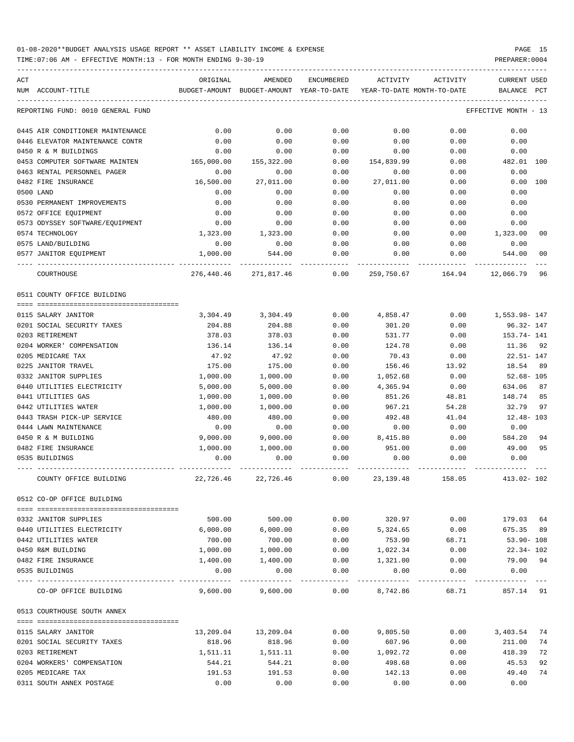01-08-2020**BUDGET ANALYSIS USAGE REPORT ** ASSET LIABILITY INCOME & EXPENSE

TIME:07:06 AM - EFFECTIVE MONTH:13 - FOR MONTH ENDING 9-30-19

| ACT NUM | ACCOUNT-TITLE | ORIGINAL BUDGET-AMOUNT | AMENDED BUDGET-AMOUNT | ENCUMBERED YEAR-TO-DATE | ACTIVITY YEAR-TO-DATE | ACTIVITY MONTH-TO-DATE | CURRENT USED BALANCE | PCT |
|---|---|---|---|---|---|---|---|---|
| REPORTING FUND: 0010 GENERAL FUND | | | | | | | EFFECTIVE MONTH - 13 | |
| 0445 | AIR CONDITIONER MAINTENANCE | 0.00 | 0.00 | 0.00 | 0.00 | 0.00 | 0.00 | |
| 0446 | ELEVATOR MAINTENANCE CONTR | 0.00 | 0.00 | 0.00 | 0.00 | 0.00 | 0.00 | |
| 0450 | R & M BUILDINGS | 0.00 | 0.00 | 0.00 | 0.00 | 0.00 | 0.00 | |
| 0453 | COMPUTER SOFTWARE MAINTEN | 165,000.00 | 155,322.00 | 0.00 | 154,839.99 | 0.00 | 482.01 | 100 |
| 0463 | RENTAL PERSONNEL PAGER | 0.00 | 0.00 | 0.00 | 0.00 | 0.00 | 0.00 | |
| 0482 | FIRE INSURANCE | 16,500.00 | 27,011.00 | 0.00 | 27,011.00 | 0.00 | 0.00 | 100 |
| 0500 | LAND | 0.00 | 0.00 | 0.00 | 0.00 | 0.00 | 0.00 | |
| 0530 | PERMANENT IMPROVEMENTS | 0.00 | 0.00 | 0.00 | 0.00 | 0.00 | 0.00 | |
| 0572 | OFFICE EQUIPMENT | 0.00 | 0.00 | 0.00 | 0.00 | 0.00 | 0.00 | |
| 0573 | ODYSSEY SOFTWARE/EQUIPMENT | 0.00 | 0.00 | 0.00 | 0.00 | 0.00 | 0.00 | |
| 0574 | TECHNOLOGY | 1,323.00 | 1,323.00 | 0.00 | 0.00 | 0.00 | 1,323.00 | 00 |
| 0575 | LAND/BUILDING | 0.00 | 0.00 | 0.00 | 0.00 | 0.00 | 0.00 | |
| 0577 | JANITOR EQUIPMENT | 1,000.00 | 544.00 | 0.00 | 0.00 | 0.00 | 544.00 | 00 |
| | COURTHOUSE | 276,440.46 | 271,817.46 | 0.00 | 259,750.67 | 164.94 | 12,066.79 | 96 |
| 0511 COUNTY OFFICE BUILDING | | | | | | | | |
| 0115 | SALARY JANITOR | 3,304.49 | 3,304.49 | 0.00 | 4,858.47 | 0.00 | 1,553.98- | 147 |
| 0201 | SOCIAL SECURITY TAXES | 204.88 | 204.88 | 0.00 | 301.20 | 0.00 | 96.32- | 147 |
| 0203 | RETIREMENT | 378.03 | 378.03 | 0.00 | 531.77 | 0.00 | 153.74- | 141 |
| 0204 | WORKER' COMPENSATION | 136.14 | 136.14 | 0.00 | 124.78 | 0.00 | 11.36 | 92 |
| 0205 | MEDICARE TAX | 47.92 | 47.92 | 0.00 | 70.43 | 0.00 | 22.51- | 147 |
| 0225 | JANITOR TRAVEL | 175.00 | 175.00 | 0.00 | 156.46 | 13.92 | 18.54 | 89 |
| 0332 | JANITOR SUPPLIES | 1,000.00 | 1,000.00 | 0.00 | 1,052.68 | 0.00 | 52.68- | 105 |
| 0440 | UTILITIES ELECTRICITY | 5,000.00 | 5,000.00 | 0.00 | 4,365.94 | 0.00 | 634.06 | 87 |
| 0441 | UTILITIES GAS | 1,000.00 | 1,000.00 | 0.00 | 851.26 | 48.81 | 148.74 | 85 |
| 0442 | UTILITIES WATER | 1,000.00 | 1,000.00 | 0.00 | 967.21 | 54.28 | 32.79 | 97 |
| 0443 | TRASH PICK-UP SERVICE | 480.00 | 480.00 | 0.00 | 492.48 | 41.04 | 12.48- | 103 |
| 0444 | LAWN MAINTENANCE | 0.00 | 0.00 | 0.00 | 0.00 | 0.00 | 0.00 | |
| 0450 | R & M BUILDING | 9,000.00 | 9,000.00 | 0.00 | 8,415.80 | 0.00 | 584.20 | 94 |
| 0482 | FIRE INSURANCE | 1,000.00 | 1,000.00 | 0.00 | 951.00 | 0.00 | 49.00 | 95 |
| 0535 | BUILDINGS | 0.00 | 0.00 | 0.00 | 0.00 | 0.00 | 0.00 | |
| | COUNTY OFFICE BUILDING | 22,726.46 | 22,726.46 | 0.00 | 23,139.48 | 158.05 | 413.02- | 102 |
| 0512 CO-OP OFFICE BUILDING | | | | | | | | |
| 0332 | JANITOR SUPPLIES | 500.00 | 500.00 | 0.00 | 320.97 | 0.00 | 179.03 | 64 |
| 0440 | UTILITIES ELECTRICITY | 6,000.00 | 6,000.00 | 0.00 | 5,324.65 | 0.00 | 675.35 | 89 |
| 0442 | UTILITIES WATER | 700.00 | 700.00 | 0.00 | 753.90 | 68.71 | 53.90- | 108 |
| 0450 | R&M BUILDING | 1,000.00 | 1,000.00 | 0.00 | 1,022.34 | 0.00 | 22.34- | 102 |
| 0482 | FIRE INSURANCE | 1,400.00 | 1,400.00 | 0.00 | 1,321.00 | 0.00 | 79.00 | 94 |
| 0535 | BUILDINGS | 0.00 | 0.00 | 0.00 | 0.00 | 0.00 | 0.00 | |
| | CO-OP OFFICE BUILDING | 9,600.00 | 9,600.00 | 0.00 | 8,742.86 | 68.71 | 857.14 | 91 |
| 0513 COURTHOUSE SOUTH ANNEX | | | | | | | | |
| 0115 | SALARY JANITOR | 13,209.04 | 13,209.04 | 0.00 | 9,805.50 | 0.00 | 3,403.54 | 74 |
| 0201 | SOCIAL SECURITY TAXES | 818.96 | 818.96 | 0.00 | 607.96 | 0.00 | 211.00 | 74 |
| 0203 | RETIREMENT | 1,511.11 | 1,511.11 | 0.00 | 1,092.72 | 0.00 | 418.39 | 72 |
| 0204 | WORKERS' COMPENSATION | 544.21 | 544.21 | 0.00 | 498.68 | 0.00 | 45.53 | 92 |
| 0205 | MEDICARE TAX | 191.53 | 191.53 | 0.00 | 142.13 | 0.00 | 49.40 | 74 |
| 0311 | SOUTH ANNEX POSTAGE | 0.00 | 0.00 | 0.00 | 0.00 | 0.00 | 0.00 | |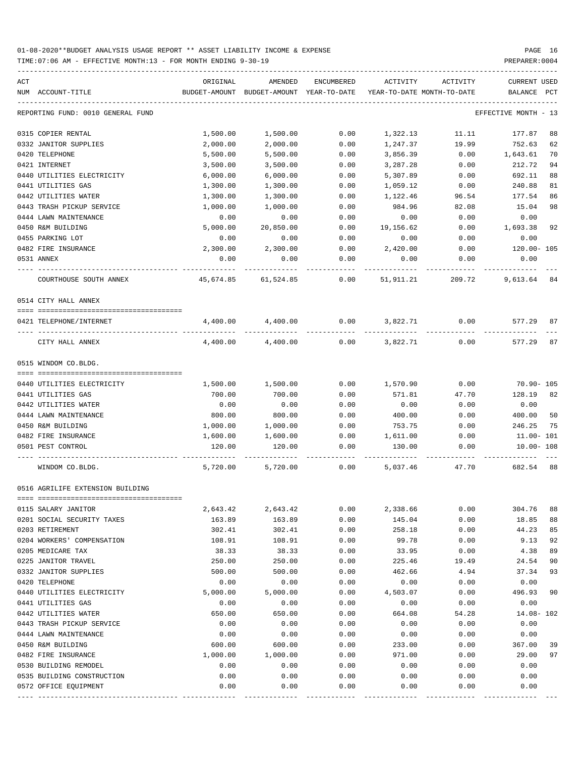01-08-2020**BUDGET ANALYSIS USAGE REPORT ** ASSET LIABILITY INCOME & EXPENSE

TIME:07:06 AM - EFFECTIVE MONTH:13 - FOR MONTH ENDING 9-30-19

PREPARER:0004

| ACT NUM | ACCOUNT-TITLE | ORIGINAL BUDGET-AMOUNT | AMENDED BUDGET-AMOUNT | ENCUMBERED YEAR-TO-DATE | ACTIVITY YEAR-TO-DATE | ACTIVITY MONTH-TO-DATE | CURRENT BALANCE | USED PCT |
|---|---|---|---|---|---|---|---|---|
| | REPORTING FUND: 0010 GENERAL FUND | | | | | | EFFECTIVE MONTH - 13 | |
| 0315 | COPIER RENTAL | 1,500.00 | 1,500.00 | 0.00 | 1,322.13 | 11.11 | 177.87 | 88 |
| 0332 | JANITOR SUPPLIES | 2,000.00 | 2,000.00 | 0.00 | 1,247.37 | 19.99 | 752.63 | 62 |
| 0420 | TELEPHONE | 5,500.00 | 5,500.00 | 0.00 | 3,856.39 | 0.00 | 1,643.61 | 70 |
| 0421 | INTERNET | 3,500.00 | 3,500.00 | 0.00 | 3,287.28 | 0.00 | 212.72 | 94 |
| 0440 | UTILITIES ELECTRICITY | 6,000.00 | 6,000.00 | 0.00 | 5,307.89 | 0.00 | 692.11 | 88 |
| 0441 | UTILITIES GAS | 1,300.00 | 1,300.00 | 0.00 | 1,059.12 | 0.00 | 240.88 | 81 |
| 0442 | UTILITIES WATER | 1,300.00 | 1,300.00 | 0.00 | 1,122.46 | 96.54 | 177.54 | 86 |
| 0443 | TRASH PICKUP SERVICE | 1,000.00 | 1,000.00 | 0.00 | 984.96 | 82.08 | 15.04 | 98 |
| 0444 | LAWN MAINTENANCE | 0.00 | 0.00 | 0.00 | 0.00 | 0.00 | 0.00 | |
| 0450 | R&M BUILDING | 5,000.00 | 20,850.00 | 0.00 | 19,156.62 | 0.00 | 1,693.38 | 92 |
| 0455 | PARKING LOT | 0.00 | 0.00 | 0.00 | 0.00 | 0.00 | 0.00 | |
| 0482 | FIRE INSURANCE | 2,300.00 | 2,300.00 | 0.00 | 2,420.00 | 0.00 | 120.00- | 105 |
| 0531 | ANNEX | 0.00 | 0.00 | 0.00 | 0.00 | 0.00 | 0.00 | |
| | COURTHOUSE SOUTH ANNEX | 45,674.85 | 61,524.85 | 0.00 | 51,911.21 | 209.72 | 9,613.64 | 84 |
| | 0514 CITY HALL ANNEX | | | | | | | |
| 0421 | TELEPHONE/INTERNET | 4,400.00 | 4,400.00 | 0.00 | 3,822.71 | 0.00 | 577.29 | 87 |
| | CITY HALL ANNEX | 4,400.00 | 4,400.00 | 0.00 | 3,822.71 | 0.00 | 577.29 | 87 |
| | 0515 WINDOM CO.BLDG. | | | | | | | |
| 0440 | UTILITIES ELECTRICITY | 1,500.00 | 1,500.00 | 0.00 | 1,570.90 | 0.00 | 70.90- | 105 |
| 0441 | UTILITIES GAS | 700.00 | 700.00 | 0.00 | 571.81 | 47.70 | 128.19 | 82 |
| 0442 | UTILITIES WATER | 0.00 | 0.00 | 0.00 | 0.00 | 0.00 | 0.00 | |
| 0444 | LAWN MAINTENANCE | 800.00 | 800.00 | 0.00 | 400.00 | 0.00 | 400.00 | 50 |
| 0450 | R&M BUILDING | 1,000.00 | 1,000.00 | 0.00 | 753.75 | 0.00 | 246.25 | 75 |
| 0482 | FIRE INSURANCE | 1,600.00 | 1,600.00 | 0.00 | 1,611.00 | 0.00 | 11.00- | 101 |
| 0501 | PEST CONTROL | 120.00 | 120.00 | 0.00 | 130.00 | 0.00 | 10.00- | 108 |
| | WINDOM CO.BLDG. | 5,720.00 | 5,720.00 | 0.00 | 5,037.46 | 47.70 | 682.54 | 88 |
| | 0516 AGRILIFE EXTENSION BUILDING | | | | | | | |
| 0115 | SALARY JANITOR | 2,643.42 | 2,643.42 | 0.00 | 2,338.66 | 0.00 | 304.76 | 88 |
| 0201 | SOCIAL SECURITY TAXES | 163.89 | 163.89 | 0.00 | 145.04 | 0.00 | 18.85 | 88 |
| 0203 | RETIREMENT | 302.41 | 302.41 | 0.00 | 258.18 | 0.00 | 44.23 | 85 |
| 0204 | WORKERS' COMPENSATION | 108.91 | 108.91 | 0.00 | 99.78 | 0.00 | 9.13 | 92 |
| 0205 | MEDICARE TAX | 38.33 | 38.33 | 0.00 | 33.95 | 0.00 | 4.38 | 89 |
| 0225 | JANITOR TRAVEL | 250.00 | 250.00 | 0.00 | 225.46 | 19.49 | 24.54 | 90 |
| 0332 | JANITOR SUPPLIES | 500.00 | 500.00 | 0.00 | 462.66 | 4.94 | 37.34 | 93 |
| 0420 | TELEPHONE | 0.00 | 0.00 | 0.00 | 0.00 | 0.00 | 0.00 | |
| 0440 | UTILITIES ELECTRICITY | 5,000.00 | 5,000.00 | 0.00 | 4,503.07 | 0.00 | 496.93 | 90 |
| 0441 | UTILITIES GAS | 0.00 | 0.00 | 0.00 | 0.00 | 0.00 | 0.00 | |
| 0442 | UTILITIES WATER | 650.00 | 650.00 | 0.00 | 664.08 | 54.28 | 14.08- | 102 |
| 0443 | TRASH PICKUP SERVICE | 0.00 | 0.00 | 0.00 | 0.00 | 0.00 | 0.00 | |
| 0444 | LAWN MAINTENANCE | 0.00 | 0.00 | 0.00 | 0.00 | 0.00 | 0.00 | |
| 0450 | R&M BUILDING | 600.00 | 600.00 | 0.00 | 233.00 | 0.00 | 367.00 | 39 |
| 0482 | FIRE INSURANCE | 1,000.00 | 1,000.00 | 0.00 | 971.00 | 0.00 | 29.00 | 97 |
| 0530 | BUILDING REMODEL | 0.00 | 0.00 | 0.00 | 0.00 | 0.00 | 0.00 | |
| 0535 | BUILDING CONSTRUCTION | 0.00 | 0.00 | 0.00 | 0.00 | 0.00 | 0.00 | |
| 0572 | OFFICE EQUIPMENT | 0.00 | 0.00 | 0.00 | 0.00 | 0.00 | 0.00 | |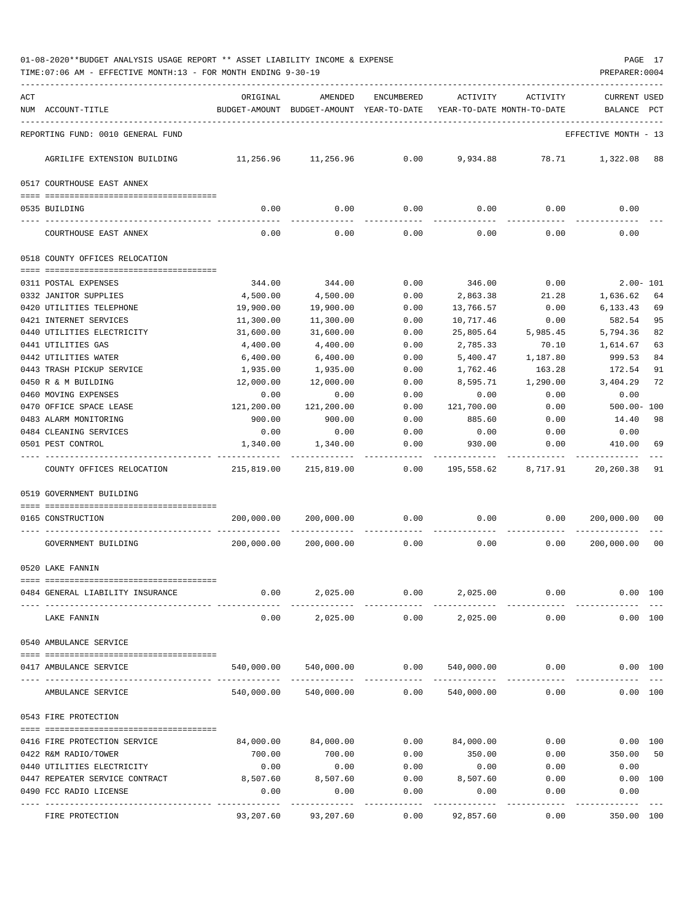01-08-2020**BUDGET ANALYSIS USAGE REPORT ** ASSET LIABILITY INCOME & EXPENSE

TIME:07:06 AM - EFFECTIVE MONTH:13 - FOR MONTH ENDING 9-30-19

PREPARER:0004

| ACT NUM | ACCOUNT-TITLE | ORIGINAL BUDGET-AMOUNT | AMENDED BUDGET-AMOUNT | ENCUMBERED YEAR-TO-DATE | ACTIVITY YEAR-TO-DATE | ACTIVITY MONTH-TO-DATE | CURRENT USED BALANCE | PCT |
|---|---|---|---|---|---|---|---|---|
| | REPORTING FUND: 0010 GENERAL FUND | | | | | | EFFECTIVE MONTH - 13 | |
| | AGRILIFE EXTENSION BUILDING | 11,256.96 | 11,256.96 | 0.00 | 9,934.88 | 78.71 | 1,322.08 | 88 |
| | 0517 COURTHOUSE EAST ANNEX | | | | | | | |
| 0535 | BUILDING | 0.00 | 0.00 | 0.00 | 0.00 | 0.00 | 0.00 | |
| | COURTHOUSE EAST ANNEX | 0.00 | 0.00 | 0.00 | 0.00 | 0.00 | 0.00 | |
| | 0518 COUNTY OFFICES RELOCATION | | | | | | | |
| 0311 | POSTAL EXPENSES | 344.00 | 344.00 | 0.00 | 346.00 | 0.00 | 2.00- | 101 |
| 0332 | JANITOR SUPPLIES | 4,500.00 | 4,500.00 | 0.00 | 2,863.38 | 21.28 | 1,636.62 | 64 |
| 0420 | UTILITIES TELEPHONE | 19,900.00 | 19,900.00 | 0.00 | 13,766.57 | 0.00 | 6,133.43 | 69 |
| 0421 | INTERNET SERVICES | 11,300.00 | 11,300.00 | 0.00 | 10,717.46 | 0.00 | 582.54 | 95 |
| 0440 | UTILITIES ELECTRICITY | 31,600.00 | 31,600.00 | 0.00 | 25,805.64 | 5,985.45 | 5,794.36 | 82 |
| 0441 | UTILITIES GAS | 4,400.00 | 4,400.00 | 0.00 | 2,785.33 | 70.10 | 1,614.67 | 63 |
| 0442 | UTILITIES WATER | 6,400.00 | 6,400.00 | 0.00 | 5,400.47 | 1,187.80 | 999.53 | 84 |
| 0443 | TRASH PICKUP SERVICE | 1,935.00 | 1,935.00 | 0.00 | 1,762.46 | 163.28 | 172.54 | 91 |
| 0450 | R & M BUILDING | 12,000.00 | 12,000.00 | 0.00 | 8,595.71 | 1,290.00 | 3,404.29 | 72 |
| 0460 | MOVING EXPENSES | 0.00 | 0.00 | 0.00 | 0.00 | 0.00 | 0.00 | |
| 0470 | OFFICE SPACE LEASE | 121,200.00 | 121,200.00 | 0.00 | 121,700.00 | 0.00 | 500.00- | 100 |
| 0483 | ALARM MONITORING | 900.00 | 900.00 | 0.00 | 885.60 | 0.00 | 14.40 | 98 |
| 0484 | CLEANING SERVICES | 0.00 | 0.00 | 0.00 | 0.00 | 0.00 | 0.00 | |
| 0501 | PEST CONTROL | 1,340.00 | 1,340.00 | 0.00 | 930.00 | 0.00 | 410.00 | 69 |
| | COUNTY OFFICES RELOCATION | 215,819.00 | 215,819.00 | 0.00 | 195,558.62 | 8,717.91 | 20,260.38 | 91 |
| | 0519 GOVERNMENT BUILDING | | | | | | | |
| 0165 | CONSTRUCTION | 200,000.00 | 200,000.00 | 0.00 | 0.00 | 0.00 | 200,000.00 | 00 |
| | GOVERNMENT BUILDING | 200,000.00 | 200,000.00 | 0.00 | 0.00 | 0.00 | 200,000.00 | 00 |
| | 0520 LAKE FANNIN | | | | | | | |
| 0484 | GENERAL LIABILITY INSURANCE | 0.00 | 2,025.00 | 0.00 | 2,025.00 | 0.00 | 0.00 | 100 |
| | LAKE FANNIN | 0.00 | 2,025.00 | 0.00 | 2,025.00 | 0.00 | 0.00 | 100 |
| | 0540 AMBULANCE SERVICE | | | | | | | |
| 0417 | AMBULANCE SERVICE | 540,000.00 | 540,000.00 | 0.00 | 540,000.00 | 0.00 | 0.00 | 100 |
| | AMBULANCE SERVICE | 540,000.00 | 540,000.00 | 0.00 | 540,000.00 | 0.00 | 0.00 | 100 |
| | 0543 FIRE PROTECTION | | | | | | | |
| 0416 | FIRE PROTECTION SERVICE | 84,000.00 | 84,000.00 | 0.00 | 84,000.00 | 0.00 | 0.00 | 100 |
| 0422 | R&M RADIO/TOWER | 700.00 | 700.00 | 0.00 | 350.00 | 0.00 | 350.00 | 50 |
| 0440 | UTILITIES ELECTRICITY | 0.00 | 0.00 | 0.00 | 0.00 | 0.00 | 0.00 | |
| 0447 | REPEATER SERVICE CONTRACT | 8,507.60 | 8,507.60 | 0.00 | 8,507.60 | 0.00 | 0.00 | 100 |
| 0490 | FCC RADIO LICENSE | 0.00 | 0.00 | 0.00 | 0.00 | 0.00 | 0.00 | |
| | FIRE PROTECTION | 93,207.60 | 93,207.60 | 0.00 | 92,857.60 | 0.00 | 350.00 | 100 |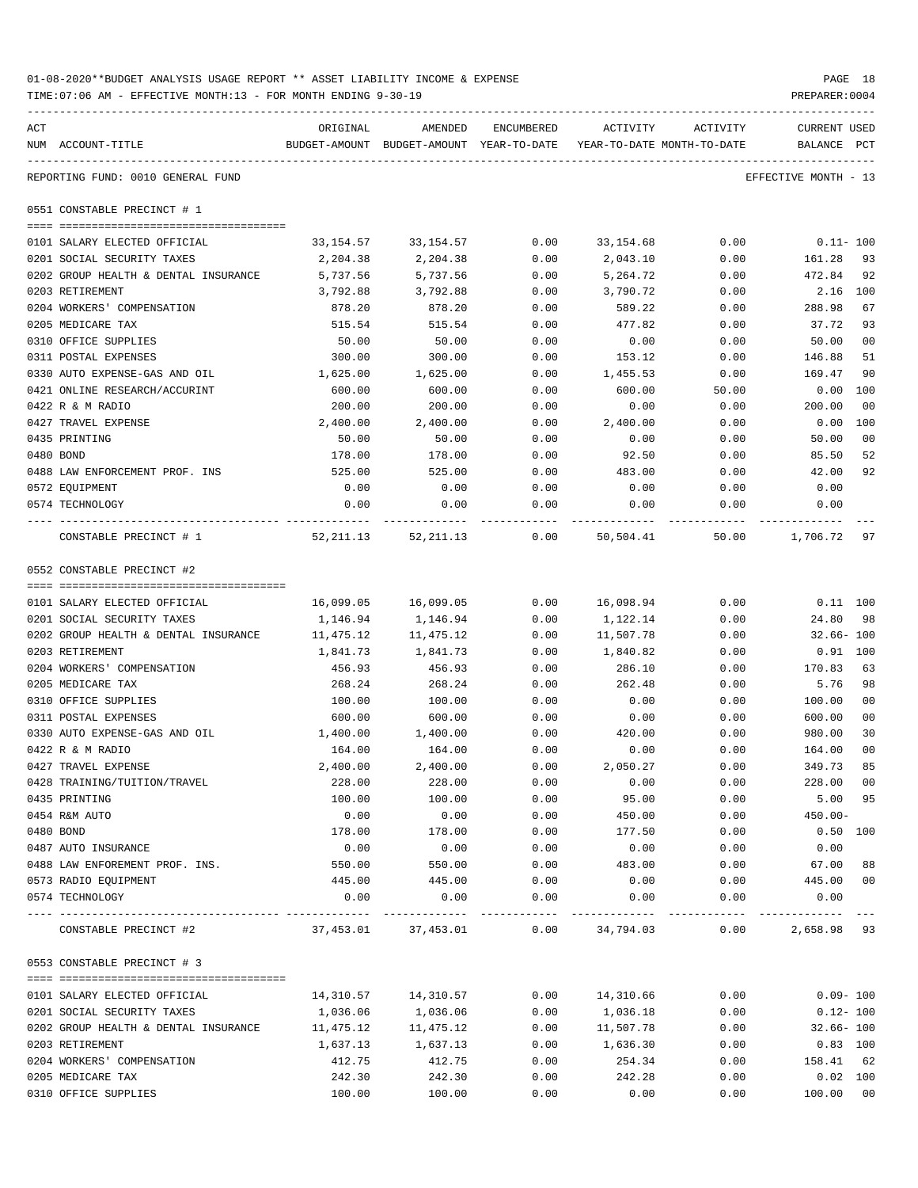01-08-2020**BUDGET ANALYSIS USAGE REPORT ** ASSET LIABILITY INCOME & EXPENSE

TIME:07:06 AM - EFFECTIVE MONTH:13 - FOR MONTH ENDING 9-30-19

PREPARER:0004

REPORTING FUND: 0010 GENERAL FUND — EFFECTIVE MONTH - 13

## 0551 CONSTABLE PRECINCT # 1

| ACT NUM | ACCOUNT-TITLE | ORIGINAL BUDGET-AMOUNT | AMENDED BUDGET-AMOUNT | ENCUMBERED YEAR-TO-DATE | ACTIVITY YEAR-TO-DATE | ACTIVITY MONTH-TO-DATE | CURRENT USED BALANCE | PCT |
|---|---|---|---|---|---|---|---|---|
| 0101 | SALARY ELECTED OFFICIAL | 33,154.57 | 33,154.57 | 0.00 | 33,154.68 | 0.00 | 0.11- | 100 |
| 0201 | SOCIAL SECURITY TAXES | 2,204.38 | 2,204.38 | 0.00 | 2,043.10 | 0.00 | 161.28 | 93 |
| 0202 | GROUP HEALTH & DENTAL INSURANCE | 5,737.56 | 5,737.56 | 0.00 | 5,264.72 | 0.00 | 472.84 | 92 |
| 0203 | RETIREMENT | 3,792.88 | 3,792.88 | 0.00 | 3,790.72 | 0.00 | 2.16 | 100 |
| 0204 | WORKERS' COMPENSATION | 878.20 | 878.20 | 0.00 | 589.22 | 0.00 | 288.98 | 67 |
| 0205 | MEDICARE TAX | 515.54 | 515.54 | 0.00 | 477.82 | 0.00 | 37.72 | 93 |
| 0310 | OFFICE SUPPLIES | 50.00 | 50.00 | 0.00 | 0.00 | 0.00 | 50.00 | 00 |
| 0311 | POSTAL EXPENSES | 300.00 | 300.00 | 0.00 | 153.12 | 0.00 | 146.88 | 51 |
| 0330 | AUTO EXPENSE-GAS AND OIL | 1,625.00 | 1,625.00 | 0.00 | 1,455.53 | 0.00 | 169.47 | 90 |
| 0421 | ONLINE RESEARCH/ACCURINT | 600.00 | 600.00 | 0.00 | 600.00 | 50.00 | 0.00 | 100 |
| 0422 | R & M RADIO | 200.00 | 200.00 | 0.00 | 0.00 | 0.00 | 200.00 | 00 |
| 0427 | TRAVEL EXPENSE | 2,400.00 | 2,400.00 | 0.00 | 2,400.00 | 0.00 | 0.00 | 100 |
| 0435 | PRINTING | 50.00 | 50.00 | 0.00 | 0.00 | 0.00 | 50.00 | 00 |
| 0480 | BOND | 178.00 | 178.00 | 0.00 | 92.50 | 0.00 | 85.50 | 52 |
| 0488 | LAW ENFORCEMENT PROF. INS | 525.00 | 525.00 | 0.00 | 483.00 | 0.00 | 42.00 | 92 |
| 0572 | EQUIPMENT | 0.00 | 0.00 | 0.00 | 0.00 | 0.00 | 0.00 | |
| 0574 | TECHNOLOGY | 0.00 | 0.00 | 0.00 | 0.00 | 0.00 | 0.00 | |
| | CONSTABLE PRECINCT # 1 | 52,211.13 | 52,211.13 | 0.00 | 50,504.41 | 50.00 | 1,706.72 | 97 |

## 0552 CONSTABLE PRECINCT #2

| ACT NUM | ACCOUNT-TITLE | ORIGINAL BUDGET-AMOUNT | AMENDED BUDGET-AMOUNT | ENCUMBERED YEAR-TO-DATE | ACTIVITY YEAR-TO-DATE | ACTIVITY MONTH-TO-DATE | CURRENT USED BALANCE | PCT |
|---|---|---|---|---|---|---|---|---|
| 0101 | SALARY ELECTED OFFICIAL | 16,099.05 | 16,099.05 | 0.00 | 16,098.94 | 0.00 | 0.11 | 100 |
| 0201 | SOCIAL SECURITY TAXES | 1,146.94 | 1,146.94 | 0.00 | 1,122.14 | 0.00 | 24.80 | 98 |
| 0202 | GROUP HEALTH & DENTAL INSURANCE | 11,475.12 | 11,475.12 | 0.00 | 11,507.78 | 0.00 | 32.66- | 100 |
| 0203 | RETIREMENT | 1,841.73 | 1,841.73 | 0.00 | 1,840.82 | 0.00 | 0.91 | 100 |
| 0204 | WORKERS' COMPENSATION | 456.93 | 456.93 | 0.00 | 286.10 | 0.00 | 170.83 | 63 |
| 0205 | MEDICARE TAX | 268.24 | 268.24 | 0.00 | 262.48 | 0.00 | 5.76 | 98 |
| 0310 | OFFICE SUPPLIES | 100.00 | 100.00 | 0.00 | 0.00 | 0.00 | 100.00 | 00 |
| 0311 | POSTAL EXPENSES | 600.00 | 600.00 | 0.00 | 0.00 | 0.00 | 600.00 | 00 |
| 0330 | AUTO EXPENSE-GAS AND OIL | 1,400.00 | 1,400.00 | 0.00 | 420.00 | 0.00 | 980.00 | 30 |
| 0422 | R & M RADIO | 164.00 | 164.00 | 0.00 | 0.00 | 0.00 | 164.00 | 00 |
| 0427 | TRAVEL EXPENSE | 2,400.00 | 2,400.00 | 0.00 | 2,050.27 | 0.00 | 349.73 | 85 |
| 0428 | TRAINING/TUITION/TRAVEL | 228.00 | 228.00 | 0.00 | 0.00 | 0.00 | 228.00 | 00 |
| 0435 | PRINTING | 100.00 | 100.00 | 0.00 | 95.00 | 0.00 | 5.00 | 95 |
| 0454 | R&M AUTO | 0.00 | 0.00 | 0.00 | 450.00 | 0.00 | 450.00- | |
| 0480 | BOND | 178.00 | 178.00 | 0.00 | 177.50 | 0.00 | 0.50 | 100 |
| 0487 | AUTO INSURANCE | 0.00 | 0.00 | 0.00 | 0.00 | 0.00 | 0.00 | |
| 0488 | LAW ENFOREMENT PROF. INS. | 550.00 | 550.00 | 0.00 | 483.00 | 0.00 | 67.00 | 88 |
| 0573 | RADIO EQUIPMENT | 445.00 | 445.00 | 0.00 | 0.00 | 0.00 | 445.00 | 00 |
| 0574 | TECHNOLOGY | 0.00 | 0.00 | 0.00 | 0.00 | 0.00 | 0.00 | |
| | CONSTABLE PRECINCT #2 | 37,453.01 | 37,453.01 | 0.00 | 34,794.03 | 0.00 | 2,658.98 | 93 |

## 0553 CONSTABLE PRECINCT # 3

| ACT NUM | ACCOUNT-TITLE | ORIGINAL BUDGET-AMOUNT | AMENDED BUDGET-AMOUNT | ENCUMBERED YEAR-TO-DATE | ACTIVITY YEAR-TO-DATE | ACTIVITY MONTH-TO-DATE | CURRENT USED BALANCE | PCT |
|---|---|---|---|---|---|---|---|---|
| 0101 | SALARY ELECTED OFFICIAL | 14,310.57 | 14,310.57 | 0.00 | 14,310.66 | 0.00 | 0.09- | 100 |
| 0201 | SOCIAL SECURITY TAXES | 1,036.06 | 1,036.06 | 0.00 | 1,036.18 | 0.00 | 0.12- | 100 |
| 0202 | GROUP HEALTH & DENTAL INSURANCE | 11,475.12 | 11,475.12 | 0.00 | 11,507.78 | 0.00 | 32.66- | 100 |
| 0203 | RETIREMENT | 1,637.13 | 1,637.13 | 0.00 | 1,636.30 | 0.00 | 0.83 | 100 |
| 0204 | WORKERS' COMPENSATION | 412.75 | 412.75 | 0.00 | 254.34 | 0.00 | 158.41 | 62 |
| 0205 | MEDICARE TAX | 242.30 | 242.30 | 0.00 | 242.28 | 0.00 | 0.02 | 100 |
| 0310 | OFFICE SUPPLIES | 100.00 | 100.00 | 0.00 | 0.00 | 0.00 | 100.00 | 00 |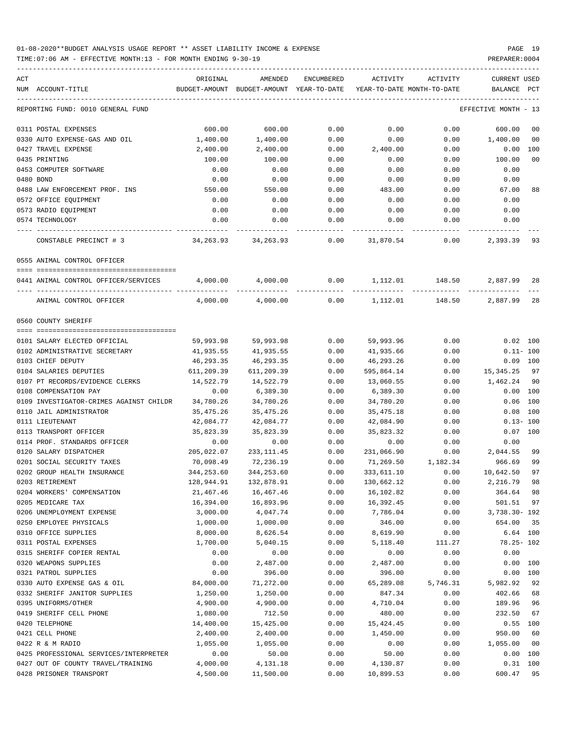01-08-2020**BUDGET ANALYSIS USAGE REPORT ** ASSET LIABILITY INCOME & EXPENSE

TIME:07:06 AM - EFFECTIVE MONTH:13 - FOR MONTH ENDING 9-30-19

| ACT NUM | ACCOUNT-TITLE | ORIGINAL BUDGET-AMOUNT | AMENDED BUDGET-AMOUNT | ENCUMBERED YEAR-TO-DATE | ACTIVITY YEAR-TO-DATE | ACTIVITY MONTH-TO-DATE | CURRENT BALANCE | USED PCT |
|---|---|---|---|---|---|---|---|---|
| REPORTING FUND: 0010 GENERAL FUND | | | | | | | EFFECTIVE MONTH - 13 | |
| 0311 | POSTAL EXPENSES | 600.00 | 600.00 | 0.00 | 0.00 | 0.00 | 600.00 | 00 |
| 0330 | AUTO EXPENSE-GAS AND OIL | 1,400.00 | 1,400.00 | 0.00 | 0.00 | 0.00 | 1,400.00 | 00 |
| 0427 | TRAVEL EXPENSE | 2,400.00 | 2,400.00 | 0.00 | 2,400.00 | 0.00 | 0.00 | 100 |
| 0435 | PRINTING | 100.00 | 100.00 | 0.00 | 0.00 | 0.00 | 100.00 | 00 |
| 0453 | COMPUTER SOFTWARE | 0.00 | 0.00 | 0.00 | 0.00 | 0.00 | 0.00 | |
| 0480 | BOND | 0.00 | 0.00 | 0.00 | 0.00 | 0.00 | 0.00 | |
| 0488 | LAW ENFORCEMENT PROF. INS | 550.00 | 550.00 | 0.00 | 483.00 | 0.00 | 67.00 | 88 |
| 0572 | OFFICE EQUIPMENT | 0.00 | 0.00 | 0.00 | 0.00 | 0.00 | 0.00 | |
| 0573 | RADIO EQUIPMENT | 0.00 | 0.00 | 0.00 | 0.00 | 0.00 | 0.00 | |
| 0574 | TECHNOLOGY | 0.00 | 0.00 | 0.00 | 0.00 | 0.00 | 0.00 | |
| | CONSTABLE PRECINCT # 3 | 34,263.93 | 34,263.93 | 0.00 | 31,870.54 | 0.00 | 2,393.39 | 93 |
| | 0555 ANIMAL CONTROL OFFICER | | | | | | | |
| 0441 | ANIMAL CONTROL OFFICER/SERVICES | 4,000.00 | 4,000.00 | 0.00 | 1,112.01 | 148.50 | 2,887.99 | 28 |
| | ANIMAL CONTROL OFFICER | 4,000.00 | 4,000.00 | 0.00 | 1,112.01 | 148.50 | 2,887.99 | 28 |
| | 0560 COUNTY SHERIFF | | | | | | | |
| 0101 | SALARY ELECTED OFFICIAL | 59,993.98 | 59,993.98 | 0.00 | 59,993.96 | 0.00 | 0.02 | 100 |
| 0102 | ADMINISTRATIVE SECRETARY | 41,935.55 | 41,935.55 | 0.00 | 41,935.66 | 0.00 | 0.11- | 100 |
| 0103 | CHIEF DEPUTY | 46,293.35 | 46,293.35 | 0.00 | 46,293.26 | 0.00 | 0.09 | 100 |
| 0104 | SALARIES DEPUTIES | 611,209.39 | 611,209.39 | 0.00 | 595,864.14 | 0.00 | 15,345.25 | 97 |
| 0107 | PT RECORDS/EVIDENCE CLERKS | 14,522.79 | 14,522.79 | 0.00 | 13,060.55 | 0.00 | 1,462.24 | 90 |
| 0108 | COMPENSATION PAY | 0.00 | 6,389.30 | 0.00 | 6,389.30 | 0.00 | 0.00 | 100 |
| 0109 | INVESTIGATOR-CRIMES AGAINST CHILDR | 34,780.26 | 34,780.26 | 0.00 | 34,780.20 | 0.00 | 0.06 | 100 |
| 0110 | JAIL ADMINISTRATOR | 35,475.26 | 35,475.26 | 0.00 | 35,475.18 | 0.00 | 0.08 | 100 |
| 0111 | LIEUTENANT | 42,084.77 | 42,084.77 | 0.00 | 42,084.90 | 0.00 | 0.13- | 100 |
| 0113 | TRANSPORT OFFICER | 35,823.39 | 35,823.39 | 0.00 | 35,823.32 | 0.00 | 0.07 | 100 |
| 0114 | PROF. STANDARDS OFFICER | 0.00 | 0.00 | 0.00 | 0.00 | 0.00 | 0.00 | |
| 0120 | SALARY DISPATCHER | 205,022.07 | 233,111.45 | 0.00 | 231,066.90 | 0.00 | 2,044.55 | 99 |
| 0201 | SOCIAL SECURITY TAXES | 70,098.49 | 72,236.19 | 0.00 | 71,269.50 | 1,182.34 | 966.69 | 99 |
| 0202 | GROUP HEALTH INSURANCE | 344,253.60 | 344,253.60 | 0.00 | 333,611.10 | 0.00 | 10,642.50 | 97 |
| 0203 | RETIREMENT | 128,944.91 | 132,878.91 | 0.00 | 130,662.12 | 0.00 | 2,216.79 | 98 |
| 0204 | WORKERS' COMPENSATION | 21,467.46 | 16,467.46 | 0.00 | 16,102.82 | 0.00 | 364.64 | 98 |
| 0205 | MEDICARE TAX | 16,394.00 | 16,893.96 | 0.00 | 16,392.45 | 0.00 | 501.51 | 97 |
| 0206 | UNEMPLOYMENT EXPENSE | 3,000.00 | 4,047.74 | 0.00 | 7,786.04 | 0.00 | 3,738.30- | 192 |
| 0250 | EMPLOYEE PHYSICALS | 1,000.00 | 1,000.00 | 0.00 | 346.00 | 0.00 | 654.00 | 35 |
| 0310 | OFFICE SUPPLIES | 8,000.00 | 8,626.54 | 0.00 | 8,619.90 | 0.00 | 6.64 | 100 |
| 0311 | POSTAL EXPENSES | 1,700.00 | 5,040.15 | 0.00 | 5,118.40 | 111.27 | 78.25- | 102 |
| 0315 | SHERIFF COPIER RENTAL | 0.00 | 0.00 | 0.00 | 0.00 | 0.00 | 0.00 | |
| 0320 | WEAPONS SUPPLIES | 0.00 | 2,487.00 | 0.00 | 2,487.00 | 0.00 | 0.00 | 100 |
| 0321 | PATROL SUPPLIES | 0.00 | 396.00 | 0.00 | 396.00 | 0.00 | 0.00 | 100 |
| 0330 | AUTO EXPENSE GAS & OIL | 84,000.00 | 71,272.00 | 0.00 | 65,289.08 | 5,746.31 | 5,982.92 | 92 |
| 0332 | SHERIFF JANITOR SUPPLIES | 1,250.00 | 1,250.00 | 0.00 | 847.34 | 0.00 | 402.66 | 68 |
| 0395 | UNIFORMS/OTHER | 4,900.00 | 4,900.00 | 0.00 | 4,710.04 | 0.00 | 189.96 | 96 |
| 0419 | SHERIFF CELL PHONE | 1,080.00 | 712.50 | 0.00 | 480.00 | 0.00 | 232.50 | 67 |
| 0420 | TELEPHONE | 14,400.00 | 15,425.00 | 0.00 | 15,424.45 | 0.00 | 0.55 | 100 |
| 0421 | CELL PHONE | 2,400.00 | 2,400.00 | 0.00 | 1,450.00 | 0.00 | 950.00 | 60 |
| 0422 | R & M RADIO | 1,055.00 | 1,055.00 | 0.00 | 0.00 | 0.00 | 1,055.00 | 00 |
| 0425 | PROFESSIONAL SERVICES/INTERPRETER | 0.00 | 50.00 | 0.00 | 50.00 | 0.00 | 0.00 | 100 |
| 0427 | OUT OF COUNTY TRAVEL/TRAINING | 4,000.00 | 4,131.18 | 0.00 | 4,130.87 | 0.00 | 0.31 | 100 |
| 0428 | PRISONER TRANSPORT | 4,500.00 | 11,500.00 | 0.00 | 10,899.53 | 0.00 | 600.47 | 95 |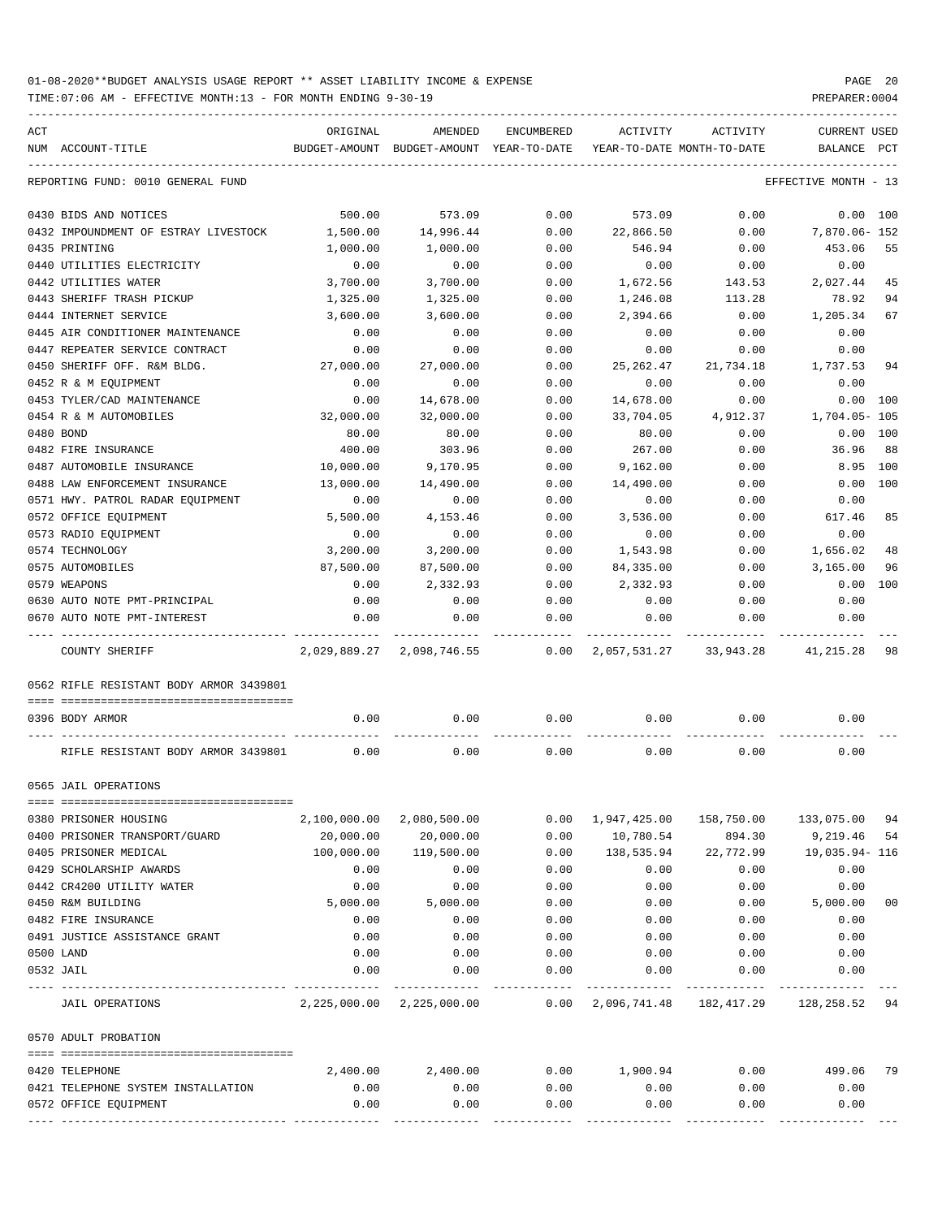01-08-2020**BUDGET ANALYSIS USAGE REPORT ** ASSET LIABILITY INCOME & EXPENSE

TIME:07:06 AM - EFFECTIVE MONTH:13 - FOR MONTH ENDING 9-30-19

| ACT NUM | ACCOUNT-TITLE | ORIGINAL BUDGET-AMOUNT | AMENDED BUDGET-AMOUNT | ENCUMBERED YEAR-TO-DATE | ACTIVITY YEAR-TO-DATE | ACTIVITY MONTH-TO-DATE | CURRENT BALANCE | USED PCT |
|---|---|---|---|---|---|---|---|---|
| | REPORTING FUND: 0010 GENERAL FUND | | | | | | EFFECTIVE MONTH - 13 | |
| 0430 | BIDS AND NOTICES | 500.00 | 573.09 | 0.00 | 573.09 | 0.00 | 0.00 | 100 |
| 0432 | IMPOUNDMENT OF ESTRAY LIVESTOCK | 1,500.00 | 14,996.44 | 0.00 | 22,866.50 | 0.00 | 7,870.06- | 152 |
| 0435 | PRINTING | 1,000.00 | 1,000.00 | 0.00 | 546.94 | 0.00 | 453.06 | 55 |
| 0440 | UTILITIES ELECTRICITY | 0.00 | 0.00 | 0.00 | 0.00 | 0.00 | 0.00 | |
| 0442 | UTILITIES WATER | 3,700.00 | 3,700.00 | 0.00 | 1,672.56 | 143.53 | 2,027.44 | 45 |
| 0443 | SHERIFF TRASH PICKUP | 1,325.00 | 1,325.00 | 0.00 | 1,246.08 | 113.28 | 78.92 | 94 |
| 0444 | INTERNET SERVICE | 3,600.00 | 3,600.00 | 0.00 | 2,394.66 | 0.00 | 1,205.34 | 67 |
| 0445 | AIR CONDITIONER MAINTENANCE | 0.00 | 0.00 | 0.00 | 0.00 | 0.00 | 0.00 | |
| 0447 | REPEATER SERVICE CONTRACT | 0.00 | 0.00 | 0.00 | 0.00 | 0.00 | 0.00 | |
| 0450 | SHERIFF OFF. R&M BLDG. | 27,000.00 | 27,000.00 | 0.00 | 25,262.47 | 21,734.18 | 1,737.53 | 94 |
| 0452 | R & M EQUIPMENT | 0.00 | 0.00 | 0.00 | 0.00 | 0.00 | 0.00 | |
| 0453 | TYLER/CAD MAINTENANCE | 0.00 | 14,678.00 | 0.00 | 14,678.00 | 0.00 | 0.00 | 100 |
| 0454 | R & M AUTOMOBILES | 32,000.00 | 32,000.00 | 0.00 | 33,704.05 | 4,912.37 | 1,704.05- | 105 |
| 0480 | BOND | 80.00 | 80.00 | 0.00 | 80.00 | 0.00 | 0.00 | 100 |
| 0482 | FIRE INSURANCE | 400.00 | 303.96 | 0.00 | 267.00 | 0.00 | 36.96 | 88 |
| 0487 | AUTOMOBILE INSURANCE | 10,000.00 | 9,170.95 | 0.00 | 9,162.00 | 0.00 | 8.95 | 100 |
| 0488 | LAW ENFORCEMENT INSURANCE | 13,000.00 | 14,490.00 | 0.00 | 14,490.00 | 0.00 | 0.00 | 100 |
| 0571 | HWY. PATROL RADAR EQUIPMENT | 0.00 | 0.00 | 0.00 | 0.00 | 0.00 | 0.00 | |
| 0572 | OFFICE EQUIPMENT | 5,500.00 | 4,153.46 | 0.00 | 3,536.00 | 0.00 | 617.46 | 85 |
| 0573 | RADIO EQUIPMENT | 0.00 | 0.00 | 0.00 | 0.00 | 0.00 | 0.00 | |
| 0574 | TECHNOLOGY | 3,200.00 | 3,200.00 | 0.00 | 1,543.98 | 0.00 | 1,656.02 | 48 |
| 0575 | AUTOMOBILES | 87,500.00 | 87,500.00 | 0.00 | 84,335.00 | 0.00 | 3,165.00 | 96 |
| 0579 | WEAPONS | 0.00 | 2,332.93 | 0.00 | 2,332.93 | 0.00 | 0.00 | 100 |
| 0630 | AUTO NOTE PMT-PRINCIPAL | 0.00 | 0.00 | 0.00 | 0.00 | 0.00 | 0.00 | |
| 0670 | AUTO NOTE PMT-INTEREST | 0.00 | 0.00 | 0.00 | 0.00 | 0.00 | 0.00 | |
| | COUNTY SHERIFF | 2,029,889.27 | 2,098,746.55 | 0.00 | 2,057,531.27 | 33,943.28 | 41,215.28 | 98 |
| | 0562 RIFLE RESISTANT BODY ARMOR 3439801 | | | | | | | |
| 0396 | BODY ARMOR | 0.00 | 0.00 | 0.00 | 0.00 | 0.00 | 0.00 | |
| | RIFLE RESISTANT BODY ARMOR 3439801 | 0.00 | 0.00 | 0.00 | 0.00 | 0.00 | 0.00 | |
| | 0565 JAIL OPERATIONS | | | | | | | |
| 0380 | PRISONER HOUSING | 2,100,000.00 | 2,080,500.00 | 0.00 | 1,947,425.00 | 158,750.00 | 133,075.00 | 94 |
| 0400 | PRISONER TRANSPORT/GUARD | 20,000.00 | 20,000.00 | 0.00 | 10,780.54 | 894.30 | 9,219.46 | 54 |
| 0405 | PRISONER MEDICAL | 100,000.00 | 119,500.00 | 0.00 | 138,535.94 | 22,772.99 | 19,035.94- | 116 |
| 0429 | SCHOLARSHIP AWARDS | 0.00 | 0.00 | 0.00 | 0.00 | 0.00 | 0.00 | |
| 0442 | CR4200 UTILITY WATER | 0.00 | 0.00 | 0.00 | 0.00 | 0.00 | 0.00 | |
| 0450 | R&M BUILDING | 5,000.00 | 5,000.00 | 0.00 | 0.00 | 0.00 | 5,000.00 | 00 |
| 0482 | FIRE INSURANCE | 0.00 | 0.00 | 0.00 | 0.00 | 0.00 | 0.00 | |
| 0491 | JUSTICE ASSISTANCE GRANT | 0.00 | 0.00 | 0.00 | 0.00 | 0.00 | 0.00 | |
| 0500 | LAND | 0.00 | 0.00 | 0.00 | 0.00 | 0.00 | 0.00 | |
| 0532 | JAIL | 0.00 | 0.00 | 0.00 | 0.00 | 0.00 | 0.00 | |
| | JAIL OPERATIONS | 2,225,000.00 | 2,225,000.00 | 0.00 | 2,096,741.48 | 182,417.29 | 128,258.52 | 94 |
| | 0570 ADULT PROBATION | | | | | | | |
| 0420 | TELEPHONE | 2,400.00 | 2,400.00 | 0.00 | 1,900.94 | 0.00 | 499.06 | 79 |
| 0421 | TELEPHONE SYSTEM INSTALLATION | 0.00 | 0.00 | 0.00 | 0.00 | 0.00 | 0.00 | |
| 0572 | OFFICE EQUIPMENT | 0.00 | 0.00 | 0.00 | 0.00 | 0.00 | 0.00 | |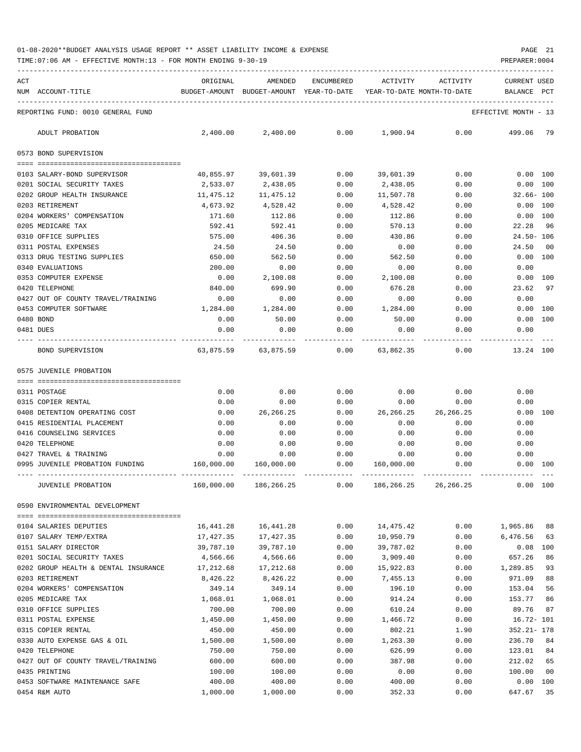01-08-2020**BUDGET ANALYSIS USAGE REPORT ** ASSET LIABILITY INCOME & EXPENSE

TIME:07:06 AM - EFFECTIVE MONTH:13 - FOR MONTH ENDING 9-30-19

PREPARER:0004

| ACT NUM | ACCOUNT-TITLE | ORIGINAL BUDGET-AMOUNT | AMENDED BUDGET-AMOUNT | ENCUMBERED YEAR-TO-DATE | ACTIVITY YEAR-TO-DATE | ACTIVITY MONTH-TO-DATE | CURRENT USED BALANCE | PCT |
|---|---|---|---|---|---|---|---|---|
| | REPORTING FUND: 0010 GENERAL FUND | | | | | | EFFECTIVE MONTH - 13 | |
| | ADULT PROBATION | 2,400.00 | 2,400.00 | 0.00 | 1,900.94 | 0.00 | 499.06 | 79 |
| | **0573 BOND SUPERVISION** | | | | | | | |
| 0103 | SALARY-BOND SUPERVISOR | 40,855.97 | 39,601.39 | 0.00 | 39,601.39 | 0.00 | 0.00 | 100 |
| 0201 | SOCIAL SECURITY TAXES | 2,533.07 | 2,438.05 | 0.00 | 2,438.05 | 0.00 | 0.00 | 100 |
| 0202 | GROUP HEALTH INSURANCE | 11,475.12 | 11,475.12 | 0.00 | 11,507.78 | 0.00 | 32.66- | 100 |
| 0203 | RETIREMENT | 4,673.92 | 4,528.42 | 0.00 | 4,528.42 | 0.00 | 0.00 | 100 |
| 0204 | WORKERS' COMPENSATION | 171.60 | 112.86 | 0.00 | 112.86 | 0.00 | 0.00 | 100 |
| 0205 | MEDICARE TAX | 592.41 | 592.41 | 0.00 | 570.13 | 0.00 | 22.28 | 96 |
| 0310 | OFFICE SUPPLIES | 575.00 | 406.36 | 0.00 | 430.86 | 0.00 | 24.50- | 106 |
| 0311 | POSTAL EXPENSES | 24.50 | 24.50 | 0.00 | 0.00 | 0.00 | 24.50 | 00 |
| 0313 | DRUG TESTING SUPPLIES | 650.00 | 562.50 | 0.00 | 562.50 | 0.00 | 0.00 | 100 |
| 0340 | EVALUATIONS | 200.00 | 0.00 | 0.00 | 0.00 | 0.00 | 0.00 | |
| 0353 | COMPUTER EXPENSE | 0.00 | 2,100.08 | 0.00 | 2,100.08 | 0.00 | 0.00 | 100 |
| 0420 | TELEPHONE | 840.00 | 699.90 | 0.00 | 676.28 | 0.00 | 23.62 | 97 |
| 0427 | OUT OF COUNTY TRAVEL/TRAINING | 0.00 | 0.00 | 0.00 | 0.00 | 0.00 | 0.00 | |
| 0453 | COMPUTER SOFTWARE | 1,284.00 | 1,284.00 | 0.00 | 1,284.00 | 0.00 | 0.00 | 100 |
| 0480 | BOND | 0.00 | 50.00 | 0.00 | 50.00 | 0.00 | 0.00 | 100 |
| 0481 | DUES | 0.00 | 0.00 | 0.00 | 0.00 | 0.00 | 0.00 | |
| | BOND SUPERVISION | 63,875.59 | 63,875.59 | 0.00 | 63,862.35 | 0.00 | 13.24 | 100 |
| | **0575 JUVENILE PROBATION** | | | | | | | |
| 0311 | POSTAGE | 0.00 | 0.00 | 0.00 | 0.00 | 0.00 | 0.00 | |
| 0315 | COPIER RENTAL | 0.00 | 0.00 | 0.00 | 0.00 | 0.00 | 0.00 | |
| 0408 | DETENTION OPERATING COST | 0.00 | 26,266.25 | 0.00 | 26,266.25 | 26,266.25 | 0.00 | 100 |
| 0415 | RESIDENTIAL PLACEMENT | 0.00 | 0.00 | 0.00 | 0.00 | 0.00 | 0.00 | |
| 0416 | COUNSELING SERVICES | 0.00 | 0.00 | 0.00 | 0.00 | 0.00 | 0.00 | |
| 0420 | TELEPHONE | 0.00 | 0.00 | 0.00 | 0.00 | 0.00 | 0.00 | |
| 0427 | TRAVEL & TRAINING | 0.00 | 0.00 | 0.00 | 0.00 | 0.00 | 0.00 | |
| 0995 | JUVENILE PROBATION FUNDING | 160,000.00 | 160,000.00 | 0.00 | 160,000.00 | 0.00 | 0.00 | 100 |
| | JUVENILE PROBATION | 160,000.00 | 186,266.25 | 0.00 | 186,266.25 | 26,266.25 | 0.00 | 100 |
| | **0590 ENVIRONMENTAL DEVELOPMENT** | | | | | | | |
| 0104 | SALARIES DEPUTIES | 16,441.28 | 16,441.28 | 0.00 | 14,475.42 | 0.00 | 1,965.86 | 88 |
| 0107 | SALARY TEMP/EXTRA | 17,427.35 | 17,427.35 | 0.00 | 10,950.79 | 0.00 | 6,476.56 | 63 |
| 0151 | SALARY DIRECTOR | 39,787.10 | 39,787.10 | 0.00 | 39,787.02 | 0.00 | 0.08 | 100 |
| 0201 | SOCIAL SECURITY TAXES | 4,566.66 | 4,566.66 | 0.00 | 3,909.40 | 0.00 | 657.26 | 86 |
| 0202 | GROUP HEALTH & DENTAL INSURANCE | 17,212.68 | 17,212.68 | 0.00 | 15,922.83 | 0.00 | 1,289.85 | 93 |
| 0203 | RETIREMENT | 8,426.22 | 8,426.22 | 0.00 | 7,455.13 | 0.00 | 971.09 | 88 |
| 0204 | WORKERS' COMPENSATION | 349.14 | 349.14 | 0.00 | 196.10 | 0.00 | 153.04 | 56 |
| 0205 | MEDICARE TAX | 1,068.01 | 1,068.01 | 0.00 | 914.24 | 0.00 | 153.77 | 86 |
| 0310 | OFFICE SUPPLIES | 700.00 | 700.00 | 0.00 | 610.24 | 0.00 | 89.76 | 87 |
| 0311 | POSTAL EXPENSE | 1,450.00 | 1,450.00 | 0.00 | 1,466.72 | 0.00 | 16.72- | 101 |
| 0315 | COPIER RENTAL | 450.00 | 450.00 | 0.00 | 802.21 | 1.90 | 352.21- | 178 |
| 0330 | AUTO EXPENSE GAS & OIL | 1,500.00 | 1,500.00 | 0.00 | 1,263.30 | 0.00 | 236.70 | 84 |
| 0420 | TELEPHONE | 750.00 | 750.00 | 0.00 | 626.99 | 0.00 | 123.01 | 84 |
| 0427 | OUT OF COUNTY TRAVEL/TRAINING | 600.00 | 600.00 | 0.00 | 387.98 | 0.00 | 212.02 | 65 |
| 0435 | PRINTING | 100.00 | 100.00 | 0.00 | 0.00 | 0.00 | 100.00 | 00 |
| 0453 | SOFTWARE MAINTENANCE SAFE | 400.00 | 400.00 | 0.00 | 400.00 | 0.00 | 0.00 | 100 |
| 0454 | R&M AUTO | 1,000.00 | 1,000.00 | 0.00 | 352.33 | 0.00 | 647.67 | 35 |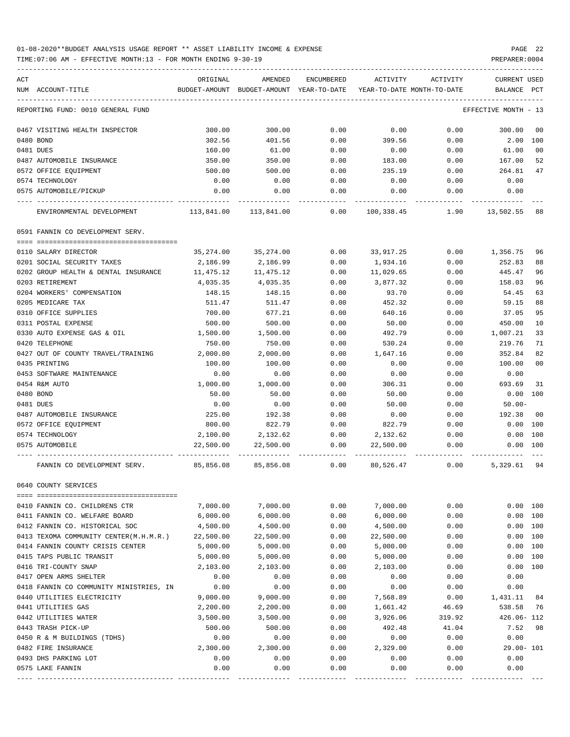01-08-2020**BUDGET ANALYSIS USAGE REPORT ** ASSET LIABILITY INCOME & EXPENSE

TIME:07:06 AM - EFFECTIVE MONTH:13 - FOR MONTH ENDING 9-30-19

PREPARER:0004

| ACT NUM | ACCOUNT-TITLE | ORIGINAL BUDGET-AMOUNT | AMENDED BUDGET-AMOUNT | ENCUMBERED YEAR-TO-DATE | ACTIVITY YEAR-TO-DATE | ACTIVITY MONTH-TO-DATE | CURRENT USED BALANCE | PCT |
|---|---|---|---|---|---|---|---|---|
| | REPORTING FUND: 0010 GENERAL FUND | | | | | | EFFECTIVE MONTH - 13 | |
| 0467 | VISITING HEALTH INSPECTOR | 300.00 | 300.00 | 0.00 | 0.00 | 0.00 | 300.00 | 00 |
| 0480 | BOND | 302.56 | 401.56 | 0.00 | 399.56 | 0.00 | 2.00 | 100 |
| 0481 | DUES | 160.00 | 61.00 | 0.00 | 0.00 | 0.00 | 61.00 | 00 |
| 0487 | AUTOMOBILE INSURANCE | 350.00 | 350.00 | 0.00 | 183.00 | 0.00 | 167.00 | 52 |
| 0572 | OFFICE EQUIPMENT | 500.00 | 500.00 | 0.00 | 235.19 | 0.00 | 264.81 | 47 |
| 0574 | TECHNOLOGY | 0.00 | 0.00 | 0.00 | 0.00 | 0.00 | 0.00 | |
| 0575 | AUTOMOBILE/PICKUP | 0.00 | 0.00 | 0.00 | 0.00 | 0.00 | 0.00 | |
| | ENVIRONMENTAL DEVELOPMENT | 113,841.00 | 113,841.00 | 0.00 | 100,338.45 | 1.90 | 13,502.55 | 88 |
| | 0591 FANNIN CO DEVELOPMENT SERV. | | | | | | | |
| 0110 | SALARY DIRECTOR | 35,274.00 | 35,274.00 | 0.00 | 33,917.25 | 0.00 | 1,356.75 | 96 |
| 0201 | SOCIAL SECURITY TAXES | 2,186.99 | 2,186.99 | 0.00 | 1,934.16 | 0.00 | 252.83 | 88 |
| 0202 | GROUP HEALTH & DENTAL INSURANCE | 11,475.12 | 11,475.12 | 0.00 | 11,029.65 | 0.00 | 445.47 | 96 |
| 0203 | RETIREMENT | 4,035.35 | 4,035.35 | 0.00 | 3,877.32 | 0.00 | 158.03 | 96 |
| 0204 | WORKERS' COMPENSATION | 148.15 | 148.15 | 0.00 | 93.70 | 0.00 | 54.45 | 63 |
| 0205 | MEDICARE TAX | 511.47 | 511.47 | 0.00 | 452.32 | 0.00 | 59.15 | 88 |
| 0310 | OFFICE SUPPLIES | 700.00 | 677.21 | 0.00 | 640.16 | 0.00 | 37.05 | 95 |
| 0311 | POSTAL EXPENSE | 500.00 | 500.00 | 0.00 | 50.00 | 0.00 | 450.00 | 10 |
| 0330 | AUTO EXPENSE GAS & OIL | 1,500.00 | 1,500.00 | 0.00 | 492.79 | 0.00 | 1,007.21 | 33 |
| 0420 | TELEPHONE | 750.00 | 750.00 | 0.00 | 530.24 | 0.00 | 219.76 | 71 |
| 0427 | OUT OF COUNTY TRAVEL/TRAINING | 2,000.00 | 2,000.00 | 0.00 | 1,647.16 | 0.00 | 352.84 | 82 |
| 0435 | PRINTING | 100.00 | 100.00 | 0.00 | 0.00 | 0.00 | 100.00 | 00 |
| 0453 | SOFTWARE MAINTENANCE | 0.00 | 0.00 | 0.00 | 0.00 | 0.00 | 0.00 | |
| 0454 | R&M AUTO | 1,000.00 | 1,000.00 | 0.00 | 306.31 | 0.00 | 693.69 | 31 |
| 0480 | BOND | 50.00 | 50.00 | 0.00 | 50.00 | 0.00 | 0.00 | 100 |
| 0481 | DUES | 0.00 | 0.00 | 0.00 | 50.00 | 0.00 | 50.00- | |
| 0487 | AUTOMOBILE INSURANCE | 225.00 | 192.38 | 0.00 | 0.00 | 0.00 | 192.38 | 00 |
| 0572 | OFFICE EQUIPMENT | 800.00 | 822.79 | 0.00 | 822.79 | 0.00 | 0.00 | 100 |
| 0574 | TECHNOLOGY | 2,100.00 | 2,132.62 | 0.00 | 2,132.62 | 0.00 | 0.00 | 100 |
| 0575 | AUTOMOBILE | 22,500.00 | 22,500.00 | 0.00 | 22,500.00 | 0.00 | 0.00 | 100 |
| | FANNIN CO DEVELOPMENT SERV. | 85,856.08 | 85,856.08 | 0.00 | 80,526.47 | 0.00 | 5,329.61 | 94 |
| | 0640 COUNTY SERVICES | | | | | | | |
| 0410 | FANNIN CO. CHILDRENS CTR | 7,000.00 | 7,000.00 | 0.00 | 7,000.00 | 0.00 | 0.00 | 100 |
| 0411 | FANNIN CO. WELFARE BOARD | 6,000.00 | 6,000.00 | 0.00 | 6,000.00 | 0.00 | 0.00 | 100 |
| 0412 | FANNIN CO. HISTORICAL SOC | 4,500.00 | 4,500.00 | 0.00 | 4,500.00 | 0.00 | 0.00 | 100 |
| 0413 | TEXOMA COMMUNITY CENTER(M.H.M.R.) | 22,500.00 | 22,500.00 | 0.00 | 22,500.00 | 0.00 | 0.00 | 100 |
| 0414 | FANNIN COUNTY CRISIS CENTER | 5,000.00 | 5,000.00 | 0.00 | 5,000.00 | 0.00 | 0.00 | 100 |
| 0415 | TAPS PUBLIC TRANSIT | 5,000.00 | 5,000.00 | 0.00 | 5,000.00 | 0.00 | 0.00 | 100 |
| 0416 | TRI-COUNTY SNAP | 2,103.00 | 2,103.00 | 0.00 | 2,103.00 | 0.00 | 0.00 | 100 |
| 0417 | OPEN ARMS SHELTER | 0.00 | 0.00 | 0.00 | 0.00 | 0.00 | 0.00 | |
| 0418 | FANNIN CO COMMUNITY MINISTRIES, IN | 0.00 | 0.00 | 0.00 | 0.00 | 0.00 | 0.00 | |
| 0440 | UTILITIES ELECTRICITY | 9,000.00 | 9,000.00 | 0.00 | 7,568.89 | 0.00 | 1,431.11 | 84 |
| 0441 | UTILITIES GAS | 2,200.00 | 2,200.00 | 0.00 | 1,661.42 | 46.69 | 538.58 | 76 |
| 0442 | UTILITIES WATER | 3,500.00 | 3,500.00 | 0.00 | 3,926.06 | 319.92 | 426.06- | 112 |
| 0443 | TRASH PICK-UP | 500.00 | 500.00 | 0.00 | 492.48 | 41.04 | 7.52 | 98 |
| 0450 | R & M BUILDINGS (TDHS) | 0.00 | 0.00 | 0.00 | 0.00 | 0.00 | 0.00 | |
| 0482 | FIRE INSURANCE | 2,300.00 | 2,300.00 | 0.00 | 2,329.00 | 0.00 | 29.00- | 101 |
| 0493 | DHS PARKING LOT | 0.00 | 0.00 | 0.00 | 0.00 | 0.00 | 0.00 | |
| 0575 | LAKE FANNIN | 0.00 | 0.00 | 0.00 | 0.00 | 0.00 | 0.00 | |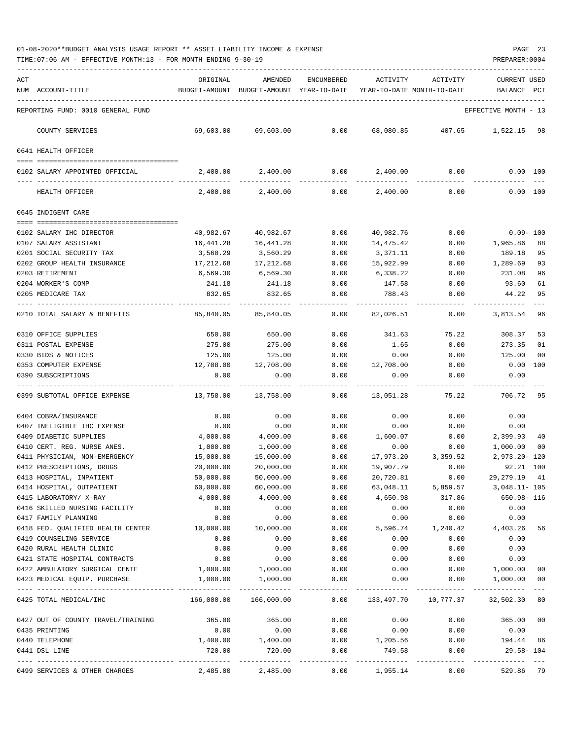01-08-2020**BUDGET ANALYSIS USAGE REPORT ** ASSET LIABILITY INCOME & EXPENSE

TIME:07:06 AM - EFFECTIVE MONTH:13 - FOR MONTH ENDING 9-30-19

| ACT NUM | ACCOUNT-TITLE | ORIGINAL BUDGET-AMOUNT | AMENDED BUDGET-AMOUNT | ENCUMBERED YEAR-TO-DATE | ACTIVITY YEAR-TO-DATE | ACTIVITY MONTH-TO-DATE | CURRENT USED BALANCE | PCT |
|---|---|---|---|---|---|---|---|---|
| | REPORTING FUND: 0010 GENERAL FUND | | | | | | EFFECTIVE MONTH - 13 | |
| | COUNTY SERVICES | 69,603.00 | 69,603.00 | 0.00 | 68,080.85 | 407.65 | 1,522.15 | 98 |
| | 0641 HEALTH OFFICER | | | | | | | |
| 0102 | SALARY APPOINTED OFFICIAL | 2,400.00 | 2,400.00 | 0.00 | 2,400.00 | 0.00 | 0.00 | 100 |
| | HEALTH OFFICER | 2,400.00 | 2,400.00 | 0.00 | 2,400.00 | 0.00 | 0.00 | 100 |
| | 0645 INDIGENT CARE | | | | | | | |
| 0102 | SALARY IHC DIRECTOR | 40,982.67 | 40,982.67 | 0.00 | 40,982.76 | 0.00 | 0.09- | 100 |
| 0107 | SALARY ASSISTANT | 16,441.28 | 16,441.28 | 0.00 | 14,475.42 | 0.00 | 1,965.86 | 88 |
| 0201 | SOCIAL SECURITY TAX | 3,560.29 | 3,560.29 | 0.00 | 3,371.11 | 0.00 | 189.18 | 95 |
| 0202 | GROUP HEALTH INSURANCE | 17,212.68 | 17,212.68 | 0.00 | 15,922.99 | 0.00 | 1,289.69 | 93 |
| 0203 | RETIREMENT | 6,569.30 | 6,569.30 | 0.00 | 6,338.22 | 0.00 | 231.08 | 96 |
| 0204 | WORKER'S COMP | 241.18 | 241.18 | 0.00 | 147.58 | 0.00 | 93.60 | 61 |
| 0205 | MEDICARE TAX | 832.65 | 832.65 | 0.00 | 788.43 | 0.00 | 44.22 | 95 |
| 0210 | TOTAL SALARY & BENEFITS | 85,840.05 | 85,840.05 | 0.00 | 82,026.51 | 0.00 | 3,813.54 | 96 |
| 0310 | OFFICE SUPPLIES | 650.00 | 650.00 | 0.00 | 341.63 | 75.22 | 308.37 | 53 |
| 0311 | POSTAL EXPENSE | 275.00 | 275.00 | 0.00 | 1.65 | 0.00 | 273.35 | 01 |
| 0330 | BIDS & NOTICES | 125.00 | 125.00 | 0.00 | 0.00 | 0.00 | 125.00 | 00 |
| 0353 | COMPUTER EXPENSE | 12,708.00 | 12,708.00 | 0.00 | 12,708.00 | 0.00 | 0.00 | 100 |
| 0390 | SUBSCRIPTIONS | 0.00 | 0.00 | 0.00 | 0.00 | 0.00 | 0.00 | |
| 0399 | SUBTOTAL OFFICE EXPENSE | 13,758.00 | 13,758.00 | 0.00 | 13,051.28 | 75.22 | 706.72 | 95 |
| 0404 | COBRA/INSURANCE | 0.00 | 0.00 | 0.00 | 0.00 | 0.00 | 0.00 | |
| 0407 | INELIGIBLE IHC EXPENSE | 0.00 | 0.00 | 0.00 | 0.00 | 0.00 | 0.00 | |
| 0409 | DIABETIC SUPPLIES | 4,000.00 | 4,000.00 | 0.00 | 1,600.07 | 0.00 | 2,399.93 | 40 |
| 0410 | CERT. REG. NURSE ANES. | 1,000.00 | 1,000.00 | 0.00 | 0.00 | 0.00 | 1,000.00 | 00 |
| 0411 | PHYSICIAN, NON-EMERGENCY | 15,000.00 | 15,000.00 | 0.00 | 17,973.20 | 3,359.52 | 2,973.20- | 120 |
| 0412 | PRESCRIPTIONS, DRUGS | 20,000.00 | 20,000.00 | 0.00 | 19,907.79 | 0.00 | 92.21 | 100 |
| 0413 | HOSPITAL, INPATIENT | 50,000.00 | 50,000.00 | 0.00 | 20,720.81 | 0.00 | 29,279.19 | 41 |
| 0414 | HOSPITAL, OUTPATIENT | 60,000.00 | 60,000.00 | 0.00 | 63,048.11 | 5,859.57 | 3,048.11- | 105 |
| 0415 | LABORATORY/ X-RAY | 4,000.00 | 4,000.00 | 0.00 | 4,650.98 | 317.86 | 650.98- | 116 |
| 0416 | SKILLED NURSING FACILITY | 0.00 | 0.00 | 0.00 | 0.00 | 0.00 | 0.00 | |
| 0417 | FAMILY PLANNING | 0.00 | 0.00 | 0.00 | 0.00 | 0.00 | 0.00 | |
| 0418 | FED. QUALIFIED HEALTH CENTER | 10,000.00 | 10,000.00 | 0.00 | 5,596.74 | 1,240.42 | 4,403.26 | 56 |
| 0419 | COUNSELING SERVICE | 0.00 | 0.00 | 0.00 | 0.00 | 0.00 | 0.00 | |
| 0420 | RURAL HEALTH CLINIC | 0.00 | 0.00 | 0.00 | 0.00 | 0.00 | 0.00 | |
| 0421 | STATE HOSPITAL CONTRACTS | 0.00 | 0.00 | 0.00 | 0.00 | 0.00 | 0.00 | |
| 0422 | AMBULATORY SURGICAL CENTE | 1,000.00 | 1,000.00 | 0.00 | 0.00 | 0.00 | 1,000.00 | 00 |
| 0423 | MEDICAL EQUIP. PURCHASE | 1,000.00 | 1,000.00 | 0.00 | 0.00 | 0.00 | 1,000.00 | 00 |
| 0425 | TOTAL MEDICAL/IHC | 166,000.00 | 166,000.00 | 0.00 | 133,497.70 | 10,777.37 | 32,502.30 | 80 |
| 0427 | OUT OF COUNTY TRAVEL/TRAINING | 365.00 | 365.00 | 0.00 | 0.00 | 0.00 | 365.00 | 00 |
| 0435 | PRINTING | 0.00 | 0.00 | 0.00 | 0.00 | 0.00 | 0.00 | |
| 0440 | TELEPHONE | 1,400.00 | 1,400.00 | 0.00 | 1,205.56 | 0.00 | 194.44 | 86 |
| 0441 | DSL LINE | 720.00 | 720.00 | 0.00 | 749.58 | 0.00 | 29.58- | 104 |
| 0499 | SERVICES & OTHER CHARGES | 2,485.00 | 2,485.00 | 0.00 | 1,955.14 | 0.00 | 529.86 | 79 |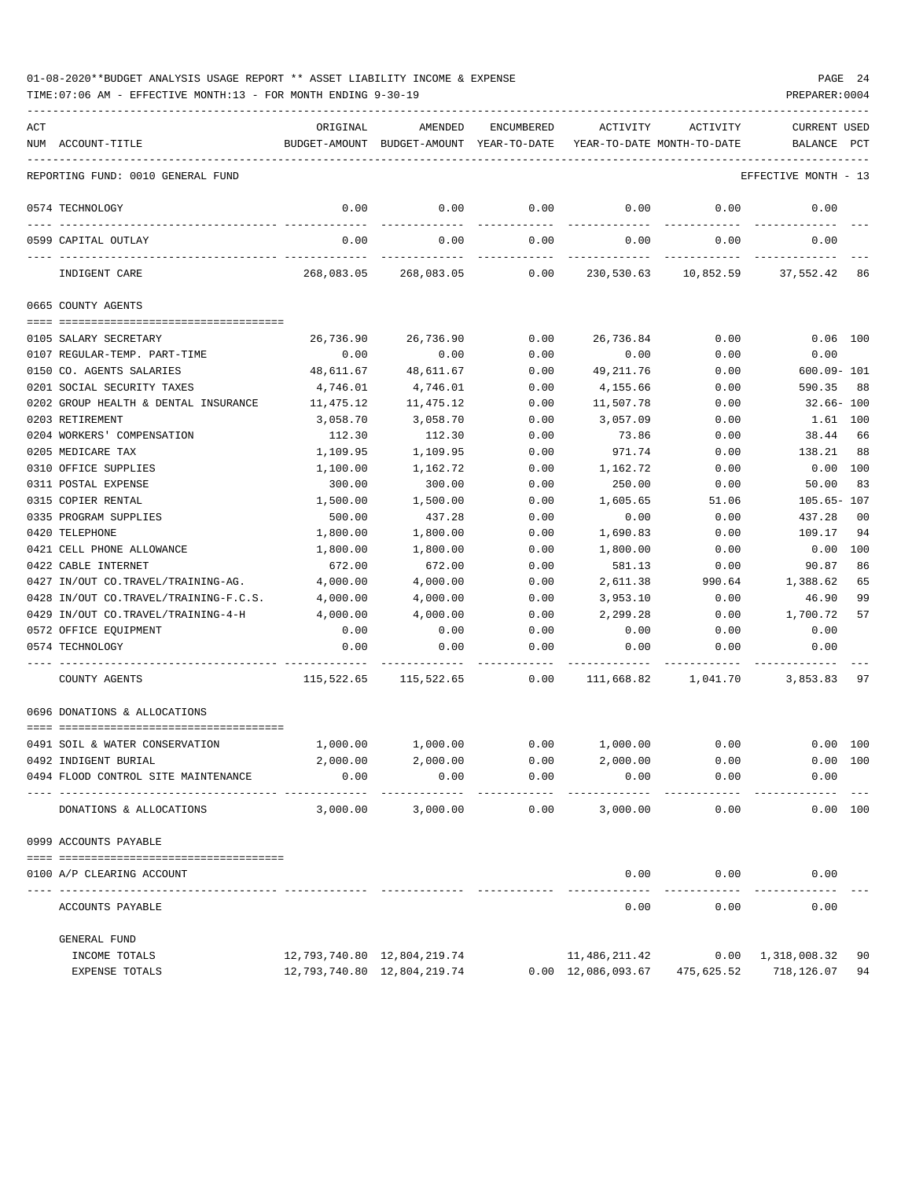01-08-2020**BUDGET ANALYSIS USAGE REPORT ** ASSET LIABILITY INCOME & EXPENSE

TIME:07:06 AM - EFFECTIVE MONTH:13 - FOR MONTH ENDING 9-30-19

PREPARER:0004

| ACT NUM | ACCOUNT-TITLE | ORIGINAL BUDGET-AMOUNT | AMENDED BUDGET-AMOUNT | ENCUMBERED YEAR-TO-DATE | ACTIVITY YEAR-TO-DATE | ACTIVITY MONTH-TO-DATE | CURRENT BALANCE | USED PCT |
|---|---|---|---|---|---|---|---|---|
| | REPORTING FUND: 0010 GENERAL FUND | | | | | | EFFECTIVE MONTH - 13 | |
| 0574 | TECHNOLOGY | 0.00 | 0.00 | 0.00 | 0.00 | 0.00 | 0.00 | |
| 0599 | CAPITAL OUTLAY | 0.00 | 0.00 | 0.00 | 0.00 | 0.00 | 0.00 | |
| | INDIGENT CARE | 268,083.05 | 268,083.05 | 0.00 | 230,530.63 | 10,852.59 | 37,552.42 | 86 |
| | 0665 COUNTY AGENTS | | | | | | | |
| 0105 | SALARY SECRETARY | 26,736.90 | 26,736.90 | 0.00 | 26,736.84 | 0.00 | 0.06 | 100 |
| 0107 | REGULAR-TEMP. PART-TIME | 0.00 | 0.00 | 0.00 | 0.00 | 0.00 | 0.00 | |
| 0150 | CO. AGENTS SALARIES | 48,611.67 | 48,611.67 | 0.00 | 49,211.76 | 0.00 | 600.09- | 101 |
| 0201 | SOCIAL SECURITY TAXES | 4,746.01 | 4,746.01 | 0.00 | 4,155.66 | 0.00 | 590.35 | 88 |
| 0202 | GROUP HEALTH & DENTAL INSURANCE | 11,475.12 | 11,475.12 | 0.00 | 11,507.78 | 0.00 | 32.66- | 100 |
| 0203 | RETIREMENT | 3,058.70 | 3,058.70 | 0.00 | 3,057.09 | 0.00 | 1.61 | 100 |
| 0204 | WORKERS' COMPENSATION | 112.30 | 112.30 | 0.00 | 73.86 | 0.00 | 38.44 | 66 |
| 0205 | MEDICARE TAX | 1,109.95 | 1,109.95 | 0.00 | 971.74 | 0.00 | 138.21 | 88 |
| 0310 | OFFICE SUPPLIES | 1,100.00 | 1,162.72 | 0.00 | 1,162.72 | 0.00 | 0.00 | 100 |
| 0311 | POSTAL EXPENSE | 300.00 | 300.00 | 0.00 | 250.00 | 0.00 | 50.00 | 83 |
| 0315 | COPIER RENTAL | 1,500.00 | 1,500.00 | 0.00 | 1,605.65 | 51.06 | 105.65- | 107 |
| 0335 | PROGRAM SUPPLIES | 500.00 | 437.28 | 0.00 | 0.00 | 0.00 | 437.28 | 00 |
| 0420 | TELEPHONE | 1,800.00 | 1,800.00 | 0.00 | 1,690.83 | 0.00 | 109.17 | 94 |
| 0421 | CELL PHONE ALLOWANCE | 1,800.00 | 1,800.00 | 0.00 | 1,800.00 | 0.00 | 0.00 | 100 |
| 0422 | CABLE INTERNET | 672.00 | 672.00 | 0.00 | 581.13 | 0.00 | 90.87 | 86 |
| 0427 | IN/OUT CO.TRAVEL/TRAINING-AG. | 4,000.00 | 4,000.00 | 0.00 | 2,611.38 | 990.64 | 1,388.62 | 65 |
| 0428 | IN/OUT CO.TRAVEL/TRAINING-F.C.S. | 4,000.00 | 4,000.00 | 0.00 | 3,953.10 | 0.00 | 46.90 | 99 |
| 0429 | IN/OUT CO.TRAVEL/TRAINING-4-H | 4,000.00 | 4,000.00 | 0.00 | 2,299.28 | 0.00 | 1,700.72 | 57 |
| 0572 | OFFICE EQUIPMENT | 0.00 | 0.00 | 0.00 | 0.00 | 0.00 | 0.00 | |
| 0574 | TECHNOLOGY | 0.00 | 0.00 | 0.00 | 0.00 | 0.00 | 0.00 | |
| | COUNTY AGENTS | 115,522.65 | 115,522.65 | 0.00 | 111,668.82 | 1,041.70 | 3,853.83 | 97 |
| | 0696 DONATIONS & ALLOCATIONS | | | | | | | |
| 0491 | SOIL & WATER CONSERVATION | 1,000.00 | 1,000.00 | 0.00 | 1,000.00 | 0.00 | 0.00 | 100 |
| 0492 | INDIGENT BURIAL | 2,000.00 | 2,000.00 | 0.00 | 2,000.00 | 0.00 | 0.00 | 100 |
| 0494 | FLOOD CONTROL SITE MAINTENANCE | 0.00 | 0.00 | 0.00 | 0.00 | 0.00 | 0.00 | |
| | DONATIONS & ALLOCATIONS | 3,000.00 | 3,000.00 | 0.00 | 3,000.00 | 0.00 | 0.00 | 100 |
| | 0999 ACCOUNTS PAYABLE | | | | | | | |
| 0100 | A/P CLEARING ACCOUNT | | | | 0.00 | 0.00 | 0.00 | |
| | ACCOUNTS PAYABLE | | | | 0.00 | 0.00 | 0.00 | |
| | GENERAL FUND | | | | | | | |
| | INCOME TOTALS | 12,793,740.80 | 12,804,219.74 | | 11,486,211.42 | 0.00 | 1,318,008.32 | 90 |
| | EXPENSE TOTALS | 12,793,740.80 | 12,804,219.74 | 0.00 | 12,086,093.67 | 475,625.52 | 718,126.07 | 94 |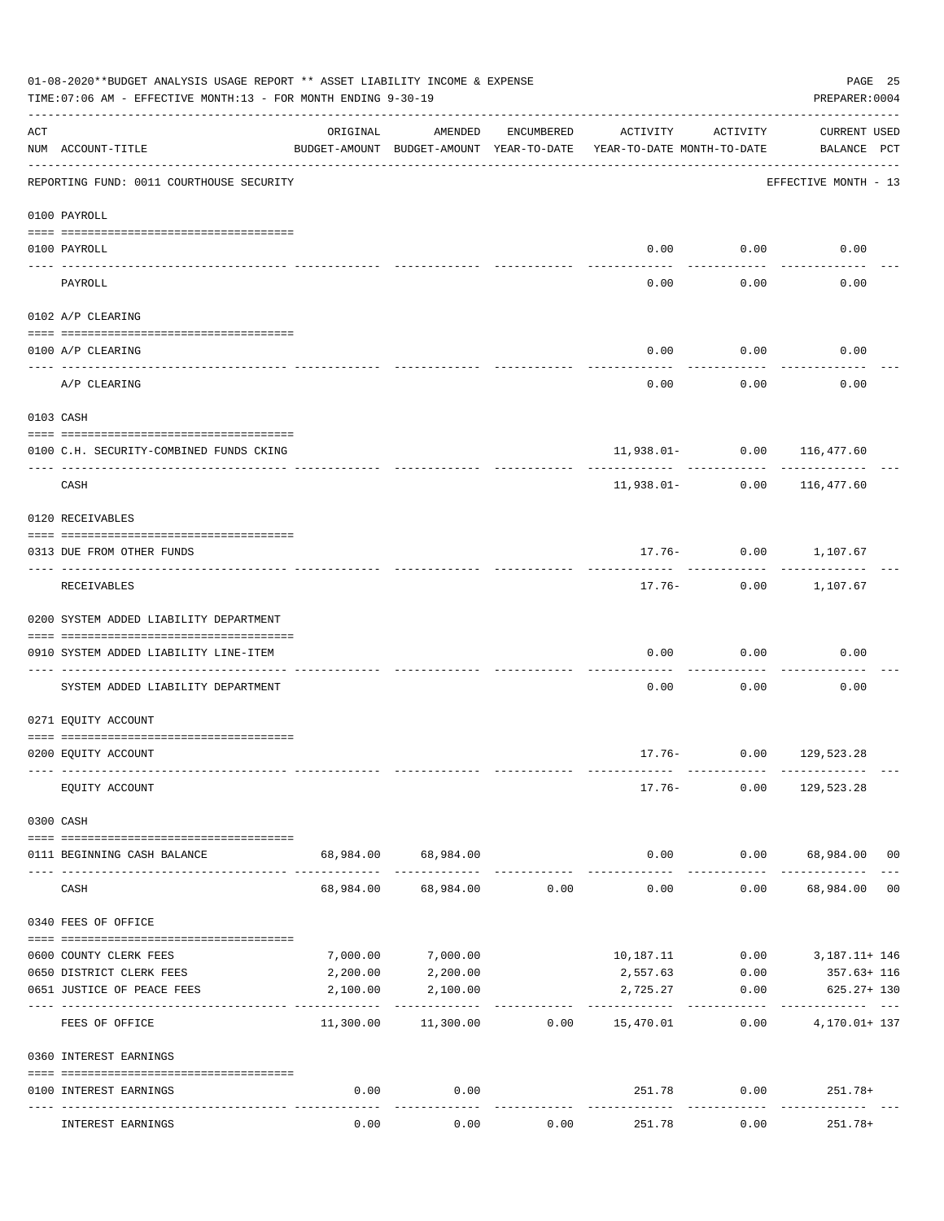01-08-2020**BUDGET ANALYSIS USAGE REPORT ** ASSET LIABILITY INCOME & EXPENSE

TIME:07:06 AM - EFFECTIVE MONTH:13 - FOR MONTH ENDING 9-30-19

PREPARER:0004

| ACT NUM | ACCOUNT-TITLE | ORIGINAL BUDGET-AMOUNT | AMENDED BUDGET-AMOUNT | ENCUMBERED YEAR-TO-DATE | ACTIVITY YEAR-TO-DATE | ACTIVITY MONTH-TO-DATE | CURRENT USED BALANCE | PCT |
|---|---|---|---|---|---|---|---|---|
| | REPORTING FUND: 0011 COURTHOUSE SECURITY | | | | | | EFFECTIVE MONTH - 13 | |
| | 0100 PAYROLL | | | | | | | |
| 0100 | PAYROLL | | | | 0.00 | 0.00 | 0.00 | |
| | PAYROLL | | | | 0.00 | 0.00 | 0.00 | |
| | 0102 A/P CLEARING | | | | | | | |
| 0100 | A/P CLEARING | | | | 0.00 | 0.00 | 0.00 | |
| | A/P CLEARING | | | | 0.00 | 0.00 | 0.00 | |
| | 0103 CASH | | | | | | | |
| 0100 | C.H. SECURITY-COMBINED FUNDS CKING | | | | 11,938.01- | 0.00 | 116,477.60 | |
| | CASH | | | | 11,938.01- | 0.00 | 116,477.60 | |
| | 0120 RECEIVABLES | | | | | | | |
| 0313 | DUE FROM OTHER FUNDS | | | | 17.76- | 0.00 | 1,107.67 | |
| | RECEIVABLES | | | | 17.76- | 0.00 | 1,107.67 | |
| | 0200 SYSTEM ADDED LIABILITY DEPARTMENT | | | | | | | |
| 0910 | SYSTEM ADDED LIABILITY LINE-ITEM | | | | 0.00 | 0.00 | 0.00 | |
| | SYSTEM ADDED LIABILITY DEPARTMENT | | | | 0.00 | 0.00 | 0.00 | |
| | 0271 EQUITY ACCOUNT | | | | | | | |
| 0200 | EQUITY ACCOUNT | | | | 17.76- | 0.00 | 129,523.28 | |
| | EQUITY ACCOUNT | | | | 17.76- | 0.00 | 129,523.28 | |
| | 0300 CASH | | | | | | | |
| 0111 | BEGINNING CASH BALANCE | 68,984.00 | 68,984.00 | | 0.00 | 0.00 | 68,984.00 | 00 |
| | CASH | 68,984.00 | 68,984.00 | 0.00 | 0.00 | 0.00 | 68,984.00 | 00 |
| | 0340 FEES OF OFFICE | | | | | | | |
| 0600 | COUNTY CLERK FEES | 7,000.00 | 7,000.00 | | 10,187.11 | 0.00 | 3,187.11+ | 146 |
| 0650 | DISTRICT CLERK FEES | 2,200.00 | 2,200.00 | | 2,557.63 | 0.00 | 357.63+ | 116 |
| 0651 | JUSTICE OF PEACE FEES | 2,100.00 | 2,100.00 | | 2,725.27 | 0.00 | 625.27+ | 130 |
| | FEES OF OFFICE | 11,300.00 | 11,300.00 | 0.00 | 15,470.01 | 0.00 | 4,170.01+ | 137 |
| | 0360 INTEREST EARNINGS | | | | | | | |
| 0100 | INTEREST EARNINGS | 0.00 | 0.00 | | 251.78 | 0.00 | 251.78+ | |
| | INTEREST EARNINGS | 0.00 | 0.00 | 0.00 | 251.78 | 0.00 | 251.78+ | |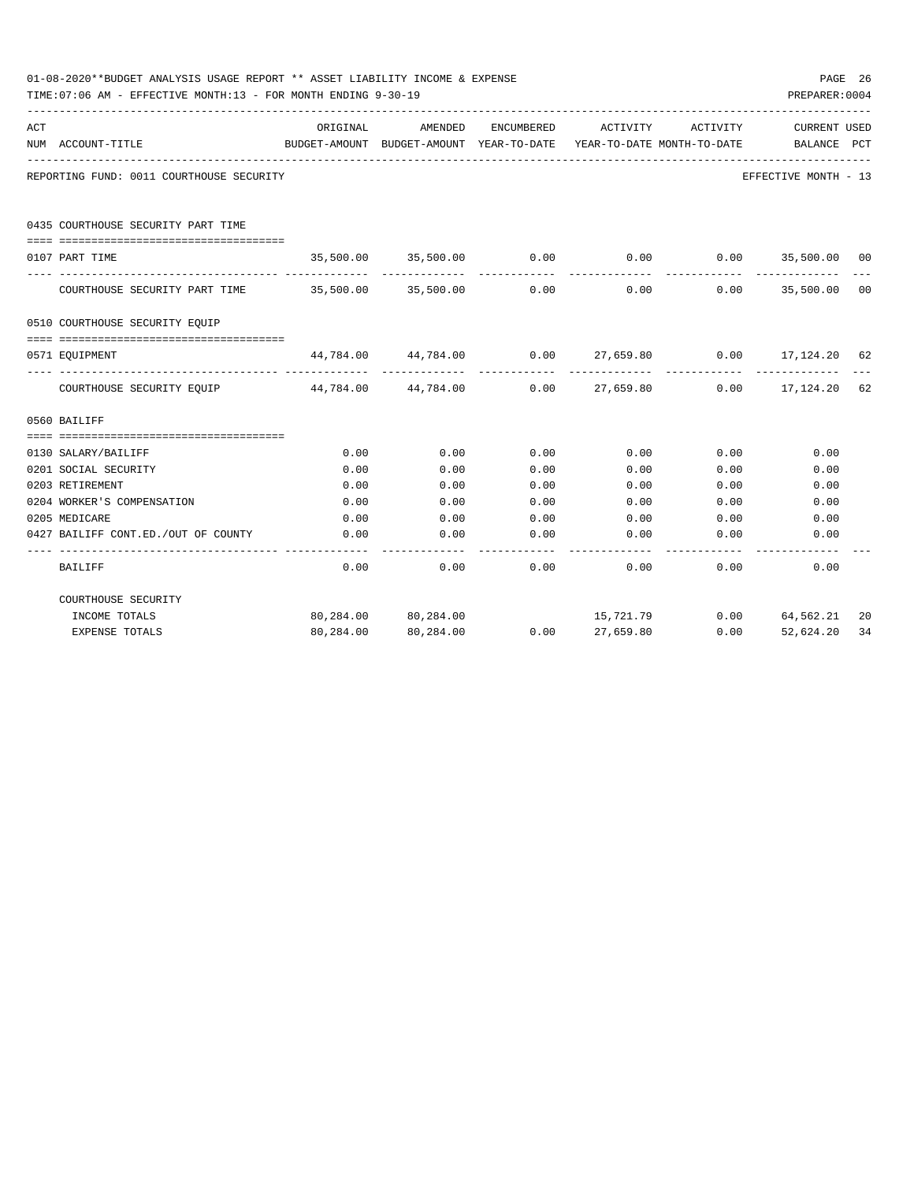01-08-2020**BUDGET ANALYSIS USAGE REPORT ** ASSET LIABILITY INCOME & EXPENSE

TIME:07:06 AM - EFFECTIVE MONTH:13 - FOR MONTH ENDING 9-30-19

PREPARER:0004

REPORTING FUND: 0011 COURTHOUSE SECURITY — EFFECTIVE MONTH - 13

| ACT NUM | ACCOUNT-TITLE | ORIGINAL BUDGET-AMOUNT | AMENDED BUDGET-AMOUNT | ENCUMBERED YEAR-TO-DATE | ACTIVITY YEAR-TO-DATE | ACTIVITY MONTH-TO-DATE | CURRENT BALANCE | USED PCT |
|---|---|---|---|---|---|---|---|---|
| | **0435 COURTHOUSE SECURITY PART TIME** | | | | | | | |
| 0107 | PART TIME | 35,500.00 | 35,500.00 | 0.00 | 0.00 | 0.00 | 35,500.00 | 00 |
| | COURTHOUSE SECURITY PART TIME | 35,500.00 | 35,500.00 | 0.00 | 0.00 | 0.00 | 35,500.00 | 00 |
| | **0510 COURTHOUSE SECURITY EQUIP** | | | | | | | |
| 0571 | EQUIPMENT | 44,784.00 | 44,784.00 | 0.00 | 27,659.80 | 0.00 | 17,124.20 | 62 |
| | COURTHOUSE SECURITY EQUIP | 44,784.00 | 44,784.00 | 0.00 | 27,659.80 | 0.00 | 17,124.20 | 62 |
| | **0560 BAILIFF** | | | | | | | |
| 0130 | SALARY/BAILIFF | 0.00 | 0.00 | 0.00 | 0.00 | 0.00 | 0.00 | |
| 0201 | SOCIAL SECURITY | 0.00 | 0.00 | 0.00 | 0.00 | 0.00 | 0.00 | |
| 0203 | RETIREMENT | 0.00 | 0.00 | 0.00 | 0.00 | 0.00 | 0.00 | |
| 0204 | WORKER'S COMPENSATION | 0.00 | 0.00 | 0.00 | 0.00 | 0.00 | 0.00 | |
| 0205 | MEDICARE | 0.00 | 0.00 | 0.00 | 0.00 | 0.00 | 0.00 | |
| 0427 | BAILIFF CONT.ED./OUT OF COUNTY | 0.00 | 0.00 | 0.00 | 0.00 | 0.00 | 0.00 | |
| | BAILIFF | 0.00 | 0.00 | 0.00 | 0.00 | 0.00 | 0.00 | |
| | **COURTHOUSE SECURITY** | | | | | | | |
| | INCOME TOTALS | 80,284.00 | 80,284.00 | | 15,721.79 | 0.00 | 64,562.21 | 20 |
| | EXPENSE TOTALS | 80,284.00 | 80,284.00 | 0.00 | 27,659.80 | 0.00 | 52,624.20 | 34 |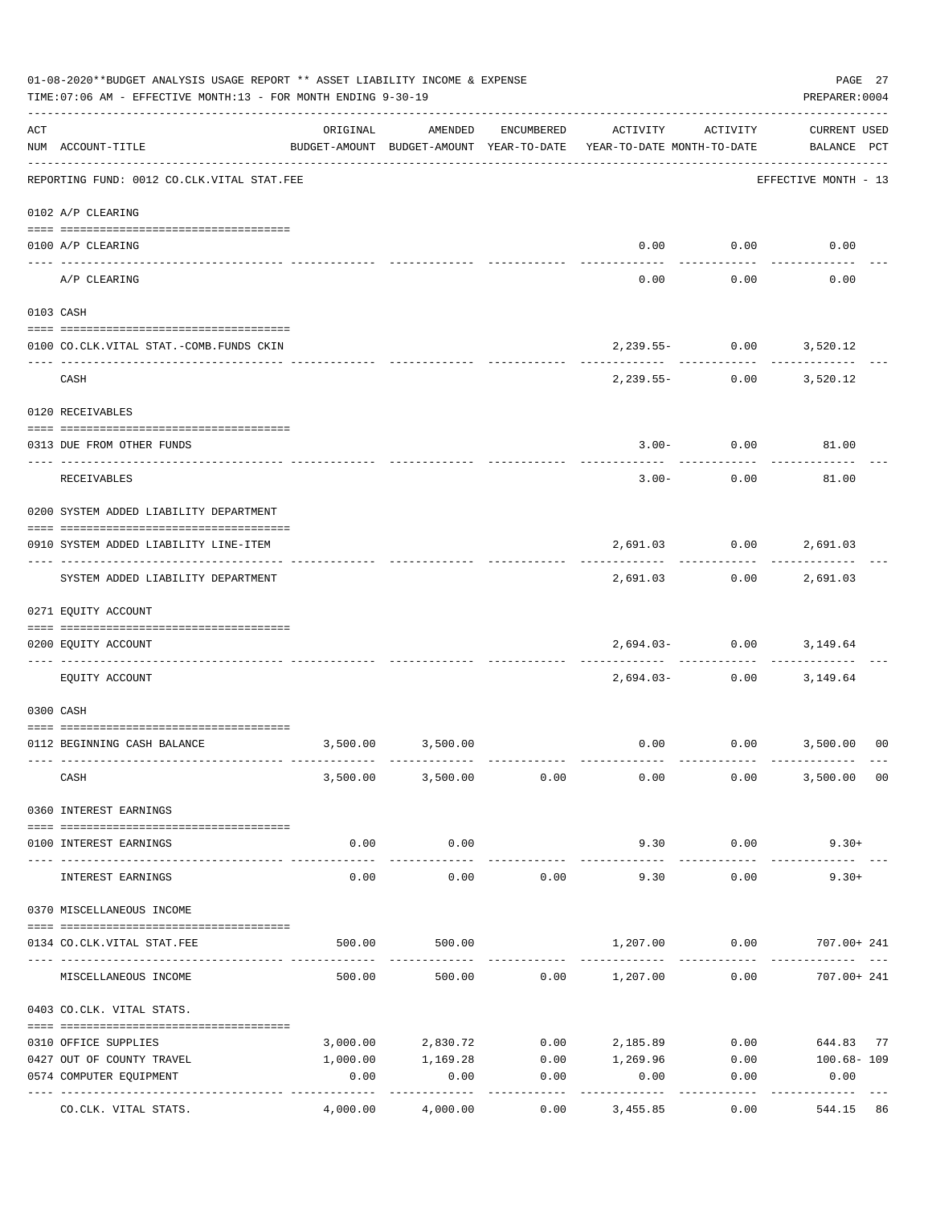01-08-2020**BUDGET ANALYSIS USAGE REPORT ** ASSET LIABILITY INCOME & EXPENSE

TIME:07:06 AM - EFFECTIVE MONTH:13 - FOR MONTH ENDING 9-30-19

PREPARER:0004

| ACT NUM | ACCOUNT-TITLE | ORIGINAL BUDGET-AMOUNT | AMENDED BUDGET-AMOUNT | ENCUMBERED YEAR-TO-DATE | ACTIVITY YEAR-TO-DATE | ACTIVITY MONTH-TO-DATE | CURRENT USED BALANCE | PCT |
|---|---|---|---|---|---|---|---|---|
| | REPORTING FUND: 0012 CO.CLK.VITAL STAT.FEE | | | | | | EFFECTIVE MONTH - 13 | |
| | 0102 A/P CLEARING | | | | | | | |
| 0100 | A/P CLEARING | | | | 0.00 | 0.00 | 0.00 | |
| | A/P CLEARING | | | | 0.00 | 0.00 | 0.00 | |
| | 0103 CASH | | | | | | | |
| 0100 | CO.CLK.VITAL STAT.-COMB.FUNDS CKIN | | | | 2,239.55- | 0.00 | 3,520.12 | |
| | CASH | | | | 2,239.55- | 0.00 | 3,520.12 | |
| | 0120 RECEIVABLES | | | | | | | |
| 0313 | DUE FROM OTHER FUNDS | | | | 3.00- | 0.00 | 81.00 | |
| | RECEIVABLES | | | | 3.00- | 0.00 | 81.00 | |
| | 0200 SYSTEM ADDED LIABILITY DEPARTMENT | | | | | | | |
| 0910 | SYSTEM ADDED LIABILITY LINE-ITEM | | | | 2,691.03 | 0.00 | 2,691.03 | |
| | SYSTEM ADDED LIABILITY DEPARTMENT | | | | 2,691.03 | 0.00 | 2,691.03 | |
| | 0271 EQUITY ACCOUNT | | | | | | | |
| 0200 | EQUITY ACCOUNT | | | | 2,694.03- | 0.00 | 3,149.64 | |
| | EQUITY ACCOUNT | | | | 2,694.03- | 0.00 | 3,149.64 | |
| | 0300 CASH | | | | | | | |
| 0112 | BEGINNING CASH BALANCE | 3,500.00 | 3,500.00 | | 0.00 | 0.00 | 3,500.00 | 00 |
| | CASH | 3,500.00 | 3,500.00 | 0.00 | 0.00 | 0.00 | 3,500.00 | 00 |
| | 0360 INTEREST EARNINGS | | | | | | | |
| 0100 | INTEREST EARNINGS | 0.00 | 0.00 | | 9.30 | 0.00 | 9.30+ | |
| | INTEREST EARNINGS | 0.00 | 0.00 | 0.00 | 9.30 | 0.00 | 9.30+ | |
| | 0370 MISCELLANEOUS INCOME | | | | | | | |
| 0134 | CO.CLK.VITAL STAT.FEE | 500.00 | 500.00 | | 1,207.00 | 0.00 | 707.00+ | 241 |
| | MISCELLANEOUS INCOME | 500.00 | 500.00 | 0.00 | 1,207.00 | 0.00 | 707.00+ | 241 |
| | 0403 CO.CLK. VITAL STATS. | | | | | | | |
| 0310 | OFFICE SUPPLIES | 3,000.00 | 2,830.72 | 0.00 | 2,185.89 | 0.00 | 644.83 | 77 |
| 0427 | OUT OF COUNTY TRAVEL | 1,000.00 | 1,169.28 | 0.00 | 1,269.96 | 0.00 | 100.68- | 109 |
| 0574 | COMPUTER EQUIPMENT | 0.00 | 0.00 | 0.00 | 0.00 | 0.00 | 0.00 | |
| | CO.CLK. VITAL STATS. | 4,000.00 | 4,000.00 | 0.00 | 3,455.85 | 0.00 | 544.15 | 86 |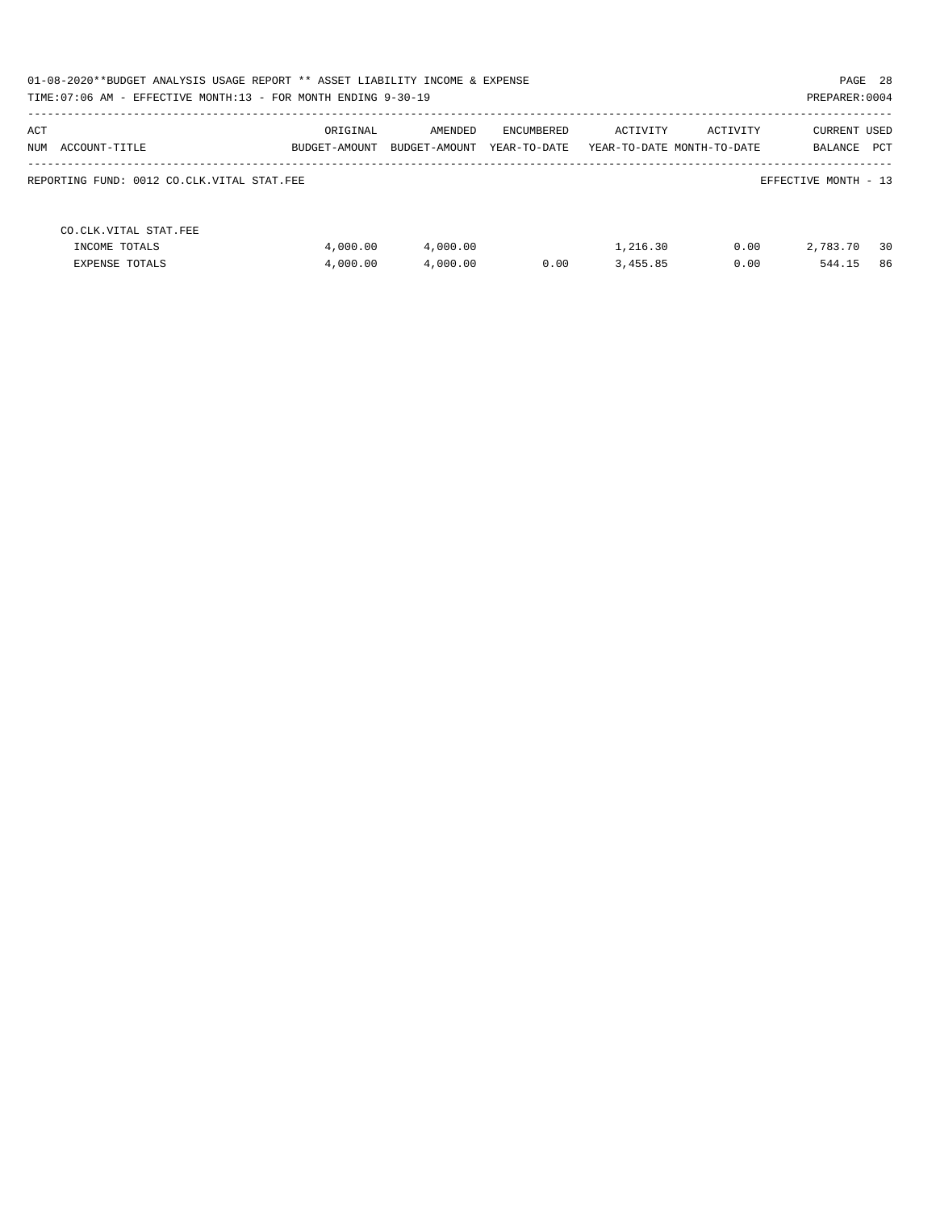01-08-2020**BUDGET ANALYSIS USAGE REPORT ** ASSET LIABILITY INCOME & EXPENSE

TIME:07:06 AM - EFFECTIVE MONTH:13 - FOR MONTH ENDING 9-30-19

PREPARER:0004

| ACT NUM ACCOUNT-TITLE | ORIGINAL BUDGET-AMOUNT | AMENDED BUDGET-AMOUNT | ENCUMBERED YEAR-TO-DATE | ACTIVITY YEAR-TO-DATE | ACTIVITY MONTH-TO-DATE | CURRENT BALANCE | USED PCT |
|---|---|---|---|---|---|---|---|
| REPORTING FUND: 0012 CO.CLK.VITAL STAT.FEE | | | | | | EFFECTIVE MONTH - 13 | |
| CO.CLK.VITAL STAT.FEE | | | | | | | |
| INCOME TOTALS | 4,000.00 | 4,000.00 | | 1,216.30 | 0.00 | 2,783.70 | 30 |
| EXPENSE TOTALS | 4,000.00 | 4,000.00 | 0.00 | 3,455.85 | 0.00 | 544.15 | 86 |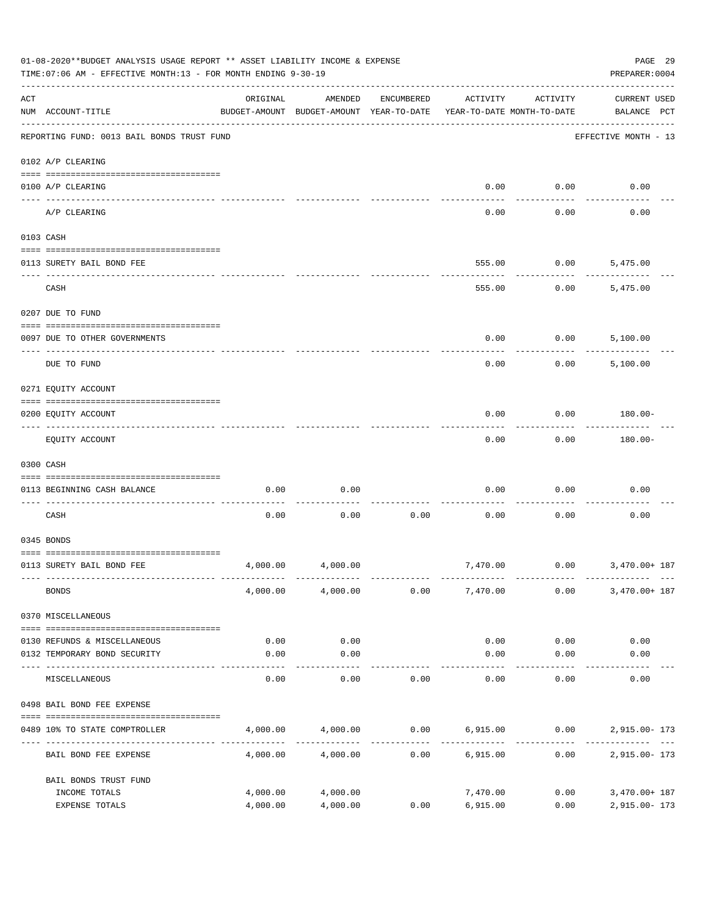01-08-2020**BUDGET ANALYSIS USAGE REPORT ** ASSET LIABILITY INCOME & EXPENSE

TIME:07:06 AM - EFFECTIVE MONTH:13 - FOR MONTH ENDING 9-30-19

PREPARER:0004

REPORTING FUND: 0013 BAIL BONDS TRUST FUND — EFFECTIVE MONTH - 13

| ACT NUM | ACCOUNT-TITLE | ORIGINAL BUDGET-AMOUNT | AMENDED BUDGET-AMOUNT | ENCUMBERED YEAR-TO-DATE | ACTIVITY YEAR-TO-DATE | ACTIVITY MONTH-TO-DATE | CURRENT USED BALANCE | PCT |
|---|---|---|---|---|---|---|---|---|
| | **0102 A/P CLEARING** | | | | | | | |
| 0100 | A/P CLEARING | | | | 0.00 | 0.00 | 0.00 | |
| | A/P CLEARING | | | | 0.00 | 0.00 | 0.00 | |
| | **0103 CASH** | | | | | | | |
| 0113 | SURETY BAIL BOND FEE | | | | 555.00 | 0.00 | 5,475.00 | |
| | CASH | | | | 555.00 | 0.00 | 5,475.00 | |
| | **0207 DUE TO FUND** | | | | | | | |
| 0097 | DUE TO OTHER GOVERNMENTS | | | | 0.00 | 0.00 | 5,100.00 | |
| | DUE TO FUND | | | | 0.00 | 0.00 | 5,100.00 | |
| | **0271 EQUITY ACCOUNT** | | | | | | | |
| 0200 | EQUITY ACCOUNT | | | | 0.00 | 0.00 | 180.00- | |
| | EQUITY ACCOUNT | | | | 0.00 | 0.00 | 180.00- | |
| | **0300 CASH** | | | | | | | |
| 0113 | BEGINNING CASH BALANCE | 0.00 | 0.00 | | 0.00 | 0.00 | 0.00 | |
| | CASH | 0.00 | 0.00 | 0.00 | 0.00 | 0.00 | 0.00 | |
| | **0345 BONDS** | | | | | | | |
| 0113 | SURETY BAIL BOND FEE | 4,000.00 | 4,000.00 | | 7,470.00 | 0.00 | 3,470.00+ | 187 |
| | BONDS | 4,000.00 | 4,000.00 | 0.00 | 7,470.00 | 0.00 | 3,470.00+ | 187 |
| | **0370 MISCELLANEOUS** | | | | | | | |
| 0130 | REFUNDS & MISCELLANEOUS | 0.00 | 0.00 | | 0.00 | 0.00 | 0.00 | |
| 0132 | TEMPORARY BOND SECURITY | 0.00 | 0.00 | | 0.00 | 0.00 | 0.00 | |
| | MISCELLANEOUS | 0.00 | 0.00 | 0.00 | 0.00 | 0.00 | 0.00 | |
| | **0498 BAIL BOND FEE EXPENSE** | | | | | | | |
| 0489 | 10% TO STATE COMPTROLLER | 4,000.00 | 4,000.00 | 0.00 | 6,915.00 | 0.00 | 2,915.00- | 173 |
| | BAIL BOND FEE EXPENSE | 4,000.00 | 4,000.00 | 0.00 | 6,915.00 | 0.00 | 2,915.00- | 173 |
| | **BAIL BONDS TRUST FUND** | | | | | | | |
| | INCOME TOTALS | 4,000.00 | 4,000.00 | | 7,470.00 | 0.00 | 3,470.00+ | 187 |
| | EXPENSE TOTALS | 4,000.00 | 4,000.00 | 0.00 | 6,915.00 | 0.00 | 2,915.00- | 173 |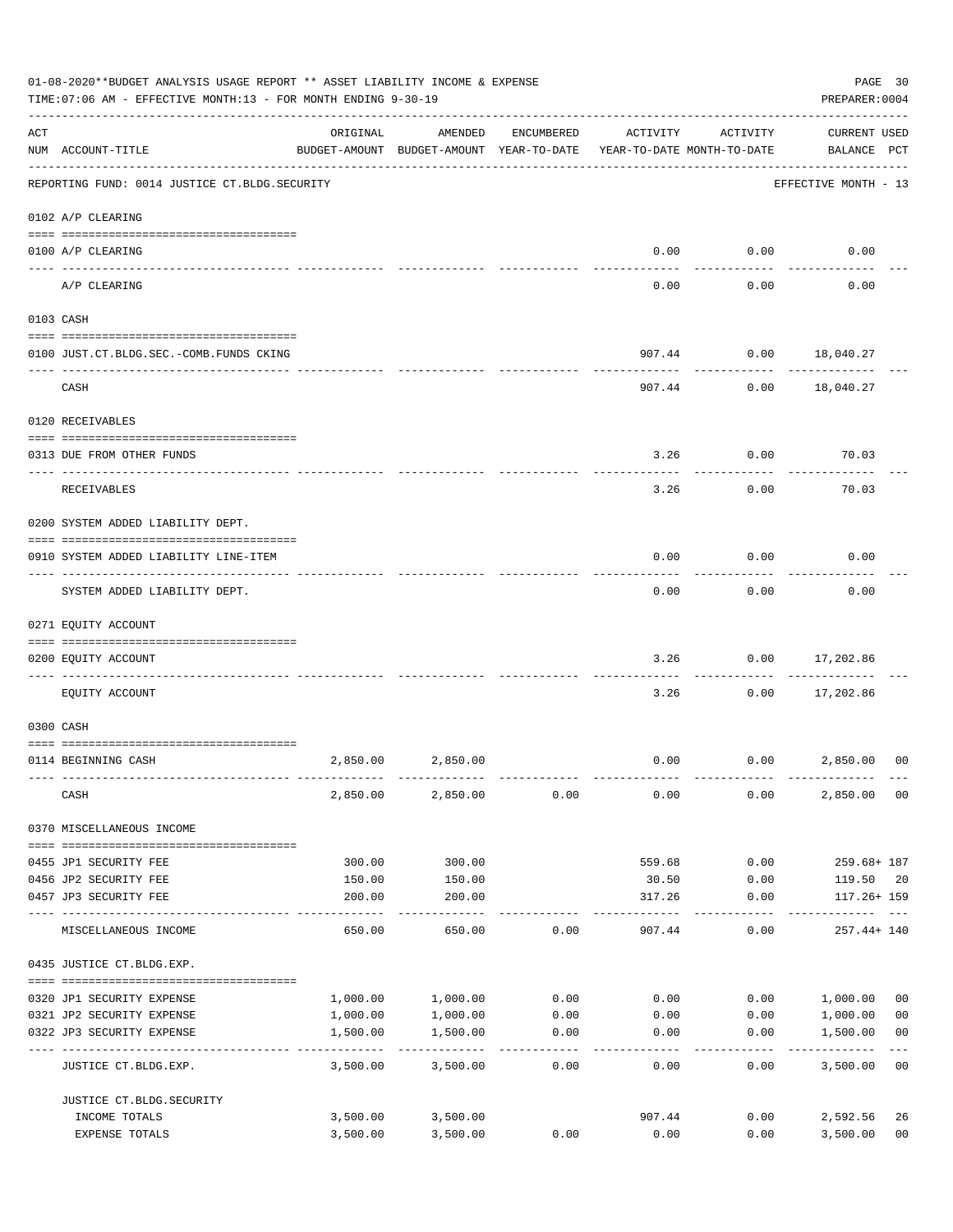01-08-2020**BUDGET ANALYSIS USAGE REPORT ** ASSET LIABILITY INCOME & EXPENSE

TIME:07:06 AM - EFFECTIVE MONTH:13 - FOR MONTH ENDING 9-30-19

PREPARER:0004

| ACT NUM | ACCOUNT-TITLE | ORIGINAL BUDGET-AMOUNT | AMENDED BUDGET-AMOUNT | ENCUMBERED YEAR-TO-DATE | ACTIVITY YEAR-TO-DATE | ACTIVITY MONTH-TO-DATE | CURRENT BALANCE | USED PCT |
|---|---|---|---|---|---|---|---|---|
| | REPORTING FUND: 0014 JUSTICE CT.BLDG.SECURITY | | | | | | EFFECTIVE MONTH - 13 | |
| | 0102 A/P CLEARING | | | | | | | |
| 0100 | A/P CLEARING | | | | 0.00 | 0.00 | 0.00 | |
| | A/P CLEARING | | | | 0.00 | 0.00 | 0.00 | |
| | 0103 CASH | | | | | | | |
| 0100 | JUST.CT.BLDG.SEC.-COMB.FUNDS CKING | | | | 907.44 | 0.00 | 18,040.27 | |
| | CASH | | | | 907.44 | 0.00 | 18,040.27 | |
| | 0120 RECEIVABLES | | | | | | | |
| 0313 | DUE FROM OTHER FUNDS | | | | 3.26 | 0.00 | 70.03 | |
| | RECEIVABLES | | | | 3.26 | 0.00 | 70.03 | |
| | 0200 SYSTEM ADDED LIABILITY DEPT. | | | | | | | |
| 0910 | SYSTEM ADDED LIABILITY LINE-ITEM | | | | 0.00 | 0.00 | 0.00 | |
| | SYSTEM ADDED LIABILITY DEPT. | | | | 0.00 | 0.00 | 0.00 | |
| | 0271 EQUITY ACCOUNT | | | | | | | |
| 0200 | EQUITY ACCOUNT | | | | 3.26 | 0.00 | 17,202.86 | |
| | EQUITY ACCOUNT | | | | 3.26 | 0.00 | 17,202.86 | |
| | 0300 CASH | | | | | | | |
| 0114 | BEGINNING CASH | 2,850.00 | 2,850.00 | | 0.00 | 0.00 | 2,850.00 | 00 |
| | CASH | 2,850.00 | 2,850.00 | 0.00 | 0.00 | 0.00 | 2,850.00 | 00 |
| | 0370 MISCELLANEOUS INCOME | | | | | | | |
| 0455 | JP1 SECURITY FEE | 300.00 | 300.00 | | 559.68 | 0.00 | 259.68+ | 187 |
| 0456 | JP2 SECURITY FEE | 150.00 | 150.00 | | 30.50 | 0.00 | 119.50 | 20 |
| 0457 | JP3 SECURITY FEE | 200.00 | 200.00 | | 317.26 | 0.00 | 117.26+ | 159 |
| | MISCELLANEOUS INCOME | 650.00 | 650.00 | 0.00 | 907.44 | 0.00 | 257.44+ | 140 |
| | 0435 JUSTICE CT.BLDG.EXP. | | | | | | | |
| 0320 | JP1 SECURITY EXPENSE | 1,000.00 | 1,000.00 | 0.00 | 0.00 | 0.00 | 1,000.00 | 00 |
| 0321 | JP2 SECURITY EXPENSE | 1,000.00 | 1,000.00 | 0.00 | 0.00 | 0.00 | 1,000.00 | 00 |
| 0322 | JP3 SECURITY EXPENSE | 1,500.00 | 1,500.00 | 0.00 | 0.00 | 0.00 | 1,500.00 | 00 |
| | JUSTICE CT.BLDG.EXP. | 3,500.00 | 3,500.00 | 0.00 | 0.00 | 0.00 | 3,500.00 | 00 |
| | JUSTICE CT.BLDG.SECURITY | | | | | | | |
| | INCOME TOTALS | 3,500.00 | 3,500.00 | | 907.44 | 0.00 | 2,592.56 | 26 |
| | EXPENSE TOTALS | 3,500.00 | 3,500.00 | 0.00 | 0.00 | 0.00 | 3,500.00 | 00 |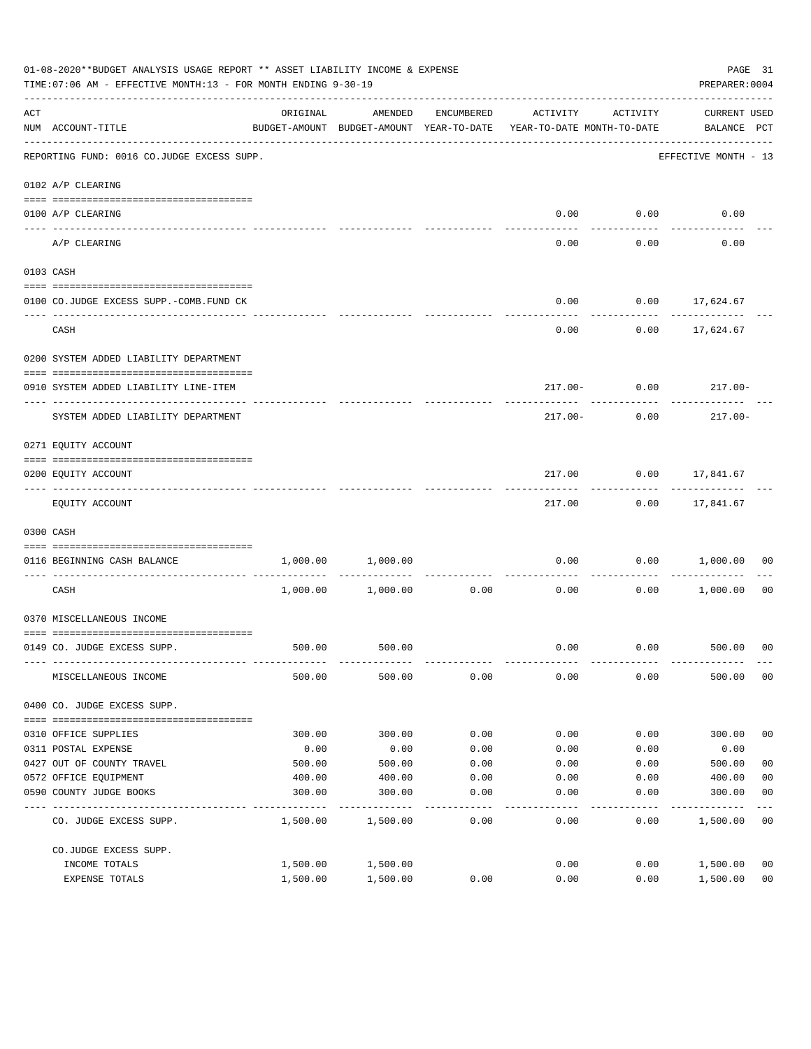01-08-2020**BUDGET ANALYSIS USAGE REPORT ** ASSET LIABILITY INCOME & EXPENSE

TIME:07:06 AM - EFFECTIVE MONTH:13 - FOR MONTH ENDING 9-30-19

PREPARER:0004

| ACT NUM | ACCOUNT-TITLE | ORIGINAL BUDGET-AMOUNT | AMENDED BUDGET-AMOUNT | ENCUMBERED YEAR-TO-DATE | ACTIVITY YEAR-TO-DATE | ACTIVITY MONTH-TO-DATE | CURRENT BALANCE | USED PCT |
|---|---|---|---|---|---|---|---|---|
| | REPORTING FUND: 0016 CO.JUDGE EXCESS SUPP. | | | | | | EFFECTIVE MONTH - 13 | |
| | 0102 A/P CLEARING | | | | | | | |
| 0100 | A/P CLEARING | | | | 0.00 | 0.00 | 0.00 | |
| | A/P CLEARING | | | | 0.00 | 0.00 | 0.00 | |
| | 0103 CASH | | | | | | | |
| 0100 | CO.JUDGE EXCESS SUPP.-COMB.FUND CK | | | | 0.00 | 0.00 | 17,624.67 | |
| | CASH | | | | 0.00 | 0.00 | 17,624.67 | |
| | 0200 SYSTEM ADDED LIABILITY DEPARTMENT | | | | | | | |
| 0910 | SYSTEM ADDED LIABILITY LINE-ITEM | | | | 217.00- | 0.00 | 217.00- | |
| | SYSTEM ADDED LIABILITY DEPARTMENT | | | | 217.00- | 0.00 | 217.00- | |
| | 0271 EQUITY ACCOUNT | | | | | | | |
| 0200 | EQUITY ACCOUNT | | | | 217.00 | 0.00 | 17,841.67 | |
| | EQUITY ACCOUNT | | | | 217.00 | 0.00 | 17,841.67 | |
| | 0300 CASH | | | | | | | |
| 0116 | BEGINNING CASH BALANCE | 1,000.00 | 1,000.00 | | 0.00 | 0.00 | 1,000.00 | 00 |
| | CASH | 1,000.00 | 1,000.00 | 0.00 | 0.00 | 0.00 | 1,000.00 | 00 |
| | 0370 MISCELLANEOUS INCOME | | | | | | | |
| 0149 | CO. JUDGE EXCESS SUPP. | 500.00 | 500.00 | | 0.00 | 0.00 | 500.00 | 00 |
| | MISCELLANEOUS INCOME | 500.00 | 500.00 | 0.00 | 0.00 | 0.00 | 500.00 | 00 |
| | 0400 CO. JUDGE EXCESS SUPP. | | | | | | | |
| 0310 | OFFICE SUPPLIES | 300.00 | 300.00 | 0.00 | 0.00 | 0.00 | 300.00 | 00 |
| 0311 | POSTAL EXPENSE | 0.00 | 0.00 | 0.00 | 0.00 | 0.00 | 0.00 | |
| 0427 | OUT OF COUNTY TRAVEL | 500.00 | 500.00 | 0.00 | 0.00 | 0.00 | 500.00 | 00 |
| 0572 | OFFICE EQUIPMENT | 400.00 | 400.00 | 0.00 | 0.00 | 0.00 | 400.00 | 00 |
| 0590 | COUNTY JUDGE BOOKS | 300.00 | 300.00 | 0.00 | 0.00 | 0.00 | 300.00 | 00 |
| | CO. JUDGE EXCESS SUPP. | 1,500.00 | 1,500.00 | 0.00 | 0.00 | 0.00 | 1,500.00 | 00 |
| | CO.JUDGE EXCESS SUPP. | | | | | | | |
| | INCOME TOTALS | 1,500.00 | 1,500.00 | | 0.00 | 0.00 | 1,500.00 | 00 |
| | EXPENSE TOTALS | 1,500.00 | 1,500.00 | 0.00 | 0.00 | 0.00 | 1,500.00 | 00 |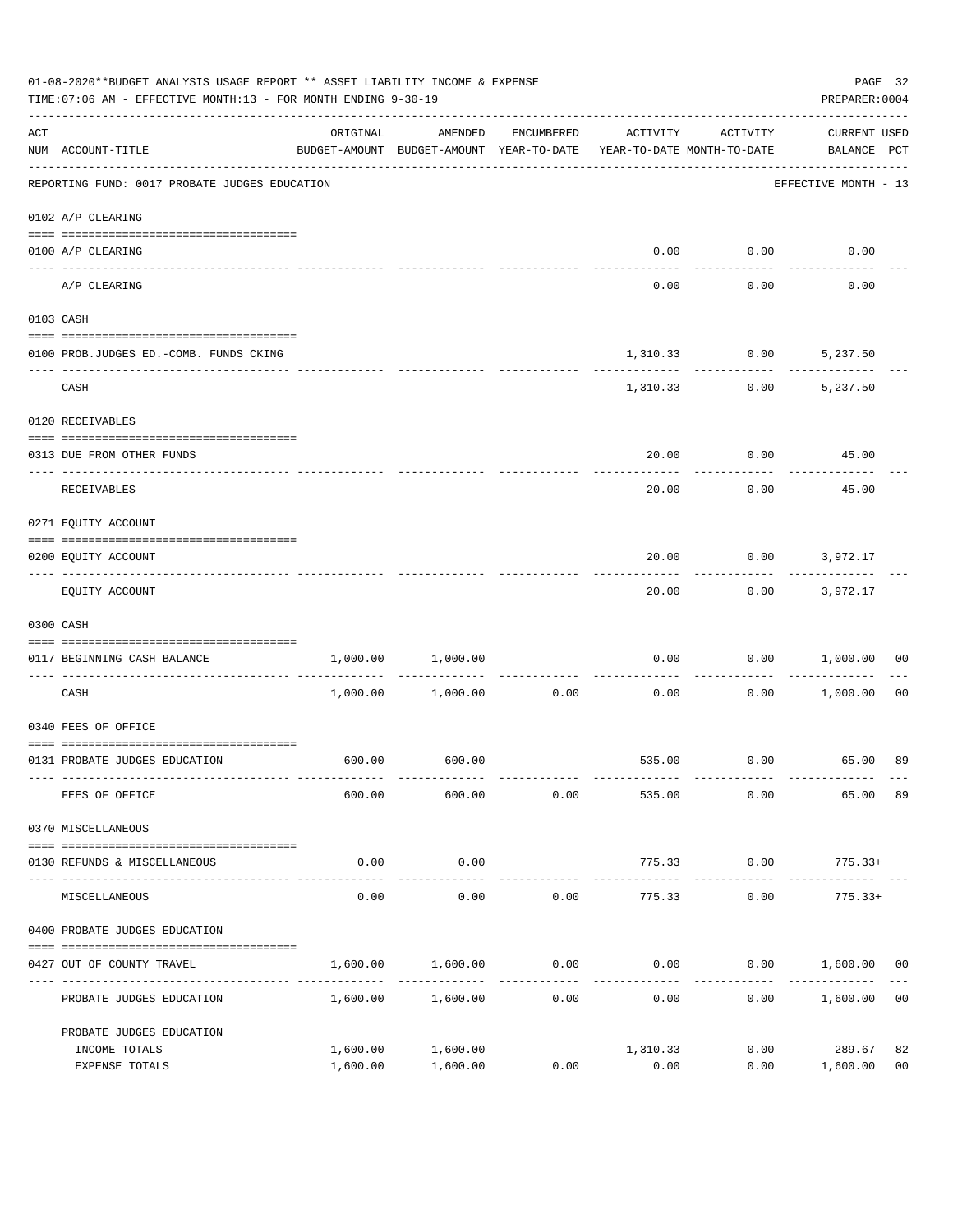01-08-2020**BUDGET ANALYSIS USAGE REPORT ** ASSET LIABILITY INCOME & EXPENSE

TIME:07:06 AM - EFFECTIVE MONTH:13 - FOR MONTH ENDING 9-30-19

PREPARER:0004

REPORTING FUND: 0017 PROBATE JUDGES EDUCATION — EFFECTIVE MONTH - 13

| ACT NUM | ACCOUNT-TITLE | ORIGINAL BUDGET-AMOUNT | AMENDED BUDGET-AMOUNT | ENCUMBERED YEAR-TO-DATE | ACTIVITY YEAR-TO-DATE | ACTIVITY MONTH-TO-DATE | CURRENT USED BALANCE | PCT |
|---|---|---|---|---|---|---|---|---|
| | **0102 A/P CLEARING** | | | | | | | |
| 0100 | A/P CLEARING | | | | 0.00 | 0.00 | 0.00 | |
| | A/P CLEARING | | | | 0.00 | 0.00 | 0.00 | |
| | **0103 CASH** | | | | | | | |
| 0100 | PROB.JUDGES ED.-COMB. FUNDS CKING | | | | 1,310.33 | 0.00 | 5,237.50 | |
| | CASH | | | | 1,310.33 | 0.00 | 5,237.50 | |
| | **0120 RECEIVABLES** | | | | | | | |
| 0313 | DUE FROM OTHER FUNDS | | | | 20.00 | 0.00 | 45.00 | |
| | RECEIVABLES | | | | 20.00 | 0.00 | 45.00 | |
| | **0271 EQUITY ACCOUNT** | | | | | | | |
| 0200 | EQUITY ACCOUNT | | | | 20.00 | 0.00 | 3,972.17 | |
| | EQUITY ACCOUNT | | | | 20.00 | 0.00 | 3,972.17 | |
| | **0300 CASH** | | | | | | | |
| 0117 | BEGINNING CASH BALANCE | 1,000.00 | 1,000.00 | | 0.00 | 0.00 | 1,000.00 | 00 |
| | CASH | 1,000.00 | 1,000.00 | 0.00 | 0.00 | 0.00 | 1,000.00 | 00 |
| | **0340 FEES OF OFFICE** | | | | | | | |
| 0131 | PROBATE JUDGES EDUCATION | 600.00 | 600.00 | | 535.00 | 0.00 | 65.00 | 89 |
| | FEES OF OFFICE | 600.00 | 600.00 | 0.00 | 535.00 | 0.00 | 65.00 | 89 |
| | **0370 MISCELLANEOUS** | | | | | | | |
| 0130 | REFUNDS & MISCELLANEOUS | 0.00 | 0.00 | | 775.33 | 0.00 | 775.33+ | |
| | MISCELLANEOUS | 0.00 | 0.00 | 0.00 | 775.33 | 0.00 | 775.33+ | |
| | **0400 PROBATE JUDGES EDUCATION** | | | | | | | |
| 0427 | OUT OF COUNTY TRAVEL | 1,600.00 | 1,600.00 | 0.00 | 0.00 | 0.00 | 1,600.00 | 00 |
| | PROBATE JUDGES EDUCATION | 1,600.00 | 1,600.00 | 0.00 | 0.00 | 0.00 | 1,600.00 | 00 |
| | **PROBATE JUDGES EDUCATION** | | | | | | | |
| | INCOME TOTALS | 1,600.00 | 1,600.00 | | 1,310.33 | 0.00 | 289.67 | 82 |
| | EXPENSE TOTALS | 1,600.00 | 1,600.00 | 0.00 | 0.00 | 0.00 | 1,600.00 | 00 |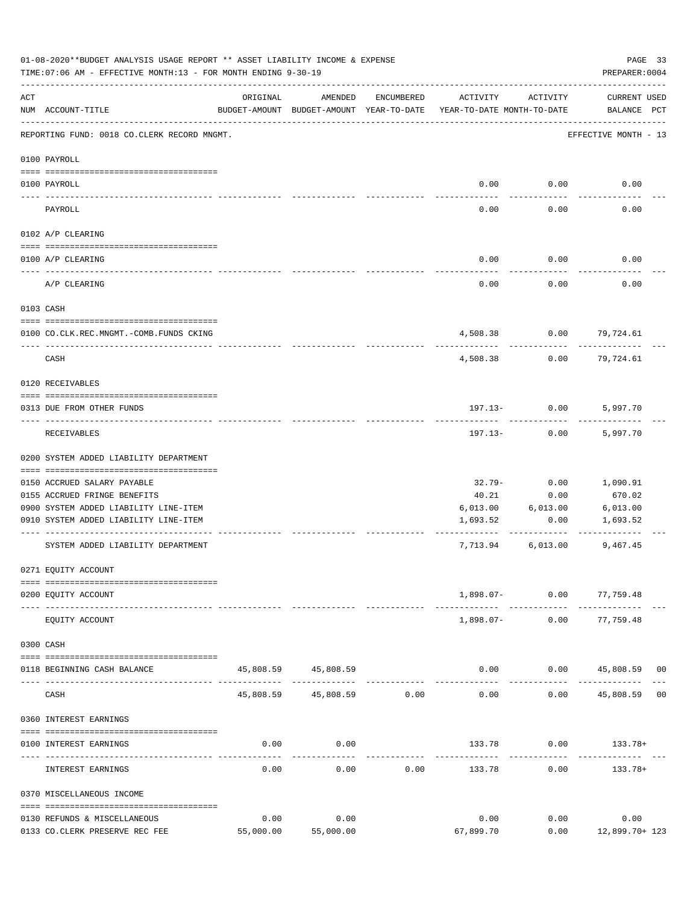01-08-2020**BUDGET ANALYSIS USAGE REPORT ** ASSET LIABILITY INCOME & EXPENSE

TIME:07:06 AM - EFFECTIVE MONTH:13 - FOR MONTH ENDING 9-30-19

PREPARER:0004

| ACT NUM | ACCOUNT-TITLE | ORIGINAL BUDGET-AMOUNT | AMENDED BUDGET-AMOUNT | ENCUMBERED YEAR-TO-DATE | ACTIVITY YEAR-TO-DATE | ACTIVITY MONTH-TO-DATE | CURRENT BALANCE | USED PCT |
|---|---|---|---|---|---|---|---|---|
| | REPORTING FUND: 0018 CO.CLERK RECORD MNGMT. | | | | | | EFFECTIVE MONTH - 13 | |
| | 0100 PAYROLL | | | | | | | |
| 0100 | PAYROLL | | | | 0.00 | 0.00 | 0.00 | |
| | PAYROLL | | | | 0.00 | 0.00 | 0.00 | |
| | 0102 A/P CLEARING | | | | | | | |
| 0100 | A/P CLEARING | | | | 0.00 | 0.00 | 0.00 | |
| | A/P CLEARING | | | | 0.00 | 0.00 | 0.00 | |
| | 0103 CASH | | | | | | | |
| 0100 | CO.CLK.REC.MNGMT.-COMB.FUNDS CKING | | | | 4,508.38 | 0.00 | 79,724.61 | |
| | CASH | | | | 4,508.38 | 0.00 | 79,724.61 | |
| | 0120 RECEIVABLES | | | | | | | |
| 0313 | DUE FROM OTHER FUNDS | | | | 197.13- | 0.00 | 5,997.70 | |
| | RECEIVABLES | | | | 197.13- | 0.00 | 5,997.70 | |
| | 0200 SYSTEM ADDED LIABILITY DEPARTMENT | | | | | | | |
| 0150 | ACCRUED SALARY PAYABLE | | | | 32.79- | 0.00 | 1,090.91 | |
| 0155 | ACCRUED FRINGE BENEFITS | | | | 40.21 | 0.00 | 670.02 | |
| 0900 | SYSTEM ADDED LIABILITY LINE-ITEM | | | | 6,013.00 | 6,013.00 | 6,013.00 | |
| 0910 | SYSTEM ADDED LIABILITY LINE-ITEM | | | | 1,693.52 | 0.00 | 1,693.52 | |
| | SYSTEM ADDED LIABILITY DEPARTMENT | | | | 7,713.94 | 6,013.00 | 9,467.45 | |
| | 0271 EQUITY ACCOUNT | | | | | | | |
| 0200 | EQUITY ACCOUNT | | | | 1,898.07- | 0.00 | 77,759.48 | |
| | EQUITY ACCOUNT | | | | 1,898.07- | 0.00 | 77,759.48 | |
| | 0300 CASH | | | | | | | |
| 0118 | BEGINNING CASH BALANCE | 45,808.59 | 45,808.59 | | 0.00 | 0.00 | 45,808.59 | 00 |
| | CASH | 45,808.59 | 45,808.59 | 0.00 | 0.00 | 0.00 | 45,808.59 | 00 |
| | 0360 INTEREST EARNINGS | | | | | | | |
| 0100 | INTEREST EARNINGS | 0.00 | 0.00 | | 133.78 | 0.00 | 133.78+ | |
| | INTEREST EARNINGS | 0.00 | 0.00 | 0.00 | 133.78 | 0.00 | 133.78+ | |
| | 0370 MISCELLANEOUS INCOME | | | | | | | |
| 0130 | REFUNDS & MISCELLANEOUS | 0.00 | 0.00 | | 0.00 | 0.00 | 0.00 | |
| 0133 | CO.CLERK PRESERVE REC FEE | 55,000.00 | 55,000.00 | | 67,899.70 | 0.00 | 12,899.70+ | 123 |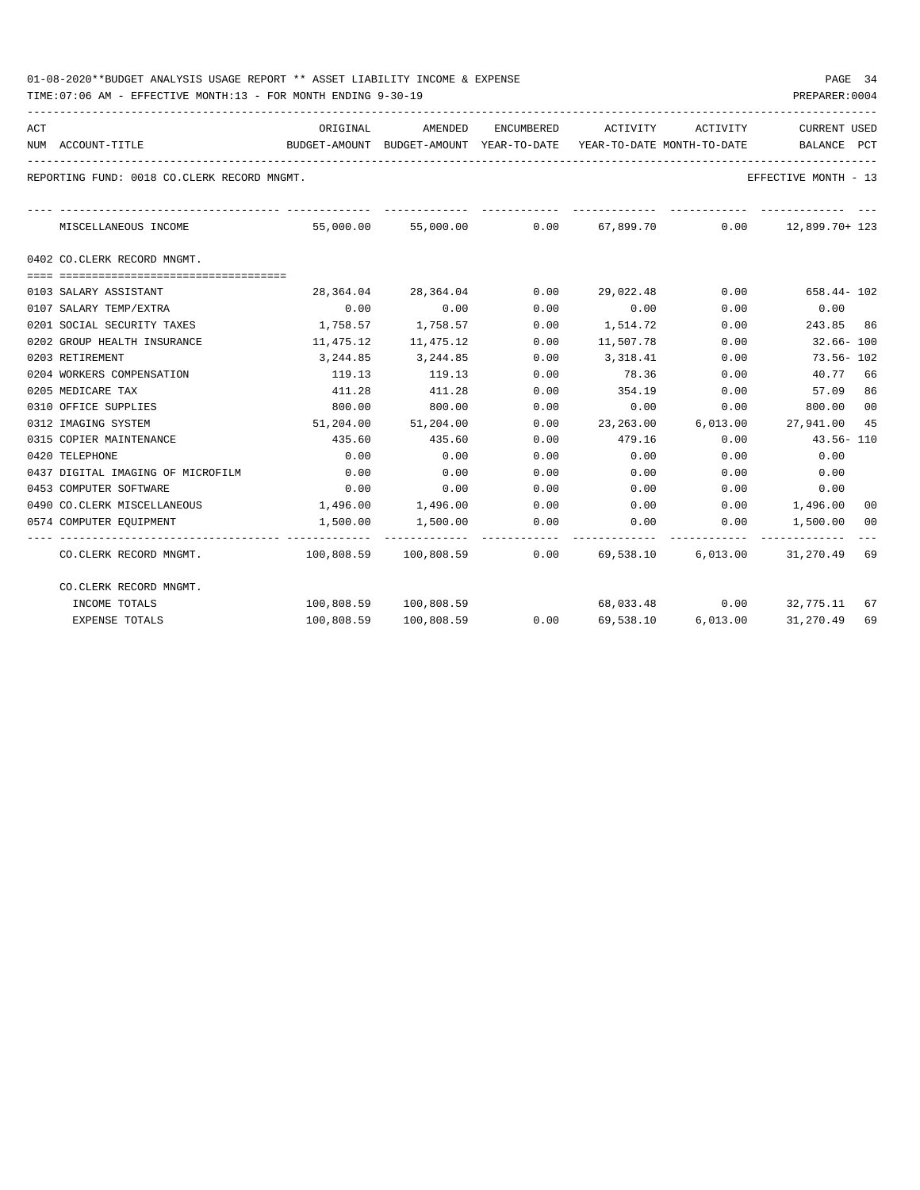01-08-2020**BUDGET ANALYSIS USAGE REPORT ** ASSET LIABILITY INCOME & EXPENSE

TIME:07:06 AM - EFFECTIVE MONTH:13 - FOR MONTH ENDING 9-30-19

PREPARER:0004

REPORTING FUND: 0018 CO.CLERK RECORD MNGMT.

EFFECTIVE MONTH - 13

| ACT NUM | ACCOUNT-TITLE | ORIGINAL BUDGET-AMOUNT | AMENDED BUDGET-AMOUNT | ENCUMBERED YEAR-TO-DATE | ACTIVITY YEAR-TO-DATE | ACTIVITY MONTH-TO-DATE | CURRENT BALANCE | USED PCT |
|---|---|---|---|---|---|---|---|---|
| | MISCELLANEOUS INCOME | 55,000.00 | 55,000.00 | 0.00 | 67,899.70 | 0.00 | 12,899.70+ | 123 |

0402 CO.CLERK RECORD MNGMT.

| ACT NUM | ACCOUNT-TITLE | ORIGINAL BUDGET-AMOUNT | AMENDED BUDGET-AMOUNT | ENCUMBERED YEAR-TO-DATE | ACTIVITY YEAR-TO-DATE | ACTIVITY MONTH-TO-DATE | CURRENT BALANCE | USED PCT |
|---|---|---|---|---|---|---|---|---|
| 0103 | SALARY ASSISTANT | 28,364.04 | 28,364.04 | 0.00 | 29,022.48 | 0.00 | 658.44- | 102 |
| 0107 | SALARY TEMP/EXTRA | 0.00 | 0.00 | 0.00 | 0.00 | 0.00 | 0.00 | |
| 0201 | SOCIAL SECURITY TAXES | 1,758.57 | 1,758.57 | 0.00 | 1,514.72 | 0.00 | 243.85 | 86 |
| 0202 | GROUP HEALTH INSURANCE | 11,475.12 | 11,475.12 | 0.00 | 11,507.78 | 0.00 | 32.66- | 100 |
| 0203 | RETIREMENT | 3,244.85 | 3,244.85 | 0.00 | 3,318.41 | 0.00 | 73.56- | 102 |
| 0204 | WORKERS COMPENSATION | 119.13 | 119.13 | 0.00 | 78.36 | 0.00 | 40.77 | 66 |
| 0205 | MEDICARE TAX | 411.28 | 411.28 | 0.00 | 354.19 | 0.00 | 57.09 | 86 |
| 0310 | OFFICE SUPPLIES | 800.00 | 800.00 | 0.00 | 0.00 | 0.00 | 800.00 | 00 |
| 0312 | IMAGING SYSTEM | 51,204.00 | 51,204.00 | 0.00 | 23,263.00 | 6,013.00 | 27,941.00 | 45 |
| 0315 | COPIER MAINTENANCE | 435.60 | 435.60 | 0.00 | 479.16 | 0.00 | 43.56- | 110 |
| 0420 | TELEPHONE | 0.00 | 0.00 | 0.00 | 0.00 | 0.00 | 0.00 | |
| 0437 | DIGITAL IMAGING OF MICROFILM | 0.00 | 0.00 | 0.00 | 0.00 | 0.00 | 0.00 | |
| 0453 | COMPUTER SOFTWARE | 0.00 | 0.00 | 0.00 | 0.00 | 0.00 | 0.00 | |
| 0490 | CO.CLERK MISCELLANEOUS | 1,496.00 | 1,496.00 | 0.00 | 0.00 | 0.00 | 1,496.00 | 00 |
| 0574 | COMPUTER EQUIPMENT | 1,500.00 | 1,500.00 | 0.00 | 0.00 | 0.00 | 1,500.00 | 00 |
| | CO.CLERK RECORD MNGMT. | 100,808.59 | 100,808.59 | 0.00 | 69,538.10 | 6,013.00 | 31,270.49 | 69 |

CO.CLERK RECORD MNGMT.

| | ORIGINAL BUDGET-AMOUNT | AMENDED BUDGET-AMOUNT | ENCUMBERED YEAR-TO-DATE | ACTIVITY YEAR-TO-DATE | ACTIVITY MONTH-TO-DATE | CURRENT BALANCE | USED PCT |
|---|---|---|---|---|---|---|---|
| INCOME TOTALS | 100,808.59 | 100,808.59 | | 68,033.48 | 0.00 | 32,775.11 | 67 |
| EXPENSE TOTALS | 100,808.59 | 100,808.59 | 0.00 | 69,538.10 | 6,013.00 | 31,270.49 | 69 |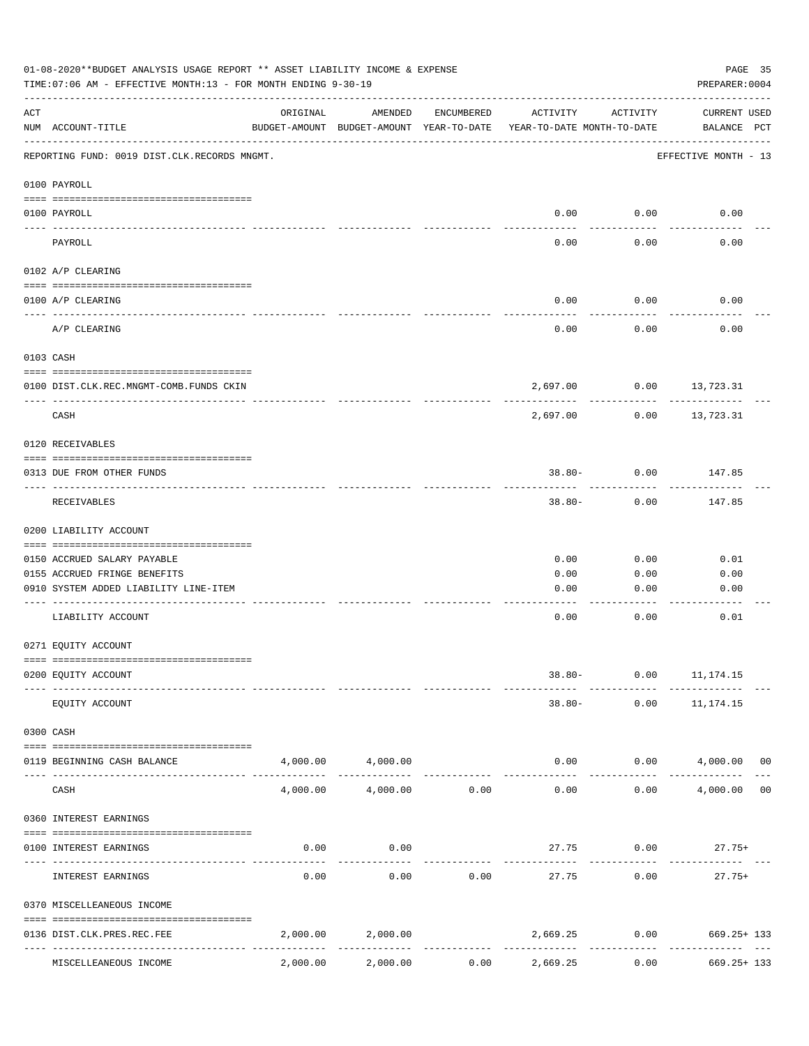01-08-2020**BUDGET ANALYSIS USAGE REPORT ** ASSET LIABILITY INCOME & EXPENSE

TIME:07:06 AM - EFFECTIVE MONTH:13 - FOR MONTH ENDING 9-30-19

PREPARER:0004

REPORTING FUND: 0019 DIST.CLK.RECORDS MNGMT.

EFFECTIVE MONTH - 13

| ACT NUM | ACCOUNT-TITLE | ORIGINAL BUDGET-AMOUNT | AMENDED BUDGET-AMOUNT | ENCUMBERED YEAR-TO-DATE | ACTIVITY YEAR-TO-DATE | ACTIVITY MONTH-TO-DATE | CURRENT USED BALANCE | PCT |
|---|---|---|---|---|---|---|---|---|
| | **0100 PAYROLL** | | | | | | | |
| 0100 | PAYROLL | | | | 0.00 | 0.00 | 0.00 | |
| | PAYROLL | | | | 0.00 | 0.00 | 0.00 | |
| | **0102 A/P CLEARING** | | | | | | | |
| 0100 | A/P CLEARING | | | | 0.00 | 0.00 | 0.00 | |
| | A/P CLEARING | | | | 0.00 | 0.00 | 0.00 | |
| | **0103 CASH** | | | | | | | |
| 0100 | DIST.CLK.REC.MNGMT-COMB.FUNDS CKIN | | | | 2,697.00 | 0.00 | 13,723.31 | |
| | CASH | | | | 2,697.00 | 0.00 | 13,723.31 | |
| | **0120 RECEIVABLES** | | | | | | | |
| 0313 | DUE FROM OTHER FUNDS | | | | 38.80- | 0.00 | 147.85 | |
| | RECEIVABLES | | | | 38.80- | 0.00 | 147.85 | |
| | **0200 LIABILITY ACCOUNT** | | | | | | | |
| 0150 | ACCRUED SALARY PAYABLE | | | | 0.00 | 0.00 | 0.01 | |
| 0155 | ACCRUED FRINGE BENEFITS | | | | 0.00 | 0.00 | 0.00 | |
| 0910 | SYSTEM ADDED LIABILITY LINE-ITEM | | | | 0.00 | 0.00 | 0.00 | |
| | LIABILITY ACCOUNT | | | | 0.00 | 0.00 | 0.01 | |
| | **0271 EQUITY ACCOUNT** | | | | | | | |
| 0200 | EQUITY ACCOUNT | | | | 38.80- | 0.00 | 11,174.15 | |
| | EQUITY ACCOUNT | | | | 38.80- | 0.00 | 11,174.15 | |
| | **0300 CASH** | | | | | | | |
| 0119 | BEGINNING CASH BALANCE | 4,000.00 | 4,000.00 | | 0.00 | 0.00 | 4,000.00 | 00 |
| | CASH | 4,000.00 | 4,000.00 | 0.00 | 0.00 | 0.00 | 4,000.00 | 00 |
| | **0360 INTEREST EARNINGS** | | | | | | | |
| 0100 | INTEREST EARNINGS | 0.00 | 0.00 | | 27.75 | 0.00 | 27.75+ | |
| | INTEREST EARNINGS | 0.00 | 0.00 | 0.00 | 27.75 | 0.00 | 27.75+ | |
| | **0370 MISCELLEANEOUS INCOME** | | | | | | | |
| 0136 | DIST.CLK.PRES.REC.FEE | 2,000.00 | 2,000.00 | | 2,669.25 | 0.00 | 669.25+ | 133 |
| | MISCELLEANEOUS INCOME | 2,000.00 | 2,000.00 | 0.00 | 2,669.25 | 0.00 | 669.25+ | 133 |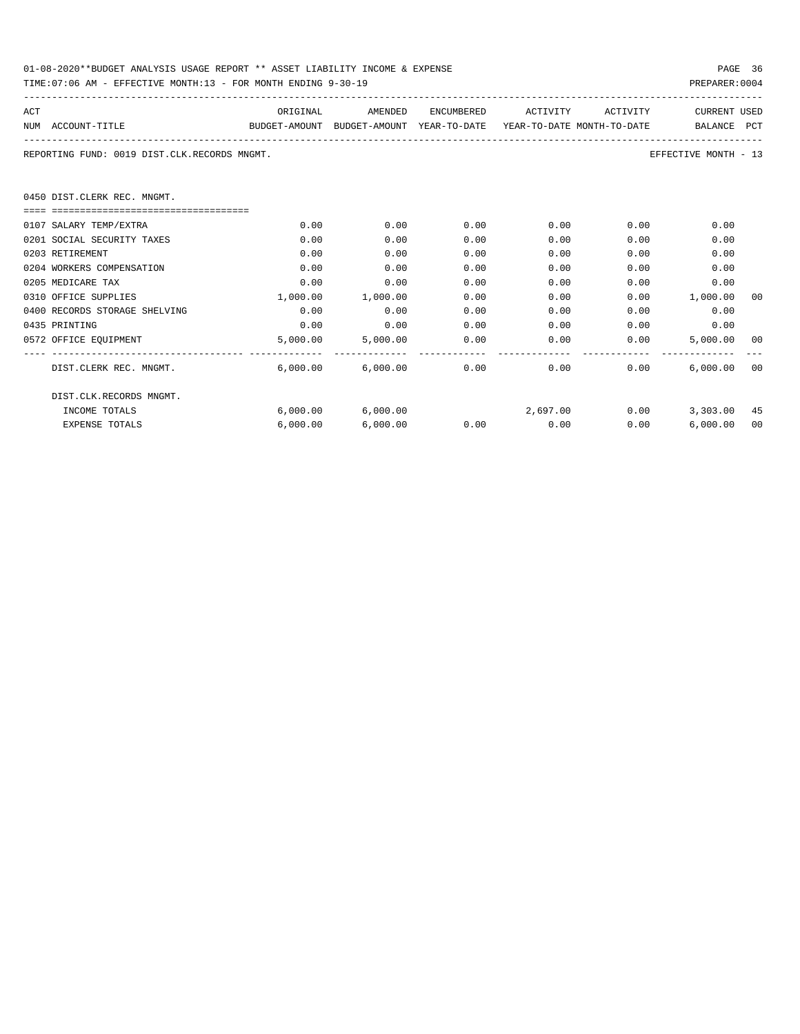01-08-2020**BUDGET ANALYSIS USAGE REPORT ** ASSET LIABILITY INCOME & EXPENSE

TIME:07:06 AM - EFFECTIVE MONTH:13 - FOR MONTH ENDING 9-30-19

PREPARER:0004

REPORTING FUND: 0019 DIST.CLK.RECORDS MNGMT.

EFFECTIVE MONTH - 13

## 0450 DIST.CLERK REC. MNGMT.

| ACT NUM | ACCOUNT-TITLE | ORIGINAL BUDGET-AMOUNT | AMENDED BUDGET-AMOUNT | ENCUMBERED YEAR-TO-DATE | ACTIVITY YEAR-TO-DATE | ACTIVITY MONTH-TO-DATE | CURRENT BALANCE | USED PCT |
|---|---|---|---|---|---|---|---|---|
| 0107 | SALARY TEMP/EXTRA | 0.00 | 0.00 | 0.00 | 0.00 | 0.00 | 0.00 | |
| 0201 | SOCIAL SECURITY TAXES | 0.00 | 0.00 | 0.00 | 0.00 | 0.00 | 0.00 | |
| 0203 | RETIREMENT | 0.00 | 0.00 | 0.00 | 0.00 | 0.00 | 0.00 | |
| 0204 | WORKERS COMPENSATION | 0.00 | 0.00 | 0.00 | 0.00 | 0.00 | 0.00 | |
| 0205 | MEDICARE TAX | 0.00 | 0.00 | 0.00 | 0.00 | 0.00 | 0.00 | |
| 0310 | OFFICE SUPPLIES | 1,000.00 | 1,000.00 | 0.00 | 0.00 | 0.00 | 1,000.00 | 00 |
| 0400 | RECORDS STORAGE SHELVING | 0.00 | 0.00 | 0.00 | 0.00 | 0.00 | 0.00 | |
| 0435 | PRINTING | 0.00 | 0.00 | 0.00 | 0.00 | 0.00 | 0.00 | |
| 0572 | OFFICE EQUIPMENT | 5,000.00 | 5,000.00 | 0.00 | 0.00 | 0.00 | 5,000.00 | 00 |
| | DIST.CLERK REC. MNGMT. | 6,000.00 | 6,000.00 | 0.00 | 0.00 | 0.00 | 6,000.00 | 00 |
| | DIST.CLK.RECORDS MNGMT. | | | | | | | |
| | INCOME TOTALS | 6,000.00 | 6,000.00 | | 2,697.00 | 0.00 | 3,303.00 | 45 |
| | EXPENSE TOTALS | 6,000.00 | 6,000.00 | 0.00 | 0.00 | 0.00 | 6,000.00 | 00 |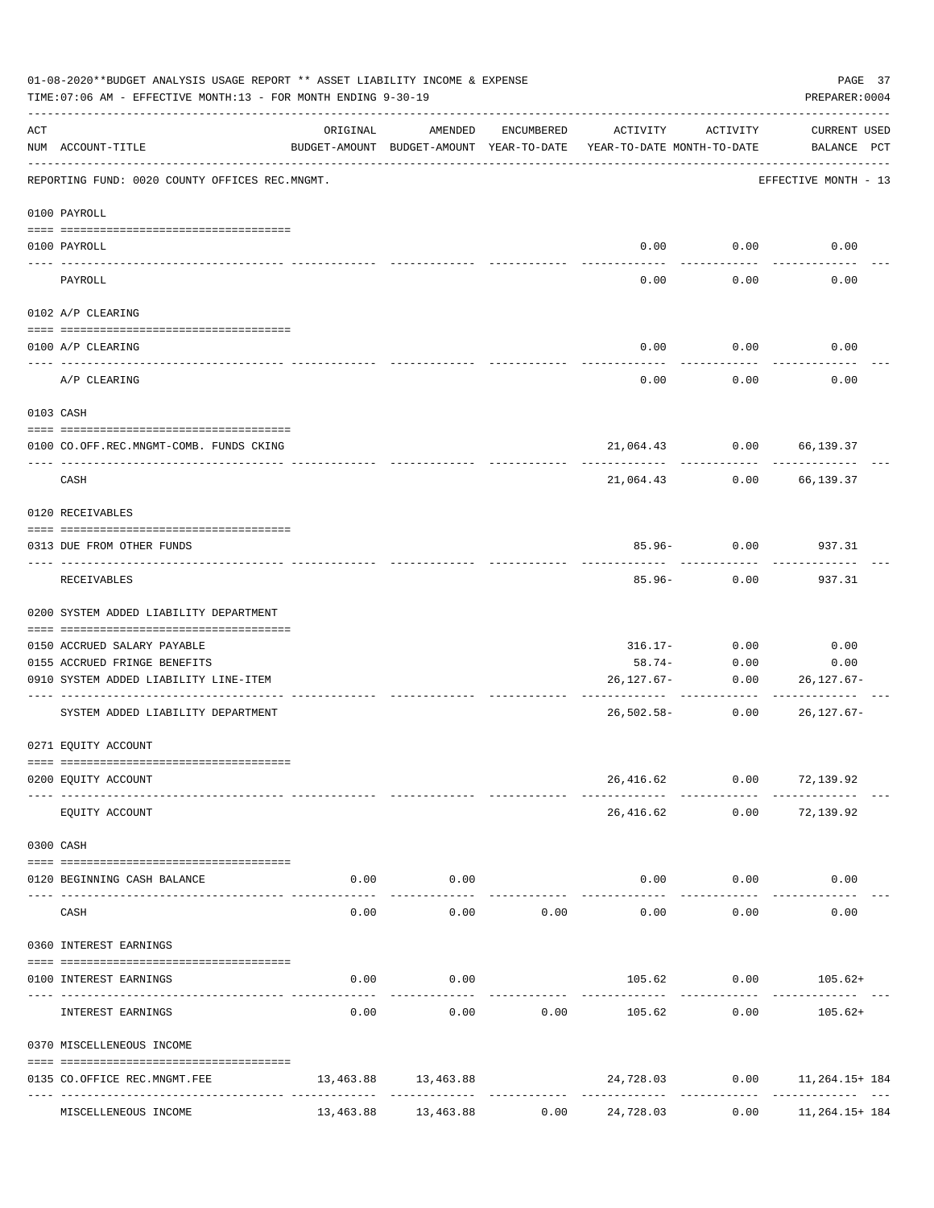01-08-2020**BUDGET ANALYSIS USAGE REPORT ** ASSET LIABILITY INCOME & EXPENSE

TIME:07:06 AM - EFFECTIVE MONTH:13 - FOR MONTH ENDING 9-30-19

PREPARER:0004

| ACT NUM | ACCOUNT-TITLE | ORIGINAL BUDGET-AMOUNT | AMENDED BUDGET-AMOUNT | ENCUMBERED YEAR-TO-DATE | ACTIVITY YEAR-TO-DATE | ACTIVITY MONTH-TO-DATE | CURRENT BALANCE | USED PCT |
|---|---|---|---|---|---|---|---|---|
| | REPORTING FUND: 0020 COUNTY OFFICES REC.MNGMT. | | | | | | EFFECTIVE MONTH - 13 | |
| | **0100 PAYROLL** | | | | | | | |
| 0100 | PAYROLL | | | | 0.00 | 0.00 | 0.00 | |
| | PAYROLL | | | | 0.00 | 0.00 | 0.00 | |
| | **0102 A/P CLEARING** | | | | | | | |
| 0100 | A/P CLEARING | | | | 0.00 | 0.00 | 0.00 | |
| | A/P CLEARING | | | | 0.00 | 0.00 | 0.00 | |
| | **0103 CASH** | | | | | | | |
| 0100 | CO.OFF.REC.MNGMT-COMB. FUNDS CKING | | | | 21,064.43 | 0.00 | 66,139.37 | |
| | CASH | | | | 21,064.43 | 0.00 | 66,139.37 | |
| | **0120 RECEIVABLES** | | | | | | | |
| 0313 | DUE FROM OTHER FUNDS | | | | 85.96- | 0.00 | 937.31 | |
| | RECEIVABLES | | | | 85.96- | 0.00 | 937.31 | |
| | **0200 SYSTEM ADDED LIABILITY DEPARTMENT** | | | | | | | |
| 0150 | ACCRUED SALARY PAYABLE | | | | 316.17- | 0.00 | 0.00 | |
| 0155 | ACCRUED FRINGE BENEFITS | | | | 58.74- | 0.00 | 0.00 | |
| 0910 | SYSTEM ADDED LIABILITY LINE-ITEM | | | | 26,127.67- | 0.00 | 26,127.67- | |
| | SYSTEM ADDED LIABILITY DEPARTMENT | | | | 26,502.58- | 0.00 | 26,127.67- | |
| | **0271 EQUITY ACCOUNT** | | | | | | | |
| 0200 | EQUITY ACCOUNT | | | | 26,416.62 | 0.00 | 72,139.92 | |
| | EQUITY ACCOUNT | | | | 26,416.62 | 0.00 | 72,139.92 | |
| | **0300 CASH** | | | | | | | |
| 0120 | BEGINNING CASH BALANCE | 0.00 | 0.00 | | 0.00 | 0.00 | 0.00 | |
| | CASH | 0.00 | 0.00 | 0.00 | 0.00 | 0.00 | 0.00 | |
| | **0360 INTEREST EARNINGS** | | | | | | | |
| 0100 | INTEREST EARNINGS | 0.00 | 0.00 | | 105.62 | 0.00 | 105.62+ | |
| | INTEREST EARNINGS | 0.00 | 0.00 | 0.00 | 105.62 | 0.00 | 105.62+ | |
| | **0370 MISCELLENEOUS INCOME** | | | | | | | |
| 0135 | CO.OFFICE REC.MNGMT.FEE | 13,463.88 | 13,463.88 | | 24,728.03 | 0.00 | 11,264.15+ | 184 |
| | MISCELLENEOUS INCOME | 13,463.88 | 13,463.88 | 0.00 | 24,728.03 | 0.00 | 11,264.15+ | 184 |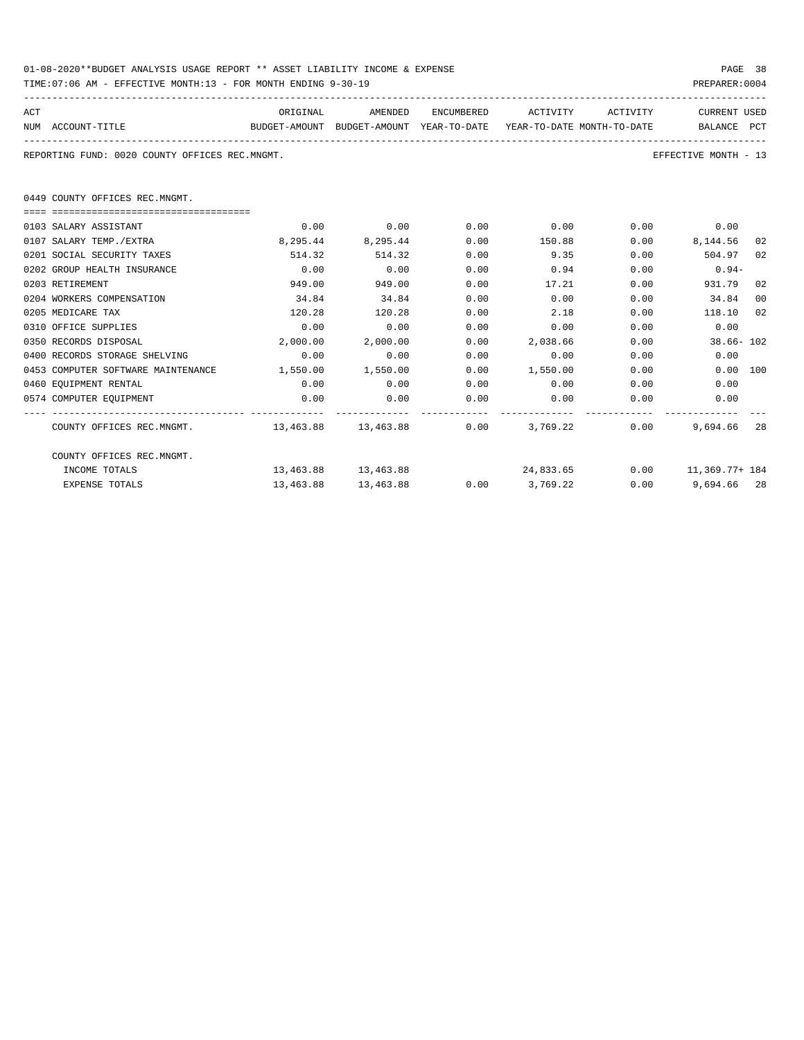01-08-2020**BUDGET ANALYSIS USAGE REPORT ** ASSET LIABILITY INCOME & EXPENSE

TIME:07:06 AM - EFFECTIVE MONTH:13 - FOR MONTH ENDING 9-30-19

REPORTING FUND: 0020 COUNTY OFFICES REC.MNGMT. — EFFECTIVE MONTH - 13

## 0449 COUNTY OFFICES REC.MNGMT.

| ACT NUM | ACCOUNT-TITLE | ORIGINAL BUDGET-AMOUNT | AMENDED BUDGET-AMOUNT | ENCUMBERED YEAR-TO-DATE | ACTIVITY YEAR-TO-DATE | ACTIVITY MONTH-TO-DATE | CURRENT BALANCE | USED PCT |
|---|---|---|---|---|---|---|---|---|
| 0103 | SALARY ASSISTANT | 0.00 | 0.00 | 0.00 | 0.00 | 0.00 | 0.00 | |
| 0107 | SALARY TEMP./EXTRA | 8,295.44 | 8,295.44 | 0.00 | 150.88 | 0.00 | 8,144.56 | 02 |
| 0201 | SOCIAL SECURITY TAXES | 514.32 | 514.32 | 0.00 | 9.35 | 0.00 | 504.97 | 02 |
| 0202 | GROUP HEALTH INSURANCE | 0.00 | 0.00 | 0.00 | 0.94 | 0.00 | 0.94- | |
| 0203 | RETIREMENT | 949.00 | 949.00 | 0.00 | 17.21 | 0.00 | 931.79 | 02 |
| 0204 | WORKERS COMPENSATION | 34.84 | 34.84 | 0.00 | 0.00 | 0.00 | 34.84 | 00 |
| 0205 | MEDICARE TAX | 120.28 | 120.28 | 0.00 | 2.18 | 0.00 | 118.10 | 02 |
| 0310 | OFFICE SUPPLIES | 0.00 | 0.00 | 0.00 | 0.00 | 0.00 | 0.00 | |
| 0350 | RECORDS DISPOSAL | 2,000.00 | 2,000.00 | 0.00 | 2,038.66 | 0.00 | 38.66- | 102 |
| 0400 | RECORDS STORAGE SHELVING | 0.00 | 0.00 | 0.00 | 0.00 | 0.00 | 0.00 | |
| 0453 | COMPUTER SOFTWARE MAINTENANCE | 1,550.00 | 1,550.00 | 0.00 | 1,550.00 | 0.00 | 0.00 | 100 |
| 0460 | EQUIPMENT RENTAL | 0.00 | 0.00 | 0.00 | 0.00 | 0.00 | 0.00 | |
| 0574 | COMPUTER EQUIPMENT | 0.00 | 0.00 | 0.00 | 0.00 | 0.00 | 0.00 | |
| | COUNTY OFFICES REC.MNGMT. | 13,463.88 | 13,463.88 | 0.00 | 3,769.22 | 0.00 | 9,694.66 | 28 |
| | COUNTY OFFICES REC.MNGMT. | | | | | | | |
| | INCOME TOTALS | 13,463.88 | 13,463.88 | | 24,833.65 | 0.00 | 11,369.77+ | 184 |
| | EXPENSE TOTALS | 13,463.88 | 13,463.88 | 0.00 | 3,769.22 | 0.00 | 9,694.66 | 28 |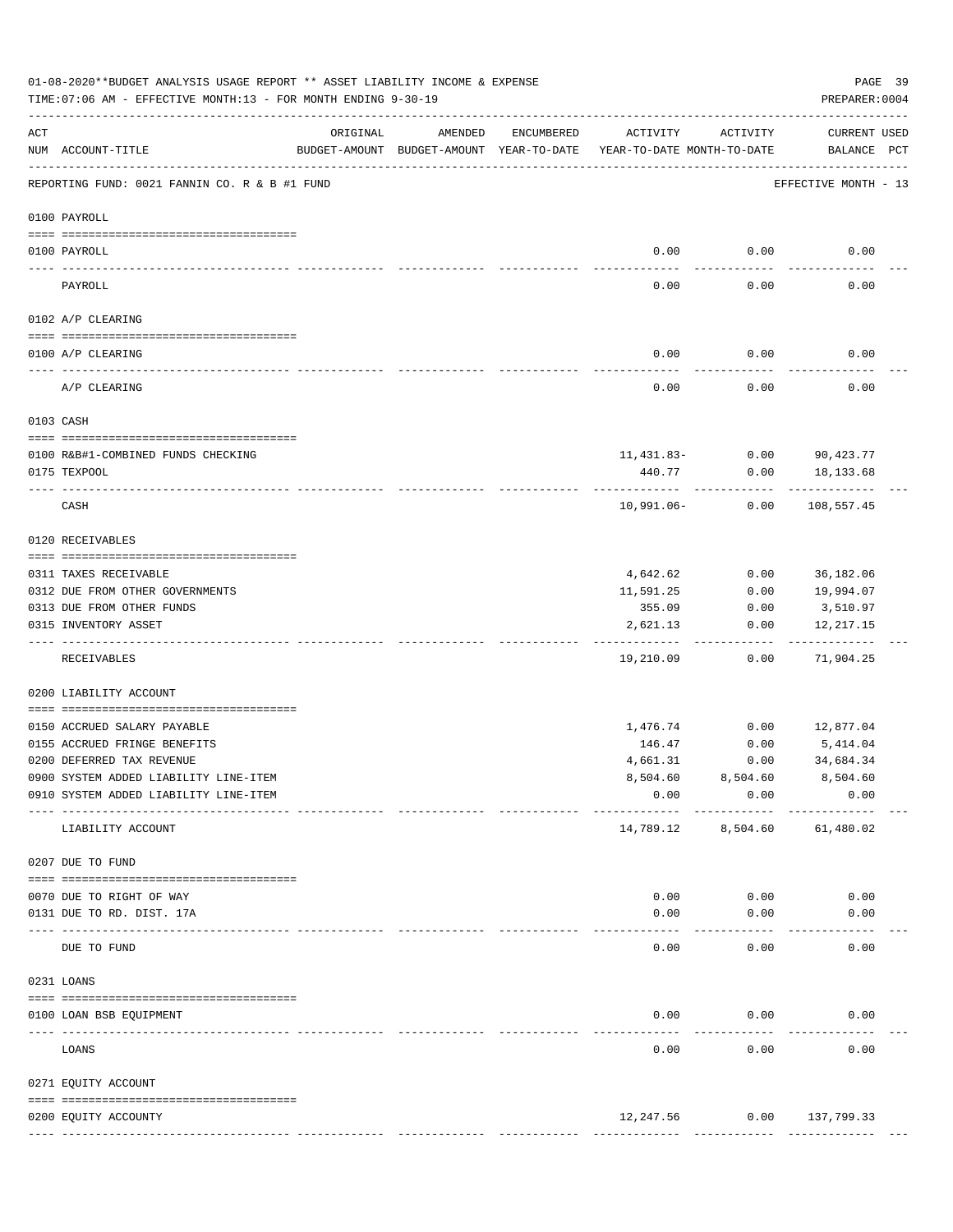01-08-2020**BUDGET ANALYSIS USAGE REPORT ** ASSET LIABILITY INCOME & EXPENSE

TIME:07:06 AM - EFFECTIVE MONTH:13 - FOR MONTH ENDING 9-30-19

PREPARER:0004

| ACT NUM | ACCOUNT-TITLE | ORIGINAL BUDGET-AMOUNT | AMENDED BUDGET-AMOUNT | ENCUMBERED YEAR-TO-DATE | ACTIVITY YEAR-TO-DATE | ACTIVITY MONTH-TO-DATE | CURRENT BALANCE | USED PCT |
|---|---|---|---|---|---|---|---|---|
| | REPORTING FUND: 0021 FANNIN CO. R & B #1 FUND | | | | | | EFFECTIVE MONTH - 13 | |
| | 0100 PAYROLL | | | | | | | |
| 0100 | PAYROLL | | | | 0.00 | 0.00 | 0.00 | |
| | PAYROLL | | | | 0.00 | 0.00 | 0.00 | |
| | 0102 A/P CLEARING | | | | | | | |
| 0100 | A/P CLEARING | | | | 0.00 | 0.00 | 0.00 | |
| | A/P CLEARING | | | | 0.00 | 0.00 | 0.00 | |
| | 0103 CASH | | | | | | | |
| 0100 | R&B#1-COMBINED FUNDS CHECKING | | | | 11,431.83- | 0.00 | 90,423.77 | |
| 0175 | TEXPOOL | | | | 440.77 | 0.00 | 18,133.68 | |
| | CASH | | | | 10,991.06- | 0.00 | 108,557.45 | |
| | 0120 RECEIVABLES | | | | | | | |
| 0311 | TAXES RECEIVABLE | | | | 4,642.62 | 0.00 | 36,182.06 | |
| 0312 | DUE FROM OTHER GOVERNMENTS | | | | 11,591.25 | 0.00 | 19,994.07 | |
| 0313 | DUE FROM OTHER FUNDS | | | | 355.09 | 0.00 | 3,510.97 | |
| 0315 | INVENTORY ASSET | | | | 2,621.13 | 0.00 | 12,217.15 | |
| | RECEIVABLES | | | | 19,210.09 | 0.00 | 71,904.25 | |
| | 0200 LIABILITY ACCOUNT | | | | | | | |
| 0150 | ACCRUED SALARY PAYABLE | | | | 1,476.74 | 0.00 | 12,877.04 | |
| 0155 | ACCRUED FRINGE BENEFITS | | | | 146.47 | 0.00 | 5,414.04 | |
| 0200 | DEFERRED TAX REVENUE | | | | 4,661.31 | 0.00 | 34,684.34 | |
| 0900 | SYSTEM ADDED LIABILITY LINE-ITEM | | | | 8,504.60 | 8,504.60 | 8,504.60 | |
| 0910 | SYSTEM ADDED LIABILITY LINE-ITEM | | | | 0.00 | 0.00 | 0.00 | |
| | LIABILITY ACCOUNT | | | | 14,789.12 | 8,504.60 | 61,480.02 | |
| | 0207 DUE TO FUND | | | | | | | |
| 0070 | DUE TO RIGHT OF WAY | | | | 0.00 | 0.00 | 0.00 | |
| 0131 | DUE TO RD. DIST. 17A | | | | 0.00 | 0.00 | 0.00 | |
| | DUE TO FUND | | | | 0.00 | 0.00 | 0.00 | |
| | 0231 LOANS | | | | | | | |
| 0100 | LOAN BSB EQUIPMENT | | | | 0.00 | 0.00 | 0.00 | |
| | LOANS | | | | 0.00 | 0.00 | 0.00 | |
| | 0271 EQUITY ACCOUNT | | | | | | | |
| 0200 | EQUITY ACCOUNTY | | | | 12,247.56 | 0.00 | 137,799.33 | |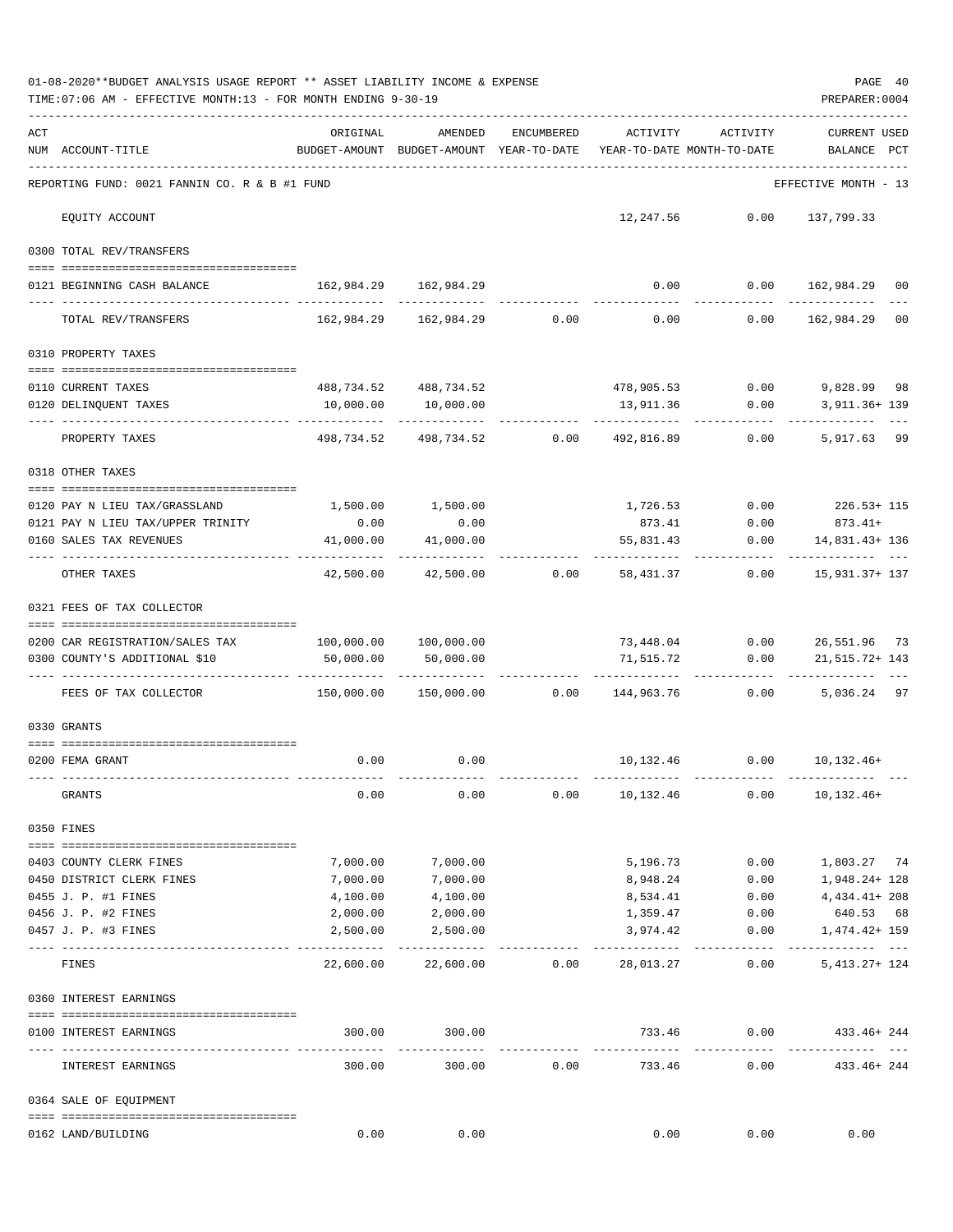01-08-2020**BUDGET ANALYSIS USAGE REPORT ** ASSET LIABILITY INCOME & EXPENSE

TIME:07:06 AM - EFFECTIVE MONTH:13 - FOR MONTH ENDING 9-30-19

PREPARER:0004

| ACT NUM | ACCOUNT-TITLE | ORIGINAL BUDGET-AMOUNT | AMENDED BUDGET-AMOUNT | ENCUMBERED YEAR-TO-DATE | ACTIVITY YEAR-TO-DATE | ACTIVITY MONTH-TO-DATE | CURRENT USED BALANCE | PCT |
|---|---|---|---|---|---|---|---|---|
| | REPORTING FUND: 0021 FANNIN CO. R & B #1 FUND | | | | | | EFFECTIVE MONTH - 13 | |
| | EQUITY ACCOUNT | | | | 12,247.56 | 0.00 | 137,799.33 | |
| | 0300 TOTAL REV/TRANSFERS | | | | | | | |
| 0121 | BEGINNING CASH BALANCE | 162,984.29 | 162,984.29 | | 0.00 | 0.00 | 162,984.29 | 00 |
| | TOTAL REV/TRANSFERS | 162,984.29 | 162,984.29 | 0.00 | 0.00 | 0.00 | 162,984.29 | 00 |
| | 0310 PROPERTY TAXES | | | | | | | |
| 0110 | CURRENT TAXES | 488,734.52 | 488,734.52 | | 478,905.53 | 0.00 | 9,828.99 | 98 |
| 0120 | DELINQUENT TAXES | 10,000.00 | 10,000.00 | | 13,911.36 | 0.00 | 3,911.36+ | 139 |
| | PROPERTY TAXES | 498,734.52 | 498,734.52 | 0.00 | 492,816.89 | 0.00 | 5,917.63 | 99 |
| | 0318 OTHER TAXES | | | | | | | |
| 0120 | PAY N LIEU TAX/GRASSLAND | 1,500.00 | 1,500.00 | | 1,726.53 | 0.00 | 226.53+ | 115 |
| 0121 | PAY N LIEU TAX/UPPER TRINITY | 0.00 | 0.00 | | 873.41 | 0.00 | 873.41+ | |
| 0160 | SALES TAX REVENUES | 41,000.00 | 41,000.00 | | 55,831.43 | 0.00 | 14,831.43+ | 136 |
| | OTHER TAXES | 42,500.00 | 42,500.00 | 0.00 | 58,431.37 | 0.00 | 15,931.37+ | 137 |
| | 0321 FEES OF TAX COLLECTOR | | | | | | | |
| 0200 | CAR REGISTRATION/SALES TAX | 100,000.00 | 100,000.00 | | 73,448.04 | 0.00 | 26,551.96 | 73 |
| 0300 | COUNTY'S ADDITIONAL $10 | 50,000.00 | 50,000.00 | | 71,515.72 | 0.00 | 21,515.72+ | 143 |
| | FEES OF TAX COLLECTOR | 150,000.00 | 150,000.00 | 0.00 | 144,963.76 | 0.00 | 5,036.24 | 97 |
| | 0330 GRANTS | | | | | | | |
| 0200 | FEMA GRANT | 0.00 | 0.00 | | 10,132.46 | 0.00 | 10,132.46+ | |
| | GRANTS | 0.00 | 0.00 | 0.00 | 10,132.46 | 0.00 | 10,132.46+ | |
| | 0350 FINES | | | | | | | |
| 0403 | COUNTY CLERK FINES | 7,000.00 | 7,000.00 | | 5,196.73 | 0.00 | 1,803.27 | 74 |
| 0450 | DISTRICT CLERK FINES | 7,000.00 | 7,000.00 | | 8,948.24 | 0.00 | 1,948.24+ | 128 |
| 0455 | J. P. #1 FINES | 4,100.00 | 4,100.00 | | 8,534.41 | 0.00 | 4,434.41+ | 208 |
| 0456 | J. P. #2 FINES | 2,000.00 | 2,000.00 | | 1,359.47 | 0.00 | 640.53 | 68 |
| 0457 | J. P. #3 FINES | 2,500.00 | 2,500.00 | | 3,974.42 | 0.00 | 1,474.42+ | 159 |
| | FINES | 22,600.00 | 22,600.00 | 0.00 | 28,013.27 | 0.00 | 5,413.27+ | 124 |
| | 0360 INTEREST EARNINGS | | | | | | | |
| 0100 | INTEREST EARNINGS | 300.00 | 300.00 | | 733.46 | 0.00 | 433.46+ | 244 |
| | INTEREST EARNINGS | 300.00 | 300.00 | 0.00 | 733.46 | 0.00 | 433.46+ | 244 |
| | 0364 SALE OF EQUIPMENT | | | | | | | |
| 0162 | LAND/BUILDING | 0.00 | 0.00 | | 0.00 | 0.00 | 0.00 | |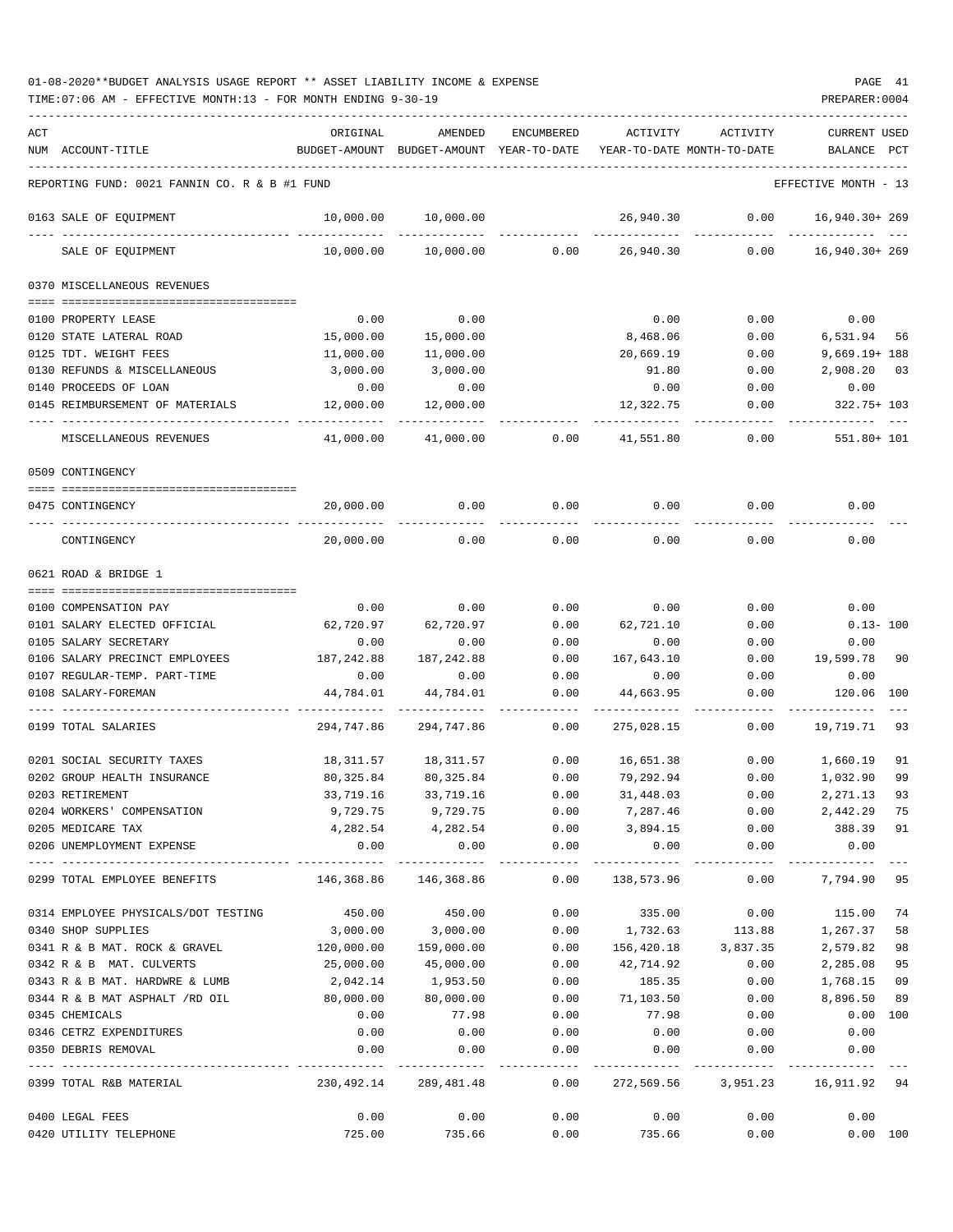01-08-2020**BUDGET ANALYSIS USAGE REPORT ** ASSET LIABILITY INCOME & EXPENSE

TIME:07:06 AM - EFFECTIVE MONTH:13 - FOR MONTH ENDING 9-30-19

PREPARER:0004

| ACT NUM | ACCOUNT-TITLE | ORIGINAL BUDGET-AMOUNT | AMENDED BUDGET-AMOUNT | ENCUMBERED YEAR-TO-DATE | ACTIVITY YEAR-TO-DATE | ACTIVITY MONTH-TO-DATE | CURRENT BALANCE | USED PCT |
|---|---|---|---|---|---|---|---|---|
| | REPORTING FUND: 0021 FANNIN CO. R & B #1 FUND | | | | | | EFFECTIVE MONTH - 13 | |
| 0163 | SALE OF EQUIPMENT | 10,000.00 | 10,000.00 | | 26,940.30 | 0.00 | 16,940.30+ | 269 |
| | SALE OF EQUIPMENT | 10,000.00 | 10,000.00 | 0.00 | 26,940.30 | 0.00 | 16,940.30+ | 269 |
| | 0370 MISCELLANEOUS REVENUES | | | | | | | |
| 0100 | PROPERTY LEASE | 0.00 | 0.00 | | 0.00 | 0.00 | 0.00 | |
| 0120 | STATE LATERAL ROAD | 15,000.00 | 15,000.00 | | 8,468.06 | 0.00 | 6,531.94 | 56 |
| 0125 | TDT. WEIGHT FEES | 11,000.00 | 11,000.00 | | 20,669.19 | 0.00 | 9,669.19+ | 188 |
| 0130 | REFUNDS & MISCELLANEOUS | 3,000.00 | 3,000.00 | | 91.80 | 0.00 | 2,908.20 | 03 |
| 0140 | PROCEEDS OF LOAN | 0.00 | 0.00 | | 0.00 | 0.00 | 0.00 | |
| 0145 | REIMBURSEMENT OF MATERIALS | 12,000.00 | 12,000.00 | | 12,322.75 | 0.00 | 322.75+ | 103 |
| | MISCELLANEOUS REVENUES | 41,000.00 | 41,000.00 | 0.00 | 41,551.80 | 0.00 | 551.80+ | 101 |
| | 0509 CONTINGENCY | | | | | | | |
| 0475 | CONTINGENCY | 20,000.00 | 0.00 | 0.00 | 0.00 | 0.00 | 0.00 | |
| | CONTINGENCY | 20,000.00 | 0.00 | 0.00 | 0.00 | 0.00 | 0.00 | |
| | 0621 ROAD & BRIDGE 1 | | | | | | | |
| 0100 | COMPENSATION PAY | 0.00 | 0.00 | 0.00 | 0.00 | 0.00 | 0.00 | |
| 0101 | SALARY ELECTED OFFICIAL | 62,720.97 | 62,720.97 | 0.00 | 62,721.10 | 0.00 | 0.13- | 100 |
| 0105 | SALARY SECRETARY | 0.00 | 0.00 | 0.00 | 0.00 | 0.00 | 0.00 | |
| 0106 | SALARY PRECINCT EMPLOYEES | 187,242.88 | 187,242.88 | 0.00 | 167,643.10 | 0.00 | 19,599.78 | 90 |
| 0107 | REGULAR-TEMP. PART-TIME | 0.00 | 0.00 | 0.00 | 0.00 | 0.00 | 0.00 | |
| 0108 | SALARY-FOREMAN | 44,784.01 | 44,784.01 | 0.00 | 44,663.95 | 0.00 | 120.06 | 100 |
| 0199 | TOTAL SALARIES | 294,747.86 | 294,747.86 | 0.00 | 275,028.15 | 0.00 | 19,719.71 | 93 |
| 0201 | SOCIAL SECURITY TAXES | 18,311.57 | 18,311.57 | 0.00 | 16,651.38 | 0.00 | 1,660.19 | 91 |
| 0202 | GROUP HEALTH INSURANCE | 80,325.84 | 80,325.84 | 0.00 | 79,292.94 | 0.00 | 1,032.90 | 99 |
| 0203 | RETIREMENT | 33,719.16 | 33,719.16 | 0.00 | 31,448.03 | 0.00 | 2,271.13 | 93 |
| 0204 | WORKERS' COMPENSATION | 9,729.75 | 9,729.75 | 0.00 | 7,287.46 | 0.00 | 2,442.29 | 75 |
| 0205 | MEDICARE TAX | 4,282.54 | 4,282.54 | 0.00 | 3,894.15 | 0.00 | 388.39 | 91 |
| 0206 | UNEMPLOYMENT EXPENSE | 0.00 | 0.00 | 0.00 | 0.00 | 0.00 | 0.00 | |
| 0299 | TOTAL EMPLOYEE BENEFITS | 146,368.86 | 146,368.86 | 0.00 | 138,573.96 | 0.00 | 7,794.90 | 95 |
| 0314 | EMPLOYEE PHYSICALS/DOT TESTING | 450.00 | 450.00 | 0.00 | 335.00 | 0.00 | 115.00 | 74 |
| 0340 | SHOP SUPPLIES | 3,000.00 | 3,000.00 | 0.00 | 1,732.63 | 113.88 | 1,267.37 | 58 |
| 0341 | R & B MAT. ROCK & GRAVEL | 120,000.00 | 159,000.00 | 0.00 | 156,420.18 | 3,837.35 | 2,579.82 | 98 |
| 0342 | R & B MAT. CULVERTS | 25,000.00 | 45,000.00 | 0.00 | 42,714.92 | 0.00 | 2,285.08 | 95 |
| 0343 | R & B MAT. HARDWRE & LUMB | 2,042.14 | 1,953.50 | 0.00 | 185.35 | 0.00 | 1,768.15 | 09 |
| 0344 | R & B MAT ASPHALT /RD OIL | 80,000.00 | 80,000.00 | 0.00 | 71,103.50 | 0.00 | 8,896.50 | 89 |
| 0345 | CHEMICALS | 0.00 | 77.98 | 0.00 | 77.98 | 0.00 | 0.00 | 100 |
| 0346 | CETRZ EXPENDITURES | 0.00 | 0.00 | 0.00 | 0.00 | 0.00 | 0.00 | |
| 0350 | DEBRIS REMOVAL | 0.00 | 0.00 | 0.00 | 0.00 | 0.00 | 0.00 | |
| 0399 | TOTAL R&B MATERIAL | 230,492.14 | 289,481.48 | 0.00 | 272,569.56 | 3,951.23 | 16,911.92 | 94 |
| 0400 | LEGAL FEES | 0.00 | 0.00 | 0.00 | 0.00 | 0.00 | 0.00 | |
| 0420 | UTILITY TELEPHONE | 725.00 | 735.66 | 0.00 | 735.66 | 0.00 | 0.00 | 100 |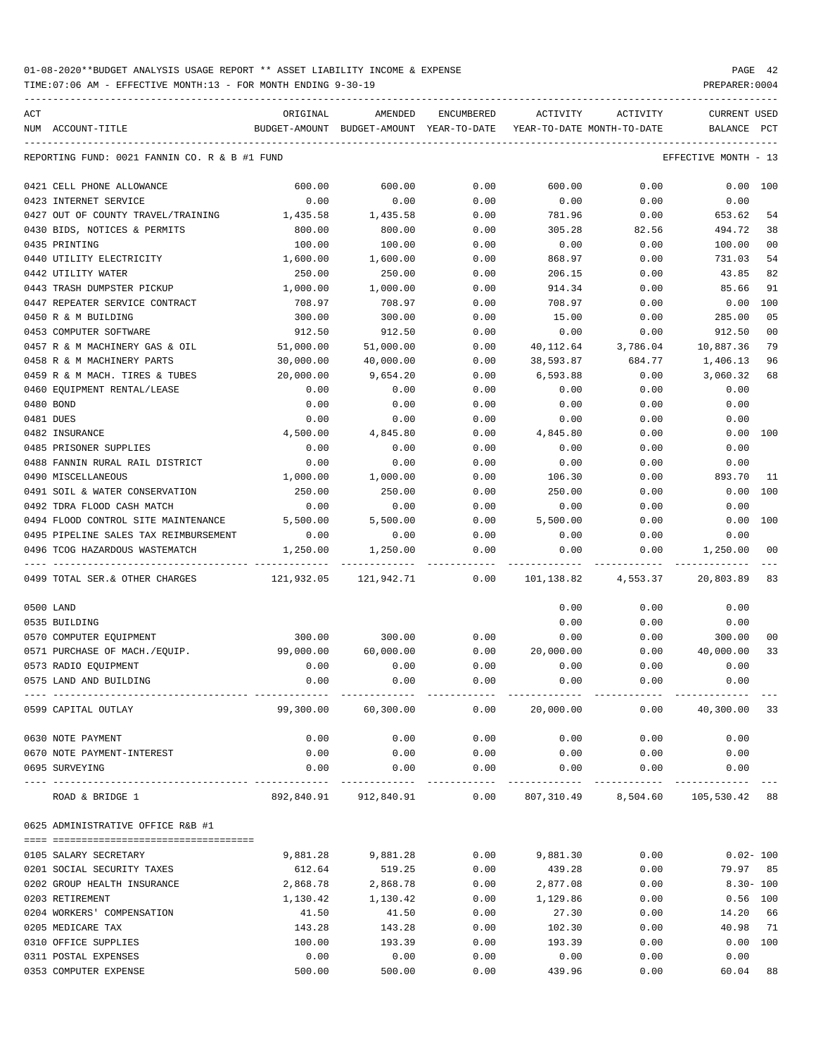01-08-2020**BUDGET ANALYSIS USAGE REPORT ** ASSET LIABILITY INCOME & EXPENSE

TIME:07:06 AM - EFFECTIVE MONTH:13 - FOR MONTH ENDING 9-30-19

PREPARER:0004

| ACT NUM | ACCOUNT-TITLE | ORIGINAL BUDGET-AMOUNT | AMENDED BUDGET-AMOUNT | ENCUMBERED YEAR-TO-DATE | ACTIVITY YEAR-TO-DATE | ACTIVITY MONTH-TO-DATE | CURRENT USED BALANCE | PCT |
|---|---|---|---|---|---|---|---|---|
| | REPORTING FUND: 0021 FANNIN CO. R & B #1 FUND | | | | | | EFFECTIVE MONTH - 13 | |
| 0421 | CELL PHONE ALLOWANCE | 600.00 | 600.00 | 0.00 | 600.00 | 0.00 | 0.00 | 100 |
| 0423 | INTERNET SERVICE | 0.00 | 0.00 | 0.00 | 0.00 | 0.00 | 0.00 | |
| 0427 | OUT OF COUNTY TRAVEL/TRAINING | 1,435.58 | 1,435.58 | 0.00 | 781.96 | 0.00 | 653.62 | 54 |
| 0430 | BIDS, NOTICES & PERMITS | 800.00 | 800.00 | 0.00 | 305.28 | 82.56 | 494.72 | 38 |
| 0435 | PRINTING | 100.00 | 100.00 | 0.00 | 0.00 | 0.00 | 100.00 | 00 |
| 0440 | UTILITY ELECTRICITY | 1,600.00 | 1,600.00 | 0.00 | 868.97 | 0.00 | 731.03 | 54 |
| 0442 | UTILITY WATER | 250.00 | 250.00 | 0.00 | 206.15 | 0.00 | 43.85 | 82 |
| 0443 | TRASH DUMPSTER PICKUP | 1,000.00 | 1,000.00 | 0.00 | 914.34 | 0.00 | 85.66 | 91 |
| 0447 | REPEATER SERVICE CONTRACT | 708.97 | 708.97 | 0.00 | 708.97 | 0.00 | 0.00 | 100 |
| 0450 | R & M BUILDING | 300.00 | 300.00 | 0.00 | 15.00 | 0.00 | 285.00 | 05 |
| 0453 | COMPUTER SOFTWARE | 912.50 | 912.50 | 0.00 | 0.00 | 0.00 | 912.50 | 00 |
| 0457 | R & M MACHINERY GAS & OIL | 51,000.00 | 51,000.00 | 0.00 | 40,112.64 | 3,786.04 | 10,887.36 | 79 |
| 0458 | R & M MACHINERY PARTS | 30,000.00 | 40,000.00 | 0.00 | 38,593.87 | 684.77 | 1,406.13 | 96 |
| 0459 | R & M MACH. TIRES & TUBES | 20,000.00 | 9,654.20 | 0.00 | 6,593.88 | 0.00 | 3,060.32 | 68 |
| 0460 | EQUIPMENT RENTAL/LEASE | 0.00 | 0.00 | 0.00 | 0.00 | 0.00 | 0.00 | |
| 0480 | BOND | 0.00 | 0.00 | 0.00 | 0.00 | 0.00 | 0.00 | |
| 0481 | DUES | 0.00 | 0.00 | 0.00 | 0.00 | 0.00 | 0.00 | |
| 0482 | INSURANCE | 4,500.00 | 4,845.80 | 0.00 | 4,845.80 | 0.00 | 0.00 | 100 |
| 0485 | PRISONER SUPPLIES | 0.00 | 0.00 | 0.00 | 0.00 | 0.00 | 0.00 | |
| 0488 | FANNIN RURAL RAIL DISTRICT | 0.00 | 0.00 | 0.00 | 0.00 | 0.00 | 0.00 | |
| 0490 | MISCELLANEOUS | 1,000.00 | 1,000.00 | 0.00 | 106.30 | 0.00 | 893.70 | 11 |
| 0491 | SOIL & WATER CONSERVATION | 250.00 | 250.00 | 0.00 | 250.00 | 0.00 | 0.00 | 100 |
| 0492 | TDRA FLOOD CASH MATCH | 0.00 | 0.00 | 0.00 | 0.00 | 0.00 | 0.00 | |
| 0494 | FLOOD CONTROL SITE MAINTENANCE | 5,500.00 | 5,500.00 | 0.00 | 5,500.00 | 0.00 | 0.00 | 100 |
| 0495 | PIPELINE SALES TAX REIMBURSEMENT | 0.00 | 0.00 | 0.00 | 0.00 | 0.00 | 0.00 | |
| 0496 | TCOG HAZARDOUS WASTEMATCH | 1,250.00 | 1,250.00 | 0.00 | 0.00 | 0.00 | 1,250.00 | 00 |
| 0499 | TOTAL SER.& OTHER CHARGES | 121,932.05 | 121,942.71 | 0.00 | 101,138.82 | 4,553.37 | 20,803.89 | 83 |
| 0500 | LAND | | | | 0.00 | 0.00 | 0.00 | |
| 0535 | BUILDING | | | | 0.00 | 0.00 | 0.00 | |
| 0570 | COMPUTER EQUIPMENT | 300.00 | 300.00 | 0.00 | 0.00 | 0.00 | 300.00 | 00 |
| 0571 | PURCHASE OF MACH./EQUIP. | 99,000.00 | 60,000.00 | 0.00 | 20,000.00 | 0.00 | 40,000.00 | 33 |
| 0573 | RADIO EQUIPMENT | 0.00 | 0.00 | 0.00 | 0.00 | 0.00 | 0.00 | |
| 0575 | LAND AND BUILDING | 0.00 | 0.00 | 0.00 | 0.00 | 0.00 | 0.00 | |
| 0599 | CAPITAL OUTLAY | 99,300.00 | 60,300.00 | 0.00 | 20,000.00 | 0.00 | 40,300.00 | 33 |
| 0630 | NOTE PAYMENT | 0.00 | 0.00 | 0.00 | 0.00 | 0.00 | 0.00 | |
| 0670 | NOTE PAYMENT-INTEREST | 0.00 | 0.00 | 0.00 | 0.00 | 0.00 | 0.00 | |
| 0695 | SURVEYING | 0.00 | 0.00 | 0.00 | 0.00 | 0.00 | 0.00 | |
| | ROAD & BRIDGE 1 | 892,840.91 | 912,840.91 | 0.00 | 807,310.49 | 8,504.60 | 105,530.42 | 88 |
| 0625 | ADMINISTRATIVE OFFICE R&B #1 | | | | | | | |
| 0105 | SALARY SECRETARY | 9,881.28 | 9,881.28 | 0.00 | 9,881.30 | 0.00 | 0.02- | 100 |
| 0201 | SOCIAL SECURITY TAXES | 612.64 | 519.25 | 0.00 | 439.28 | 0.00 | 79.97 | 85 |
| 0202 | GROUP HEALTH INSURANCE | 2,868.78 | 2,868.78 | 0.00 | 2,877.08 | 0.00 | 8.30- | 100 |
| 0203 | RETIREMENT | 1,130.42 | 1,130.42 | 0.00 | 1,129.86 | 0.00 | 0.56 | 100 |
| 0204 | WORKERS' COMPENSATION | 41.50 | 41.50 | 0.00 | 27.30 | 0.00 | 14.20 | 66 |
| 0205 | MEDICARE TAX | 143.28 | 143.28 | 0.00 | 102.30 | 0.00 | 40.98 | 71 |
| 0310 | OFFICE SUPPLIES | 100.00 | 193.39 | 0.00 | 193.39 | 0.00 | 0.00 | 100 |
| 0311 | POSTAL EXPENSES | 0.00 | 0.00 | 0.00 | 0.00 | 0.00 | 0.00 | |
| 0353 | COMPUTER EXPENSE | 500.00 | 500.00 | 0.00 | 439.96 | 0.00 | 60.04 | 88 |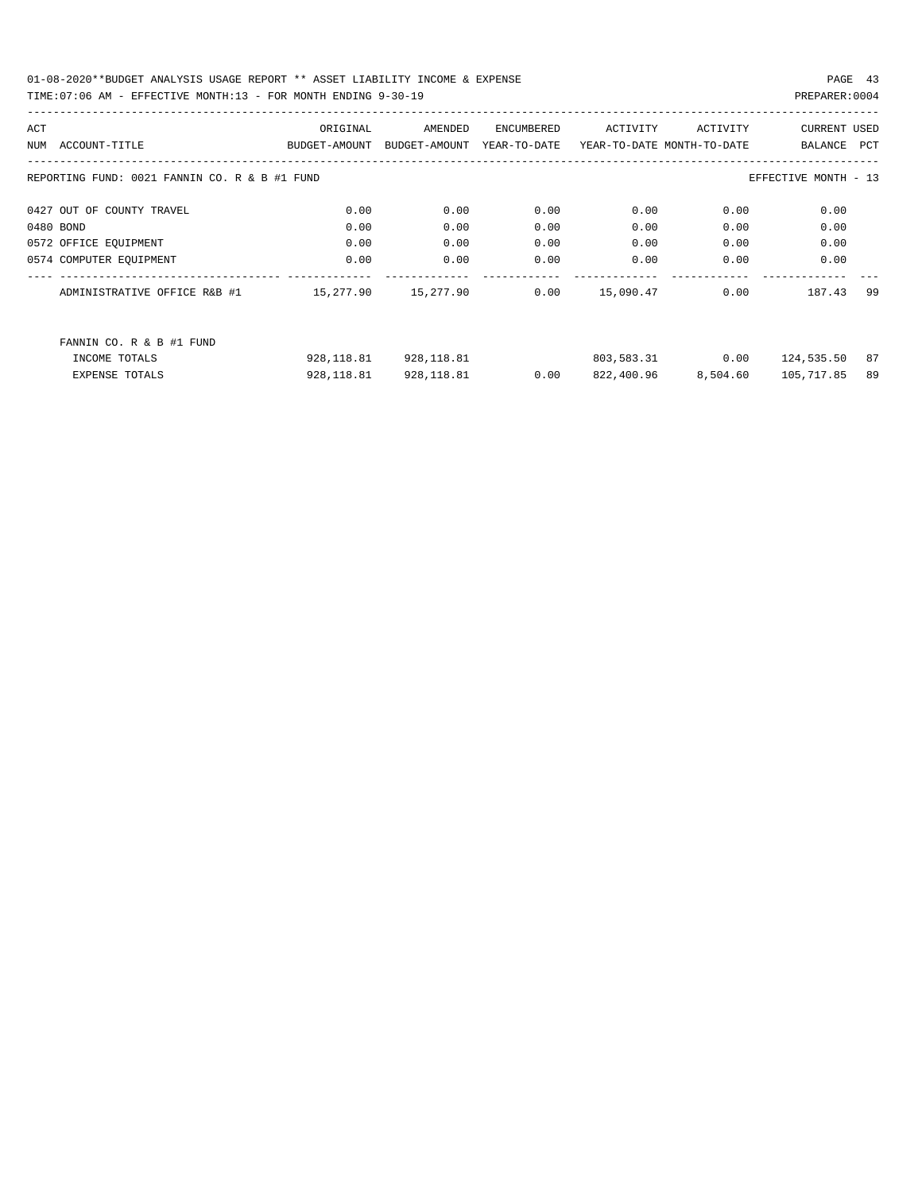01-08-2020**BUDGET ANALYSIS USAGE REPORT ** ASSET LIABILITY INCOME & EXPENSE

TIME:07:06 AM - EFFECTIVE MONTH:13 - FOR MONTH ENDING 9-30-19

PREPARER:0004

| ACT NUM | ACCOUNT-TITLE | ORIGINAL BUDGET-AMOUNT | AMENDED BUDGET-AMOUNT | ENCUMBERED YEAR-TO-DATE | ACTIVITY YEAR-TO-DATE | ACTIVITY MONTH-TO-DATE | CURRENT BALANCE | USED PCT |
|---|---|---|---|---|---|---|---|---|
| REPORTING FUND: 0021 FANNIN CO. R & B #1 FUND | | | | | | | EFFECTIVE MONTH - 13 | |
| 0427 | OUT OF COUNTY TRAVEL | 0.00 | 0.00 | 0.00 | 0.00 | 0.00 | 0.00 | |
| 0480 | BOND | 0.00 | 0.00 | 0.00 | 0.00 | 0.00 | 0.00 | |
| 0572 | OFFICE EQUIPMENT | 0.00 | 0.00 | 0.00 | 0.00 | 0.00 | 0.00 | |
| 0574 | COMPUTER EQUIPMENT | 0.00 | 0.00 | 0.00 | 0.00 | 0.00 | 0.00 | |
| | ADMINISTRATIVE OFFICE R&B #1 | 15,277.90 | 15,277.90 | 0.00 | 15,090.47 | 0.00 | 187.43 | 99 |
| | FANNIN CO. R & B #1 FUND | | | | | | | |
| | INCOME TOTALS | 928,118.81 | 928,118.81 | | 803,583.31 | 0.00 | 124,535.50 | 87 |
| | EXPENSE TOTALS | 928,118.81 | 928,118.81 | 0.00 | 822,400.96 | 8,504.60 | 105,717.85 | 89 |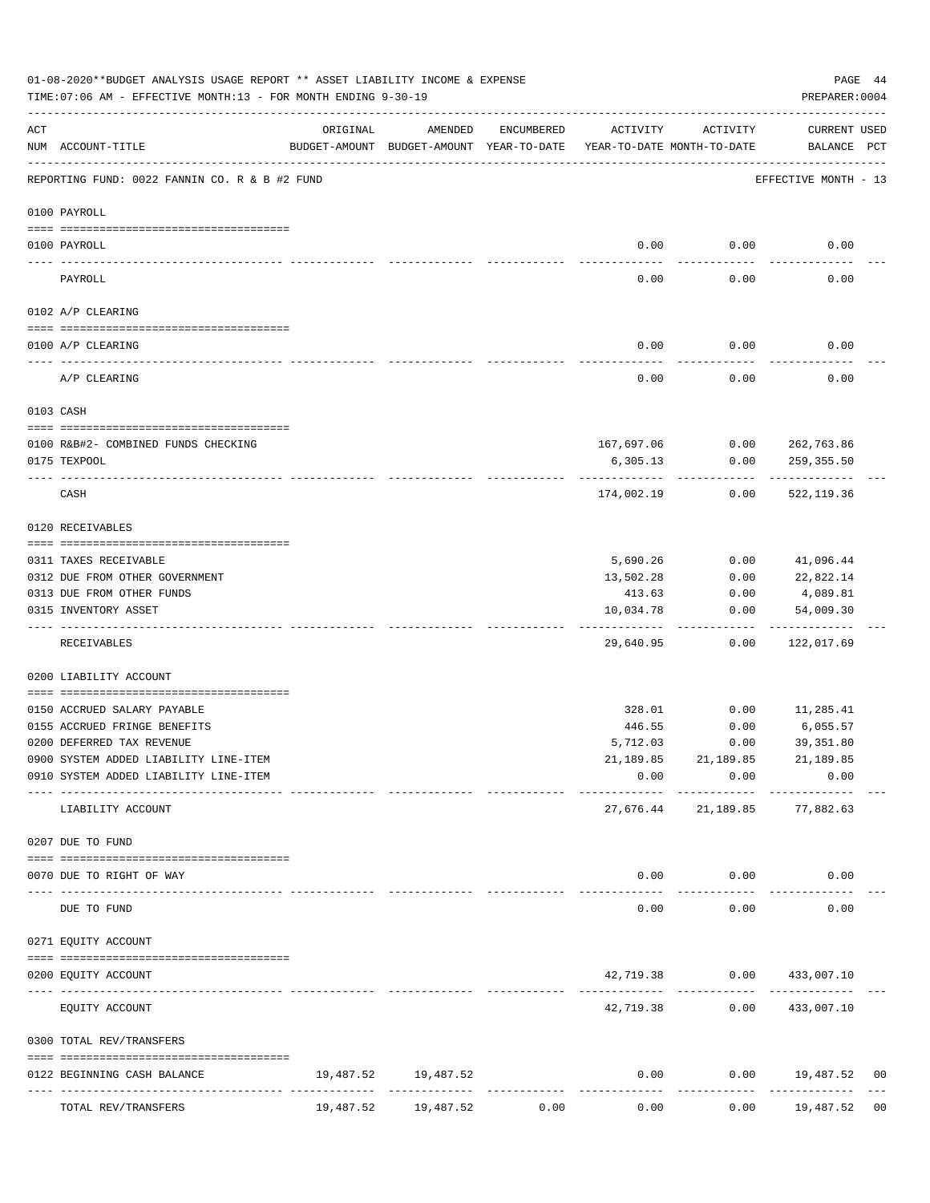01-08-2020**BUDGET ANALYSIS USAGE REPORT ** ASSET LIABILITY INCOME & EXPENSE

TIME:07:06 AM - EFFECTIVE MONTH:13 - FOR MONTH ENDING 9-30-19

PREPARER:0004

REPORTING FUND: 0022 FANNIN CO. R & B #2 FUND — EFFECTIVE MONTH - 13

| ACT NUM | ACCOUNT-TITLE | ORIGINAL BUDGET-AMOUNT | AMENDED BUDGET-AMOUNT | ENCUMBERED YEAR-TO-DATE | ACTIVITY YEAR-TO-DATE | ACTIVITY MONTH-TO-DATE | CURRENT USED BALANCE | PCT |
|---|---|---|---|---|---|---|---|---|
| | **0100 PAYROLL** | | | | | | | |
| 0100 | PAYROLL | | | | 0.00 | 0.00 | 0.00 | |
| | PAYROLL | | | | 0.00 | 0.00 | 0.00 | |
| | **0102 A/P CLEARING** | | | | | | | |
| 0100 | A/P CLEARING | | | | 0.00 | 0.00 | 0.00 | |
| | A/P CLEARING | | | | 0.00 | 0.00 | 0.00 | |
| | **0103 CASH** | | | | | | | |
| 0100 | R&B#2- COMBINED FUNDS CHECKING | | | | 167,697.06 | 0.00 | 262,763.86 | |
| 0175 | TEXPOOL | | | | 6,305.13 | 0.00 | 259,355.50 | |
| | CASH | | | | 174,002.19 | 0.00 | 522,119.36 | |
| | **0120 RECEIVABLES** | | | | | | | |
| 0311 | TAXES RECEIVABLE | | | | 5,690.26 | 0.00 | 41,096.44 | |
| 0312 | DUE FROM OTHER GOVERNMENT | | | | 13,502.28 | 0.00 | 22,822.14 | |
| 0313 | DUE FROM OTHER FUNDS | | | | 413.63 | 0.00 | 4,089.81 | |
| 0315 | INVENTORY ASSET | | | | 10,034.78 | 0.00 | 54,009.30 | |
| | RECEIVABLES | | | | 29,640.95 | 0.00 | 122,017.69 | |
| | **0200 LIABILITY ACCOUNT** | | | | | | | |
| 0150 | ACCRUED SALARY PAYABLE | | | | 328.01 | 0.00 | 11,285.41 | |
| 0155 | ACCRUED FRINGE BENEFITS | | | | 446.55 | 0.00 | 6,055.57 | |
| 0200 | DEFERRED TAX REVENUE | | | | 5,712.03 | 0.00 | 39,351.80 | |
| 0900 | SYSTEM ADDED LIABILITY LINE-ITEM | | | | 21,189.85 | 21,189.85 | 21,189.85 | |
| 0910 | SYSTEM ADDED LIABILITY LINE-ITEM | | | | 0.00 | 0.00 | 0.00 | |
| | LIABILITY ACCOUNT | | | | 27,676.44 | 21,189.85 | 77,882.63 | |
| | **0207 DUE TO FUND** | | | | | | | |
| 0070 | DUE TO RIGHT OF WAY | | | | 0.00 | 0.00 | 0.00 | |
| | DUE TO FUND | | | | 0.00 | 0.00 | 0.00 | |
| | **0271 EQUITY ACCOUNT** | | | | | | | |
| 0200 | EQUITY ACCOUNT | | | | 42,719.38 | 0.00 | 433,007.10 | |
| | EQUITY ACCOUNT | | | | 42,719.38 | 0.00 | 433,007.10 | |
| | **0300 TOTAL REV/TRANSFERS** | | | | | | | |
| 0122 | BEGINNING CASH BALANCE | 19,487.52 | 19,487.52 | | 0.00 | 0.00 | 19,487.52 | 00 |
| | TOTAL REV/TRANSFERS | 19,487.52 | 19,487.52 | 0.00 | 0.00 | 0.00 | 19,487.52 | 00 |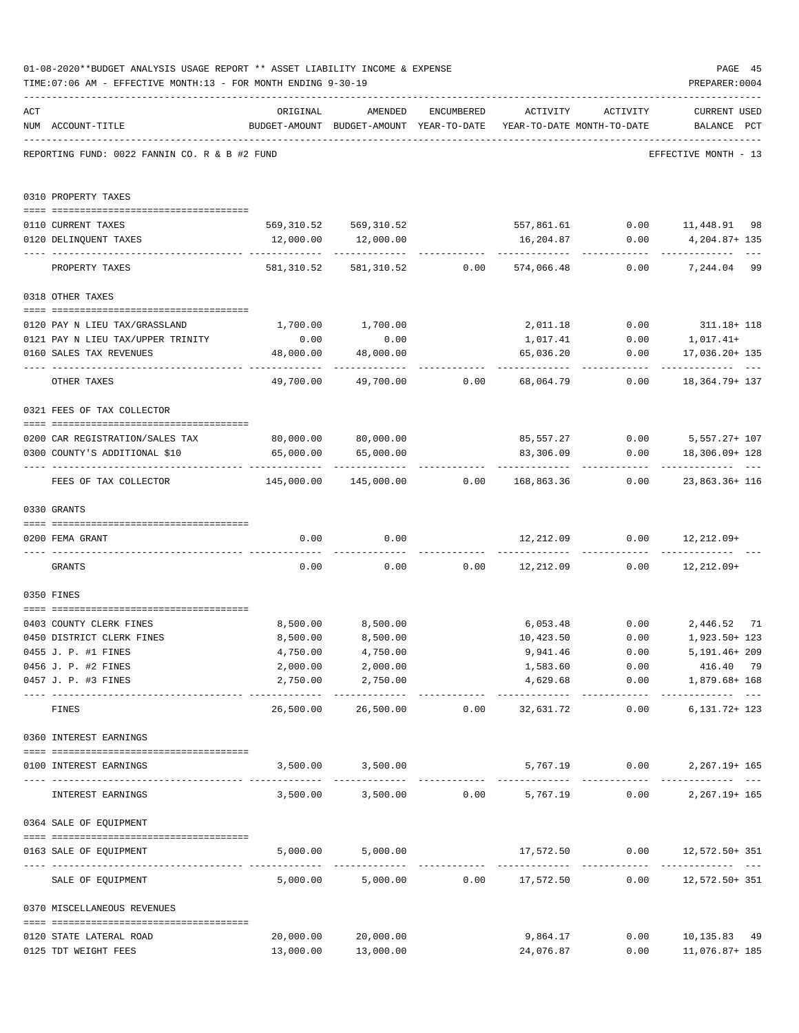01-08-2020**BUDGET ANALYSIS USAGE REPORT ** ASSET LIABILITY INCOME & EXPENSE

TIME:07:06 AM - EFFECTIVE MONTH:13 - FOR MONTH ENDING 9-30-19

PREPARER:0004

REPORTING FUND: 0022 FANNIN CO. R & B #2 FUND — EFFECTIVE MONTH - 13

| ACT NUM | ACCOUNT-TITLE | ORIGINAL BUDGET-AMOUNT | AMENDED BUDGET-AMOUNT | ENCUMBERED YEAR-TO-DATE | ACTIVITY YEAR-TO-DATE | ACTIVITY MONTH-TO-DATE | CURRENT USED BALANCE | PCT |
|---|---|---|---|---|---|---|---|---|
| | **0310 PROPERTY TAXES** | | | | | | | |
| 0110 | CURRENT TAXES | 569,310.52 | 569,310.52 | | 557,861.61 | 0.00 | 11,448.91 | 98 |
| 0120 | DELINQUENT TAXES | 12,000.00 | 12,000.00 | | 16,204.87 | 0.00 | 4,204.87+ | 135 |
| | PROPERTY TAXES | 581,310.52 | 581,310.52 | 0.00 | 574,066.48 | 0.00 | 7,244.04 | 99 |
| | **0318 OTHER TAXES** | | | | | | | |
| 0120 | PAY N LIEU TAX/GRASSLAND | 1,700.00 | 1,700.00 | | 2,011.18 | 0.00 | 311.18+ | 118 |
| 0121 | PAY N LIEU TAX/UPPER TRINITY | 0.00 | 0.00 | | 1,017.41 | 0.00 | 1,017.41+ | |
| 0160 | SALES TAX REVENUES | 48,000.00 | 48,000.00 | | 65,036.20 | 0.00 | 17,036.20+ | 135 |
| | OTHER TAXES | 49,700.00 | 49,700.00 | 0.00 | 68,064.79 | 0.00 | 18,364.79+ | 137 |
| | **0321 FEES OF TAX COLLECTOR** | | | | | | | |
| 0200 | CAR REGISTRATION/SALES TAX | 80,000.00 | 80,000.00 | | 85,557.27 | 0.00 | 5,557.27+ | 107 |
| 0300 | COUNTY'S ADDITIONAL $10 | 65,000.00 | 65,000.00 | | 83,306.09 | 0.00 | 18,306.09+ | 128 |
| | FEES OF TAX COLLECTOR | 145,000.00 | 145,000.00 | 0.00 | 168,863.36 | 0.00 | 23,863.36+ | 116 |
| | **0330 GRANTS** | | | | | | | |
| 0200 | FEMA GRANT | 0.00 | 0.00 | | 12,212.09 | 0.00 | 12,212.09+ | |
| | GRANTS | 0.00 | 0.00 | 0.00 | 12,212.09 | 0.00 | 12,212.09+ | |
| | **0350 FINES** | | | | | | | |
| 0403 | COUNTY CLERK FINES | 8,500.00 | 8,500.00 | | 6,053.48 | 0.00 | 2,446.52 | 71 |
| 0450 | DISTRICT CLERK FINES | 8,500.00 | 8,500.00 | | 10,423.50 | 0.00 | 1,923.50+ | 123 |
| 0455 | J. P. #1 FINES | 4,750.00 | 4,750.00 | | 9,941.46 | 0.00 | 5,191.46+ | 209 |
| 0456 | J. P. #2 FINES | 2,000.00 | 2,000.00 | | 1,583.60 | 0.00 | 416.40 | 79 |
| 0457 | J. P. #3 FINES | 2,750.00 | 2,750.00 | | 4,629.68 | 0.00 | 1,879.68+ | 168 |
| | FINES | 26,500.00 | 26,500.00 | 0.00 | 32,631.72 | 0.00 | 6,131.72+ | 123 |
| | **0360 INTEREST EARNINGS** | | | | | | | |
| 0100 | INTEREST EARNINGS | 3,500.00 | 3,500.00 | | 5,767.19 | 0.00 | 2,267.19+ | 165 |
| | INTEREST EARNINGS | 3,500.00 | 3,500.00 | 0.00 | 5,767.19 | 0.00 | 2,267.19+ | 165 |
| | **0364 SALE OF EQUIPMENT** | | | | | | | |
| 0163 | SALE OF EQUIPMENT | 5,000.00 | 5,000.00 | | 17,572.50 | 0.00 | 12,572.50+ | 351 |
| | SALE OF EQUIPMENT | 5,000.00 | 5,000.00 | 0.00 | 17,572.50 | 0.00 | 12,572.50+ | 351 |
| | **0370 MISCELLANEOUS REVENUES** | | | | | | | |
| 0120 | STATE LATERAL ROAD | 20,000.00 | 20,000.00 | | 9,864.17 | 0.00 | 10,135.83 | 49 |
| 0125 | TDT WEIGHT FEES | 13,000.00 | 13,000.00 | | 24,076.87 | 0.00 | 11,076.87+ | 185 |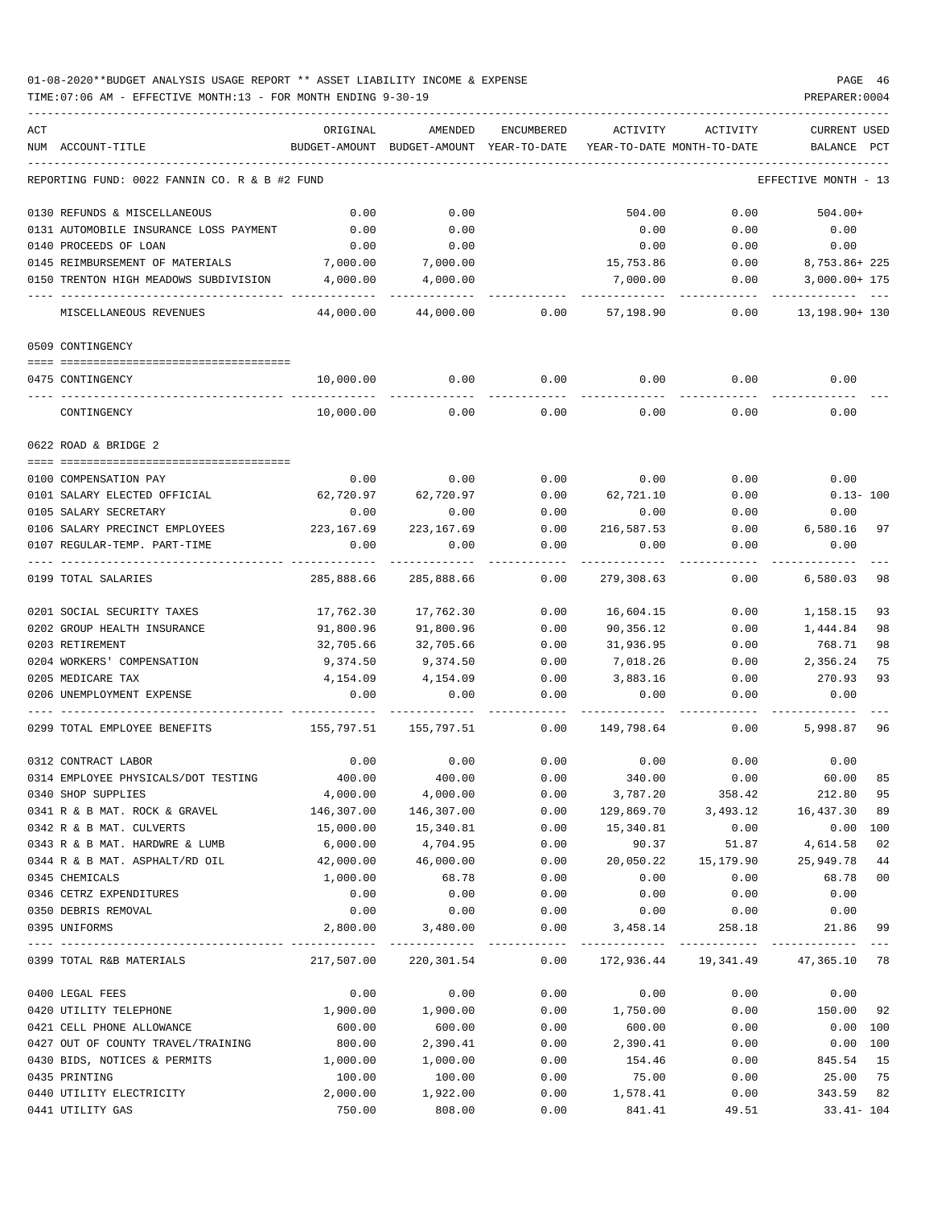01-08-2020**BUDGET ANALYSIS USAGE REPORT ** ASSET LIABILITY INCOME & EXPENSE

TIME:07:06 AM - EFFECTIVE MONTH:13 - FOR MONTH ENDING 9-30-19

PREPARER:0004

| ACT NUM | ACCOUNT-TITLE | ORIGINAL BUDGET-AMOUNT | AMENDED BUDGET-AMOUNT | ENCUMBERED YEAR-TO-DATE | ACTIVITY YEAR-TO-DATE | ACTIVITY MONTH-TO-DATE | CURRENT USED BALANCE | PCT |
|---|---|---|---|---|---|---|---|---|
| | REPORTING FUND: 0022 FANNIN CO. R & B #2 FUND | | | | | | EFFECTIVE MONTH - 13 | |
| 0130 | REFUNDS & MISCELLANEOUS | 0.00 | 0.00 | | 504.00 | 0.00 | 504.00+ | |
| 0131 | AUTOMOBILE INSURANCE LOSS PAYMENT | 0.00 | 0.00 | | 0.00 | 0.00 | 0.00 | |
| 0140 | PROCEEDS OF LOAN | 0.00 | 0.00 | | 0.00 | 0.00 | 0.00 | |
| 0145 | REIMBURSEMENT OF MATERIALS | 7,000.00 | 7,000.00 | | 15,753.86 | 0.00 | 8,753.86+ | 225 |
| 0150 | TRENTON HIGH MEADOWS SUBDIVISION | 4,000.00 | 4,000.00 | | 7,000.00 | 0.00 | 3,000.00+ | 175 |
| | MISCELLANEOUS REVENUES | 44,000.00 | 44,000.00 | 0.00 | 57,198.90 | 0.00 | 13,198.90+ | 130 |
| | 0509 CONTINGENCY | | | | | | | |
| 0475 | CONTINGENCY | 10,000.00 | 0.00 | 0.00 | 0.00 | 0.00 | 0.00 | |
| | CONTINGENCY | 10,000.00 | 0.00 | 0.00 | 0.00 | 0.00 | 0.00 | |
| | 0622 ROAD & BRIDGE 2 | | | | | | | |
| 0100 | COMPENSATION PAY | 0.00 | 0.00 | 0.00 | 0.00 | 0.00 | 0.00 | |
| 0101 | SALARY ELECTED OFFICIAL | 62,720.97 | 62,720.97 | 0.00 | 62,721.10 | 0.00 | 0.13- | 100 |
| 0105 | SALARY SECRETARY | 0.00 | 0.00 | 0.00 | 0.00 | 0.00 | 0.00 | |
| 0106 | SALARY PRECINCT EMPLOYEES | 223,167.69 | 223,167.69 | 0.00 | 216,587.53 | 0.00 | 6,580.16 | 97 |
| 0107 | REGULAR-TEMP. PART-TIME | 0.00 | 0.00 | 0.00 | 0.00 | 0.00 | 0.00 | |
| 0199 | TOTAL SALARIES | 285,888.66 | 285,888.66 | 0.00 | 279,308.63 | 0.00 | 6,580.03 | 98 |
| 0201 | SOCIAL SECURITY TAXES | 17,762.30 | 17,762.30 | 0.00 | 16,604.15 | 0.00 | 1,158.15 | 93 |
| 0202 | GROUP HEALTH INSURANCE | 91,800.96 | 91,800.96 | 0.00 | 90,356.12 | 0.00 | 1,444.84 | 98 |
| 0203 | RETIREMENT | 32,705.66 | 32,705.66 | 0.00 | 31,936.95 | 0.00 | 768.71 | 98 |
| 0204 | WORKERS' COMPENSATION | 9,374.50 | 9,374.50 | 0.00 | 7,018.26 | 0.00 | 2,356.24 | 75 |
| 0205 | MEDICARE TAX | 4,154.09 | 4,154.09 | 0.00 | 3,883.16 | 0.00 | 270.93 | 93 |
| 0206 | UNEMPLOYMENT EXPENSE | 0.00 | 0.00 | 0.00 | 0.00 | 0.00 | 0.00 | |
| 0299 | TOTAL EMPLOYEE BENEFITS | 155,797.51 | 155,797.51 | 0.00 | 149,798.64 | 0.00 | 5,998.87 | 96 |
| 0312 | CONTRACT LABOR | 0.00 | 0.00 | 0.00 | 0.00 | 0.00 | 0.00 | |
| 0314 | EMPLOYEE PHYSICALS/DOT TESTING | 400.00 | 400.00 | 0.00 | 340.00 | 0.00 | 60.00 | 85 |
| 0340 | SHOP SUPPLIES | 4,000.00 | 4,000.00 | 0.00 | 3,787.20 | 358.42 | 212.80 | 95 |
| 0341 | R & B MAT. ROCK & GRAVEL | 146,307.00 | 146,307.00 | 0.00 | 129,869.70 | 3,493.12 | 16,437.30 | 89 |
| 0342 | R & B MAT. CULVERTS | 15,000.00 | 15,340.81 | 0.00 | 15,340.81 | 0.00 | 0.00 | 100 |
| 0343 | R & B MAT. HARDWRE & LUMB | 6,000.00 | 4,704.95 | 0.00 | 90.37 | 51.87 | 4,614.58 | 02 |
| 0344 | R & B MAT. ASPHALT/RD OIL | 42,000.00 | 46,000.00 | 0.00 | 20,050.22 | 15,179.90 | 25,949.78 | 44 |
| 0345 | CHEMICALS | 1,000.00 | 68.78 | 0.00 | 0.00 | 0.00 | 68.78 | 00 |
| 0346 | CETRZ EXPENDITURES | 0.00 | 0.00 | 0.00 | 0.00 | 0.00 | 0.00 | |
| 0350 | DEBRIS REMOVAL | 0.00 | 0.00 | 0.00 | 0.00 | 0.00 | 0.00 | |
| 0395 | UNIFORMS | 2,800.00 | 3,480.00 | 0.00 | 3,458.14 | 258.18 | 21.86 | 99 |
| 0399 | TOTAL R&B MATERIALS | 217,507.00 | 220,301.54 | 0.00 | 172,936.44 | 19,341.49 | 47,365.10 | 78 |
| 0400 | LEGAL FEES | 0.00 | 0.00 | 0.00 | 0.00 | 0.00 | 0.00 | |
| 0420 | UTILITY TELEPHONE | 1,900.00 | 1,900.00 | 0.00 | 1,750.00 | 0.00 | 150.00 | 92 |
| 0421 | CELL PHONE ALLOWANCE | 600.00 | 600.00 | 0.00 | 600.00 | 0.00 | 0.00 | 100 |
| 0427 | OUT OF COUNTY TRAVEL/TRAINING | 800.00 | 2,390.41 | 0.00 | 2,390.41 | 0.00 | 0.00 | 100 |
| 0430 | BIDS, NOTICES & PERMITS | 1,000.00 | 1,000.00 | 0.00 | 154.46 | 0.00 | 845.54 | 15 |
| 0435 | PRINTING | 100.00 | 100.00 | 0.00 | 75.00 | 0.00 | 25.00 | 75 |
| 0440 | UTILITY ELECTRICITY | 2,000.00 | 1,922.00 | 0.00 | 1,578.41 | 0.00 | 343.59 | 82 |
| 0441 | UTILITY GAS | 750.00 | 808.00 | 0.00 | 841.41 | 49.51 | 33.41- | 104 |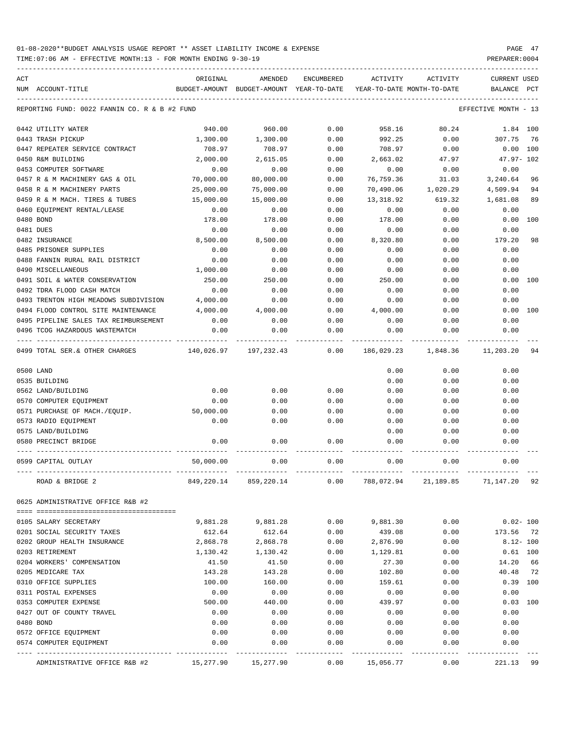01-08-2020**BUDGET ANALYSIS USAGE REPORT ** ASSET LIABILITY INCOME & EXPENSE

TIME:07:06 AM - EFFECTIVE MONTH:13 - FOR MONTH ENDING 9-30-19

REPORTING FUND: 0022 FANNIN CO. R & B #2 FUND — EFFECTIVE MONTH - 13

| ACT NUM | ACCOUNT-TITLE | ORIGINAL BUDGET-AMOUNT | AMENDED BUDGET-AMOUNT | ENCUMBERED YEAR-TO-DATE | ACTIVITY YEAR-TO-DATE | ACTIVITY MONTH-TO-DATE | CURRENT USED BALANCE | PCT |
|---|---|---|---|---|---|---|---|---|
| 0442 | UTILITY WATER | 940.00 | 960.00 | 0.00 | 958.16 | 80.24 | 1.84 | 100 |
| 0443 | TRASH PICKUP | 1,300.00 | 1,300.00 | 0.00 | 992.25 | 0.00 | 307.75 | 76 |
| 0447 | REPEATER SERVICE CONTRACT | 708.97 | 708.97 | 0.00 | 708.97 | 0.00 | 0.00 | 100 |
| 0450 | R&M BUILDING | 2,000.00 | 2,615.05 | 0.00 | 2,663.02 | 47.97 | 47.97- | 102 |
| 0453 | COMPUTER SOFTWARE | 0.00 | 0.00 | 0.00 | 0.00 | 0.00 | 0.00 | |
| 0457 | R & M MACHINERY GAS & OIL | 70,000.00 | 80,000.00 | 0.00 | 76,759.36 | 31.03 | 3,240.64 | 96 |
| 0458 | R & M MACHINERY PARTS | 25,000.00 | 75,000.00 | 0.00 | 70,490.06 | 1,020.29 | 4,509.94 | 94 |
| 0459 | R & M MACH. TIRES & TUBES | 15,000.00 | 15,000.00 | 0.00 | 13,318.92 | 619.32 | 1,681.08 | 89 |
| 0460 | EQUIPMENT RENTAL/LEASE | 0.00 | 0.00 | 0.00 | 0.00 | 0.00 | 0.00 | |
| 0480 | BOND | 178.00 | 178.00 | 0.00 | 178.00 | 0.00 | 0.00 | 100 |
| 0481 | DUES | 0.00 | 0.00 | 0.00 | 0.00 | 0.00 | 0.00 | |
| 0482 | INSURANCE | 8,500.00 | 8,500.00 | 0.00 | 8,320.80 | 0.00 | 179.20 | 98 |
| 0485 | PRISONER SUPPLIES | 0.00 | 0.00 | 0.00 | 0.00 | 0.00 | 0.00 | |
| 0488 | FANNIN RURAL RAIL DISTRICT | 0.00 | 0.00 | 0.00 | 0.00 | 0.00 | 0.00 | |
| 0490 | MISCELLANEOUS | 1,000.00 | 0.00 | 0.00 | 0.00 | 0.00 | 0.00 | |
| 0491 | SOIL & WATER CONSERVATION | 250.00 | 250.00 | 0.00 | 250.00 | 0.00 | 0.00 | 100 |
| 0492 | TDRA FLOOD CASH MATCH | 0.00 | 0.00 | 0.00 | 0.00 | 0.00 | 0.00 | |
| 0493 | TRENTON HIGH MEADOWS SUBDIVISION | 4,000.00 | 0.00 | 0.00 | 0.00 | 0.00 | 0.00 | |
| 0494 | FLOOD CONTROL SITE MAINTENANCE | 4,000.00 | 4,000.00 | 0.00 | 4,000.00 | 0.00 | 0.00 | 100 |
| 0495 | PIPELINE SALES TAX REIMBURSEMENT | 0.00 | 0.00 | 0.00 | 0.00 | 0.00 | 0.00 | |
| 0496 | TCOG HAZARDOUS WASTEMATCH | 0.00 | 0.00 | 0.00 | 0.00 | 0.00 | 0.00 | |
| 0499 | TOTAL SER.& OTHER CHARGES | 140,026.97 | 197,232.43 | 0.00 | 186,029.23 | 1,848.36 | 11,203.20 | 94 |
| 0500 | LAND | | | | 0.00 | 0.00 | 0.00 | |
| 0535 | BUILDING | | | | 0.00 | 0.00 | 0.00 | |
| 0562 | LAND/BUILDING | 0.00 | 0.00 | 0.00 | 0.00 | 0.00 | 0.00 | |
| 0570 | COMPUTER EQUIPMENT | 0.00 | 0.00 | 0.00 | 0.00 | 0.00 | 0.00 | |
| 0571 | PURCHASE OF MACH./EQUIP. | 50,000.00 | 0.00 | 0.00 | 0.00 | 0.00 | 0.00 | |
| 0573 | RADIO EQUIPMENT | 0.00 | 0.00 | 0.00 | 0.00 | 0.00 | 0.00 | |
| 0575 | LAND/BUILDING | | | | 0.00 | 0.00 | 0.00 | |
| 0580 | PRECINCT BRIDGE | 0.00 | 0.00 | 0.00 | 0.00 | 0.00 | 0.00 | |
| 0599 | CAPITAL OUTLAY | 50,000.00 | 0.00 | 0.00 | 0.00 | 0.00 | 0.00 | |
| | ROAD & BRIDGE 2 | 849,220.14 | 859,220.14 | 0.00 | 788,072.94 | 21,189.85 | 71,147.20 | 92 |

0625 ADMINISTRATIVE OFFICE R&B #2

| ACT NUM | ACCOUNT-TITLE | ORIGINAL BUDGET-AMOUNT | AMENDED BUDGET-AMOUNT | ENCUMBERED YEAR-TO-DATE | ACTIVITY YEAR-TO-DATE | ACTIVITY MONTH-TO-DATE | CURRENT USED BALANCE | PCT |
|---|---|---|---|---|---|---|---|---|
| 0105 | SALARY SECRETARY | 9,881.28 | 9,881.28 | 0.00 | 9,881.30 | 0.00 | 0.02- | 100 |
| 0201 | SOCIAL SECURITY TAXES | 612.64 | 612.64 | 0.00 | 439.08 | 0.00 | 173.56 | 72 |
| 0202 | GROUP HEALTH INSURANCE | 2,868.78 | 2,868.78 | 0.00 | 2,876.90 | 0.00 | 8.12- | 100 |
| 0203 | RETIREMENT | 1,130.42 | 1,130.42 | 0.00 | 1,129.81 | 0.00 | 0.61 | 100 |
| 0204 | WORKERS' COMPENSATION | 41.50 | 41.50 | 0.00 | 27.30 | 0.00 | 14.20 | 66 |
| 0205 | MEDICARE TAX | 143.28 | 143.28 | 0.00 | 102.80 | 0.00 | 40.48 | 72 |
| 0310 | OFFICE SUPPLIES | 100.00 | 160.00 | 0.00 | 159.61 | 0.00 | 0.39 | 100 |
| 0311 | POSTAL EXPENSES | 0.00 | 0.00 | 0.00 | 0.00 | 0.00 | 0.00 | |
| 0353 | COMPUTER EXPENSE | 500.00 | 440.00 | 0.00 | 439.97 | 0.00 | 0.03 | 100 |
| 0427 | OUT OF COUNTY TRAVEL | 0.00 | 0.00 | 0.00 | 0.00 | 0.00 | 0.00 | |
| 0480 | BOND | 0.00 | 0.00 | 0.00 | 0.00 | 0.00 | 0.00 | |
| 0572 | OFFICE EQUIPMENT | 0.00 | 0.00 | 0.00 | 0.00 | 0.00 | 0.00 | |
| 0574 | COMPUTER EQUIPMENT | 0.00 | 0.00 | 0.00 | 0.00 | 0.00 | 0.00 | |
| | ADMINISTRATIVE OFFICE R&B #2 | 15,277.90 | 15,277.90 | 0.00 | 15,056.77 | 0.00 | 221.13 | 99 |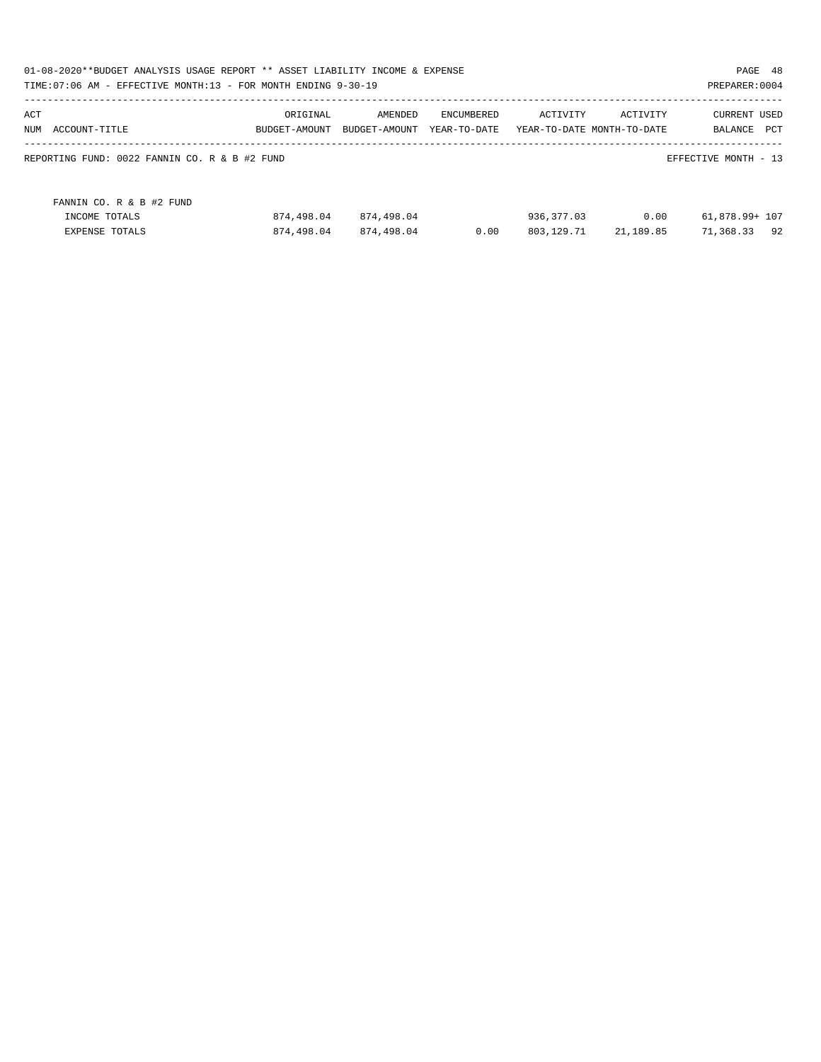01-08-2020**BUDGET ANALYSIS USAGE REPORT ** ASSET LIABILITY INCOME & EXPENSE

TIME:07:06 AM - EFFECTIVE MONTH:13 - FOR MONTH ENDING 9-30-19

PREPARER:0004

| ACT NUM ACCOUNT-TITLE | ORIGINAL BUDGET-AMOUNT | AMENDED BUDGET-AMOUNT | ENCUMBERED YEAR-TO-DATE | ACTIVITY YEAR-TO-DATE | ACTIVITY MONTH-TO-DATE | CURRENT BALANCE | USED PCT |
|---|---|---|---|---|---|---|---|
| REPORTING FUND: 0022 FANNIN CO. R & B #2 FUND | | | | | | EFFECTIVE MONTH - 13 | |
| FANNIN CO. R & B #2 FUND | | | | | | | |
| INCOME TOTALS | 874,498.04 | 874,498.04 | | 936,377.03 | 0.00 | 61,878.99+ | 107 |
| EXPENSE TOTALS | 874,498.04 | 874,498.04 | 0.00 | 803,129.71 | 21,189.85 | 71,368.33 | 92 |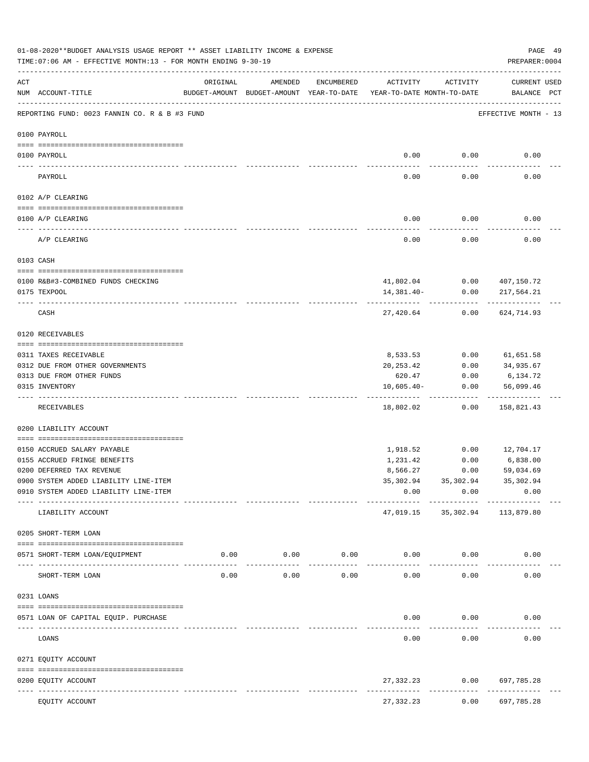01-08-2020**BUDGET ANALYSIS USAGE REPORT ** ASSET LIABILITY INCOME & EXPENSE

TIME:07:06 AM - EFFECTIVE MONTH:13 - FOR MONTH ENDING 9-30-19

PREPARER:0004

REPORTING FUND: 0023 FANNIN CO. R & B #3 FUND — EFFECTIVE MONTH - 13

| ACT NUM | ACCOUNT-TITLE | ORIGINAL BUDGET-AMOUNT | AMENDED BUDGET-AMOUNT | ENCUMBERED YEAR-TO-DATE | ACTIVITY YEAR-TO-DATE | ACTIVITY MONTH-TO-DATE | CURRENT BALANCE | USED PCT |
|---|---|---|---|---|---|---|---|---|
| **0100 PAYROLL** | | | | | | | | |
| 0100 | PAYROLL | | | | 0.00 | 0.00 | 0.00 | |
| | PAYROLL | | | | 0.00 | 0.00 | 0.00 | |
| **0102 A/P CLEARING** | | | | | | | | |
| 0100 | A/P CLEARING | | | | 0.00 | 0.00 | 0.00 | |
| | A/P CLEARING | | | | 0.00 | 0.00 | 0.00 | |
| **0103 CASH** | | | | | | | | |
| 0100 | R&B#3-COMBINED FUNDS CHECKING | | | | 41,802.04 | 0.00 | 407,150.72 | |
| 0175 | TEXPOOL | | | | 14,381.40- | 0.00 | 217,564.21 | |
| | CASH | | | | 27,420.64 | 0.00 | 624,714.93 | |
| **0120 RECEIVABLES** | | | | | | | | |
| 0311 | TAXES RECEIVABLE | | | | 8,533.53 | 0.00 | 61,651.58 | |
| 0312 | DUE FROM OTHER GOVERNMENTS | | | | 20,253.42 | 0.00 | 34,935.67 | |
| 0313 | DUE FROM OTHER FUNDS | | | | 620.47 | 0.00 | 6,134.72 | |
| 0315 | INVENTORY | | | | 10,605.40- | 0.00 | 56,099.46 | |
| | RECEIVABLES | | | | 18,802.02 | 0.00 | 158,821.43 | |
| **0200 LIABILITY ACCOUNT** | | | | | | | | |
| 0150 | ACCRUED SALARY PAYABLE | | | | 1,918.52 | 0.00 | 12,704.17 | |
| 0155 | ACCRUED FRINGE BENEFITS | | | | 1,231.42 | 0.00 | 6,838.00 | |
| 0200 | DEFERRED TAX REVENUE | | | | 8,566.27 | 0.00 | 59,034.69 | |
| 0900 | SYSTEM ADDED LIABILITY LINE-ITEM | | | | 35,302.94 | 35,302.94 | 35,302.94 | |
| 0910 | SYSTEM ADDED LIABILITY LINE-ITEM | | | | 0.00 | 0.00 | 0.00 | |
| | LIABILITY ACCOUNT | | | | 47,019.15 | 35,302.94 | 113,879.80 | |
| **0205 SHORT-TERM LOAN** | | | | | | | | |
| 0571 | SHORT-TERM LOAN/EQUIPMENT | 0.00 | 0.00 | 0.00 | 0.00 | 0.00 | 0.00 | |
| | SHORT-TERM LOAN | 0.00 | 0.00 | 0.00 | 0.00 | 0.00 | 0.00 | |
| **0231 LOANS** | | | | | | | | |
| 0571 | LOAN OF CAPITAL EQUIP. PURCHASE | | | | 0.00 | 0.00 | 0.00 | |
| | LOANS | | | | 0.00 | 0.00 | 0.00 | |
| **0271 EQUITY ACCOUNT** | | | | | | | | |
| 0200 | EQUITY ACCOUNT | | | | 27,332.23 | 0.00 | 697,785.28 | |
| | EQUITY ACCOUNT | | | | 27,332.23 | 0.00 | 697,785.28 | |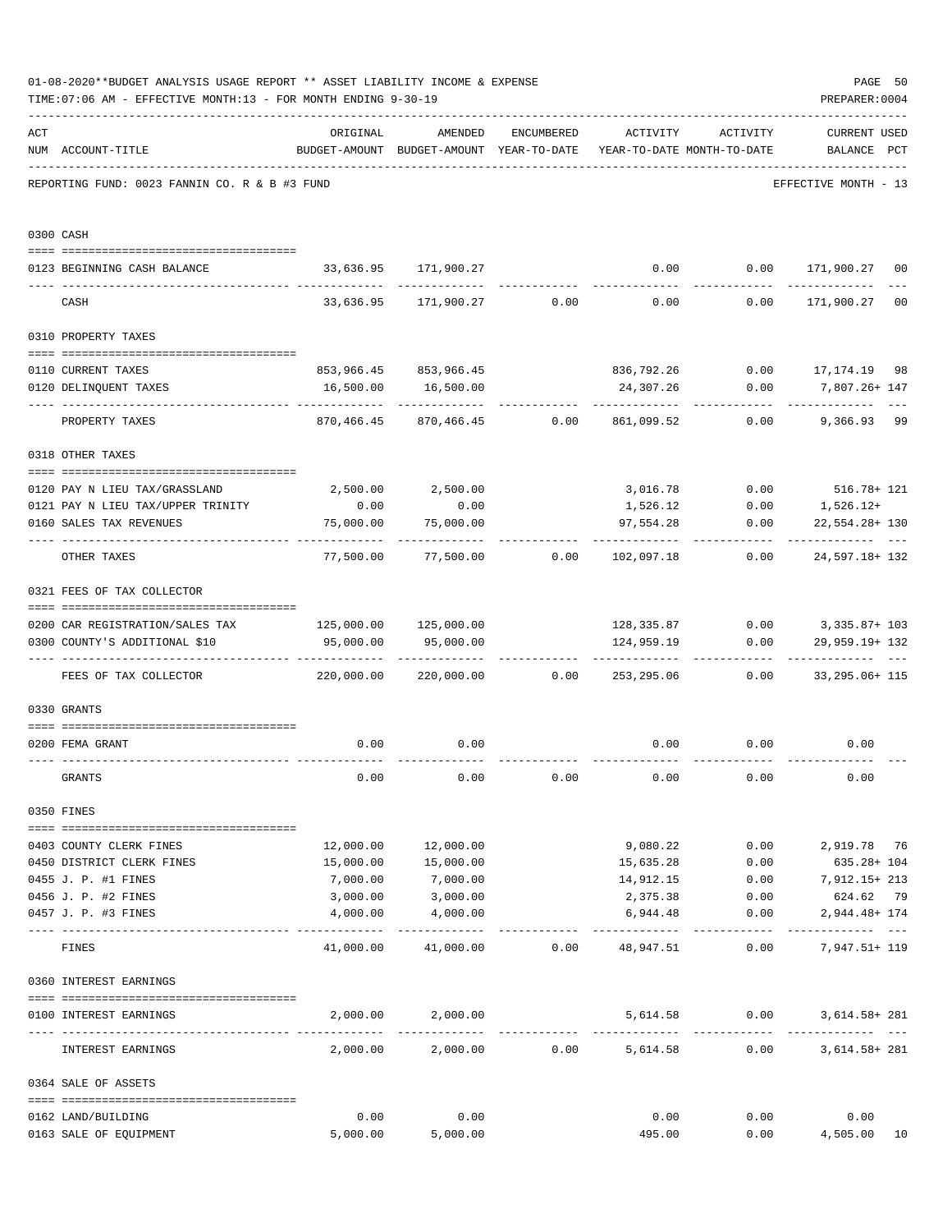01-08-2020**BUDGET ANALYSIS USAGE REPORT ** ASSET LIABILITY INCOME & EXPENSE

TIME:07:06 AM - EFFECTIVE MONTH:13 - FOR MONTH ENDING 9-30-19

PREPARER:0004

REPORTING FUND: 0023 FANNIN CO. R & B #3 FUND

EFFECTIVE MONTH - 13

| ACT NUM | ACCOUNT-TITLE | ORIGINAL BUDGET-AMOUNT | AMENDED BUDGET-AMOUNT | ENCUMBERED YEAR-TO-DATE | ACTIVITY YEAR-TO-DATE | ACTIVITY MONTH-TO-DATE | CURRENT BALANCE | USED PCT |
|---|---|---|---|---|---|---|---|---|
| | **0300 CASH** | | | | | | | |
| 0123 | BEGINNING CASH BALANCE | 33,636.95 | 171,900.27 | | 0.00 | 0.00 | 171,900.27 | 00 |
| | CASH | 33,636.95 | 171,900.27 | 0.00 | 0.00 | 0.00 | 171,900.27 | 00 |
| | **0310 PROPERTY TAXES** | | | | | | | |
| 0110 | CURRENT TAXES | 853,966.45 | 853,966.45 | | 836,792.26 | 0.00 | 17,174.19 | 98 |
| 0120 | DELINQUENT TAXES | 16,500.00 | 16,500.00 | | 24,307.26 | 0.00 | 7,807.26+ | 147 |
| | PROPERTY TAXES | 870,466.45 | 870,466.45 | 0.00 | 861,099.52 | 0.00 | 9,366.93 | 99 |
| | **0318 OTHER TAXES** | | | | | | | |
| 0120 | PAY N LIEU TAX/GRASSLAND | 2,500.00 | 2,500.00 | | 3,016.78 | 0.00 | 516.78+ | 121 |
| 0121 | PAY N LIEU TAX/UPPER TRINITY | 0.00 | 0.00 | | 1,526.12 | 0.00 | 1,526.12+ | |
| 0160 | SALES TAX REVENUES | 75,000.00 | 75,000.00 | | 97,554.28 | 0.00 | 22,554.28+ | 130 |
| | OTHER TAXES | 77,500.00 | 77,500.00 | 0.00 | 102,097.18 | 0.00 | 24,597.18+ | 132 |
| | **0321 FEES OF TAX COLLECTOR** | | | | | | | |
| 0200 | CAR REGISTRATION/SALES TAX | 125,000.00 | 125,000.00 | | 128,335.87 | 0.00 | 3,335.87+ | 103 |
| 0300 | COUNTY'S ADDITIONAL $10 | 95,000.00 | 95,000.00 | | 124,959.19 | 0.00 | 29,959.19+ | 132 |
| | FEES OF TAX COLLECTOR | 220,000.00 | 220,000.00 | 0.00 | 253,295.06 | 0.00 | 33,295.06+ | 115 |
| | **0330 GRANTS** | | | | | | | |
| 0200 | FEMA GRANT | 0.00 | 0.00 | | 0.00 | 0.00 | 0.00 | |
| | GRANTS | 0.00 | 0.00 | 0.00 | 0.00 | 0.00 | 0.00 | |
| | **0350 FINES** | | | | | | | |
| 0403 | COUNTY CLERK FINES | 12,000.00 | 12,000.00 | | 9,080.22 | 0.00 | 2,919.78 | 76 |
| 0450 | DISTRICT CLERK FINES | 15,000.00 | 15,000.00 | | 15,635.28 | 0.00 | 635.28+ | 104 |
| 0455 | J. P. #1 FINES | 7,000.00 | 7,000.00 | | 14,912.15 | 0.00 | 7,912.15+ | 213 |
| 0456 | J. P. #2 FINES | 3,000.00 | 3,000.00 | | 2,375.38 | 0.00 | 624.62 | 79 |
| 0457 | J. P. #3 FINES | 4,000.00 | 4,000.00 | | 6,944.48 | 0.00 | 2,944.48+ | 174 |
| | FINES | 41,000.00 | 41,000.00 | 0.00 | 48,947.51 | 0.00 | 7,947.51+ | 119 |
| | **0360 INTEREST EARNINGS** | | | | | | | |
| 0100 | INTEREST EARNINGS | 2,000.00 | 2,000.00 | | 5,614.58 | 0.00 | 3,614.58+ | 281 |
| | INTEREST EARNINGS | 2,000.00 | 2,000.00 | 0.00 | 5,614.58 | 0.00 | 3,614.58+ | 281 |
| | **0364 SALE OF ASSETS** | | | | | | | |
| 0162 | LAND/BUILDING | 0.00 | 0.00 | | 0.00 | 0.00 | 0.00 | |
| 0163 | SALE OF EQUIPMENT | 5,000.00 | 5,000.00 | | 495.00 | 0.00 | 4,505.00 | 10 |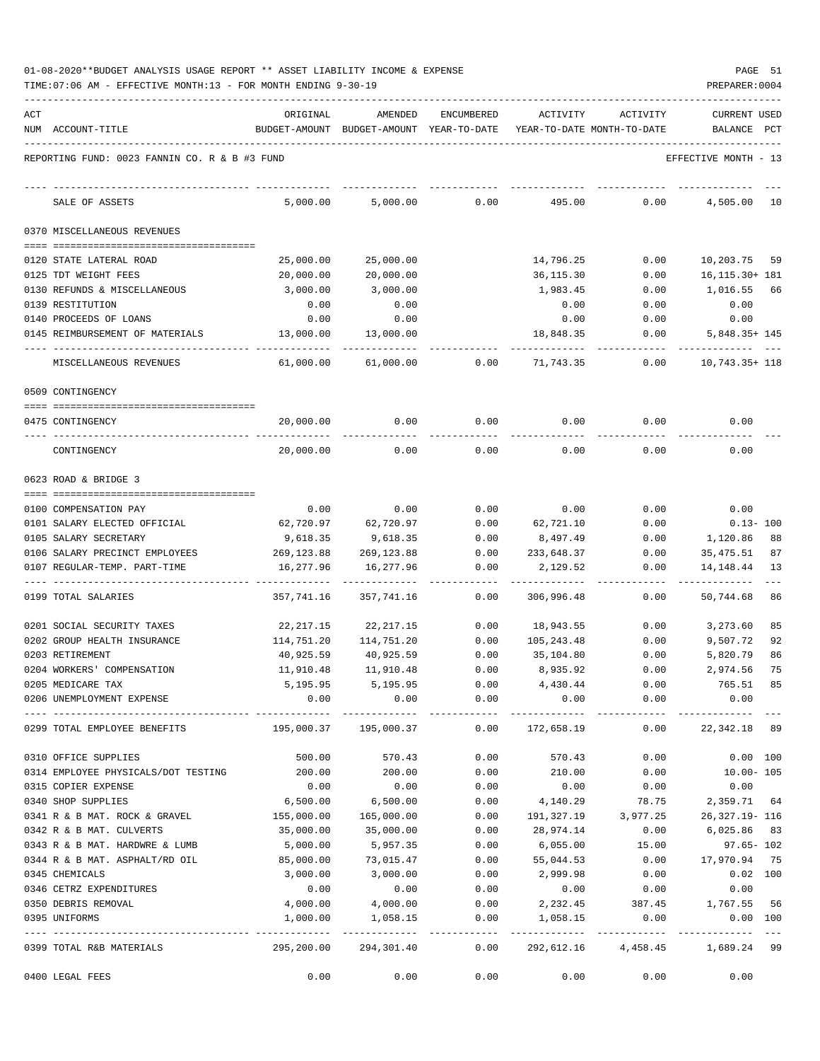01-08-2020**BUDGET ANALYSIS USAGE REPORT ** ASSET LIABILITY INCOME & EXPENSE

TIME:07:06 AM - EFFECTIVE MONTH:13 - FOR MONTH ENDING 9-30-19

| ACT NUM | ACCOUNT-TITLE | ORIGINAL BUDGET-AMOUNT | AMENDED BUDGET-AMOUNT | ENCUMBERED YEAR-TO-DATE | ACTIVITY YEAR-TO-DATE | ACTIVITY MONTH-TO-DATE | CURRENT USED BALANCE | PCT |
|---|---|---|---|---|---|---|---|---|
| | REPORTING FUND: 0023 FANNIN CO. R & B #3 FUND | | | | | | EFFECTIVE MONTH - 13 | |
| | SALE OF ASSETS | 5,000.00 | 5,000.00 | 0.00 | 495.00 | 0.00 | 4,505.00 | 10 |
| | 0370 MISCELLANEOUS REVENUES | | | | | | | |
| 0120 | STATE LATERAL ROAD | 25,000.00 | 25,000.00 | | 14,796.25 | 0.00 | 10,203.75 | 59 |
| 0125 | TDT WEIGHT FEES | 20,000.00 | 20,000.00 | | 36,115.30 | 0.00 | 16,115.30+ | 181 |
| 0130 | REFUNDS & MISCELLANEOUS | 3,000.00 | 3,000.00 | | 1,983.45 | 0.00 | 1,016.55 | 66 |
| 0139 | RESTITUTION | 0.00 | 0.00 | | 0.00 | 0.00 | 0.00 | |
| 0140 | PROCEEDS OF LOANS | 0.00 | 0.00 | | 0.00 | 0.00 | 0.00 | |
| 0145 | REIMBURSEMENT OF MATERIALS | 13,000.00 | 13,000.00 | | 18,848.35 | 0.00 | 5,848.35+ | 145 |
| | MISCELLANEOUS REVENUES | 61,000.00 | 61,000.00 | 0.00 | 71,743.35 | 0.00 | 10,743.35+ | 118 |
| | 0509 CONTINGENCY | | | | | | | |
| 0475 | CONTINGENCY | 20,000.00 | 0.00 | 0.00 | 0.00 | 0.00 | 0.00 | |
| | CONTINGENCY | 20,000.00 | 0.00 | 0.00 | 0.00 | 0.00 | 0.00 | |
| | 0623 ROAD & BRIDGE 3 | | | | | | | |
| 0100 | COMPENSATION PAY | 0.00 | 0.00 | 0.00 | 0.00 | 0.00 | 0.00 | |
| 0101 | SALARY ELECTED OFFICIAL | 62,720.97 | 62,720.97 | 0.00 | 62,721.10 | 0.00 | 0.13- | 100 |
| 0105 | SALARY SECRETARY | 9,618.35 | 9,618.35 | 0.00 | 8,497.49 | 0.00 | 1,120.86 | 88 |
| 0106 | SALARY PRECINCT EMPLOYEES | 269,123.88 | 269,123.88 | 0.00 | 233,648.37 | 0.00 | 35,475.51 | 87 |
| 0107 | REGULAR-TEMP. PART-TIME | 16,277.96 | 16,277.96 | 0.00 | 2,129.52 | 0.00 | 14,148.44 | 13 |
| 0199 | TOTAL SALARIES | 357,741.16 | 357,741.16 | 0.00 | 306,996.48 | 0.00 | 50,744.68 | 86 |
| 0201 | SOCIAL SECURITY TAXES | 22,217.15 | 22,217.15 | 0.00 | 18,943.55 | 0.00 | 3,273.60 | 85 |
| 0202 | GROUP HEALTH INSURANCE | 114,751.20 | 114,751.20 | 0.00 | 105,243.48 | 0.00 | 9,507.72 | 92 |
| 0203 | RETIREMENT | 40,925.59 | 40,925.59 | 0.00 | 35,104.80 | 0.00 | 5,820.79 | 86 |
| 0204 | WORKERS' COMPENSATION | 11,910.48 | 11,910.48 | 0.00 | 8,935.92 | 0.00 | 2,974.56 | 75 |
| 0205 | MEDICARE TAX | 5,195.95 | 5,195.95 | 0.00 | 4,430.44 | 0.00 | 765.51 | 85 |
| 0206 | UNEMPLOYMENT EXPENSE | 0.00 | 0.00 | 0.00 | 0.00 | 0.00 | 0.00 | |
| 0299 | TOTAL EMPLOYEE BENEFITS | 195,000.37 | 195,000.37 | 0.00 | 172,658.19 | 0.00 | 22,342.18 | 89 |
| 0310 | OFFICE SUPPLIES | 500.00 | 570.43 | 0.00 | 570.43 | 0.00 | 0.00 | 100 |
| 0314 | EMPLOYEE PHYSICALS/DOT TESTING | 200.00 | 200.00 | 0.00 | 210.00 | 0.00 | 10.00- | 105 |
| 0315 | COPIER EXPENSE | 0.00 | 0.00 | 0.00 | 0.00 | 0.00 | 0.00 | |
| 0340 | SHOP SUPPLIES | 6,500.00 | 6,500.00 | 0.00 | 4,140.29 | 78.75 | 2,359.71 | 64 |
| 0341 | R & B MAT. ROCK & GRAVEL | 155,000.00 | 165,000.00 | 0.00 | 191,327.19 | 3,977.25 | 26,327.19- | 116 |
| 0342 | R & B MAT. CULVERTS | 35,000.00 | 35,000.00 | 0.00 | 28,974.14 | 0.00 | 6,025.86 | 83 |
| 0343 | R & B MAT. HARDWRE & LUMB | 5,000.00 | 5,957.35 | 0.00 | 6,055.00 | 15.00 | 97.65- | 102 |
| 0344 | R & B MAT. ASPHALT/RD OIL | 85,000.00 | 73,015.47 | 0.00 | 55,044.53 | 0.00 | 17,970.94 | 75 |
| 0345 | CHEMICALS | 3,000.00 | 3,000.00 | 0.00 | 2,999.98 | 0.00 | 0.02 | 100 |
| 0346 | CETRZ EXPENDITURES | 0.00 | 0.00 | 0.00 | 0.00 | 0.00 | 0.00 | |
| 0350 | DEBRIS REMOVAL | 4,000.00 | 4,000.00 | 0.00 | 2,232.45 | 387.45 | 1,767.55 | 56 |
| 0395 | UNIFORMS | 1,000.00 | 1,058.15 | 0.00 | 1,058.15 | 0.00 | 0.00 | 100 |
| 0399 | TOTAL R&B MATERIALS | 295,200.00 | 294,301.40 | 0.00 | 292,612.16 | 4,458.45 | 1,689.24 | 99 |
| 0400 | LEGAL FEES | 0.00 | 0.00 | 0.00 | 0.00 | 0.00 | 0.00 | |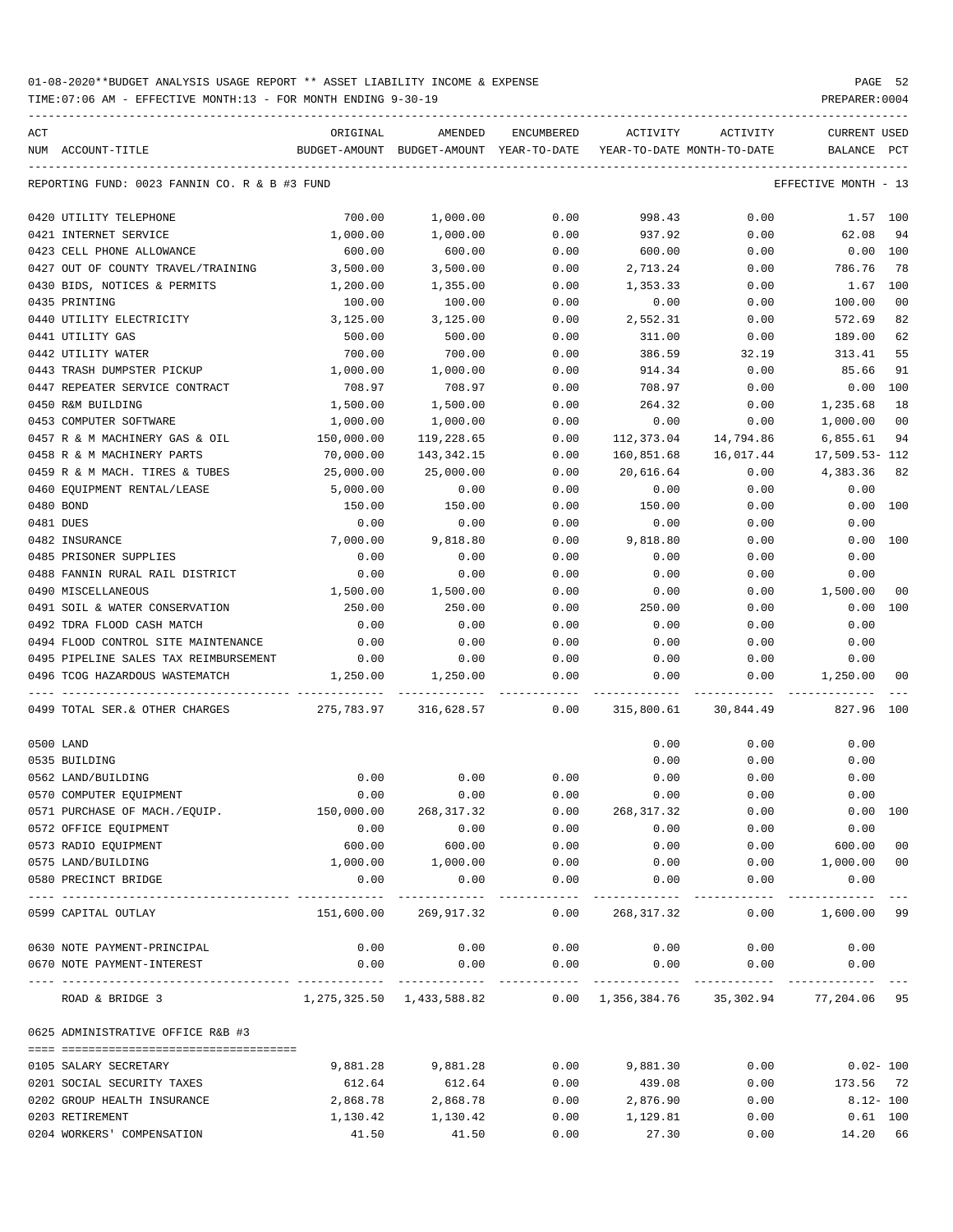01-08-2020**BUDGET ANALYSIS USAGE REPORT ** ASSET LIABILITY INCOME & EXPENSE

TIME:07:06 AM - EFFECTIVE MONTH:13 - FOR MONTH ENDING 9-30-19

| ACT NUM | ACCOUNT-TITLE | ORIGINAL BUDGET-AMOUNT | AMENDED BUDGET-AMOUNT | ENCUMBERED YEAR-TO-DATE | ACTIVITY YEAR-TO-DATE | ACTIVITY MONTH-TO-DATE | CURRENT BALANCE | USED PCT |
|---|---|---|---|---|---|---|---|---|
| REPORTING FUND: 0023 FANNIN CO. R & B #3 FUND | | | | | | | EFFECTIVE MONTH - 13 | |
| 0420 | UTILITY TELEPHONE | 700.00 | 1,000.00 | 0.00 | 998.43 | 0.00 | 1.57 | 100 |
| 0421 | INTERNET SERVICE | 1,000.00 | 1,000.00 | 0.00 | 937.92 | 0.00 | 62.08 | 94 |
| 0423 | CELL PHONE ALLOWANCE | 600.00 | 600.00 | 0.00 | 600.00 | 0.00 | 0.00 | 100 |
| 0427 | OUT OF COUNTY TRAVEL/TRAINING | 3,500.00 | 3,500.00 | 0.00 | 2,713.24 | 0.00 | 786.76 | 78 |
| 0430 | BIDS, NOTICES & PERMITS | 1,200.00 | 1,355.00 | 0.00 | 1,353.33 | 0.00 | 1.67 | 100 |
| 0435 | PRINTING | 100.00 | 100.00 | 0.00 | 0.00 | 0.00 | 100.00 | 00 |
| 0440 | UTILITY ELECTRICITY | 3,125.00 | 3,125.00 | 0.00 | 2,552.31 | 0.00 | 572.69 | 82 |
| 0441 | UTILITY GAS | 500.00 | 500.00 | 0.00 | 311.00 | 0.00 | 189.00 | 62 |
| 0442 | UTILITY WATER | 700.00 | 700.00 | 0.00 | 386.59 | 32.19 | 313.41 | 55 |
| 0443 | TRASH DUMPSTER PICKUP | 1,000.00 | 1,000.00 | 0.00 | 914.34 | 0.00 | 85.66 | 91 |
| 0447 | REPEATER SERVICE CONTRACT | 708.97 | 708.97 | 0.00 | 708.97 | 0.00 | 0.00 | 100 |
| 0450 | R&M BUILDING | 1,500.00 | 1,500.00 | 0.00 | 264.32 | 0.00 | 1,235.68 | 18 |
| 0453 | COMPUTER SOFTWARE | 1,000.00 | 1,000.00 | 0.00 | 0.00 | 0.00 | 1,000.00 | 00 |
| 0457 | R & M MACHINERY GAS & OIL | 150,000.00 | 119,228.65 | 0.00 | 112,373.04 | 14,794.86 | 6,855.61 | 94 |
| 0458 | R & M MACHINERY PARTS | 70,000.00 | 143,342.15 | 0.00 | 160,851.68 | 16,017.44 | 17,509.53- | 112 |
| 0459 | R & M MACH. TIRES & TUBES | 25,000.00 | 25,000.00 | 0.00 | 20,616.64 | 0.00 | 4,383.36 | 82 |
| 0460 | EQUIPMENT RENTAL/LEASE | 5,000.00 | 0.00 | 0.00 | 0.00 | 0.00 | 0.00 | |
| 0480 | BOND | 150.00 | 150.00 | 0.00 | 150.00 | 0.00 | 0.00 | 100 |
| 0481 | DUES | 0.00 | 0.00 | 0.00 | 0.00 | 0.00 | 0.00 | |
| 0482 | INSURANCE | 7,000.00 | 9,818.80 | 0.00 | 9,818.80 | 0.00 | 0.00 | 100 |
| 0485 | PRISONER SUPPLIES | 0.00 | 0.00 | 0.00 | 0.00 | 0.00 | 0.00 | |
| 0488 | FANNIN RURAL RAIL DISTRICT | 0.00 | 0.00 | 0.00 | 0.00 | 0.00 | 0.00 | |
| 0490 | MISCELLANEOUS | 1,500.00 | 1,500.00 | 0.00 | 0.00 | 0.00 | 1,500.00 | 00 |
| 0491 | SOIL & WATER CONSERVATION | 250.00 | 250.00 | 0.00 | 250.00 | 0.00 | 0.00 | 100 |
| 0492 | TDRA FLOOD CASH MATCH | 0.00 | 0.00 | 0.00 | 0.00 | 0.00 | 0.00 | |
| 0494 | FLOOD CONTROL SITE MAINTENANCE | 0.00 | 0.00 | 0.00 | 0.00 | 0.00 | 0.00 | |
| 0495 | PIPELINE SALES TAX REIMBURSEMENT | 0.00 | 0.00 | 0.00 | 0.00 | 0.00 | 0.00 | |
| 0496 | TCOG HAZARDOUS WASTEMATCH | 1,250.00 | 1,250.00 | 0.00 | 0.00 | 0.00 | 1,250.00 | 00 |
| 0499 | TOTAL SER.& OTHER CHARGES | 275,783.97 | 316,628.57 | 0.00 | 315,800.61 | 30,844.49 | 827.96 | 100 |
| 0500 | LAND | | | | 0.00 | 0.00 | 0.00 | |
| 0535 | BUILDING | | | | 0.00 | 0.00 | 0.00 | |
| 0562 | LAND/BUILDING | 0.00 | 0.00 | 0.00 | 0.00 | 0.00 | 0.00 | |
| 0570 | COMPUTER EQUIPMENT | 0.00 | 0.00 | 0.00 | 0.00 | 0.00 | 0.00 | |
| 0571 | PURCHASE OF MACH./EQUIP. | 150,000.00 | 268,317.32 | 0.00 | 268,317.32 | 0.00 | 0.00 | 100 |
| 0572 | OFFICE EQUIPMENT | 0.00 | 0.00 | 0.00 | 0.00 | 0.00 | 0.00 | |
| 0573 | RADIO EQUIPMENT | 600.00 | 600.00 | 0.00 | 0.00 | 0.00 | 600.00 | 00 |
| 0575 | LAND/BUILDING | 1,000.00 | 1,000.00 | 0.00 | 0.00 | 0.00 | 1,000.00 | 00 |
| 0580 | PRECINCT BRIDGE | 0.00 | 0.00 | 0.00 | 0.00 | 0.00 | 0.00 | |
| 0599 | CAPITAL OUTLAY | 151,600.00 | 269,917.32 | 0.00 | 268,317.32 | 0.00 | 1,600.00 | 99 |
| 0630 | NOTE PAYMENT-PRINCIPAL | 0.00 | 0.00 | 0.00 | 0.00 | 0.00 | 0.00 | |
| 0670 | NOTE PAYMENT-INTEREST | 0.00 | 0.00 | 0.00 | 0.00 | 0.00 | 0.00 | |
| | ROAD & BRIDGE 3 | 1,275,325.50 | 1,433,588.82 | 0.00 | 1,356,384.76 | 35,302.94 | 77,204.06 | 95 |
| 0625 | ADMINISTRATIVE OFFICE R&B #3 | | | | | | | |
| 0105 | SALARY SECRETARY | 9,881.28 | 9,881.28 | 0.00 | 9,881.30 | 0.00 | 0.02- | 100 |
| 0201 | SOCIAL SECURITY TAXES | 612.64 | 612.64 | 0.00 | 439.08 | 0.00 | 173.56 | 72 |
| 0202 | GROUP HEALTH INSURANCE | 2,868.78 | 2,868.78 | 0.00 | 2,876.90 | 0.00 | 8.12- | 100 |
| 0203 | RETIREMENT | 1,130.42 | 1,130.42 | 0.00 | 1,129.81 | 0.00 | 0.61 | 100 |
| 0204 | WORKERS' COMPENSATION | 41.50 | 41.50 | 0.00 | 27.30 | 0.00 | 14.20 | 66 |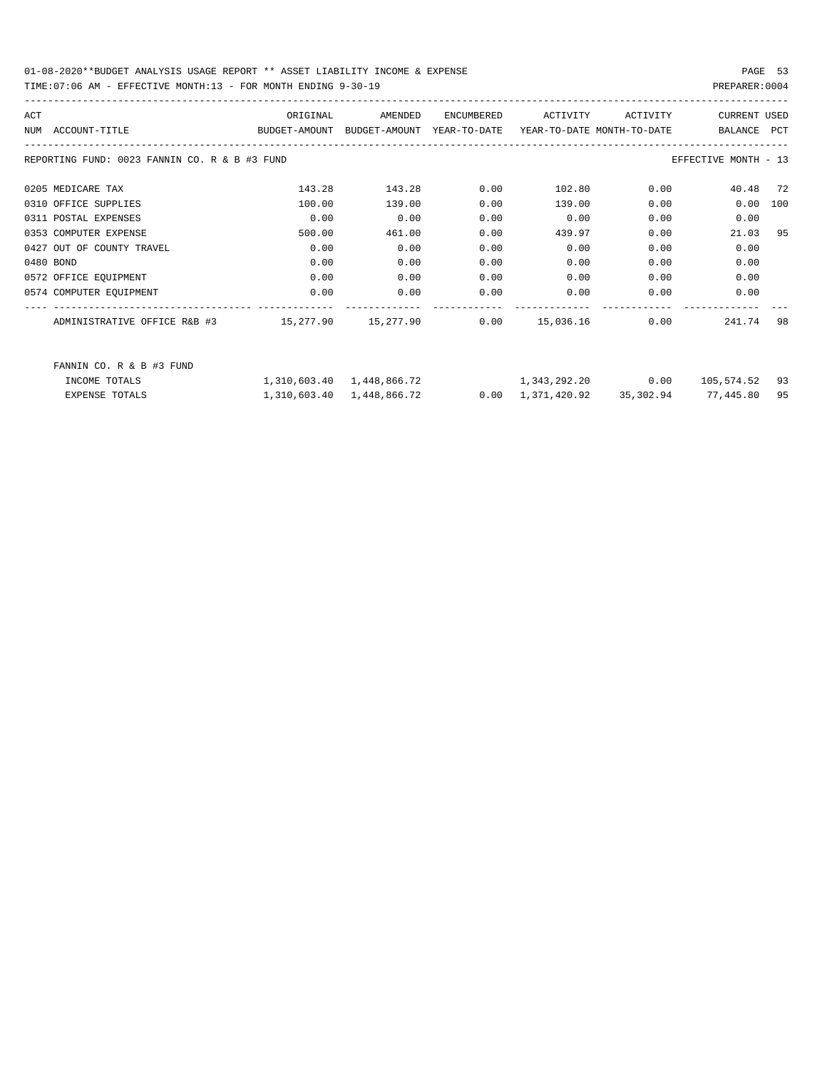01-08-2020**BUDGET ANALYSIS USAGE REPORT ** ASSET LIABILITY INCOME & EXPENSE

TIME:07:06 AM - EFFECTIVE MONTH:13 - FOR MONTH ENDING 9-30-19

PREPARER:0004

REPORTING FUND: 0023 FANNIN CO. R & B #3 FUND — EFFECTIVE MONTH - 13

| ACT NUM | ACCOUNT-TITLE | ORIGINAL BUDGET-AMOUNT | AMENDED BUDGET-AMOUNT | ENCUMBERED YEAR-TO-DATE | ACTIVITY YEAR-TO-DATE | ACTIVITY MONTH-TO-DATE | CURRENT BALANCE | USED PCT |
|---|---|---|---|---|---|---|---|---|
| 0205 | MEDICARE TAX | 143.28 | 143.28 | 0.00 | 102.80 | 0.00 | 40.48 | 72 |
| 0310 | OFFICE SUPPLIES | 100.00 | 139.00 | 0.00 | 139.00 | 0.00 | 0.00 | 100 |
| 0311 | POSTAL EXPENSES | 0.00 | 0.00 | 0.00 | 0.00 | 0.00 | 0.00 | |
| 0353 | COMPUTER EXPENSE | 500.00 | 461.00 | 0.00 | 439.97 | 0.00 | 21.03 | 95 |
| 0427 | OUT OF COUNTY TRAVEL | 0.00 | 0.00 | 0.00 | 0.00 | 0.00 | 0.00 | |
| 0480 | BOND | 0.00 | 0.00 | 0.00 | 0.00 | 0.00 | 0.00 | |
| 0572 | OFFICE EQUIPMENT | 0.00 | 0.00 | 0.00 | 0.00 | 0.00 | 0.00 | |
| 0574 | COMPUTER EQUIPMENT | 0.00 | 0.00 | 0.00 | 0.00 | 0.00 | 0.00 | |
| | ADMINISTRATIVE OFFICE R&B #3 | 15,277.90 | 15,277.90 | 0.00 | 15,036.16 | 0.00 | 241.74 | 98 |

FANNIN CO. R & B #3 FUND

| | ORIGINAL BUDGET-AMOUNT | AMENDED BUDGET-AMOUNT | ENCUMBERED YEAR-TO-DATE | ACTIVITY YEAR-TO-DATE | ACTIVITY MONTH-TO-DATE | CURRENT BALANCE | USED PCT |
|---|---|---|---|---|---|---|---|
| INCOME TOTALS | 1,310,603.40 | 1,448,866.72 | | 1,343,292.20 | 0.00 | 105,574.52 | 93 |
| EXPENSE TOTALS | 1,310,603.40 | 1,448,866.72 | 0.00 | 1,371,420.92 | 35,302.94 | 77,445.80 | 95 |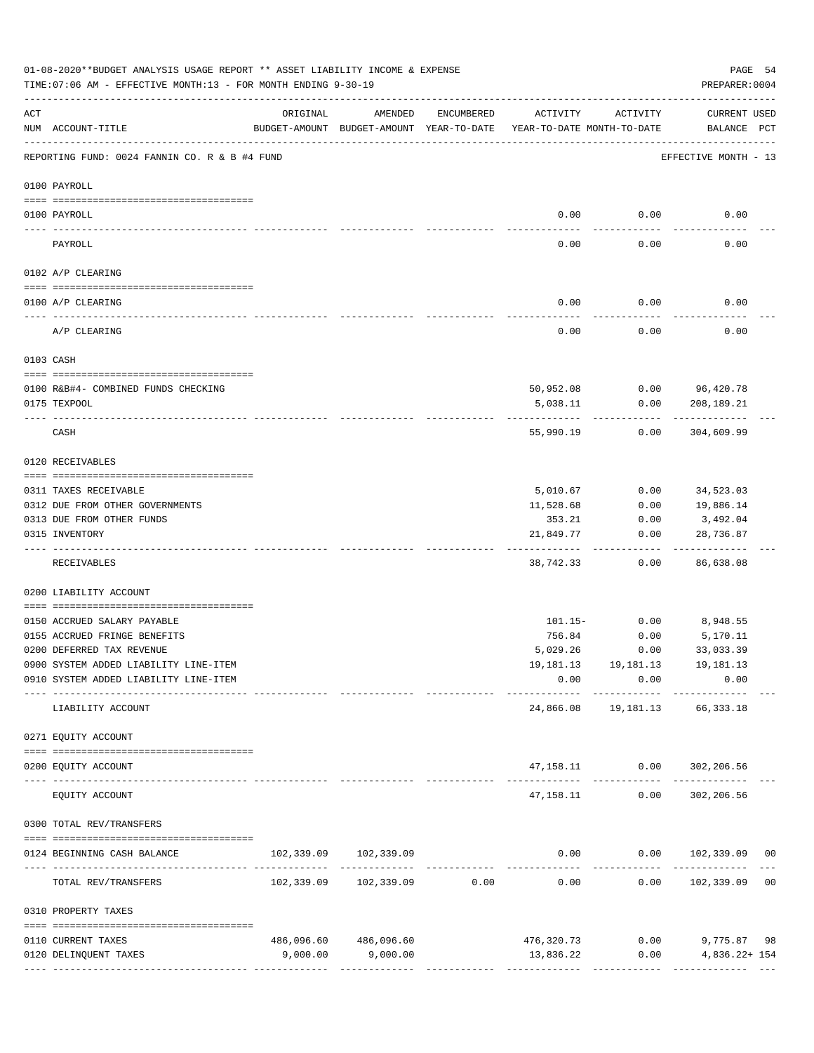01-08-2020**BUDGET ANALYSIS USAGE REPORT ** ASSET LIABILITY INCOME & EXPENSE

TIME:07:06 AM - EFFECTIVE MONTH:13 - FOR MONTH ENDING 9-30-19

PREPARER:0004

| ACT NUM | ACCOUNT-TITLE | ORIGINAL BUDGET-AMOUNT | AMENDED BUDGET-AMOUNT | ENCUMBERED YEAR-TO-DATE | ACTIVITY YEAR-TO-DATE | ACTIVITY MONTH-TO-DATE | CURRENT USED BALANCE | PCT |
|---|---|---|---|---|---|---|---|---|
| | REPORTING FUND: 0024 FANNIN CO. R & B #4 FUND | | | | | | EFFECTIVE MONTH - 13 | |
| | 0100 PAYROLL | | | | | | | |
| 0100 | PAYROLL | | | | 0.00 | 0.00 | 0.00 | |
| | PAYROLL | | | | 0.00 | 0.00 | 0.00 | |
| | 0102 A/P CLEARING | | | | | | | |
| 0100 | A/P CLEARING | | | | 0.00 | 0.00 | 0.00 | |
| | A/P CLEARING | | | | 0.00 | 0.00 | 0.00 | |
| | 0103 CASH | | | | | | | |
| 0100 | R&B#4- COMBINED FUNDS CHECKING | | | | 50,952.08 | 0.00 | 96,420.78 | |
| 0175 | TEXPOOL | | | | 5,038.11 | 0.00 | 208,189.21 | |
| | CASH | | | | 55,990.19 | 0.00 | 304,609.99 | |
| | 0120 RECEIVABLES | | | | | | | |
| 0311 | TAXES RECEIVABLE | | | | 5,010.67 | 0.00 | 34,523.03 | |
| 0312 | DUE FROM OTHER GOVERNMENTS | | | | 11,528.68 | 0.00 | 19,886.14 | |
| 0313 | DUE FROM OTHER FUNDS | | | | 353.21 | 0.00 | 3,492.04 | |
| 0315 | INVENTORY | | | | 21,849.77 | 0.00 | 28,736.87 | |
| | RECEIVABLES | | | | 38,742.33 | 0.00 | 86,638.08 | |
| | 0200 LIABILITY ACCOUNT | | | | | | | |
| 0150 | ACCRUED SALARY PAYABLE | | | | 101.15- | 0.00 | 8,948.55 | |
| 0155 | ACCRUED FRINGE BENEFITS | | | | 756.84 | 0.00 | 5,170.11 | |
| 0200 | DEFERRED TAX REVENUE | | | | 5,029.26 | 0.00 | 33,033.39 | |
| 0900 | SYSTEM ADDED LIABILITY LINE-ITEM | | | | 19,181.13 | 19,181.13 | 19,181.13 | |
| 0910 | SYSTEM ADDED LIABILITY LINE-ITEM | | | | 0.00 | 0.00 | 0.00 | |
| | LIABILITY ACCOUNT | | | | 24,866.08 | 19,181.13 | 66,333.18 | |
| | 0271 EQUITY ACCOUNT | | | | | | | |
| 0200 | EQUITY ACCOUNT | | | | 47,158.11 | 0.00 | 302,206.56 | |
| | EQUITY ACCOUNT | | | | 47,158.11 | 0.00 | 302,206.56 | |
| | 0300 TOTAL REV/TRANSFERS | | | | | | | |
| 0124 | BEGINNING CASH BALANCE | 102,339.09 | 102,339.09 | | 0.00 | 0.00 | 102,339.09 | 00 |
| | TOTAL REV/TRANSFERS | 102,339.09 | 102,339.09 | 0.00 | 0.00 | 0.00 | 102,339.09 | 00 |
| | 0310 PROPERTY TAXES | | | | | | | |
| 0110 | CURRENT TAXES | 486,096.60 | 486,096.60 | | 476,320.73 | 0.00 | 9,775.87 | 98 |
| 0120 | DELINQUENT TAXES | 9,000.00 | 9,000.00 | | 13,836.22 | 0.00 | 4,836.22+ | 154 |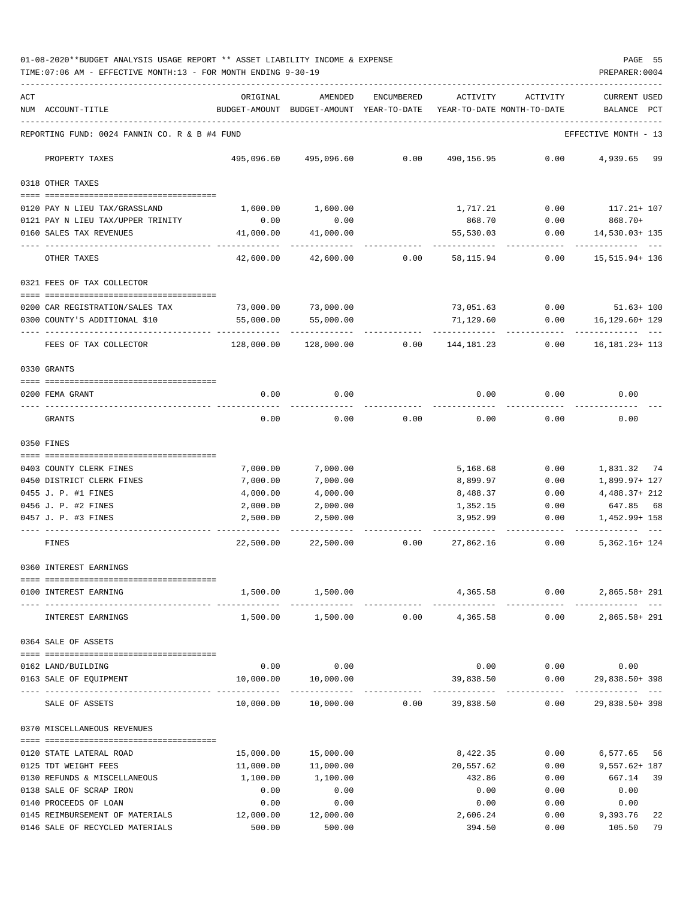01-08-2020**BUDGET ANALYSIS USAGE REPORT ** ASSET LIABILITY INCOME & EXPENSE

TIME:07:06 AM - EFFECTIVE MONTH:13 - FOR MONTH ENDING 9-30-19

PREPARER:0004

| ACT NUM | ACCOUNT-TITLE | ORIGINAL BUDGET-AMOUNT | AMENDED BUDGET-AMOUNT | ENCUMBERED YEAR-TO-DATE | ACTIVITY YEAR-TO-DATE | ACTIVITY MONTH-TO-DATE | CURRENT USED BALANCE | PCT |
|---|---|---|---|---|---|---|---|---|
| | REPORTING FUND: 0024 FANNIN CO. R & B #4 FUND | | | | | | EFFECTIVE MONTH - 13 | |
| | PROPERTY TAXES | 495,096.60 | 495,096.60 | 0.00 | 490,156.95 | 0.00 | 4,939.65 | 99 |
| | 0318 OTHER TAXES | | | | | | | |
| 0120 | PAY N LIEU TAX/GRASSLAND | 1,600.00 | 1,600.00 | | 1,717.21 | 0.00 | 117.21+ | 107 |
| 0121 | PAY N LIEU TAX/UPPER TRINITY | 0.00 | 0.00 | | 868.70 | 0.00 | 868.70+ | |
| 0160 | SALES TAX REVENUES | 41,000.00 | 41,000.00 | | 55,530.03 | 0.00 | 14,530.03+ | 135 |
| | OTHER TAXES | 42,600.00 | 42,600.00 | 0.00 | 58,115.94 | 0.00 | 15,515.94+ | 136 |
| | 0321 FEES OF TAX COLLECTOR | | | | | | | |
| 0200 | CAR REGISTRATION/SALES TAX | 73,000.00 | 73,000.00 | | 73,051.63 | 0.00 | 51.63+ | 100 |
| 0300 | COUNTY'S ADDITIONAL $10 | 55,000.00 | 55,000.00 | | 71,129.60 | 0.00 | 16,129.60+ | 129 |
| | FEES OF TAX COLLECTOR | 128,000.00 | 128,000.00 | 0.00 | 144,181.23 | 0.00 | 16,181.23+ | 113 |
| | 0330 GRANTS | | | | | | | |
| 0200 | FEMA GRANT | 0.00 | 0.00 | | 0.00 | 0.00 | 0.00 | |
| | GRANTS | 0.00 | 0.00 | 0.00 | 0.00 | 0.00 | 0.00 | |
| | 0350 FINES | | | | | | | |
| 0403 | COUNTY CLERK FINES | 7,000.00 | 7,000.00 | | 5,168.68 | 0.00 | 1,831.32 | 74 |
| 0450 | DISTRICT CLERK FINES | 7,000.00 | 7,000.00 | | 8,899.97 | 0.00 | 1,899.97+ | 127 |
| 0455 | J. P. #1 FINES | 4,000.00 | 4,000.00 | | 8,488.37 | 0.00 | 4,488.37+ | 212 |
| 0456 | J. P. #2 FINES | 2,000.00 | 2,000.00 | | 1,352.15 | 0.00 | 647.85 | 68 |
| 0457 | J. P. #3 FINES | 2,500.00 | 2,500.00 | | 3,952.99 | 0.00 | 1,452.99+ | 158 |
| | FINES | 22,500.00 | 22,500.00 | 0.00 | 27,862.16 | 0.00 | 5,362.16+ | 124 |
| | 0360 INTEREST EARNINGS | | | | | | | |
| 0100 | INTEREST EARNING | 1,500.00 | 1,500.00 | | 4,365.58 | 0.00 | 2,865.58+ | 291 |
| | INTEREST EARNINGS | 1,500.00 | 1,500.00 | 0.00 | 4,365.58 | 0.00 | 2,865.58+ | 291 |
| | 0364 SALE OF ASSETS | | | | | | | |
| 0162 | LAND/BUILDING | 0.00 | 0.00 | | 0.00 | 0.00 | 0.00 | |
| 0163 | SALE OF EQUIPMENT | 10,000.00 | 10,000.00 | | 39,838.50 | 0.00 | 29,838.50+ | 398 |
| | SALE OF ASSETS | 10,000.00 | 10,000.00 | 0.00 | 39,838.50 | 0.00 | 29,838.50+ | 398 |
| | 0370 MISCELLANEOUS REVENUES | | | | | | | |
| 0120 | STATE LATERAL ROAD | 15,000.00 | 15,000.00 | | 8,422.35 | 0.00 | 6,577.65 | 56 |
| 0125 | TDT WEIGHT FEES | 11,000.00 | 11,000.00 | | 20,557.62 | 0.00 | 9,557.62+ | 187 |
| 0130 | REFUNDS & MISCELLANEOUS | 1,100.00 | 1,100.00 | | 432.86 | 0.00 | 667.14 | 39 |
| 0138 | SALE OF SCRAP IRON | 0.00 | 0.00 | | 0.00 | 0.00 | 0.00 | |
| 0140 | PROCEEDS OF LOAN | 0.00 | 0.00 | | 0.00 | 0.00 | 0.00 | |
| 0145 | REIMBURSEMENT OF MATERIALS | 12,000.00 | 12,000.00 | | 2,606.24 | 0.00 | 9,393.76 | 22 |
| 0146 | SALE OF RECYCLED MATERIALS | 500.00 | 500.00 | | 394.50 | 0.00 | 105.50 | 79 |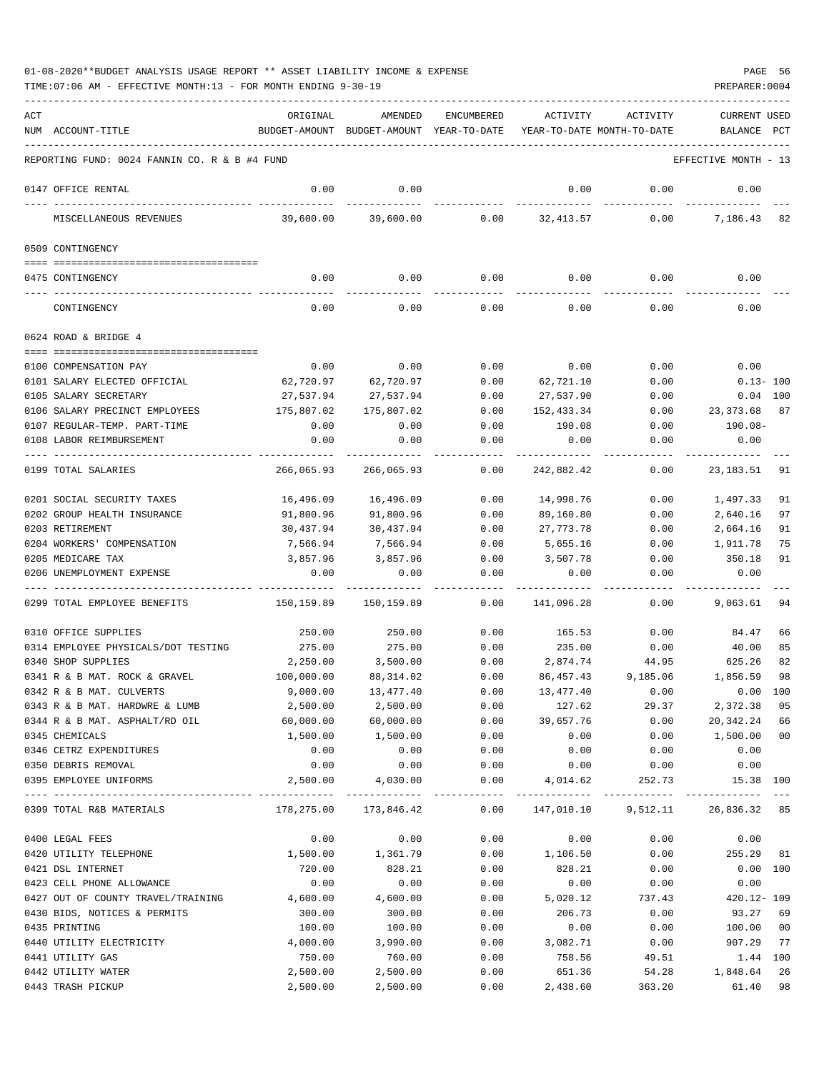01-08-2020**BUDGET ANALYSIS USAGE REPORT ** ASSET LIABILITY INCOME & EXPENSE

TIME:07:06 AM - EFFECTIVE MONTH:13 - FOR MONTH ENDING 9-30-19

PREPARER:0004

| ACT NUM | ACCOUNT-TITLE | ORIGINAL BUDGET-AMOUNT | AMENDED BUDGET-AMOUNT | ENCUMBERED YEAR-TO-DATE | ACTIVITY YEAR-TO-DATE | ACTIVITY MONTH-TO-DATE | CURRENT BALANCE | USED PCT |
|---|---|---|---|---|---|---|---|---|
| | REPORTING FUND: 0024 FANNIN CO. R & B #4 FUND | | | | | | EFFECTIVE MONTH - 13 | |
| 0147 | OFFICE RENTAL | 0.00 | 0.00 | | 0.00 | 0.00 | 0.00 | |
| | MISCELLANEOUS REVENUES | 39,600.00 | 39,600.00 | 0.00 | 32,413.57 | 0.00 | 7,186.43 | 82 |
| | 0509 CONTINGENCY | | | | | | | |
| 0475 | CONTINGENCY | 0.00 | 0.00 | 0.00 | 0.00 | 0.00 | 0.00 | |
| | CONTINGENCY | 0.00 | 0.00 | 0.00 | 0.00 | 0.00 | 0.00 | |
| | 0624 ROAD & BRIDGE 4 | | | | | | | |
| 0100 | COMPENSATION PAY | 0.00 | 0.00 | 0.00 | 0.00 | 0.00 | 0.00 | |
| 0101 | SALARY ELECTED OFFICIAL | 62,720.97 | 62,720.97 | 0.00 | 62,721.10 | 0.00 | 0.13- | 100 |
| 0105 | SALARY SECRETARY | 27,537.94 | 27,537.94 | 0.00 | 27,537.90 | 0.00 | 0.04 | 100 |
| 0106 | SALARY PRECINCT EMPLOYEES | 175,807.02 | 175,807.02 | 0.00 | 152,433.34 | 0.00 | 23,373.68 | 87 |
| 0107 | REGULAR-TEMP. PART-TIME | 0.00 | 0.00 | 0.00 | 190.08 | 0.00 | 190.08- | |
| 0108 | LABOR REIMBURSEMENT | 0.00 | 0.00 | 0.00 | 0.00 | 0.00 | 0.00 | |
| 0199 | TOTAL SALARIES | 266,065.93 | 266,065.93 | 0.00 | 242,882.42 | 0.00 | 23,183.51 | 91 |
| 0201 | SOCIAL SECURITY TAXES | 16,496.09 | 16,496.09 | 0.00 | 14,998.76 | 0.00 | 1,497.33 | 91 |
| 0202 | GROUP HEALTH INSURANCE | 91,800.96 | 91,800.96 | 0.00 | 89,160.80 | 0.00 | 2,640.16 | 97 |
| 0203 | RETIREMENT | 30,437.94 | 30,437.94 | 0.00 | 27,773.78 | 0.00 | 2,664.16 | 91 |
| 0204 | WORKERS' COMPENSATION | 7,566.94 | 7,566.94 | 0.00 | 5,655.16 | 0.00 | 1,911.78 | 75 |
| 0205 | MEDICARE TAX | 3,857.96 | 3,857.96 | 0.00 | 3,507.78 | 0.00 | 350.18 | 91 |
| 0206 | UNEMPLOYMENT EXPENSE | 0.00 | 0.00 | 0.00 | 0.00 | 0.00 | 0.00 | |
| 0299 | TOTAL EMPLOYEE BENEFITS | 150,159.89 | 150,159.89 | 0.00 | 141,096.28 | 0.00 | 9,063.61 | 94 |
| 0310 | OFFICE SUPPLIES | 250.00 | 250.00 | 0.00 | 165.53 | 0.00 | 84.47 | 66 |
| 0314 | EMPLOYEE PHYSICALS/DOT TESTING | 275.00 | 275.00 | 0.00 | 235.00 | 0.00 | 40.00 | 85 |
| 0340 | SHOP SUPPLIES | 2,250.00 | 3,500.00 | 0.00 | 2,874.74 | 44.95 | 625.26 | 82 |
| 0341 | R & B MAT. ROCK & GRAVEL | 100,000.00 | 88,314.02 | 0.00 | 86,457.43 | 9,185.06 | 1,856.59 | 98 |
| 0342 | R & B MAT. CULVERTS | 9,000.00 | 13,477.40 | 0.00 | 13,477.40 | 0.00 | 0.00 | 100 |
| 0343 | R & B MAT. HARDWRE & LUMB | 2,500.00 | 2,500.00 | 0.00 | 127.62 | 29.37 | 2,372.38 | 05 |
| 0344 | R & B MAT. ASPHALT/RD OIL | 60,000.00 | 60,000.00 | 0.00 | 39,657.76 | 0.00 | 20,342.24 | 66 |
| 0345 | CHEMICALS | 1,500.00 | 1,500.00 | 0.00 | 0.00 | 0.00 | 1,500.00 | 00 |
| 0346 | CETRZ EXPENDITURES | 0.00 | 0.00 | 0.00 | 0.00 | 0.00 | 0.00 | |
| 0350 | DEBRIS REMOVAL | 0.00 | 0.00 | 0.00 | 0.00 | 0.00 | 0.00 | |
| 0395 | EMPLOYEE UNIFORMS | 2,500.00 | 4,030.00 | 0.00 | 4,014.62 | 252.73 | 15.38 | 100 |
| 0399 | TOTAL R&B MATERIALS | 178,275.00 | 173,846.42 | 0.00 | 147,010.10 | 9,512.11 | 26,836.32 | 85 |
| 0400 | LEGAL FEES | 0.00 | 0.00 | 0.00 | 0.00 | 0.00 | 0.00 | |
| 0420 | UTILITY TELEPHONE | 1,500.00 | 1,361.79 | 0.00 | 1,106.50 | 0.00 | 255.29 | 81 |
| 0421 | DSL INTERNET | 720.00 | 828.21 | 0.00 | 828.21 | 0.00 | 0.00 | 100 |
| 0423 | CELL PHONE ALLOWANCE | 0.00 | 0.00 | 0.00 | 0.00 | 0.00 | 0.00 | |
| 0427 | OUT OF COUNTY TRAVEL/TRAINING | 4,600.00 | 4,600.00 | 0.00 | 5,020.12 | 737.43 | 420.12- | 109 |
| 0430 | BIDS, NOTICES & PERMITS | 300.00 | 300.00 | 0.00 | 206.73 | 0.00 | 93.27 | 69 |
| 0435 | PRINTING | 100.00 | 100.00 | 0.00 | 0.00 | 0.00 | 100.00 | 00 |
| 0440 | UTILITY ELECTRICITY | 4,000.00 | 3,990.00 | 0.00 | 3,082.71 | 0.00 | 907.29 | 77 |
| 0441 | UTILITY GAS | 750.00 | 760.00 | 0.00 | 758.56 | 49.51 | 1.44 | 100 |
| 0442 | UTILITY WATER | 2,500.00 | 2,500.00 | 0.00 | 651.36 | 54.28 | 1,848.64 | 26 |
| 0443 | TRASH PICKUP | 2,500.00 | 2,500.00 | 0.00 | 2,438.60 | 363.20 | 61.40 | 98 |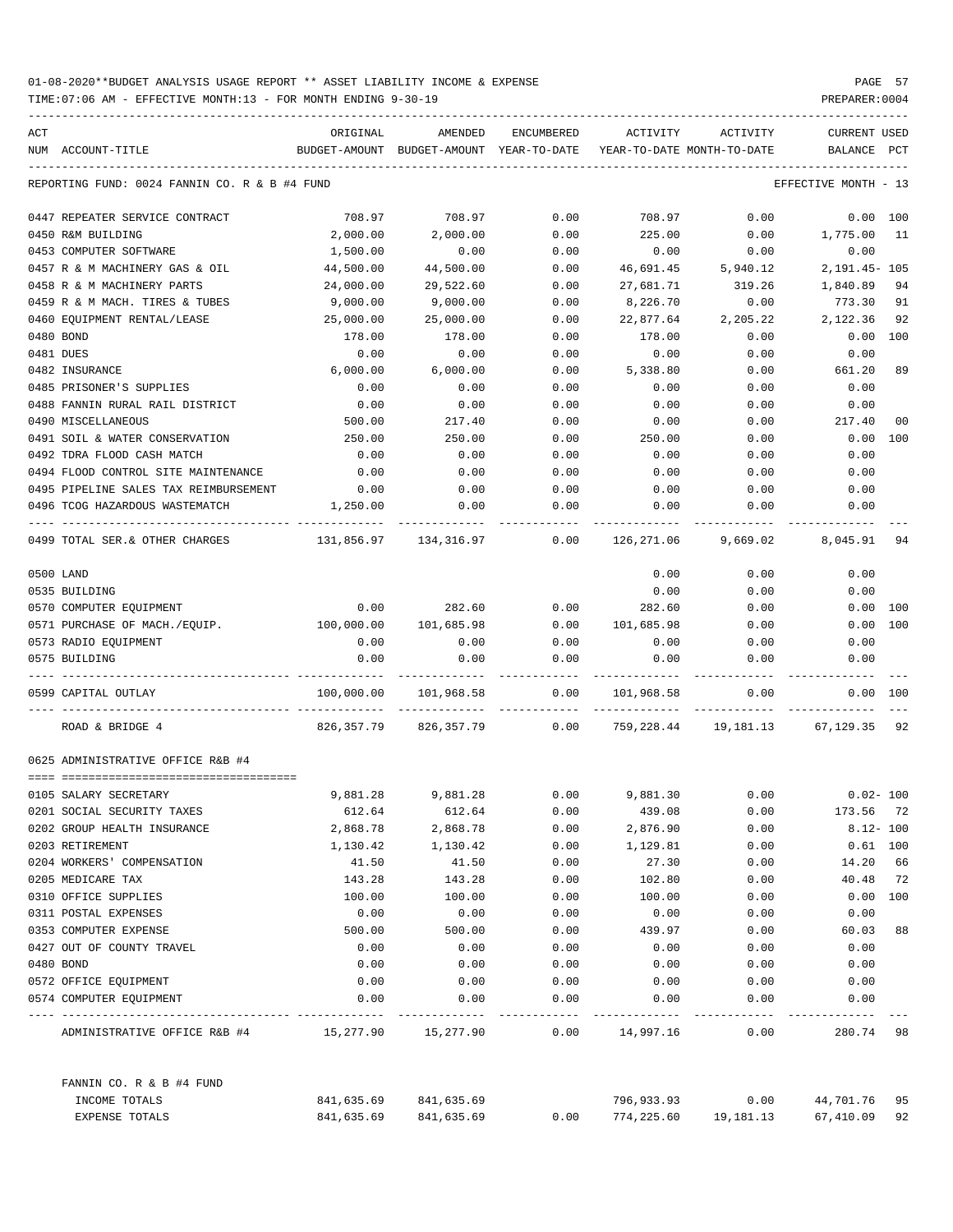01-08-2020**BUDGET ANALYSIS USAGE REPORT ** ASSET LIABILITY INCOME & EXPENSE

TIME:07:06 AM - EFFECTIVE MONTH:13 - FOR MONTH ENDING 9-30-19

| ACT NUM | ACCOUNT-TITLE | ORIGINAL BUDGET-AMOUNT | AMENDED BUDGET-AMOUNT | ENCUMBERED YEAR-TO-DATE | ACTIVITY YEAR-TO-DATE | ACTIVITY MONTH-TO-DATE | CURRENT USED BALANCE | PCT |
|---|---|---|---|---|---|---|---|---|
| | REPORTING FUND: 0024 FANNIN CO. R & B #4 FUND | | | | | | EFFECTIVE MONTH - 13 | |
| 0447 | REPEATER SERVICE CONTRACT | 708.97 | 708.97 | 0.00 | 708.97 | 0.00 | 0.00 | 100 |
| 0450 | R&M BUILDING | 2,000.00 | 2,000.00 | 0.00 | 225.00 | 0.00 | 1,775.00 | 11 |
| 0453 | COMPUTER SOFTWARE | 1,500.00 | 0.00 | 0.00 | 0.00 | 0.00 | 0.00 | |
| 0457 | R & M MACHINERY GAS & OIL | 44,500.00 | 44,500.00 | 0.00 | 46,691.45 | 5,940.12 | 2,191.45- | 105 |
| 0458 | R & M MACHINERY PARTS | 24,000.00 | 29,522.60 | 0.00 | 27,681.71 | 319.26 | 1,840.89 | 94 |
| 0459 | R & M MACH. TIRES & TUBES | 9,000.00 | 9,000.00 | 0.00 | 8,226.70 | 0.00 | 773.30 | 91 |
| 0460 | EQUIPMENT RENTAL/LEASE | 25,000.00 | 25,000.00 | 0.00 | 22,877.64 | 2,205.22 | 2,122.36 | 92 |
| 0480 | BOND | 178.00 | 178.00 | 0.00 | 178.00 | 0.00 | 0.00 | 100 |
| 0481 | DUES | 0.00 | 0.00 | 0.00 | 0.00 | 0.00 | 0.00 | |
| 0482 | INSURANCE | 6,000.00 | 6,000.00 | 0.00 | 5,338.80 | 0.00 | 661.20 | 89 |
| 0485 | PRISONER'S SUPPLIES | 0.00 | 0.00 | 0.00 | 0.00 | 0.00 | 0.00 | |
| 0488 | FANNIN RURAL RAIL DISTRICT | 0.00 | 0.00 | 0.00 | 0.00 | 0.00 | 0.00 | |
| 0490 | MISCELLANEOUS | 500.00 | 217.40 | 0.00 | 0.00 | 0.00 | 217.40 | 00 |
| 0491 | SOIL & WATER CONSERVATION | 250.00 | 250.00 | 0.00 | 250.00 | 0.00 | 0.00 | 100 |
| 0492 | TDRA FLOOD CASH MATCH | 0.00 | 0.00 | 0.00 | 0.00 | 0.00 | 0.00 | |
| 0494 | FLOOD CONTROL SITE MAINTENANCE | 0.00 | 0.00 | 0.00 | 0.00 | 0.00 | 0.00 | |
| 0495 | PIPELINE SALES TAX REIMBURSEMENT | 0.00 | 0.00 | 0.00 | 0.00 | 0.00 | 0.00 | |
| 0496 | TCOG HAZARDOUS WASTEMATCH | 1,250.00 | 0.00 | 0.00 | 0.00 | 0.00 | 0.00 | |
| 0499 | TOTAL SER.& OTHER CHARGES | 131,856.97 | 134,316.97 | 0.00 | 126,271.06 | 9,669.02 | 8,045.91 | 94 |
| 0500 | LAND | | | | 0.00 | 0.00 | 0.00 | |
| 0535 | BUILDING | | | | 0.00 | 0.00 | 0.00 | |
| 0570 | COMPUTER EQUIPMENT | 0.00 | 282.60 | 0.00 | 282.60 | 0.00 | 0.00 | 100 |
| 0571 | PURCHASE OF MACH./EQUIP. | 100,000.00 | 101,685.98 | 0.00 | 101,685.98 | 0.00 | 0.00 | 100 |
| 0573 | RADIO EQUIPMENT | 0.00 | 0.00 | 0.00 | 0.00 | 0.00 | 0.00 | |
| 0575 | BUILDING | 0.00 | 0.00 | 0.00 | 0.00 | 0.00 | 0.00 | |
| 0599 | CAPITAL OUTLAY | 100,000.00 | 101,968.58 | 0.00 | 101,968.58 | 0.00 | 0.00 | 100 |
| | ROAD & BRIDGE 4 | 826,357.79 | 826,357.79 | 0.00 | 759,228.44 | 19,181.13 | 67,129.35 | 92 |
| | 0625 ADMINISTRATIVE OFFICE R&B #4 | | | | | | | |
| 0105 | SALARY SECRETARY | 9,881.28 | 9,881.28 | 0.00 | 9,881.30 | 0.00 | 0.02- | 100 |
| 0201 | SOCIAL SECURITY TAXES | 612.64 | 612.64 | 0.00 | 439.08 | 0.00 | 173.56 | 72 |
| 0202 | GROUP HEALTH INSURANCE | 2,868.78 | 2,868.78 | 0.00 | 2,876.90 | 0.00 | 8.12- | 100 |
| 0203 | RETIREMENT | 1,130.42 | 1,130.42 | 0.00 | 1,129.81 | 0.00 | 0.61 | 100 |
| 0204 | WORKERS' COMPENSATION | 41.50 | 41.50 | 0.00 | 27.30 | 0.00 | 14.20 | 66 |
| 0205 | MEDICARE TAX | 143.28 | 143.28 | 0.00 | 102.80 | 0.00 | 40.48 | 72 |
| 0310 | OFFICE SUPPLIES | 100.00 | 100.00 | 0.00 | 100.00 | 0.00 | 0.00 | 100 |
| 0311 | POSTAL EXPENSES | 0.00 | 0.00 | 0.00 | 0.00 | 0.00 | 0.00 | |
| 0353 | COMPUTER EXPENSE | 500.00 | 500.00 | 0.00 | 439.97 | 0.00 | 60.03 | 88 |
| 0427 | OUT OF COUNTY TRAVEL | 0.00 | 0.00 | 0.00 | 0.00 | 0.00 | 0.00 | |
| 0480 | BOND | 0.00 | 0.00 | 0.00 | 0.00 | 0.00 | 0.00 | |
| 0572 | OFFICE EQUIPMENT | 0.00 | 0.00 | 0.00 | 0.00 | 0.00 | 0.00 | |
| 0574 | COMPUTER EQUIPMENT | 0.00 | 0.00 | 0.00 | 0.00 | 0.00 | 0.00 | |
| | ADMINISTRATIVE OFFICE R&B #4 | 15,277.90 | 15,277.90 | 0.00 | 14,997.16 | 0.00 | 280.74 | 98 |
| | FANNIN CO. R & B #4 FUND | | | | | | | |
| | INCOME TOTALS | 841,635.69 | 841,635.69 | | 796,933.93 | 0.00 | 44,701.76 | 95 |
| | EXPENSE TOTALS | 841,635.69 | 841,635.69 | 0.00 | 774,225.60 | 19,181.13 | 67,410.09 | 92 |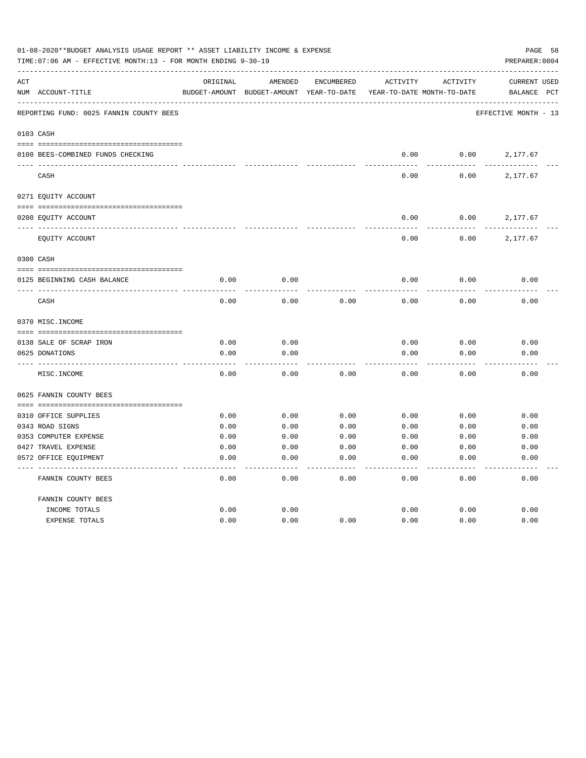01-08-2020**BUDGET ANALYSIS USAGE REPORT ** ASSET LIABILITY INCOME & EXPENSE

TIME:07:06 AM - EFFECTIVE MONTH:13 - FOR MONTH ENDING 9-30-19

PREPARER:0004

REPORTING FUND: 0025 FANNIN COUNTY BEES — EFFECTIVE MONTH - 13

| ACT NUM | ACCOUNT-TITLE | ORIGINAL BUDGET-AMOUNT | AMENDED BUDGET-AMOUNT | ENCUMBERED YEAR-TO-DATE | ACTIVITY YEAR-TO-DATE | ACTIVITY MONTH-TO-DATE | CURRENT BALANCE | USED PCT |
|---|---|---|---|---|---|---|---|---|
| **0103** | **CASH** | | | | | | | |
| 0100 | BEES-COMBINED FUNDS CHECKING | | | | 0.00 | 0.00 | 2,177.67 | |
| | CASH | | | | 0.00 | 0.00 | 2,177.67 | |
| **0271** | **EQUITY ACCOUNT** | | | | | | | |
| 0200 | EQUITY ACCOUNT | | | | 0.00 | 0.00 | 2,177.67 | |
| | EQUITY ACCOUNT | | | | 0.00 | 0.00 | 2,177.67 | |
| **0300** | **CASH** | | | | | | | |
| 0125 | BEGINNING CASH BALANCE | 0.00 | 0.00 | | 0.00 | 0.00 | 0.00 | |
| | CASH | 0.00 | 0.00 | 0.00 | 0.00 | 0.00 | 0.00 | |
| **0370** | **MISC.INCOME** | | | | | | | |
| 0138 | SALE OF SCRAP IRON | 0.00 | 0.00 | | 0.00 | 0.00 | 0.00 | |
| 0625 | DONATIONS | 0.00 | 0.00 | | 0.00 | 0.00 | 0.00 | |
| | MISC.INCOME | 0.00 | 0.00 | 0.00 | 0.00 | 0.00 | 0.00 | |
| **0625** | **FANNIN COUNTY BEES** | | | | | | | |
| 0310 | OFFICE SUPPLIES | 0.00 | 0.00 | 0.00 | 0.00 | 0.00 | 0.00 | |
| 0343 | ROAD SIGNS | 0.00 | 0.00 | 0.00 | 0.00 | 0.00 | 0.00 | |
| 0353 | COMPUTER EXPENSE | 0.00 | 0.00 | 0.00 | 0.00 | 0.00 | 0.00 | |
| 0427 | TRAVEL EXPENSE | 0.00 | 0.00 | 0.00 | 0.00 | 0.00 | 0.00 | |
| 0572 | OFFICE EQUIPMENT | 0.00 | 0.00 | 0.00 | 0.00 | 0.00 | 0.00 | |
| | FANNIN COUNTY BEES | 0.00 | 0.00 | 0.00 | 0.00 | 0.00 | 0.00 | |
| | FANNIN COUNTY BEES | | | | | | | |
| | INCOME TOTALS | 0.00 | 0.00 | | 0.00 | 0.00 | 0.00 | |
| | EXPENSE TOTALS | 0.00 | 0.00 | 0.00 | 0.00 | 0.00 | 0.00 | |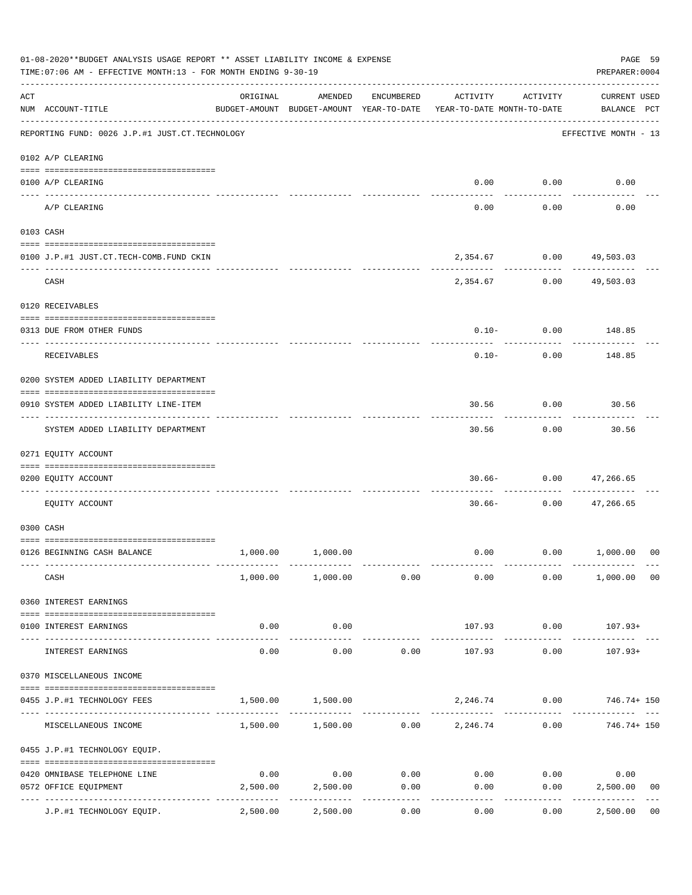01-08-2020**BUDGET ANALYSIS USAGE REPORT ** ASSET LIABILITY INCOME & EXPENSE

TIME:07:06 AM - EFFECTIVE MONTH:13 - FOR MONTH ENDING 9-30-19

PREPARER:0004

| ACT NUM | ACCOUNT-TITLE | ORIGINAL BUDGET-AMOUNT | AMENDED BUDGET-AMOUNT | ENCUMBERED YEAR-TO-DATE | ACTIVITY YEAR-TO-DATE | ACTIVITY MONTH-TO-DATE | CURRENT USED BALANCE | PCT |
|---|---|---|---|---|---|---|---|---|
| | REPORTING FUND: 0026 J.P.#1 JUST.CT.TECHNOLOGY | | | | | | EFFECTIVE MONTH - 13 | |
| | 0102 A/P CLEARING | | | | | | | |
| 0100 | A/P CLEARING | | | | 0.00 | 0.00 | 0.00 | |
| | A/P CLEARING | | | | 0.00 | 0.00 | 0.00 | |
| | 0103 CASH | | | | | | | |
| 0100 | J.P.#1 JUST.CT.TECH-COMB.FUND CKIN | | | | 2,354.67 | 0.00 | 49,503.03 | |
| | CASH | | | | 2,354.67 | 0.00 | 49,503.03 | |
| | 0120 RECEIVABLES | | | | | | | |
| 0313 | DUE FROM OTHER FUNDS | | | | 0.10- | 0.00 | 148.85 | |
| | RECEIVABLES | | | | 0.10- | 0.00 | 148.85 | |
| | 0200 SYSTEM ADDED LIABILITY DEPARTMENT | | | | | | | |
| 0910 | SYSTEM ADDED LIABILITY LINE-ITEM | | | | 30.56 | 0.00 | 30.56 | |
| | SYSTEM ADDED LIABILITY DEPARTMENT | | | | 30.56 | 0.00 | 30.56 | |
| | 0271 EQUITY ACCOUNT | | | | | | | |
| 0200 | EQUITY ACCOUNT | | | | 30.66- | 0.00 | 47,266.65 | |
| | EQUITY ACCOUNT | | | | 30.66- | 0.00 | 47,266.65 | |
| | 0300 CASH | | | | | | | |
| 0126 | BEGINNING CASH BALANCE | 1,000.00 | 1,000.00 | | 0.00 | 0.00 | 1,000.00 | 00 |
| | CASH | 1,000.00 | 1,000.00 | 0.00 | 0.00 | 0.00 | 1,000.00 | 00 |
| | 0360 INTEREST EARNINGS | | | | | | | |
| 0100 | INTEREST EARNINGS | 0.00 | 0.00 | | 107.93 | 0.00 | 107.93+ | |
| | INTEREST EARNINGS | 0.00 | 0.00 | 0.00 | 107.93 | 0.00 | 107.93+ | |
| | 0370 MISCELLANEOUS INCOME | | | | | | | |
| 0455 | J.P.#1 TECHNOLOGY FEES | 1,500.00 | 1,500.00 | | 2,246.74 | 0.00 | 746.74+ | 150 |
| | MISCELLANEOUS INCOME | 1,500.00 | 1,500.00 | 0.00 | 2,246.74 | 0.00 | 746.74+ | 150 |
| | 0455 J.P.#1 TECHNOLOGY EQUIP. | | | | | | | |
| 0420 | OMNIBASE TELEPHONE LINE | 0.00 | 0.00 | 0.00 | 0.00 | 0.00 | 0.00 | |
| 0572 | OFFICE EQUIPMENT | 2,500.00 | 2,500.00 | 0.00 | 0.00 | 0.00 | 2,500.00 | 00 |
| | J.P.#1 TECHNOLOGY EQUIP. | 2,500.00 | 2,500.00 | 0.00 | 0.00 | 0.00 | 2,500.00 | 00 |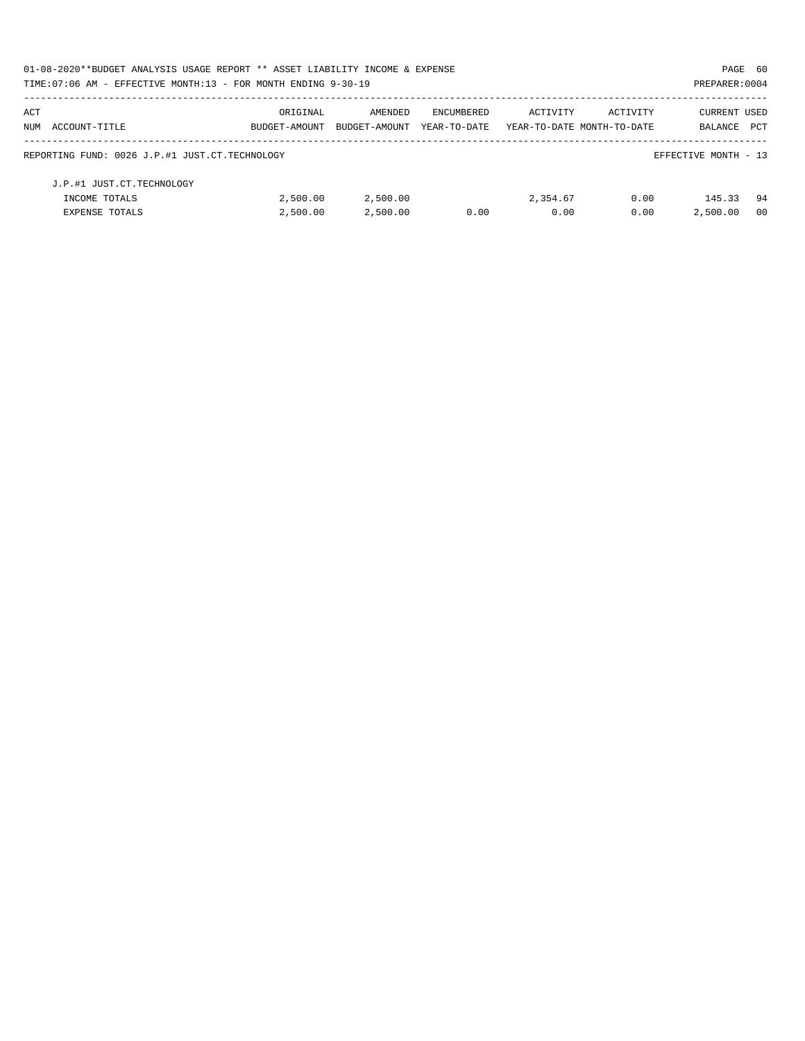REPORTING FUND: 0026 J.P.#1 JUST.CT.TECHNOLOGY — EFFECTIVE MONTH - 13

| ACT NUM | ACCOUNT-TITLE | ORIGINAL BUDGET-AMOUNT | AMENDED BUDGET-AMOUNT | ENCUMBERED YEAR-TO-DATE | ACTIVITY YEAR-TO-DATE | ACTIVITY MONTH-TO-DATE | CURRENT BALANCE | USED PCT |
|---|---|---|---|---|---|---|---|---|
| | J.P.#1 JUST.CT.TECHNOLOGY | | | | | | | |
| | INCOME TOTALS | 2,500.00 | 2,500.00 | | 2,354.67 | 0.00 | 145.33 | 94 |
| | EXPENSE TOTALS | 2,500.00 | 2,500.00 | 0.00 | 0.00 | 0.00 | 2,500.00 | 00 |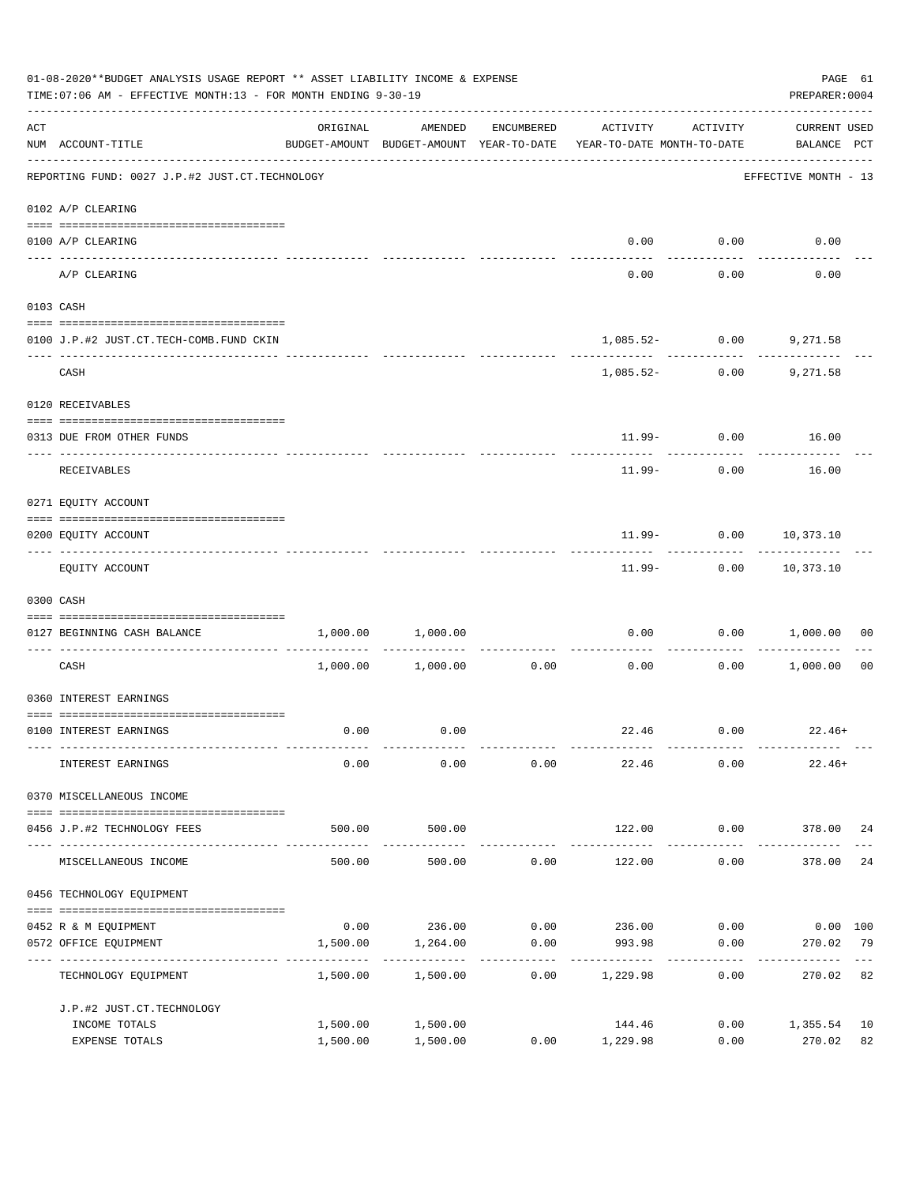01-08-2020**BUDGET ANALYSIS USAGE REPORT ** ASSET LIABILITY INCOME & EXPENSE

TIME:07:06 AM - EFFECTIVE MONTH:13 - FOR MONTH ENDING 9-30-19

PREPARER:0004

REPORTING FUND: 0027 J.P.#2 JUST.CT.TECHNOLOGY — EFFECTIVE MONTH - 13

| ACT NUM | ACCOUNT-TITLE | ORIGINAL BUDGET-AMOUNT | AMENDED BUDGET-AMOUNT | ENCUMBERED YEAR-TO-DATE | ACTIVITY YEAR-TO-DATE | ACTIVITY MONTH-TO-DATE | CURRENT USED BALANCE | PCT |
|---|---|---|---|---|---|---|---|---|
| | **0102 A/P CLEARING** | | | | | | | |
| 0100 | A/P CLEARING | | | | 0.00 | 0.00 | 0.00 | |
| | A/P CLEARING | | | | 0.00 | 0.00 | 0.00 | |
| | **0103 CASH** | | | | | | | |
| 0100 | J.P.#2 JUST.CT.TECH-COMB.FUND CKIN | | | | 1,085.52- | 0.00 | 9,271.58 | |
| | CASH | | | | 1,085.52- | 0.00 | 9,271.58 | |
| | **0120 RECEIVABLES** | | | | | | | |
| 0313 | DUE FROM OTHER FUNDS | | | | 11.99- | 0.00 | 16.00 | |
| | RECEIVABLES | | | | 11.99- | 0.00 | 16.00 | |
| | **0271 EQUITY ACCOUNT** | | | | | | | |
| 0200 | EQUITY ACCOUNT | | | | 11.99- | 0.00 | 10,373.10 | |
| | EQUITY ACCOUNT | | | | 11.99- | 0.00 | 10,373.10 | |
| | **0300 CASH** | | | | | | | |
| 0127 | BEGINNING CASH BALANCE | 1,000.00 | 1,000.00 | | 0.00 | 0.00 | 1,000.00 | 00 |
| | CASH | 1,000.00 | 1,000.00 | 0.00 | 0.00 | 0.00 | 1,000.00 | 00 |
| | **0360 INTEREST EARNINGS** | | | | | | | |
| 0100 | INTEREST EARNINGS | 0.00 | 0.00 | | 22.46 | 0.00 | 22.46+ | |
| | INTEREST EARNINGS | 0.00 | 0.00 | 0.00 | 22.46 | 0.00 | 22.46+ | |
| | **0370 MISCELLANEOUS INCOME** | | | | | | | |
| 0456 | J.P.#2 TECHNOLOGY FEES | 500.00 | 500.00 | | 122.00 | 0.00 | 378.00 | 24 |
| | MISCELLANEOUS INCOME | 500.00 | 500.00 | 0.00 | 122.00 | 0.00 | 378.00 | 24 |
| | **0456 TECHNOLOGY EQUIPMENT** | | | | | | | |
| 0452 | R & M EQUIPMENT | 0.00 | 236.00 | 0.00 | 236.00 | 0.00 | 0.00 | 100 |
| 0572 | OFFICE EQUIPMENT | 1,500.00 | 1,264.00 | 0.00 | 993.98 | 0.00 | 270.02 | 79 |
| | TECHNOLOGY EQUIPMENT | 1,500.00 | 1,500.00 | 0.00 | 1,229.98 | 0.00 | 270.02 | 82 |
| | **J.P.#2 JUST.CT.TECHNOLOGY** | | | | | | | |
| | INCOME TOTALS | 1,500.00 | 1,500.00 | | 144.46 | 0.00 | 1,355.54 | 10 |
| | EXPENSE TOTALS | 1,500.00 | 1,500.00 | 0.00 | 1,229.98 | 0.00 | 270.02 | 82 |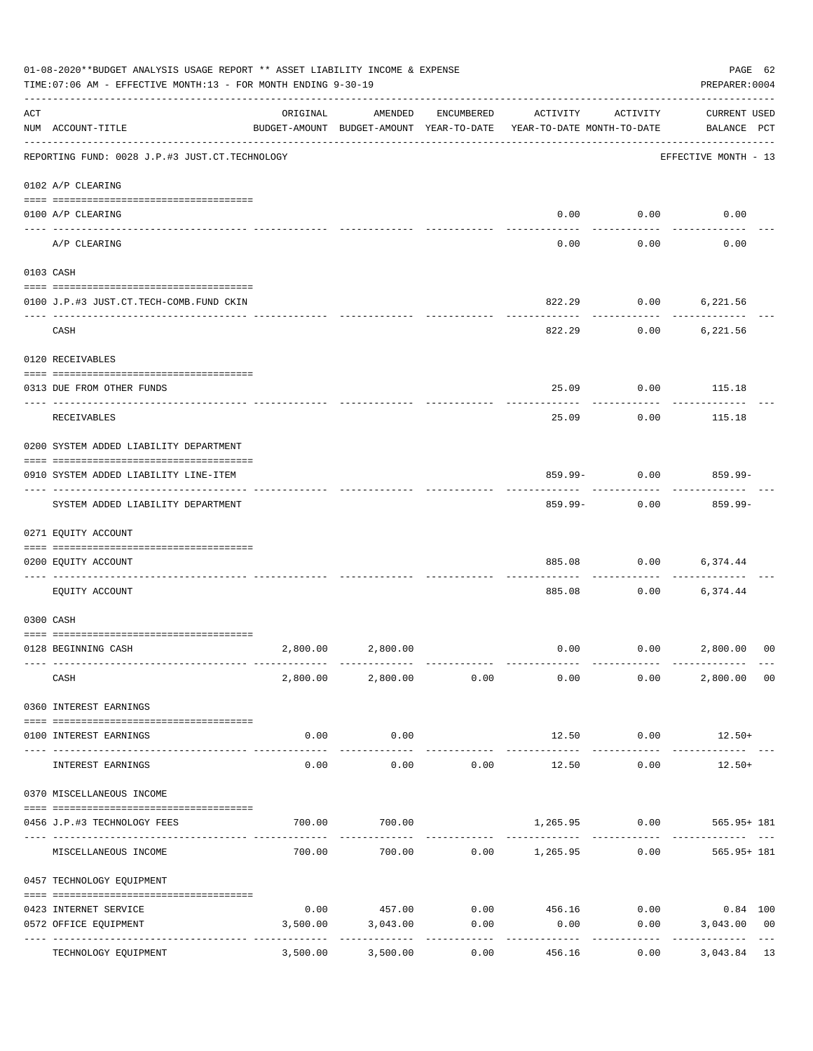01-08-2020**BUDGET ANALYSIS USAGE REPORT ** ASSET LIABILITY INCOME & EXPENSE

TIME:07:06 AM - EFFECTIVE MONTH:13 - FOR MONTH ENDING 9-30-19

PREPARER:0004

REPORTING FUND: 0028 J.P.#3 JUST.CT.TECHNOLOGY — EFFECTIVE MONTH - 13

| ACT NUM | ACCOUNT-TITLE | ORIGINAL BUDGET-AMOUNT | AMENDED BUDGET-AMOUNT | ENCUMBERED YEAR-TO-DATE | ACTIVITY YEAR-TO-DATE | ACTIVITY MONTH-TO-DATE | CURRENT BALANCE | USED PCT |
|---|---|---|---|---|---|---|---|---|
| **0102** | **A/P CLEARING** | | | | | | | |
| 0100 | A/P CLEARING | | | | 0.00 | 0.00 | 0.00 | |
| | A/P CLEARING | | | | 0.00 | 0.00 | 0.00 | |
| **0103** | **CASH** | | | | | | | |
| 0100 | J.P.#3 JUST.CT.TECH-COMB.FUND CKIN | | | | 822.29 | 0.00 | 6,221.56 | |
| | CASH | | | | 822.29 | 0.00 | 6,221.56 | |
| **0120** | **RECEIVABLES** | | | | | | | |
| 0313 | DUE FROM OTHER FUNDS | | | | 25.09 | 0.00 | 115.18 | |
| | RECEIVABLES | | | | 25.09 | 0.00 | 115.18 | |
| **0200** | **SYSTEM ADDED LIABILITY DEPARTMENT** | | | | | | | |
| 0910 | SYSTEM ADDED LIABILITY LINE-ITEM | | | | 859.99- | 0.00 | 859.99- | |
| | SYSTEM ADDED LIABILITY DEPARTMENT | | | | 859.99- | 0.00 | 859.99- | |
| **0271** | **EQUITY ACCOUNT** | | | | | | | |
| 0200 | EQUITY ACCOUNT | | | | 885.08 | 0.00 | 6,374.44 | |
| | EQUITY ACCOUNT | | | | 885.08 | 0.00 | 6,374.44 | |
| **0300** | **CASH** | | | | | | | |
| 0128 | BEGINNING CASH | 2,800.00 | 2,800.00 | | 0.00 | 0.00 | 2,800.00 | 00 |
| | CASH | 2,800.00 | 2,800.00 | 0.00 | 0.00 | 0.00 | 2,800.00 | 00 |
| **0360** | **INTEREST EARNINGS** | | | | | | | |
| 0100 | INTEREST EARNINGS | 0.00 | 0.00 | | 12.50 | 0.00 | 12.50+ | |
| | INTEREST EARNINGS | 0.00 | 0.00 | 0.00 | 12.50 | 0.00 | 12.50+ | |
| **0370** | **MISCELLANEOUS INCOME** | | | | | | | |
| 0456 | J.P.#3 TECHNOLOGY FEES | 700.00 | 700.00 | | 1,265.95 | 0.00 | 565.95+ | 181 |
| | MISCELLANEOUS INCOME | 700.00 | 700.00 | 0.00 | 1,265.95 | 0.00 | 565.95+ | 181 |
| **0457** | **TECHNOLOGY EQUIPMENT** | | | | | | | |
| 0423 | INTERNET SERVICE | 0.00 | 457.00 | 0.00 | 456.16 | 0.00 | 0.84 | 100 |
| 0572 | OFFICE EQUIPMENT | 3,500.00 | 3,043.00 | 0.00 | 0.00 | 0.00 | 3,043.00 | 00 |
| | TECHNOLOGY EQUIPMENT | 3,500.00 | 3,500.00 | 0.00 | 456.16 | 0.00 | 3,043.84 | 13 |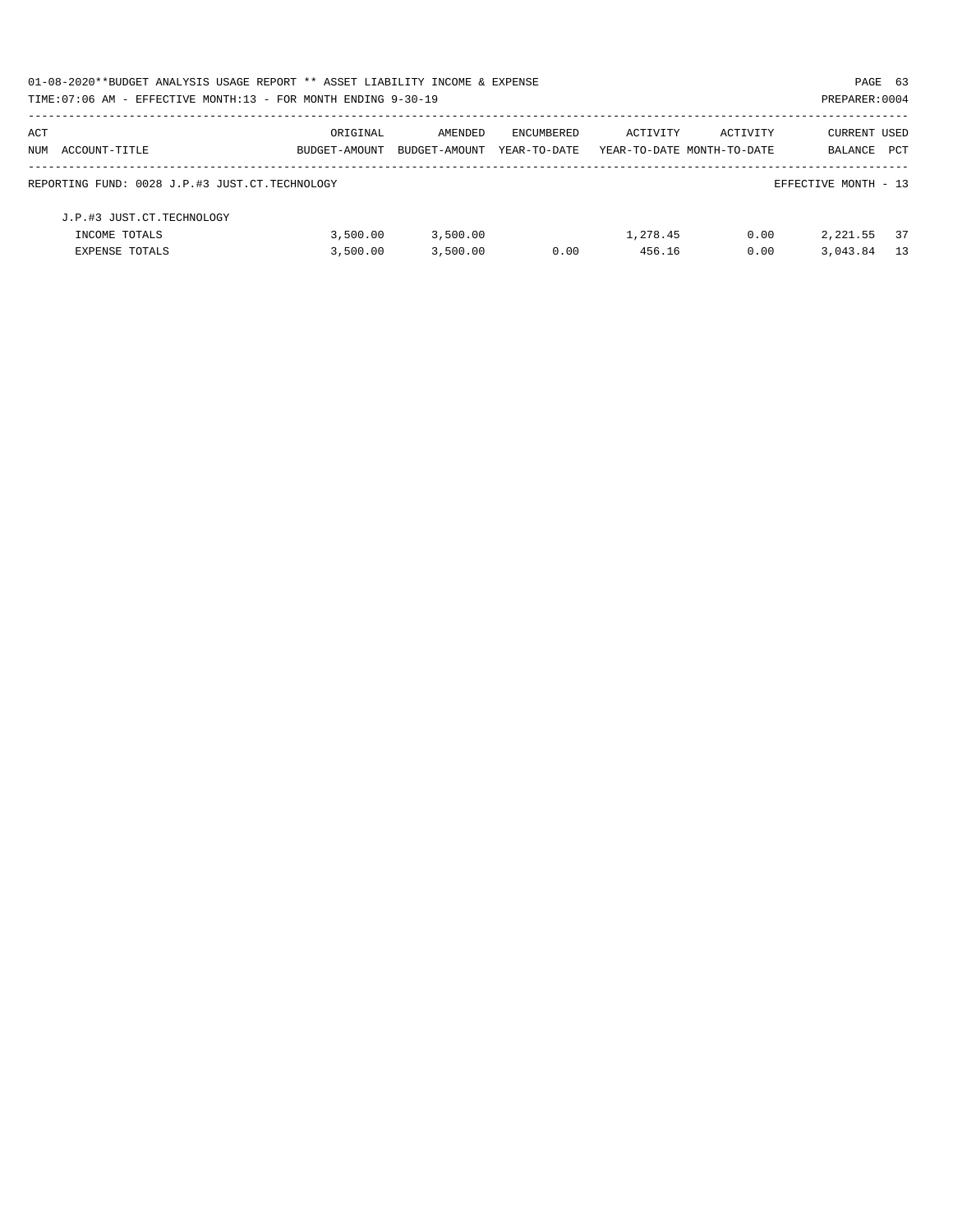01-08-2020**BUDGET ANALYSIS USAGE REPORT ** ASSET LIABILITY INCOME & EXPENSE

TIME:07:06 AM - EFFECTIVE MONTH:13 - FOR MONTH ENDING 9-30-19

PREPARER:0004

| ACT NUM | ACCOUNT-TITLE | ORIGINAL BUDGET-AMOUNT | AMENDED BUDGET-AMOUNT | ENCUMBERED YEAR-TO-DATE | ACTIVITY YEAR-TO-DATE | ACTIVITY MONTH-TO-DATE | CURRENT BALANCE | USED PCT |
|---|---|---|---|---|---|---|---|---|
| REPORTING FUND: 0028 J.P.#3 JUST.CT.TECHNOLOGY | | | | | | | EFFECTIVE MONTH - 13 | |
| | J.P.#3 JUST.CT.TECHNOLOGY | | | | | | | |
| | INCOME TOTALS | 3,500.00 | 3,500.00 | | 1,278.45 | 0.00 | 2,221.55 | 37 |
| | EXPENSE TOTALS | 3,500.00 | 3,500.00 | 0.00 | 456.16 | 0.00 | 3,043.84 | 13 |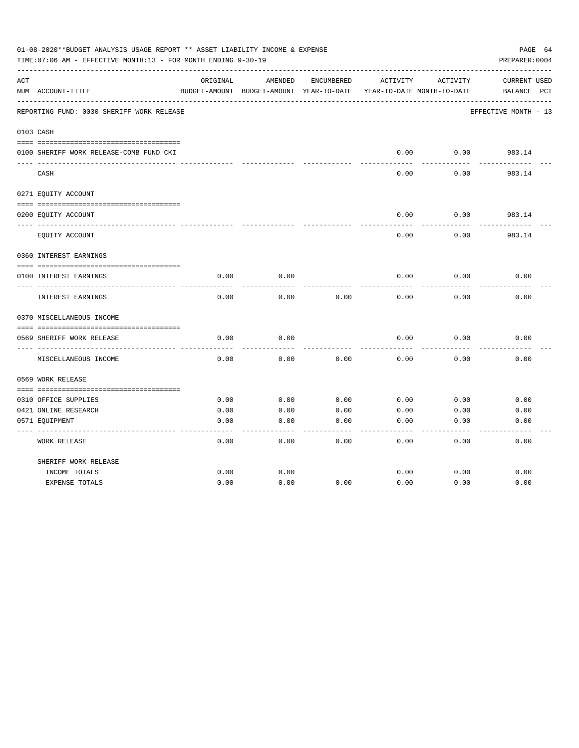01-08-2020**BUDGET ANALYSIS USAGE REPORT ** ASSET LIABILITY INCOME & EXPENSE

TIME:07:06 AM - EFFECTIVE MONTH:13 - FOR MONTH ENDING 9-30-19

PREPARER:0004

REPORTING FUND: 0030 SHERIFF WORK RELEASE — EFFECTIVE MONTH - 13

| ACT NUM | ACCOUNT-TITLE | ORIGINAL BUDGET-AMOUNT | AMENDED BUDGET-AMOUNT | ENCUMBERED YEAR-TO-DATE | ACTIVITY YEAR-TO-DATE | ACTIVITY MONTH-TO-DATE | CURRENT BALANCE | USED PCT |
|---|---|---|---|---|---|---|---|---|
| **0103** | **CASH** | | | | | | | |
| 0100 | SHERIFF WORK RELEASE-COMB FUND CKI | | | | 0.00 | 0.00 | 983.14 | |
| | CASH | | | | 0.00 | 0.00 | 983.14 | |
| **0271** | **EQUITY ACCOUNT** | | | | | | | |
| 0200 | EQUITY ACCOUNT | | | | 0.00 | 0.00 | 983.14 | |
| | EQUITY ACCOUNT | | | | 0.00 | 0.00 | 983.14 | |
| **0360** | **INTEREST EARNINGS** | | | | | | | |
| 0100 | INTEREST EARNINGS | 0.00 | 0.00 | | 0.00 | 0.00 | 0.00 | |
| | INTEREST EARNINGS | 0.00 | 0.00 | 0.00 | 0.00 | 0.00 | 0.00 | |
| **0370** | **MISCELLANEOUS INCOME** | | | | | | | |
| 0569 | SHERIFF WORK RELEASE | 0.00 | 0.00 | | 0.00 | 0.00 | 0.00 | |
| | MISCELLANEOUS INCOME | 0.00 | 0.00 | 0.00 | 0.00 | 0.00 | 0.00 | |
| **0569** | **WORK RELEASE** | | | | | | | |
| 0310 | OFFICE SUPPLIES | 0.00 | 0.00 | 0.00 | 0.00 | 0.00 | 0.00 | |
| 0421 | ONLINE RESEARCH | 0.00 | 0.00 | 0.00 | 0.00 | 0.00 | 0.00 | |
| 0571 | EQUIPMENT | 0.00 | 0.00 | 0.00 | 0.00 | 0.00 | 0.00 | |
| | WORK RELEASE | 0.00 | 0.00 | 0.00 | 0.00 | 0.00 | 0.00 | |
| | SHERIFF WORK RELEASE | | | | | | | |
| | INCOME TOTALS | 0.00 | 0.00 | | 0.00 | 0.00 | 0.00 | |
| | EXPENSE TOTALS | 0.00 | 0.00 | 0.00 | 0.00 | 0.00 | 0.00 | |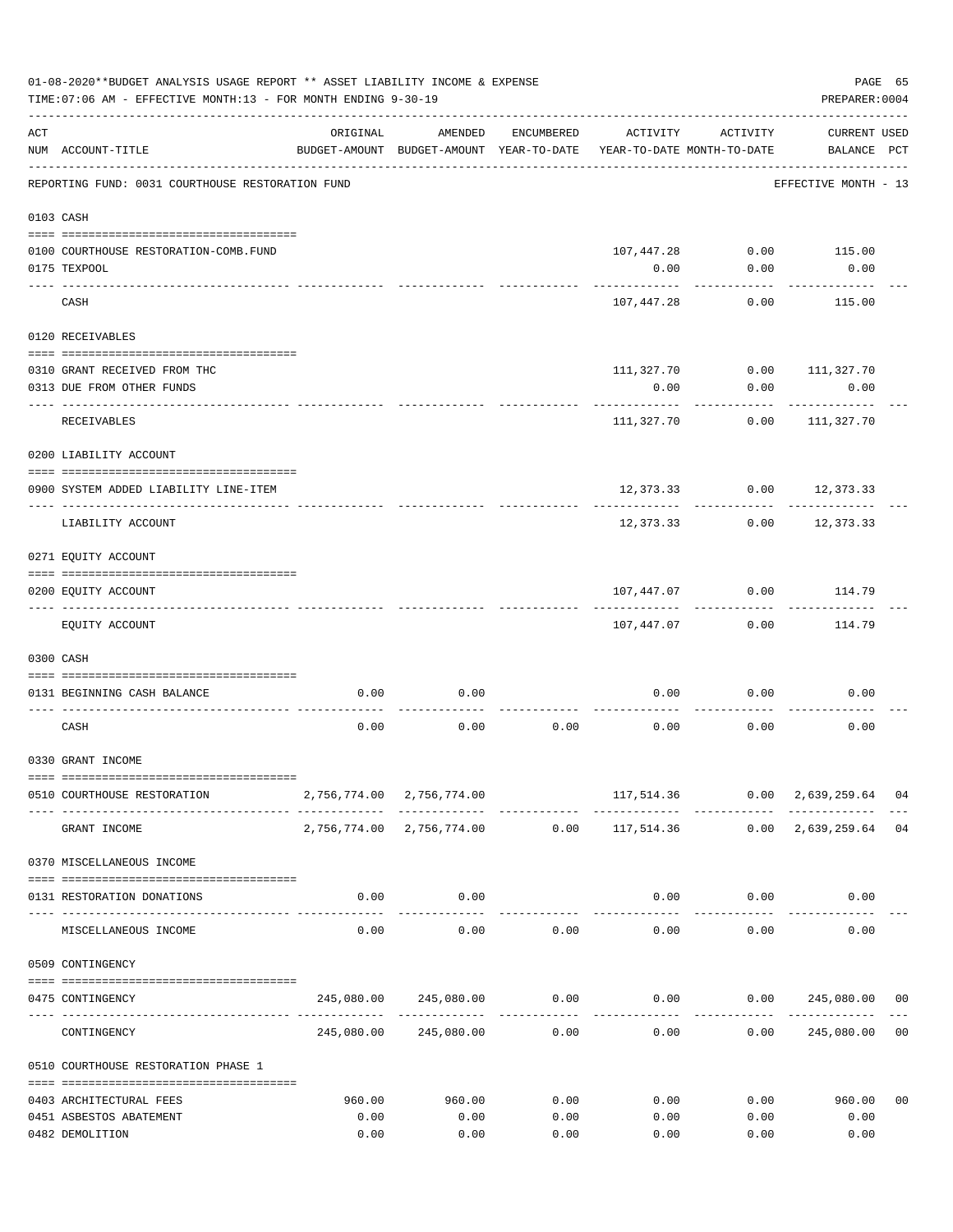01-08-2020**BUDGET ANALYSIS USAGE REPORT ** ASSET LIABILITY INCOME & EXPENSE

TIME:07:06 AM - EFFECTIVE MONTH:13 - FOR MONTH ENDING 9-30-19

PREPARER:0004

| ACT NUM | ACCOUNT-TITLE | ORIGINAL BUDGET-AMOUNT | AMENDED BUDGET-AMOUNT | ENCUMBERED YEAR-TO-DATE | ACTIVITY YEAR-TO-DATE | ACTIVITY MONTH-TO-DATE | CURRENT BALANCE | USED PCT |
|---|---|---|---|---|---|---|---|---|
| | REPORTING FUND: 0031 COURTHOUSE RESTORATION FUND | | | | | | EFFECTIVE MONTH - 13 | |
| 0103 | CASH | | | | | | | |
| 0100 | COURTHOUSE RESTORATION-COMB.FUND | | | | 107,447.28 | 0.00 | 115.00 | |
| 0175 | TEXPOOL | | | | 0.00 | 0.00 | 0.00 | |
| | CASH | | | | 107,447.28 | 0.00 | 115.00 | |
| 0120 | RECEIVABLES | | | | | | | |
| 0310 | GRANT RECEIVED FROM THC | | | | 111,327.70 | 0.00 | 111,327.70 | |
| 0313 | DUE FROM OTHER FUNDS | | | | 0.00 | 0.00 | 0.00 | |
| | RECEIVABLES | | | | 111,327.70 | 0.00 | 111,327.70 | |
| 0200 | LIABILITY ACCOUNT | | | | | | | |
| 0900 | SYSTEM ADDED LIABILITY LINE-ITEM | | | | 12,373.33 | 0.00 | 12,373.33 | |
| | LIABILITY ACCOUNT | | | | 12,373.33 | 0.00 | 12,373.33 | |
| 0271 | EQUITY ACCOUNT | | | | | | | |
| 0200 | EQUITY ACCOUNT | | | | 107,447.07 | 0.00 | 114.79 | |
| | EQUITY ACCOUNT | | | | 107,447.07 | 0.00 | 114.79 | |
| 0300 | CASH | | | | | | | |
| 0131 | BEGINNING CASH BALANCE | 0.00 | 0.00 | | 0.00 | 0.00 | 0.00 | |
| | CASH | 0.00 | 0.00 | 0.00 | 0.00 | 0.00 | 0.00 | |
| 0330 | GRANT INCOME | | | | | | | |
| 0510 | COURTHOUSE RESTORATION | 2,756,774.00 | 2,756,774.00 | | 117,514.36 | 0.00 | 2,639,259.64 | 04 |
| | GRANT INCOME | 2,756,774.00 | 2,756,774.00 | 0.00 | 117,514.36 | 0.00 | 2,639,259.64 | 04 |
| 0370 | MISCELLANEOUS INCOME | | | | | | | |
| 0131 | RESTORATION DONATIONS | 0.00 | 0.00 | | 0.00 | 0.00 | 0.00 | |
| | MISCELLANEOUS INCOME | 0.00 | 0.00 | 0.00 | 0.00 | 0.00 | 0.00 | |
| 0509 | CONTINGENCY | | | | | | | |
| 0475 | CONTINGENCY | 245,080.00 | 245,080.00 | 0.00 | 0.00 | 0.00 | 245,080.00 | 00 |
| | CONTINGENCY | 245,080.00 | 245,080.00 | 0.00 | 0.00 | 0.00 | 245,080.00 | 00 |
| 0510 | COURTHOUSE RESTORATION PHASE 1 | | | | | | | |
| 0403 | ARCHITECTURAL FEES | 960.00 | 960.00 | 0.00 | 0.00 | 0.00 | 960.00 | 00 |
| 0451 | ASBESTOS ABATEMENT | 0.00 | 0.00 | 0.00 | 0.00 | 0.00 | 0.00 | |
| 0482 | DEMOLITION | 0.00 | 0.00 | 0.00 | 0.00 | 0.00 | 0.00 | |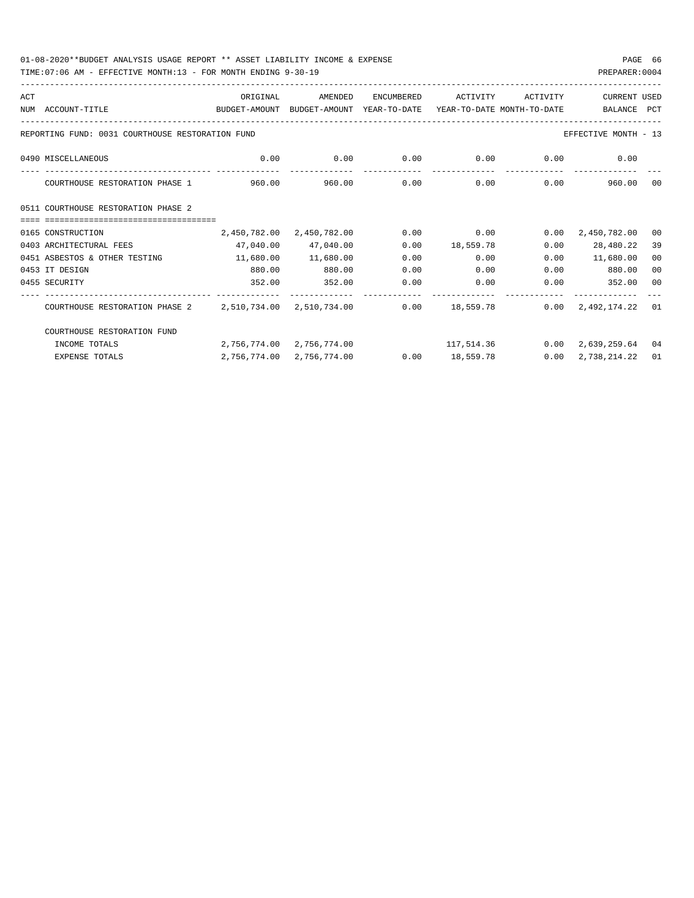01-08-2020**BUDGET ANALYSIS USAGE REPORT ** ASSET LIABILITY INCOME & EXPENSE

TIME:07:06 AM - EFFECTIVE MONTH:13 - FOR MONTH ENDING 9-30-19

PREPARER:0004

| ACT NUM | ACCOUNT-TITLE | ORIGINAL BUDGET-AMOUNT | AMENDED BUDGET-AMOUNT | ENCUMBERED YEAR-TO-DATE | ACTIVITY YEAR-TO-DATE | ACTIVITY MONTH-TO-DATE | CURRENT BALANCE | USED PCT |
|---|---|---|---|---|---|---|---|---|
| | REPORTING FUND: 0031 COURTHOUSE RESTORATION FUND | | | | | | EFFECTIVE MONTH - 13 | |
| 0490 | MISCELLANEOUS | 0.00 | 0.00 | 0.00 | 0.00 | 0.00 | 0.00 | |
| | COURTHOUSE RESTORATION PHASE 1 | 960.00 | 960.00 | 0.00 | 0.00 | 0.00 | 960.00 | 00 |
| 0511 | COURTHOUSE RESTORATION PHASE 2 | | | | | | | |
| 0165 | CONSTRUCTION | 2,450,782.00 | 2,450,782.00 | 0.00 | 0.00 | 0.00 | 2,450,782.00 | 00 |
| 0403 | ARCHITECTURAL FEES | 47,040.00 | 47,040.00 | 0.00 | 18,559.78 | 0.00 | 28,480.22 | 39 |
| 0451 | ASBESTOS & OTHER TESTING | 11,680.00 | 11,680.00 | 0.00 | 0.00 | 0.00 | 11,680.00 | 00 |
| 0453 | IT DESIGN | 880.00 | 880.00 | 0.00 | 0.00 | 0.00 | 880.00 | 00 |
| 0455 | SECURITY | 352.00 | 352.00 | 0.00 | 0.00 | 0.00 | 352.00 | 00 |
| | COURTHOUSE RESTORATION PHASE 2 | 2,510,734.00 | 2,510,734.00 | 0.00 | 18,559.78 | 0.00 | 2,492,174.22 | 01 |
| | COURTHOUSE RESTORATION FUND | | | | | | | |
| | INCOME TOTALS | 2,756,774.00 | 2,756,774.00 | | 117,514.36 | 0.00 | 2,639,259.64 | 04 |
| | EXPENSE TOTALS | 2,756,774.00 | 2,756,774.00 | 0.00 | 18,559.78 | 0.00 | 2,738,214.22 | 01 |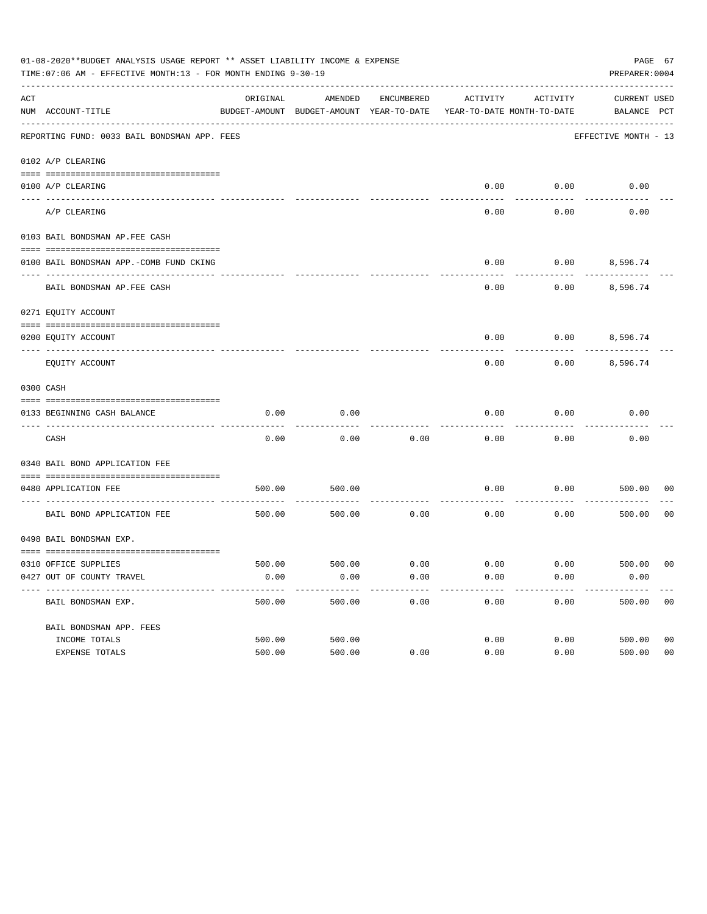01-08-2020**BUDGET ANALYSIS USAGE REPORT ** ASSET LIABILITY INCOME & EXPENSE

TIME:07:06 AM - EFFECTIVE MONTH:13 - FOR MONTH ENDING 9-30-19

PREPARER:0004

| ACT NUM | ACCOUNT-TITLE | ORIGINAL BUDGET-AMOUNT | AMENDED BUDGET-AMOUNT | ENCUMBERED YEAR-TO-DATE | ACTIVITY YEAR-TO-DATE | ACTIVITY MONTH-TO-DATE | CURRENT BALANCE | USED PCT |
|---|---|---|---|---|---|---|---|---|
| | REPORTING FUND: 0033 BAIL BONDSMAN APP. FEES | | | | | | EFFECTIVE MONTH - 13 | |
| | 0102 A/P CLEARING | | | | | | | |
| 0100 | A/P CLEARING | | | | 0.00 | 0.00 | 0.00 | |
| | A/P CLEARING | | | | 0.00 | 0.00 | 0.00 | |
| | 0103 BAIL BONDSMAN AP.FEE CASH | | | | | | | |
| 0100 | BAIL BONDSMAN APP.-COMB FUND CKING | | | | 0.00 | 0.00 | 8,596.74 | |
| | BAIL BONDSMAN AP.FEE CASH | | | | 0.00 | 0.00 | 8,596.74 | |
| | 0271 EQUITY ACCOUNT | | | | | | | |
| 0200 | EQUITY ACCOUNT | | | | 0.00 | 0.00 | 8,596.74 | |
| | EQUITY ACCOUNT | | | | 0.00 | 0.00 | 8,596.74 | |
| | 0300 CASH | | | | | | | |
| 0133 | BEGINNING CASH BALANCE | 0.00 | 0.00 | | 0.00 | 0.00 | 0.00 | |
| | CASH | 0.00 | 0.00 | 0.00 | 0.00 | 0.00 | 0.00 | |
| | 0340 BAIL BOND APPLICATION FEE | | | | | | | |
| 0480 | APPLICATION FEE | 500.00 | 500.00 | | 0.00 | 0.00 | 500.00 | 00 |
| | BAIL BOND APPLICATION FEE | 500.00 | 500.00 | 0.00 | 0.00 | 0.00 | 500.00 | 00 |
| | 0498 BAIL BONDSMAN EXP. | | | | | | | |
| 0310 | OFFICE SUPPLIES | 500.00 | 500.00 | 0.00 | 0.00 | 0.00 | 500.00 | 00 |
| 0427 | OUT OF COUNTY TRAVEL | 0.00 | 0.00 | 0.00 | 0.00 | 0.00 | 0.00 | |
| | BAIL BONDSMAN EXP. | 500.00 | 500.00 | 0.00 | 0.00 | 0.00 | 500.00 | 00 |
| | BAIL BONDSMAN APP. FEES | | | | | | | |
| | INCOME TOTALS | 500.00 | 500.00 | | 0.00 | 0.00 | 500.00 | 00 |
| | EXPENSE TOTALS | 500.00 | 500.00 | 0.00 | 0.00 | 0.00 | 500.00 | 00 |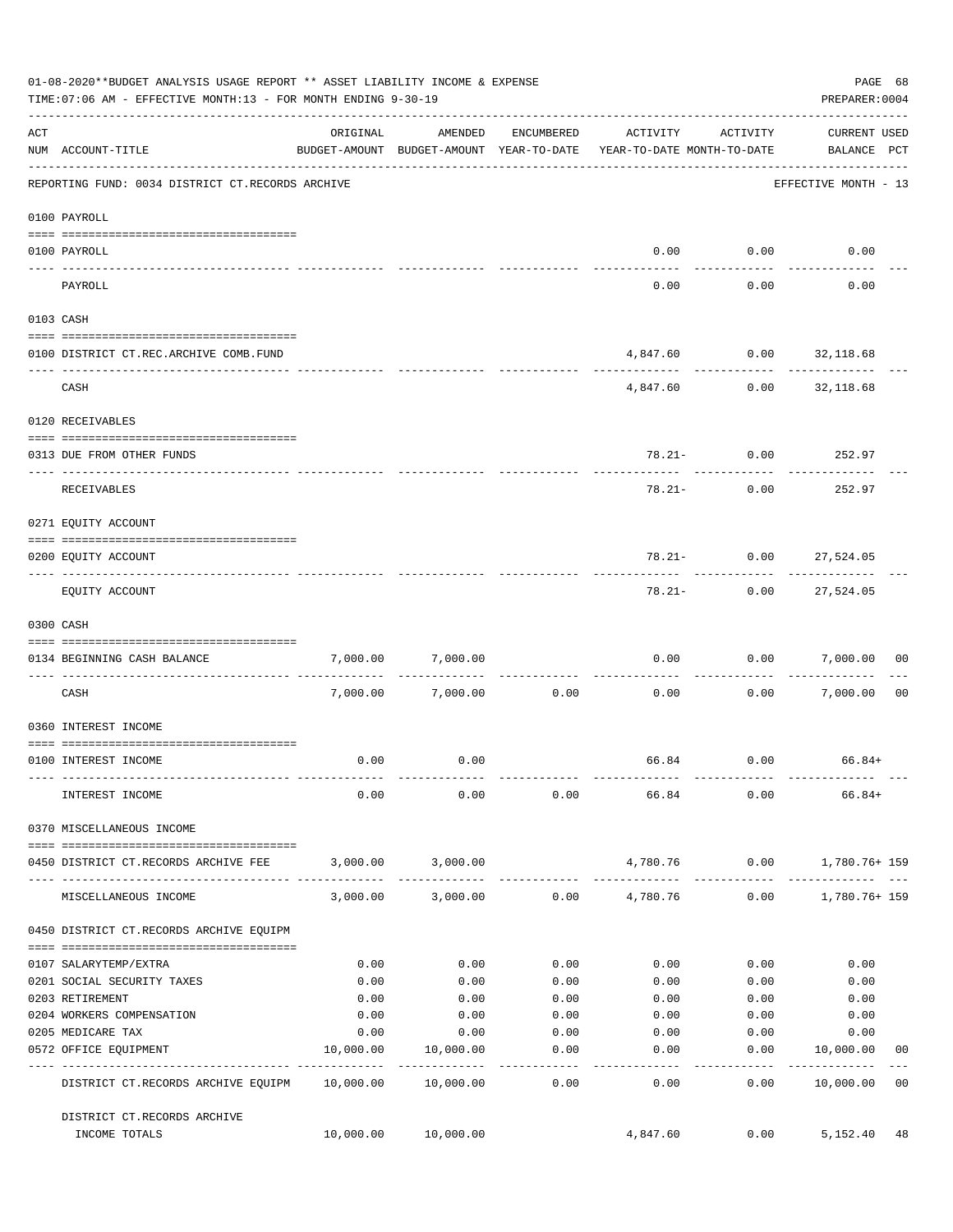01-08-2020**BUDGET ANALYSIS USAGE REPORT ** ASSET LIABILITY INCOME & EXPENSE

TIME:07:06 AM - EFFECTIVE MONTH:13 - FOR MONTH ENDING 9-30-19

PREPARER:0004

REPORTING FUND: 0034 DISTRICT CT.RECORDS ARCHIVE — EFFECTIVE MONTH - 13

| ACT NUM | ACCOUNT-TITLE | ORIGINAL BUDGET-AMOUNT | AMENDED BUDGET-AMOUNT | ENCUMBERED YEAR-TO-DATE | ACTIVITY YEAR-TO-DATE | ACTIVITY MONTH-TO-DATE | CURRENT USED BALANCE | PCT |
|---|---|---|---|---|---|---|---|---|
| | **0100 PAYROLL** | | | | | | | |
| 0100 | PAYROLL | | | | 0.00 | 0.00 | 0.00 | |
| | PAYROLL | | | | 0.00 | 0.00 | 0.00 | |
| | **0103 CASH** | | | | | | | |
| 0100 | DISTRICT CT.REC.ARCHIVE COMB.FUND | | | | 4,847.60 | 0.00 | 32,118.68 | |
| | CASH | | | | 4,847.60 | 0.00 | 32,118.68 | |
| | **0120 RECEIVABLES** | | | | | | | |
| 0313 | DUE FROM OTHER FUNDS | | | | 78.21- | 0.00 | 252.97 | |
| | RECEIVABLES | | | | 78.21- | 0.00 | 252.97 | |
| | **0271 EQUITY ACCOUNT** | | | | | | | |
| 0200 | EQUITY ACCOUNT | | | | 78.21- | 0.00 | 27,524.05 | |
| | EQUITY ACCOUNT | | | | 78.21- | 0.00 | 27,524.05 | |
| | **0300 CASH** | | | | | | | |
| 0134 | BEGINNING CASH BALANCE | 7,000.00 | 7,000.00 | | 0.00 | 0.00 | 7,000.00 | 00 |
| | CASH | 7,000.00 | 7,000.00 | 0.00 | 0.00 | 0.00 | 7,000.00 | 00 |
| | **0360 INTEREST INCOME** | | | | | | | |
| 0100 | INTEREST INCOME | 0.00 | 0.00 | | 66.84 | 0.00 | 66.84+ | |
| | INTEREST INCOME | 0.00 | 0.00 | 0.00 | 66.84 | 0.00 | 66.84+ | |
| | **0370 MISCELLANEOUS INCOME** | | | | | | | |
| 0450 | DISTRICT CT.RECORDS ARCHIVE FEE | 3,000.00 | 3,000.00 | | 4,780.76 | 0.00 | 1,780.76+ | 159 |
| | MISCELLANEOUS INCOME | 3,000.00 | 3,000.00 | 0.00 | 4,780.76 | 0.00 | 1,780.76+ | 159 |
| | **0450 DISTRICT CT.RECORDS ARCHIVE EQUIPM** | | | | | | | |
| 0107 | SALARYTEMP/EXTRA | 0.00 | 0.00 | 0.00 | 0.00 | 0.00 | 0.00 | |
| 0201 | SOCIAL SECURITY TAXES | 0.00 | 0.00 | 0.00 | 0.00 | 0.00 | 0.00 | |
| 0203 | RETIREMENT | 0.00 | 0.00 | 0.00 | 0.00 | 0.00 | 0.00 | |
| 0204 | WORKERS COMPENSATION | 0.00 | 0.00 | 0.00 | 0.00 | 0.00 | 0.00 | |
| 0205 | MEDICARE TAX | 0.00 | 0.00 | 0.00 | 0.00 | 0.00 | 0.00 | |
| 0572 | OFFICE EQUIPMENT | 10,000.00 | 10,000.00 | 0.00 | 0.00 | 0.00 | 10,000.00 | 00 |
| | DISTRICT CT.RECORDS ARCHIVE EQUIPM | 10,000.00 | 10,000.00 | 0.00 | 0.00 | 0.00 | 10,000.00 | 00 |
| | DISTRICT CT.RECORDS ARCHIVE INCOME TOTALS | 10,000.00 | 10,000.00 | | 4,847.60 | 0.00 | 5,152.40 | 48 |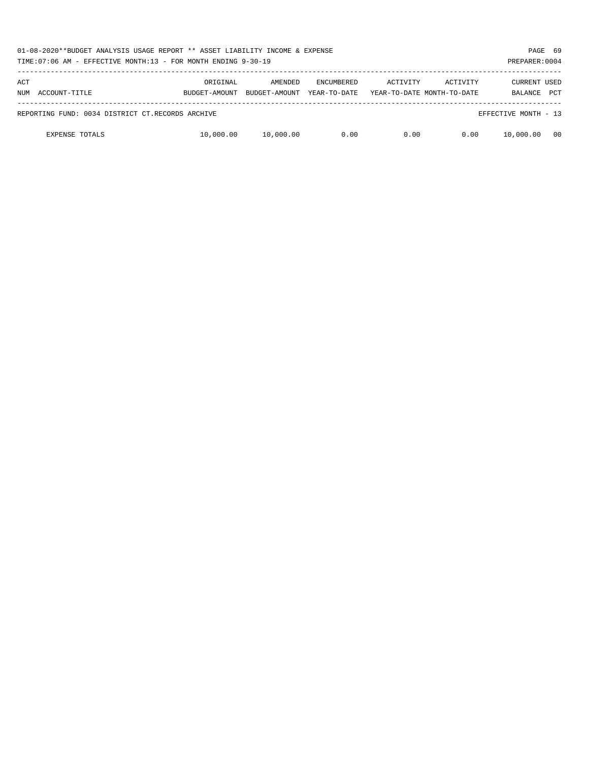01-08-2020**BUDGET ANALYSIS USAGE REPORT ** ASSET LIABILITY INCOME & EXPENSE

TIME:07:06 AM - EFFECTIVE MONTH:13 - FOR MONTH ENDING 9-30-19

PREPARER:0004

| ACT NUM | ACCOUNT-TITLE | ORIGINAL BUDGET-AMOUNT | AMENDED BUDGET-AMOUNT | ENCUMBERED YEAR-TO-DATE | ACTIVITY YEAR-TO-DATE | ACTIVITY MONTH-TO-DATE | CURRENT BALANCE | USED PCT |
|---|---|---|---|---|---|---|---|---|
| REPORTING FUND: 0034 DISTRICT CT.RECORDS ARCHIVE | | | | | | | EFFECTIVE MONTH - 13 | |
| | EXPENSE TOTALS | 10,000.00 | 10,000.00 | 0.00 | 0.00 | 0.00 | 10,000.00 | 00 |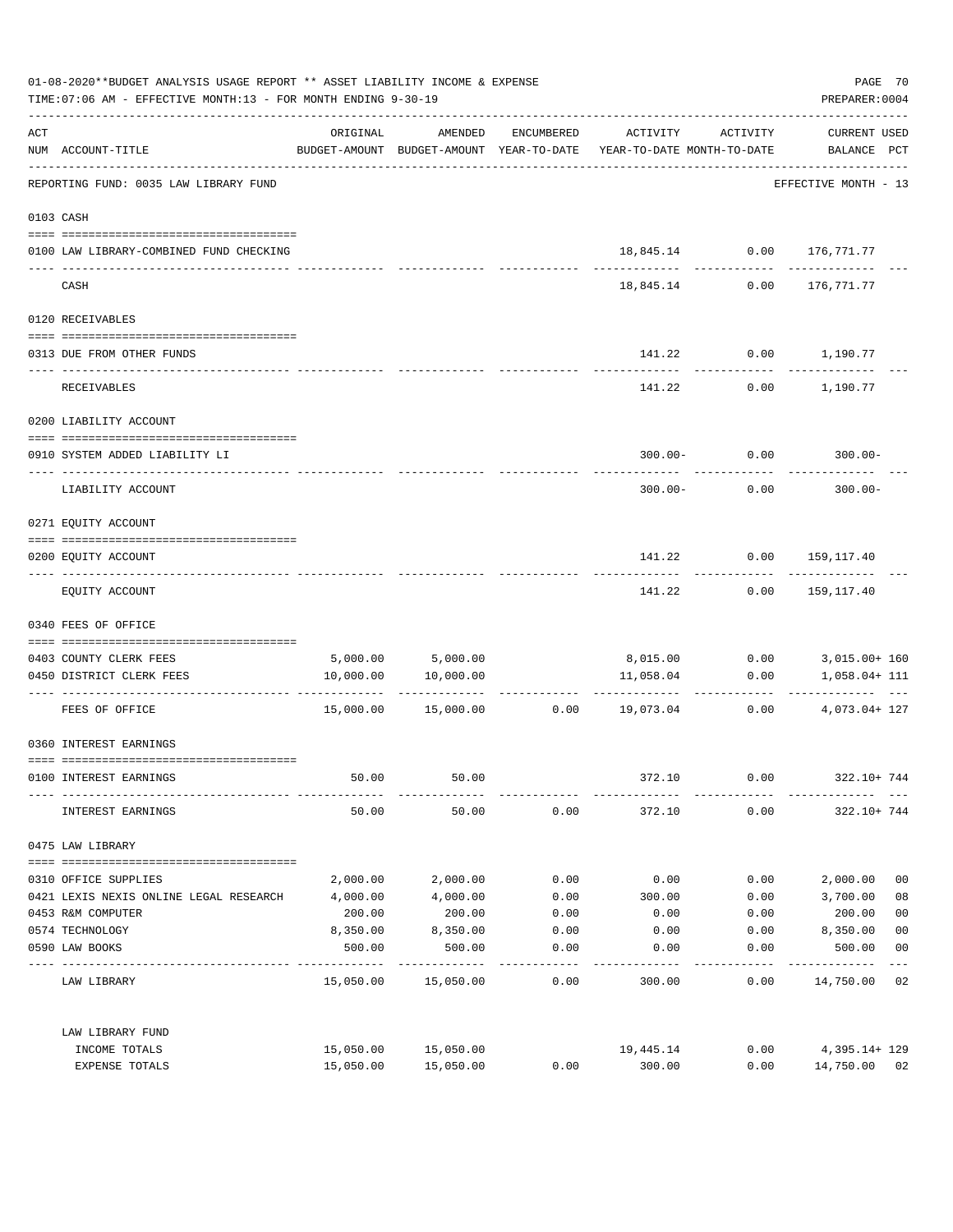01-08-2020**BUDGET ANALYSIS USAGE REPORT ** ASSET LIABILITY INCOME & EXPENSE

TIME:07:06 AM - EFFECTIVE MONTH:13 - FOR MONTH ENDING 9-30-19

PREPARER:0004

| ACT NUM | ACCOUNT-TITLE | ORIGINAL BUDGET-AMOUNT | AMENDED BUDGET-AMOUNT | ENCUMBERED YEAR-TO-DATE | ACTIVITY YEAR-TO-DATE | ACTIVITY MONTH-TO-DATE | CURRENT USED BALANCE | PCT |
|---|---|---|---|---|---|---|---|---|
| | REPORTING FUND: 0035 LAW LIBRARY FUND | | | | | | EFFECTIVE MONTH - 13 | |
| | 0103 CASH | | | | | | | |
| 0100 | LAW LIBRARY-COMBINED FUND CHECKING | | | | 18,845.14 | 0.00 | 176,771.77 | |
| | CASH | | | | 18,845.14 | 0.00 | 176,771.77 | |
| | 0120 RECEIVABLES | | | | | | | |
| 0313 | DUE FROM OTHER FUNDS | | | | 141.22 | 0.00 | 1,190.77 | |
| | RECEIVABLES | | | | 141.22 | 0.00 | 1,190.77 | |
| | 0200 LIABILITY ACCOUNT | | | | | | | |
| 0910 | SYSTEM ADDED LIABILITY LI | | | | 300.00- | 0.00 | 300.00- | |
| | LIABILITY ACCOUNT | | | | 300.00- | 0.00 | 300.00- | |
| | 0271 EQUITY ACCOUNT | | | | | | | |
| 0200 | EQUITY ACCOUNT | | | | 141.22 | 0.00 | 159,117.40 | |
| | EQUITY ACCOUNT | | | | 141.22 | 0.00 | 159,117.40 | |
| | 0340 FEES OF OFFICE | | | | | | | |
| 0403 | COUNTY CLERK FEES | 5,000.00 | 5,000.00 | | 8,015.00 | 0.00 | 3,015.00+ | 160 |
| 0450 | DISTRICT CLERK FEES | 10,000.00 | 10,000.00 | | 11,058.04 | 0.00 | 1,058.04+ | 111 |
| | FEES OF OFFICE | 15,000.00 | 15,000.00 | 0.00 | 19,073.04 | 0.00 | 4,073.04+ | 127 |
| | 0360 INTEREST EARNINGS | | | | | | | |
| 0100 | INTEREST EARNINGS | 50.00 | 50.00 | | 372.10 | 0.00 | 322.10+ | 744 |
| | INTEREST EARNINGS | 50.00 | 50.00 | 0.00 | 372.10 | 0.00 | 322.10+ | 744 |
| | 0475 LAW LIBRARY | | | | | | | |
| 0310 | OFFICE SUPPLIES | 2,000.00 | 2,000.00 | 0.00 | 0.00 | 0.00 | 2,000.00 | 00 |
| 0421 | LEXIS NEXIS ONLINE LEGAL RESEARCH | 4,000.00 | 4,000.00 | 0.00 | 300.00 | 0.00 | 3,700.00 | 08 |
| 0453 | R&M COMPUTER | 200.00 | 200.00 | 0.00 | 0.00 | 0.00 | 200.00 | 00 |
| 0574 | TECHNOLOGY | 8,350.00 | 8,350.00 | 0.00 | 0.00 | 0.00 | 8,350.00 | 00 |
| 0590 | LAW BOOKS | 500.00 | 500.00 | 0.00 | 0.00 | 0.00 | 500.00 | 00 |
| | LAW LIBRARY | 15,050.00 | 15,050.00 | 0.00 | 300.00 | 0.00 | 14,750.00 | 02 |
| | LAW LIBRARY FUND | | | | | | | |
| | INCOME TOTALS | 15,050.00 | 15,050.00 | | 19,445.14 | 0.00 | 4,395.14+ | 129 |
| | EXPENSE TOTALS | 15,050.00 | 15,050.00 | 0.00 | 300.00 | 0.00 | 14,750.00 | 02 |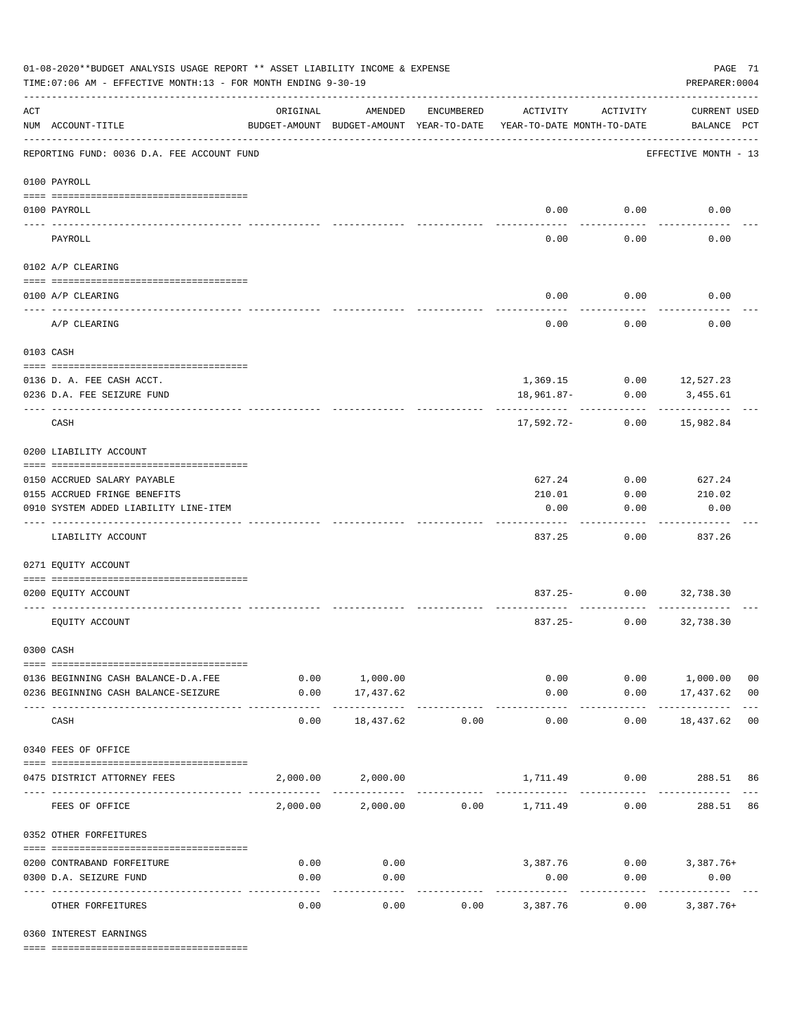01-08-2020**BUDGET ANALYSIS USAGE REPORT ** ASSET LIABILITY INCOME & EXPENSE

TIME:07:06 AM - EFFECTIVE MONTH:13 - FOR MONTH ENDING 9-30-19

PREPARER:0004

| ACT NUM | ACCOUNT-TITLE | ORIGINAL BUDGET-AMOUNT | AMENDED BUDGET-AMOUNT | ENCUMBERED YEAR-TO-DATE | ACTIVITY YEAR-TO-DATE | ACTIVITY MONTH-TO-DATE | CURRENT USED BALANCE | PCT |
|---|---|---|---|---|---|---|---|---|
| | REPORTING FUND: 0036 D.A. FEE ACCOUNT FUND | | | | | | EFFECTIVE MONTH - 13 | |
| | 0100 PAYROLL | | | | | | | |
| 0100 | PAYROLL | | | | 0.00 | 0.00 | 0.00 | |
| | PAYROLL | | | | 0.00 | 0.00 | 0.00 | |
| | 0102 A/P CLEARING | | | | | | | |
| 0100 | A/P CLEARING | | | | 0.00 | 0.00 | 0.00 | |
| | A/P CLEARING | | | | 0.00 | 0.00 | 0.00 | |
| | 0103 CASH | | | | | | | |
| 0136 | D. A. FEE CASH ACCT. | | | | 1,369.15 | 0.00 | 12,527.23 | |
| 0236 | D.A. FEE SEIZURE FUND | | | | 18,961.87- | 0.00 | 3,455.61 | |
| | CASH | | | | 17,592.72- | 0.00 | 15,982.84 | |
| | 0200 LIABILITY ACCOUNT | | | | | | | |
| 0150 | ACCRUED SALARY PAYABLE | | | | 627.24 | 0.00 | 627.24 | |
| 0155 | ACCRUED FRINGE BENEFITS | | | | 210.01 | 0.00 | 210.02 | |
| 0910 | SYSTEM ADDED LIABILITY LINE-ITEM | | | | 0.00 | 0.00 | 0.00 | |
| | LIABILITY ACCOUNT | | | | 837.25 | 0.00 | 837.26 | |
| | 0271 EQUITY ACCOUNT | | | | | | | |
| 0200 | EQUITY ACCOUNT | | | | 837.25- | 0.00 | 32,738.30 | |
| | EQUITY ACCOUNT | | | | 837.25- | 0.00 | 32,738.30 | |
| | 0300 CASH | | | | | | | |
| 0136 | BEGINNING CASH BALANCE-D.A.FEE | 0.00 | 1,000.00 | | 0.00 | 0.00 | 1,000.00 | 00 |
| 0236 | BEGINNING CASH BALANCE-SEIZURE | 0.00 | 17,437.62 | | 0.00 | 0.00 | 17,437.62 | 00 |
| | CASH | 0.00 | 18,437.62 | 0.00 | 0.00 | 0.00 | 18,437.62 | 00 |
| | 0340 FEES OF OFFICE | | | | | | | |
| 0475 | DISTRICT ATTORNEY FEES | 2,000.00 | 2,000.00 | | 1,711.49 | 0.00 | 288.51 | 86 |
| | FEES OF OFFICE | 2,000.00 | 2,000.00 | 0.00 | 1,711.49 | 0.00 | 288.51 | 86 |
| | 0352 OTHER FORFEITURES | | | | | | | |
| 0200 | CONTRABAND FORFEITURE | 0.00 | 0.00 | | 3,387.76 | 0.00 | 3,387.76+ | |
| 0300 | D.A. SEIZURE FUND | 0.00 | 0.00 | | 0.00 | 0.00 | 0.00 | |
| | OTHER FORFEITURES | 0.00 | 0.00 | 0.00 | 3,387.76 | 0.00 | 3,387.76+ | |
| | 0360 INTEREST EARNINGS | | | | | | | |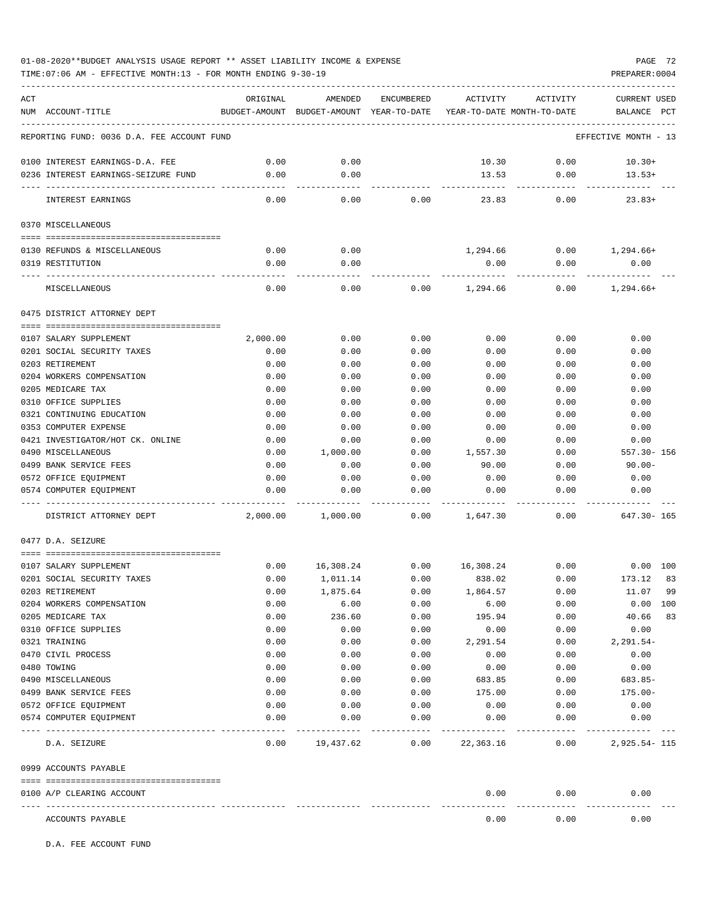01-08-2020**BUDGET ANALYSIS USAGE REPORT ** ASSET LIABILITY INCOME & EXPENSE

TIME:07:06 AM - EFFECTIVE MONTH:13 - FOR MONTH ENDING 9-30-19

REPORTING FUND: 0036 D.A. FEE ACCOUNT FUND — EFFECTIVE MONTH - 13

| ACT NUM | ACCOUNT-TITLE | ORIGINAL BUDGET-AMOUNT | AMENDED BUDGET-AMOUNT | ENCUMBERED YEAR-TO-DATE | ACTIVITY YEAR-TO-DATE | ACTIVITY MONTH-TO-DATE | CURRENT USED BALANCE | PCT |
|---|---|---|---|---|---|---|---|---|
| 0100 | INTEREST EARNINGS-D.A. FEE | 0.00 | 0.00 | | 10.30 | 0.00 | 10.30+ | |
| 0236 | INTEREST EARNINGS-SEIZURE FUND | 0.00 | 0.00 | | 13.53 | 0.00 | 13.53+ | |
| | INTEREST EARNINGS | 0.00 | 0.00 | 0.00 | 23.83 | 0.00 | 23.83+ | |
| | **0370 MISCELLANEOUS** | | | | | | | |
| 0130 | REFUNDS & MISCELLANEOUS | 0.00 | 0.00 | | 1,294.66 | 0.00 | 1,294.66+ | |
| 0319 | RESTITUTION | 0.00 | 0.00 | | 0.00 | 0.00 | 0.00 | |
| | MISCELLANEOUS | 0.00 | 0.00 | 0.00 | 1,294.66 | 0.00 | 1,294.66+ | |
| | **0475 DISTRICT ATTORNEY DEPT** | | | | | | | |
| 0107 | SALARY SUPPLEMENT | 2,000.00 | 0.00 | 0.00 | 0.00 | 0.00 | 0.00 | |
| 0201 | SOCIAL SECURITY TAXES | 0.00 | 0.00 | 0.00 | 0.00 | 0.00 | 0.00 | |
| 0203 | RETIREMENT | 0.00 | 0.00 | 0.00 | 0.00 | 0.00 | 0.00 | |
| 0204 | WORKERS COMPENSATION | 0.00 | 0.00 | 0.00 | 0.00 | 0.00 | 0.00 | |
| 0205 | MEDICARE TAX | 0.00 | 0.00 | 0.00 | 0.00 | 0.00 | 0.00 | |
| 0310 | OFFICE SUPPLIES | 0.00 | 0.00 | 0.00 | 0.00 | 0.00 | 0.00 | |
| 0321 | CONTINUING EDUCATION | 0.00 | 0.00 | 0.00 | 0.00 | 0.00 | 0.00 | |
| 0353 | COMPUTER EXPENSE | 0.00 | 0.00 | 0.00 | 0.00 | 0.00 | 0.00 | |
| 0421 | INVESTIGATOR/HOT CK. ONLINE | 0.00 | 0.00 | 0.00 | 0.00 | 0.00 | 0.00 | |
| 0490 | MISCELLANEOUS | 0.00 | 1,000.00 | 0.00 | 1,557.30 | 0.00 | 557.30- | 156 |
| 0499 | BANK SERVICE FEES | 0.00 | 0.00 | 0.00 | 90.00 | 0.00 | 90.00- | |
| 0572 | OFFICE EQUIPMENT | 0.00 | 0.00 | 0.00 | 0.00 | 0.00 | 0.00 | |
| 0574 | COMPUTER EQUIPMENT | 0.00 | 0.00 | 0.00 | 0.00 | 0.00 | 0.00 | |
| | DISTRICT ATTORNEY DEPT | 2,000.00 | 1,000.00 | 0.00 | 1,647.30 | 0.00 | 647.30- | 165 |
| | **0477 D.A. SEIZURE** | | | | | | | |
| 0107 | SALARY SUPPLEMENT | 0.00 | 16,308.24 | 0.00 | 16,308.24 | 0.00 | 0.00 | 100 |
| 0201 | SOCIAL SECURITY TAXES | 0.00 | 1,011.14 | 0.00 | 838.02 | 0.00 | 173.12 | 83 |
| 0203 | RETIREMENT | 0.00 | 1,875.64 | 0.00 | 1,864.57 | 0.00 | 11.07 | 99 |
| 0204 | WORKERS COMPENSATION | 0.00 | 6.00 | 0.00 | 6.00 | 0.00 | 0.00 | 100 |
| 0205 | MEDICARE TAX | 0.00 | 236.60 | 0.00 | 195.94 | 0.00 | 40.66 | 83 |
| 0310 | OFFICE SUPPLIES | 0.00 | 0.00 | 0.00 | 0.00 | 0.00 | 0.00 | |
| 0321 | TRAINING | 0.00 | 0.00 | 0.00 | 2,291.54 | 0.00 | 2,291.54- | |
| 0470 | CIVIL PROCESS | 0.00 | 0.00 | 0.00 | 0.00 | 0.00 | 0.00 | |
| 0480 | TOWING | 0.00 | 0.00 | 0.00 | 0.00 | 0.00 | 0.00 | |
| 0490 | MISCELLANEOUS | 0.00 | 0.00 | 0.00 | 683.85 | 0.00 | 683.85- | |
| 0499 | BANK SERVICE FEES | 0.00 | 0.00 | 0.00 | 175.00 | 0.00 | 175.00- | |
| 0572 | OFFICE EQUIPMENT | 0.00 | 0.00 | 0.00 | 0.00 | 0.00 | 0.00 | |
| 0574 | COMPUTER EQUIPMENT | 0.00 | 0.00 | 0.00 | 0.00 | 0.00 | 0.00 | |
| | D.A. SEIZURE | 0.00 | 19,437.62 | 0.00 | 22,363.16 | 0.00 | 2,925.54- | 115 |
| | **0999 ACCOUNTS PAYABLE** | | | | | | | |
| 0100 | A/P CLEARING ACCOUNT | | | | 0.00 | 0.00 | 0.00 | |
| | ACCOUNTS PAYABLE | | | | 0.00 | 0.00 | 0.00 | |

D.A. FEE ACCOUNT FUND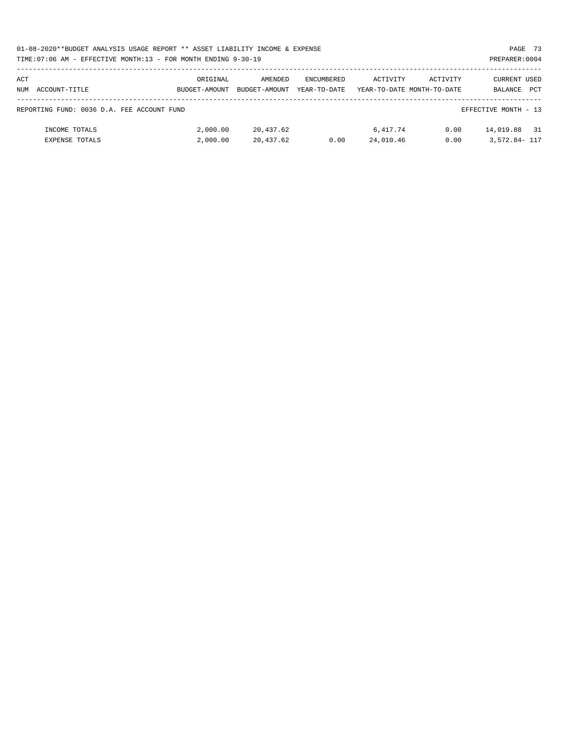01-08-2020**BUDGET ANALYSIS USAGE REPORT ** ASSET LIABILITY INCOME & EXPENSE

TIME:07:06 AM - EFFECTIVE MONTH:13 - FOR MONTH ENDING 9-30-19

PREPARER:0004

| ACT NUM ACCOUNT-TITLE | ORIGINAL BUDGET-AMOUNT | AMENDED BUDGET-AMOUNT | ENCUMBERED YEAR-TO-DATE | ACTIVITY YEAR-TO-DATE | ACTIVITY MONTH-TO-DATE | CURRENT BALANCE | USED PCT |
|---|---|---|---|---|---|---|---|
| REPORTING FUND: 0036 D.A. FEE ACCOUNT FUND | | | | | | EFFECTIVE MONTH - 13 | |
| INCOME TOTALS | 2,000.00 | 20,437.62 | | 6,417.74 | 0.00 | 14,019.88 | 31 |
| EXPENSE TOTALS | 2,000.00 | 20,437.62 | 0.00 | 24,010.46 | 0.00 | 3,572.84- | 117 |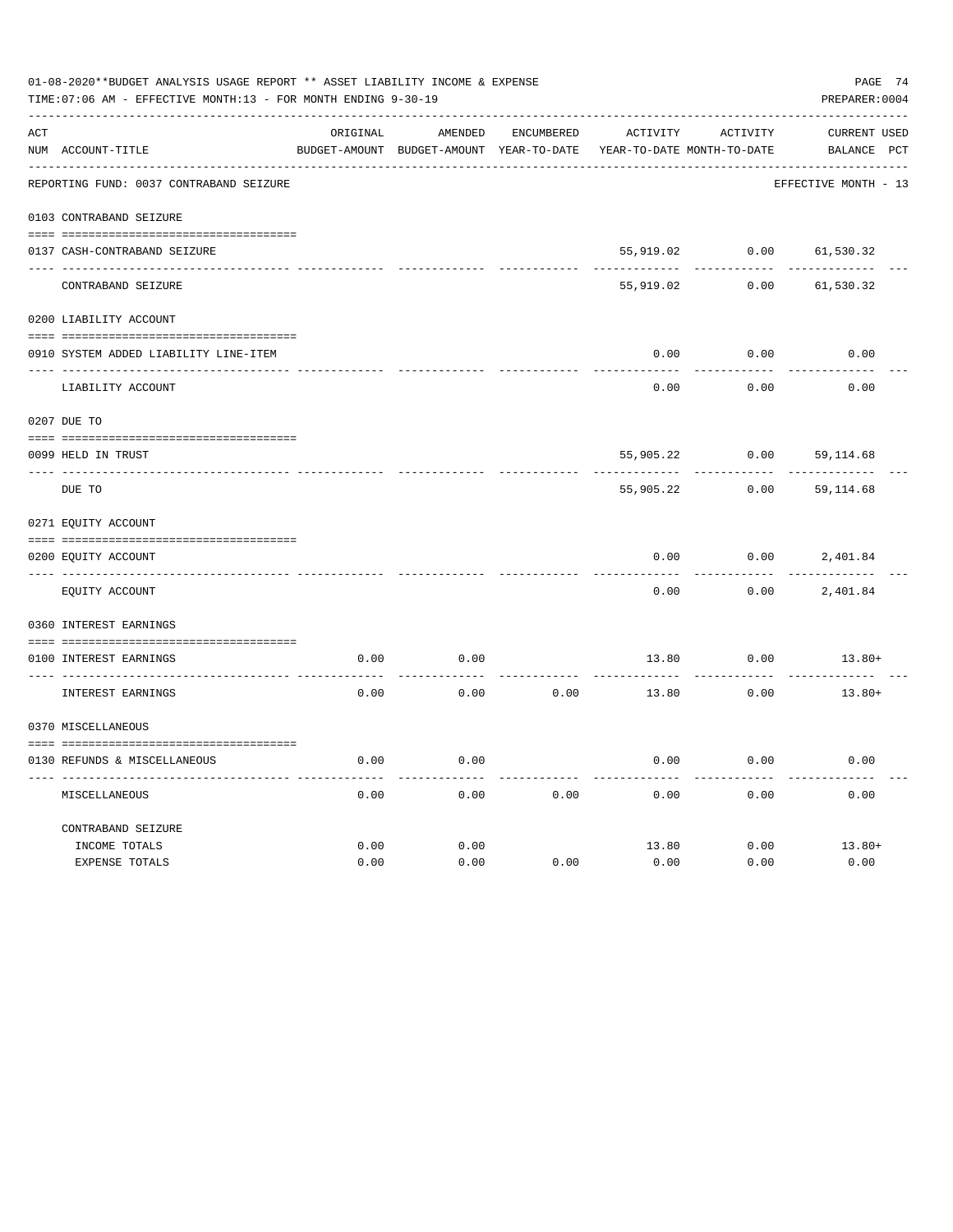01-08-2020**BUDGET ANALYSIS USAGE REPORT ** ASSET LIABILITY INCOME & EXPENSE

TIME:07:06 AM - EFFECTIVE MONTH:13 - FOR MONTH ENDING 9-30-19

PREPARER:0004

REPORTING FUND: 0037 CONTRABAND SEIZURE — EFFECTIVE MONTH - 13

| ACT NUM | ACCOUNT-TITLE | ORIGINAL BUDGET-AMOUNT | AMENDED BUDGET-AMOUNT | ENCUMBERED YEAR-TO-DATE | ACTIVITY YEAR-TO-DATE | ACTIVITY MONTH-TO-DATE | CURRENT BALANCE | USED PCT |
|---|---|---|---|---|---|---|---|---|
| 0103 | CONTRABAND SEIZURE | | | | | | | |
| 0137 | CASH-CONTRABAND SEIZURE | | | | 55,919.02 | 0.00 | 61,530.32 | |
| | CONTRABAND SEIZURE | | | | 55,919.02 | 0.00 | 61,530.32 | |
| 0200 | LIABILITY ACCOUNT | | | | | | | |
| 0910 | SYSTEM ADDED LIABILITY LINE-ITEM | | | | 0.00 | 0.00 | 0.00 | |
| | LIABILITY ACCOUNT | | | | 0.00 | 0.00 | 0.00 | |
| 0207 | DUE TO | | | | | | | |
| 0099 | HELD IN TRUST | | | | 55,905.22 | 0.00 | 59,114.68 | |
| | DUE TO | | | | 55,905.22 | 0.00 | 59,114.68 | |
| 0271 | EQUITY ACCOUNT | | | | | | | |
| 0200 | EQUITY ACCOUNT | | | | 0.00 | 0.00 | 2,401.84 | |
| | EQUITY ACCOUNT | | | | 0.00 | 0.00 | 2,401.84 | |
| 0360 | INTEREST EARNINGS | | | | | | | |
| 0100 | INTEREST EARNINGS | 0.00 | 0.00 | | 13.80 | 0.00 | 13.80+ | |
| | INTEREST EARNINGS | 0.00 | 0.00 | 0.00 | 13.80 | 0.00 | 13.80+ | |
| 0370 | MISCELLANEOUS | | | | | | | |
| 0130 | REFUNDS & MISCELLANEOUS | 0.00 | 0.00 | | 0.00 | 0.00 | 0.00 | |
| | MISCELLANEOUS | 0.00 | 0.00 | 0.00 | 0.00 | 0.00 | 0.00 | |
| | CONTRABAND SEIZURE | | | | | | | |
| | INCOME TOTALS | 0.00 | 0.00 | | 13.80 | 0.00 | 13.80+ | |
| | EXPENSE TOTALS | 0.00 | 0.00 | 0.00 | 0.00 | 0.00 | 0.00 | |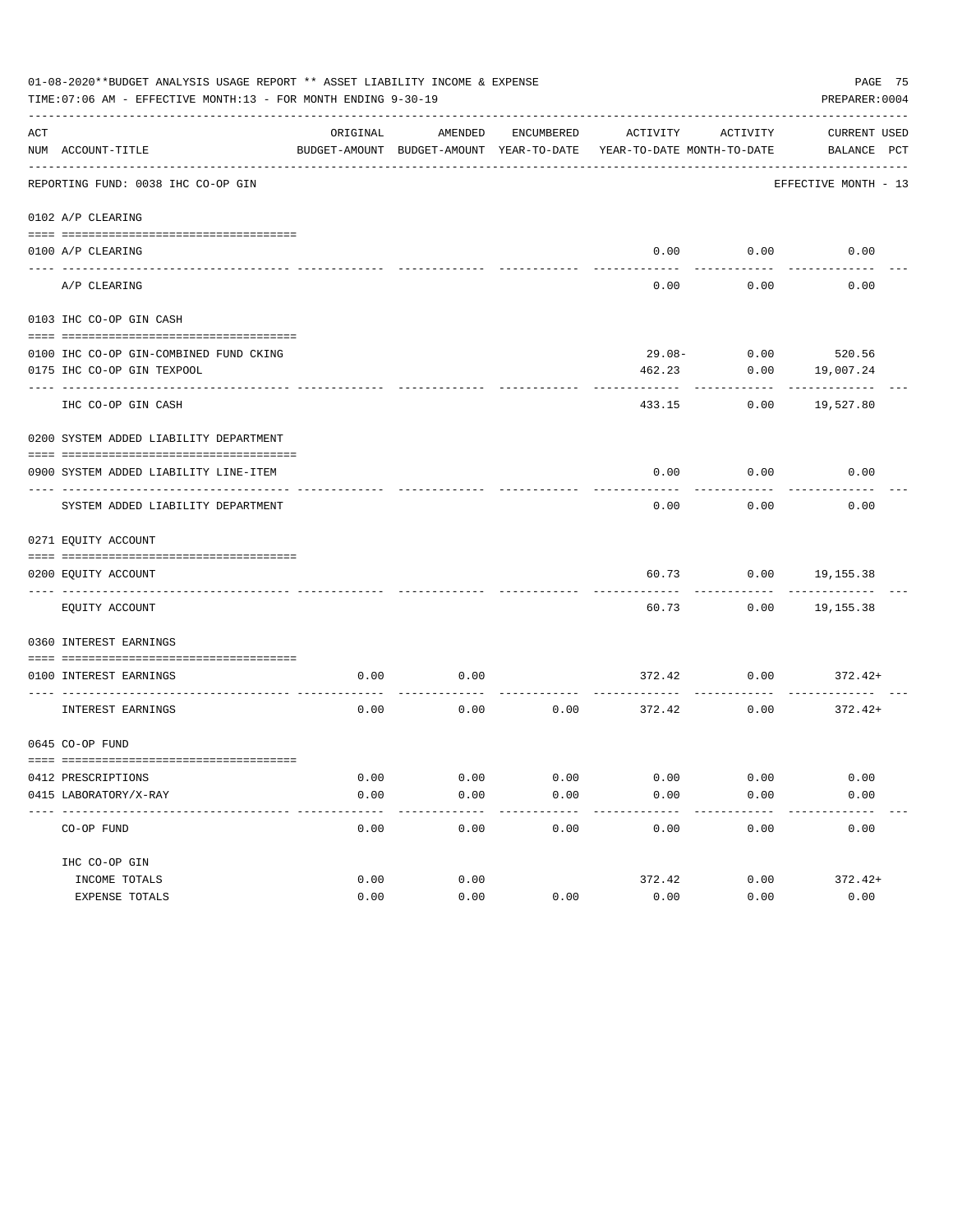01-08-2020**BUDGET ANALYSIS USAGE REPORT ** ASSET LIABILITY INCOME & EXPENSE

TIME:07:06 AM - EFFECTIVE MONTH:13 - FOR MONTH ENDING 9-30-19

PREPARER:0004

| ACT NUM | ACCOUNT-TITLE | ORIGINAL BUDGET-AMOUNT | AMENDED BUDGET-AMOUNT | ENCUMBERED YEAR-TO-DATE | ACTIVITY YEAR-TO-DATE | ACTIVITY MONTH-TO-DATE | CURRENT BALANCE | USED PCT |
|---|---|---|---|---|---|---|---|---|
| | REPORTING FUND: 0038 IHC CO-OP GIN | | | | | | EFFECTIVE MONTH - 13 | |
| | 0102 A/P CLEARING | | | | | | | |
| 0100 | A/P CLEARING | | | | 0.00 | 0.00 | 0.00 | |
| | A/P CLEARING | | | | 0.00 | 0.00 | 0.00 | |
| | 0103 IHC CO-OP GIN CASH | | | | | | | |
| 0100 | IHC CO-OP GIN-COMBINED FUND CKING | | | | 29.08- | 0.00 | 520.56 | |
| 0175 | IHC CO-OP GIN TEXPOOL | | | | 462.23 | 0.00 | 19,007.24 | |
| | IHC CO-OP GIN CASH | | | | 433.15 | 0.00 | 19,527.80 | |
| | 0200 SYSTEM ADDED LIABILITY DEPARTMENT | | | | | | | |
| 0900 | SYSTEM ADDED LIABILITY LINE-ITEM | | | | 0.00 | 0.00 | 0.00 | |
| | SYSTEM ADDED LIABILITY DEPARTMENT | | | | 0.00 | 0.00 | 0.00 | |
| | 0271 EQUITY ACCOUNT | | | | | | | |
| 0200 | EQUITY ACCOUNT | | | | 60.73 | 0.00 | 19,155.38 | |
| | EQUITY ACCOUNT | | | | 60.73 | 0.00 | 19,155.38 | |
| | 0360 INTEREST EARNINGS | | | | | | | |
| 0100 | INTEREST EARNINGS | 0.00 | 0.00 | | 372.42 | 0.00 | 372.42+ | |
| | INTEREST EARNINGS | 0.00 | 0.00 | 0.00 | 372.42 | 0.00 | 372.42+ | |
| | 0645 CO-OP FUND | | | | | | | |
| 0412 | PRESCRIPTIONS | 0.00 | 0.00 | 0.00 | 0.00 | 0.00 | 0.00 | |
| 0415 | LABORATORY/X-RAY | 0.00 | 0.00 | 0.00 | 0.00 | 0.00 | 0.00 | |
| | CO-OP FUND | 0.00 | 0.00 | 0.00 | 0.00 | 0.00 | 0.00 | |
| | IHC CO-OP GIN | | | | | | | |
| | INCOME TOTALS | 0.00 | 0.00 | | 372.42 | 0.00 | 372.42+ | |
| | EXPENSE TOTALS | 0.00 | 0.00 | 0.00 | 0.00 | 0.00 | 0.00 | |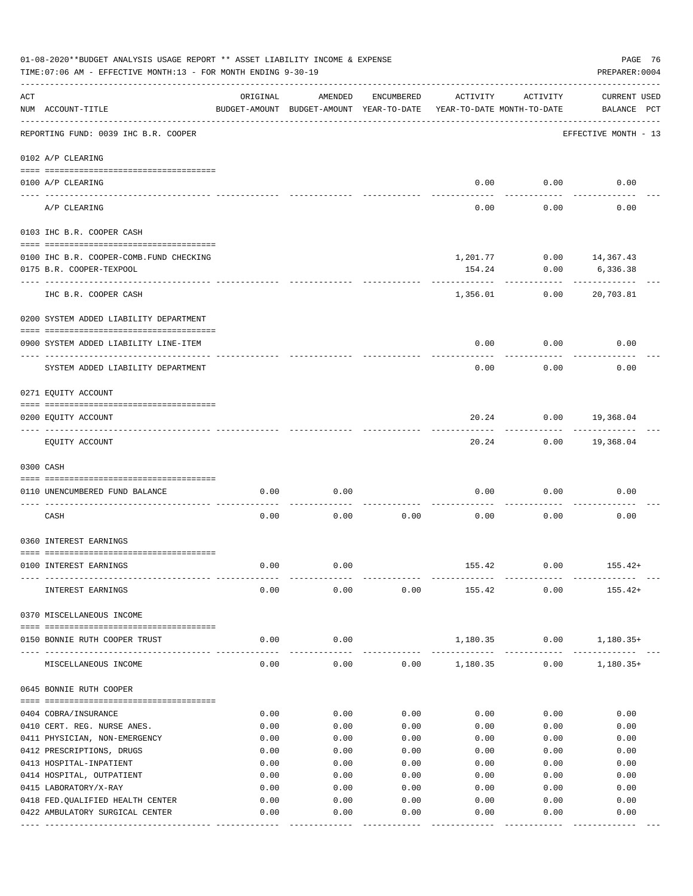01-08-2020**BUDGET ANALYSIS USAGE REPORT ** ASSET LIABILITY INCOME & EXPENSE

TIME:07:06 AM - EFFECTIVE MONTH:13 - FOR MONTH ENDING 9-30-19

PREPARER:0004

REPORTING FUND: 0039 IHC B.R. COOPER — EFFECTIVE MONTH - 13

| ACT NUM | ACCOUNT-TITLE | ORIGINAL BUDGET-AMOUNT | AMENDED BUDGET-AMOUNT | ENCUMBERED YEAR-TO-DATE | ACTIVITY YEAR-TO-DATE | ACTIVITY MONTH-TO-DATE | CURRENT BALANCE | USED PCT |
|---|---|---|---|---|---|---|---|---|
| **0102** | **A/P CLEARING** | | | | | | | |
| 0100 | A/P CLEARING | | | | 0.00 | 0.00 | 0.00 | |
| | A/P CLEARING | | | | 0.00 | 0.00 | 0.00 | |
| **0103** | **IHC B.R. COOPER CASH** | | | | | | | |
| 0100 | IHC B.R. COOPER-COMB.FUND CHECKING | | | | 1,201.77 | 0.00 | 14,367.43 | |
| 0175 | B.R. COOPER-TEXPOOL | | | | 154.24 | 0.00 | 6,336.38 | |
| | IHC B.R. COOPER CASH | | | | 1,356.01 | 0.00 | 20,703.81 | |
| **0200** | **SYSTEM ADDED LIABILITY DEPARTMENT** | | | | | | | |
| 0900 | SYSTEM ADDED LIABILITY LINE-ITEM | | | | 0.00 | 0.00 | 0.00 | |
| | SYSTEM ADDED LIABILITY DEPARTMENT | | | | 0.00 | 0.00 | 0.00 | |
| **0271** | **EQUITY ACCOUNT** | | | | | | | |
| 0200 | EQUITY ACCOUNT | | | | 20.24 | 0.00 | 19,368.04 | |
| | EQUITY ACCOUNT | | | | 20.24 | 0.00 | 19,368.04 | |
| **0300** | **CASH** | | | | | | | |
| 0110 | UNENCUMBERED FUND BALANCE | 0.00 | 0.00 | | 0.00 | 0.00 | 0.00 | |
| | CASH | 0.00 | 0.00 | 0.00 | 0.00 | 0.00 | 0.00 | |
| **0360** | **INTEREST EARNINGS** | | | | | | | |
| 0100 | INTEREST EARNINGS | 0.00 | 0.00 | | 155.42 | 0.00 | 155.42+ | |
| | INTEREST EARNINGS | 0.00 | 0.00 | 0.00 | 155.42 | 0.00 | 155.42+ | |
| **0370** | **MISCELLANEOUS INCOME** | | | | | | | |
| 0150 | BONNIE RUTH COOPER TRUST | 0.00 | 0.00 | | 1,180.35 | 0.00 | 1,180.35+ | |
| | MISCELLANEOUS INCOME | 0.00 | 0.00 | 0.00 | 1,180.35 | 0.00 | 1,180.35+ | |
| **0645** | **BONNIE RUTH COOPER** | | | | | | | |
| 0404 | COBRA/INSURANCE | 0.00 | 0.00 | 0.00 | 0.00 | 0.00 | 0.00 | |
| 0410 | CERT. REG. NURSE ANES. | 0.00 | 0.00 | 0.00 | 0.00 | 0.00 | 0.00 | |
| 0411 | PHYSICIAN, NON-EMERGENCY | 0.00 | 0.00 | 0.00 | 0.00 | 0.00 | 0.00 | |
| 0412 | PRESCRIPTIONS, DRUGS | 0.00 | 0.00 | 0.00 | 0.00 | 0.00 | 0.00 | |
| 0413 | HOSPITAL-INPATIENT | 0.00 | 0.00 | 0.00 | 0.00 | 0.00 | 0.00 | |
| 0414 | HOSPITAL, OUTPATIENT | 0.00 | 0.00 | 0.00 | 0.00 | 0.00 | 0.00 | |
| 0415 | LABORATORY/X-RAY | 0.00 | 0.00 | 0.00 | 0.00 | 0.00 | 0.00 | |
| 0418 | FED.QUALIFIED HEALTH CENTER | 0.00 | 0.00 | 0.00 | 0.00 | 0.00 | 0.00 | |
| 0422 | AMBULATORY SURGICAL CENTER | 0.00 | 0.00 | 0.00 | 0.00 | 0.00 | 0.00 | |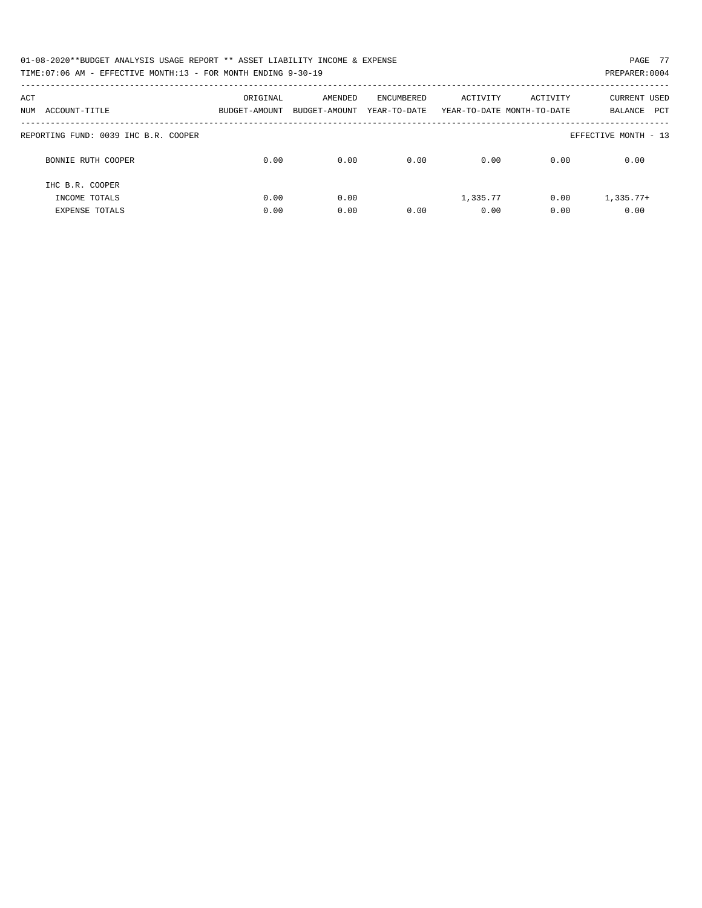01-08-2020**BUDGET ANALYSIS USAGE REPORT ** ASSET LIABILITY INCOME & EXPENSE

TIME:07:06 AM - EFFECTIVE MONTH:13 - FOR MONTH ENDING 9-30-19

PREPARER:0004

| ACT NUM ACCOUNT-TITLE | ORIGINAL BUDGET-AMOUNT | AMENDED BUDGET-AMOUNT | ENCUMBERED YEAR-TO-DATE | ACTIVITY YEAR-TO-DATE | ACTIVITY MONTH-TO-DATE | CURRENT BALANCE | USED PCT |
|---|---|---|---|---|---|---|---|
| REPORTING FUND: 0039 IHC B.R. COOPER | | | | | | EFFECTIVE MONTH - 13 | |
| BONNIE RUTH COOPER | 0.00 | 0.00 | 0.00 | 0.00 | 0.00 | 0.00 | |
| IHC B.R. COOPER | | | | | | | |
| INCOME TOTALS | 0.00 | 0.00 | | 1,335.77 | 0.00 | 1,335.77+ | |
| EXPENSE TOTALS | 0.00 | 0.00 | 0.00 | 0.00 | 0.00 | 0.00 | |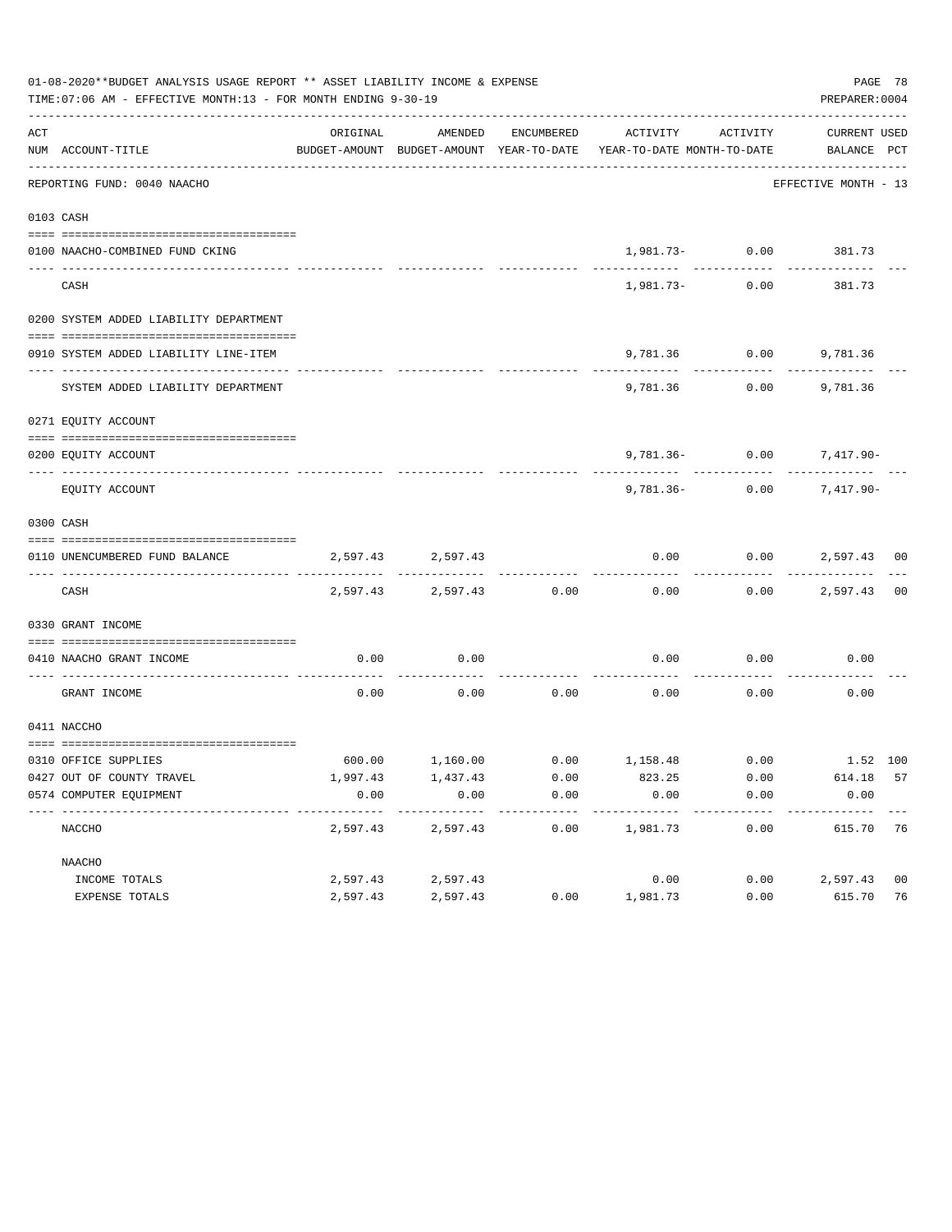01-08-2020**BUDGET ANALYSIS USAGE REPORT ** ASSET LIABILITY INCOME & EXPENSE

TIME:07:06 AM - EFFECTIVE MONTH:13 - FOR MONTH ENDING 9-30-19

PREPARER:0004

| ACT NUM | ACCOUNT-TITLE | ORIGINAL BUDGET-AMOUNT | AMENDED BUDGET-AMOUNT | ENCUMBERED YEAR-TO-DATE | ACTIVITY YEAR-TO-DATE | ACTIVITY MONTH-TO-DATE | CURRENT BALANCE | USED PCT |
|---|---|---|---|---|---|---|---|---|
| | REPORTING FUND: 0040 NAACHO | | | | | | EFFECTIVE MONTH - 13 | |
| | 0103 CASH | | | | | | | |
| 0100 | NAACHO-COMBINED FUND CKING | | | | 1,981.73- | 0.00 | 381.73 | |
| | CASH | | | | 1,981.73- | 0.00 | 381.73 | |
| | 0200 SYSTEM ADDED LIABILITY DEPARTMENT | | | | | | | |
| 0910 | SYSTEM ADDED LIABILITY LINE-ITEM | | | | 9,781.36 | 0.00 | 9,781.36 | |
| | SYSTEM ADDED LIABILITY DEPARTMENT | | | | 9,781.36 | 0.00 | 9,781.36 | |
| | 0271 EQUITY ACCOUNT | | | | | | | |
| 0200 | EQUITY ACCOUNT | | | | 9,781.36- | 0.00 | 7,417.90- | |
| | EQUITY ACCOUNT | | | | 9,781.36- | 0.00 | 7,417.90- | |
| | 0300 CASH | | | | | | | |
| 0110 | UNENCUMBERED FUND BALANCE | 2,597.43 | 2,597.43 | | 0.00 | 0.00 | 2,597.43 | 00 |
| | CASH | 2,597.43 | 2,597.43 | 0.00 | 0.00 | 0.00 | 2,597.43 | 00 |
| | 0330 GRANT INCOME | | | | | | | |
| 0410 | NAACHO GRANT INCOME | 0.00 | 0.00 | | 0.00 | 0.00 | 0.00 | |
| | GRANT INCOME | 0.00 | 0.00 | 0.00 | 0.00 | 0.00 | 0.00 | |
| | 0411 NACCHO | | | | | | | |
| 0310 | OFFICE SUPPLIES | 600.00 | 1,160.00 | 0.00 | 1,158.48 | 0.00 | 1.52 | 100 |
| 0427 | OUT OF COUNTY TRAVEL | 1,997.43 | 1,437.43 | 0.00 | 823.25 | 0.00 | 614.18 | 57 |
| 0574 | COMPUTER EQUIPMENT | 0.00 | 0.00 | 0.00 | 0.00 | 0.00 | 0.00 | |
| | NACCHO | 2,597.43 | 2,597.43 | 0.00 | 1,981.73 | 0.00 | 615.70 | 76 |
| | NAACHO | | | | | | | |
| | INCOME TOTALS | 2,597.43 | 2,597.43 | | 0.00 | 0.00 | 2,597.43 | 00 |
| | EXPENSE TOTALS | 2,597.43 | 2,597.43 | 0.00 | 1,981.73 | 0.00 | 615.70 | 76 |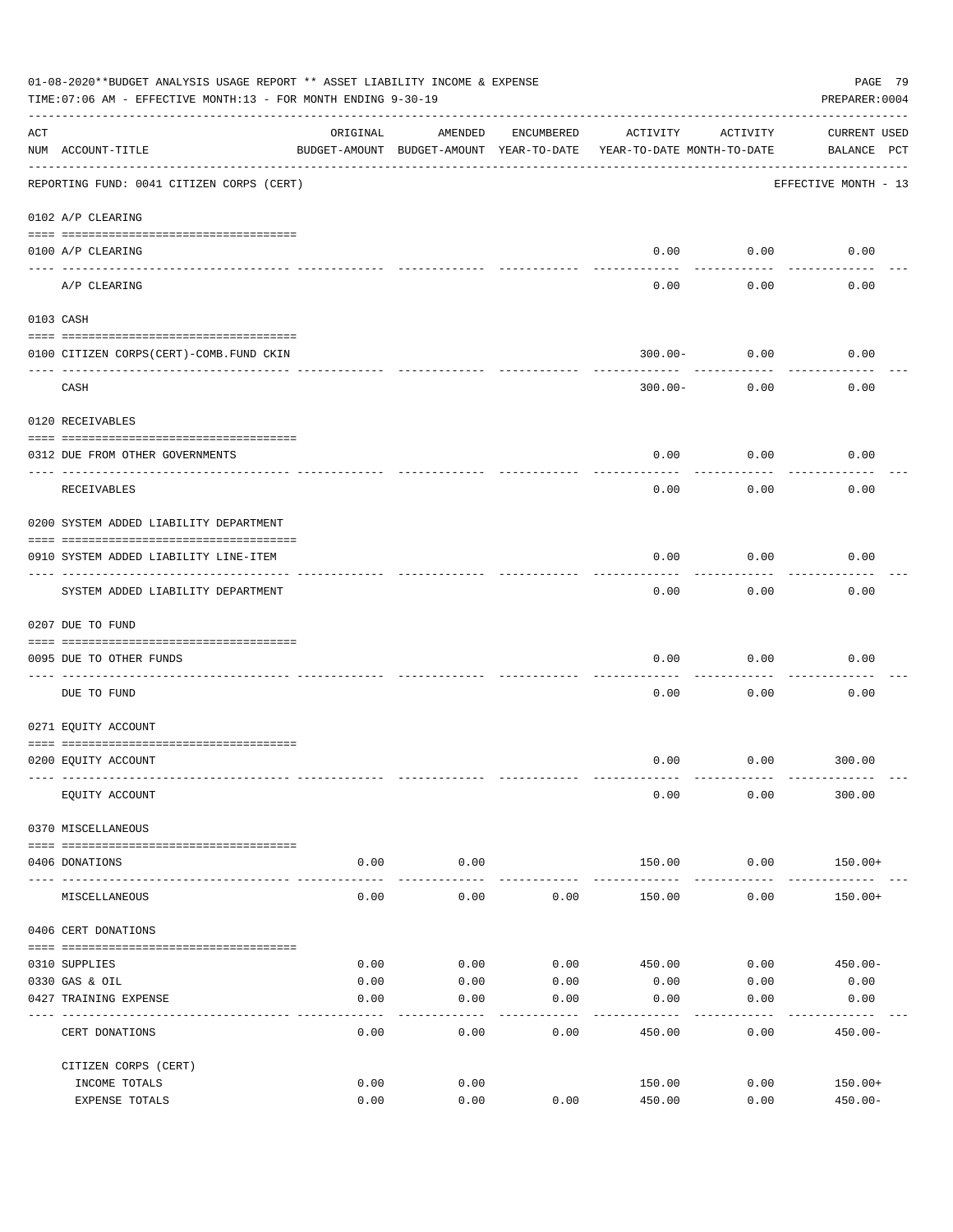01-08-2020**BUDGET ANALYSIS USAGE REPORT ** ASSET LIABILITY INCOME & EXPENSE

TIME:07:06 AM - EFFECTIVE MONTH:13 - FOR MONTH ENDING 9-30-19

PREPARER:0004

| ACT NUM | ACCOUNT-TITLE | ORIGINAL BUDGET-AMOUNT | AMENDED BUDGET-AMOUNT | ENCUMBERED YEAR-TO-DATE | ACTIVITY YEAR-TO-DATE | ACTIVITY MONTH-TO-DATE | CURRENT BALANCE | USED PCT |
|---|---|---|---|---|---|---|---|---|
| | REPORTING FUND: 0041 CITIZEN CORPS (CERT) | | | | | | EFFECTIVE MONTH - 13 | |
| | 0102 A/P CLEARING | | | | | | | |
| 0100 | A/P CLEARING | | | | 0.00 | 0.00 | 0.00 | |
| | A/P CLEARING | | | | 0.00 | 0.00 | 0.00 | |
| | 0103 CASH | | | | | | | |
| 0100 | CITIZEN CORPS(CERT)-COMB.FUND CKIN | | | | 300.00- | 0.00 | 0.00 | |
| | CASH | | | | 300.00- | 0.00 | 0.00 | |
| | 0120 RECEIVABLES | | | | | | | |
| 0312 | DUE FROM OTHER GOVERNMENTS | | | | 0.00 | 0.00 | 0.00 | |
| | RECEIVABLES | | | | 0.00 | 0.00 | 0.00 | |
| | 0200 SYSTEM ADDED LIABILITY DEPARTMENT | | | | | | | |
| 0910 | SYSTEM ADDED LIABILITY LINE-ITEM | | | | 0.00 | 0.00 | 0.00 | |
| | SYSTEM ADDED LIABILITY DEPARTMENT | | | | 0.00 | 0.00 | 0.00 | |
| | 0207 DUE TO FUND | | | | | | | |
| 0095 | DUE TO OTHER FUNDS | | | | 0.00 | 0.00 | 0.00 | |
| | DUE TO FUND | | | | 0.00 | 0.00 | 0.00 | |
| | 0271 EQUITY ACCOUNT | | | | | | | |
| 0200 | EQUITY ACCOUNT | | | | 0.00 | 0.00 | 300.00 | |
| | EQUITY ACCOUNT | | | | 0.00 | 0.00 | 300.00 | |
| | 0370 MISCELLANEOUS | | | | | | | |
| 0406 | DONATIONS | 0.00 | 0.00 | | 150.00 | 0.00 | 150.00+ | |
| | MISCELLANEOUS | 0.00 | 0.00 | 0.00 | 150.00 | 0.00 | 150.00+ | |
| | 0406 CERT DONATIONS | | | | | | | |
| 0310 | SUPPLIES | 0.00 | 0.00 | 0.00 | 450.00 | 0.00 | 450.00- | |
| 0330 | GAS & OIL | 0.00 | 0.00 | 0.00 | 0.00 | 0.00 | 0.00 | |
| 0427 | TRAINING EXPENSE | 0.00 | 0.00 | 0.00 | 0.00 | 0.00 | 0.00 | |
| | CERT DONATIONS | 0.00 | 0.00 | 0.00 | 450.00 | 0.00 | 450.00- | |
| | CITIZEN CORPS (CERT) | | | | | | | |
| | INCOME TOTALS | 0.00 | 0.00 | | 150.00 | 0.00 | 150.00+ | |
| | EXPENSE TOTALS | 0.00 | 0.00 | 0.00 | 450.00 | 0.00 | 450.00- | |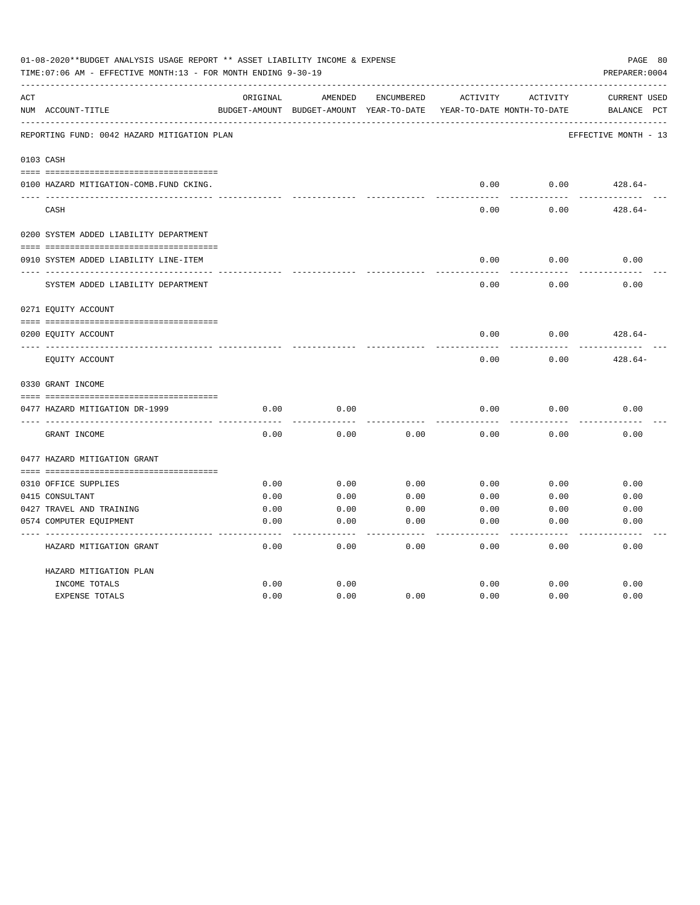01-08-2020**BUDGET ANALYSIS USAGE REPORT ** ASSET LIABILITY INCOME & EXPENSE

TIME:07:06 AM - EFFECTIVE MONTH:13 - FOR MONTH ENDING 9-30-19

PREPARER:0004

| ACT NUM | ACCOUNT-TITLE | ORIGINAL BUDGET-AMOUNT | AMENDED BUDGET-AMOUNT | ENCUMBERED YEAR-TO-DATE | ACTIVITY YEAR-TO-DATE | ACTIVITY MONTH-TO-DATE | CURRENT BALANCE | USED PCT |
|---|---|---|---|---|---|---|---|---|
| | REPORTING FUND: 0042 HAZARD MITIGATION PLAN | | | | | | EFFECTIVE MONTH - 13 | |
| 0103 | CASH | | | | | | | |
| 0100 | HAZARD MITIGATION-COMB.FUND CKING. | | | | 0.00 | 0.00 | 428.64- | |
| | CASH | | | | 0.00 | 0.00 | 428.64- | |
| 0200 | SYSTEM ADDED LIABILITY DEPARTMENT | | | | | | | |
| 0910 | SYSTEM ADDED LIABILITY LINE-ITEM | | | | 0.00 | 0.00 | 0.00 | |
| | SYSTEM ADDED LIABILITY DEPARTMENT | | | | 0.00 | 0.00 | 0.00 | |
| 0271 | EQUITY ACCOUNT | | | | | | | |
| 0200 | EQUITY ACCOUNT | | | | 0.00 | 0.00 | 428.64- | |
| | EQUITY ACCOUNT | | | | 0.00 | 0.00 | 428.64- | |
| 0330 | GRANT INCOME | | | | | | | |
| 0477 | HAZARD MITIGATION DR-1999 | 0.00 | 0.00 | | 0.00 | 0.00 | 0.00 | |
| | GRANT INCOME | 0.00 | 0.00 | 0.00 | 0.00 | 0.00 | 0.00 | |
| 0477 | HAZARD MITIGATION GRANT | | | | | | | |
| 0310 | OFFICE SUPPLIES | 0.00 | 0.00 | 0.00 | 0.00 | 0.00 | 0.00 | |
| 0415 | CONSULTANT | 0.00 | 0.00 | 0.00 | 0.00 | 0.00 | 0.00 | |
| 0427 | TRAVEL AND TRAINING | 0.00 | 0.00 | 0.00 | 0.00 | 0.00 | 0.00 | |
| 0574 | COMPUTER EQUIPMENT | 0.00 | 0.00 | 0.00 | 0.00 | 0.00 | 0.00 | |
| | HAZARD MITIGATION GRANT | 0.00 | 0.00 | 0.00 | 0.00 | 0.00 | 0.00 | |
| | HAZARD MITIGATION PLAN | | | | | | | |
| | INCOME TOTALS | 0.00 | 0.00 | | 0.00 | 0.00 | 0.00 | |
| | EXPENSE TOTALS | 0.00 | 0.00 | 0.00 | 0.00 | 0.00 | 0.00 | |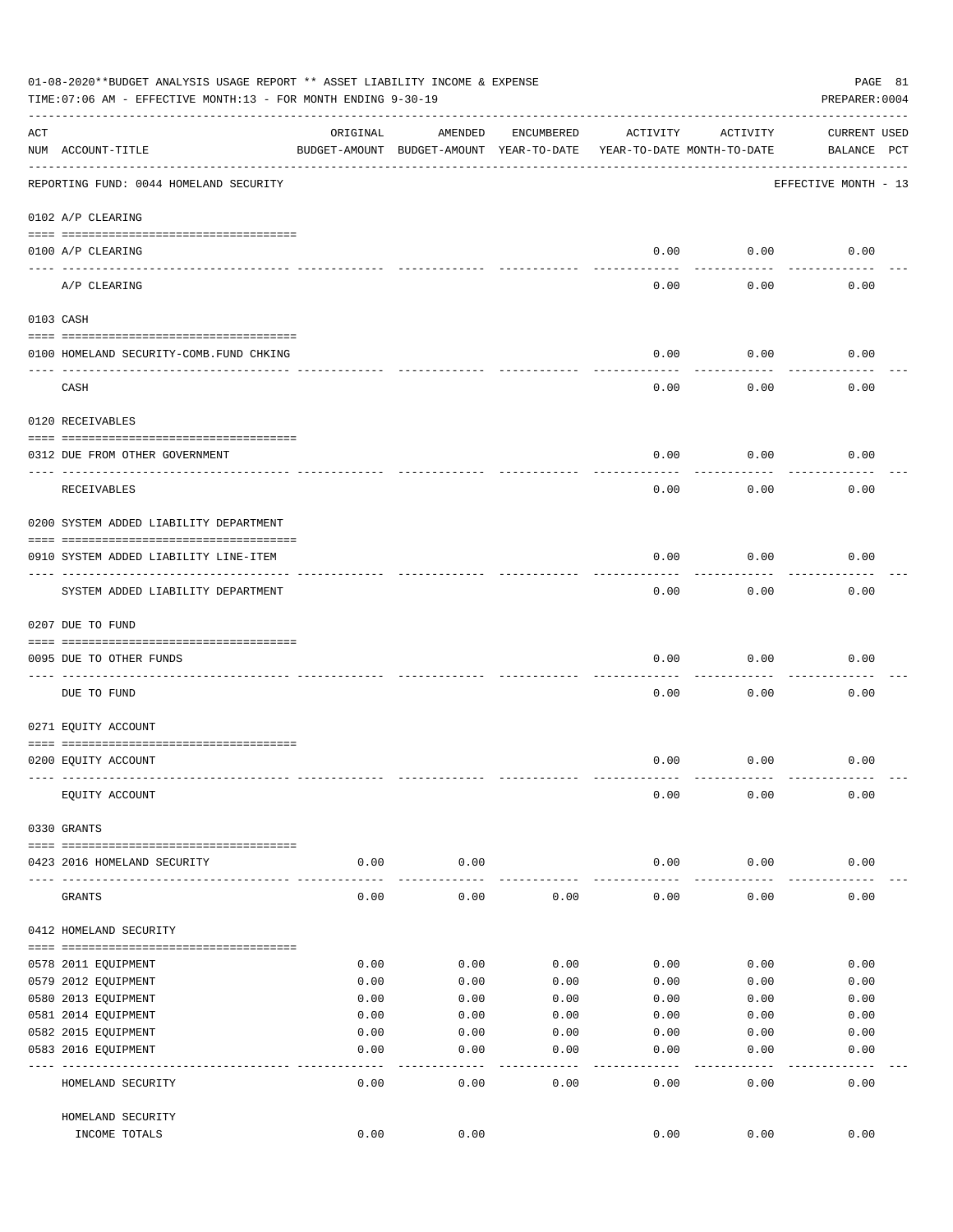01-08-2020**BUDGET ANALYSIS USAGE REPORT ** ASSET LIABILITY INCOME & EXPENSE

TIME:07:06 AM - EFFECTIVE MONTH:13 - FOR MONTH ENDING 9-30-19

PREPARER:0004

| ACT NUM | ACCOUNT-TITLE | ORIGINAL BUDGET-AMOUNT | AMENDED BUDGET-AMOUNT | ENCUMBERED YEAR-TO-DATE | ACTIVITY YEAR-TO-DATE | ACTIVITY MONTH-TO-DATE | CURRENT BALANCE | USED PCT |
|---|---|---|---|---|---|---|---|---|
| | REPORTING FUND: 0044 HOMELAND SECURITY | | | | | | EFFECTIVE MONTH - 13 | |
| | 0102 A/P CLEARING | | | | | | | |
| 0100 | A/P CLEARING | | | | 0.00 | 0.00 | 0.00 | |
| | A/P CLEARING | | | | 0.00 | 0.00 | 0.00 | |
| | 0103 CASH | | | | | | | |
| 0100 | HOMELAND SECURITY-COMB.FUND CHKING | | | | 0.00 | 0.00 | 0.00 | |
| | CASH | | | | 0.00 | 0.00 | 0.00 | |
| | 0120 RECEIVABLES | | | | | | | |
| 0312 | DUE FROM OTHER GOVERNMENT | | | | 0.00 | 0.00 | 0.00 | |
| | RECEIVABLES | | | | 0.00 | 0.00 | 0.00 | |
| | 0200 SYSTEM ADDED LIABILITY DEPARTMENT | | | | | | | |
| 0910 | SYSTEM ADDED LIABILITY LINE-ITEM | | | | 0.00 | 0.00 | 0.00 | |
| | SYSTEM ADDED LIABILITY DEPARTMENT | | | | 0.00 | 0.00 | 0.00 | |
| | 0207 DUE TO FUND | | | | | | | |
| 0095 | DUE TO OTHER FUNDS | | | | 0.00 | 0.00 | 0.00 | |
| | DUE TO FUND | | | | 0.00 | 0.00 | 0.00 | |
| | 0271 EQUITY ACCOUNT | | | | | | | |
| 0200 | EQUITY ACCOUNT | | | | 0.00 | 0.00 | 0.00 | |
| | EQUITY ACCOUNT | | | | 0.00 | 0.00 | 0.00 | |
| | 0330 GRANTS | | | | | | | |
| 0423 | 2016 HOMELAND SECURITY | 0.00 | 0.00 | | 0.00 | 0.00 | 0.00 | |
| | GRANTS | 0.00 | 0.00 | 0.00 | 0.00 | 0.00 | 0.00 | |
| | 0412 HOMELAND SECURITY | | | | | | | |
| 0578 | 2011 EQUIPMENT | 0.00 | 0.00 | 0.00 | 0.00 | 0.00 | 0.00 | |
| 0579 | 2012 EQUIPMENT | 0.00 | 0.00 | 0.00 | 0.00 | 0.00 | 0.00 | |
| 0580 | 2013 EQUIPMENT | 0.00 | 0.00 | 0.00 | 0.00 | 0.00 | 0.00 | |
| 0581 | 2014 EQUIPMENT | 0.00 | 0.00 | 0.00 | 0.00 | 0.00 | 0.00 | |
| 0582 | 2015 EQUIPMENT | 0.00 | 0.00 | 0.00 | 0.00 | 0.00 | 0.00 | |
| 0583 | 2016 EQUIPMENT | 0.00 | 0.00 | 0.00 | 0.00 | 0.00 | 0.00 | |
| | HOMELAND SECURITY | 0.00 | 0.00 | 0.00 | 0.00 | 0.00 | 0.00 | |
| | HOMELAND SECURITY INCOME TOTALS | 0.00 | 0.00 | | 0.00 | 0.00 | 0.00 | |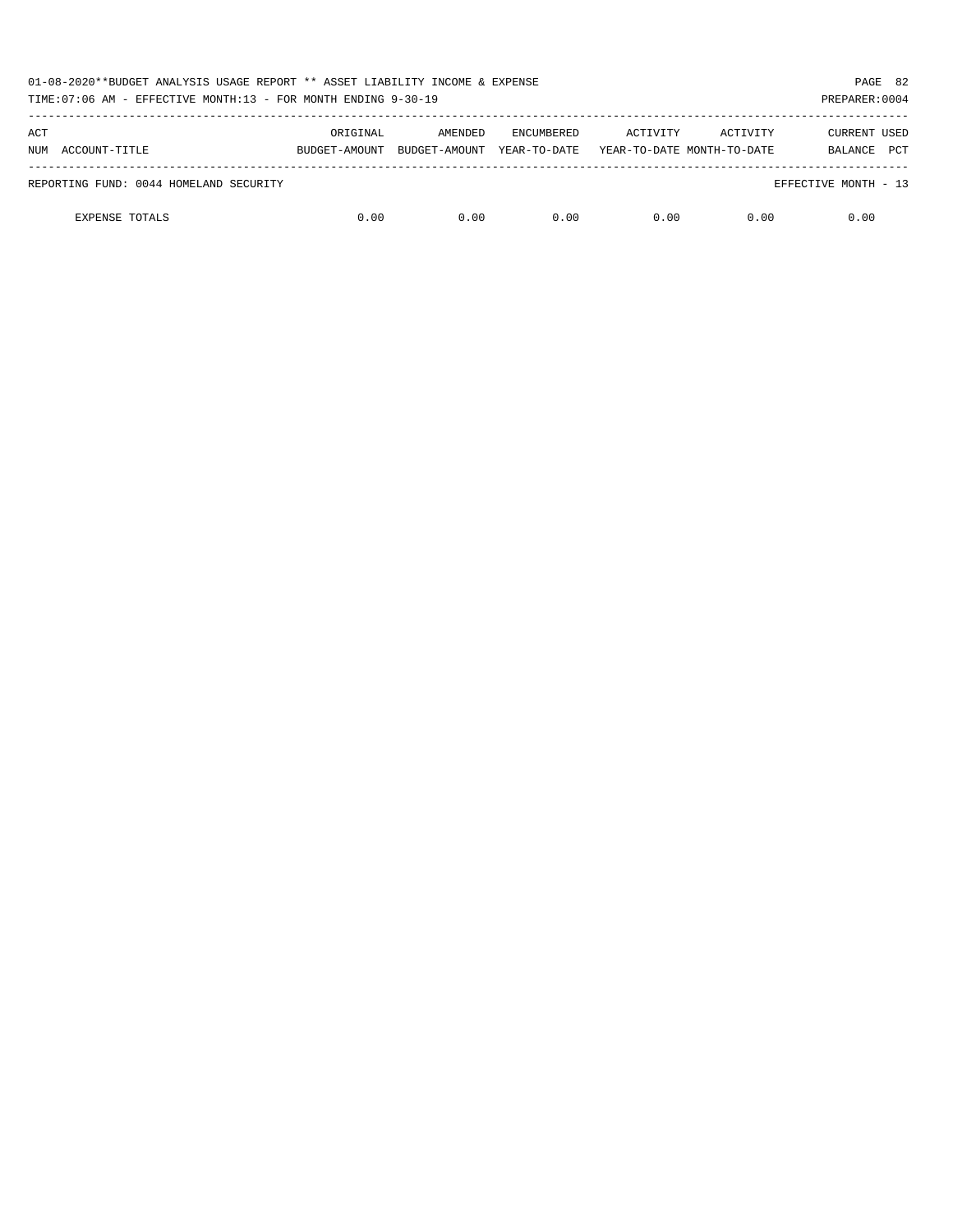| ACT NUM | ACCOUNT-TITLE | ORIGINAL BUDGET-AMOUNT | AMENDED BUDGET-AMOUNT | ENCUMBERED YEAR-TO-DATE | ACTIVITY YEAR-TO-DATE | ACTIVITY MONTH-TO-DATE | CURRENT BALANCE | USED PCT |
|---|---|---|---|---|---|---|---|---|
| REPORTING FUND: 0044 HOMELAND SECURITY | | | | | | | EFFECTIVE MONTH - 13 | |
| | EXPENSE TOTALS | 0.00 | 0.00 | 0.00 | 0.00 | 0.00 | 0.00 | |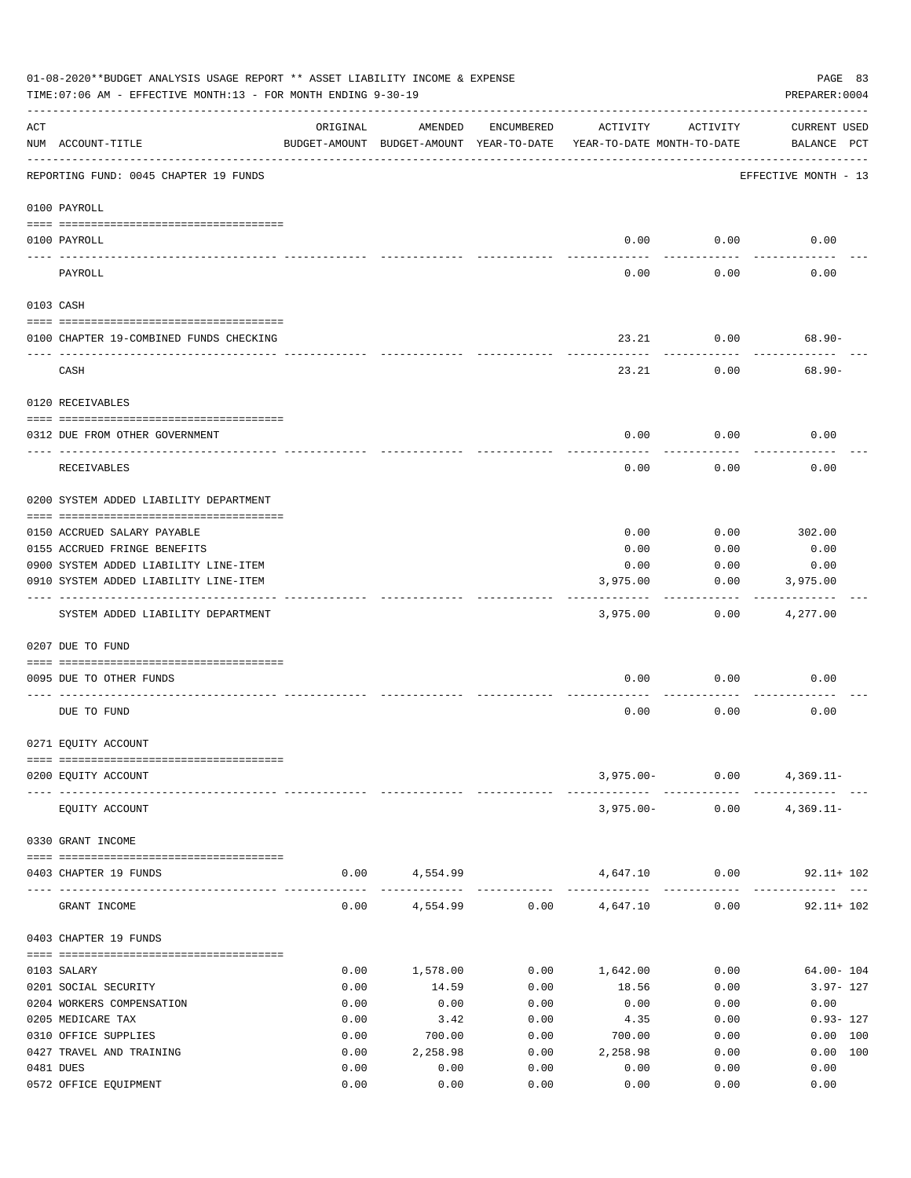01-08-2020**BUDGET ANALYSIS USAGE REPORT ** ASSET LIABILITY INCOME & EXPENSE

TIME:07:06 AM - EFFECTIVE MONTH:13 - FOR MONTH ENDING 9-30-19

PREPARER:0004

| ACT NUM | ACCOUNT-TITLE | ORIGINAL BUDGET-AMOUNT | AMENDED BUDGET-AMOUNT | ENCUMBERED YEAR-TO-DATE | ACTIVITY YEAR-TO-DATE | ACTIVITY MONTH-TO-DATE | CURRENT USED BALANCE | PCT |
|---|---|---|---|---|---|---|---|---|
| | REPORTING FUND: 0045 CHAPTER 19 FUNDS | | | | | | EFFECTIVE MONTH - 13 | |
| | **0100 PAYROLL** | | | | | | | |
| 0100 | PAYROLL | | | | 0.00 | 0.00 | 0.00 | |
| | PAYROLL | | | | 0.00 | 0.00 | 0.00 | |
| | **0103 CASH** | | | | | | | |
| 0100 | CHAPTER 19-COMBINED FUNDS CHECKING | | | | 23.21 | 0.00 | 68.90- | |
| | CASH | | | | 23.21 | 0.00 | 68.90- | |
| | **0120 RECEIVABLES** | | | | | | | |
| 0312 | DUE FROM OTHER GOVERNMENT | | | | 0.00 | 0.00 | 0.00 | |
| | RECEIVABLES | | | | 0.00 | 0.00 | 0.00 | |
| | **0200 SYSTEM ADDED LIABILITY DEPARTMENT** | | | | | | | |
| 0150 | ACCRUED SALARY PAYABLE | | | | 0.00 | 0.00 | 302.00 | |
| 0155 | ACCRUED FRINGE BENEFITS | | | | 0.00 | 0.00 | 0.00 | |
| 0900 | SYSTEM ADDED LIABILITY LINE-ITEM | | | | 0.00 | 0.00 | 0.00 | |
| 0910 | SYSTEM ADDED LIABILITY LINE-ITEM | | | | 3,975.00 | 0.00 | 3,975.00 | |
| | SYSTEM ADDED LIABILITY DEPARTMENT | | | | 3,975.00 | 0.00 | 4,277.00 | |
| | **0207 DUE TO FUND** | | | | | | | |
| 0095 | DUE TO OTHER FUNDS | | | | 0.00 | 0.00 | 0.00 | |
| | DUE TO FUND | | | | 0.00 | 0.00 | 0.00 | |
| | **0271 EQUITY ACCOUNT** | | | | | | | |
| 0200 | EQUITY ACCOUNT | | | | 3,975.00- | 0.00 | 4,369.11- | |
| | EQUITY ACCOUNT | | | | 3,975.00- | 0.00 | 4,369.11- | |
| | **0330 GRANT INCOME** | | | | | | | |
| 0403 | CHAPTER 19 FUNDS | 0.00 | 4,554.99 | | 4,647.10 | 0.00 | 92.11+ | 102 |
| | GRANT INCOME | 0.00 | 4,554.99 | 0.00 | 4,647.10 | 0.00 | 92.11+ | 102 |
| | **0403 CHAPTER 19 FUNDS** | | | | | | | |
| 0103 | SALARY | 0.00 | 1,578.00 | 0.00 | 1,642.00 | 0.00 | 64.00- | 104 |
| 0201 | SOCIAL SECURITY | 0.00 | 14.59 | 0.00 | 18.56 | 0.00 | 3.97- | 127 |
| 0204 | WORKERS COMPENSATION | 0.00 | 0.00 | 0.00 | 0.00 | 0.00 | 0.00 | |
| 0205 | MEDICARE TAX | 0.00 | 3.42 | 0.00 | 4.35 | 0.00 | 0.93- | 127 |
| 0310 | OFFICE SUPPLIES | 0.00 | 700.00 | 0.00 | 700.00 | 0.00 | 0.00 | 100 |
| 0427 | TRAVEL AND TRAINING | 0.00 | 2,258.98 | 0.00 | 2,258.98 | 0.00 | 0.00 | 100 |
| 0481 | DUES | 0.00 | 0.00 | 0.00 | 0.00 | 0.00 | 0.00 | |
| 0572 | OFFICE EQUIPMENT | 0.00 | 0.00 | 0.00 | 0.00 | 0.00 | 0.00 | |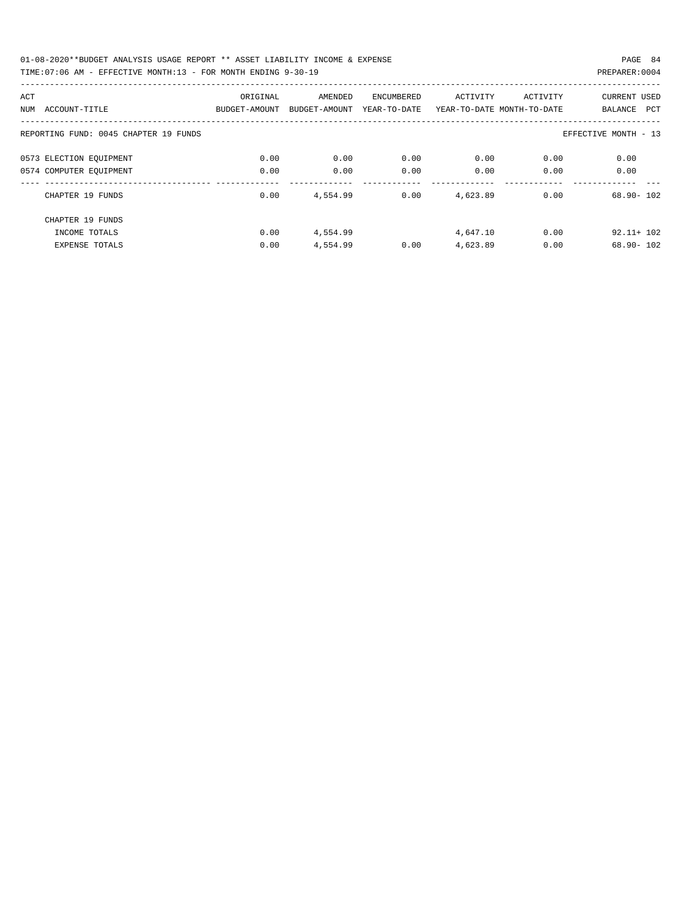01-08-2020**BUDGET ANALYSIS USAGE REPORT ** ASSET LIABILITY INCOME & EXPENSE

TIME:07:06 AM - EFFECTIVE MONTH:13 - FOR MONTH ENDING 9-30-19

PREPARER:0004

| ACT NUM | ACCOUNT-TITLE | ORIGINAL BUDGET-AMOUNT | AMENDED BUDGET-AMOUNT | ENCUMBERED YEAR-TO-DATE | ACTIVITY YEAR-TO-DATE | ACTIVITY MONTH-TO-DATE | CURRENT BALANCE | USED PCT |
|---|---|---|---|---|---|---|---|---|
| | REPORTING FUND: 0045 CHAPTER 19 FUNDS | | | | | | EFFECTIVE MONTH - 13 | |
| 0573 | ELECTION EQUIPMENT | 0.00 | 0.00 | 0.00 | 0.00 | 0.00 | 0.00 | |
| 0574 | COMPUTER EQUIPMENT | 0.00 | 0.00 | 0.00 | 0.00 | 0.00 | 0.00 | |
| | CHAPTER 19 FUNDS | 0.00 | 4,554.99 | 0.00 | 4,623.89 | 0.00 | 68.90- | 102 |
| | CHAPTER 19 FUNDS | | | | | | | |
| | INCOME TOTALS | 0.00 | 4,554.99 | | 4,647.10 | 0.00 | 92.11+ | 102 |
| | EXPENSE TOTALS | 0.00 | 4,554.99 | 0.00 | 4,623.89 | 0.00 | 68.90- | 102 |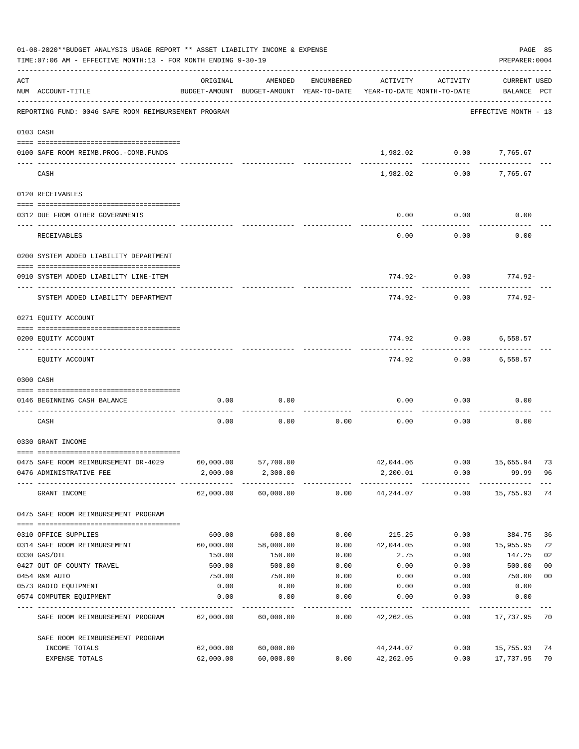01-08-2020**BUDGET ANALYSIS USAGE REPORT ** ASSET LIABILITY INCOME & EXPENSE

TIME:07:06 AM - EFFECTIVE MONTH:13 - FOR MONTH ENDING 9-30-19

PREPARER:0004

| ACT NUM | ACCOUNT-TITLE | ORIGINAL BUDGET-AMOUNT | AMENDED BUDGET-AMOUNT | ENCUMBERED YEAR-TO-DATE | ACTIVITY YEAR-TO-DATE | ACTIVITY MONTH-TO-DATE | CURRENT USED BALANCE | PCT |
|---|---|---|---|---|---|---|---|---|
| | REPORTING FUND: 0046 SAFE ROOM REIMBURSEMENT PROGRAM | | | | | | EFFECTIVE MONTH - 13 | |
| | 0103 CASH | | | | | | | |
| 0100 | SAFE ROOM REIMB.PROG.-COMB.FUNDS | | | | 1,982.02 | 0.00 | 7,765.67 | |
| | CASH | | | | 1,982.02 | 0.00 | 7,765.67 | |
| | 0120 RECEIVABLES | | | | | | | |
| 0312 | DUE FROM OTHER GOVERNMENTS | | | | 0.00 | 0.00 | 0.00 | |
| | RECEIVABLES | | | | 0.00 | 0.00 | 0.00 | |
| | 0200 SYSTEM ADDED LIABILITY DEPARTMENT | | | | | | | |
| 0910 | SYSTEM ADDED LIABILITY LINE-ITEM | | | | 774.92- | 0.00 | 774.92- | |
| | SYSTEM ADDED LIABILITY DEPARTMENT | | | | 774.92- | 0.00 | 774.92- | |
| | 0271 EQUITY ACCOUNT | | | | | | | |
| 0200 | EQUITY ACCOUNT | | | | 774.92 | 0.00 | 6,558.57 | |
| | EQUITY ACCOUNT | | | | 774.92 | 0.00 | 6,558.57 | |
| | 0300 CASH | | | | | | | |
| 0146 | BEGINNING CASH BALANCE | 0.00 | 0.00 | | 0.00 | 0.00 | 0.00 | |
| | CASH | 0.00 | 0.00 | 0.00 | 0.00 | 0.00 | 0.00 | |
| | 0330 GRANT INCOME | | | | | | | |
| 0475 | SAFE ROOM REIMBURSEMENT DR-4029 | 60,000.00 | 57,700.00 | | 42,044.06 | 0.00 | 15,655.94 | 73 |
| 0476 | ADMINISTRATIVE FEE | 2,000.00 | 2,300.00 | | 2,200.01 | 0.00 | 99.99 | 96 |
| | GRANT INCOME | 62,000.00 | 60,000.00 | 0.00 | 44,244.07 | 0.00 | 15,755.93 | 74 |
| | 0475 SAFE ROOM REIMBURSEMENT PROGRAM | | | | | | | |
| 0310 | OFFICE SUPPLIES | 600.00 | 600.00 | 0.00 | 215.25 | 0.00 | 384.75 | 36 |
| 0314 | SAFE ROOM REIMBURSEMENT | 60,000.00 | 58,000.00 | 0.00 | 42,044.05 | 0.00 | 15,955.95 | 72 |
| 0330 | GAS/OIL | 150.00 | 150.00 | 0.00 | 2.75 | 0.00 | 147.25 | 02 |
| 0427 | OUT OF COUNTY TRAVEL | 500.00 | 500.00 | 0.00 | 0.00 | 0.00 | 500.00 | 00 |
| 0454 | R&M AUTO | 750.00 | 750.00 | 0.00 | 0.00 | 0.00 | 750.00 | 00 |
| 0573 | RADIO EQUIPMENT | 0.00 | 0.00 | 0.00 | 0.00 | 0.00 | 0.00 | |
| 0574 | COMPUTER EQUIPMENT | 0.00 | 0.00 | 0.00 | 0.00 | 0.00 | 0.00 | |
| | SAFE ROOM REIMBURSEMENT PROGRAM | 62,000.00 | 60,000.00 | 0.00 | 42,262.05 | 0.00 | 17,737.95 | 70 |
| | SAFE ROOM REIMBURSEMENT PROGRAM | | | | | | | |
| | INCOME TOTALS | 62,000.00 | 60,000.00 | | 44,244.07 | 0.00 | 15,755.93 | 74 |
| | EXPENSE TOTALS | 62,000.00 | 60,000.00 | 0.00 | 42,262.05 | 0.00 | 17,737.95 | 70 |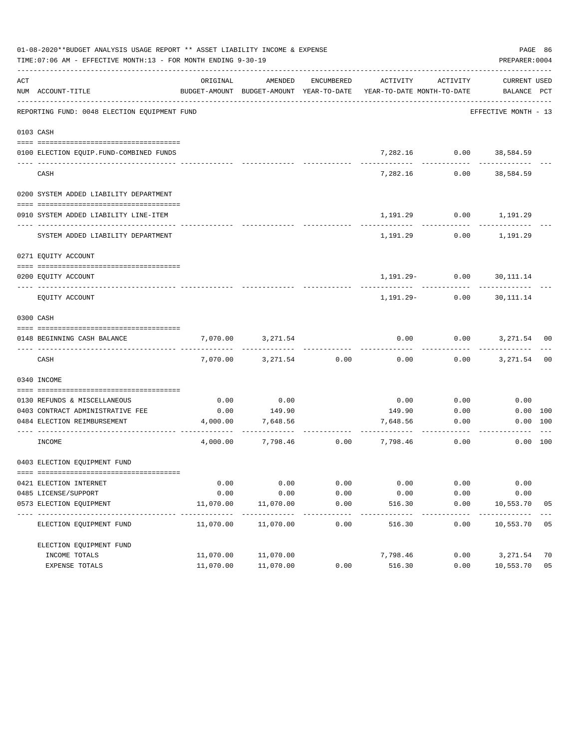01-08-2020**BUDGET ANALYSIS USAGE REPORT ** ASSET LIABILITY INCOME & EXPENSE

TIME:07:06 AM - EFFECTIVE MONTH:13 - FOR MONTH ENDING 9-30-19

PREPARER:0004

| ACT NUM | ACCOUNT-TITLE | ORIGINAL BUDGET-AMOUNT | AMENDED BUDGET-AMOUNT | ENCUMBERED YEAR-TO-DATE | ACTIVITY YEAR-TO-DATE | ACTIVITY MONTH-TO-DATE | CURRENT BALANCE | USED PCT |
|---|---|---|---|---|---|---|---|---|
| | REPORTING FUND: 0048 ELECTION EQUIPMENT FUND | | | | | | EFFECTIVE MONTH - 13 | |
| | 0103 CASH | | | | | | | |
| 0100 | ELECTION EQUIP.FUND-COMBINED FUNDS | | | | 7,282.16 | 0.00 | 38,584.59 | |
| | CASH | | | | 7,282.16 | 0.00 | 38,584.59 | |
| | 0200 SYSTEM ADDED LIABILITY DEPARTMENT | | | | | | | |
| 0910 | SYSTEM ADDED LIABILITY LINE-ITEM | | | | 1,191.29 | 0.00 | 1,191.29 | |
| | SYSTEM ADDED LIABILITY DEPARTMENT | | | | 1,191.29 | 0.00 | 1,191.29 | |
| | 0271 EQUITY ACCOUNT | | | | | | | |
| 0200 | EQUITY ACCOUNT | | | | 1,191.29- | 0.00 | 30,111.14 | |
| | EQUITY ACCOUNT | | | | 1,191.29- | 0.00 | 30,111.14 | |
| | 0300 CASH | | | | | | | |
| 0148 | BEGINNING CASH BALANCE | 7,070.00 | 3,271.54 | | 0.00 | 0.00 | 3,271.54 | 00 |
| | CASH | 7,070.00 | 3,271.54 | 0.00 | 0.00 | 0.00 | 3,271.54 | 00 |
| | 0340 INCOME | | | | | | | |
| 0130 | REFUNDS & MISCELLANEOUS | 0.00 | 0.00 | | 0.00 | 0.00 | 0.00 | |
| 0403 | CONTRACT ADMINISTRATIVE FEE | 0.00 | 149.90 | | 149.90 | 0.00 | 0.00 | 100 |
| 0484 | ELECTION REIMBURSEMENT | 4,000.00 | 7,648.56 | | 7,648.56 | 0.00 | 0.00 | 100 |
| | INCOME | 4,000.00 | 7,798.46 | 0.00 | 7,798.46 | 0.00 | 0.00 | 100 |
| | 0403 ELECTION EQUIPMENT FUND | | | | | | | |
| 0421 | ELECTION INTERNET | 0.00 | 0.00 | 0.00 | 0.00 | 0.00 | 0.00 | |
| 0485 | LICENSE/SUPPORT | 0.00 | 0.00 | 0.00 | 0.00 | 0.00 | 0.00 | |
| 0573 | ELECTION EQUIPMENT | 11,070.00 | 11,070.00 | 0.00 | 516.30 | 0.00 | 10,553.70 | 05 |
| | ELECTION EQUIPMENT FUND | 11,070.00 | 11,070.00 | 0.00 | 516.30 | 0.00 | 10,553.70 | 05 |
| | ELECTION EQUIPMENT FUND | | | | | | | |
| | INCOME TOTALS | 11,070.00 | 11,070.00 | | 7,798.46 | 0.00 | 3,271.54 | 70 |
| | EXPENSE TOTALS | 11,070.00 | 11,070.00 | 0.00 | 516.30 | 0.00 | 10,553.70 | 05 |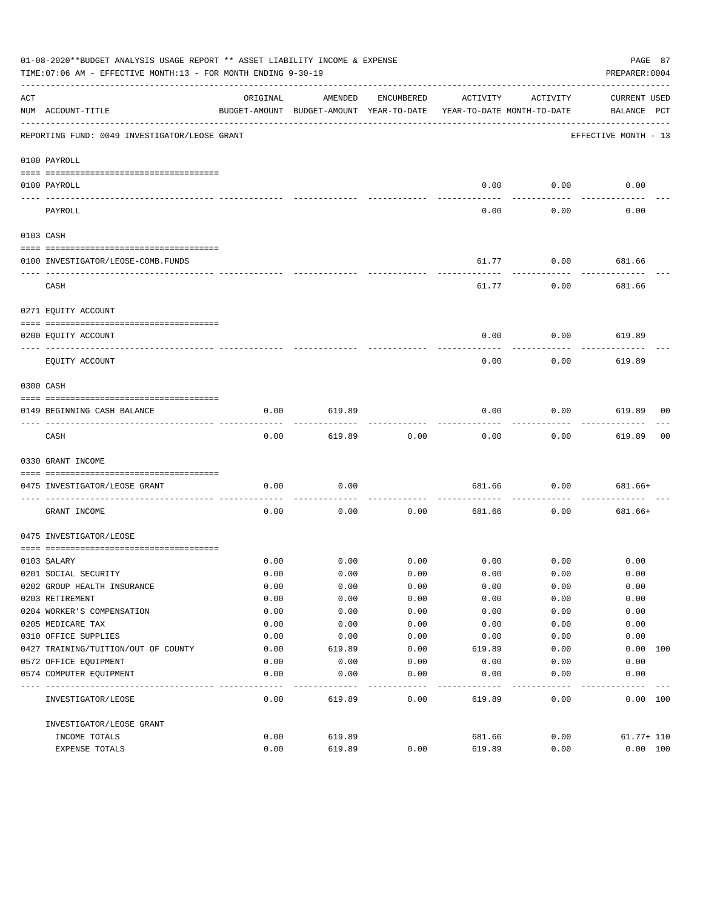01-08-2020**BUDGET ANALYSIS USAGE REPORT ** ASSET LIABILITY INCOME & EXPENSE

TIME:07:06 AM - EFFECTIVE MONTH:13 - FOR MONTH ENDING 9-30-19

PREPARER:0004

REPORTING FUND: 0049 INVESTIGATOR/LEOSE GRANT — EFFECTIVE MONTH - 13

| ACT NUM | ACCOUNT-TITLE | ORIGINAL BUDGET-AMOUNT | AMENDED BUDGET-AMOUNT | ENCUMBERED YEAR-TO-DATE | ACTIVITY YEAR-TO-DATE | ACTIVITY MONTH-TO-DATE | CURRENT BALANCE | USED PCT |
|---|---|---|---|---|---|---|---|---|
| | **0100 PAYROLL** | | | | | | | |
| 0100 | PAYROLL | | | | 0.00 | 0.00 | 0.00 | |
| | PAYROLL | | | | 0.00 | 0.00 | 0.00 | |
| | **0103 CASH** | | | | | | | |
| 0100 | INVESTIGATOR/LEOSE-COMB.FUNDS | | | | 61.77 | 0.00 | 681.66 | |
| | CASH | | | | 61.77 | 0.00 | 681.66 | |
| | **0271 EQUITY ACCOUNT** | | | | | | | |
| 0200 | EQUITY ACCOUNT | | | | 0.00 | 0.00 | 619.89 | |
| | EQUITY ACCOUNT | | | | 0.00 | 0.00 | 619.89 | |
| | **0300 CASH** | | | | | | | |
| 0149 | BEGINNING CASH BALANCE | 0.00 | 619.89 | | 0.00 | 0.00 | 619.89 | 00 |
| | CASH | 0.00 | 619.89 | 0.00 | 0.00 | 0.00 | 619.89 | 00 |
| | **0330 GRANT INCOME** | | | | | | | |
| 0475 | INVESTIGATOR/LEOSE GRANT | 0.00 | 0.00 | | 681.66 | 0.00 | 681.66+ | |
| | GRANT INCOME | 0.00 | 0.00 | 0.00 | 681.66 | 0.00 | 681.66+ | |
| | **0475 INVESTIGATOR/LEOSE** | | | | | | | |
| 0103 | SALARY | 0.00 | 0.00 | 0.00 | 0.00 | 0.00 | 0.00 | |
| 0201 | SOCIAL SECURITY | 0.00 | 0.00 | 0.00 | 0.00 | 0.00 | 0.00 | |
| 0202 | GROUP HEALTH INSURANCE | 0.00 | 0.00 | 0.00 | 0.00 | 0.00 | 0.00 | |
| 0203 | RETIREMENT | 0.00 | 0.00 | 0.00 | 0.00 | 0.00 | 0.00 | |
| 0204 | WORKER'S COMPENSATION | 0.00 | 0.00 | 0.00 | 0.00 | 0.00 | 0.00 | |
| 0205 | MEDICARE TAX | 0.00 | 0.00 | 0.00 | 0.00 | 0.00 | 0.00 | |
| 0310 | OFFICE SUPPLIES | 0.00 | 0.00 | 0.00 | 0.00 | 0.00 | 0.00 | |
| 0427 | TRAINING/TUITION/OUT OF COUNTY | 0.00 | 619.89 | 0.00 | 619.89 | 0.00 | 0.00 | 100 |
| 0572 | OFFICE EQUIPMENT | 0.00 | 0.00 | 0.00 | 0.00 | 0.00 | 0.00 | |
| 0574 | COMPUTER EQUIPMENT | 0.00 | 0.00 | 0.00 | 0.00 | 0.00 | 0.00 | |
| | INVESTIGATOR/LEOSE | 0.00 | 619.89 | 0.00 | 619.89 | 0.00 | 0.00 | 100 |
| | INVESTIGATOR/LEOSE GRANT | | | | | | | |
| | INCOME TOTALS | 0.00 | 619.89 | | 681.66 | 0.00 | 61.77+ | 110 |
| | EXPENSE TOTALS | 0.00 | 619.89 | 0.00 | 619.89 | 0.00 | 0.00 | 100 |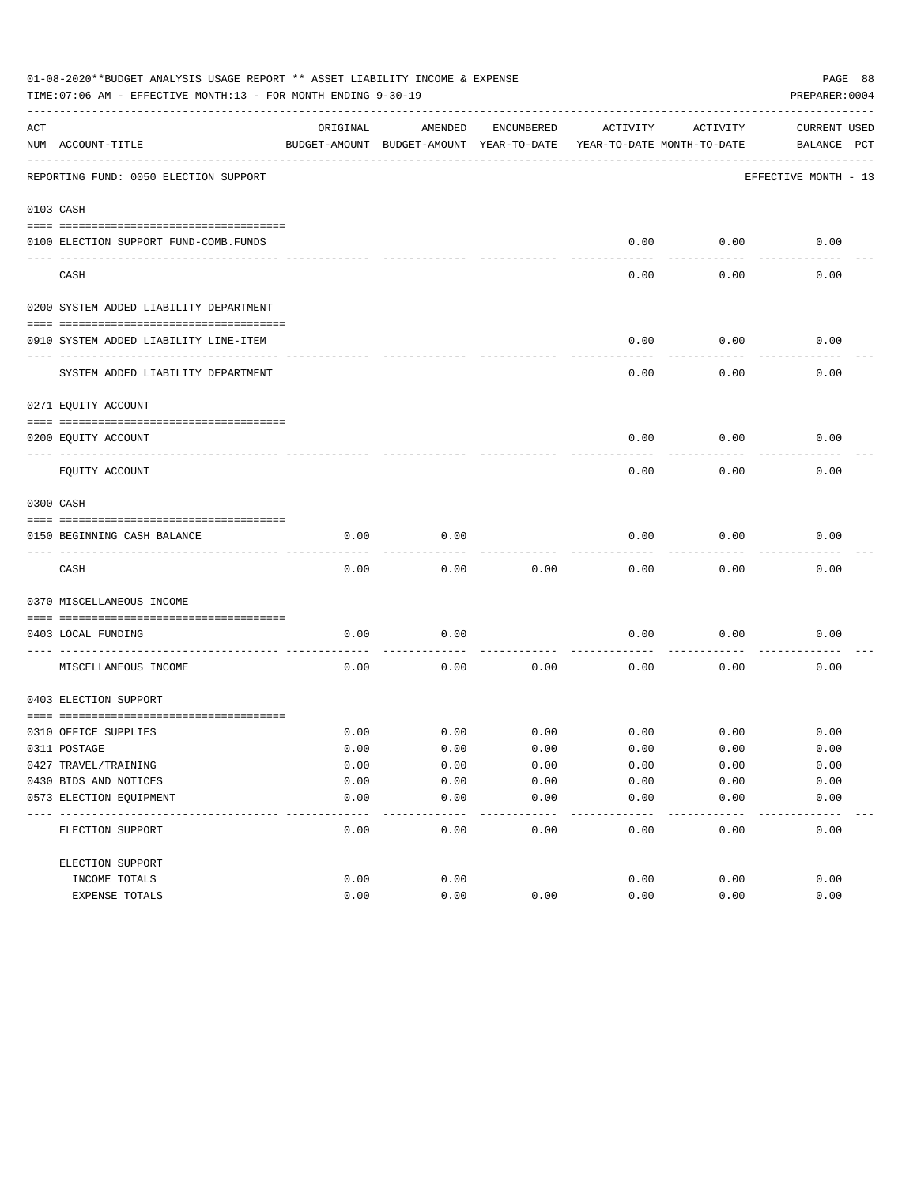01-08-2020**BUDGET ANALYSIS USAGE REPORT ** ASSET LIABILITY INCOME & EXPENSE

TIME:07:06 AM - EFFECTIVE MONTH:13 - FOR MONTH ENDING 9-30-19

PREPARER:0004

REPORTING FUND: 0050 ELECTION SUPPORT — EFFECTIVE MONTH - 13

| ACT NUM | ACCOUNT-TITLE | ORIGINAL BUDGET-AMOUNT | AMENDED BUDGET-AMOUNT | ENCUMBERED YEAR-TO-DATE | ACTIVITY YEAR-TO-DATE | ACTIVITY MONTH-TO-DATE | CURRENT BALANCE | USED PCT |
|---|---|---|---|---|---|---|---|---|
| 0103 | CASH | | | | | | | |
| 0100 | ELECTION SUPPORT FUND-COMB.FUNDS | | | | 0.00 | 0.00 | 0.00 | |
| | CASH | | | | 0.00 | 0.00 | 0.00 | |
| 0200 | SYSTEM ADDED LIABILITY DEPARTMENT | | | | | | | |
| 0910 | SYSTEM ADDED LIABILITY LINE-ITEM | | | | 0.00 | 0.00 | 0.00 | |
| | SYSTEM ADDED LIABILITY DEPARTMENT | | | | 0.00 | 0.00 | 0.00 | |
| 0271 | EQUITY ACCOUNT | | | | | | | |
| 0200 | EQUITY ACCOUNT | | | | 0.00 | 0.00 | 0.00 | |
| | EQUITY ACCOUNT | | | | 0.00 | 0.00 | 0.00 | |
| 0300 | CASH | | | | | | | |
| 0150 | BEGINNING CASH BALANCE | 0.00 | 0.00 | | 0.00 | 0.00 | 0.00 | |
| | CASH | 0.00 | 0.00 | 0.00 | 0.00 | 0.00 | 0.00 | |
| 0370 | MISCELLANEOUS INCOME | | | | | | | |
| 0403 | LOCAL FUNDING | 0.00 | 0.00 | | 0.00 | 0.00 | 0.00 | |
| | MISCELLANEOUS INCOME | 0.00 | 0.00 | 0.00 | 0.00 | 0.00 | 0.00 | |
| 0403 | ELECTION SUPPORT | | | | | | | |
| 0310 | OFFICE SUPPLIES | 0.00 | 0.00 | 0.00 | 0.00 | 0.00 | 0.00 | |
| 0311 | POSTAGE | 0.00 | 0.00 | 0.00 | 0.00 | 0.00 | 0.00 | |
| 0427 | TRAVEL/TRAINING | 0.00 | 0.00 | 0.00 | 0.00 | 0.00 | 0.00 | |
| 0430 | BIDS AND NOTICES | 0.00 | 0.00 | 0.00 | 0.00 | 0.00 | 0.00 | |
| 0573 | ELECTION EQUIPMENT | 0.00 | 0.00 | 0.00 | 0.00 | 0.00 | 0.00 | |
| | ELECTION SUPPORT | 0.00 | 0.00 | 0.00 | 0.00 | 0.00 | 0.00 | |
| | ELECTION SUPPORT | | | | | | | |
| | INCOME TOTALS | 0.00 | 0.00 | | 0.00 | 0.00 | 0.00 | |
| | EXPENSE TOTALS | 0.00 | 0.00 | 0.00 | 0.00 | 0.00 | 0.00 | |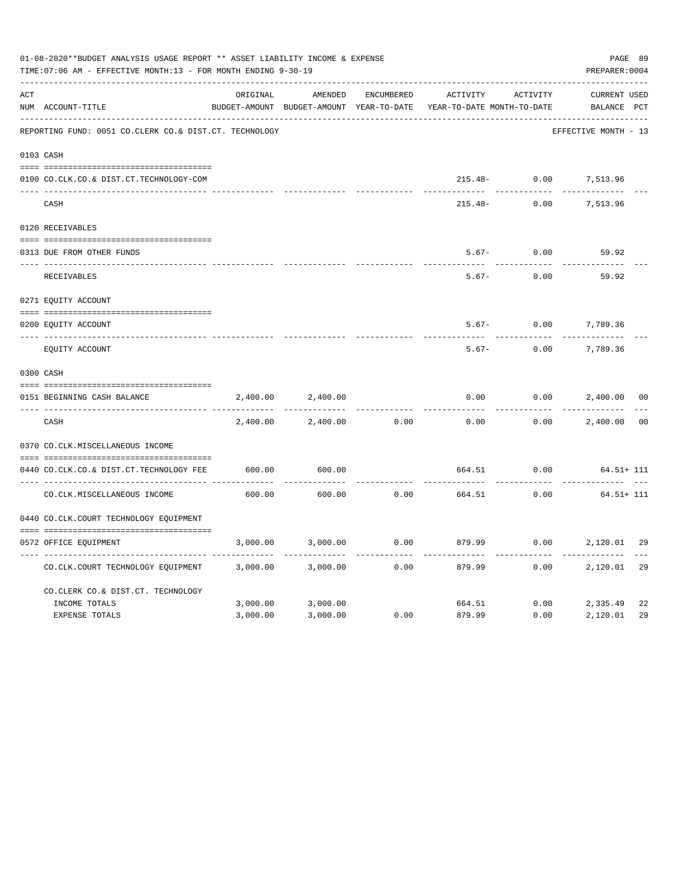01-08-2020**BUDGET ANALYSIS USAGE REPORT ** ASSET LIABILITY INCOME & EXPENSE

TIME:07:06 AM - EFFECTIVE MONTH:13 - FOR MONTH ENDING 9-30-19

PREPARER:0004

| ACT NUM | ACCOUNT-TITLE | ORIGINAL BUDGET-AMOUNT | AMENDED BUDGET-AMOUNT | ENCUMBERED YEAR-TO-DATE | ACTIVITY YEAR-TO-DATE | ACTIVITY MONTH-TO-DATE | CURRENT BALANCE | USED PCT |
|---|---|---|---|---|---|---|---|---|
| | REPORTING FUND: 0051 CO.CLERK CO.& DIST.CT. TECHNOLOGY | | | | | | EFFECTIVE MONTH - 13 | |
| 0103 | CASH | | | | | | | |
| 0100 | CO.CLK.CO.& DIST.CT.TECHNOLOGY-COM | | | | 215.48- | 0.00 | 7,513.96 | |
| | CASH | | | | 215.48- | 0.00 | 7,513.96 | |
| 0120 | RECEIVABLES | | | | | | | |
| 0313 | DUE FROM OTHER FUNDS | | | | 5.67- | 0.00 | 59.92 | |
| | RECEIVABLES | | | | 5.67- | 0.00 | 59.92 | |
| 0271 | EQUITY ACCOUNT | | | | | | | |
| 0200 | EQUITY ACCOUNT | | | | 5.67- | 0.00 | 7,789.36 | |
| | EQUITY ACCOUNT | | | | 5.67- | 0.00 | 7,789.36 | |
| 0300 | CASH | | | | | | | |
| 0151 | BEGINNING CASH BALANCE | 2,400.00 | 2,400.00 | | 0.00 | 0.00 | 2,400.00 | 00 |
| | CASH | 2,400.00 | 2,400.00 | 0.00 | 0.00 | 0.00 | 2,400.00 | 00 |
| 0370 | CO.CLK.MISCELLANEOUS INCOME | | | | | | | |
| 0440 | CO.CLK.CO.& DIST.CT.TECHNOLOGY FEE | 600.00 | 600.00 | | 664.51 | 0.00 | 64.51+ | 111 |
| | CO.CLK.MISCELLANEOUS INCOME | 600.00 | 600.00 | 0.00 | 664.51 | 0.00 | 64.51+ | 111 |
| 0440 | CO.CLK.COURT TECHNOLOGY EQUIPMENT | | | | | | | |
| 0572 | OFFICE EQUIPMENT | 3,000.00 | 3,000.00 | 0.00 | 879.99 | 0.00 | 2,120.01 | 29 |
| | CO.CLK.COURT TECHNOLOGY EQUIPMENT | 3,000.00 | 3,000.00 | 0.00 | 879.99 | 0.00 | 2,120.01 | 29 |
| | CO.CLERK CO.& DIST.CT. TECHNOLOGY | | | | | | | |
| | INCOME TOTALS | 3,000.00 | 3,000.00 | | 664.51 | 0.00 | 2,335.49 | 22 |
| | EXPENSE TOTALS | 3,000.00 | 3,000.00 | 0.00 | 879.99 | 0.00 | 2,120.01 | 29 |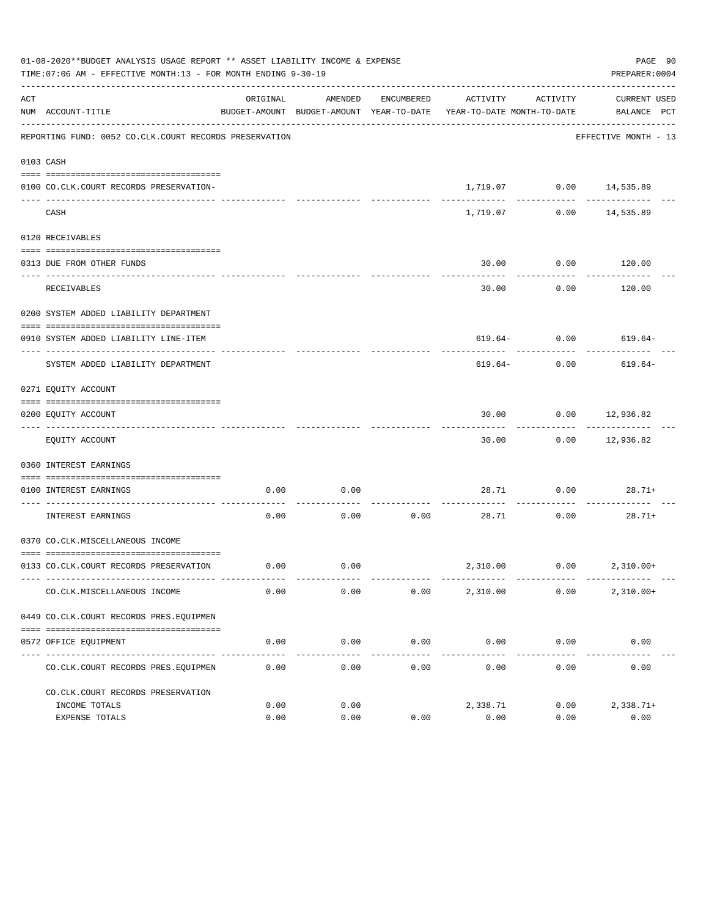01-08-2020**BUDGET ANALYSIS USAGE REPORT ** ASSET LIABILITY INCOME & EXPENSE

TIME:07:06 AM - EFFECTIVE MONTH:13 - FOR MONTH ENDING 9-30-19

PREPARER:0004

REPORTING FUND: 0052 CO.CLK.COURT RECORDS PRESERVATION — EFFECTIVE MONTH - 13

| ACT NUM | ACCOUNT-TITLE | ORIGINAL BUDGET-AMOUNT | AMENDED BUDGET-AMOUNT | ENCUMBERED YEAR-TO-DATE | ACTIVITY YEAR-TO-DATE | ACTIVITY MONTH-TO-DATE | CURRENT BALANCE | USED PCT |
|---|---|---|---|---|---|---|---|---|
| 0103 | CASH | | | | | | | |
| 0100 | CO.CLK.COURT RECORDS PRESERVATION- | | | | 1,719.07 | 0.00 | 14,535.89 | |
| | CASH | | | | 1,719.07 | 0.00 | 14,535.89 | |
| 0120 | RECEIVABLES | | | | | | | |
| 0313 | DUE FROM OTHER FUNDS | | | | 30.00 | 0.00 | 120.00 | |
| | RECEIVABLES | | | | 30.00 | 0.00 | 120.00 | |
| 0200 | SYSTEM ADDED LIABILITY DEPARTMENT | | | | | | | |
| 0910 | SYSTEM ADDED LIABILITY LINE-ITEM | | | | 619.64- | 0.00 | 619.64- | |
| | SYSTEM ADDED LIABILITY DEPARTMENT | | | | 619.64- | 0.00 | 619.64- | |
| 0271 | EQUITY ACCOUNT | | | | | | | |
| 0200 | EQUITY ACCOUNT | | | | 30.00 | 0.00 | 12,936.82 | |
| | EQUITY ACCOUNT | | | | 30.00 | 0.00 | 12,936.82 | |
| 0360 | INTEREST EARNINGS | | | | | | | |
| 0100 | INTEREST EARNINGS | 0.00 | 0.00 | | 28.71 | 0.00 | 28.71+ | |
| | INTEREST EARNINGS | 0.00 | 0.00 | 0.00 | 28.71 | 0.00 | 28.71+ | |
| 0370 | CO.CLK.MISCELLANEOUS INCOME | | | | | | | |
| 0133 | CO.CLK.COURT RECORDS PRESERVATION | 0.00 | 0.00 | | 2,310.00 | 0.00 | 2,310.00+ | |
| | CO.CLK.MISCELLANEOUS INCOME | 0.00 | 0.00 | 0.00 | 2,310.00 | 0.00 | 2,310.00+ | |
| 0449 | CO.CLK.COURT RECORDS PRES.EQUIPMEN | | | | | | | |
| 0572 | OFFICE EQUIPMENT | 0.00 | 0.00 | 0.00 | 0.00 | 0.00 | 0.00 | |
| | CO.CLK.COURT RECORDS PRES.EQUIPMEN | 0.00 | 0.00 | 0.00 | 0.00 | 0.00 | 0.00 | |
| | CO.CLK.COURT RECORDS PRESERVATION | | | | | | | |
| | INCOME TOTALS | 0.00 | 0.00 | | 2,338.71 | 0.00 | 2,338.71+ | |
| | EXPENSE TOTALS | 0.00 | 0.00 | 0.00 | 0.00 | 0.00 | 0.00 | |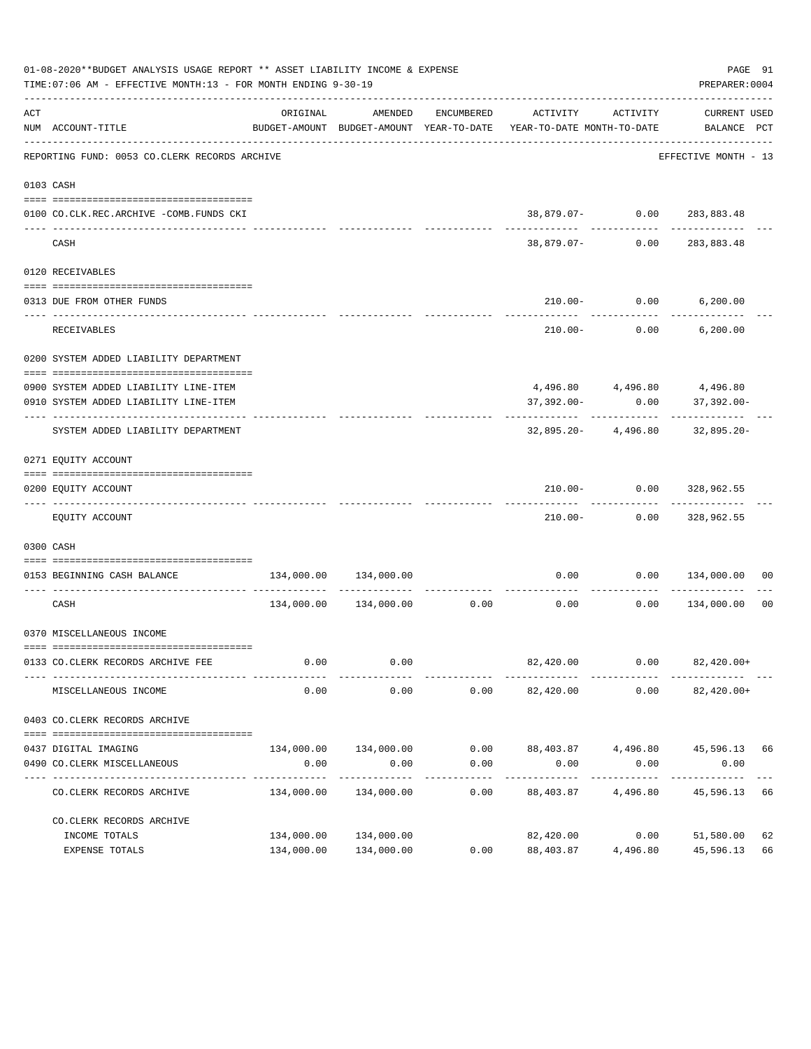01-08-2020**BUDGET ANALYSIS USAGE REPORT ** ASSET LIABILITY INCOME & EXPENSE

TIME:07:06 AM - EFFECTIVE MONTH:13 - FOR MONTH ENDING 9-30-19

PREPARER:0004

REPORTING FUND: 0053 CO.CLERK RECORDS ARCHIVE — EFFECTIVE MONTH - 13

| ACT NUM | ACCOUNT-TITLE | ORIGINAL BUDGET-AMOUNT | AMENDED BUDGET-AMOUNT | ENCUMBERED YEAR-TO-DATE | ACTIVITY YEAR-TO-DATE | ACTIVITY MONTH-TO-DATE | CURRENT BALANCE | USED PCT |
|---|---|---|---|---|---|---|---|---|
| 0103 | CASH | | | | | | | |
| 0100 | CO.CLK.REC.ARCHIVE -COMB.FUNDS CKI | | | | 38,879.07- | 0.00 | 283,883.48 | |
| | CASH | | | | 38,879.07- | 0.00 | 283,883.48 | |
| 0120 | RECEIVABLES | | | | | | | |
| 0313 | DUE FROM OTHER FUNDS | | | | 210.00- | 0.00 | 6,200.00 | |
| | RECEIVABLES | | | | 210.00- | 0.00 | 6,200.00 | |
| 0200 | SYSTEM ADDED LIABILITY DEPARTMENT | | | | | | | |
| 0900 | SYSTEM ADDED LIABILITY LINE-ITEM | | | | 4,496.80 | 4,496.80 | 4,496.80 | |
| 0910 | SYSTEM ADDED LIABILITY LINE-ITEM | | | | 37,392.00- | 0.00 | 37,392.00- | |
| | SYSTEM ADDED LIABILITY DEPARTMENT | | | | 32,895.20- | 4,496.80 | 32,895.20- | |
| 0271 | EQUITY ACCOUNT | | | | | | | |
| 0200 | EQUITY ACCOUNT | | | | 210.00- | 0.00 | 328,962.55 | |
| | EQUITY ACCOUNT | | | | 210.00- | 0.00 | 328,962.55 | |
| 0300 | CASH | | | | | | | |
| 0153 | BEGINNING CASH BALANCE | 134,000.00 | 134,000.00 | | 0.00 | 0.00 | 134,000.00 | 00 |
| | CASH | 134,000.00 | 134,000.00 | 0.00 | 0.00 | 0.00 | 134,000.00 | 00 |
| 0370 | MISCELLANEOUS INCOME | | | | | | | |
| 0133 | CO.CLERK RECORDS ARCHIVE FEE | 0.00 | 0.00 | | 82,420.00 | 0.00 | 82,420.00+ | |
| | MISCELLANEOUS INCOME | 0.00 | 0.00 | 0.00 | 82,420.00 | 0.00 | 82,420.00+ | |
| 0403 | CO.CLERK RECORDS ARCHIVE | | | | | | | |
| 0437 | DIGITAL IMAGING | 134,000.00 | 134,000.00 | 0.00 | 88,403.87 | 4,496.80 | 45,596.13 | 66 |
| 0490 | CO.CLERK MISCELLANEOUS | 0.00 | 0.00 | 0.00 | 0.00 | 0.00 | 0.00 | |
| | CO.CLERK RECORDS ARCHIVE | 134,000.00 | 134,000.00 | 0.00 | 88,403.87 | 4,496.80 | 45,596.13 | 66 |
| | CO.CLERK RECORDS ARCHIVE | | | | | | | |
| | INCOME TOTALS | 134,000.00 | 134,000.00 | | 82,420.00 | 0.00 | 51,580.00 | 62 |
| | EXPENSE TOTALS | 134,000.00 | 134,000.00 | 0.00 | 88,403.87 | 4,496.80 | 45,596.13 | 66 |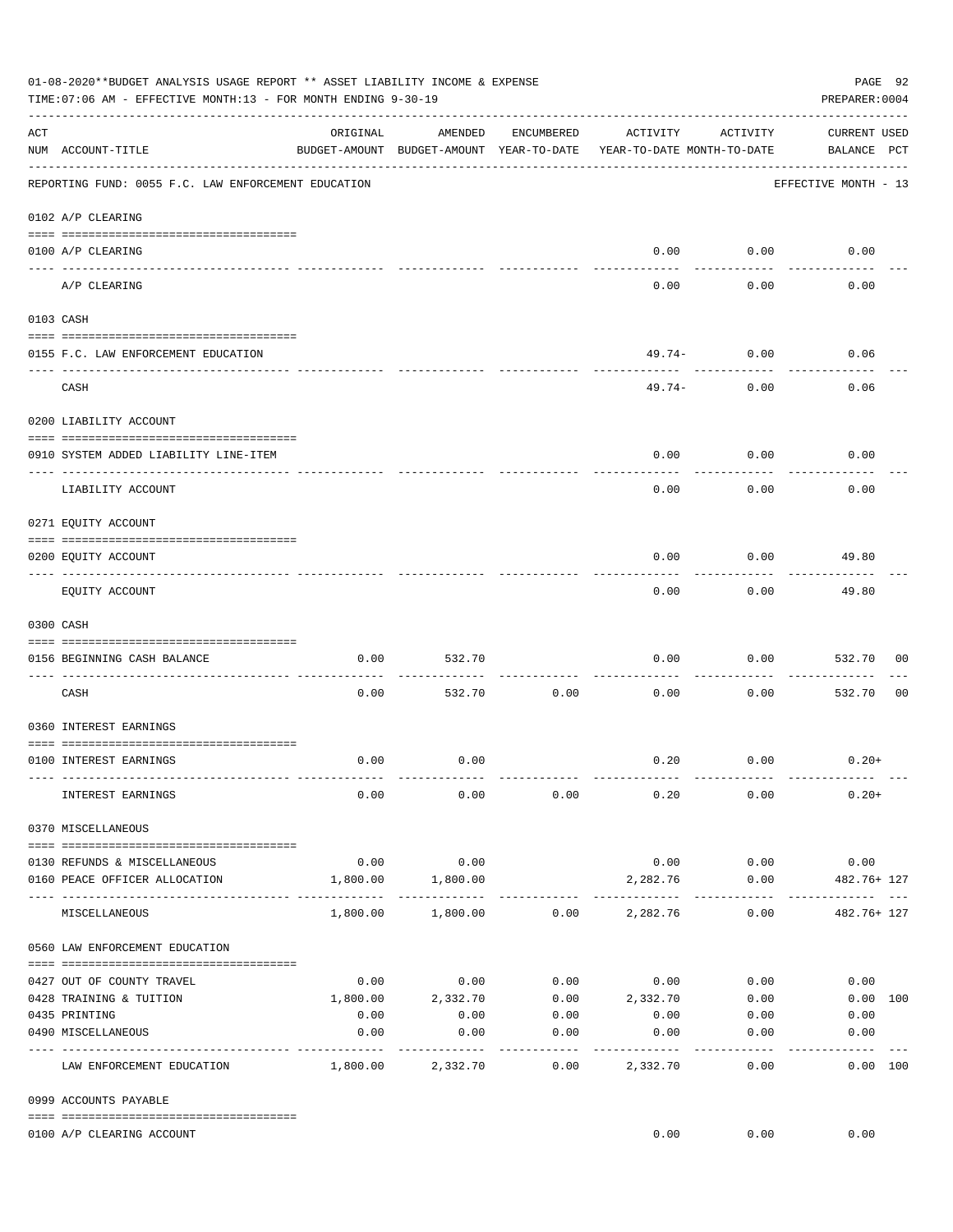01-08-2020**BUDGET ANALYSIS USAGE REPORT ** ASSET LIABILITY INCOME & EXPENSE

TIME:07:06 AM - EFFECTIVE MONTH:13 - FOR MONTH ENDING 9-30-19

PREPARER:0004

| ACT NUM | ACCOUNT-TITLE | ORIGINAL BUDGET-AMOUNT | AMENDED BUDGET-AMOUNT | ENCUMBERED YEAR-TO-DATE | ACTIVITY YEAR-TO-DATE | ACTIVITY MONTH-TO-DATE | CURRENT USED BALANCE | PCT |
|---|---|---|---|---|---|---|---|---|
| | REPORTING FUND: 0055 F.C. LAW ENFORCEMENT EDUCATION | | | | | | EFFECTIVE MONTH - 13 | |
| | 0102 A/P CLEARING | | | | | | | |
| 0100 | A/P CLEARING | | | | 0.00 | 0.00 | 0.00 | |
| | A/P CLEARING | | | | 0.00 | 0.00 | 0.00 | |
| | 0103 CASH | | | | | | | |
| 0155 | F.C. LAW ENFORCEMENT EDUCATION | | | | 49.74- | 0.00 | 0.06 | |
| | CASH | | | | 49.74- | 0.00 | 0.06 | |
| | 0200 LIABILITY ACCOUNT | | | | | | | |
| 0910 | SYSTEM ADDED LIABILITY LINE-ITEM | | | | 0.00 | 0.00 | 0.00 | |
| | LIABILITY ACCOUNT | | | | 0.00 | 0.00 | 0.00 | |
| | 0271 EQUITY ACCOUNT | | | | | | | |
| 0200 | EQUITY ACCOUNT | | | | 0.00 | 0.00 | 49.80 | |
| | EQUITY ACCOUNT | | | | 0.00 | 0.00 | 49.80 | |
| | 0300 CASH | | | | | | | |
| 0156 | BEGINNING CASH BALANCE | 0.00 | 532.70 | | 0.00 | 0.00 | 532.70 | 00 |
| | CASH | 0.00 | 532.70 | 0.00 | 0.00 | 0.00 | 532.70 | 00 |
| | 0360 INTEREST EARNINGS | | | | | | | |
| 0100 | INTEREST EARNINGS | 0.00 | 0.00 | | 0.20 | 0.00 | 0.20+ | |
| | INTEREST EARNINGS | 0.00 | 0.00 | 0.00 | 0.20 | 0.00 | 0.20+ | |
| | 0370 MISCELLANEOUS | | | | | | | |
| 0130 | REFUNDS & MISCELLANEOUS | 0.00 | 0.00 | | 0.00 | 0.00 | 0.00 | |
| 0160 | PEACE OFFICER ALLOCATION | 1,800.00 | 1,800.00 | | 2,282.76 | 0.00 | 482.76+ | 127 |
| | MISCELLANEOUS | 1,800.00 | 1,800.00 | 0.00 | 2,282.76 | 0.00 | 482.76+ | 127 |
| | 0560 LAW ENFORCEMENT EDUCATION | | | | | | | |
| 0427 | OUT OF COUNTY TRAVEL | 0.00 | 0.00 | 0.00 | 0.00 | 0.00 | 0.00 | |
| 0428 | TRAINING & TUITION | 1,800.00 | 2,332.70 | 0.00 | 2,332.70 | 0.00 | 0.00 | 100 |
| 0435 | PRINTING | 0.00 | 0.00 | 0.00 | 0.00 | 0.00 | 0.00 | |
| 0490 | MISCELLANEOUS | 0.00 | 0.00 | 0.00 | 0.00 | 0.00 | 0.00 | |
| | LAW ENFORCEMENT EDUCATION | 1,800.00 | 2,332.70 | 0.00 | 2,332.70 | 0.00 | 0.00 | 100 |
| | 0999 ACCOUNTS PAYABLE | | | | | | | |
| 0100 | A/P CLEARING ACCOUNT | | | | 0.00 | 0.00 | 0.00 | |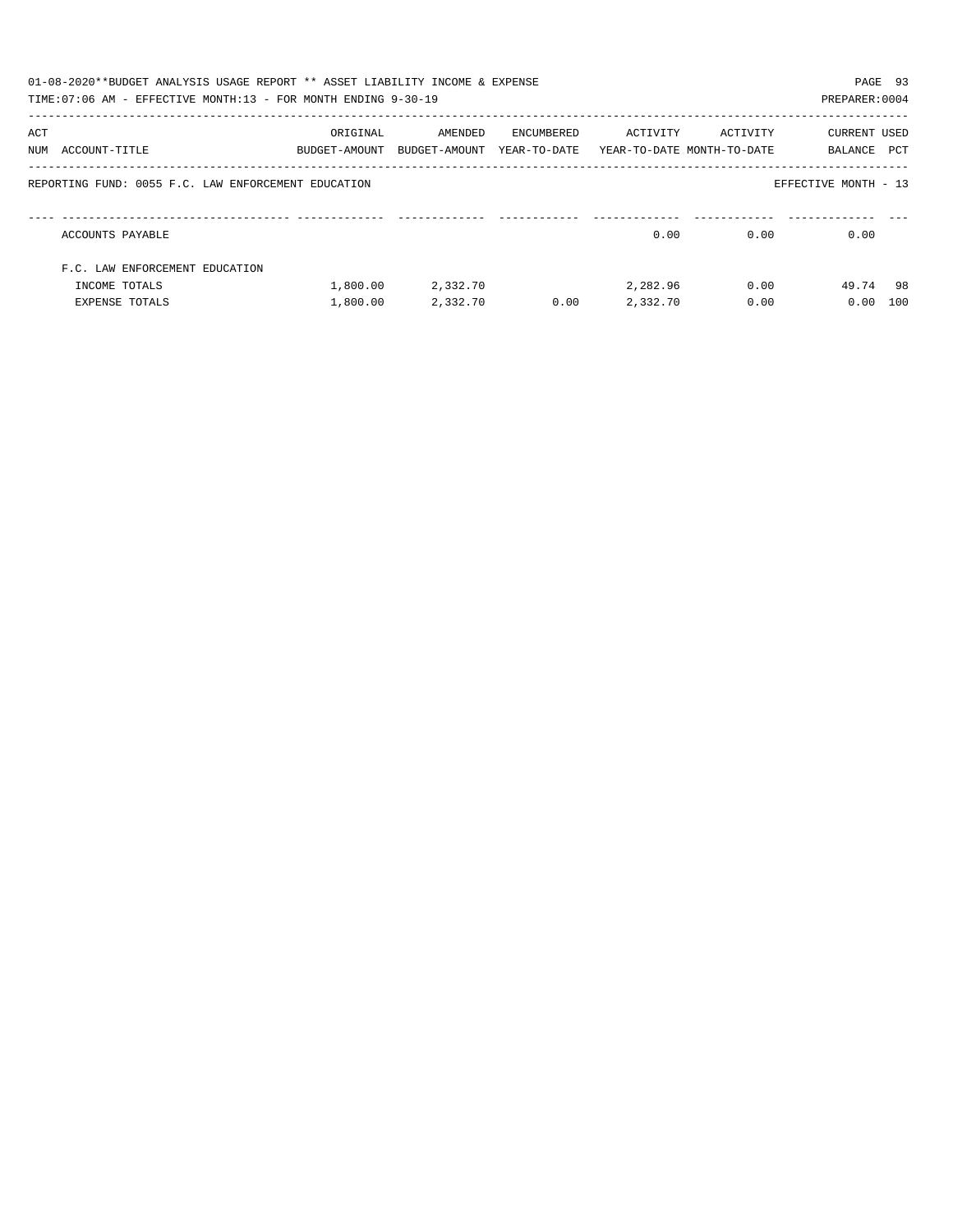01-08-2020**BUDGET ANALYSIS USAGE REPORT ** ASSET LIABILITY INCOME & EXPENSE

TIME:07:06 AM - EFFECTIVE MONTH:13 - FOR MONTH ENDING 9-30-19

PREPARER:0004

REPORTING FUND: 0055 F.C. LAW ENFORCEMENT EDUCATION

EFFECTIVE MONTH - 13

| ACT NUM | ACCOUNT-TITLE | ORIGINAL BUDGET-AMOUNT | AMENDED BUDGET-AMOUNT | ENCUMBERED YEAR-TO-DATE | ACTIVITY YEAR-TO-DATE | ACTIVITY MONTH-TO-DATE | CURRENT BALANCE | USED PCT |
|---|---|---|---|---|---|---|---|---|
| | ACCOUNTS PAYABLE | | | | 0.00 | 0.00 | 0.00 | |
| | F.C. LAW ENFORCEMENT EDUCATION | | | | | | | |
| | INCOME TOTALS | 1,800.00 | 2,332.70 | | 2,282.96 | 0.00 | 49.74 | 98 |
| | EXPENSE TOTALS | 1,800.00 | 2,332.70 | 0.00 | 2,332.70 | 0.00 | 0.00 | 100 |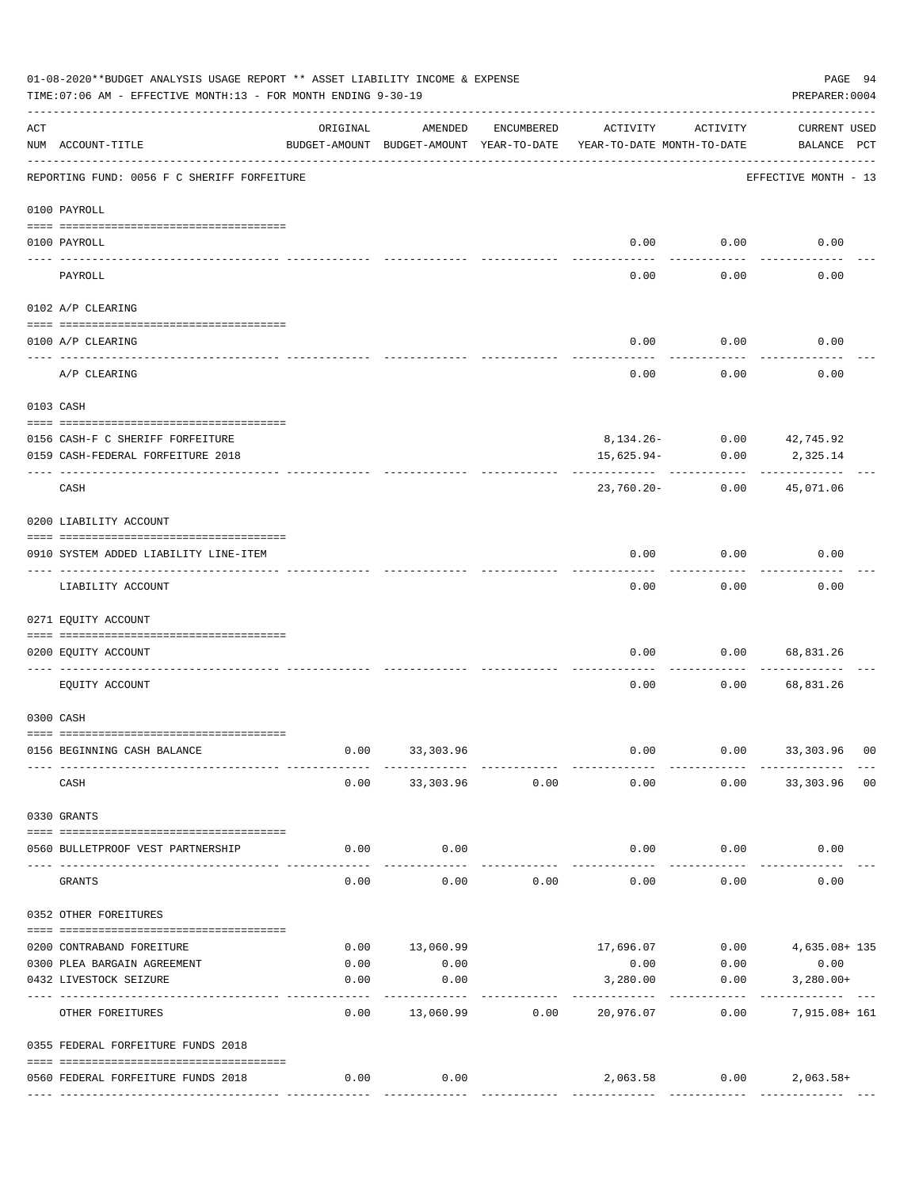01-08-2020**BUDGET ANALYSIS USAGE REPORT ** ASSET LIABILITY INCOME & EXPENSE

TIME:07:06 AM - EFFECTIVE MONTH:13 - FOR MONTH ENDING 9-30-19

PREPARER:0004

| ACT NUM | ACCOUNT-TITLE | ORIGINAL BUDGET-AMOUNT | AMENDED BUDGET-AMOUNT | ENCUMBERED YEAR-TO-DATE | ACTIVITY YEAR-TO-DATE | ACTIVITY MONTH-TO-DATE | CURRENT BALANCE | USED PCT |
|---|---|---|---|---|---|---|---|---|
| | REPORTING FUND: 0056 F C SHERIFF FORFEITURE | | | | | | EFFECTIVE MONTH - 13 | |
| | **0100 PAYROLL** | | | | | | | |
| 0100 | PAYROLL | | | | 0.00 | 0.00 | 0.00 | |
| | PAYROLL | | | | 0.00 | 0.00 | 0.00 | |
| | **0102 A/P CLEARING** | | | | | | | |
| 0100 | A/P CLEARING | | | | 0.00 | 0.00 | 0.00 | |
| | A/P CLEARING | | | | 0.00 | 0.00 | 0.00 | |
| | **0103 CASH** | | | | | | | |
| 0156 | CASH-F C SHERIFF FORFEITURE | | | | 8,134.26- | 0.00 | 42,745.92 | |
| 0159 | CASH-FEDERAL FORFEITURE 2018 | | | | 15,625.94- | 0.00 | 2,325.14 | |
| | CASH | | | | 23,760.20- | 0.00 | 45,071.06 | |
| | **0200 LIABILITY ACCOUNT** | | | | | | | |
| 0910 | SYSTEM ADDED LIABILITY LINE-ITEM | | | | 0.00 | 0.00 | 0.00 | |
| | LIABILITY ACCOUNT | | | | 0.00 | 0.00 | 0.00 | |
| | **0271 EQUITY ACCOUNT** | | | | | | | |
| 0200 | EQUITY ACCOUNT | | | | 0.00 | 0.00 | 68,831.26 | |
| | EQUITY ACCOUNT | | | | 0.00 | 0.00 | 68,831.26 | |
| | **0300 CASH** | | | | | | | |
| 0156 | BEGINNING CASH BALANCE | 0.00 | 33,303.96 | | 0.00 | 0.00 | 33,303.96 | 00 |
| | CASH | 0.00 | 33,303.96 | 0.00 | 0.00 | 0.00 | 33,303.96 | 00 |
| | **0330 GRANTS** | | | | | | | |
| 0560 | BULLETPROOF VEST PARTNERSHIP | 0.00 | 0.00 | | 0.00 | 0.00 | 0.00 | |
| | GRANTS | 0.00 | 0.00 | 0.00 | 0.00 | 0.00 | 0.00 | |
| | **0352 OTHER FOREITURES** | | | | | | | |
| 0200 | CONTRABAND FOREITURE | 0.00 | 13,060.99 | | 17,696.07 | 0.00 | 4,635.08+ | 135 |
| 0300 | PLEA BARGAIN AGREEMENT | 0.00 | 0.00 | | 0.00 | 0.00 | 0.00 | |
| 0432 | LIVESTOCK SEIZURE | 0.00 | 0.00 | | 3,280.00 | 0.00 | 3,280.00+ | |
| | OTHER FOREITURES | 0.00 | 13,060.99 | 0.00 | 20,976.07 | 0.00 | 7,915.08+ | 161 |
| | **0355 FEDERAL FORFEITURE FUNDS 2018** | | | | | | | |
| 0560 | FEDERAL FORFEITURE FUNDS 2018 | 0.00 | 0.00 | | 2,063.58 | 0.00 | 2,063.58+ | |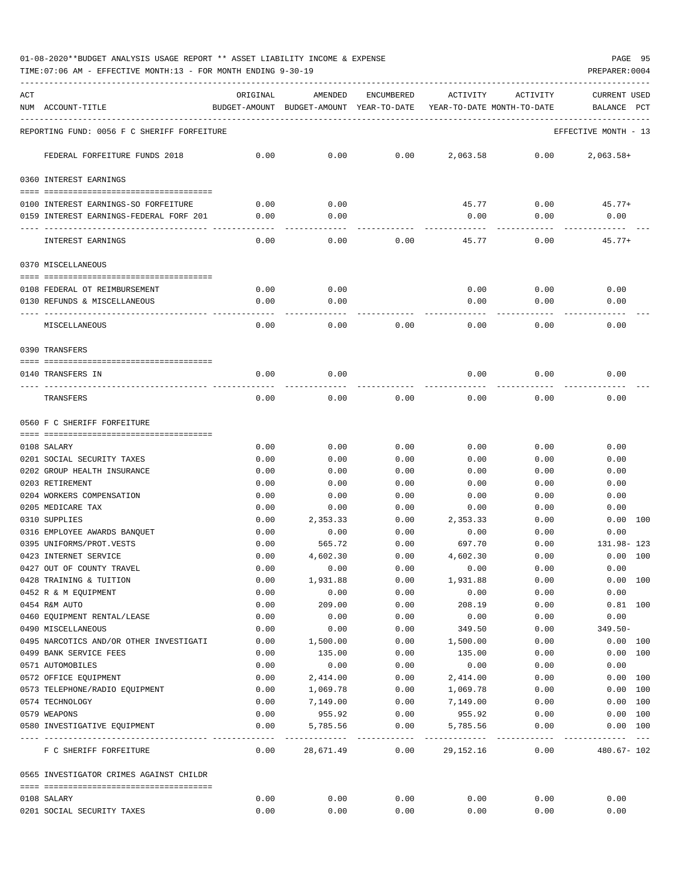01-08-2020**BUDGET ANALYSIS USAGE REPORT ** ASSET LIABILITY INCOME & EXPENSE

TIME:07:06 AM - EFFECTIVE MONTH:13 - FOR MONTH ENDING 9-30-19

PREPARER:0004

| ACT NUM | ACCOUNT-TITLE | ORIGINAL BUDGET-AMOUNT | AMENDED BUDGET-AMOUNT | ENCUMBERED YEAR-TO-DATE | ACTIVITY YEAR-TO-DATE | ACTIVITY MONTH-TO-DATE | CURRENT USED BALANCE | PCT |
|---|---|---|---|---|---|---|---|---|
| | REPORTING FUND: 0056 F C SHERIFF FORFEITURE | | | | | | EFFECTIVE MONTH - 13 | |
| | FEDERAL FORFEITURE FUNDS 2018 | 0.00 | 0.00 | 0.00 | 2,063.58 | 0.00 | 2,063.58+ | |
| | 0360 INTEREST EARNINGS | | | | | | | |
| 0100 | INTEREST EARNINGS-SO FORFEITURE | 0.00 | 0.00 | | 45.77 | 0.00 | 45.77+ | |
| 0159 | INTEREST EARNINGS-FEDERAL FORF 201 | 0.00 | 0.00 | | 0.00 | 0.00 | 0.00 | |
| | INTEREST EARNINGS | 0.00 | 0.00 | 0.00 | 45.77 | 0.00 | 45.77+ | |
| | 0370 MISCELLANEOUS | | | | | | | |
| 0108 | FEDERAL OT REIMBURSEMENT | 0.00 | 0.00 | | 0.00 | 0.00 | 0.00 | |
| 0130 | REFUNDS & MISCELLANEOUS | 0.00 | 0.00 | | 0.00 | 0.00 | 0.00 | |
| | MISCELLANEOUS | 0.00 | 0.00 | 0.00 | 0.00 | 0.00 | 0.00 | |
| | 0390 TRANSFERS | | | | | | | |
| 0140 | TRANSFERS IN | 0.00 | 0.00 | | 0.00 | 0.00 | 0.00 | |
| | TRANSFERS | 0.00 | 0.00 | 0.00 | 0.00 | 0.00 | 0.00 | |
| | 0560 F C SHERIFF FORFEITURE | | | | | | | |
| 0108 | SALARY | 0.00 | 0.00 | 0.00 | 0.00 | 0.00 | 0.00 | |
| 0201 | SOCIAL SECURITY TAXES | 0.00 | 0.00 | 0.00 | 0.00 | 0.00 | 0.00 | |
| 0202 | GROUP HEALTH INSURANCE | 0.00 | 0.00 | 0.00 | 0.00 | 0.00 | 0.00 | |
| 0203 | RETIREMENT | 0.00 | 0.00 | 0.00 | 0.00 | 0.00 | 0.00 | |
| 0204 | WORKERS COMPENSATION | 0.00 | 0.00 | 0.00 | 0.00 | 0.00 | 0.00 | |
| 0205 | MEDICARE TAX | 0.00 | 0.00 | 0.00 | 0.00 | 0.00 | 0.00 | |
| 0310 | SUPPLIES | 0.00 | 2,353.33 | 0.00 | 2,353.33 | 0.00 | 0.00 | 100 |
| 0316 | EMPLOYEE AWARDS BANQUET | 0.00 | 0.00 | 0.00 | 0.00 | 0.00 | 0.00 | |
| 0395 | UNIFORMS/PROT.VESTS | 0.00 | 565.72 | 0.00 | 697.70 | 0.00 | 131.98- | 123 |
| 0423 | INTERNET SERVICE | 0.00 | 4,602.30 | 0.00 | 4,602.30 | 0.00 | 0.00 | 100 |
| 0427 | OUT OF COUNTY TRAVEL | 0.00 | 0.00 | 0.00 | 0.00 | 0.00 | 0.00 | |
| 0428 | TRAINING & TUITION | 0.00 | 1,931.88 | 0.00 | 1,931.88 | 0.00 | 0.00 | 100 |
| 0452 | R & M EQUIPMENT | 0.00 | 0.00 | 0.00 | 0.00 | 0.00 | 0.00 | |
| 0454 | R&M AUTO | 0.00 | 209.00 | 0.00 | 208.19 | 0.00 | 0.81 | 100 |
| 0460 | EQUIPMENT RENTAL/LEASE | 0.00 | 0.00 | 0.00 | 0.00 | 0.00 | 0.00 | |
| 0490 | MISCELLANEOUS | 0.00 | 0.00 | 0.00 | 349.50 | 0.00 | 349.50- | |
| 0495 | NARCOTICS AND/OR OTHER INVESTIGATI | 0.00 | 1,500.00 | 0.00 | 1,500.00 | 0.00 | 0.00 | 100 |
| 0499 | BANK SERVICE FEES | 0.00 | 135.00 | 0.00 | 135.00 | 0.00 | 0.00 | 100 |
| 0571 | AUTOMOBILES | 0.00 | 0.00 | 0.00 | 0.00 | 0.00 | 0.00 | |
| 0572 | OFFICE EQUIPMENT | 0.00 | 2,414.00 | 0.00 | 2,414.00 | 0.00 | 0.00 | 100 |
| 0573 | TELEPHONE/RADIO EQUIPMENT | 0.00 | 1,069.78 | 0.00 | 1,069.78 | 0.00 | 0.00 | 100 |
| 0574 | TECHNOLOGY | 0.00 | 7,149.00 | 0.00 | 7,149.00 | 0.00 | 0.00 | 100 |
| 0579 | WEAPONS | 0.00 | 955.92 | 0.00 | 955.92 | 0.00 | 0.00 | 100 |
| 0580 | INVESTIGATIVE EQUIPMENT | 0.00 | 5,785.56 | 0.00 | 5,785.56 | 0.00 | 0.00 | 100 |
| | F C SHERIFF FORFEITURE | 0.00 | 28,671.49 | 0.00 | 29,152.16 | 0.00 | 480.67- | 102 |
| | 0565 INVESTIGATOR CRIMES AGAINST CHILDR | | | | | | | |
| 0108 | SALARY | 0.00 | 0.00 | 0.00 | 0.00 | 0.00 | 0.00 | |
| 0201 | SOCIAL SECURITY TAXES | 0.00 | 0.00 | 0.00 | 0.00 | 0.00 | 0.00 | |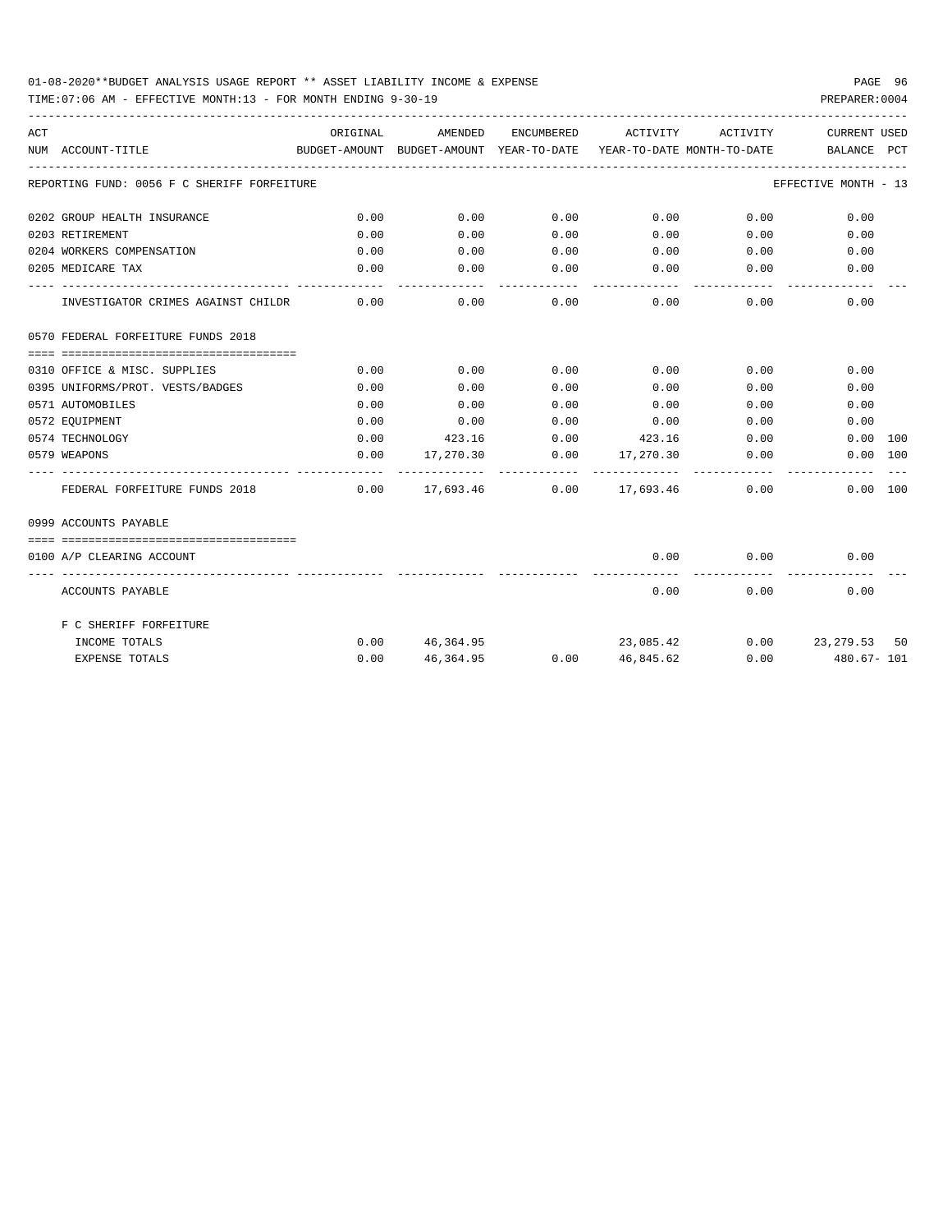01-08-2020**BUDGET ANALYSIS USAGE REPORT ** ASSET LIABILITY INCOME & EXPENSE

TIME:07:06 AM - EFFECTIVE MONTH:13 - FOR MONTH ENDING 9-30-19

PREPARER:0004

| ACT NUM | ACCOUNT-TITLE | ORIGINAL BUDGET-AMOUNT | AMENDED BUDGET-AMOUNT | ENCUMBERED YEAR-TO-DATE | ACTIVITY YEAR-TO-DATE | ACTIVITY MONTH-TO-DATE | CURRENT BALANCE | USED PCT |
|---|---|---|---|---|---|---|---|---|
| | REPORTING FUND: 0056 F C SHERIFF FORFEITURE | | | | | | EFFECTIVE MONTH - 13 | |
| 0202 | GROUP HEALTH INSURANCE | 0.00 | 0.00 | 0.00 | 0.00 | 0.00 | 0.00 | |
| 0203 | RETIREMENT | 0.00 | 0.00 | 0.00 | 0.00 | 0.00 | 0.00 | |
| 0204 | WORKERS COMPENSATION | 0.00 | 0.00 | 0.00 | 0.00 | 0.00 | 0.00 | |
| 0205 | MEDICARE TAX | 0.00 | 0.00 | 0.00 | 0.00 | 0.00 | 0.00 | |
| | INVESTIGATOR CRIMES AGAINST CHILDR | 0.00 | 0.00 | 0.00 | 0.00 | 0.00 | 0.00 | |
| 0570 | FEDERAL FORFEITURE FUNDS 2018 | | | | | | | |
| 0310 | OFFICE & MISC. SUPPLIES | 0.00 | 0.00 | 0.00 | 0.00 | 0.00 | 0.00 | |
| 0395 | UNIFORMS/PROT. VESTS/BADGES | 0.00 | 0.00 | 0.00 | 0.00 | 0.00 | 0.00 | |
| 0571 | AUTOMOBILES | 0.00 | 0.00 | 0.00 | 0.00 | 0.00 | 0.00 | |
| 0572 | EQUIPMENT | 0.00 | 0.00 | 0.00 | 0.00 | 0.00 | 0.00 | |
| 0574 | TECHNOLOGY | 0.00 | 423.16 | 0.00 | 423.16 | 0.00 | 0.00 | 100 |
| 0579 | WEAPONS | 0.00 | 17,270.30 | 0.00 | 17,270.30 | 0.00 | 0.00 | 100 |
| | FEDERAL FORFEITURE FUNDS 2018 | 0.00 | 17,693.46 | 0.00 | 17,693.46 | 0.00 | 0.00 | 100 |
| 0999 | ACCOUNTS PAYABLE | | | | | | | |
| 0100 | A/P CLEARING ACCOUNT | | | | 0.00 | 0.00 | 0.00 | |
| | ACCOUNTS PAYABLE | | | | 0.00 | 0.00 | 0.00 | |
| | F C SHERIFF FORFEITURE | | | | | | | |
| | INCOME TOTALS | 0.00 | 46,364.95 | | 23,085.42 | 0.00 | 23,279.53 | 50 |
| | EXPENSE TOTALS | 0.00 | 46,364.95 | 0.00 | 46,845.62 | 0.00 | 480.67- | 101 |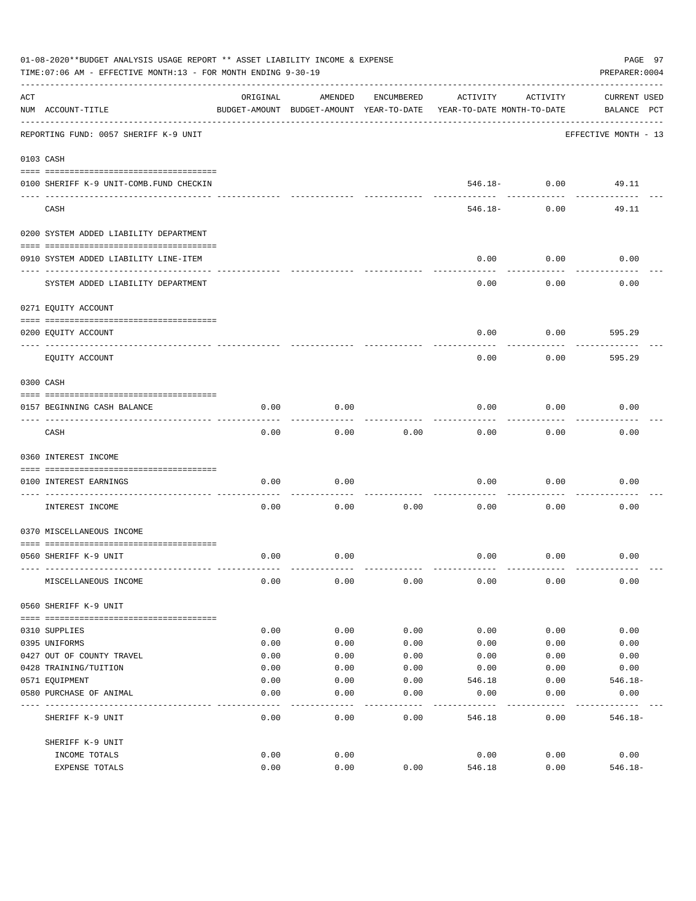01-08-2020**BUDGET ANALYSIS USAGE REPORT ** ASSET LIABILITY INCOME & EXPENSE

TIME:07:06 AM - EFFECTIVE MONTH:13 - FOR MONTH ENDING 9-30-19

PREPARER:0004

REPORTING FUND: 0057 SHERIFF K-9 UNIT — EFFECTIVE MONTH - 13

| ACT NUM | ACCOUNT-TITLE | ORIGINAL BUDGET-AMOUNT | AMENDED BUDGET-AMOUNT | ENCUMBERED YEAR-TO-DATE | ACTIVITY YEAR-TO-DATE | ACTIVITY MONTH-TO-DATE | CURRENT USED BALANCE | PCT |
|---|---|---|---|---|---|---|---|---|
| **0103** | **CASH** | | | | | | | |
| 0100 | SHERIFF K-9 UNIT-COMB.FUND CHECKIN | | | | 546.18- | 0.00 | 49.11 | |
| | CASH | | | | 546.18- | 0.00 | 49.11 | |
| **0200** | **SYSTEM ADDED LIABILITY DEPARTMENT** | | | | | | | |
| 0910 | SYSTEM ADDED LIABILITY LINE-ITEM | | | | 0.00 | 0.00 | 0.00 | |
| | SYSTEM ADDED LIABILITY DEPARTMENT | | | | 0.00 | 0.00 | 0.00 | |
| **0271** | **EQUITY ACCOUNT** | | | | | | | |
| 0200 | EQUITY ACCOUNT | | | | 0.00 | 0.00 | 595.29 | |
| | EQUITY ACCOUNT | | | | 0.00 | 0.00 | 595.29 | |
| **0300** | **CASH** | | | | | | | |
| 0157 | BEGINNING CASH BALANCE | 0.00 | 0.00 | | 0.00 | 0.00 | 0.00 | |
| | CASH | 0.00 | 0.00 | 0.00 | 0.00 | 0.00 | 0.00 | |
| **0360** | **INTEREST INCOME** | | | | | | | |
| 0100 | INTEREST EARNINGS | 0.00 | 0.00 | | 0.00 | 0.00 | 0.00 | |
| | INTEREST INCOME | 0.00 | 0.00 | 0.00 | 0.00 | 0.00 | 0.00 | |
| **0370** | **MISCELLANEOUS INCOME** | | | | | | | |
| 0560 | SHERIFF K-9 UNIT | 0.00 | 0.00 | | 0.00 | 0.00 | 0.00 | |
| | MISCELLANEOUS INCOME | 0.00 | 0.00 | 0.00 | 0.00 | 0.00 | 0.00 | |
| **0560** | **SHERIFF K-9 UNIT** | | | | | | | |
| 0310 | SUPPLIES | 0.00 | 0.00 | 0.00 | 0.00 | 0.00 | 0.00 | |
| 0395 | UNIFORMS | 0.00 | 0.00 | 0.00 | 0.00 | 0.00 | 0.00 | |
| 0427 | OUT OF COUNTY TRAVEL | 0.00 | 0.00 | 0.00 | 0.00 | 0.00 | 0.00 | |
| 0428 | TRAINING/TUITION | 0.00 | 0.00 | 0.00 | 0.00 | 0.00 | 0.00 | |
| 0571 | EQUIPMENT | 0.00 | 0.00 | 0.00 | 546.18 | 0.00 | 546.18- | |
| 0580 | PURCHASE OF ANIMAL | 0.00 | 0.00 | 0.00 | 0.00 | 0.00 | 0.00 | |
| | SHERIFF K-9 UNIT | 0.00 | 0.00 | 0.00 | 546.18 | 0.00 | 546.18- | |
| | **SHERIFF K-9 UNIT** | | | | | | | |
| | INCOME TOTALS | 0.00 | 0.00 | | 0.00 | 0.00 | 0.00 | |
| | EXPENSE TOTALS | 0.00 | 0.00 | 0.00 | 546.18 | 0.00 | 546.18- | |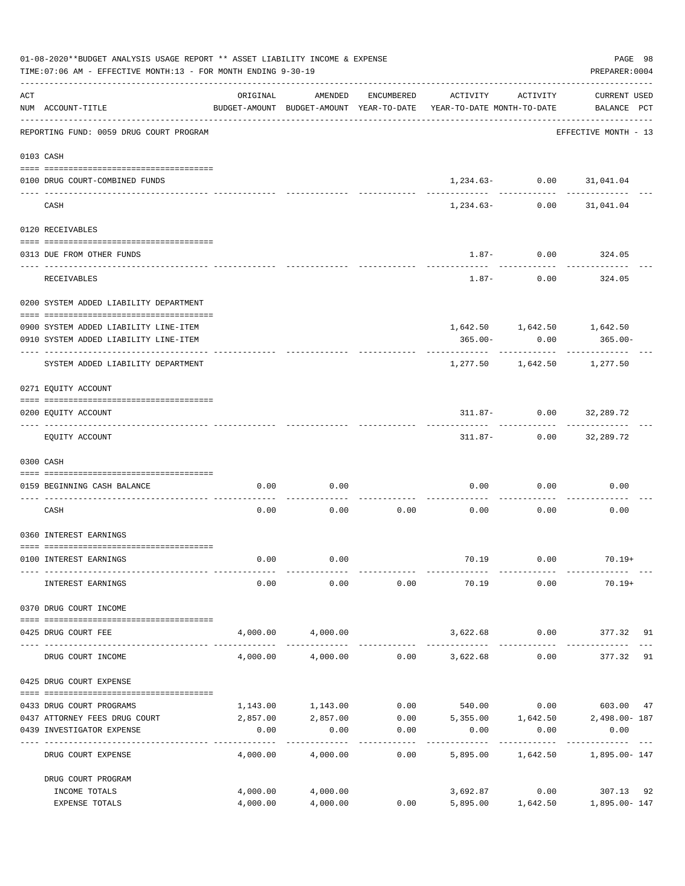01-08-2020**BUDGET ANALYSIS USAGE REPORT ** ASSET LIABILITY INCOME & EXPENSE

TIME:07:06 AM - EFFECTIVE MONTH:13 - FOR MONTH ENDING 9-30-19

PREPARER:0004

| ACT NUM | ACCOUNT-TITLE | ORIGINAL BUDGET-AMOUNT | AMENDED BUDGET-AMOUNT | ENCUMBERED YEAR-TO-DATE | ACTIVITY YEAR-TO-DATE | ACTIVITY MONTH-TO-DATE | CURRENT USED BALANCE | PCT |
|---|---|---|---|---|---|---|---|---|
| | REPORTING FUND: 0059 DRUG COURT PROGRAM | | | | | | EFFECTIVE MONTH - 13 | |
| | 0103 CASH | | | | | | | |
| 0100 | DRUG COURT-COMBINED FUNDS | | | | 1,234.63- | 0.00 | 31,041.04 | |
| | CASH | | | | 1,234.63- | 0.00 | 31,041.04 | |
| | 0120 RECEIVABLES | | | | | | | |
| 0313 | DUE FROM OTHER FUNDS | | | | 1.87- | 0.00 | 324.05 | |
| | RECEIVABLES | | | | 1.87- | 0.00 | 324.05 | |
| | 0200 SYSTEM ADDED LIABILITY DEPARTMENT | | | | | | | |
| 0900 | SYSTEM ADDED LIABILITY LINE-ITEM | | | | 1,642.50 | 1,642.50 | 1,642.50 | |
| 0910 | SYSTEM ADDED LIABILITY LINE-ITEM | | | | 365.00- | 0.00 | 365.00- | |
| | SYSTEM ADDED LIABILITY DEPARTMENT | | | | 1,277.50 | 1,642.50 | 1,277.50 | |
| | 0271 EQUITY ACCOUNT | | | | | | | |
| 0200 | EQUITY ACCOUNT | | | | 311.87- | 0.00 | 32,289.72 | |
| | EQUITY ACCOUNT | | | | 311.87- | 0.00 | 32,289.72 | |
| | 0300 CASH | | | | | | | |
| 0159 | BEGINNING CASH BALANCE | 0.00 | 0.00 | | 0.00 | 0.00 | 0.00 | |
| | CASH | 0.00 | 0.00 | 0.00 | 0.00 | 0.00 | 0.00 | |
| | 0360 INTEREST EARNINGS | | | | | | | |
| 0100 | INTEREST EARNINGS | 0.00 | 0.00 | | 70.19 | 0.00 | 70.19+ | |
| | INTEREST EARNINGS | 0.00 | 0.00 | 0.00 | 70.19 | 0.00 | 70.19+ | |
| | 0370 DRUG COURT INCOME | | | | | | | |
| 0425 | DRUG COURT FEE | 4,000.00 | 4,000.00 | | 3,622.68 | 0.00 | 377.32 | 91 |
| | DRUG COURT INCOME | 4,000.00 | 4,000.00 | 0.00 | 3,622.68 | 0.00 | 377.32 | 91 |
| | 0425 DRUG COURT EXPENSE | | | | | | | |
| 0433 | DRUG COURT PROGRAMS | 1,143.00 | 1,143.00 | 0.00 | 540.00 | 0.00 | 603.00 | 47 |
| 0437 | ATTORNEY FEES DRUG COURT | 2,857.00 | 2,857.00 | 0.00 | 5,355.00 | 1,642.50 | 2,498.00- | 187 |
| 0439 | INVESTIGATOR EXPENSE | 0.00 | 0.00 | 0.00 | 0.00 | 0.00 | 0.00 | |
| | DRUG COURT EXPENSE | 4,000.00 | 4,000.00 | 0.00 | 5,895.00 | 1,642.50 | 1,895.00- | 147 |
| | DRUG COURT PROGRAM | | | | | | | |
| | INCOME TOTALS | 4,000.00 | 4,000.00 | | 3,692.87 | 0.00 | 307.13 | 92 |
| | EXPENSE TOTALS | 4,000.00 | 4,000.00 | 0.00 | 5,895.00 | 1,642.50 | 1,895.00- | 147 |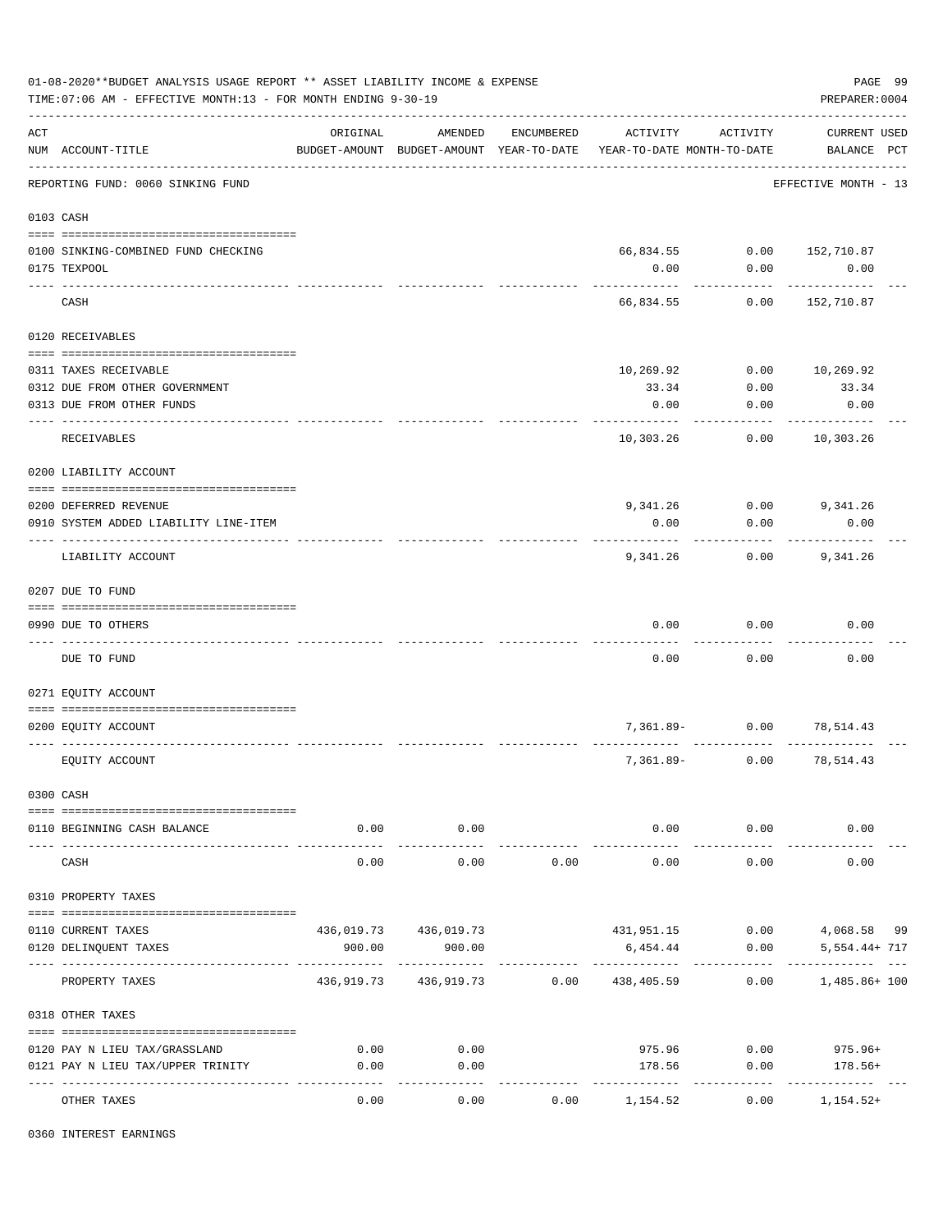01-08-2020**BUDGET ANALYSIS USAGE REPORT ** ASSET LIABILITY INCOME & EXPENSE

TIME:07:06 AM - EFFECTIVE MONTH:13 - FOR MONTH ENDING 9-30-19

PREPARER:0004

| ACT NUM | ACCOUNT-TITLE | ORIGINAL BUDGET-AMOUNT | AMENDED BUDGET-AMOUNT | ENCUMBERED YEAR-TO-DATE | ACTIVITY YEAR-TO-DATE | ACTIVITY MONTH-TO-DATE | CURRENT BALANCE | USED PCT |
|---|---|---|---|---|---|---|---|---|
| | REPORTING FUND: 0060 SINKING FUND | | | | | | EFFECTIVE MONTH - 13 | |
| 0103 | CASH | | | | | | | |
| 0100 | SINKING-COMBINED FUND CHECKING | | | | 66,834.55 | 0.00 | 152,710.87 | |
| 0175 | TEXPOOL | | | | 0.00 | 0.00 | 0.00 | |
| | CASH | | | | 66,834.55 | 0.00 | 152,710.87 | |
| 0120 | RECEIVABLES | | | | | | | |
| 0311 | TAXES RECEIVABLE | | | | 10,269.92 | 0.00 | 10,269.92 | |
| 0312 | DUE FROM OTHER GOVERNMENT | | | | 33.34 | 0.00 | 33.34 | |
| 0313 | DUE FROM OTHER FUNDS | | | | 0.00 | 0.00 | 0.00 | |
| | RECEIVABLES | | | | 10,303.26 | 0.00 | 10,303.26 | |
| 0200 | LIABILITY ACCOUNT | | | | | | | |
| 0200 | DEFERRED REVENUE | | | | 9,341.26 | 0.00 | 9,341.26 | |
| 0910 | SYSTEM ADDED LIABILITY LINE-ITEM | | | | 0.00 | 0.00 | 0.00 | |
| | LIABILITY ACCOUNT | | | | 9,341.26 | 0.00 | 9,341.26 | |
| 0207 | DUE TO FUND | | | | | | | |
| 0990 | DUE TO OTHERS | | | | 0.00 | 0.00 | 0.00 | |
| | DUE TO FUND | | | | 0.00 | 0.00 | 0.00 | |
| 0271 | EQUITY ACCOUNT | | | | | | | |
| 0200 | EQUITY ACCOUNT | | | | 7,361.89- | 0.00 | 78,514.43 | |
| | EQUITY ACCOUNT | | | | 7,361.89- | 0.00 | 78,514.43 | |
| 0300 | CASH | | | | | | | |
| 0110 | BEGINNING CASH BALANCE | 0.00 | 0.00 | | 0.00 | 0.00 | 0.00 | |
| | CASH | 0.00 | 0.00 | 0.00 | 0.00 | 0.00 | 0.00 | |
| 0310 | PROPERTY TAXES | | | | | | | |
| 0110 | CURRENT TAXES | 436,019.73 | 436,019.73 | | 431,951.15 | 0.00 | 4,068.58 | 99 |
| 0120 | DELINQUENT TAXES | 900.00 | 900.00 | | 6,454.44 | 0.00 | 5,554.44+ | 717 |
| | PROPERTY TAXES | 436,919.73 | 436,919.73 | 0.00 | 438,405.59 | 0.00 | 1,485.86+ | 100 |
| 0318 | OTHER TAXES | | | | | | | |
| 0120 | PAY N LIEU TAX/GRASSLAND | 0.00 | 0.00 | | 975.96 | 0.00 | 975.96+ | |
| 0121 | PAY N LIEU TAX/UPPER TRINITY | 0.00 | 0.00 | | 178.56 | 0.00 | 178.56+ | |
| | OTHER TAXES | 0.00 | 0.00 | 0.00 | 1,154.52 | 0.00 | 1,154.52+ | |
| 0360 | INTEREST EARNINGS | | | | | | | |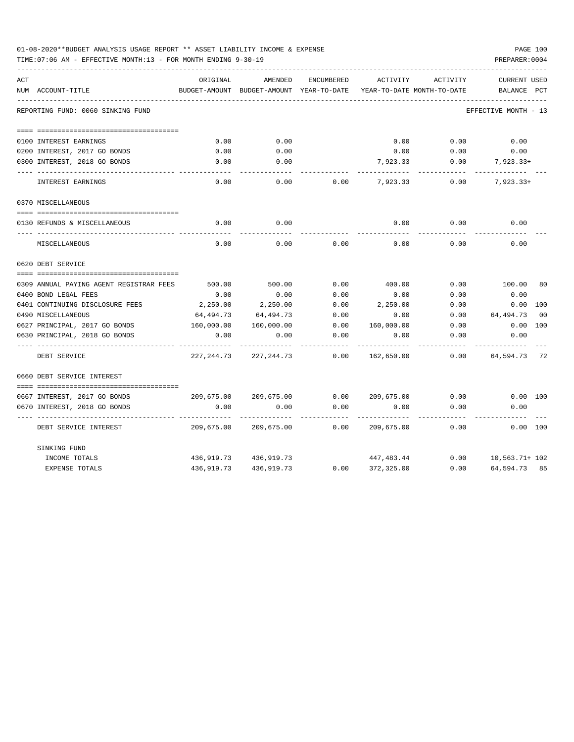01-08-2020**BUDGET ANALYSIS USAGE REPORT ** ASSET LIABILITY INCOME & EXPENSE

TIME:07:06 AM - EFFECTIVE MONTH:13 - FOR MONTH ENDING 9-30-19

PREPARER:0004

REPORTING FUND: 0060 SINKING FUND

EFFECTIVE MONTH - 13

| ACT NUM | ACCOUNT-TITLE | ORIGINAL BUDGET-AMOUNT | AMENDED BUDGET-AMOUNT | ENCUMBERED YEAR-TO-DATE | ACTIVITY YEAR-TO-DATE | ACTIVITY MONTH-TO-DATE | CURRENT BALANCE | USED PCT |
|---|---|---|---|---|---|---|---|---|
| 0100 | INTEREST EARNINGS | 0.00 | 0.00 | | 0.00 | 0.00 | 0.00 | |
| 0200 | INTEREST, 2017 GO BONDS | 0.00 | 0.00 | | 0.00 | 0.00 | 0.00 | |
| 0300 | INTEREST, 2018 GO BONDS | 0.00 | 0.00 | | 7,923.33 | 0.00 | 7,923.33+ | |
| | INTEREST EARNINGS | 0.00 | 0.00 | 0.00 | 7,923.33 | 0.00 | 7,923.33+ | |
| | **0370 MISCELLANEOUS** | | | | | | | |
| 0130 | REFUNDS & MISCELLANEOUS | 0.00 | 0.00 | | 0.00 | 0.00 | 0.00 | |
| | MISCELLANEOUS | 0.00 | 0.00 | 0.00 | 0.00 | 0.00 | 0.00 | |
| | **0620 DEBT SERVICE** | | | | | | | |
| 0309 | ANNUAL PAYING AGENT REGISTRAR FEES | 500.00 | 500.00 | 0.00 | 400.00 | 0.00 | 100.00 | 80 |
| 0400 | BOND LEGAL FEES | 0.00 | 0.00 | 0.00 | 0.00 | 0.00 | 0.00 | |
| 0401 | CONTINUING DISCLOSURE FEES | 2,250.00 | 2,250.00 | 0.00 | 2,250.00 | 0.00 | 0.00 | 100 |
| 0490 | MISCELLANEOUS | 64,494.73 | 64,494.73 | 0.00 | 0.00 | 0.00 | 64,494.73 | 00 |
| 0627 | PRINCIPAL, 2017 GO BONDS | 160,000.00 | 160,000.00 | 0.00 | 160,000.00 | 0.00 | 0.00 | 100 |
| 0630 | PRINCIPAL, 2018 GO BONDS | 0.00 | 0.00 | 0.00 | 0.00 | 0.00 | 0.00 | |
| | DEBT SERVICE | 227,244.73 | 227,244.73 | 0.00 | 162,650.00 | 0.00 | 64,594.73 | 72 |
| | **0660 DEBT SERVICE INTEREST** | | | | | | | |
| 0667 | INTEREST, 2017 GO BONDS | 209,675.00 | 209,675.00 | 0.00 | 209,675.00 | 0.00 | 0.00 | 100 |
| 0670 | INTEREST, 2018 GO BONDS | 0.00 | 0.00 | 0.00 | 0.00 | 0.00 | 0.00 | |
| | DEBT SERVICE INTEREST | 209,675.00 | 209,675.00 | 0.00 | 209,675.00 | 0.00 | 0.00 | 100 |
| | **SINKING FUND** | | | | | | | |
| | INCOME TOTALS | 436,919.73 | 436,919.73 | | 447,483.44 | 0.00 | 10,563.71+ | 102 |
| | EXPENSE TOTALS | 436,919.73 | 436,919.73 | 0.00 | 372,325.00 | 0.00 | 64,594.73 | 85 |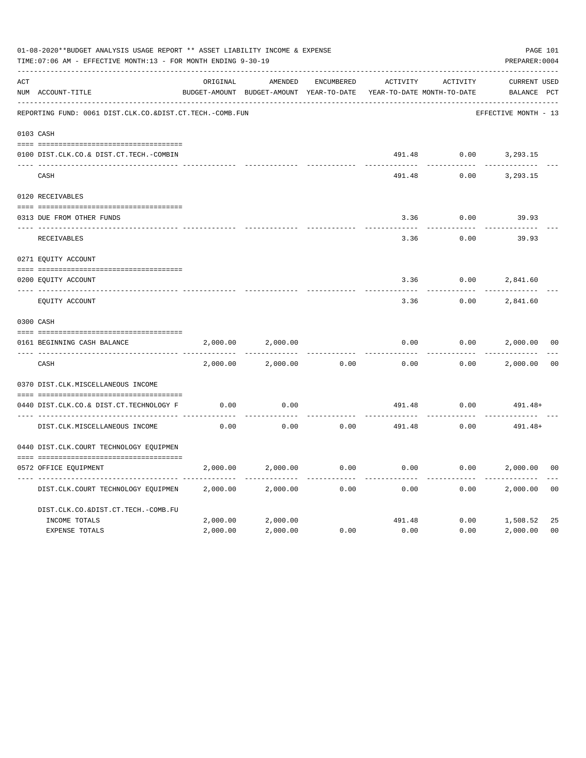01-08-2020**BUDGET ANALYSIS USAGE REPORT ** ASSET LIABILITY INCOME & EXPENSE

TIME:07:06 AM - EFFECTIVE MONTH:13 - FOR MONTH ENDING 9-30-19

PREPARER:0004

| ACT NUM | ACCOUNT-TITLE | ORIGINAL BUDGET-AMOUNT | AMENDED BUDGET-AMOUNT | ENCUMBERED YEAR-TO-DATE | ACTIVITY YEAR-TO-DATE | ACTIVITY MONTH-TO-DATE | CURRENT BALANCE | USED PCT |
|---|---|---|---|---|---|---|---|---|
| REPORTING FUND: 0061 DIST.CLK.CO.&DIST.CT.TECH.-COMB.FUN | | | | | | | EFFECTIVE MONTH - 13 | |
| 0103 CASH | | | | | | | | |
| 0100 | DIST.CLK.CO.& DIST.CT.TECH.-COMBIN | | | | 491.48 | 0.00 | 3,293.15 | |
| | CASH | | | | 491.48 | 0.00 | 3,293.15 | |
| 0120 RECEIVABLES | | | | | | | | |
| 0313 | DUE FROM OTHER FUNDS | | | | 3.36 | 0.00 | 39.93 | |
| | RECEIVABLES | | | | 3.36 | 0.00 | 39.93 | |
| 0271 EQUITY ACCOUNT | | | | | | | | |
| 0200 | EQUITY ACCOUNT | | | | 3.36 | 0.00 | 2,841.60 | |
| | EQUITY ACCOUNT | | | | 3.36 | 0.00 | 2,841.60 | |
| 0300 CASH | | | | | | | | |
| 0161 | BEGINNING CASH BALANCE | 2,000.00 | 2,000.00 | | 0.00 | 0.00 | 2,000.00 | 00 |
| | CASH | 2,000.00 | 2,000.00 | 0.00 | 0.00 | 0.00 | 2,000.00 | 00 |
| 0370 DIST.CLK.MISCELLANEOUS INCOME | | | | | | | | |
| 0440 | DIST.CLK.CO.& DIST.CT.TECHNOLOGY F | 0.00 | 0.00 | | 491.48 | 0.00 | 491.48+ | |
| | DIST.CLK.MISCELLANEOUS INCOME | 0.00 | 0.00 | 0.00 | 491.48 | 0.00 | 491.48+ | |
| 0440 DIST.CLK.COURT TECHNOLOGY EQUIPMEN | | | | | | | | |
| 0572 | OFFICE EQUIPMENT | 2,000.00 | 2,000.00 | 0.00 | 0.00 | 0.00 | 2,000.00 | 00 |
| | DIST.CLK.COURT TECHNOLOGY EQUIPMEN | 2,000.00 | 2,000.00 | 0.00 | 0.00 | 0.00 | 2,000.00 | 00 |
| | DIST.CLK.CO.&DIST.CT.TECH.-COMB.FU | | | | | | | |
| | INCOME TOTALS | 2,000.00 | 2,000.00 | | 491.48 | 0.00 | 1,508.52 | 25 |
| | EXPENSE TOTALS | 2,000.00 | 2,000.00 | 0.00 | 0.00 | 0.00 | 2,000.00 | 00 |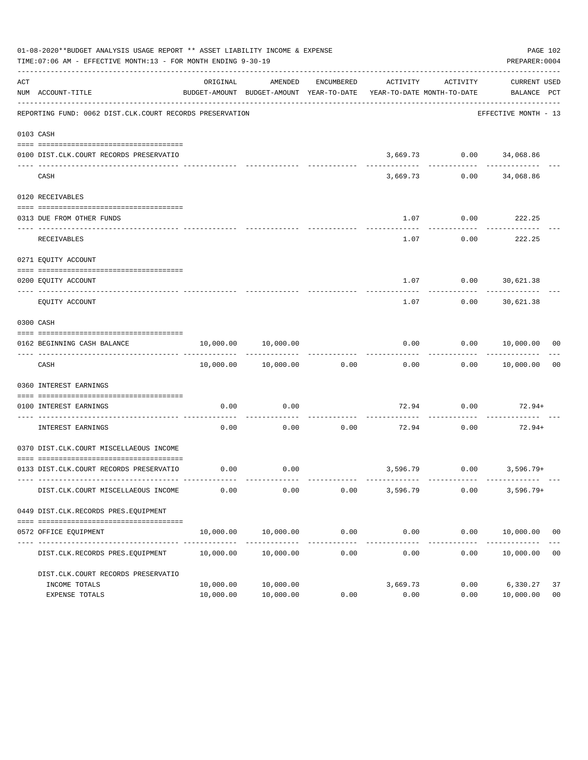01-08-2020**BUDGET ANALYSIS USAGE REPORT ** ASSET LIABILITY INCOME & EXPENSE

TIME:07:06 AM - EFFECTIVE MONTH:13 - FOR MONTH ENDING 9-30-19

PREPARER:0004

REPORTING FUND: 0062 DIST.CLK.COURT RECORDS PRESERVATION — EFFECTIVE MONTH - 13

| ACT NUM | ACCOUNT-TITLE | ORIGINAL BUDGET-AMOUNT | AMENDED BUDGET-AMOUNT | ENCUMBERED YEAR-TO-DATE | ACTIVITY YEAR-TO-DATE | ACTIVITY MONTH-TO-DATE | CURRENT BALANCE | USED PCT |
|---|---|---|---|---|---|---|---|---|
| 0103 | CASH | | | | | | | |
| 0100 | DIST.CLK.COURT RECORDS PRESERVATIO | | | | 3,669.73 | 0.00 | 34,068.86 | |
| | CASH | | | | 3,669.73 | 0.00 | 34,068.86 | |
| 0120 | RECEIVABLES | | | | | | | |
| 0313 | DUE FROM OTHER FUNDS | | | | 1.07 | 0.00 | 222.25 | |
| | RECEIVABLES | | | | 1.07 | 0.00 | 222.25 | |
| 0271 | EQUITY ACCOUNT | | | | | | | |
| 0200 | EQUITY ACCOUNT | | | | 1.07 | 0.00 | 30,621.38 | |
| | EQUITY ACCOUNT | | | | 1.07 | 0.00 | 30,621.38 | |
| 0300 | CASH | | | | | | | |
| 0162 | BEGINNING CASH BALANCE | 10,000.00 | 10,000.00 | | 0.00 | 0.00 | 10,000.00 | 00 |
| | CASH | 10,000.00 | 10,000.00 | 0.00 | 0.00 | 0.00 | 10,000.00 | 00 |
| 0360 | INTEREST EARNINGS | | | | | | | |
| 0100 | INTEREST EARNINGS | 0.00 | 0.00 | | 72.94 | 0.00 | 72.94+ | |
| | INTEREST EARNINGS | 0.00 | 0.00 | 0.00 | 72.94 | 0.00 | 72.94+ | |
| 0370 | DIST.CLK.COURT MISCELLAEOUS INCOME | | | | | | | |
| 0133 | DIST.CLK.COURT RECORDS PRESERVATIO | 0.00 | 0.00 | | 3,596.79 | 0.00 | 3,596.79+ | |
| | DIST.CLK.COURT MISCELLAEOUS INCOME | 0.00 | 0.00 | 0.00 | 3,596.79 | 0.00 | 3,596.79+ | |
| 0449 | DIST.CLK.RECORDS PRES.EQUIPMENT | | | | | | | |
| 0572 | OFFICE EQUIPMENT | 10,000.00 | 10,000.00 | 0.00 | 0.00 | 0.00 | 10,000.00 | 00 |
| | DIST.CLK.RECORDS PRES.EQUIPMENT | 10,000.00 | 10,000.00 | 0.00 | 0.00 | 0.00 | 10,000.00 | 00 |
| | DIST.CLK.COURT RECORDS PRESERVATIO | | | | | | | |
| | INCOME TOTALS | 10,000.00 | 10,000.00 | | 3,669.73 | 0.00 | 6,330.27 | 37 |
| | EXPENSE TOTALS | 10,000.00 | 10,000.00 | 0.00 | 0.00 | 0.00 | 10,000.00 | 00 |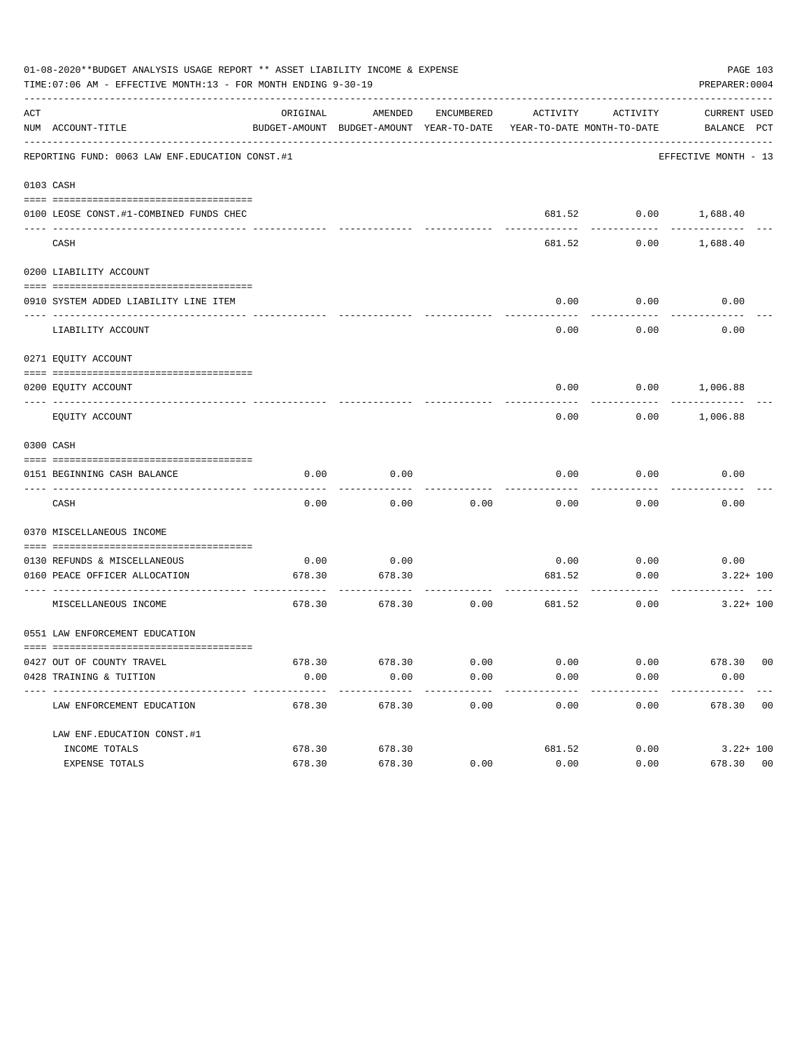01-08-2020**BUDGET ANALYSIS USAGE REPORT ** ASSET LIABILITY INCOME & EXPENSE

TIME:07:06 AM - EFFECTIVE MONTH:13 - FOR MONTH ENDING 9-30-19

PREPARER:0004

| ACT NUM | ACCOUNT-TITLE | ORIGINAL BUDGET-AMOUNT | AMENDED BUDGET-AMOUNT | ENCUMBERED YEAR-TO-DATE | ACTIVITY YEAR-TO-DATE | ACTIVITY MONTH-TO-DATE | CURRENT BALANCE | USED PCT |
|---|---|---|---|---|---|---|---|---|
| | REPORTING FUND: 0063 LAW ENF.EDUCATION CONST.#1 | | | | | | EFFECTIVE MONTH - 13 | |
| 0103 | CASH | | | | | | | |
| 0100 | LEOSE CONST.#1-COMBINED FUNDS CHEC | | | | 681.52 | 0.00 | 1,688.40 | |
| | CASH | | | | 681.52 | 0.00 | 1,688.40 | |
| 0200 | LIABILITY ACCOUNT | | | | | | | |
| 0910 | SYSTEM ADDED LIABILITY LINE ITEM | | | | 0.00 | 0.00 | 0.00 | |
| | LIABILITY ACCOUNT | | | | 0.00 | 0.00 | 0.00 | |
| 0271 | EQUITY ACCOUNT | | | | | | | |
| 0200 | EQUITY ACCOUNT | | | | 0.00 | 0.00 | 1,006.88 | |
| | EQUITY ACCOUNT | | | | 0.00 | 0.00 | 1,006.88 | |
| 0300 | CASH | | | | | | | |
| 0151 | BEGINNING CASH BALANCE | 0.00 | 0.00 | | 0.00 | 0.00 | 0.00 | |
| | CASH | 0.00 | 0.00 | 0.00 | 0.00 | 0.00 | 0.00 | |
| 0370 | MISCELLANEOUS INCOME | | | | | | | |
| 0130 | REFUNDS & MISCELLANEOUS | 0.00 | 0.00 | | 0.00 | 0.00 | 0.00 | |
| 0160 | PEACE OFFICER ALLOCATION | 678.30 | 678.30 | | 681.52 | 0.00 | 3.22+ | 100 |
| | MISCELLANEOUS INCOME | 678.30 | 678.30 | 0.00 | 681.52 | 0.00 | 3.22+ | 100 |
| 0551 | LAW ENFORCEMENT EDUCATION | | | | | | | |
| 0427 | OUT OF COUNTY TRAVEL | 678.30 | 678.30 | 0.00 | 0.00 | 0.00 | 678.30 | 00 |
| 0428 | TRAINING & TUITION | 0.00 | 0.00 | 0.00 | 0.00 | 0.00 | 0.00 | |
| | LAW ENFORCEMENT EDUCATION | 678.30 | 678.30 | 0.00 | 0.00 | 0.00 | 678.30 | 00 |
| | LAW ENF.EDUCATION CONST.#1 | | | | | | | |
| | INCOME TOTALS | 678.30 | 678.30 | | 681.52 | 0.00 | 3.22+ | 100 |
| | EXPENSE TOTALS | 678.30 | 678.30 | 0.00 | 0.00 | 0.00 | 678.30 | 00 |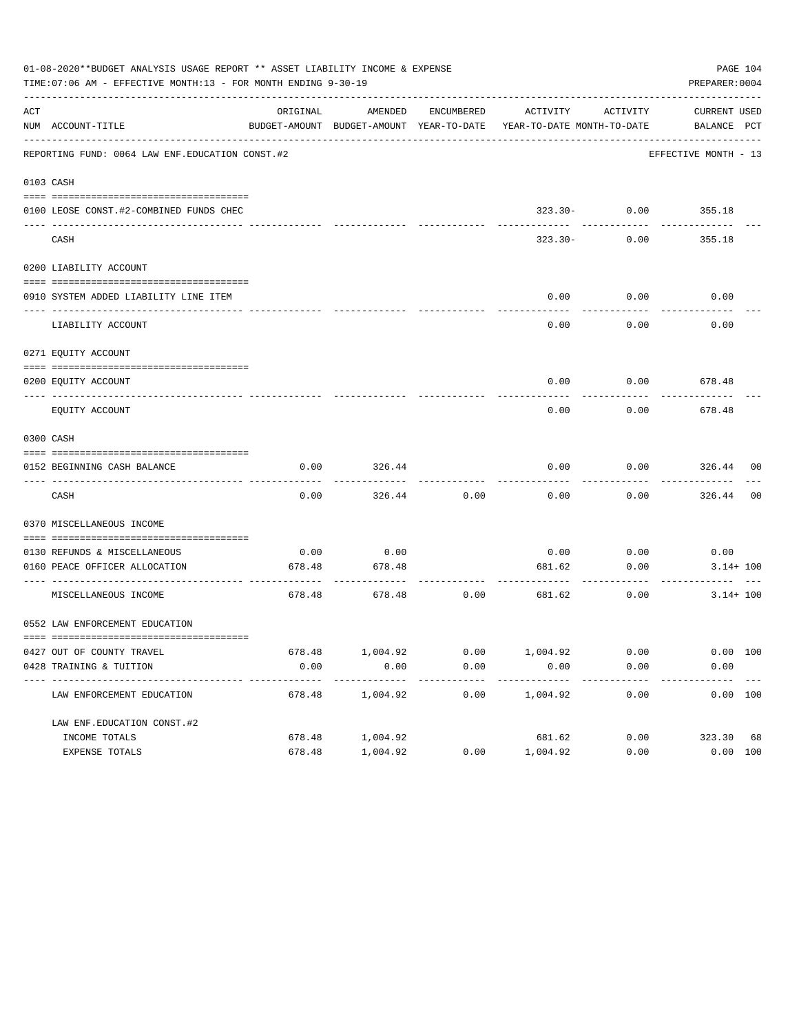01-08-2020**BUDGET ANALYSIS USAGE REPORT ** ASSET LIABILITY INCOME & EXPENSE

TIME:07:06 AM - EFFECTIVE MONTH:13 - FOR MONTH ENDING 9-30-19

PREPARER:0004

REPORTING FUND: 0064 LAW ENF.EDUCATION CONST.#2 — EFFECTIVE MONTH - 13

| ACT NUM | ACCOUNT-TITLE | ORIGINAL BUDGET-AMOUNT | AMENDED BUDGET-AMOUNT | ENCUMBERED YEAR-TO-DATE | ACTIVITY YEAR-TO-DATE | ACTIVITY MONTH-TO-DATE | CURRENT BALANCE | USED PCT |
|---|---|---|---|---|---|---|---|---|
| 0103 | CASH | | | | | | | |
| 0100 | LEOSE CONST.#2-COMBINED FUNDS CHEC | | | | 323.30- | 0.00 | 355.18 | |
| | CASH | | | | 323.30- | 0.00 | 355.18 | |
| 0200 | LIABILITY ACCOUNT | | | | | | | |
| 0910 | SYSTEM ADDED LIABILITY LINE ITEM | | | | 0.00 | 0.00 | 0.00 | |
| | LIABILITY ACCOUNT | | | | 0.00 | 0.00 | 0.00 | |
| 0271 | EQUITY ACCOUNT | | | | | | | |
| 0200 | EQUITY ACCOUNT | | | | 0.00 | 0.00 | 678.48 | |
| | EQUITY ACCOUNT | | | | 0.00 | 0.00 | 678.48 | |
| 0300 | CASH | | | | | | | |
| 0152 | BEGINNING CASH BALANCE | 0.00 | 326.44 | | 0.00 | 0.00 | 326.44 | 00 |
| | CASH | 0.00 | 326.44 | 0.00 | 0.00 | 0.00 | 326.44 | 00 |
| 0370 | MISCELLANEOUS INCOME | | | | | | | |
| 0130 | REFUNDS & MISCELLANEOUS | 0.00 | 0.00 | | 0.00 | 0.00 | 0.00 | |
| 0160 | PEACE OFFICER ALLOCATION | 678.48 | 678.48 | | 681.62 | 0.00 | 3.14+ | 100 |
| | MISCELLANEOUS INCOME | 678.48 | 678.48 | 0.00 | 681.62 | 0.00 | 3.14+ | 100 |
| 0552 | LAW ENFORCEMENT EDUCATION | | | | | | | |
| 0427 | OUT OF COUNTY TRAVEL | 678.48 | 1,004.92 | 0.00 | 1,004.92 | 0.00 | 0.00 | 100 |
| 0428 | TRAINING & TUITION | 0.00 | 0.00 | 0.00 | 0.00 | 0.00 | 0.00 | |
| | LAW ENFORCEMENT EDUCATION | 678.48 | 1,004.92 | 0.00 | 1,004.92 | 0.00 | 0.00 | 100 |
| | LAW ENF.EDUCATION CONST.#2 | | | | | | | |
| | INCOME TOTALS | 678.48 | 1,004.92 | | 681.62 | 0.00 | 323.30 | 68 |
| | EXPENSE TOTALS | 678.48 | 1,004.92 | 0.00 | 1,004.92 | 0.00 | 0.00 | 100 |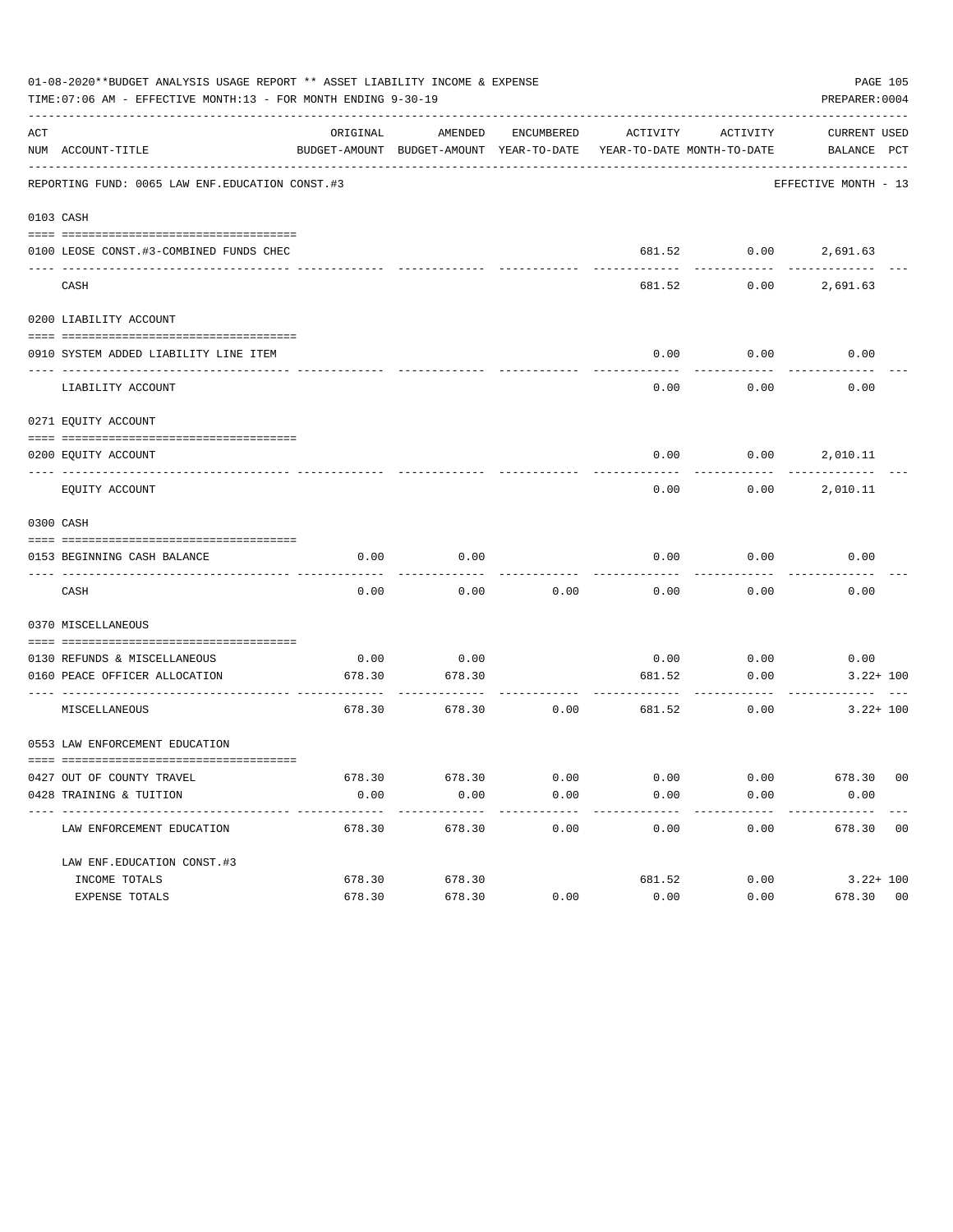01-08-2020**BUDGET ANALYSIS USAGE REPORT ** ASSET LIABILITY INCOME & EXPENSE

TIME:07:06 AM - EFFECTIVE MONTH:13 - FOR MONTH ENDING 9-30-19

PREPARER:0004

| ACT NUM | ACCOUNT-TITLE | ORIGINAL BUDGET-AMOUNT | AMENDED BUDGET-AMOUNT | ENCUMBERED YEAR-TO-DATE | ACTIVITY YEAR-TO-DATE | ACTIVITY MONTH-TO-DATE | CURRENT BALANCE | USED PCT |
|---|---|---|---|---|---|---|---|---|
| | REPORTING FUND: 0065 LAW ENF.EDUCATION CONST.#3 | | | | | | EFFECTIVE MONTH - 13 | |
| 0103 | CASH | | | | | | | |
| 0100 | LEOSE CONST.#3-COMBINED FUNDS CHEC | | | | 681.52 | 0.00 | 2,691.63 | |
| | CASH | | | | 681.52 | 0.00 | 2,691.63 | |
| 0200 | LIABILITY ACCOUNT | | | | | | | |
| 0910 | SYSTEM ADDED LIABILITY LINE ITEM | | | | 0.00 | 0.00 | 0.00 | |
| | LIABILITY ACCOUNT | | | | 0.00 | 0.00 | 0.00 | |
| 0271 | EQUITY ACCOUNT | | | | | | | |
| 0200 | EQUITY ACCOUNT | | | | 0.00 | 0.00 | 2,010.11 | |
| | EQUITY ACCOUNT | | | | 0.00 | 0.00 | 2,010.11 | |
| 0300 | CASH | | | | | | | |
| 0153 | BEGINNING CASH BALANCE | 0.00 | 0.00 | | 0.00 | 0.00 | 0.00 | |
| | CASH | 0.00 | 0.00 | 0.00 | 0.00 | 0.00 | 0.00 | |
| 0370 | MISCELLANEOUS | | | | | | | |
| 0130 | REFUNDS & MISCELLANEOUS | 0.00 | 0.00 | | 0.00 | 0.00 | 0.00 | |
| 0160 | PEACE OFFICER ALLOCATION | 678.30 | 678.30 | | 681.52 | 0.00 | 3.22+ | 100 |
| | MISCELLANEOUS | 678.30 | 678.30 | 0.00 | 681.52 | 0.00 | 3.22+ | 100 |
| 0553 | LAW ENFORCEMENT EDUCATION | | | | | | | |
| 0427 | OUT OF COUNTY TRAVEL | 678.30 | 678.30 | 0.00 | 0.00 | 0.00 | 678.30 | 00 |
| 0428 | TRAINING & TUITION | 0.00 | 0.00 | 0.00 | 0.00 | 0.00 | 0.00 | |
| | LAW ENFORCEMENT EDUCATION | 678.30 | 678.30 | 0.00 | 0.00 | 0.00 | 678.30 | 00 |
| | LAW ENF.EDUCATION CONST.#3 | | | | | | | |
| | INCOME TOTALS | 678.30 | 678.30 | | 681.52 | 0.00 | 3.22+ | 100 |
| | EXPENSE TOTALS | 678.30 | 678.30 | 0.00 | 0.00 | 0.00 | 678.30 | 00 |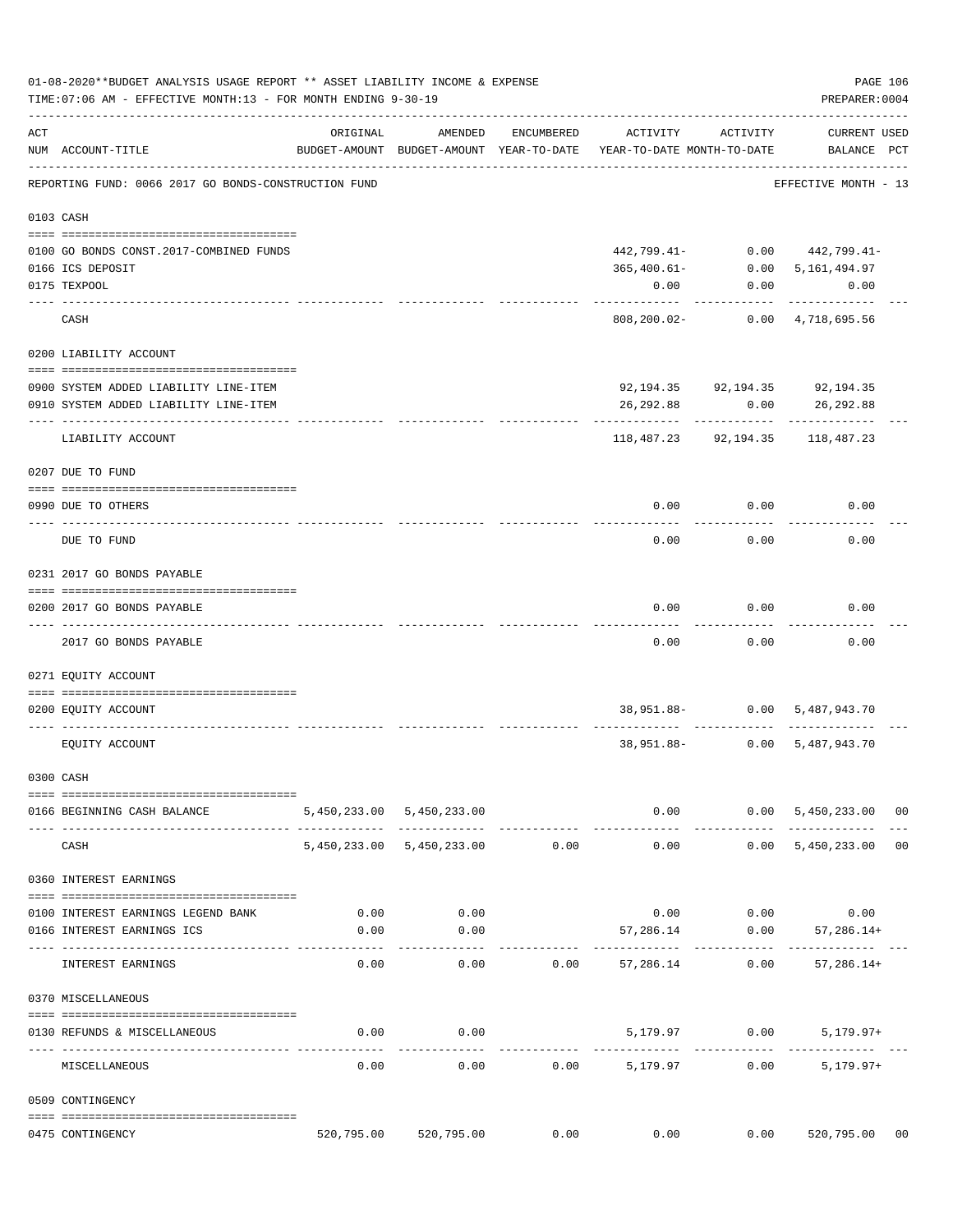01-08-2020**BUDGET ANALYSIS USAGE REPORT ** ASSET LIABILITY INCOME & EXPENSE

TIME:07:06 AM - EFFECTIVE MONTH:13 - FOR MONTH ENDING 9-30-19

PREPARER:0004

| ACT NUM | ACCOUNT-TITLE | ORIGINAL BUDGET-AMOUNT | AMENDED BUDGET-AMOUNT | ENCUMBERED YEAR-TO-DATE | ACTIVITY YEAR-TO-DATE | ACTIVITY MONTH-TO-DATE | CURRENT USED BALANCE | PCT |
|---|---|---|---|---|---|---|---|---|
| | REPORTING FUND: 0066 2017 GO BONDS-CONSTRUCTION FUND | | | | | | EFFECTIVE MONTH - 13 | |
| 0103 | CASH | | | | | | | |
| 0100 | GO BONDS CONST.2017-COMBINED FUNDS | | | | 442,799.41- | 0.00 | 442,799.41- | |
| 0166 | ICS DEPOSIT | | | | 365,400.61- | 0.00 | 5,161,494.97 | |
| 0175 | TEXPOOL | | | | 0.00 | 0.00 | 0.00 | |
| | CASH | | | | 808,200.02- | 0.00 | 4,718,695.56 | |
| 0200 | LIABILITY ACCOUNT | | | | | | | |
| 0900 | SYSTEM ADDED LIABILITY LINE-ITEM | | | | 92,194.35 | 92,194.35 | 92,194.35 | |
| 0910 | SYSTEM ADDED LIABILITY LINE-ITEM | | | | 26,292.88 | 0.00 | 26,292.88 | |
| | LIABILITY ACCOUNT | | | | 118,487.23 | 92,194.35 | 118,487.23 | |
| 0207 | DUE TO FUND | | | | | | | |
| 0990 | DUE TO OTHERS | | | | 0.00 | 0.00 | 0.00 | |
| | DUE TO FUND | | | | 0.00 | 0.00 | 0.00 | |
| 0231 | 2017 GO BONDS PAYABLE | | | | | | | |
| 0200 | 2017 GO BONDS PAYABLE | | | | 0.00 | 0.00 | 0.00 | |
| | 2017 GO BONDS PAYABLE | | | | 0.00 | 0.00 | 0.00 | |
| 0271 | EQUITY ACCOUNT | | | | | | | |
| 0200 | EQUITY ACCOUNT | | | | 38,951.88- | 0.00 | 5,487,943.70 | |
| | EQUITY ACCOUNT | | | | 38,951.88- | 0.00 | 5,487,943.70 | |
| 0300 | CASH | | | | | | | |
| 0166 | BEGINNING CASH BALANCE | 5,450,233.00 | 5,450,233.00 | | 0.00 | 0.00 | 5,450,233.00 | 00 |
| | CASH | 5,450,233.00 | 5,450,233.00 | 0.00 | 0.00 | 0.00 | 5,450,233.00 | 00 |
| 0360 | INTEREST EARNINGS | | | | | | | |
| 0100 | INTEREST EARNINGS LEGEND BANK | 0.00 | 0.00 | | 0.00 | 0.00 | 0.00 | |
| 0166 | INTEREST EARNINGS ICS | 0.00 | 0.00 | | 57,286.14 | 0.00 | 57,286.14+ | |
| | INTEREST EARNINGS | 0.00 | 0.00 | 0.00 | 57,286.14 | 0.00 | 57,286.14+ | |
| 0370 | MISCELLANEOUS | | | | | | | |
| 0130 | REFUNDS & MISCELLANEOUS | 0.00 | 0.00 | | 5,179.97 | 0.00 | 5,179.97+ | |
| | MISCELLANEOUS | 0.00 | 0.00 | 0.00 | 5,179.97 | 0.00 | 5,179.97+ | |
| 0509 | CONTINGENCY | | | | | | | |
| 0475 | CONTINGENCY | 520,795.00 | 520,795.00 | 0.00 | 0.00 | 0.00 | 520,795.00 | 00 |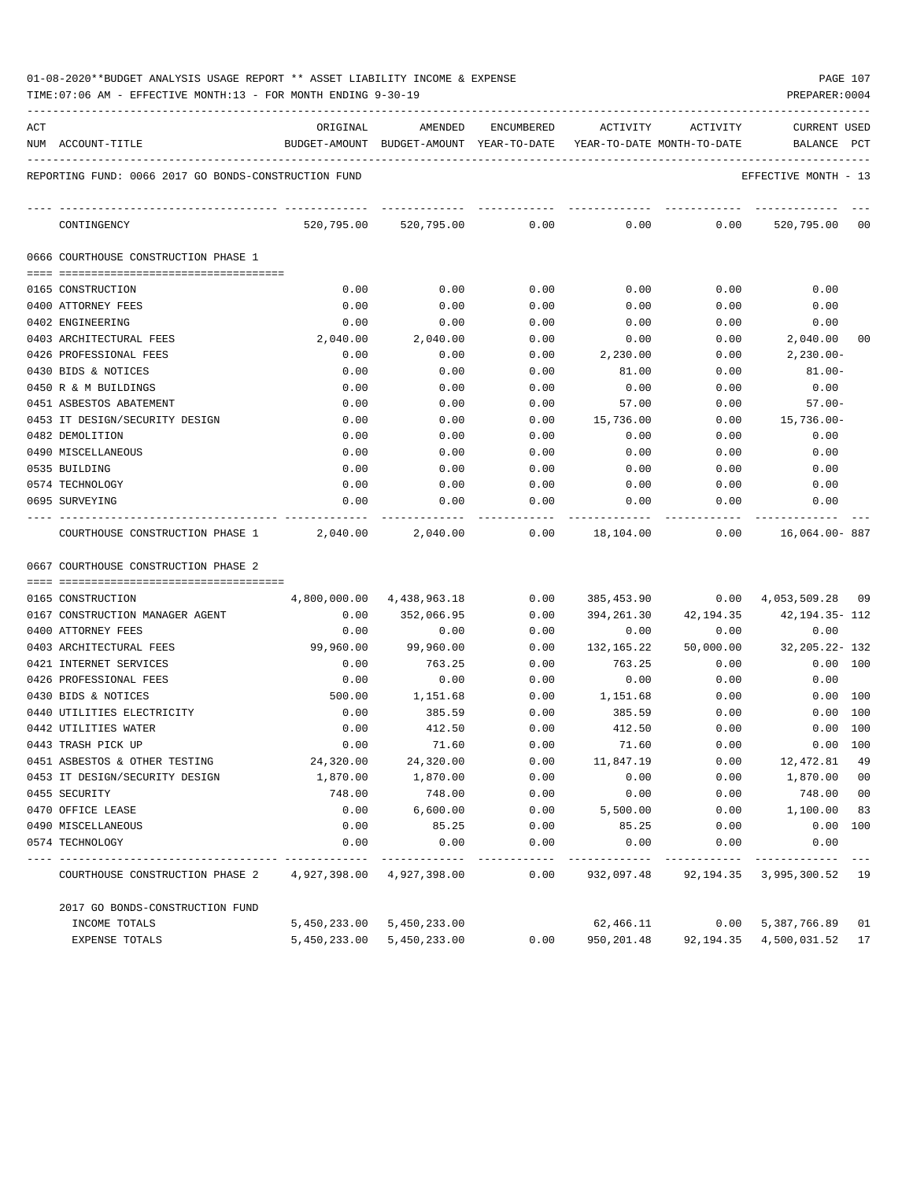01-08-2020**BUDGET ANALYSIS USAGE REPORT ** ASSET LIABILITY INCOME & EXPENSE

TIME:07:06 AM - EFFECTIVE MONTH:13 - FOR MONTH ENDING 9-30-19

PREPARER:0004

REPORTING FUND: 0066 2017 GO BONDS-CONSTRUCTION FUND — EFFECTIVE MONTH - 13

| ACT NUM | ACCOUNT-TITLE | ORIGINAL BUDGET-AMOUNT | AMENDED BUDGET-AMOUNT | ENCUMBERED YEAR-TO-DATE | ACTIVITY YEAR-TO-DATE | ACTIVITY MONTH-TO-DATE | CURRENT BALANCE | USED PCT |
|---|---|---|---|---|---|---|---|---|
| | CONTINGENCY | 520,795.00 | 520,795.00 | 0.00 | 0.00 | 0.00 | 520,795.00 | 00 |
| | **0666 COURTHOUSE CONSTRUCTION PHASE 1** | | | | | | | |
| 0165 | CONSTRUCTION | 0.00 | 0.00 | 0.00 | 0.00 | 0.00 | 0.00 | |
| 0400 | ATTORNEY FEES | 0.00 | 0.00 | 0.00 | 0.00 | 0.00 | 0.00 | |
| 0402 | ENGINEERING | 0.00 | 0.00 | 0.00 | 0.00 | 0.00 | 0.00 | |
| 0403 | ARCHITECTURAL FEES | 2,040.00 | 2,040.00 | 0.00 | 0.00 | 0.00 | 2,040.00 | 00 |
| 0426 | PROFESSIONAL FEES | 0.00 | 0.00 | 0.00 | 2,230.00 | 0.00 | 2,230.00- | |
| 0430 | BIDS & NOTICES | 0.00 | 0.00 | 0.00 | 81.00 | 0.00 | 81.00- | |
| 0450 | R & M BUILDINGS | 0.00 | 0.00 | 0.00 | 0.00 | 0.00 | 0.00 | |
| 0451 | ASBESTOS ABATEMENT | 0.00 | 0.00 | 0.00 | 57.00 | 0.00 | 57.00- | |
| 0453 | IT DESIGN/SECURITY DESIGN | 0.00 | 0.00 | 0.00 | 15,736.00 | 0.00 | 15,736.00- | |
| 0482 | DEMOLITION | 0.00 | 0.00 | 0.00 | 0.00 | 0.00 | 0.00 | |
| 0490 | MISCELLANEOUS | 0.00 | 0.00 | 0.00 | 0.00 | 0.00 | 0.00 | |
| 0535 | BUILDING | 0.00 | 0.00 | 0.00 | 0.00 | 0.00 | 0.00 | |
| 0574 | TECHNOLOGY | 0.00 | 0.00 | 0.00 | 0.00 | 0.00 | 0.00 | |
| 0695 | SURVEYING | 0.00 | 0.00 | 0.00 | 0.00 | 0.00 | 0.00 | |
| | COURTHOUSE CONSTRUCTION PHASE 1 | 2,040.00 | 2,040.00 | 0.00 | 18,104.00 | 0.00 | 16,064.00- | 887 |
| | **0667 COURTHOUSE CONSTRUCTION PHASE 2** | | | | | | | |
| 0165 | CONSTRUCTION | 4,800,000.00 | 4,438,963.18 | 0.00 | 385,453.90 | 0.00 | 4,053,509.28 | 09 |
| 0167 | CONSTRUCTION MANAGER AGENT | 0.00 | 352,066.95 | 0.00 | 394,261.30 | 42,194.35 | 42,194.35- | 112 |
| 0400 | ATTORNEY FEES | 0.00 | 0.00 | 0.00 | 0.00 | 0.00 | 0.00 | |
| 0403 | ARCHITECTURAL FEES | 99,960.00 | 99,960.00 | 0.00 | 132,165.22 | 50,000.00 | 32,205.22- | 132 |
| 0421 | INTERNET SERVICES | 0.00 | 763.25 | 0.00 | 763.25 | 0.00 | 0.00 | 100 |
| 0426 | PROFESSIONAL FEES | 0.00 | 0.00 | 0.00 | 0.00 | 0.00 | 0.00 | |
| 0430 | BIDS & NOTICES | 500.00 | 1,151.68 | 0.00 | 1,151.68 | 0.00 | 0.00 | 100 |
| 0440 | UTILITIES ELECTRICITY | 0.00 | 385.59 | 0.00 | 385.59 | 0.00 | 0.00 | 100 |
| 0442 | UTILITIES WATER | 0.00 | 412.50 | 0.00 | 412.50 | 0.00 | 0.00 | 100 |
| 0443 | TRASH PICK UP | 0.00 | 71.60 | 0.00 | 71.60 | 0.00 | 0.00 | 100 |
| 0451 | ASBESTOS & OTHER TESTING | 24,320.00 | 24,320.00 | 0.00 | 11,847.19 | 0.00 | 12,472.81 | 49 |
| 0453 | IT DESIGN/SECURITY DESIGN | 1,870.00 | 1,870.00 | 0.00 | 0.00 | 0.00 | 1,870.00 | 00 |
| 0455 | SECURITY | 748.00 | 748.00 | 0.00 | 0.00 | 0.00 | 748.00 | 00 |
| 0470 | OFFICE LEASE | 0.00 | 6,600.00 | 0.00 | 5,500.00 | 0.00 | 1,100.00 | 83 |
| 0490 | MISCELLANEOUS | 0.00 | 85.25 | 0.00 | 85.25 | 0.00 | 0.00 | 100 |
| 0574 | TECHNOLOGY | 0.00 | 0.00 | 0.00 | 0.00 | 0.00 | 0.00 | |
| | COURTHOUSE CONSTRUCTION PHASE 2 | 4,927,398.00 | 4,927,398.00 | 0.00 | 932,097.48 | 92,194.35 | 3,995,300.52 | 19 |
| | **2017 GO BONDS-CONSTRUCTION FUND** | | | | | | | |
| | INCOME TOTALS | 5,450,233.00 | 5,450,233.00 | | 62,466.11 | 0.00 | 5,387,766.89 | 01 |
| | EXPENSE TOTALS | 5,450,233.00 | 5,450,233.00 | 0.00 | 950,201.48 | 92,194.35 | 4,500,031.52 | 17 |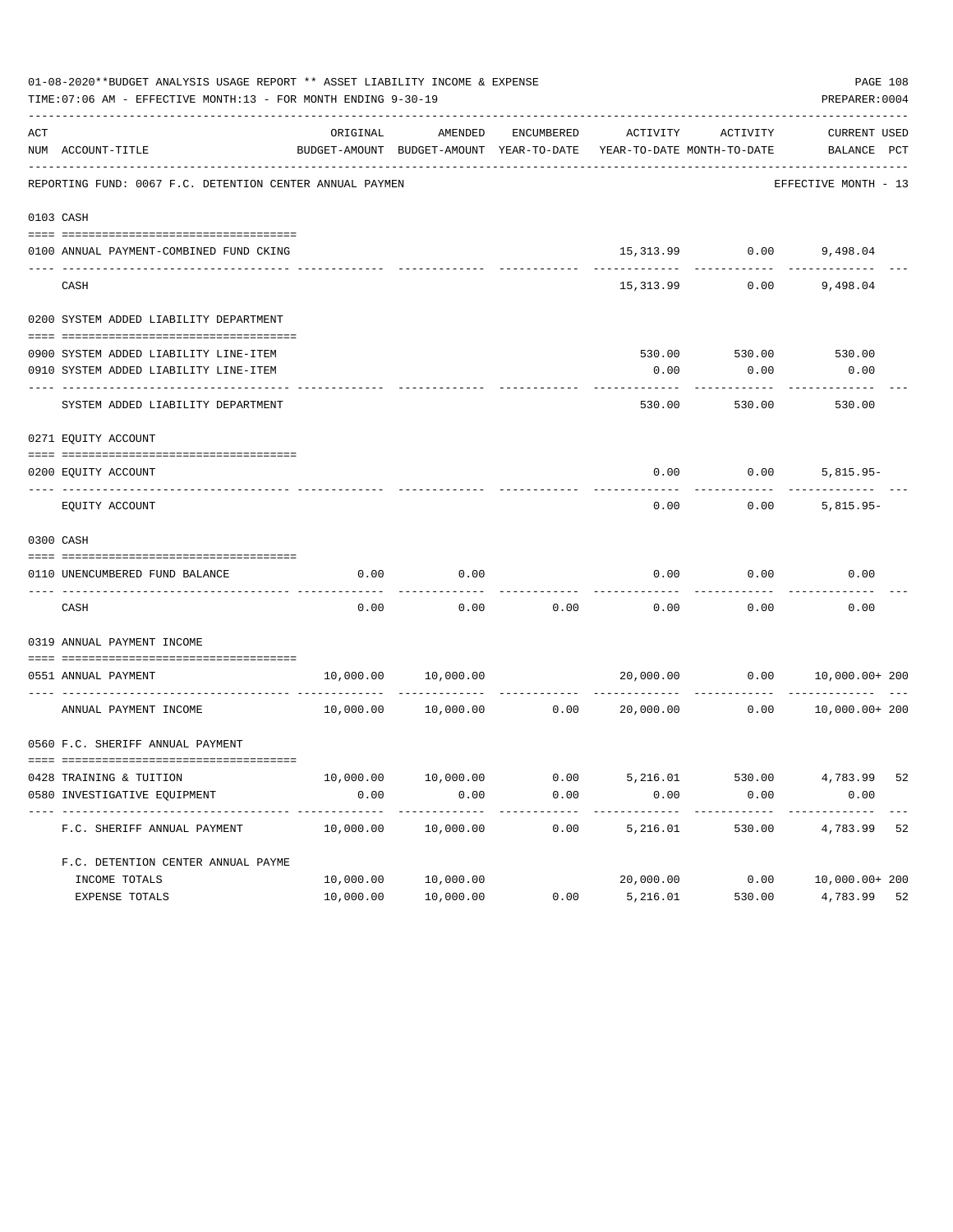01-08-2020**BUDGET ANALYSIS USAGE REPORT ** ASSET LIABILITY INCOME & EXPENSE

TIME:07:06 AM - EFFECTIVE MONTH:13 - FOR MONTH ENDING 9-30-19

PREPARER:0004

REPORTING FUND: 0067 F.C. DETENTION CENTER ANNUAL PAYMEN — EFFECTIVE MONTH - 13

| ACT NUM | ACCOUNT-TITLE | ORIGINAL BUDGET-AMOUNT | AMENDED BUDGET-AMOUNT | ENCUMBERED YEAR-TO-DATE | ACTIVITY YEAR-TO-DATE | ACTIVITY MONTH-TO-DATE | CURRENT BALANCE | USED PCT |
|---|---|---|---|---|---|---|---|---|
| 0103 | CASH | | | | | | | |
| 0100 | ANNUAL PAYMENT-COMBINED FUND CKING | | | | 15,313.99 | 0.00 | 9,498.04 | |
| | CASH | | | | 15,313.99 | 0.00 | 9,498.04 | |
| 0200 | SYSTEM ADDED LIABILITY DEPARTMENT | | | | | | | |
| 0900 | SYSTEM ADDED LIABILITY LINE-ITEM | | | | 530.00 | 530.00 | 530.00 | |
| 0910 | SYSTEM ADDED LIABILITY LINE-ITEM | | | | 0.00 | 0.00 | 0.00 | |
| | SYSTEM ADDED LIABILITY DEPARTMENT | | | | 530.00 | 530.00 | 530.00 | |
| 0271 | EQUITY ACCOUNT | | | | | | | |
| 0200 | EQUITY ACCOUNT | | | | 0.00 | 0.00 | 5,815.95- | |
| | EQUITY ACCOUNT | | | | 0.00 | 0.00 | 5,815.95- | |
| 0300 | CASH | | | | | | | |
| 0110 | UNENCUMBERED FUND BALANCE | 0.00 | 0.00 | | 0.00 | 0.00 | 0.00 | |
| | CASH | 0.00 | 0.00 | 0.00 | 0.00 | 0.00 | 0.00 | |
| 0319 | ANNUAL PAYMENT INCOME | | | | | | | |
| 0551 | ANNUAL PAYMENT | 10,000.00 | 10,000.00 | | 20,000.00 | 0.00 | 10,000.00+ | 200 |
| | ANNUAL PAYMENT INCOME | 10,000.00 | 10,000.00 | 0.00 | 20,000.00 | 0.00 | 10,000.00+ | 200 |
| 0560 | F.C. SHERIFF ANNUAL PAYMENT | | | | | | | |
| 0428 | TRAINING & TUITION | 10,000.00 | 10,000.00 | 0.00 | 5,216.01 | 530.00 | 4,783.99 | 52 |
| 0580 | INVESTIGATIVE EQUIPMENT | 0.00 | 0.00 | 0.00 | 0.00 | 0.00 | 0.00 | |
| | F.C. SHERIFF ANNUAL PAYMENT | 10,000.00 | 10,000.00 | 0.00 | 5,216.01 | 530.00 | 4,783.99 | 52 |
| | F.C. DETENTION CENTER ANNUAL PAYME | | | | | | | |
| | INCOME TOTALS | 10,000.00 | 10,000.00 | | 20,000.00 | 0.00 | 10,000.00+ | 200 |
| | EXPENSE TOTALS | 10,000.00 | 10,000.00 | 0.00 | 5,216.01 | 530.00 | 4,783.99 | 52 |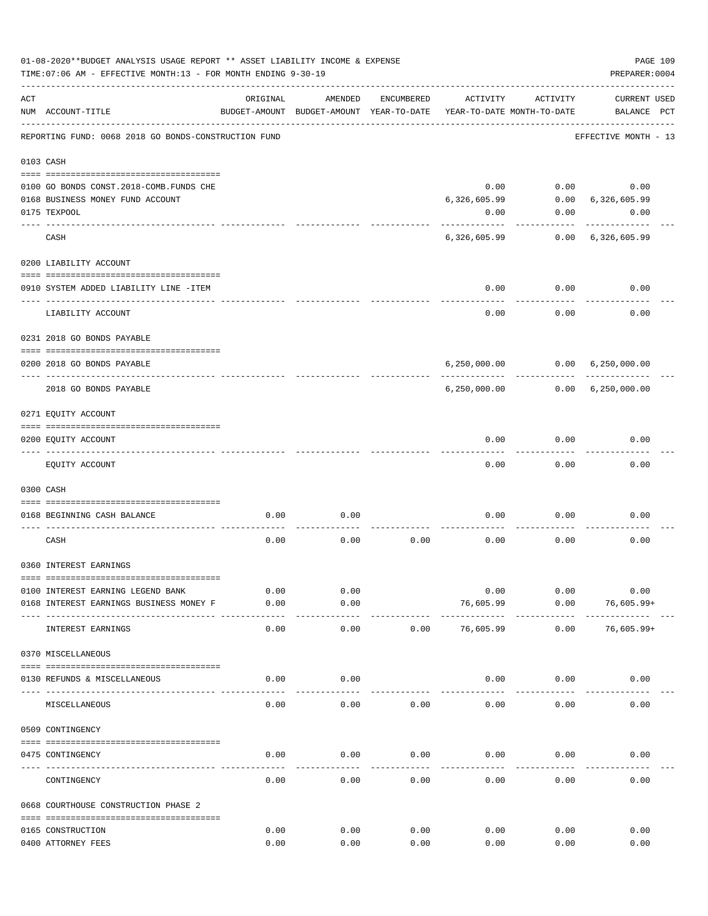01-08-2020**BUDGET ANALYSIS USAGE REPORT ** ASSET LIABILITY INCOME & EXPENSE

TIME:07:06 AM - EFFECTIVE MONTH:13 - FOR MONTH ENDING 9-30-19

PREPARER:0004

| ACT NUM | ACCOUNT-TITLE | ORIGINAL BUDGET-AMOUNT | AMENDED BUDGET-AMOUNT | ENCUMBERED YEAR-TO-DATE | ACTIVITY YEAR-TO-DATE | ACTIVITY MONTH-TO-DATE | CURRENT BALANCE | USED PCT |
|---|---|---|---|---|---|---|---|---|
| | REPORTING FUND: 0068 2018 GO BONDS-CONSTRUCTION FUND | | | | | | EFFECTIVE MONTH - 13 | |
| | **0103 CASH** | | | | | | | |
| 0100 | GO BONDS CONST.2018-COMB.FUNDS CHE | | | | 0.00 | 0.00 | 0.00 | |
| 0168 | BUSINESS MONEY FUND ACCOUNT | | | | 6,326,605.99 | 0.00 | 6,326,605.99 | |
| 0175 | TEXPOOL | | | | 0.00 | 0.00 | 0.00 | |
| | CASH | | | | 6,326,605.99 | 0.00 | 6,326,605.99 | |
| | **0200 LIABILITY ACCOUNT** | | | | | | | |
| 0910 | SYSTEM ADDED LIABILITY LINE -ITEM | | | | 0.00 | 0.00 | 0.00 | |
| | LIABILITY ACCOUNT | | | | 0.00 | 0.00 | 0.00 | |
| | **0231 2018 GO BONDS PAYABLE** | | | | | | | |
| 0200 | 2018 GO BONDS PAYABLE | | | | 6,250,000.00 | 0.00 | 6,250,000.00 | |
| | 2018 GO BONDS PAYABLE | | | | 6,250,000.00 | 0.00 | 6,250,000.00 | |
| | **0271 EQUITY ACCOUNT** | | | | | | | |
| 0200 | EQUITY ACCOUNT | | | | 0.00 | 0.00 | 0.00 | |
| | EQUITY ACCOUNT | | | | 0.00 | 0.00 | 0.00 | |
| | **0300 CASH** | | | | | | | |
| 0168 | BEGINNING CASH BALANCE | 0.00 | 0.00 | | 0.00 | 0.00 | 0.00 | |
| | CASH | 0.00 | 0.00 | 0.00 | 0.00 | 0.00 | 0.00 | |
| | **0360 INTEREST EARNINGS** | | | | | | | |
| 0100 | INTEREST EARNING LEGEND BANK | 0.00 | 0.00 | | 0.00 | 0.00 | 0.00 | |
| 0168 | INTEREST EARNINGS BUSINESS MONEY F | 0.00 | 0.00 | | 76,605.99 | 0.00 | 76,605.99+ | |
| | INTEREST EARNINGS | 0.00 | 0.00 | 0.00 | 76,605.99 | 0.00 | 76,605.99+ | |
| | **0370 MISCELLANEOUS** | | | | | | | |
| 0130 | REFUNDS & MISCELLANEOUS | 0.00 | 0.00 | | 0.00 | 0.00 | 0.00 | |
| | MISCELLANEOUS | 0.00 | 0.00 | 0.00 | 0.00 | 0.00 | 0.00 | |
| | **0509 CONTINGENCY** | | | | | | | |
| 0475 | CONTINGENCY | 0.00 | 0.00 | 0.00 | 0.00 | 0.00 | 0.00 | |
| | CONTINGENCY | 0.00 | 0.00 | 0.00 | 0.00 | 0.00 | 0.00 | |
| | **0668 COURTHOUSE CONSTRUCTION PHASE 2** | | | | | | | |
| 0165 | CONSTRUCTION | 0.00 | 0.00 | 0.00 | 0.00 | 0.00 | 0.00 | |
| 0400 | ATTORNEY FEES | 0.00 | 0.00 | 0.00 | 0.00 | 0.00 | 0.00 | |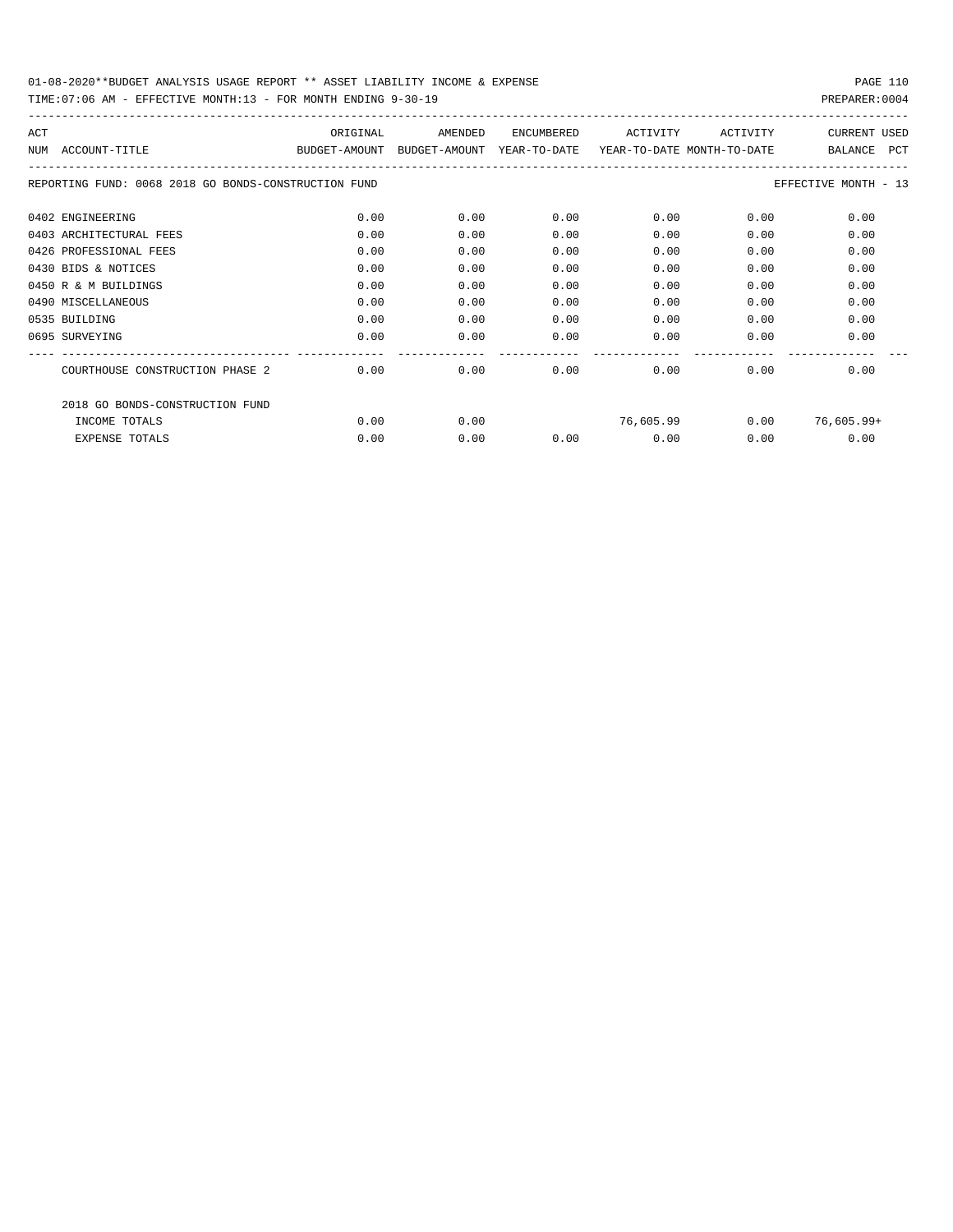01-08-2020**BUDGET ANALYSIS USAGE REPORT ** ASSET LIABILITY INCOME & EXPENSE

TIME:07:06 AM - EFFECTIVE MONTH:13 - FOR MONTH ENDING 9-30-19

PREPARER:0004

| ACT NUM | ACCOUNT-TITLE | ORIGINAL BUDGET-AMOUNT | AMENDED BUDGET-AMOUNT | ENCUMBERED YEAR-TO-DATE | ACTIVITY YEAR-TO-DATE | ACTIVITY MONTH-TO-DATE | CURRENT BALANCE | USED PCT |
|---|---|---|---|---|---|---|---|---|
| | REPORTING FUND: 0068 2018 GO BONDS-CONSTRUCTION FUND | | | | | | EFFECTIVE MONTH - 13 | |
| 0402 | ENGINEERING | 0.00 | 0.00 | 0.00 | 0.00 | 0.00 | 0.00 | |
| 0403 | ARCHITECTURAL FEES | 0.00 | 0.00 | 0.00 | 0.00 | 0.00 | 0.00 | |
| 0426 | PROFESSIONAL FEES | 0.00 | 0.00 | 0.00 | 0.00 | 0.00 | 0.00 | |
| 0430 | BIDS & NOTICES | 0.00 | 0.00 | 0.00 | 0.00 | 0.00 | 0.00 | |
| 0450 | R & M BUILDINGS | 0.00 | 0.00 | 0.00 | 0.00 | 0.00 | 0.00 | |
| 0490 | MISCELLANEOUS | 0.00 | 0.00 | 0.00 | 0.00 | 0.00 | 0.00 | |
| 0535 | BUILDING | 0.00 | 0.00 | 0.00 | 0.00 | 0.00 | 0.00 | |
| 0695 | SURVEYING | 0.00 | 0.00 | 0.00 | 0.00 | 0.00 | 0.00 | |
| | COURTHOUSE CONSTRUCTION PHASE 2 | 0.00 | 0.00 | 0.00 | 0.00 | 0.00 | 0.00 | |
| | 2018 GO BONDS-CONSTRUCTION FUND | | | | | | | |
| | INCOME TOTALS | 0.00 | 0.00 | | 76,605.99 | 0.00 | 76,605.99+ | |
| | EXPENSE TOTALS | 0.00 | 0.00 | 0.00 | 0.00 | 0.00 | 0.00 | |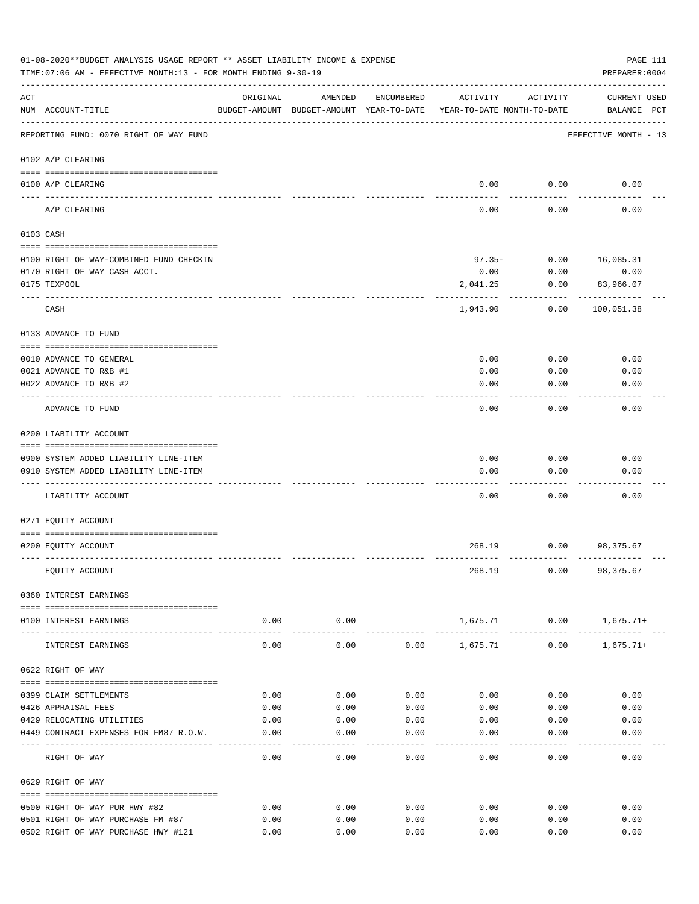01-08-2020**BUDGET ANALYSIS USAGE REPORT ** ASSET LIABILITY INCOME & EXPENSE

TIME:07:06 AM - EFFECTIVE MONTH:13 - FOR MONTH ENDING 9-30-19

PREPARER:0004

| ACT NUM | ACCOUNT-TITLE | ORIGINAL BUDGET-AMOUNT | AMENDED BUDGET-AMOUNT | ENCUMBERED YEAR-TO-DATE | ACTIVITY YEAR-TO-DATE | ACTIVITY MONTH-TO-DATE | CURRENT BALANCE | USED PCT |
|---|---|---|---|---|---|---|---|---|
| | REPORTING FUND: 0070 RIGHT OF WAY FUND | | | | | | EFFECTIVE MONTH - 13 | |
| | 0102 A/P CLEARING | | | | | | | |
| 0100 | A/P CLEARING | | | | 0.00 | 0.00 | 0.00 | |
| | A/P CLEARING | | | | 0.00 | 0.00 | 0.00 | |
| | 0103 CASH | | | | | | | |
| 0100 | RIGHT OF WAY-COMBINED FUND CHECKIN | | | | 97.35- | 0.00 | 16,085.31 | |
| 0170 | RIGHT OF WAY CASH ACCT. | | | | 0.00 | 0.00 | 0.00 | |
| 0175 | TEXPOOL | | | | 2,041.25 | 0.00 | 83,966.07 | |
| | CASH | | | | 1,943.90 | 0.00 | 100,051.38 | |
| | 0133 ADVANCE TO FUND | | | | | | | |
| 0010 | ADVANCE TO GENERAL | | | | 0.00 | 0.00 | 0.00 | |
| 0021 | ADVANCE TO R&B #1 | | | | 0.00 | 0.00 | 0.00 | |
| 0022 | ADVANCE TO R&B #2 | | | | 0.00 | 0.00 | 0.00 | |
| | ADVANCE TO FUND | | | | 0.00 | 0.00 | 0.00 | |
| | 0200 LIABILITY ACCOUNT | | | | | | | |
| 0900 | SYSTEM ADDED LIABILITY LINE-ITEM | | | | 0.00 | 0.00 | 0.00 | |
| 0910 | SYSTEM ADDED LIABILITY LINE-ITEM | | | | 0.00 | 0.00 | 0.00 | |
| | LIABILITY ACCOUNT | | | | 0.00 | 0.00 | 0.00 | |
| | 0271 EQUITY ACCOUNT | | | | | | | |
| 0200 | EQUITY ACCOUNT | | | | 268.19 | 0.00 | 98,375.67 | |
| | EQUITY ACCOUNT | | | | 268.19 | 0.00 | 98,375.67 | |
| | 0360 INTEREST EARNINGS | | | | | | | |
| 0100 | INTEREST EARNINGS | 0.00 | 0.00 | | 1,675.71 | 0.00 | 1,675.71+ | |
| | INTEREST EARNINGS | 0.00 | 0.00 | 0.00 | 1,675.71 | 0.00 | 1,675.71+ | |
| | 0622 RIGHT OF WAY | | | | | | | |
| 0399 | CLAIM SETTLEMENTS | 0.00 | 0.00 | 0.00 | 0.00 | 0.00 | 0.00 | |
| 0426 | APPRAISAL FEES | 0.00 | 0.00 | 0.00 | 0.00 | 0.00 | 0.00 | |
| 0429 | RELOCATING UTILITIES | 0.00 | 0.00 | 0.00 | 0.00 | 0.00 | 0.00 | |
| 0449 | CONTRACT EXPENSES FOR FM87 R.O.W. | 0.00 | 0.00 | 0.00 | 0.00 | 0.00 | 0.00 | |
| | RIGHT OF WAY | 0.00 | 0.00 | 0.00 | 0.00 | 0.00 | 0.00 | |
| | 0629 RIGHT OF WAY | | | | | | | |
| 0500 | RIGHT OF WAY PUR HWY #82 | 0.00 | 0.00 | 0.00 | 0.00 | 0.00 | 0.00 | |
| 0501 | RIGHT OF WAY PURCHASE FM #87 | 0.00 | 0.00 | 0.00 | 0.00 | 0.00 | 0.00 | |
| 0502 | RIGHT OF WAY PURCHASE HWY #121 | 0.00 | 0.00 | 0.00 | 0.00 | 0.00 | 0.00 | |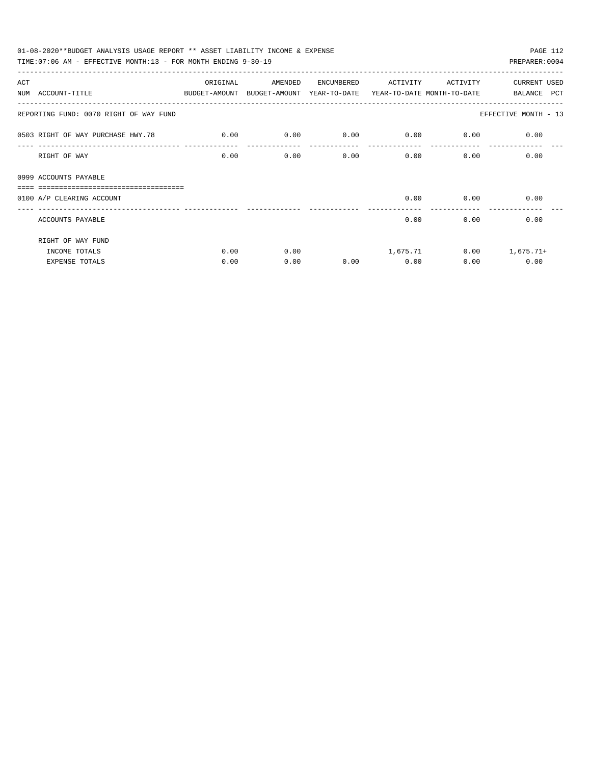01-08-2020**BUDGET ANALYSIS USAGE REPORT ** ASSET LIABILITY INCOME & EXPENSE

TIME:07:06 AM - EFFECTIVE MONTH:13 - FOR MONTH ENDING 9-30-19

PREPARER:0004

| ACT NUM | ACCOUNT-TITLE | ORIGINAL BUDGET-AMOUNT | AMENDED BUDGET-AMOUNT | ENCUMBERED YEAR-TO-DATE | ACTIVITY YEAR-TO-DATE | ACTIVITY MONTH-TO-DATE | CURRENT BALANCE | USED PCT |
|---|---|---|---|---|---|---|---|---|
| REPORTING FUND: 0070 RIGHT OF WAY FUND | | | | | | | EFFECTIVE MONTH - 13 | |
| 0503 | RIGHT OF WAY PURCHASE HWY.78 | 0.00 | 0.00 | 0.00 | 0.00 | 0.00 | 0.00 | |
| | RIGHT OF WAY | 0.00 | 0.00 | 0.00 | 0.00 | 0.00 | 0.00 | |
| 0999 | ACCOUNTS PAYABLE | | | | | | | |
| 0100 | A/P CLEARING ACCOUNT | | | | 0.00 | 0.00 | 0.00 | |
| | ACCOUNTS PAYABLE | | | | 0.00 | 0.00 | 0.00 | |
| | RIGHT OF WAY FUND | | | | | | | |
| | INCOME TOTALS | 0.00 | 0.00 | | 1,675.71 | 0.00 | 1,675.71+ | |
| | EXPENSE TOTALS | 0.00 | 0.00 | 0.00 | 0.00 | 0.00 | 0.00 | |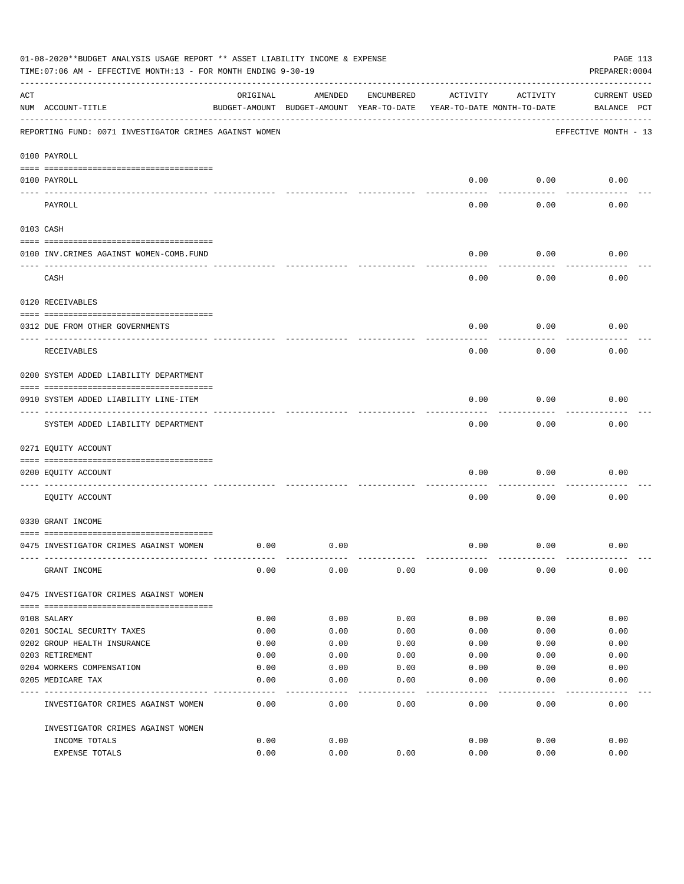01-08-2020**BUDGET ANALYSIS USAGE REPORT ** ASSET LIABILITY INCOME & EXPENSE

TIME:07:06 AM - EFFECTIVE MONTH:13 - FOR MONTH ENDING 9-30-19

PREPARER:0004

REPORTING FUND: 0071 INVESTIGATOR CRIMES AGAINST WOMEN — EFFECTIVE MONTH - 13

| ACT NUM | ACCOUNT-TITLE | ORIGINAL BUDGET-AMOUNT | AMENDED BUDGET-AMOUNT | ENCUMBERED YEAR-TO-DATE | ACTIVITY YEAR-TO-DATE | ACTIVITY MONTH-TO-DATE | CURRENT BALANCE | USED PCT |
|---|---|---|---|---|---|---|---|---|
| | **0100 PAYROLL** | | | | | | | |
| 0100 | PAYROLL | | | | 0.00 | 0.00 | 0.00 | |
| | PAYROLL | | | | 0.00 | 0.00 | 0.00 | |
| | **0103 CASH** | | | | | | | |
| 0100 | INV.CRIMES AGAINST WOMEN-COMB.FUND | | | | 0.00 | 0.00 | 0.00 | |
| | CASH | | | | 0.00 | 0.00 | 0.00 | |
| | **0120 RECEIVABLES** | | | | | | | |
| 0312 | DUE FROM OTHER GOVERNMENTS | | | | 0.00 | 0.00 | 0.00 | |
| | RECEIVABLES | | | | 0.00 | 0.00 | 0.00 | |
| | **0200 SYSTEM ADDED LIABILITY DEPARTMENT** | | | | | | | |
| 0910 | SYSTEM ADDED LIABILITY LINE-ITEM | | | | 0.00 | 0.00 | 0.00 | |
| | SYSTEM ADDED LIABILITY DEPARTMENT | | | | 0.00 | 0.00 | 0.00 | |
| | **0271 EQUITY ACCOUNT** | | | | | | | |
| 0200 | EQUITY ACCOUNT | | | | 0.00 | 0.00 | 0.00 | |
| | EQUITY ACCOUNT | | | | 0.00 | 0.00 | 0.00 | |
| | **0330 GRANT INCOME** | | | | | | | |
| 0475 | INVESTIGATOR CRIMES AGAINST WOMEN | 0.00 | 0.00 | | 0.00 | 0.00 | 0.00 | |
| | GRANT INCOME | 0.00 | 0.00 | 0.00 | 0.00 | 0.00 | 0.00 | |
| | **0475 INVESTIGATOR CRIMES AGAINST WOMEN** | | | | | | | |
| 0108 | SALARY | 0.00 | 0.00 | 0.00 | 0.00 | 0.00 | 0.00 | |
| 0201 | SOCIAL SECURITY TAXES | 0.00 | 0.00 | 0.00 | 0.00 | 0.00 | 0.00 | |
| 0202 | GROUP HEALTH INSURANCE | 0.00 | 0.00 | 0.00 | 0.00 | 0.00 | 0.00 | |
| 0203 | RETIREMENT | 0.00 | 0.00 | 0.00 | 0.00 | 0.00 | 0.00 | |
| 0204 | WORKERS COMPENSATION | 0.00 | 0.00 | 0.00 | 0.00 | 0.00 | 0.00 | |
| 0205 | MEDICARE TAX | 0.00 | 0.00 | 0.00 | 0.00 | 0.00 | 0.00 | |
| | INVESTIGATOR CRIMES AGAINST WOMEN | 0.00 | 0.00 | 0.00 | 0.00 | 0.00 | 0.00 | |
| | **INVESTIGATOR CRIMES AGAINST WOMEN** | | | | | | | |
| | INCOME TOTALS | 0.00 | 0.00 | | 0.00 | 0.00 | 0.00 | |
| | EXPENSE TOTALS | 0.00 | 0.00 | 0.00 | 0.00 | 0.00 | 0.00 | |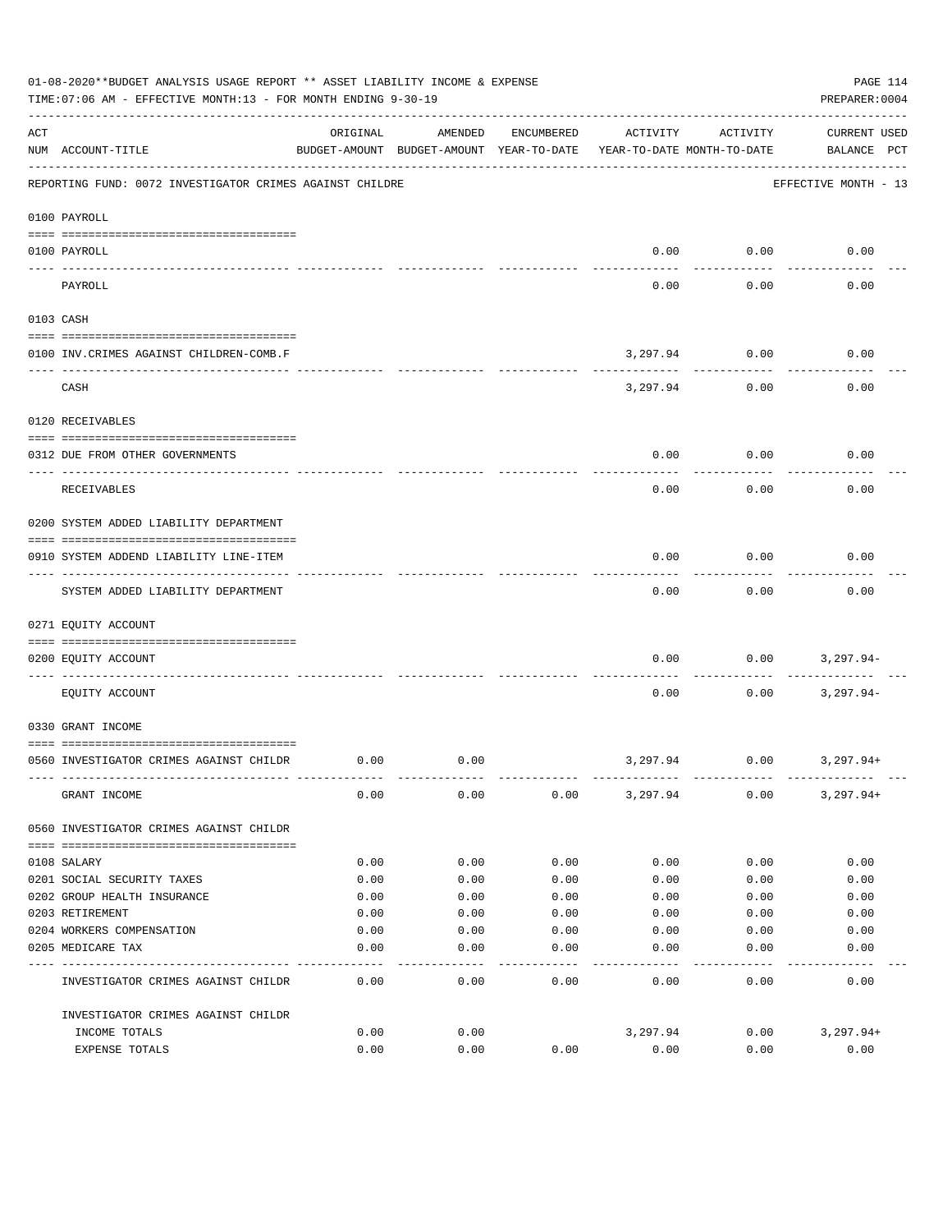01-08-2020**BUDGET ANALYSIS USAGE REPORT ** ASSET LIABILITY INCOME & EXPENSE

TIME:07:06 AM - EFFECTIVE MONTH:13 - FOR MONTH ENDING 9-30-19

PREPARER:0004

| ACT NUM | ACCOUNT-TITLE | ORIGINAL BUDGET-AMOUNT | AMENDED BUDGET-AMOUNT | ENCUMBERED YEAR-TO-DATE | ACTIVITY YEAR-TO-DATE | ACTIVITY MONTH-TO-DATE | CURRENT USED BALANCE | PCT |
|---|---|---|---|---|---|---|---|---|
| | REPORTING FUND: 0072 INVESTIGATOR CRIMES AGAINST CHILDRE | | | | | | EFFECTIVE MONTH - 13 | |
| | 0100 PAYROLL | | | | | | | |
| 0100 | PAYROLL | | | | 0.00 | 0.00 | 0.00 | |
| | PAYROLL | | | | 0.00 | 0.00 | 0.00 | |
| | 0103 CASH | | | | | | | |
| 0100 | INV.CRIMES AGAINST CHILDREN-COMB.F | | | | 3,297.94 | 0.00 | 0.00 | |
| | CASH | | | | 3,297.94 | 0.00 | 0.00 | |
| | 0120 RECEIVABLES | | | | | | | |
| 0312 | DUE FROM OTHER GOVERNMENTS | | | | 0.00 | 0.00 | 0.00 | |
| | RECEIVABLES | | | | 0.00 | 0.00 | 0.00 | |
| | 0200 SYSTEM ADDED LIABILITY DEPARTMENT | | | | | | | |
| 0910 | SYSTEM ADDEND LIABILITY LINE-ITEM | | | | 0.00 | 0.00 | 0.00 | |
| | SYSTEM ADDED LIABILITY DEPARTMENT | | | | 0.00 | 0.00 | 0.00 | |
| | 0271 EQUITY ACCOUNT | | | | | | | |
| 0200 | EQUITY ACCOUNT | | | | 0.00 | 0.00 | 3,297.94- | |
| | EQUITY ACCOUNT | | | | 0.00 | 0.00 | 3,297.94- | |
| | 0330 GRANT INCOME | | | | | | | |
| 0560 | INVESTIGATOR CRIMES AGAINST CHILDR | 0.00 | 0.00 | | 3,297.94 | 0.00 | 3,297.94+ | |
| | GRANT INCOME | 0.00 | 0.00 | 0.00 | 3,297.94 | 0.00 | 3,297.94+ | |
| | 0560 INVESTIGATOR CRIMES AGAINST CHILDR | | | | | | | |
| 0108 | SALARY | 0.00 | 0.00 | 0.00 | 0.00 | 0.00 | 0.00 | |
| 0201 | SOCIAL SECURITY TAXES | 0.00 | 0.00 | 0.00 | 0.00 | 0.00 | 0.00 | |
| 0202 | GROUP HEALTH INSURANCE | 0.00 | 0.00 | 0.00 | 0.00 | 0.00 | 0.00 | |
| 0203 | RETIREMENT | 0.00 | 0.00 | 0.00 | 0.00 | 0.00 | 0.00 | |
| 0204 | WORKERS COMPENSATION | 0.00 | 0.00 | 0.00 | 0.00 | 0.00 | 0.00 | |
| 0205 | MEDICARE TAX | 0.00 | 0.00 | 0.00 | 0.00 | 0.00 | 0.00 | |
| | INVESTIGATOR CRIMES AGAINST CHILDR | 0.00 | 0.00 | 0.00 | 0.00 | 0.00 | 0.00 | |
| | INVESTIGATOR CRIMES AGAINST CHILDR | | | | | | | |
| | INCOME TOTALS | 0.00 | 0.00 | | 3,297.94 | 0.00 | 3,297.94+ | |
| | EXPENSE TOTALS | 0.00 | 0.00 | 0.00 | 0.00 | 0.00 | 0.00 | |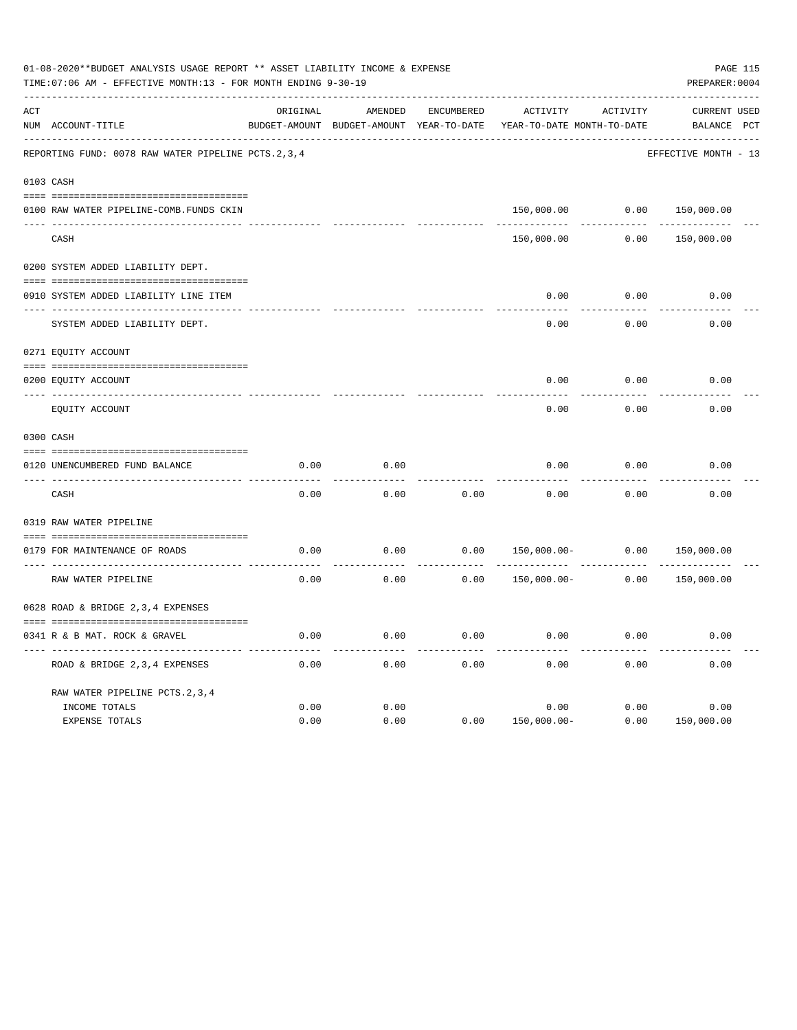01-08-2020**BUDGET ANALYSIS USAGE REPORT ** ASSET LIABILITY INCOME & EXPENSE

TIME:07:06 AM - EFFECTIVE MONTH:13 - FOR MONTH ENDING 9-30-19

PREPARER:0004

| ACT NUM | ACCOUNT-TITLE | ORIGINAL BUDGET-AMOUNT | AMENDED BUDGET-AMOUNT | ENCUMBERED YEAR-TO-DATE | ACTIVITY YEAR-TO-DATE | ACTIVITY MONTH-TO-DATE | CURRENT BALANCE | USED PCT |
|---|---|---|---|---|---|---|---|---|
| | REPORTING FUND: 0078 RAW WATER PIPELINE PCTS.2,3,4 | | | | | | EFFECTIVE MONTH - 13 | |
| 0103 | CASH | | | | | | | |
| 0100 | RAW WATER PIPELINE-COMB.FUNDS CKIN | | | | 150,000.00 | 0.00 | 150,000.00 | |
| | CASH | | | | 150,000.00 | 0.00 | 150,000.00 | |
| 0200 | SYSTEM ADDED LIABILITY DEPT. | | | | | | | |
| 0910 | SYSTEM ADDED LIABILITY LINE ITEM | | | | 0.00 | 0.00 | 0.00 | |
| | SYSTEM ADDED LIABILITY DEPT. | | | | 0.00 | 0.00 | 0.00 | |
| 0271 | EQUITY ACCOUNT | | | | | | | |
| 0200 | EQUITY ACCOUNT | | | | 0.00 | 0.00 | 0.00 | |
| | EQUITY ACCOUNT | | | | 0.00 | 0.00 | 0.00 | |
| 0300 | CASH | | | | | | | |
| 0120 | UNENCUMBERED FUND BALANCE | 0.00 | 0.00 | | 0.00 | 0.00 | 0.00 | |
| | CASH | 0.00 | 0.00 | 0.00 | 0.00 | 0.00 | 0.00 | |
| 0319 | RAW WATER PIPELINE | | | | | | | |
| 0179 | FOR MAINTENANCE OF ROADS | 0.00 | 0.00 | 0.00 | 150,000.00- | 0.00 | 150,000.00 | |
| | RAW WATER PIPELINE | 0.00 | 0.00 | 0.00 | 150,000.00- | 0.00 | 150,000.00 | |
| 0628 | ROAD & BRIDGE 2,3,4 EXPENSES | | | | | | | |
| 0341 | R & B MAT. ROCK & GRAVEL | 0.00 | 0.00 | 0.00 | 0.00 | 0.00 | 0.00 | |
| | ROAD & BRIDGE 2,3,4 EXPENSES | 0.00 | 0.00 | 0.00 | 0.00 | 0.00 | 0.00 | |
| | RAW WATER PIPELINE PCTS.2,3,4 | | | | | | | |
| | INCOME TOTALS | 0.00 | 0.00 | | 0.00 | 0.00 | 0.00 | |
| | EXPENSE TOTALS | 0.00 | 0.00 | 0.00 | 150,000.00- | 0.00 | 150,000.00 | |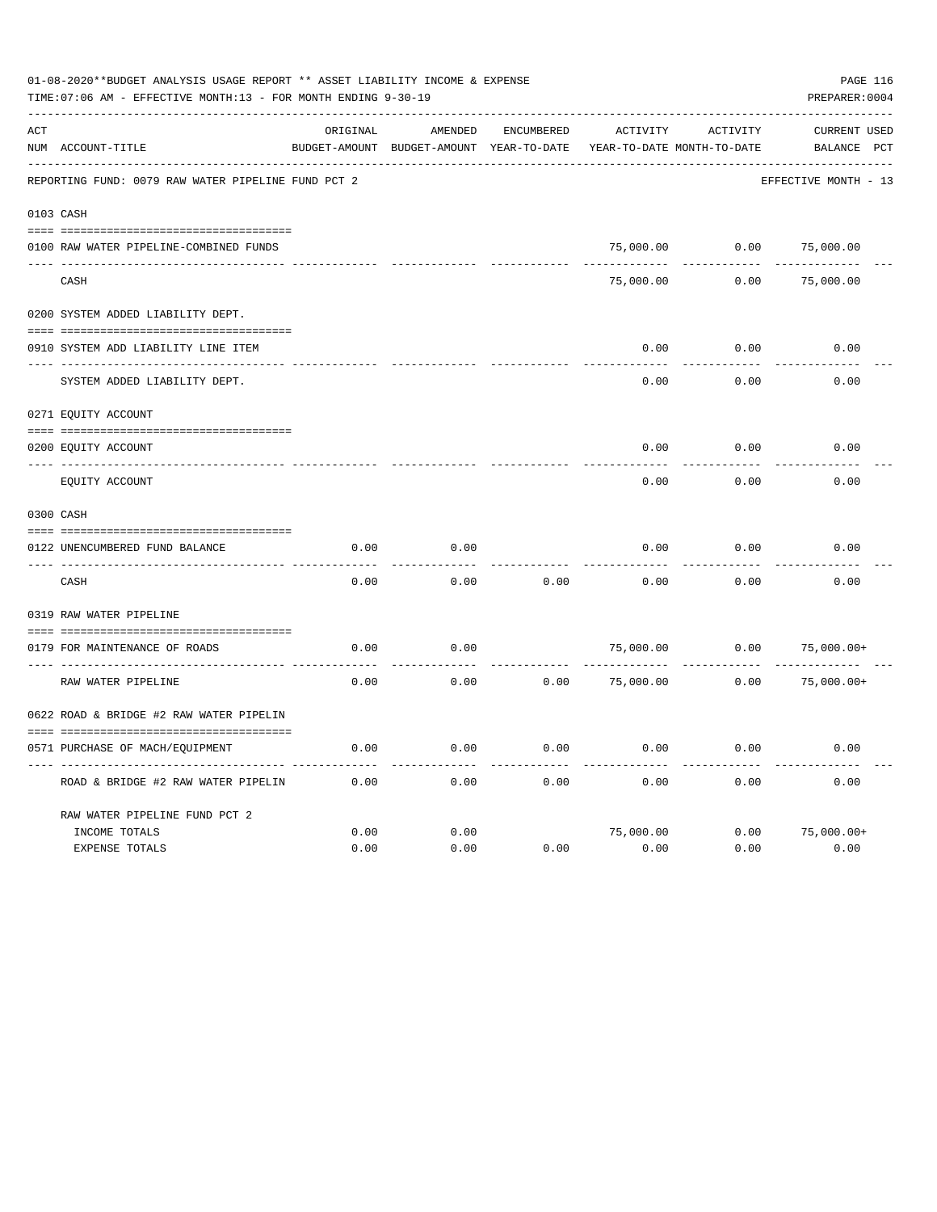01-08-2020**BUDGET ANALYSIS USAGE REPORT ** ASSET LIABILITY INCOME & EXPENSE

TIME:07:06 AM - EFFECTIVE MONTH:13 - FOR MONTH ENDING 9-30-19

PREPARER:0004

| ACT NUM | ACCOUNT-TITLE | ORIGINAL BUDGET-AMOUNT | AMENDED BUDGET-AMOUNT | ENCUMBERED YEAR-TO-DATE | ACTIVITY YEAR-TO-DATE | ACTIVITY MONTH-TO-DATE | CURRENT BALANCE | USED PCT |
|---|---|---|---|---|---|---|---|---|
| | REPORTING FUND: 0079 RAW WATER PIPELINE FUND PCT 2 | | | | | | EFFECTIVE MONTH - 13 | |
| 0103 | CASH | | | | | | | |
| 0100 | RAW WATER PIPELINE-COMBINED FUNDS | | | | 75,000.00 | 0.00 | 75,000.00 | |
| | CASH | | | | 75,000.00 | 0.00 | 75,000.00 | |
| 0200 | SYSTEM ADDED LIABILITY DEPT. | | | | | | | |
| 0910 | SYSTEM ADD LIABILITY LINE ITEM | | | | 0.00 | 0.00 | 0.00 | |
| | SYSTEM ADDED LIABILITY DEPT. | | | | 0.00 | 0.00 | 0.00 | |
| 0271 | EQUITY ACCOUNT | | | | | | | |
| 0200 | EQUITY ACCOUNT | | | | 0.00 | 0.00 | 0.00 | |
| | EQUITY ACCOUNT | | | | 0.00 | 0.00 | 0.00 | |
| 0300 | CASH | | | | | | | |
| 0122 | UNENCUMBERED FUND BALANCE | 0.00 | 0.00 | | 0.00 | 0.00 | 0.00 | |
| | CASH | 0.00 | 0.00 | 0.00 | 0.00 | 0.00 | 0.00 | |
| 0319 | RAW WATER PIPELINE | | | | | | | |
| 0179 | FOR MAINTENANCE OF ROADS | 0.00 | 0.00 | | 75,000.00 | 0.00 | 75,000.00+ | |
| | RAW WATER PIPELINE | 0.00 | 0.00 | 0.00 | 75,000.00 | 0.00 | 75,000.00+ | |
| 0622 | ROAD & BRIDGE #2 RAW WATER PIPELIN | | | | | | | |
| 0571 | PURCHASE OF MACH/EQUIPMENT | 0.00 | 0.00 | 0.00 | 0.00 | 0.00 | 0.00 | |
| | ROAD & BRIDGE #2 RAW WATER PIPELIN | 0.00 | 0.00 | 0.00 | 0.00 | 0.00 | 0.00 | |
| | RAW WATER PIPELINE FUND PCT 2 | | | | | | | |
| | INCOME TOTALS | 0.00 | 0.00 | | 75,000.00 | 0.00 | 75,000.00+ | |
| | EXPENSE TOTALS | 0.00 | 0.00 | 0.00 | 0.00 | 0.00 | 0.00 | |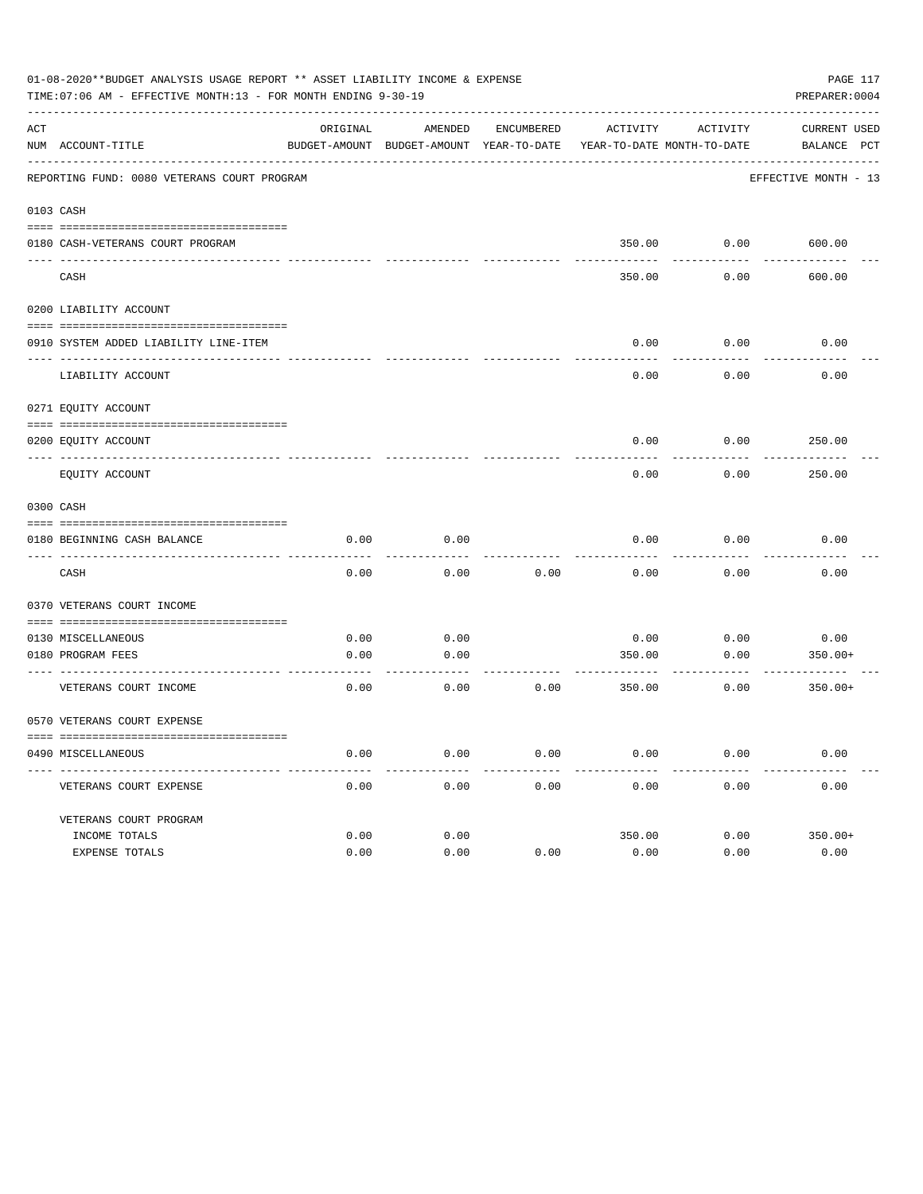01-08-2020**BUDGET ANALYSIS USAGE REPORT ** ASSET LIABILITY INCOME & EXPENSE

TIME:07:06 AM - EFFECTIVE MONTH:13 - FOR MONTH ENDING 9-30-19

PREPARER:0004

REPORTING FUND: 0080 VETERANS COURT PROGRAM — EFFECTIVE MONTH - 13

| ACT NUM | ACCOUNT-TITLE | ORIGINAL BUDGET-AMOUNT | AMENDED BUDGET-AMOUNT | ENCUMBERED YEAR-TO-DATE | ACTIVITY YEAR-TO-DATE | ACTIVITY MONTH-TO-DATE | CURRENT BALANCE | USED PCT |
|---|---|---|---|---|---|---|---|---|
| **0103** | **CASH** | | | | | | | |
| 0180 | CASH-VETERANS COURT PROGRAM | | | | 350.00 | 0.00 | 600.00 | |
| | CASH | | | | 350.00 | 0.00 | 600.00 | |
| **0200** | **LIABILITY ACCOUNT** | | | | | | | |
| 0910 | SYSTEM ADDED LIABILITY LINE-ITEM | | | | 0.00 | 0.00 | 0.00 | |
| | LIABILITY ACCOUNT | | | | 0.00 | 0.00 | 0.00 | |
| **0271** | **EQUITY ACCOUNT** | | | | | | | |
| 0200 | EQUITY ACCOUNT | | | | 0.00 | 0.00 | 250.00 | |
| | EQUITY ACCOUNT | | | | 0.00 | 0.00 | 250.00 | |
| **0300** | **CASH** | | | | | | | |
| 0180 | BEGINNING CASH BALANCE | 0.00 | 0.00 | | 0.00 | 0.00 | 0.00 | |
| | CASH | 0.00 | 0.00 | 0.00 | 0.00 | 0.00 | 0.00 | |
| **0370** | **VETERANS COURT INCOME** | | | | | | | |
| 0130 | MISCELLANEOUS | 0.00 | 0.00 | | 0.00 | 0.00 | 0.00 | |
| 0180 | PROGRAM FEES | 0.00 | 0.00 | | 350.00 | 0.00 | 350.00+ | |
| | VETERANS COURT INCOME | 0.00 | 0.00 | 0.00 | 350.00 | 0.00 | 350.00+ | |
| **0570** | **VETERANS COURT EXPENSE** | | | | | | | |
| 0490 | MISCELLANEOUS | 0.00 | 0.00 | 0.00 | 0.00 | 0.00 | 0.00 | |
| | VETERANS COURT EXPENSE | 0.00 | 0.00 | 0.00 | 0.00 | 0.00 | 0.00 | |
| | VETERANS COURT PROGRAM | | | | | | | |
| | INCOME TOTALS | 0.00 | 0.00 | | 350.00 | 0.00 | 350.00+ | |
| | EXPENSE TOTALS | 0.00 | 0.00 | 0.00 | 0.00 | 0.00 | 0.00 | |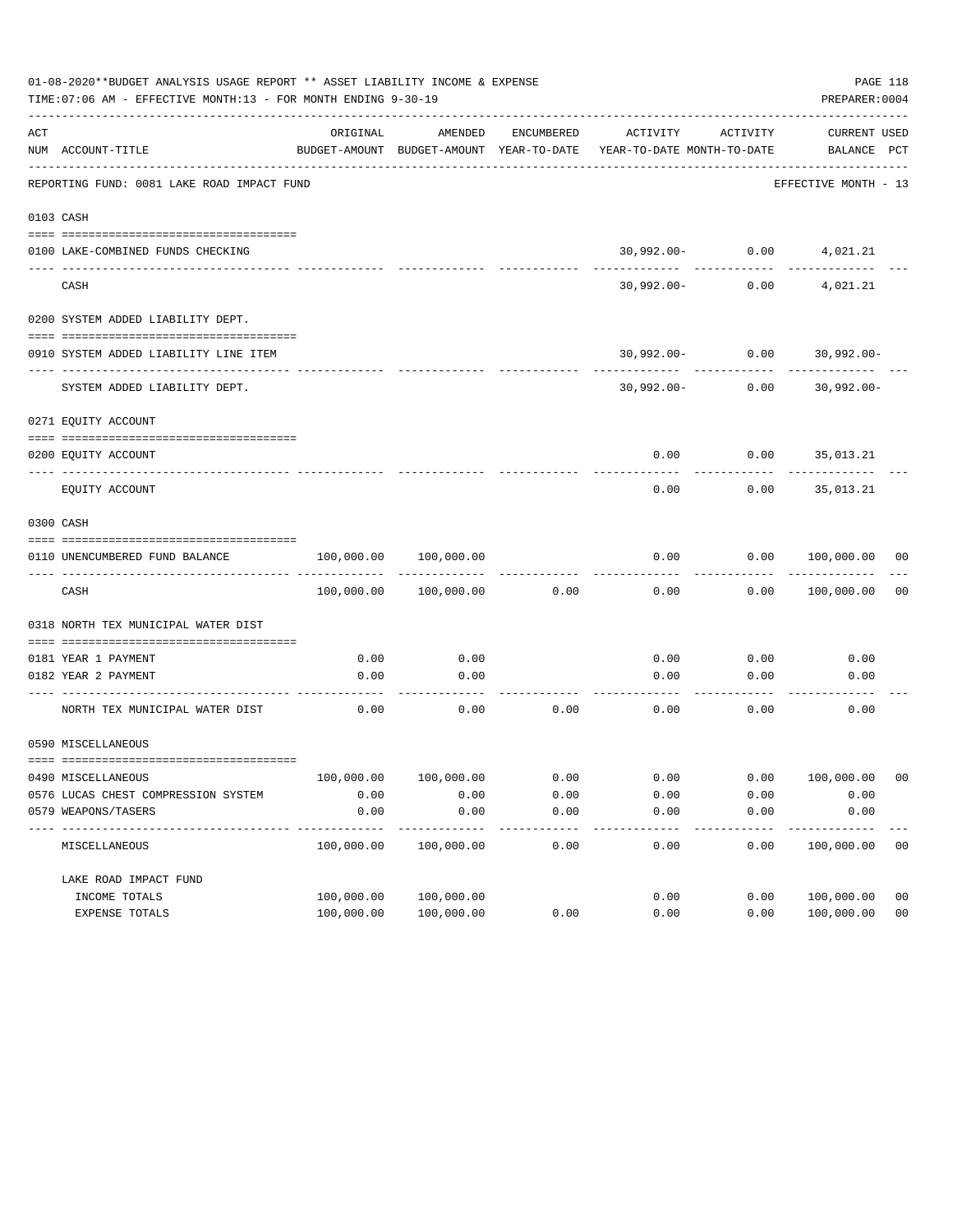01-08-2020**BUDGET ANALYSIS USAGE REPORT ** ASSET LIABILITY INCOME & EXPENSE

TIME:07:06 AM - EFFECTIVE MONTH:13 - FOR MONTH ENDING 9-30-19

PREPARER:0004

| ACT NUM | ACCOUNT-TITLE | ORIGINAL BUDGET-AMOUNT | AMENDED BUDGET-AMOUNT | ENCUMBERED YEAR-TO-DATE | ACTIVITY YEAR-TO-DATE | ACTIVITY MONTH-TO-DATE | CURRENT BALANCE | USED PCT |
|---|---|---|---|---|---|---|---|---|
| | REPORTING FUND: 0081 LAKE ROAD IMPACT FUND | | | | | | EFFECTIVE MONTH - 13 | |
| | 0103 CASH | | | | | | | |
| 0100 | LAKE-COMBINED FUNDS CHECKING | | | | 30,992.00- | 0.00 | 4,021.21 | |
| | CASH | | | | 30,992.00- | 0.00 | 4,021.21 | |
| | 0200 SYSTEM ADDED LIABILITY DEPT. | | | | | | | |
| 0910 | SYSTEM ADDED LIABILITY LINE ITEM | | | | 30,992.00- | 0.00 | 30,992.00- | |
| | SYSTEM ADDED LIABILITY DEPT. | | | | 30,992.00- | 0.00 | 30,992.00- | |
| | 0271 EQUITY ACCOUNT | | | | | | | |
| 0200 | EQUITY ACCOUNT | | | | 0.00 | 0.00 | 35,013.21 | |
| | EQUITY ACCOUNT | | | | 0.00 | 0.00 | 35,013.21 | |
| | 0300 CASH | | | | | | | |
| 0110 | UNENCUMBERED FUND BALANCE | 100,000.00 | 100,000.00 | | 0.00 | 0.00 | 100,000.00 | 00 |
| | CASH | 100,000.00 | 100,000.00 | 0.00 | 0.00 | 0.00 | 100,000.00 | 00 |
| | 0318 NORTH TEX MUNICIPAL WATER DIST | | | | | | | |
| 0181 | YEAR 1 PAYMENT | 0.00 | 0.00 | | 0.00 | 0.00 | 0.00 | |
| 0182 | YEAR 2 PAYMENT | 0.00 | 0.00 | | 0.00 | 0.00 | 0.00 | |
| | NORTH TEX MUNICIPAL WATER DIST | 0.00 | 0.00 | 0.00 | 0.00 | 0.00 | 0.00 | |
| | 0590 MISCELLANEOUS | | | | | | | |
| 0490 | MISCELLANEOUS | 100,000.00 | 100,000.00 | 0.00 | 0.00 | 0.00 | 100,000.00 | 00 |
| 0576 | LUCAS CHEST COMPRESSION SYSTEM | 0.00 | 0.00 | 0.00 | 0.00 | 0.00 | 0.00 | |
| 0579 | WEAPONS/TASERS | 0.00 | 0.00 | 0.00 | 0.00 | 0.00 | 0.00 | |
| | MISCELLANEOUS | 100,000.00 | 100,000.00 | 0.00 | 0.00 | 0.00 | 100,000.00 | 00 |
| | LAKE ROAD IMPACT FUND | | | | | | | |
| | INCOME TOTALS | 100,000.00 | 100,000.00 | | 0.00 | 0.00 | 100,000.00 | 00 |
| | EXPENSE TOTALS | 100,000.00 | 100,000.00 | 0.00 | 0.00 | 0.00 | 100,000.00 | 00 |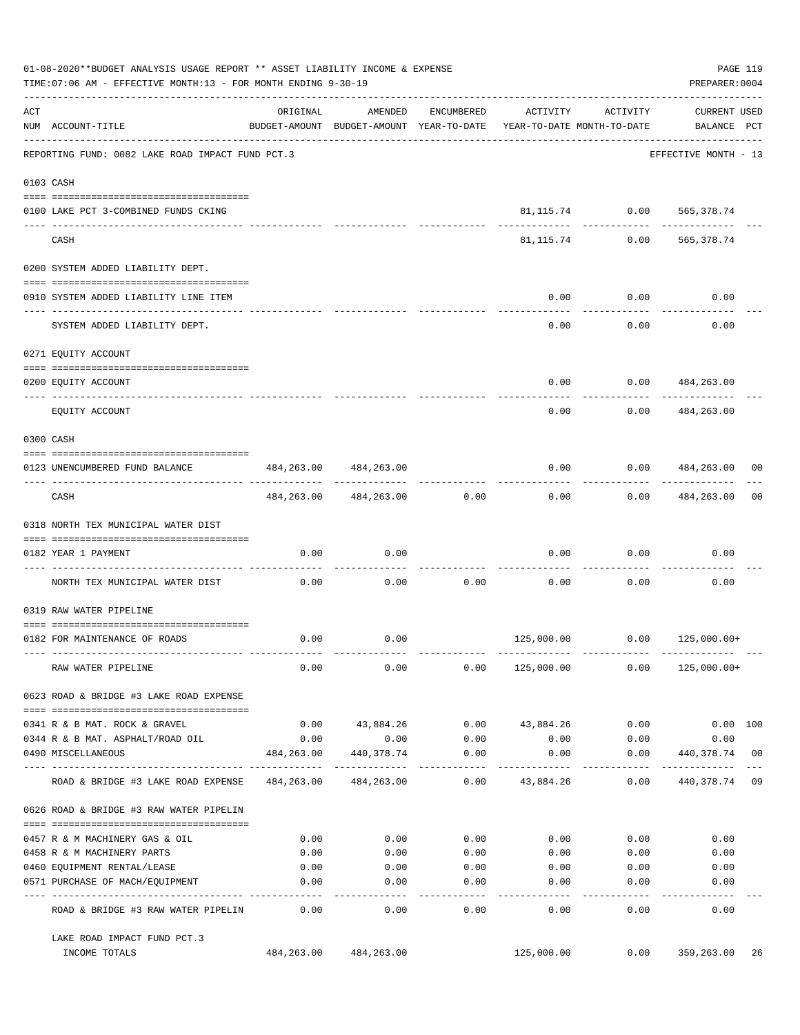01-08-2020**BUDGET ANALYSIS USAGE REPORT ** ASSET LIABILITY INCOME & EXPENSE

TIME:07:06 AM - EFFECTIVE MONTH:13 - FOR MONTH ENDING 9-30-19

PREPARER:0004

| ACT NUM | ACCOUNT-TITLE | ORIGINAL BUDGET-AMOUNT | AMENDED BUDGET-AMOUNT | ENCUMBERED YEAR-TO-DATE | ACTIVITY YEAR-TO-DATE | ACTIVITY MONTH-TO-DATE | CURRENT BALANCE | USED PCT |
|---|---|---|---|---|---|---|---|---|
| | REPORTING FUND: 0082 LAKE ROAD IMPACT FUND PCT.3 | | | | | | EFFECTIVE MONTH - 13 | |
| | 0103 CASH | | | | | | | |
| 0100 | LAKE PCT 3-COMBINED FUNDS CKING | | | | 81,115.74 | 0.00 | 565,378.74 | |
| | CASH | | | | 81,115.74 | 0.00 | 565,378.74 | |
| | 0200 SYSTEM ADDED LIABILITY DEPT. | | | | | | | |
| 0910 | SYSTEM ADDED LIABILITY LINE ITEM | | | | 0.00 | 0.00 | 0.00 | |
| | SYSTEM ADDED LIABILITY DEPT. | | | | 0.00 | 0.00 | 0.00 | |
| | 0271 EQUITY ACCOUNT | | | | | | | |
| 0200 | EQUITY ACCOUNT | | | | 0.00 | 0.00 | 484,263.00 | |
| | EQUITY ACCOUNT | | | | 0.00 | 0.00 | 484,263.00 | |
| | 0300 CASH | | | | | | | |
| 0123 | UNENCUMBERED FUND BALANCE | 484,263.00 | 484,263.00 | | 0.00 | 0.00 | 484,263.00 | 00 |
| | CASH | 484,263.00 | 484,263.00 | 0.00 | 0.00 | 0.00 | 484,263.00 | 00 |
| | 0318 NORTH TEX MUNICIPAL WATER DIST | | | | | | | |
| 0182 | YEAR 1 PAYMENT | 0.00 | 0.00 | | 0.00 | 0.00 | 0.00 | |
| | NORTH TEX MUNICIPAL WATER DIST | 0.00 | 0.00 | 0.00 | 0.00 | 0.00 | 0.00 | |
| | 0319 RAW WATER PIPELINE | | | | | | | |
| 0182 | FOR MAINTENANCE OF ROADS | 0.00 | 0.00 | | 125,000.00 | 0.00 | 125,000.00+ | |
| | RAW WATER PIPELINE | 0.00 | 0.00 | 0.00 | 125,000.00 | 0.00 | 125,000.00+ | |
| | 0623 ROAD & BRIDGE #3 LAKE ROAD EXPENSE | | | | | | | |
| 0341 | R & B MAT. ROCK & GRAVEL | 0.00 | 43,884.26 | 0.00 | 43,884.26 | 0.00 | 0.00 | 100 |
| 0344 | R & B MAT. ASPHALT/ROAD OIL | 0.00 | 0.00 | 0.00 | 0.00 | 0.00 | 0.00 | |
| 0490 | MISCELLANEOUS | 484,263.00 | 440,378.74 | 0.00 | 0.00 | 0.00 | 440,378.74 | 00 |
| | ROAD & BRIDGE #3 LAKE ROAD EXPENSE | 484,263.00 | 484,263.00 | 0.00 | 43,884.26 | 0.00 | 440,378.74 | 09 |
| | 0626 ROAD & BRIDGE #3 RAW WATER PIPELIN | | | | | | | |
| 0457 | R & M MACHINERY GAS & OIL | 0.00 | 0.00 | 0.00 | 0.00 | 0.00 | 0.00 | |
| 0458 | R & M MACHINERY PARTS | 0.00 | 0.00 | 0.00 | 0.00 | 0.00 | 0.00 | |
| 0460 | EQUIPMENT RENTAL/LEASE | 0.00 | 0.00 | 0.00 | 0.00 | 0.00 | 0.00 | |
| 0571 | PURCHASE OF MACH/EQUIPMENT | 0.00 | 0.00 | 0.00 | 0.00 | 0.00 | 0.00 | |
| | ROAD & BRIDGE #3 RAW WATER PIPELIN | 0.00 | 0.00 | 0.00 | 0.00 | 0.00 | 0.00 | |
| | LAKE ROAD IMPACT FUND PCT.3 INCOME TOTALS | 484,263.00 | 484,263.00 | | 125,000.00 | 0.00 | 359,263.00 | 26 |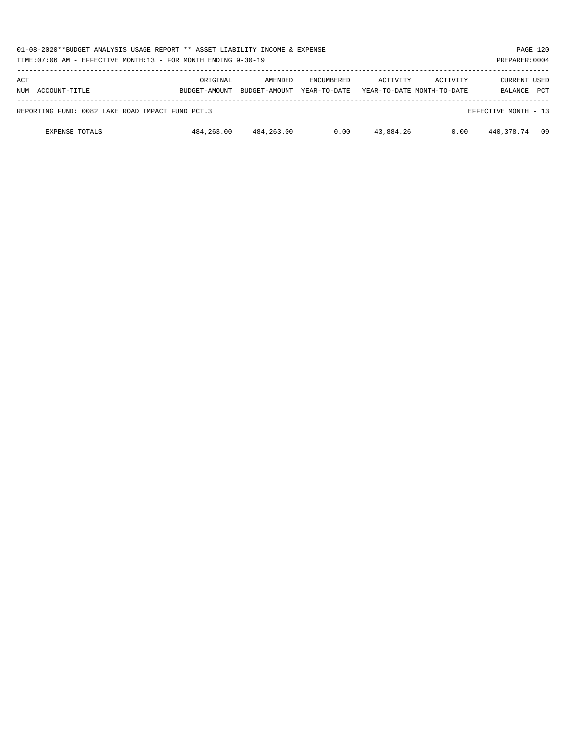01-08-2020**BUDGET ANALYSIS USAGE REPORT ** ASSET LIABILITY INCOME & EXPENSE

TIME:07:06 AM - EFFECTIVE MONTH:13 - FOR MONTH ENDING 9-30-19

PREPARER:0004

| ACT NUM ACCOUNT-TITLE | ORIGINAL BUDGET-AMOUNT | AMENDED BUDGET-AMOUNT | ENCUMBERED YEAR-TO-DATE | ACTIVITY YEAR-TO-DATE | ACTIVITY MONTH-TO-DATE | CURRENT BALANCE | USED PCT |
|---|---|---|---|---|---|---|---|
| REPORTING FUND: 0082 LAKE ROAD IMPACT FUND PCT.3 | | | | | | EFFECTIVE MONTH - 13 | |
| EXPENSE TOTALS | 484,263.00 | 484,263.00 | 0.00 | 43,884.26 | 0.00 | 440,378.74 | 09 |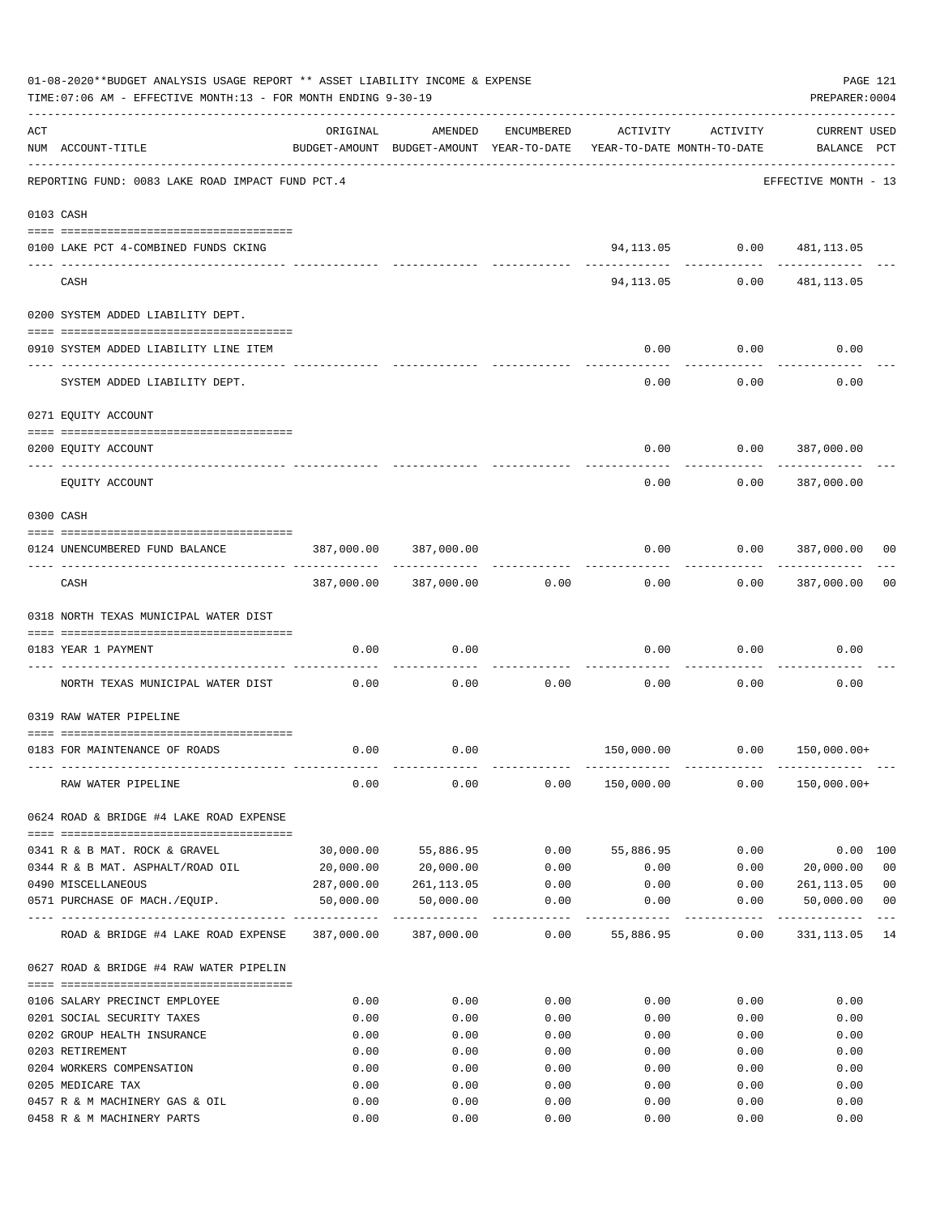01-08-2020**BUDGET ANALYSIS USAGE REPORT ** ASSET LIABILITY INCOME & EXPENSE

TIME:07:06 AM - EFFECTIVE MONTH:13 - FOR MONTH ENDING 9-30-19

PREPARER:0004

| ACT NUM | ACCOUNT-TITLE | ORIGINAL BUDGET-AMOUNT | AMENDED BUDGET-AMOUNT | ENCUMBERED YEAR-TO-DATE | ACTIVITY YEAR-TO-DATE | ACTIVITY MONTH-TO-DATE | CURRENT BALANCE | USED PCT |
|---|---|---|---|---|---|---|---|---|
| | REPORTING FUND: 0083 LAKE ROAD IMPACT FUND PCT.4 | | | | | | EFFECTIVE MONTH - 13 | |
| | **0103 CASH** | | | | | | | |
| 0100 | LAKE PCT 4-COMBINED FUNDS CKING | | | | 94,113.05 | 0.00 | 481,113.05 | |
| | CASH | | | | 94,113.05 | 0.00 | 481,113.05 | |
| | **0200 SYSTEM ADDED LIABILITY DEPT.** | | | | | | | |
| 0910 | SYSTEM ADDED LIABILITY LINE ITEM | | | | 0.00 | 0.00 | 0.00 | |
| | SYSTEM ADDED LIABILITY DEPT. | | | | 0.00 | 0.00 | 0.00 | |
| | **0271 EQUITY ACCOUNT** | | | | | | | |
| 0200 | EQUITY ACCOUNT | | | | 0.00 | 0.00 | 387,000.00 | |
| | EQUITY ACCOUNT | | | | 0.00 | 0.00 | 387,000.00 | |
| | **0300 CASH** | | | | | | | |
| 0124 | UNENCUMBERED FUND BALANCE | 387,000.00 | 387,000.00 | | 0.00 | 0.00 | 387,000.00 | 00 |
| | CASH | 387,000.00 | 387,000.00 | 0.00 | 0.00 | 0.00 | 387,000.00 | 00 |
| | **0318 NORTH TEXAS MUNICIPAL WATER DIST** | | | | | | | |
| 0183 | YEAR 1 PAYMENT | 0.00 | 0.00 | | 0.00 | 0.00 | 0.00 | |
| | NORTH TEXAS MUNICIPAL WATER DIST | 0.00 | 0.00 | 0.00 | 0.00 | 0.00 | 0.00 | |
| | **0319 RAW WATER PIPELINE** | | | | | | | |
| 0183 | FOR MAINTENANCE OF ROADS | 0.00 | 0.00 | | 150,000.00 | 0.00 | 150,000.00+ | |
| | RAW WATER PIPELINE | 0.00 | 0.00 | 0.00 | 150,000.00 | 0.00 | 150,000.00+ | |
| | **0624 ROAD & BRIDGE #4 LAKE ROAD EXPENSE** | | | | | | | |
| 0341 | R & B MAT. ROCK & GRAVEL | 30,000.00 | 55,886.95 | 0.00 | 55,886.95 | 0.00 | 0.00 | 100 |
| 0344 | R & B MAT. ASPHALT/ROAD OIL | 20,000.00 | 20,000.00 | 0.00 | 0.00 | 0.00 | 20,000.00 | 00 |
| 0490 | MISCELLANEOUS | 287,000.00 | 261,113.05 | 0.00 | 0.00 | 0.00 | 261,113.05 | 00 |
| 0571 | PURCHASE OF MACH./EQUIP. | 50,000.00 | 50,000.00 | 0.00 | 0.00 | 0.00 | 50,000.00 | 00 |
| | ROAD & BRIDGE #4 LAKE ROAD EXPENSE | 387,000.00 | 387,000.00 | 0.00 | 55,886.95 | 0.00 | 331,113.05 | 14 |
| | **0627 ROAD & BRIDGE #4 RAW WATER PIPELIN** | | | | | | | |
| 0106 | SALARY PRECINCT EMPLOYEE | 0.00 | 0.00 | 0.00 | 0.00 | 0.00 | 0.00 | |
| 0201 | SOCIAL SECURITY TAXES | 0.00 | 0.00 | 0.00 | 0.00 | 0.00 | 0.00 | |
| 0202 | GROUP HEALTH INSURANCE | 0.00 | 0.00 | 0.00 | 0.00 | 0.00 | 0.00 | |
| 0203 | RETIREMENT | 0.00 | 0.00 | 0.00 | 0.00 | 0.00 | 0.00 | |
| 0204 | WORKERS COMPENSATION | 0.00 | 0.00 | 0.00 | 0.00 | 0.00 | 0.00 | |
| 0205 | MEDICARE TAX | 0.00 | 0.00 | 0.00 | 0.00 | 0.00 | 0.00 | |
| 0457 | R & M MACHINERY GAS & OIL | 0.00 | 0.00 | 0.00 | 0.00 | 0.00 | 0.00 | |
| 0458 | R & M MACHINERY PARTS | 0.00 | 0.00 | 0.00 | 0.00 | 0.00 | 0.00 | |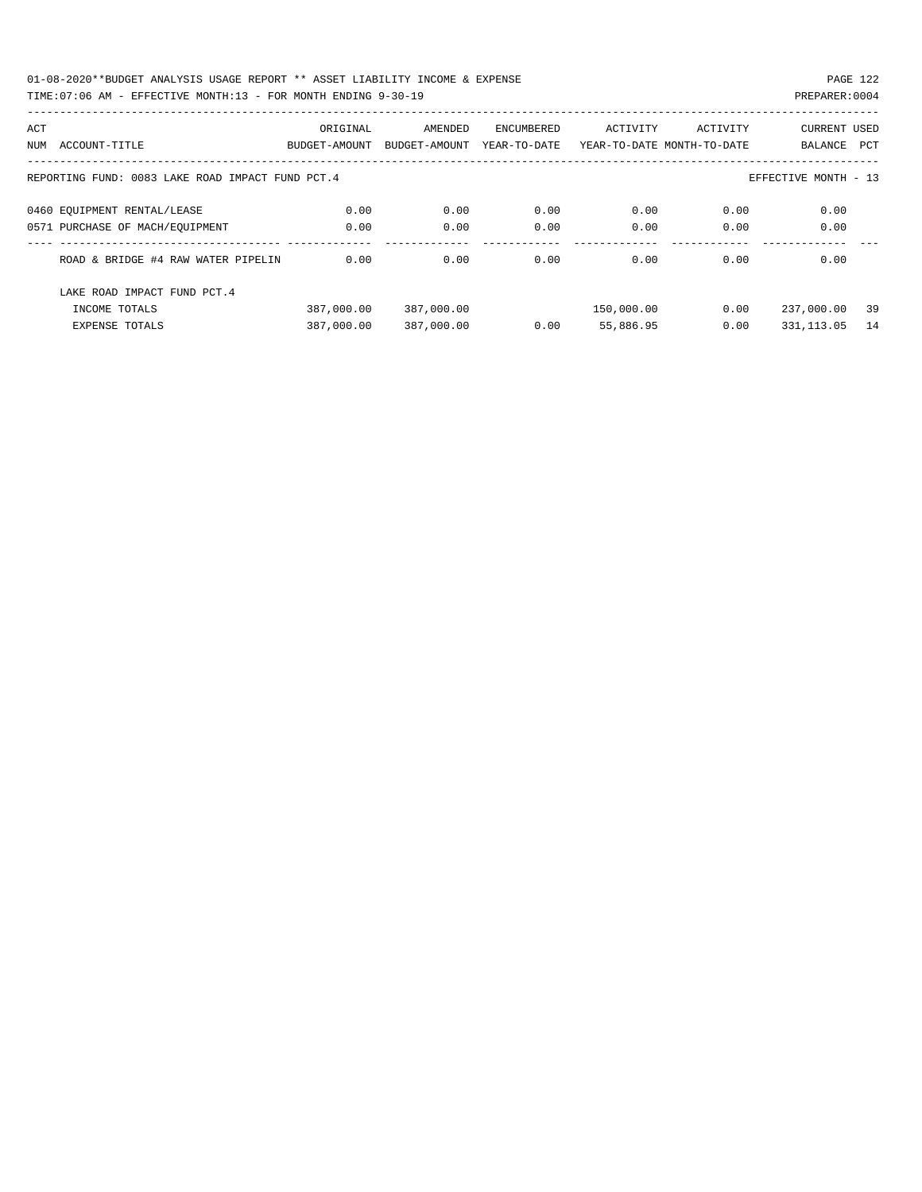01-08-2020**BUDGET ANALYSIS USAGE REPORT ** ASSET LIABILITY INCOME & EXPENSE

TIME:07:06 AM - EFFECTIVE MONTH:13 - FOR MONTH ENDING 9-30-19

PREPARER:0004

| ACT NUM | ACCOUNT-TITLE | ORIGINAL BUDGET-AMOUNT | AMENDED BUDGET-AMOUNT | ENCUMBERED YEAR-TO-DATE | ACTIVITY YEAR-TO-DATE | ACTIVITY MONTH-TO-DATE | CURRENT BALANCE | USED PCT |
|---|---|---|---|---|---|---|---|---|
| | REPORTING FUND: 0083 LAKE ROAD IMPACT FUND PCT.4 | | | | | | EFFECTIVE MONTH - 13 | |
| 0460 | EQUIPMENT RENTAL/LEASE | 0.00 | 0.00 | 0.00 | 0.00 | 0.00 | 0.00 | |
| 0571 | PURCHASE OF MACH/EQUIPMENT | 0.00 | 0.00 | 0.00 | 0.00 | 0.00 | 0.00 | |
| | ROAD & BRIDGE #4 RAW WATER PIPELIN | 0.00 | 0.00 | 0.00 | 0.00 | 0.00 | 0.00 | |
| | LAKE ROAD IMPACT FUND PCT.4 | | | | | | | |
| | INCOME TOTALS | 387,000.00 | 387,000.00 | | 150,000.00 | 0.00 | 237,000.00 | 39 |
| | EXPENSE TOTALS | 387,000.00 | 387,000.00 | 0.00 | 55,886.95 | 0.00 | 331,113.05 | 14 |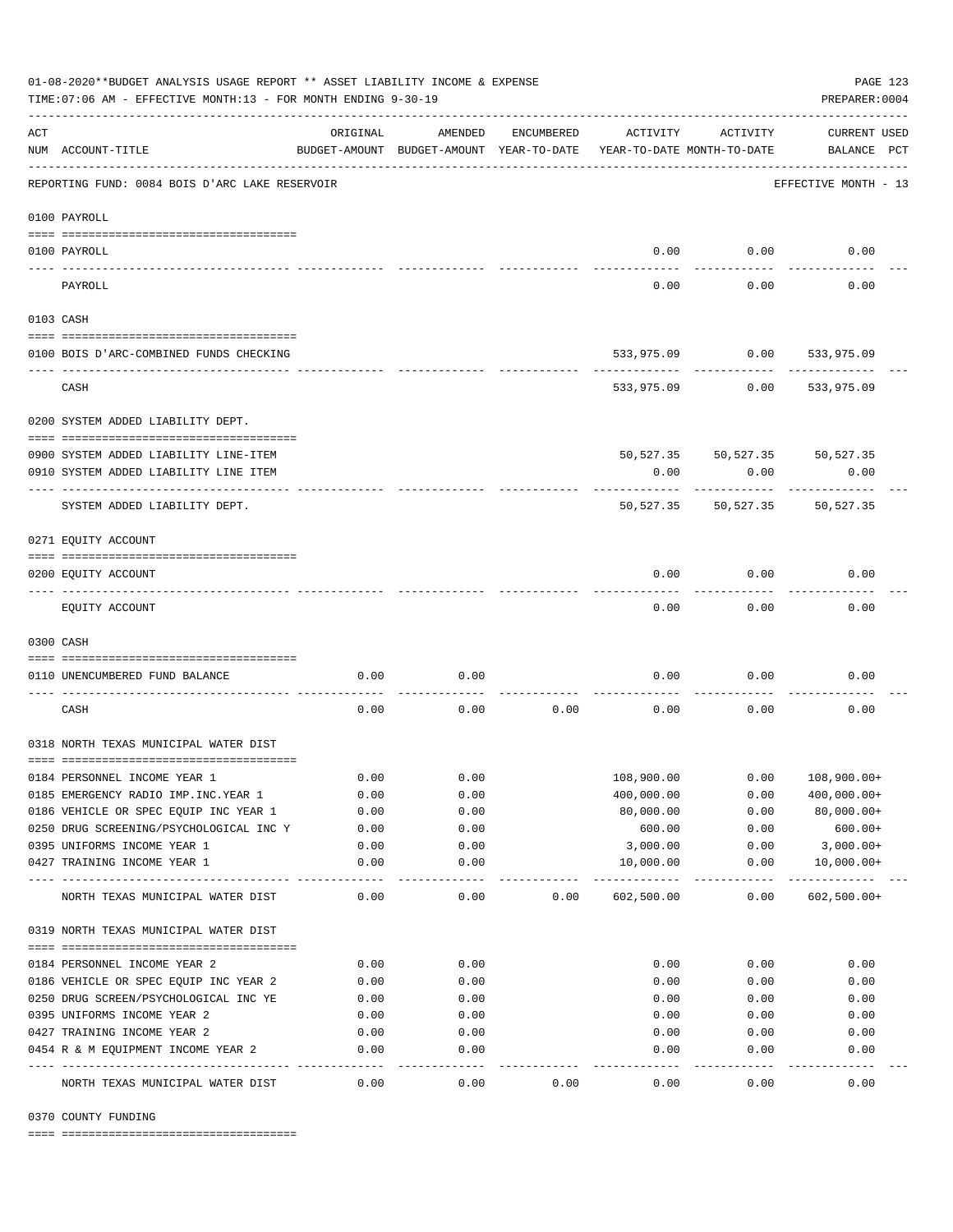01-08-2020**BUDGET ANALYSIS USAGE REPORT ** ASSET LIABILITY INCOME & EXPENSE

TIME:07:06 AM - EFFECTIVE MONTH:13 - FOR MONTH ENDING 9-30-19

PREPARER:0004

REPORTING FUND: 0084 BOIS D'ARC LAKE RESERVOIR — EFFECTIVE MONTH - 13

| ACT NUM | ACCOUNT-TITLE | ORIGINAL BUDGET-AMOUNT | AMENDED BUDGET-AMOUNT | ENCUMBERED YEAR-TO-DATE | ACTIVITY YEAR-TO-DATE | ACTIVITY MONTH-TO-DATE | CURRENT USED BALANCE | PCT |
|---|---|---|---|---|---|---|---|---|
| **0100 PAYROLL** | | | | | | | | |
| 0100 | PAYROLL | | | | 0.00 | 0.00 | 0.00 | |
| | PAYROLL | | | | 0.00 | 0.00 | 0.00 | |
| **0103 CASH** | | | | | | | | |
| 0100 | BOIS D'ARC-COMBINED FUNDS CHECKING | | | | 533,975.09 | 0.00 | 533,975.09 | |
| | CASH | | | | 533,975.09 | 0.00 | 533,975.09 | |
| **0200 SYSTEM ADDED LIABILITY DEPT.** | | | | | | | | |
| 0900 | SYSTEM ADDED LIABILITY LINE-ITEM | | | | 50,527.35 | 50,527.35 | 50,527.35 | |
| 0910 | SYSTEM ADDED LIABILITY LINE ITEM | | | | 0.00 | 0.00 | 0.00 | |
| | SYSTEM ADDED LIABILITY DEPT. | | | | 50,527.35 | 50,527.35 | 50,527.35 | |
| **0271 EQUITY ACCOUNT** | | | | | | | | |
| 0200 | EQUITY ACCOUNT | | | | 0.00 | 0.00 | 0.00 | |
| | EQUITY ACCOUNT | | | | 0.00 | 0.00 | 0.00 | |
| **0300 CASH** | | | | | | | | |
| 0110 | UNENCUMBERED FUND BALANCE | 0.00 | 0.00 | | 0.00 | 0.00 | 0.00 | |
| | CASH | 0.00 | 0.00 | 0.00 | 0.00 | 0.00 | 0.00 | |
| **0318 NORTH TEXAS MUNICIPAL WATER DIST** | | | | | | | | |
| 0184 | PERSONNEL INCOME YEAR 1 | 0.00 | 0.00 | | 108,900.00 | 0.00 | 108,900.00+ | |
| 0185 | EMERGENCY RADIO IMP.INC.YEAR 1 | 0.00 | 0.00 | | 400,000.00 | 0.00 | 400,000.00+ | |
| 0186 | VEHICLE OR SPEC EQUIP INC YEAR 1 | 0.00 | 0.00 | | 80,000.00 | 0.00 | 80,000.00+ | |
| 0250 | DRUG SCREENING/PSYCHOLOGICAL INC Y | 0.00 | 0.00 | | 600.00 | 0.00 | 600.00+ | |
| 0395 | UNIFORMS INCOME YEAR 1 | 0.00 | 0.00 | | 3,000.00 | 0.00 | 3,000.00+ | |
| 0427 | TRAINING INCOME YEAR 1 | 0.00 | 0.00 | | 10,000.00 | 0.00 | 10,000.00+ | |
| | NORTH TEXAS MUNICIPAL WATER DIST | 0.00 | 0.00 | 0.00 | 602,500.00 | 0.00 | 602,500.00+ | |
| **0319 NORTH TEXAS MUNICIPAL WATER DIST** | | | | | | | | |
| 0184 | PERSONNEL INCOME YEAR 2 | 0.00 | 0.00 | | 0.00 | 0.00 | 0.00 | |
| 0186 | VEHICLE OR SPEC EQUIP INC YEAR 2 | 0.00 | 0.00 | | 0.00 | 0.00 | 0.00 | |
| 0250 | DRUG SCREEN/PSYCHOLOGICAL INC YE | 0.00 | 0.00 | | 0.00 | 0.00 | 0.00 | |
| 0395 | UNIFORMS INCOME YEAR 2 | 0.00 | 0.00 | | 0.00 | 0.00 | 0.00 | |
| 0427 | TRAINING INCOME YEAR 2 | 0.00 | 0.00 | | 0.00 | 0.00 | 0.00 | |
| 0454 | R & M EQUIPMENT INCOME YEAR 2 | 0.00 | 0.00 | | 0.00 | 0.00 | 0.00 | |
| | NORTH TEXAS MUNICIPAL WATER DIST | 0.00 | 0.00 | 0.00 | 0.00 | 0.00 | 0.00 | |
| **0370 COUNTY FUNDING** | | | | | | | | |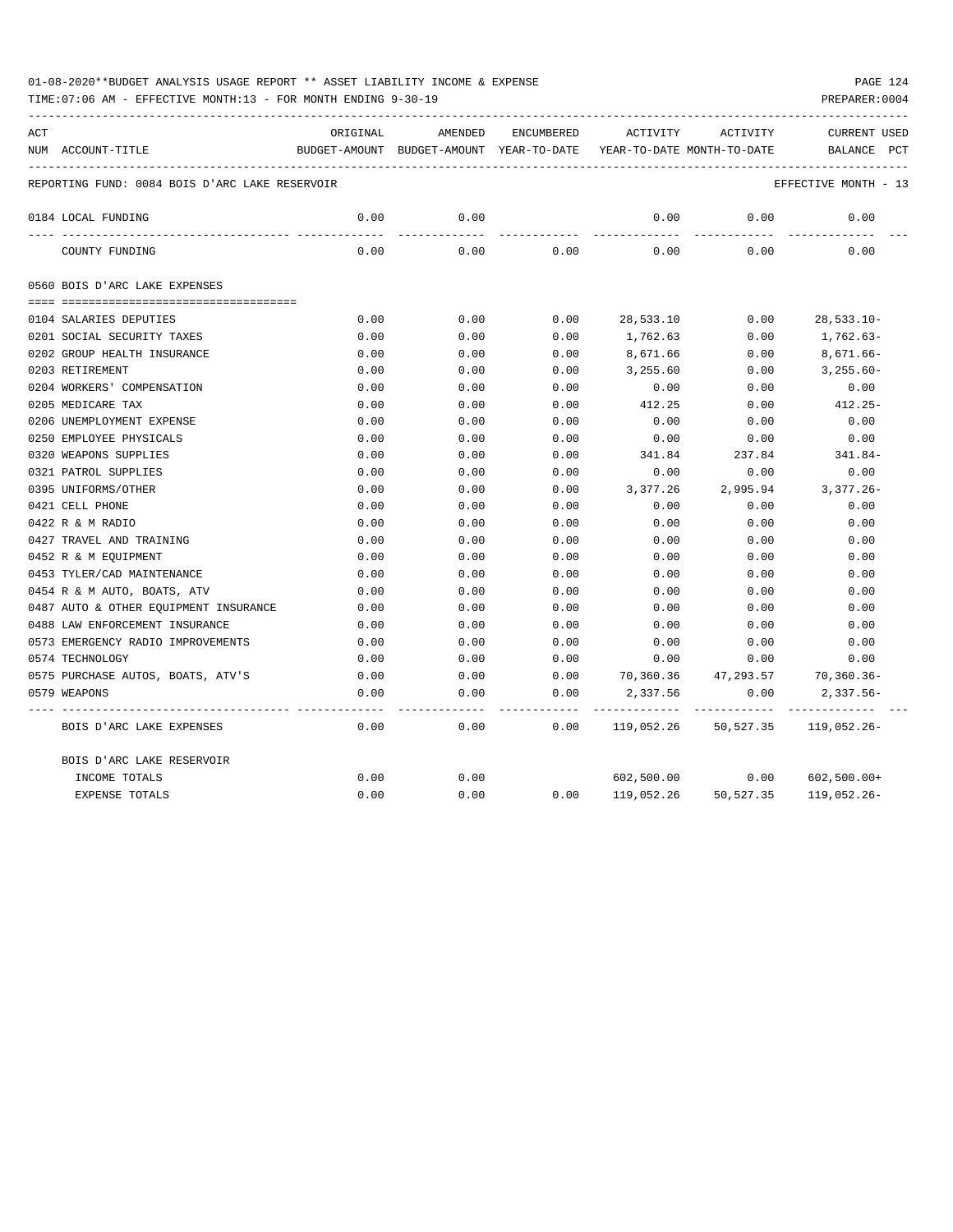01-08-2020**BUDGET ANALYSIS USAGE REPORT ** ASSET LIABILITY INCOME & EXPENSE

TIME:07:06 AM - EFFECTIVE MONTH:13 - FOR MONTH ENDING 9-30-19

PREPARER:0004

| ACT NUM | ACCOUNT-TITLE | ORIGINAL BUDGET-AMOUNT | AMENDED BUDGET-AMOUNT | ENCUMBERED YEAR-TO-DATE | ACTIVITY YEAR-TO-DATE | ACTIVITY MONTH-TO-DATE | CURRENT USED BALANCE PCT |
|---|---|---|---|---|---|---|---|
| | REPORTING FUND: 0084 BOIS D'ARC LAKE RESERVOIR | | | | | | EFFECTIVE MONTH - 13 |
| 0184 | LOCAL FUNDING | 0.00 | 0.00 | | 0.00 | 0.00 | 0.00 |
| | COUNTY FUNDING | 0.00 | 0.00 | 0.00 | 0.00 | 0.00 | 0.00 |
| 0560 | BOIS D'ARC LAKE EXPENSES | | | | | | |
| 0104 | SALARIES DEPUTIES | 0.00 | 0.00 | 0.00 | 28,533.10 | 0.00 | 28,533.10- |
| 0201 | SOCIAL SECURITY TAXES | 0.00 | 0.00 | 0.00 | 1,762.63 | 0.00 | 1,762.63- |
| 0202 | GROUP HEALTH INSURANCE | 0.00 | 0.00 | 0.00 | 8,671.66 | 0.00 | 8,671.66- |
| 0203 | RETIREMENT | 0.00 | 0.00 | 0.00 | 3,255.60 | 0.00 | 3,255.60- |
| 0204 | WORKERS' COMPENSATION | 0.00 | 0.00 | 0.00 | 0.00 | 0.00 | 0.00 |
| 0205 | MEDICARE TAX | 0.00 | 0.00 | 0.00 | 412.25 | 0.00 | 412.25- |
| 0206 | UNEMPLOYMENT EXPENSE | 0.00 | 0.00 | 0.00 | 0.00 | 0.00 | 0.00 |
| 0250 | EMPLOYEE PHYSICALS | 0.00 | 0.00 | 0.00 | 0.00 | 0.00 | 0.00 |
| 0320 | WEAPONS SUPPLIES | 0.00 | 0.00 | 0.00 | 341.84 | 237.84 | 341.84- |
| 0321 | PATROL SUPPLIES | 0.00 | 0.00 | 0.00 | 0.00 | 0.00 | 0.00 |
| 0395 | UNIFORMS/OTHER | 0.00 | 0.00 | 0.00 | 3,377.26 | 2,995.94 | 3,377.26- |
| 0421 | CELL PHONE | 0.00 | 0.00 | 0.00 | 0.00 | 0.00 | 0.00 |
| 0422 | R & M RADIO | 0.00 | 0.00 | 0.00 | 0.00 | 0.00 | 0.00 |
| 0427 | TRAVEL AND TRAINING | 0.00 | 0.00 | 0.00 | 0.00 | 0.00 | 0.00 |
| 0452 | R & M EQUIPMENT | 0.00 | 0.00 | 0.00 | 0.00 | 0.00 | 0.00 |
| 0453 | TYLER/CAD MAINTENANCE | 0.00 | 0.00 | 0.00 | 0.00 | 0.00 | 0.00 |
| 0454 | R & M AUTO, BOATS, ATV | 0.00 | 0.00 | 0.00 | 0.00 | 0.00 | 0.00 |
| 0487 | AUTO & OTHER EQUIPMENT INSURANCE | 0.00 | 0.00 | 0.00 | 0.00 | 0.00 | 0.00 |
| 0488 | LAW ENFORCEMENT INSURANCE | 0.00 | 0.00 | 0.00 | 0.00 | 0.00 | 0.00 |
| 0573 | EMERGENCY RADIO IMPROVEMENTS | 0.00 | 0.00 | 0.00 | 0.00 | 0.00 | 0.00 |
| 0574 | TECHNOLOGY | 0.00 | 0.00 | 0.00 | 0.00 | 0.00 | 0.00 |
| 0575 | PURCHASE AUTOS, BOATS, ATV'S | 0.00 | 0.00 | 0.00 | 70,360.36 | 47,293.57 | 70,360.36- |
| 0579 | WEAPONS | 0.00 | 0.00 | 0.00 | 2,337.56 | 0.00 | 2,337.56- |
| | BOIS D'ARC LAKE EXPENSES | 0.00 | 0.00 | 0.00 | 119,052.26 | 50,527.35 | 119,052.26- |
| | BOIS D'ARC LAKE RESERVOIR | | | | | | |
| | INCOME TOTALS | 0.00 | 0.00 | | 602,500.00 | 0.00 | 602,500.00+ |
| | EXPENSE TOTALS | 0.00 | 0.00 | 0.00 | 119,052.26 | 50,527.35 | 119,052.26- |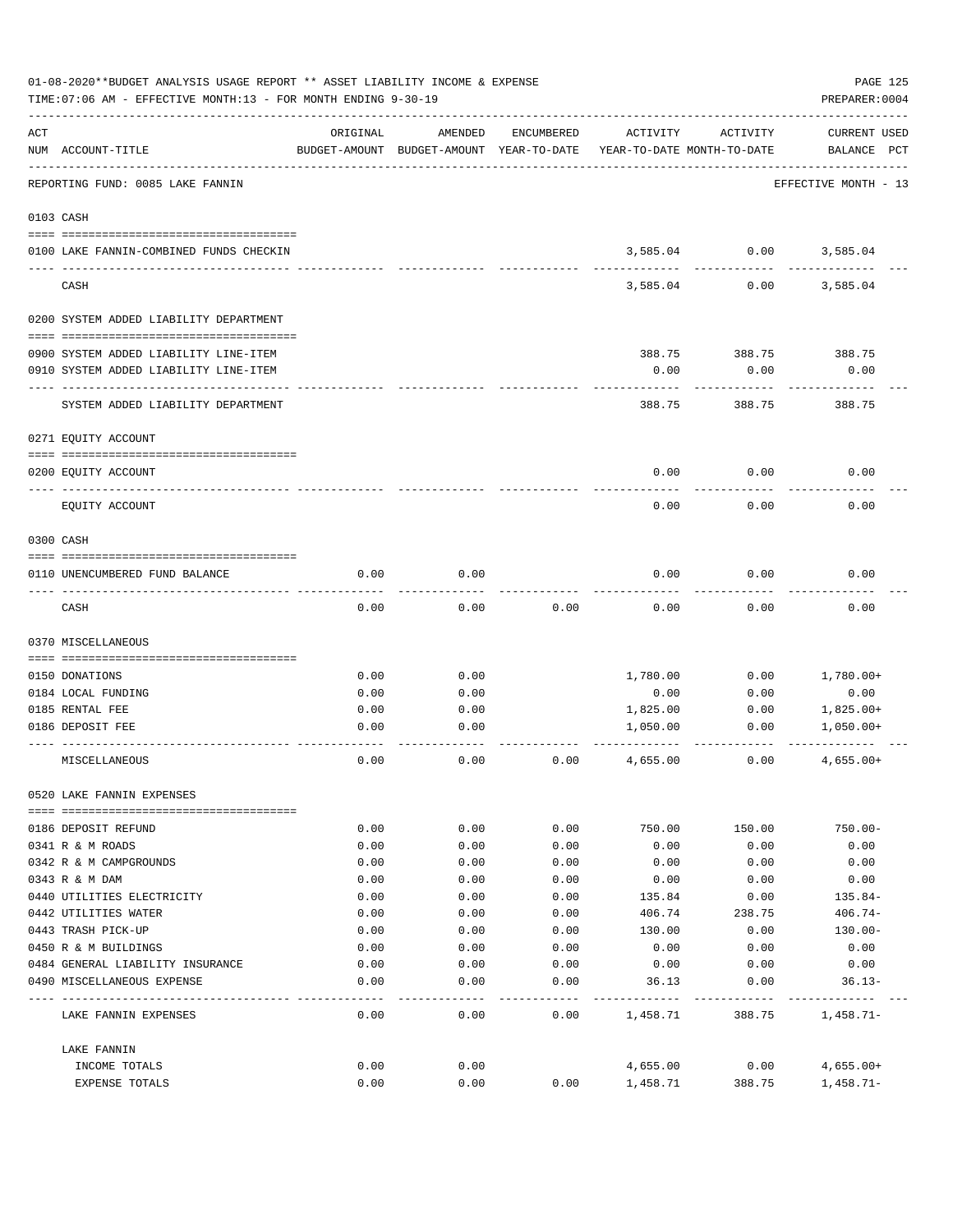01-08-2020**BUDGET ANALYSIS USAGE REPORT ** ASSET LIABILITY INCOME & EXPENSE

TIME:07:06 AM - EFFECTIVE MONTH:13 - FOR MONTH ENDING 9-30-19

PREPARER:0004

| ACT NUM | ACCOUNT-TITLE | ORIGINAL BUDGET-AMOUNT | AMENDED BUDGET-AMOUNT | ENCUMBERED YEAR-TO-DATE | ACTIVITY YEAR-TO-DATE | ACTIVITY MONTH-TO-DATE | CURRENT USED BALANCE | PCT |
|---|---|---|---|---|---|---|---|---|
| | REPORTING FUND: 0085 LAKE FANNIN | | | | | | EFFECTIVE MONTH - 13 | |
| | 0103 CASH | | | | | | | |
| 0100 | LAKE FANNIN-COMBINED FUNDS CHECKIN | | | | 3,585.04 | 0.00 | 3,585.04 | |
| | CASH | | | | 3,585.04 | 0.00 | 3,585.04 | |
| | 0200 SYSTEM ADDED LIABILITY DEPARTMENT | | | | | | | |
| 0900 | SYSTEM ADDED LIABILITY LINE-ITEM | | | | 388.75 | 388.75 | 388.75 | |
| 0910 | SYSTEM ADDED LIABILITY LINE-ITEM | | | | 0.00 | 0.00 | 0.00 | |
| | SYSTEM ADDED LIABILITY DEPARTMENT | | | | 388.75 | 388.75 | 388.75 | |
| | 0271 EQUITY ACCOUNT | | | | | | | |
| 0200 | EQUITY ACCOUNT | | | | 0.00 | 0.00 | 0.00 | |
| | EQUITY ACCOUNT | | | | 0.00 | 0.00 | 0.00 | |
| | 0300 CASH | | | | | | | |
| 0110 | UNENCUMBERED FUND BALANCE | 0.00 | 0.00 | | 0.00 | 0.00 | 0.00 | |
| | CASH | 0.00 | 0.00 | 0.00 | 0.00 | 0.00 | 0.00 | |
| | 0370 MISCELLANEOUS | | | | | | | |
| 0150 | DONATIONS | 0.00 | 0.00 | | 1,780.00 | 0.00 | 1,780.00+ | |
| 0184 | LOCAL FUNDING | 0.00 | 0.00 | | 0.00 | 0.00 | 0.00 | |
| 0185 | RENTAL FEE | 0.00 | 0.00 | | 1,825.00 | 0.00 | 1,825.00+ | |
| 0186 | DEPOSIT FEE | 0.00 | 0.00 | | 1,050.00 | 0.00 | 1,050.00+ | |
| | MISCELLANEOUS | 0.00 | 0.00 | 0.00 | 4,655.00 | 0.00 | 4,655.00+ | |
| | 0520 LAKE FANNIN EXPENSES | | | | | | | |
| 0186 | DEPOSIT REFUND | 0.00 | 0.00 | 0.00 | 750.00 | 150.00 | 750.00- | |
| 0341 | R & M ROADS | 0.00 | 0.00 | 0.00 | 0.00 | 0.00 | 0.00 | |
| 0342 | R & M CAMPGROUNDS | 0.00 | 0.00 | 0.00 | 0.00 | 0.00 | 0.00 | |
| 0343 | R & M DAM | 0.00 | 0.00 | 0.00 | 0.00 | 0.00 | 0.00 | |
| 0440 | UTILITIES ELECTRICITY | 0.00 | 0.00 | 0.00 | 135.84 | 0.00 | 135.84- | |
| 0442 | UTILITIES WATER | 0.00 | 0.00 | 0.00 | 406.74 | 238.75 | 406.74- | |
| 0443 | TRASH PICK-UP | 0.00 | 0.00 | 0.00 | 130.00 | 0.00 | 130.00- | |
| 0450 | R & M BUILDINGS | 0.00 | 0.00 | 0.00 | 0.00 | 0.00 | 0.00 | |
| 0484 | GENERAL LIABILITY INSURANCE | 0.00 | 0.00 | 0.00 | 0.00 | 0.00 | 0.00 | |
| 0490 | MISCELLANEOUS EXPENSE | 0.00 | 0.00 | 0.00 | 36.13 | 0.00 | 36.13- | |
| | LAKE FANNIN EXPENSES | 0.00 | 0.00 | 0.00 | 1,458.71 | 388.75 | 1,458.71- | |
| | LAKE FANNIN | | | | | | | |
| | INCOME TOTALS | 0.00 | 0.00 | | 4,655.00 | 0.00 | 4,655.00+ | |
| | EXPENSE TOTALS | 0.00 | 0.00 | 0.00 | 1,458.71 | 388.75 | 1,458.71- | |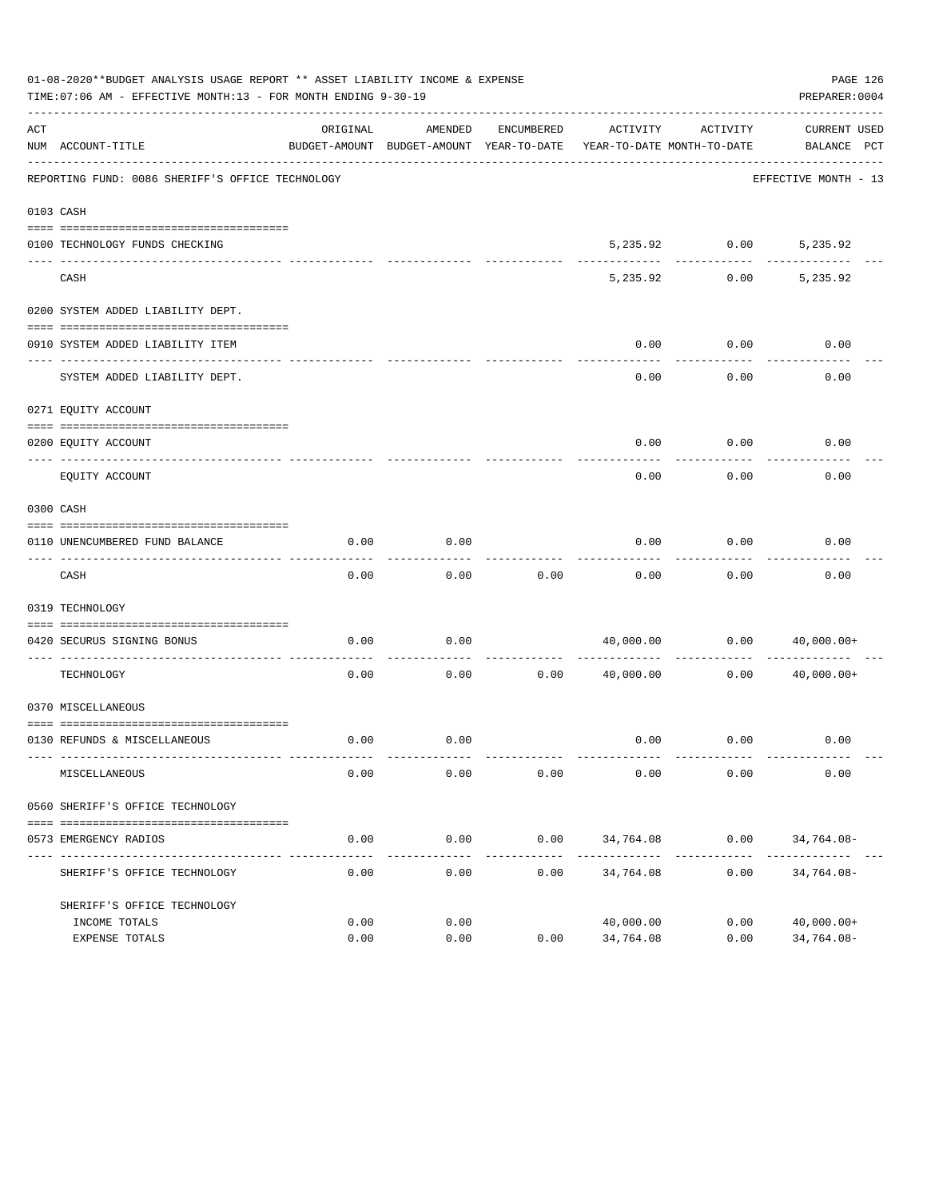01-08-2020**BUDGET ANALYSIS USAGE REPORT ** ASSET LIABILITY INCOME & EXPENSE

TIME:07:06 AM - EFFECTIVE MONTH:13 - FOR MONTH ENDING 9-30-19

PREPARER:0004

REPORTING FUND: 0086 SHERIFF'S OFFICE TECHNOLOGY — EFFECTIVE MONTH - 13

| ACT NUM | ACCOUNT-TITLE | ORIGINAL BUDGET-AMOUNT | AMENDED BUDGET-AMOUNT | ENCUMBERED YEAR-TO-DATE | ACTIVITY YEAR-TO-DATE | ACTIVITY MONTH-TO-DATE | CURRENT BALANCE | USED PCT |
|---|---|---|---|---|---|---|---|---|
| 0103 | CASH | | | | | | | |
| 0100 | TECHNOLOGY FUNDS CHECKING | | | | 5,235.92 | 0.00 | 5,235.92 | |
| | CASH | | | | 5,235.92 | 0.00 | 5,235.92 | |
| 0200 | SYSTEM ADDED LIABILITY DEPT. | | | | | | | |
| 0910 | SYSTEM ADDED LIABILITY ITEM | | | | 0.00 | 0.00 | 0.00 | |
| | SYSTEM ADDED LIABILITY DEPT. | | | | 0.00 | 0.00 | 0.00 | |
| 0271 | EQUITY ACCOUNT | | | | | | | |
| 0200 | EQUITY ACCOUNT | | | | 0.00 | 0.00 | 0.00 | |
| | EQUITY ACCOUNT | | | | 0.00 | 0.00 | 0.00 | |
| 0300 | CASH | | | | | | | |
| 0110 | UNENCUMBERED FUND BALANCE | 0.00 | 0.00 | | 0.00 | 0.00 | 0.00 | |
| | CASH | 0.00 | 0.00 | 0.00 | 0.00 | 0.00 | 0.00 | |
| 0319 | TECHNOLOGY | | | | | | | |
| 0420 | SECURUS SIGNING BONUS | 0.00 | 0.00 | | 40,000.00 | 0.00 | 40,000.00+ | |
| | TECHNOLOGY | 0.00 | 0.00 | 0.00 | 40,000.00 | 0.00 | 40,000.00+ | |
| 0370 | MISCELLANEOUS | | | | | | | |
| 0130 | REFUNDS & MISCELLANEOUS | 0.00 | 0.00 | | 0.00 | 0.00 | 0.00 | |
| | MISCELLANEOUS | 0.00 | 0.00 | 0.00 | 0.00 | 0.00 | 0.00 | |
| 0560 | SHERIFF'S OFFICE TECHNOLOGY | | | | | | | |
| 0573 | EMERGENCY RADIOS | 0.00 | 0.00 | 0.00 | 34,764.08 | 0.00 | 34,764.08- | |
| | SHERIFF'S OFFICE TECHNOLOGY | 0.00 | 0.00 | 0.00 | 34,764.08 | 0.00 | 34,764.08- | |
| | SHERIFF'S OFFICE TECHNOLOGY | | | | | | | |
| | INCOME TOTALS | 0.00 | 0.00 | | 40,000.00 | 0.00 | 40,000.00+ | |
| | EXPENSE TOTALS | 0.00 | 0.00 | 0.00 | 34,764.08 | 0.00 | 34,764.08- | |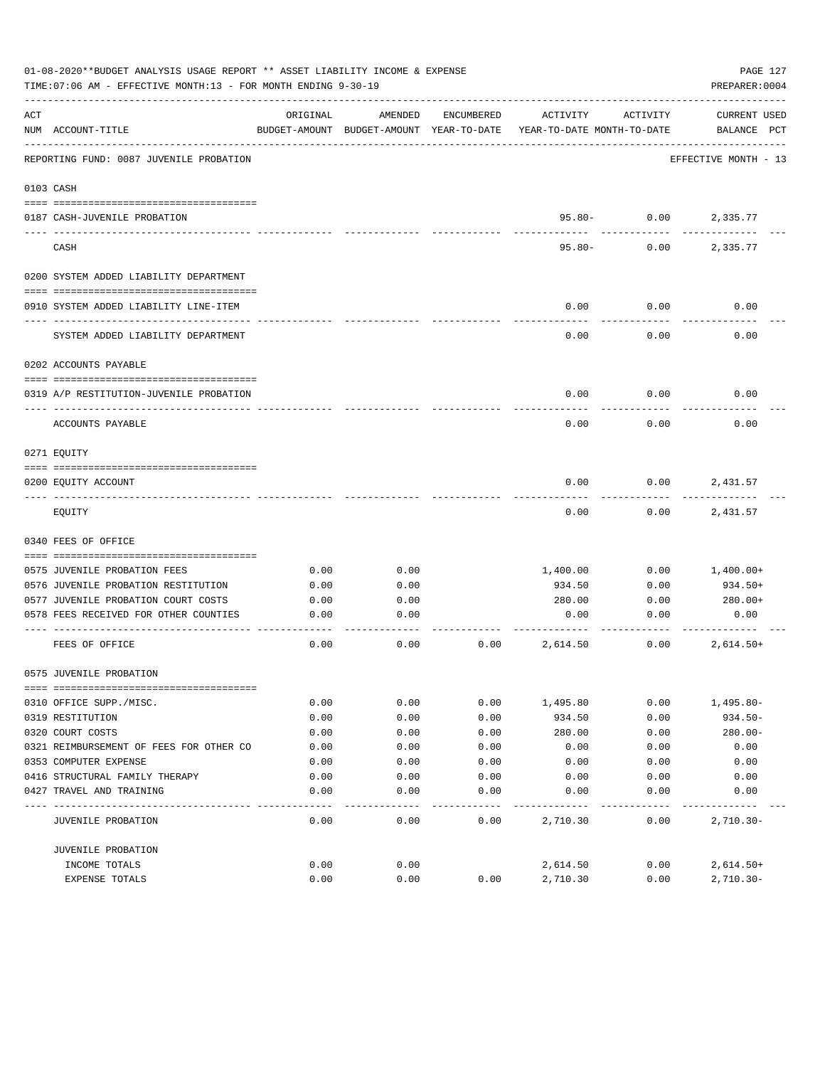01-08-2020**BUDGET ANALYSIS USAGE REPORT ** ASSET LIABILITY INCOME & EXPENSE

TIME:07:06 AM - EFFECTIVE MONTH:13 - FOR MONTH ENDING 9-30-19

PREPARER:0004

REPORTING FUND: 0087 JUVENILE PROBATION — EFFECTIVE MONTH - 13

| ACT NUM | ACCOUNT-TITLE | ORIGINAL BUDGET-AMOUNT | AMENDED BUDGET-AMOUNT | ENCUMBERED YEAR-TO-DATE | ACTIVITY YEAR-TO-DATE | ACTIVITY MONTH-TO-DATE | CURRENT USED BALANCE | PCT |
|---|---|---|---|---|---|---|---|---|
| 0103 | CASH | | | | | | | |
| 0187 | CASH-JUVENILE PROBATION | | | | 95.80- | 0.00 | 2,335.77 | |
| | CASH | | | | 95.80- | 0.00 | 2,335.77 | |
| 0200 | SYSTEM ADDED LIABILITY DEPARTMENT | | | | | | | |
| 0910 | SYSTEM ADDED LIABILITY LINE-ITEM | | | | 0.00 | 0.00 | 0.00 | |
| | SYSTEM ADDED LIABILITY DEPARTMENT | | | | 0.00 | 0.00 | 0.00 | |
| 0202 | ACCOUNTS PAYABLE | | | | | | | |
| 0319 | A/P RESTITUTION-JUVENILE PROBATION | | | | 0.00 | 0.00 | 0.00 | |
| | ACCOUNTS PAYABLE | | | | 0.00 | 0.00 | 0.00 | |
| 0271 | EQUITY | | | | | | | |
| 0200 | EQUITY ACCOUNT | | | | 0.00 | 0.00 | 2,431.57 | |
| | EQUITY | | | | 0.00 | 0.00 | 2,431.57 | |
| 0340 | FEES OF OFFICE | | | | | | | |
| 0575 | JUVENILE PROBATION FEES | 0.00 | 0.00 | | 1,400.00 | 0.00 | 1,400.00+ | |
| 0576 | JUVENILE PROBATION RESTITUTION | 0.00 | 0.00 | | 934.50 | 0.00 | 934.50+ | |
| 0577 | JUVENILE PROBATION COURT COSTS | 0.00 | 0.00 | | 280.00 | 0.00 | 280.00+ | |
| 0578 | FEES RECEIVED FOR OTHER COUNTIES | 0.00 | 0.00 | | 0.00 | 0.00 | 0.00 | |
| | FEES OF OFFICE | 0.00 | 0.00 | 0.00 | 2,614.50 | 0.00 | 2,614.50+ | |
| 0575 | JUVENILE PROBATION | | | | | | | |
| 0310 | OFFICE SUPP./MISC. | 0.00 | 0.00 | 0.00 | 1,495.80 | 0.00 | 1,495.80- | |
| 0319 | RESTITUTION | 0.00 | 0.00 | 0.00 | 934.50 | 0.00 | 934.50- | |
| 0320 | COURT COSTS | 0.00 | 0.00 | 0.00 | 280.00 | 0.00 | 280.00- | |
| 0321 | REIMBURSEMENT OF FEES FOR OTHER CO | 0.00 | 0.00 | 0.00 | 0.00 | 0.00 | 0.00 | |
| 0353 | COMPUTER EXPENSE | 0.00 | 0.00 | 0.00 | 0.00 | 0.00 | 0.00 | |
| 0416 | STRUCTURAL FAMILY THERAPY | 0.00 | 0.00 | 0.00 | 0.00 | 0.00 | 0.00 | |
| 0427 | TRAVEL AND TRAINING | 0.00 | 0.00 | 0.00 | 0.00 | 0.00 | 0.00 | |
| | JUVENILE PROBATION | 0.00 | 0.00 | 0.00 | 2,710.30 | 0.00 | 2,710.30- | |
| | JUVENILE PROBATION | | | | | | | |
| | INCOME TOTALS | 0.00 | 0.00 | | 2,614.50 | 0.00 | 2,614.50+ | |
| | EXPENSE TOTALS | 0.00 | 0.00 | 0.00 | 2,710.30 | 0.00 | 2,710.30- | |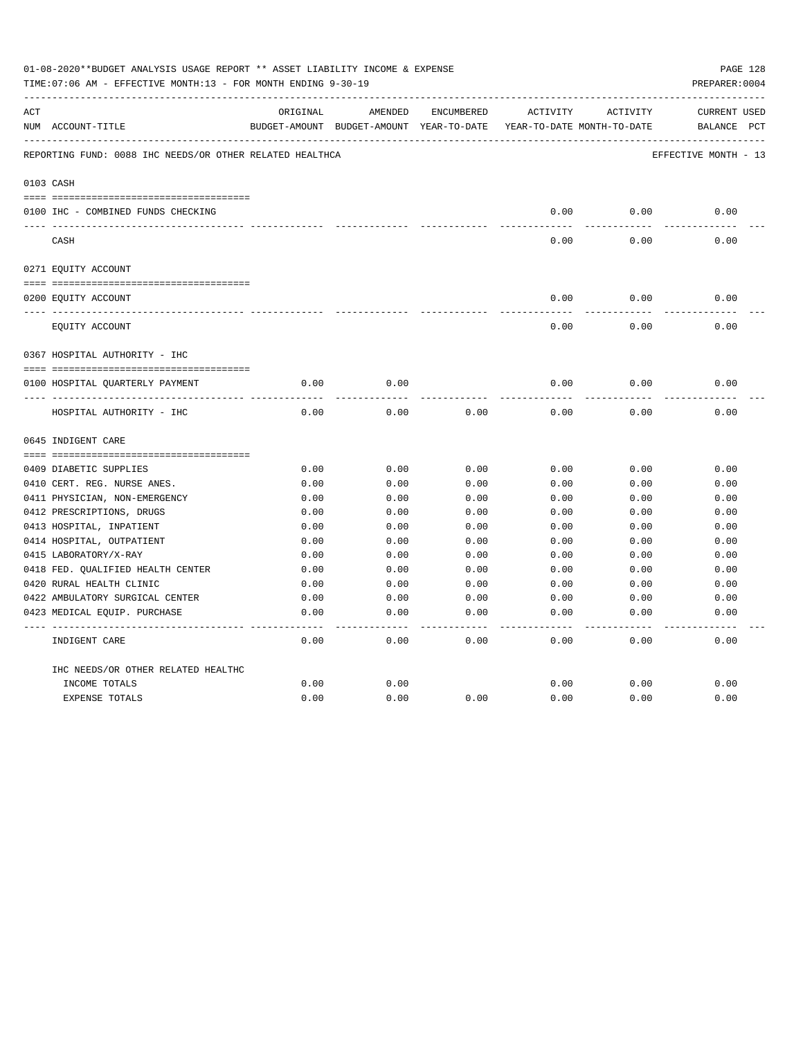01-08-2020**BUDGET ANALYSIS USAGE REPORT ** ASSET LIABILITY INCOME & EXPENSE

TIME:07:06 AM - EFFECTIVE MONTH:13 - FOR MONTH ENDING 9-30-19

PREPARER:0004

REPORTING FUND: 0088 IHC NEEDS/OR OTHER RELATED HEALTHCA — EFFECTIVE MONTH - 13

| ACT NUM | ACCOUNT-TITLE | ORIGINAL BUDGET-AMOUNT | AMENDED BUDGET-AMOUNT | ENCUMBERED YEAR-TO-DATE | ACTIVITY YEAR-TO-DATE | ACTIVITY MONTH-TO-DATE | CURRENT BALANCE | USED PCT |
|---|---|---|---|---|---|---|---|---|
| 0103 | CASH | | | | | | | |
| 0100 | IHC - COMBINED FUNDS CHECKING | | | | 0.00 | 0.00 | 0.00 | |
| | CASH | | | | 0.00 | 0.00 | 0.00 | |
| 0271 | EQUITY ACCOUNT | | | | | | | |
| 0200 | EQUITY ACCOUNT | | | | 0.00 | 0.00 | 0.00 | |
| | EQUITY ACCOUNT | | | | 0.00 | 0.00 | 0.00 | |
| 0367 | HOSPITAL AUTHORITY - IHC | | | | | | | |
| 0100 | HOSPITAL QUARTERLY PAYMENT | 0.00 | 0.00 | | 0.00 | 0.00 | 0.00 | |
| | HOSPITAL AUTHORITY - IHC | 0.00 | 0.00 | 0.00 | 0.00 | 0.00 | 0.00 | |
| 0645 | INDIGENT CARE | | | | | | | |
| 0409 | DIABETIC SUPPLIES | 0.00 | 0.00 | 0.00 | 0.00 | 0.00 | 0.00 | |
| 0410 | CERT. REG. NURSE ANES. | 0.00 | 0.00 | 0.00 | 0.00 | 0.00 | 0.00 | |
| 0411 | PHYSICIAN, NON-EMERGENCY | 0.00 | 0.00 | 0.00 | 0.00 | 0.00 | 0.00 | |
| 0412 | PRESCRIPTIONS, DRUGS | 0.00 | 0.00 | 0.00 | 0.00 | 0.00 | 0.00 | |
| 0413 | HOSPITAL, INPATIENT | 0.00 | 0.00 | 0.00 | 0.00 | 0.00 | 0.00 | |
| 0414 | HOSPITAL, OUTPATIENT | 0.00 | 0.00 | 0.00 | 0.00 | 0.00 | 0.00 | |
| 0415 | LABORATORY/X-RAY | 0.00 | 0.00 | 0.00 | 0.00 | 0.00 | 0.00 | |
| 0418 | FED. QUALIFIED HEALTH CENTER | 0.00 | 0.00 | 0.00 | 0.00 | 0.00 | 0.00 | |
| 0420 | RURAL HEALTH CLINIC | 0.00 | 0.00 | 0.00 | 0.00 | 0.00 | 0.00 | |
| 0422 | AMBULATORY SURGICAL CENTER | 0.00 | 0.00 | 0.00 | 0.00 | 0.00 | 0.00 | |
| 0423 | MEDICAL EQUIP. PURCHASE | 0.00 | 0.00 | 0.00 | 0.00 | 0.00 | 0.00 | |
| | INDIGENT CARE | 0.00 | 0.00 | 0.00 | 0.00 | 0.00 | 0.00 | |
| | IHC NEEDS/OR OTHER RELATED HEALTHC | | | | | | | |
| | INCOME TOTALS | 0.00 | 0.00 | | 0.00 | 0.00 | 0.00 | |
| | EXPENSE TOTALS | 0.00 | 0.00 | 0.00 | 0.00 | 0.00 | 0.00 | |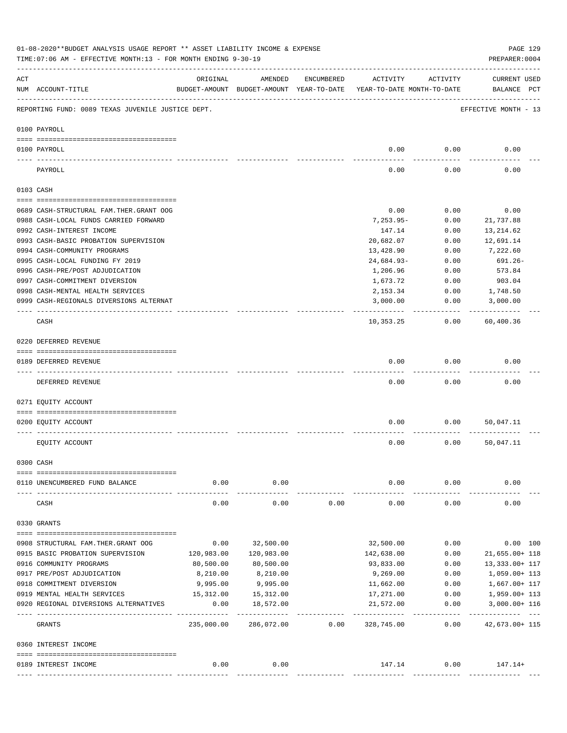01-08-2020**BUDGET ANALYSIS USAGE REPORT ** ASSET LIABILITY INCOME & EXPENSE

TIME:07:06 AM - EFFECTIVE MONTH:13 - FOR MONTH ENDING 9-30-19

PREPARER:0004

| ACT NUM | ACCOUNT-TITLE | ORIGINAL BUDGET-AMOUNT | AMENDED BUDGET-AMOUNT | ENCUMBERED YEAR-TO-DATE | ACTIVITY YEAR-TO-DATE | ACTIVITY MONTH-TO-DATE | CURRENT BALANCE | USED PCT |
|---|---|---|---|---|---|---|---|---|
| | REPORTING FUND: 0089 TEXAS JUVENILE JUSTICE DEPT. | | | | | | EFFECTIVE MONTH - 13 | |
| | **0100 PAYROLL** | | | | | | | |
| 0100 | PAYROLL | | | | 0.00 | 0.00 | 0.00 | |
| | PAYROLL | | | | 0.00 | 0.00 | 0.00 | |
| | **0103 CASH** | | | | | | | |
| 0689 | CASH-STRUCTURAL FAM.THER.GRANT OOG | | | | 0.00 | 0.00 | 0.00 | |
| 0988 | CASH-LOCAL FUNDS CARRIED FORWARD | | | | 7,253.95- | 0.00 | 21,737.88 | |
| 0992 | CASH-INTEREST INCOME | | | | 147.14 | 0.00 | 13,214.62 | |
| 0993 | CASH-BASIC PROBATION SUPERVISION | | | | 20,682.07 | 0.00 | 12,691.14 | |
| 0994 | CASH-COMMUNITY PROGRAMS | | | | 13,428.90 | 0.00 | 7,222.60 | |
| 0995 | CASH-LOCAL FUNDING FY 2019 | | | | 24,684.93- | 0.00 | 691.26- | |
| 0996 | CASH-PRE/POST ADJUDICATION | | | | 1,206.96 | 0.00 | 573.84 | |
| 0997 | CASH-COMMITMENT DIVERSION | | | | 1,673.72 | 0.00 | 903.04 | |
| 0998 | CASH-MENTAL HEALTH SERVICES | | | | 2,153.34 | 0.00 | 1,748.50 | |
| 0999 | CASH-REGIONALS DIVERSIONS ALTERNAT | | | | 3,000.00 | 0.00 | 3,000.00 | |
| | CASH | | | | 10,353.25 | 0.00 | 60,400.36 | |
| | **0220 DEFERRED REVENUE** | | | | | | | |
| 0189 | DEFERRED REVENUE | | | | 0.00 | 0.00 | 0.00 | |
| | DEFERRED REVENUE | | | | 0.00 | 0.00 | 0.00 | |
| | **0271 EQUITY ACCOUNT** | | | | | | | |
| 0200 | EQUITY ACCOUNT | | | | 0.00 | 0.00 | 50,047.11 | |
| | EQUITY ACCOUNT | | | | 0.00 | 0.00 | 50,047.11 | |
| | **0300 CASH** | | | | | | | |
| 0110 | UNENCUMBERED FUND BALANCE | 0.00 | 0.00 | | 0.00 | 0.00 | 0.00 | |
| | CASH | 0.00 | 0.00 | 0.00 | 0.00 | 0.00 | 0.00 | |
| | **0330 GRANTS** | | | | | | | |
| 0908 | STRUCTURAL FAM.THER.GRANT OOG | 0.00 | 32,500.00 | | 32,500.00 | 0.00 | 0.00 | 100 |
| 0915 | BASIC PROBATION SUPERVISION | 120,983.00 | 120,983.00 | | 142,638.00 | 0.00 | 21,655.00+ | 118 |
| 0916 | COMMUNITY PROGRAMS | 80,500.00 | 80,500.00 | | 93,833.00 | 0.00 | 13,333.00+ | 117 |
| 0917 | PRE/POST ADJUDICATION | 8,210.00 | 8,210.00 | | 9,269.00 | 0.00 | 1,059.00+ | 113 |
| 0918 | COMMITMENT DIVERSION | 9,995.00 | 9,995.00 | | 11,662.00 | 0.00 | 1,667.00+ | 117 |
| 0919 | MENTAL HEALTH SERVICES | 15,312.00 | 15,312.00 | | 17,271.00 | 0.00 | 1,959.00+ | 113 |
| 0920 | REGIONAL DIVERSIONS ALTERNATIVES | 0.00 | 18,572.00 | | 21,572.00 | 0.00 | 3,000.00+ | 116 |
| | GRANTS | 235,000.00 | 286,072.00 | 0.00 | 328,745.00 | 0.00 | 42,673.00+ | 115 |
| | **0360 INTEREST INCOME** | | | | | | | |
| 0189 | INTEREST INCOME | 0.00 | 0.00 | | 147.14 | 0.00 | 147.14+ | |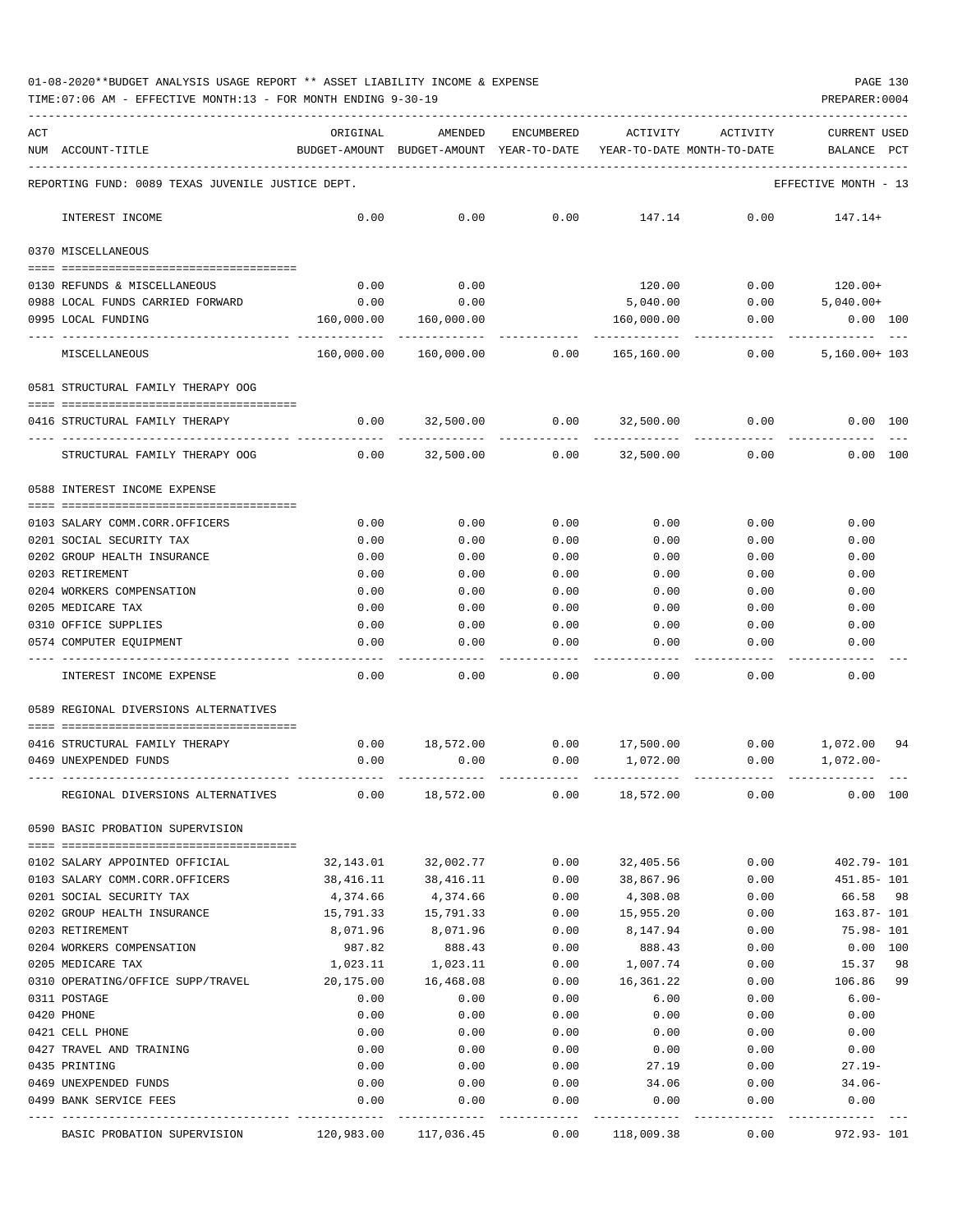01-08-2020**BUDGET ANALYSIS USAGE REPORT ** ASSET LIABILITY INCOME & EXPENSE

TIME:07:06 AM - EFFECTIVE MONTH:13 - FOR MONTH ENDING 9-30-19

PREPARER:0004

REPORTING FUND: 0089 TEXAS JUVENILE JUSTICE DEPT. — EFFECTIVE MONTH - 13

| ACT NUM | ACCOUNT-TITLE | ORIGINAL BUDGET-AMOUNT | AMENDED BUDGET-AMOUNT | ENCUMBERED YEAR-TO-DATE | ACTIVITY YEAR-TO-DATE | ACTIVITY MONTH-TO-DATE | CURRENT BALANCE | USED PCT |
|---|---|---|---|---|---|---|---|---|
| | INTEREST INCOME | 0.00 | 0.00 | 0.00 | 147.14 | 0.00 | 147.14+ | |
| | **0370 MISCELLANEOUS** | | | | | | | |
| 0130 | REFUNDS & MISCELLANEOUS | 0.00 | 0.00 | | 120.00 | 0.00 | 120.00+ | |
| 0988 | LOCAL FUNDS CARRIED FORWARD | 0.00 | 0.00 | | 5,040.00 | 0.00 | 5,040.00+ | |
| 0995 | LOCAL FUNDING | 160,000.00 | 160,000.00 | | 160,000.00 | 0.00 | 0.00 | 100 |
| | MISCELLANEOUS | 160,000.00 | 160,000.00 | 0.00 | 165,160.00 | 0.00 | 5,160.00+ | 103 |
| | **0581 STRUCTURAL FAMILY THERAPY OOG** | | | | | | | |
| 0416 | STRUCTURAL FAMILY THERAPY | 0.00 | 32,500.00 | 0.00 | 32,500.00 | 0.00 | 0.00 | 100 |
| | STRUCTURAL FAMILY THERAPY OOG | 0.00 | 32,500.00 | 0.00 | 32,500.00 | 0.00 | 0.00 | 100 |
| | **0588 INTEREST INCOME EXPENSE** | | | | | | | |
| 0103 | SALARY COMM.CORR.OFFICERS | 0.00 | 0.00 | 0.00 | 0.00 | 0.00 | 0.00 | |
| 0201 | SOCIAL SECURITY TAX | 0.00 | 0.00 | 0.00 | 0.00 | 0.00 | 0.00 | |
| 0202 | GROUP HEALTH INSURANCE | 0.00 | 0.00 | 0.00 | 0.00 | 0.00 | 0.00 | |
| 0203 | RETIREMENT | 0.00 | 0.00 | 0.00 | 0.00 | 0.00 | 0.00 | |
| 0204 | WORKERS COMPENSATION | 0.00 | 0.00 | 0.00 | 0.00 | 0.00 | 0.00 | |
| 0205 | MEDICARE TAX | 0.00 | 0.00 | 0.00 | 0.00 | 0.00 | 0.00 | |
| 0310 | OFFICE SUPPLIES | 0.00 | 0.00 | 0.00 | 0.00 | 0.00 | 0.00 | |
| 0574 | COMPUTER EQUIPMENT | 0.00 | 0.00 | 0.00 | 0.00 | 0.00 | 0.00 | |
| | INTEREST INCOME EXPENSE | 0.00 | 0.00 | 0.00 | 0.00 | 0.00 | 0.00 | |
| | **0589 REGIONAL DIVERSIONS ALTERNATIVES** | | | | | | | |
| 0416 | STRUCTURAL FAMILY THERAPY | 0.00 | 18,572.00 | 0.00 | 17,500.00 | 0.00 | 1,072.00 | 94 |
| 0469 | UNEXPENDED FUNDS | 0.00 | 0.00 | 0.00 | 1,072.00 | 0.00 | 1,072.00- | |
| | REGIONAL DIVERSIONS ALTERNATIVES | 0.00 | 18,572.00 | 0.00 | 18,572.00 | 0.00 | 0.00 | 100 |
| | **0590 BASIC PROBATION SUPERVISION** | | | | | | | |
| 0102 | SALARY APPOINTED OFFICIAL | 32,143.01 | 32,002.77 | 0.00 | 32,405.56 | 0.00 | 402.79- | 101 |
| 0103 | SALARY COMM.CORR.OFFICERS | 38,416.11 | 38,416.11 | 0.00 | 38,867.96 | 0.00 | 451.85- | 101 |
| 0201 | SOCIAL SECURITY TAX | 4,374.66 | 4,374.66 | 0.00 | 4,308.08 | 0.00 | 66.58 | 98 |
| 0202 | GROUP HEALTH INSURANCE | 15,791.33 | 15,791.33 | 0.00 | 15,955.20 | 0.00 | 163.87- | 101 |
| 0203 | RETIREMENT | 8,071.96 | 8,071.96 | 0.00 | 8,147.94 | 0.00 | 75.98- | 101 |
| 0204 | WORKERS COMPENSATION | 987.82 | 888.43 | 0.00 | 888.43 | 0.00 | 0.00 | 100 |
| 0205 | MEDICARE TAX | 1,023.11 | 1,023.11 | 0.00 | 1,007.74 | 0.00 | 15.37 | 98 |
| 0310 | OPERATING/OFFICE SUPP/TRAVEL | 20,175.00 | 16,468.08 | 0.00 | 16,361.22 | 0.00 | 106.86 | 99 |
| 0311 | POSTAGE | 0.00 | 0.00 | 0.00 | 6.00 | 0.00 | 6.00- | |
| 0420 | PHONE | 0.00 | 0.00 | 0.00 | 0.00 | 0.00 | 0.00 | |
| 0421 | CELL PHONE | 0.00 | 0.00 | 0.00 | 0.00 | 0.00 | 0.00 | |
| 0427 | TRAVEL AND TRAINING | 0.00 | 0.00 | 0.00 | 0.00 | 0.00 | 0.00 | |
| 0435 | PRINTING | 0.00 | 0.00 | 0.00 | 27.19 | 0.00 | 27.19- | |
| 0469 | UNEXPENDED FUNDS | 0.00 | 0.00 | 0.00 | 34.06 | 0.00 | 34.06- | |
| 0499 | BANK SERVICE FEES | 0.00 | 0.00 | 0.00 | 0.00 | 0.00 | 0.00 | |
| | BASIC PROBATION SUPERVISION | 120,983.00 | 117,036.45 | 0.00 | 118,009.38 | 0.00 | 972.93- | 101 |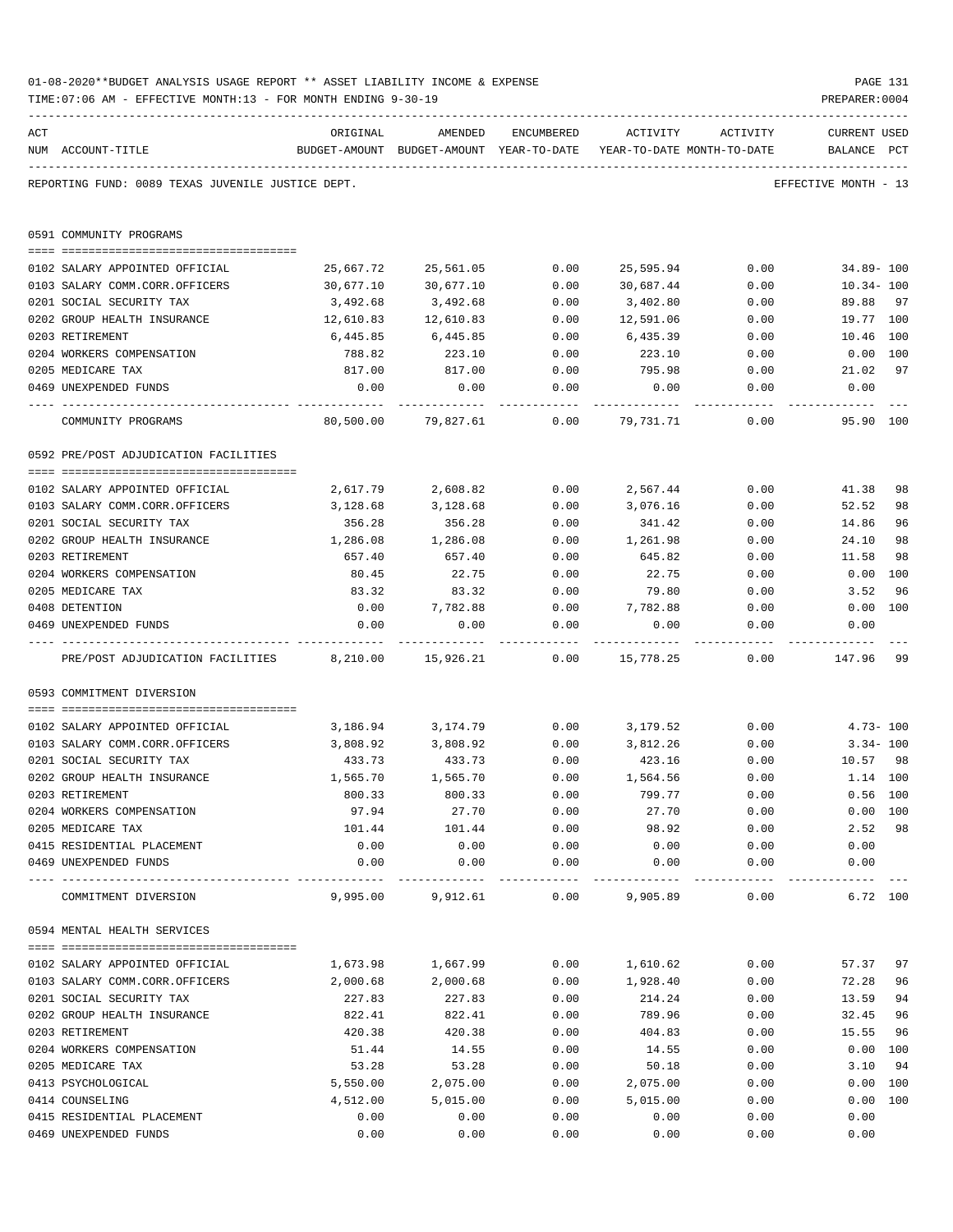01-08-2020**BUDGET ANALYSIS USAGE REPORT ** ASSET LIABILITY INCOME & EXPENSE

TIME:07:06 AM - EFFECTIVE MONTH:13 - FOR MONTH ENDING 9-30-19

PREPARER:0004

REPORTING FUND: 0089 TEXAS JUVENILE JUSTICE DEPT. — EFFECTIVE MONTH - 13

| ACT NUM | ACCOUNT-TITLE | ORIGINAL BUDGET-AMOUNT | AMENDED BUDGET-AMOUNT | ENCUMBERED YEAR-TO-DATE | ACTIVITY YEAR-TO-DATE | ACTIVITY MONTH-TO-DATE | CURRENT USED BALANCE | PCT |
|---|---|---|---|---|---|---|---|---|
| | **0591 COMMUNITY PROGRAMS** | | | | | | | |
| 0102 | SALARY APPOINTED OFFICIAL | 25,667.72 | 25,561.05 | 0.00 | 25,595.94 | 0.00 | 34.89- | 100 |
| 0103 | SALARY COMM.CORR.OFFICERS | 30,677.10 | 30,677.10 | 0.00 | 30,687.44 | 0.00 | 10.34- | 100 |
| 0201 | SOCIAL SECURITY TAX | 3,492.68 | 3,492.68 | 0.00 | 3,402.80 | 0.00 | 89.88 | 97 |
| 0202 | GROUP HEALTH INSURANCE | 12,610.83 | 12,610.83 | 0.00 | 12,591.06 | 0.00 | 19.77 | 100 |
| 0203 | RETIREMENT | 6,445.85 | 6,445.85 | 0.00 | 6,435.39 | 0.00 | 10.46 | 100 |
| 0204 | WORKERS COMPENSATION | 788.82 | 223.10 | 0.00 | 223.10 | 0.00 | 0.00 | 100 |
| 0205 | MEDICARE TAX | 817.00 | 817.00 | 0.00 | 795.98 | 0.00 | 21.02 | 97 |
| 0469 | UNEXPENDED FUNDS | 0.00 | 0.00 | 0.00 | 0.00 | 0.00 | 0.00 | |
| | COMMUNITY PROGRAMS | 80,500.00 | 79,827.61 | 0.00 | 79,731.71 | 0.00 | 95.90 | 100 |
| | **0592 PRE/POST ADJUDICATION FACILITIES** | | | | | | | |
| 0102 | SALARY APPOINTED OFFICIAL | 2,617.79 | 2,608.82 | 0.00 | 2,567.44 | 0.00 | 41.38 | 98 |
| 0103 | SALARY COMM.CORR.OFFICERS | 3,128.68 | 3,128.68 | 0.00 | 3,076.16 | 0.00 | 52.52 | 98 |
| 0201 | SOCIAL SECURITY TAX | 356.28 | 356.28 | 0.00 | 341.42 | 0.00 | 14.86 | 96 |
| 0202 | GROUP HEALTH INSURANCE | 1,286.08 | 1,286.08 | 0.00 | 1,261.98 | 0.00 | 24.10 | 98 |
| 0203 | RETIREMENT | 657.40 | 657.40 | 0.00 | 645.82 | 0.00 | 11.58 | 98 |
| 0204 | WORKERS COMPENSATION | 80.45 | 22.75 | 0.00 | 22.75 | 0.00 | 0.00 | 100 |
| 0205 | MEDICARE TAX | 83.32 | 83.32 | 0.00 | 79.80 | 0.00 | 3.52 | 96 |
| 0408 | DETENTION | 0.00 | 7,782.88 | 0.00 | 7,782.88 | 0.00 | 0.00 | 100 |
| 0469 | UNEXPENDED FUNDS | 0.00 | 0.00 | 0.00 | 0.00 | 0.00 | 0.00 | |
| | PRE/POST ADJUDICATION FACILITIES | 8,210.00 | 15,926.21 | 0.00 | 15,778.25 | 0.00 | 147.96 | 99 |
| | **0593 COMMITMENT DIVERSION** | | | | | | | |
| 0102 | SALARY APPOINTED OFFICIAL | 3,186.94 | 3,174.79 | 0.00 | 3,179.52 | 0.00 | 4.73- | 100 |
| 0103 | SALARY COMM.CORR.OFFICERS | 3,808.92 | 3,808.92 | 0.00 | 3,812.26 | 0.00 | 3.34- | 100 |
| 0201 | SOCIAL SECURITY TAX | 433.73 | 433.73 | 0.00 | 423.16 | 0.00 | 10.57 | 98 |
| 0202 | GROUP HEALTH INSURANCE | 1,565.70 | 1,565.70 | 0.00 | 1,564.56 | 0.00 | 1.14 | 100 |
| 0203 | RETIREMENT | 800.33 | 800.33 | 0.00 | 799.77 | 0.00 | 0.56 | 100 |
| 0204 | WORKERS COMPENSATION | 97.94 | 27.70 | 0.00 | 27.70 | 0.00 | 0.00 | 100 |
| 0205 | MEDICARE TAX | 101.44 | 101.44 | 0.00 | 98.92 | 0.00 | 2.52 | 98 |
| 0415 | RESIDENTIAL PLACEMENT | 0.00 | 0.00 | 0.00 | 0.00 | 0.00 | 0.00 | |
| 0469 | UNEXPENDED FUNDS | 0.00 | 0.00 | 0.00 | 0.00 | 0.00 | 0.00 | |
| | COMMITMENT DIVERSION | 9,995.00 | 9,912.61 | 0.00 | 9,905.89 | 0.00 | 6.72 | 100 |
| | **0594 MENTAL HEALTH SERVICES** | | | | | | | |
| 0102 | SALARY APPOINTED OFFICIAL | 1,673.98 | 1,667.99 | 0.00 | 1,610.62 | 0.00 | 57.37 | 97 |
| 0103 | SALARY COMM.CORR.OFFICERS | 2,000.68 | 2,000.68 | 0.00 | 1,928.40 | 0.00 | 72.28 | 96 |
| 0201 | SOCIAL SECURITY TAX | 227.83 | 227.83 | 0.00 | 214.24 | 0.00 | 13.59 | 94 |
| 0202 | GROUP HEALTH INSURANCE | 822.41 | 822.41 | 0.00 | 789.96 | 0.00 | 32.45 | 96 |
| 0203 | RETIREMENT | 420.38 | 420.38 | 0.00 | 404.83 | 0.00 | 15.55 | 96 |
| 0204 | WORKERS COMPENSATION | 51.44 | 14.55 | 0.00 | 14.55 | 0.00 | 0.00 | 100 |
| 0205 | MEDICARE TAX | 53.28 | 53.28 | 0.00 | 50.18 | 0.00 | 3.10 | 94 |
| 0413 | PSYCHOLOGICAL | 5,550.00 | 2,075.00 | 0.00 | 2,075.00 | 0.00 | 0.00 | 100 |
| 0414 | COUNSELING | 4,512.00 | 5,015.00 | 0.00 | 5,015.00 | 0.00 | 0.00 | 100 |
| 0415 | RESIDENTIAL PLACEMENT | 0.00 | 0.00 | 0.00 | 0.00 | 0.00 | 0.00 | |
| 0469 | UNEXPENDED FUNDS | 0.00 | 0.00 | 0.00 | 0.00 | 0.00 | 0.00 | |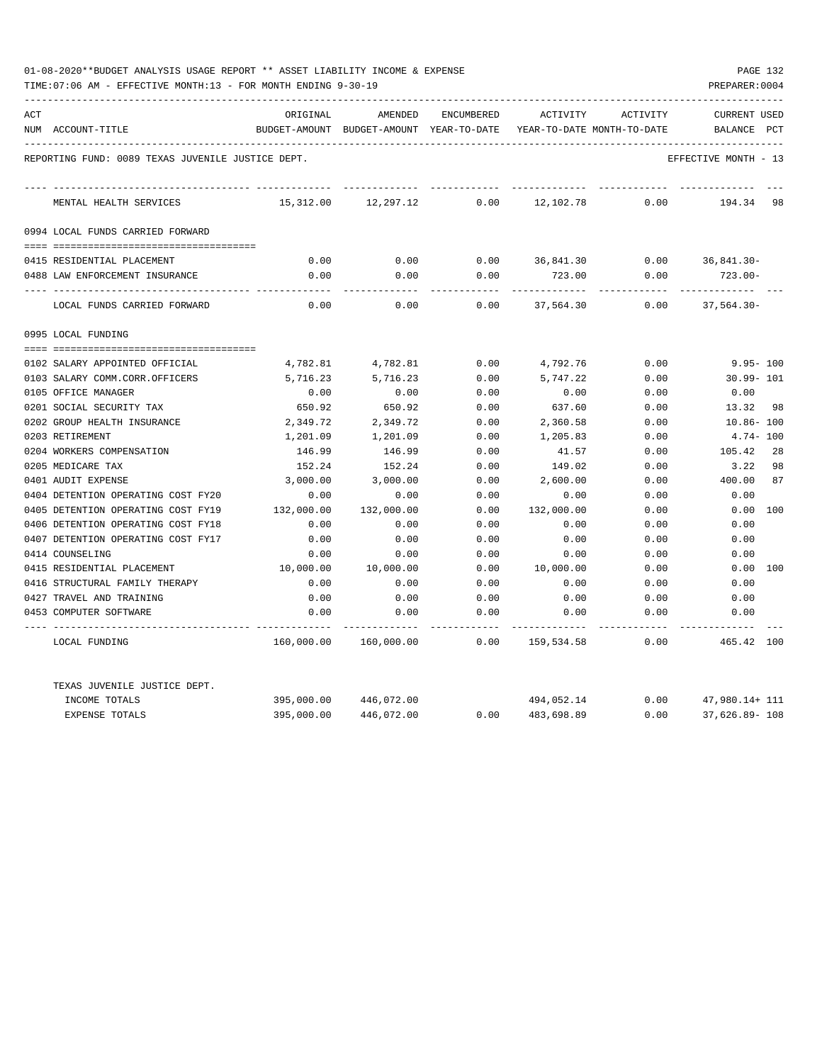01-08-2020**BUDGET ANALYSIS USAGE REPORT ** ASSET LIABILITY INCOME & EXPENSE

TIME:07:06 AM - EFFECTIVE MONTH:13 - FOR MONTH ENDING 9-30-19

PREPARER:0004

REPORTING FUND: 0089 TEXAS JUVENILE JUSTICE DEPT.

EFFECTIVE MONTH - 13

| ACT NUM | ACCOUNT-TITLE | ORIGINAL BUDGET-AMOUNT | AMENDED BUDGET-AMOUNT | ENCUMBERED YEAR-TO-DATE | ACTIVITY YEAR-TO-DATE | ACTIVITY MONTH-TO-DATE | CURRENT BALANCE | USED PCT |
|---|---|---|---|---|---|---|---|---|
| | MENTAL HEALTH SERVICES | 15,312.00 | 12,297.12 | 0.00 | 12,102.78 | 0.00 | 194.34 | 98 |
| | **0994 LOCAL FUNDS CARRIED FORWARD** | | | | | | | |
| 0415 | RESIDENTIAL PLACEMENT | 0.00 | 0.00 | 0.00 | 36,841.30 | 0.00 | 36,841.30- | |
| 0488 | LAW ENFORCEMENT INSURANCE | 0.00 | 0.00 | 0.00 | 723.00 | 0.00 | 723.00- | |
| | LOCAL FUNDS CARRIED FORWARD | 0.00 | 0.00 | 0.00 | 37,564.30 | 0.00 | 37,564.30- | |
| | **0995 LOCAL FUNDING** | | | | | | | |
| 0102 | SALARY APPOINTED OFFICIAL | 4,782.81 | 4,782.81 | 0.00 | 4,792.76 | 0.00 | 9.95- | 100 |
| 0103 | SALARY COMM.CORR.OFFICERS | 5,716.23 | 5,716.23 | 0.00 | 5,747.22 | 0.00 | 30.99- | 101 |
| 0105 | OFFICE MANAGER | 0.00 | 0.00 | 0.00 | 0.00 | 0.00 | 0.00 | |
| 0201 | SOCIAL SECURITY TAX | 650.92 | 650.92 | 0.00 | 637.60 | 0.00 | 13.32 | 98 |
| 0202 | GROUP HEALTH INSURANCE | 2,349.72 | 2,349.72 | 0.00 | 2,360.58 | 0.00 | 10.86- | 100 |
| 0203 | RETIREMENT | 1,201.09 | 1,201.09 | 0.00 | 1,205.83 | 0.00 | 4.74- | 100 |
| 0204 | WORKERS COMPENSATION | 146.99 | 146.99 | 0.00 | 41.57 | 0.00 | 105.42 | 28 |
| 0205 | MEDICARE TAX | 152.24 | 152.24 | 0.00 | 149.02 | 0.00 | 3.22 | 98 |
| 0401 | AUDIT EXPENSE | 3,000.00 | 3,000.00 | 0.00 | 2,600.00 | 0.00 | 400.00 | 87 |
| 0404 | DETENTION OPERATING COST FY20 | 0.00 | 0.00 | 0.00 | 0.00 | 0.00 | 0.00 | |
| 0405 | DETENTION OPERATING COST FY19 | 132,000.00 | 132,000.00 | 0.00 | 132,000.00 | 0.00 | 0.00 | 100 |
| 0406 | DETENTION OPERATING COST FY18 | 0.00 | 0.00 | 0.00 | 0.00 | 0.00 | 0.00 | |
| 0407 | DETENTION OPERATING COST FY17 | 0.00 | 0.00 | 0.00 | 0.00 | 0.00 | 0.00 | |
| 0414 | COUNSELING | 0.00 | 0.00 | 0.00 | 0.00 | 0.00 | 0.00 | |
| 0415 | RESIDENTIAL PLACEMENT | 10,000.00 | 10,000.00 | 0.00 | 10,000.00 | 0.00 | 0.00 | 100 |
| 0416 | STRUCTURAL FAMILY THERAPY | 0.00 | 0.00 | 0.00 | 0.00 | 0.00 | 0.00 | |
| 0427 | TRAVEL AND TRAINING | 0.00 | 0.00 | 0.00 | 0.00 | 0.00 | 0.00 | |
| 0453 | COMPUTER SOFTWARE | 0.00 | 0.00 | 0.00 | 0.00 | 0.00 | 0.00 | |
| | LOCAL FUNDING | 160,000.00 | 160,000.00 | 0.00 | 159,534.58 | 0.00 | 465.42 | 100 |
| | **TEXAS JUVENILE JUSTICE DEPT.** | | | | | | | |
| | INCOME TOTALS | 395,000.00 | 446,072.00 | | 494,052.14 | 0.00 | 47,980.14+ | 111 |
| | EXPENSE TOTALS | 395,000.00 | 446,072.00 | 0.00 | 483,698.89 | 0.00 | 37,626.89- | 108 |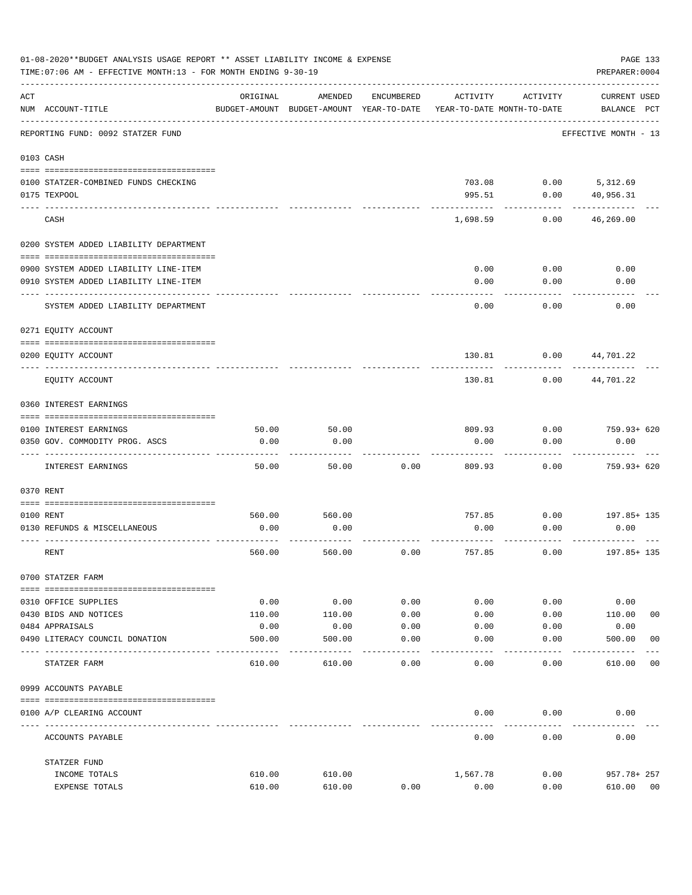01-08-2020**BUDGET ANALYSIS USAGE REPORT ** ASSET LIABILITY INCOME & EXPENSE

TIME:07:06 AM - EFFECTIVE MONTH:13 - FOR MONTH ENDING 9-30-19

PREPARER:0004

| ACT NUM | ACCOUNT-TITLE | ORIGINAL BUDGET-AMOUNT | AMENDED BUDGET-AMOUNT | ENCUMBERED YEAR-TO-DATE | ACTIVITY YEAR-TO-DATE | ACTIVITY MONTH-TO-DATE | CURRENT USED BALANCE | PCT |
|---|---|---|---|---|---|---|---|---|
| | REPORTING FUND: 0092 STATZER FUND | | | | | | EFFECTIVE MONTH - 13 | |
| 0103 | CASH | | | | | | | |
| 0100 | STATZER-COMBINED FUNDS CHECKING | | | | 703.08 | 0.00 | 5,312.69 | |
| 0175 | TEXPOOL | | | | 995.51 | 0.00 | 40,956.31 | |
| | CASH | | | | 1,698.59 | 0.00 | 46,269.00 | |
| 0200 | SYSTEM ADDED LIABILITY DEPARTMENT | | | | | | | |
| 0900 | SYSTEM ADDED LIABILITY LINE-ITEM | | | | 0.00 | 0.00 | 0.00 | |
| 0910 | SYSTEM ADDED LIABILITY LINE-ITEM | | | | 0.00 | 0.00 | 0.00 | |
| | SYSTEM ADDED LIABILITY DEPARTMENT | | | | 0.00 | 0.00 | 0.00 | |
| 0271 | EQUITY ACCOUNT | | | | | | | |
| 0200 | EQUITY ACCOUNT | | | | 130.81 | 0.00 | 44,701.22 | |
| | EQUITY ACCOUNT | | | | 130.81 | 0.00 | 44,701.22 | |
| 0360 | INTEREST EARNINGS | | | | | | | |
| 0100 | INTEREST EARNINGS | 50.00 | 50.00 | | 809.93 | 0.00 | 759.93+ | 620 |
| 0350 | GOV. COMMODITY PROG. ASCS | 0.00 | 0.00 | | 0.00 | 0.00 | 0.00 | |
| | INTEREST EARNINGS | 50.00 | 50.00 | 0.00 | 809.93 | 0.00 | 759.93+ | 620 |
| 0370 | RENT | | | | | | | |
| 0100 | RENT | 560.00 | 560.00 | | 757.85 | 0.00 | 197.85+ | 135 |
| 0130 | REFUNDS & MISCELLANEOUS | 0.00 | 0.00 | | 0.00 | 0.00 | 0.00 | |
| | RENT | 560.00 | 560.00 | 0.00 | 757.85 | 0.00 | 197.85+ | 135 |
| 0700 | STATZER FARM | | | | | | | |
| 0310 | OFFICE SUPPLIES | 0.00 | 0.00 | 0.00 | 0.00 | 0.00 | 0.00 | |
| 0430 | BIDS AND NOTICES | 110.00 | 110.00 | 0.00 | 0.00 | 0.00 | 110.00 | 00 |
| 0484 | APPRAISALS | 0.00 | 0.00 | 0.00 | 0.00 | 0.00 | 0.00 | |
| 0490 | LITERACY COUNCIL DONATION | 500.00 | 500.00 | 0.00 | 0.00 | 0.00 | 500.00 | 00 |
| | STATZER FARM | 610.00 | 610.00 | 0.00 | 0.00 | 0.00 | 610.00 | 00 |
| 0999 | ACCOUNTS PAYABLE | | | | | | | |
| 0100 | A/P CLEARING ACCOUNT | | | | 0.00 | 0.00 | 0.00 | |
| | ACCOUNTS PAYABLE | | | | 0.00 | 0.00 | 0.00 | |
| | STATZER FUND | | | | | | | |
| | INCOME TOTALS | 610.00 | 610.00 | | 1,567.78 | 0.00 | 957.78+ | 257 |
| | EXPENSE TOTALS | 610.00 | 610.00 | 0.00 | 0.00 | 0.00 | 610.00 | 00 |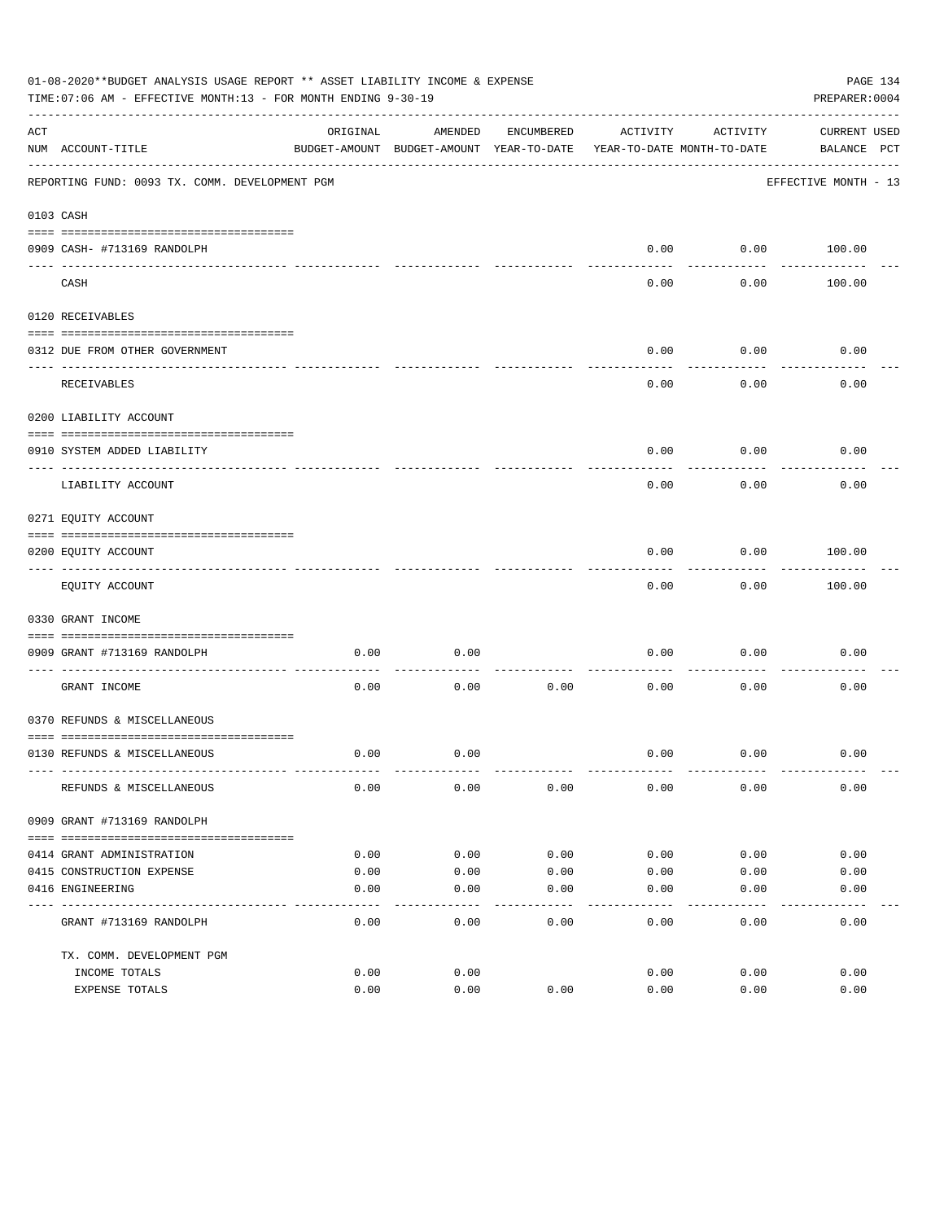01-08-2020**BUDGET ANALYSIS USAGE REPORT ** ASSET LIABILITY INCOME & EXPENSE

TIME:07:06 AM - EFFECTIVE MONTH:13 - FOR MONTH ENDING 9-30-19

PREPARER:0004

REPORTING FUND: 0093 TX. COMM. DEVELOPMENT PGM — EFFECTIVE MONTH - 13

| ACT NUM | ACCOUNT-TITLE | ORIGINAL BUDGET-AMOUNT | AMENDED BUDGET-AMOUNT | ENCUMBERED YEAR-TO-DATE | ACTIVITY YEAR-TO-DATE | ACTIVITY MONTH-TO-DATE | CURRENT BALANCE | USED PCT |
|---|---|---|---|---|---|---|---|---|
| **0103** | **CASH** | | | | | | | |
| 0909 | CASH- #713169 RANDOLPH | | | | 0.00 | 0.00 | 100.00 | |
| | CASH | | | | 0.00 | 0.00 | 100.00 | |
| **0120** | **RECEIVABLES** | | | | | | | |
| 0312 | DUE FROM OTHER GOVERNMENT | | | | 0.00 | 0.00 | 0.00 | |
| | RECEIVABLES | | | | 0.00 | 0.00 | 0.00 | |
| **0200** | **LIABILITY ACCOUNT** | | | | | | | |
| 0910 | SYSTEM ADDED LIABILITY | | | | 0.00 | 0.00 | 0.00 | |
| | LIABILITY ACCOUNT | | | | 0.00 | 0.00 | 0.00 | |
| **0271** | **EQUITY ACCOUNT** | | | | | | | |
| 0200 | EQUITY ACCOUNT | | | | 0.00 | 0.00 | 100.00 | |
| | EQUITY ACCOUNT | | | | 0.00 | 0.00 | 100.00 | |
| **0330** | **GRANT INCOME** | | | | | | | |
| 0909 | GRANT #713169 RANDOLPH | 0.00 | 0.00 | | 0.00 | 0.00 | 0.00 | |
| | GRANT INCOME | 0.00 | 0.00 | 0.00 | 0.00 | 0.00 | 0.00 | |
| **0370** | **REFUNDS & MISCELLANEOUS** | | | | | | | |
| 0130 | REFUNDS & MISCELLANEOUS | 0.00 | 0.00 | | 0.00 | 0.00 | 0.00 | |
| | REFUNDS & MISCELLANEOUS | 0.00 | 0.00 | 0.00 | 0.00 | 0.00 | 0.00 | |
| **0909** | **GRANT #713169 RANDOLPH** | | | | | | | |
| 0414 | GRANT ADMINISTRATION | 0.00 | 0.00 | 0.00 | 0.00 | 0.00 | 0.00 | |
| 0415 | CONSTRUCTION EXPENSE | 0.00 | 0.00 | 0.00 | 0.00 | 0.00 | 0.00 | |
| 0416 | ENGINEERING | 0.00 | 0.00 | 0.00 | 0.00 | 0.00 | 0.00 | |
| | GRANT #713169 RANDOLPH | 0.00 | 0.00 | 0.00 | 0.00 | 0.00 | 0.00 | |
| | TX. COMM. DEVELOPMENT PGM | | | | | | | |
| | INCOME TOTALS | 0.00 | 0.00 | | 0.00 | 0.00 | 0.00 | |
| | EXPENSE TOTALS | 0.00 | 0.00 | 0.00 | 0.00 | 0.00 | 0.00 | |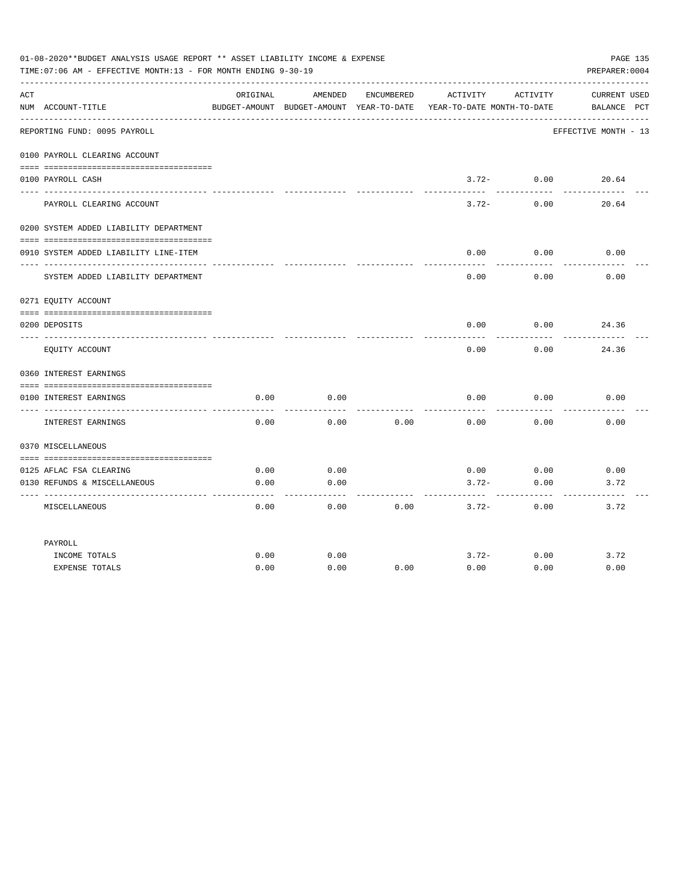01-08-2020**BUDGET ANALYSIS USAGE REPORT ** ASSET LIABILITY INCOME & EXPENSE

TIME:07:06 AM - EFFECTIVE MONTH:13 - FOR MONTH ENDING 9-30-19

PREPARER:0004

| ACT NUM | ACCOUNT-TITLE | ORIGINAL BUDGET-AMOUNT | AMENDED BUDGET-AMOUNT | ENCUMBERED YEAR-TO-DATE | ACTIVITY YEAR-TO-DATE | ACTIVITY MONTH-TO-DATE | CURRENT BALANCE | USED PCT |
|---|---|---|---|---|---|---|---|---|
| | REPORTING FUND: 0095 PAYROLL | | | | | | EFFECTIVE MONTH - 13 | |
| | 0100 PAYROLL CLEARING ACCOUNT | | | | | | | |
| 0100 | PAYROLL CASH | | | | 3.72- | 0.00 | 20.64 | |
| | PAYROLL CLEARING ACCOUNT | | | | 3.72- | 0.00 | 20.64 | |
| | 0200 SYSTEM ADDED LIABILITY DEPARTMENT | | | | | | | |
| 0910 | SYSTEM ADDED LIABILITY LINE-ITEM | | | | 0.00 | 0.00 | 0.00 | |
| | SYSTEM ADDED LIABILITY DEPARTMENT | | | | 0.00 | 0.00 | 0.00 | |
| | 0271 EQUITY ACCOUNT | | | | | | | |
| 0200 | DEPOSITS | | | | 0.00 | 0.00 | 24.36 | |
| | EQUITY ACCOUNT | | | | 0.00 | 0.00 | 24.36 | |
| | 0360 INTEREST EARNINGS | | | | | | | |
| 0100 | INTEREST EARNINGS | 0.00 | 0.00 | | 0.00 | 0.00 | 0.00 | |
| | INTEREST EARNINGS | 0.00 | 0.00 | 0.00 | 0.00 | 0.00 | 0.00 | |
| | 0370 MISCELLANEOUS | | | | | | | |
| 0125 | AFLAC FSA CLEARING | 0.00 | 0.00 | | 0.00 | 0.00 | 0.00 | |
| 0130 | REFUNDS & MISCELLANEOUS | 0.00 | 0.00 | | 3.72- | 0.00 | 3.72 | |
| | MISCELLANEOUS | 0.00 | 0.00 | 0.00 | 3.72- | 0.00 | 3.72 | |
| | PAYROLL | | | | | | | |
| | INCOME TOTALS | 0.00 | 0.00 | | 3.72- | 0.00 | 3.72 | |
| | EXPENSE TOTALS | 0.00 | 0.00 | 0.00 | 0.00 | 0.00 | 0.00 | |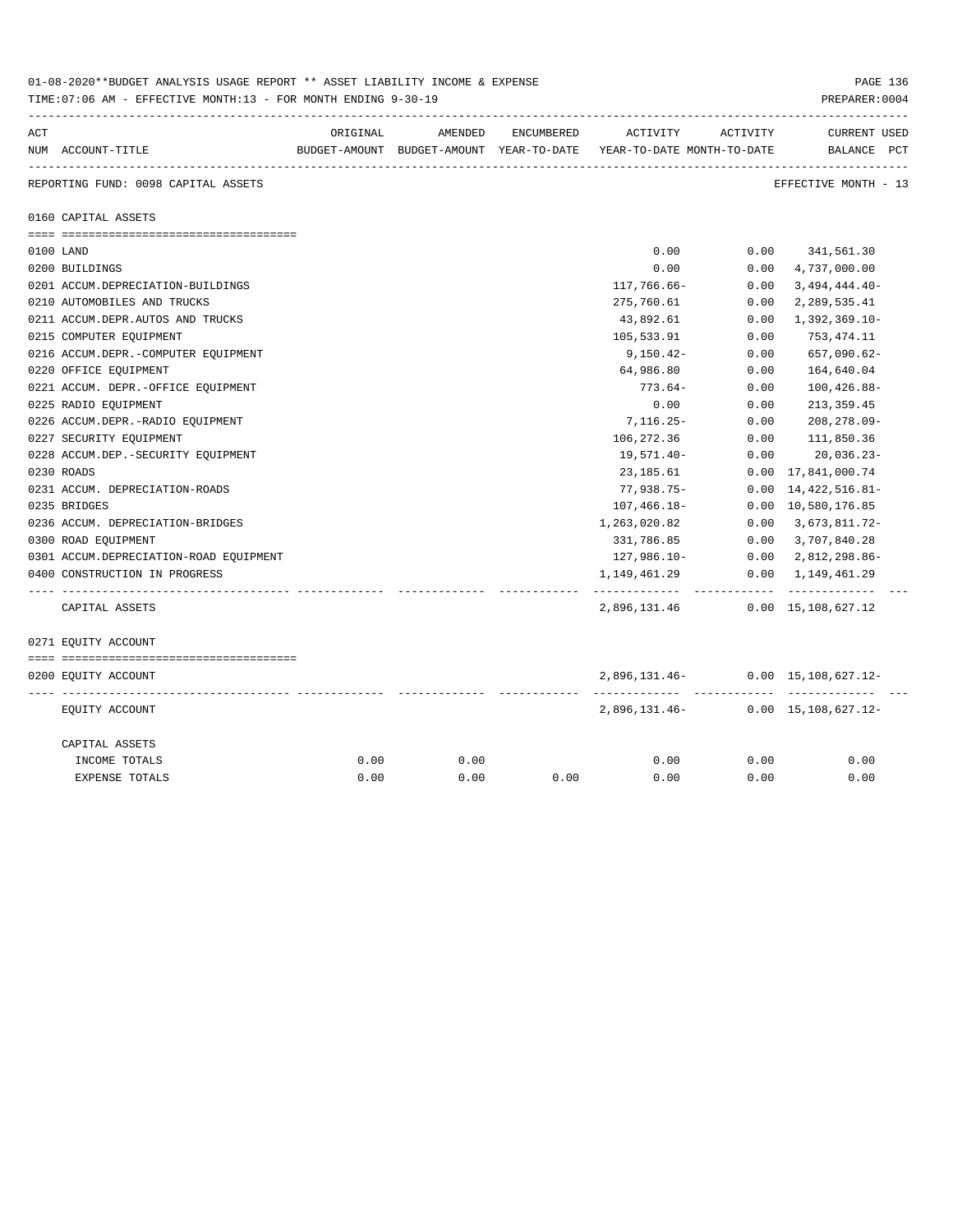01-08-2020**BUDGET ANALYSIS USAGE REPORT ** ASSET LIABILITY INCOME & EXPENSE

TIME:07:06 AM - EFFECTIVE MONTH:13 - FOR MONTH ENDING 9-30-19

PREPARER:0004

| ACT NUM | ACCOUNT-TITLE | ORIGINAL BUDGET-AMOUNT | AMENDED BUDGET-AMOUNT | ENCUMBERED YEAR-TO-DATE | ACTIVITY YEAR-TO-DATE | ACTIVITY MONTH-TO-DATE | CURRENT BALANCE | USED PCT |
|---|---|---|---|---|---|---|---|---|
| | REPORTING FUND: 0098 CAPITAL ASSETS | | | | | | EFFECTIVE MONTH - 13 | |
| | 0160 CAPITAL ASSETS | | | | | | | |
| 0100 | LAND | | | | 0.00 | 0.00 | 341,561.30 | |
| 0200 | BUILDINGS | | | | 0.00 | 0.00 | 4,737,000.00 | |
| 0201 | ACCUM.DEPRECIATION-BUILDINGS | | | | 117,766.66- | 0.00 | 3,494,444.40- | |
| 0210 | AUTOMOBILES AND TRUCKS | | | | 275,760.61 | 0.00 | 2,289,535.41 | |
| 0211 | ACCUM.DEPR.AUTOS AND TRUCKS | | | | 43,892.61 | 0.00 | 1,392,369.10- | |
| 0215 | COMPUTER EQUIPMENT | | | | 105,533.91 | 0.00 | 753,474.11 | |
| 0216 | ACCUM.DEPR.-COMPUTER EQUIPMENT | | | | 9,150.42- | 0.00 | 657,090.62- | |
| 0220 | OFFICE EQUIPMENT | | | | 64,986.80 | 0.00 | 164,640.04 | |
| 0221 | ACCUM. DEPR.-OFFICE EQUIPMENT | | | | 773.64- | 0.00 | 100,426.88- | |
| 0225 | RADIO EQUIPMENT | | | | 0.00 | 0.00 | 213,359.45 | |
| 0226 | ACCUM.DEPR.-RADIO EQUIPMENT | | | | 7,116.25- | 0.00 | 208,278.09- | |
| 0227 | SECURITY EQUIPMENT | | | | 106,272.36 | 0.00 | 111,850.36 | |
| 0228 | ACCUM.DEP.-SECURITY EQUIPMENT | | | | 19,571.40- | 0.00 | 20,036.23- | |
| 0230 | ROADS | | | | 23,185.61 | 0.00 | 17,841,000.74 | |
| 0231 | ACCUM. DEPRECIATION-ROADS | | | | 77,938.75- | 0.00 | 14,422,516.81- | |
| 0235 | BRIDGES | | | | 107,466.18- | 0.00 | 10,580,176.85 | |
| 0236 | ACCUM. DEPRECIATION-BRIDGES | | | | 1,263,020.82 | 0.00 | 3,673,811.72- | |
| 0300 | ROAD EQUIPMENT | | | | 331,786.85 | 0.00 | 3,707,840.28 | |
| 0301 | ACCUM.DEPRECIATION-ROAD EQUIPMENT | | | | 127,986.10- | 0.00 | 2,812,298.86- | |
| 0400 | CONSTRUCTION IN PROGRESS | | | | 1,149,461.29 | 0.00 | 1,149,461.29 | |
| | CAPITAL ASSETS | | | | 2,896,131.46 | 0.00 | 15,108,627.12 | |
| | 0271 EQUITY ACCOUNT | | | | | | | |
| 0200 | EQUITY ACCOUNT | | | | 2,896,131.46- | 0.00 | 15,108,627.12- | |
| | EQUITY ACCOUNT | | | | 2,896,131.46- | 0.00 | 15,108,627.12- | |
| | CAPITAL ASSETS | | | | | | | |
| | INCOME TOTALS | 0.00 | 0.00 | | 0.00 | 0.00 | 0.00 | |
| | EXPENSE TOTALS | 0.00 | 0.00 | 0.00 | 0.00 | 0.00 | 0.00 | |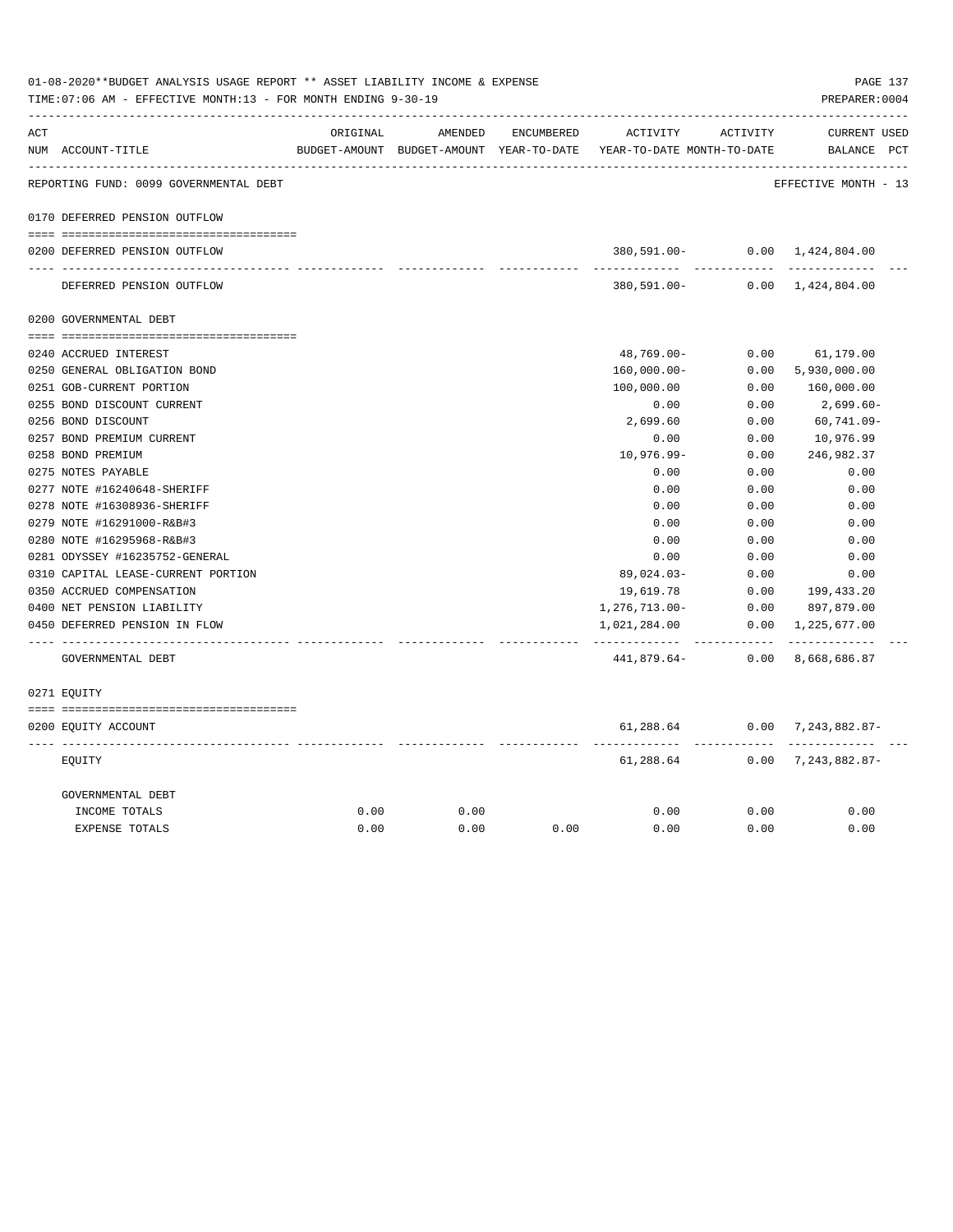01-08-2020**BUDGET ANALYSIS USAGE REPORT ** ASSET LIABILITY INCOME & EXPENSE

TIME:07:06 AM - EFFECTIVE MONTH:13 - FOR MONTH ENDING 9-30-19

PREPARER:0004

| ACT NUM | ACCOUNT-TITLE | ORIGINAL BUDGET-AMOUNT | AMENDED BUDGET-AMOUNT | ENCUMBERED YEAR-TO-DATE | ACTIVITY YEAR-TO-DATE | ACTIVITY MONTH-TO-DATE | CURRENT BALANCE | USED PCT |
|---|---|---|---|---|---|---|---|---|
| | REPORTING FUND: 0099 GOVERNMENTAL DEBT | | | | | | EFFECTIVE MONTH - 13 | |
| | 0170 DEFERRED PENSION OUTFLOW | | | | | | | |
| 0200 | DEFERRED PENSION OUTFLOW | | | | 380,591.00- | 0.00 | 1,424,804.00 | |
| | DEFERRED PENSION OUTFLOW | | | | 380,591.00- | 0.00 | 1,424,804.00 | |
| | 0200 GOVERNMENTAL DEBT | | | | | | | |
| 0240 | ACCRUED INTEREST | | | | 48,769.00- | 0.00 | 61,179.00 | |
| 0250 | GENERAL OBLIGATION BOND | | | | 160,000.00- | 0.00 | 5,930,000.00 | |
| 0251 | GOB-CURRENT PORTION | | | | 100,000.00 | 0.00 | 160,000.00 | |
| 0255 | BOND DISCOUNT CURRENT | | | | 0.00 | 0.00 | 2,699.60- | |
| 0256 | BOND DISCOUNT | | | | 2,699.60 | 0.00 | 60,741.09- | |
| 0257 | BOND PREMIUM CURRENT | | | | 0.00 | 0.00 | 10,976.99 | |
| 0258 | BOND PREMIUM | | | | 10,976.99- | 0.00 | 246,982.37 | |
| 0275 | NOTES PAYABLE | | | | 0.00 | 0.00 | 0.00 | |
| 0277 | NOTE #16240648-SHERIFF | | | | 0.00 | 0.00 | 0.00 | |
| 0278 | NOTE #16308936-SHERIFF | | | | 0.00 | 0.00 | 0.00 | |
| 0279 | NOTE #16291000-R&B#3 | | | | 0.00 | 0.00 | 0.00 | |
| 0280 | NOTE #16295968-R&B#3 | | | | 0.00 | 0.00 | 0.00 | |
| 0281 | ODYSSEY #16235752-GENERAL | | | | 0.00 | 0.00 | 0.00 | |
| 0310 | CAPITAL LEASE-CURRENT PORTION | | | | 89,024.03- | 0.00 | 0.00 | |
| 0350 | ACCRUED COMPENSATION | | | | 19,619.78 | 0.00 | 199,433.20 | |
| 0400 | NET PENSION LIABILITY | | | | 1,276,713.00- | 0.00 | 897,879.00 | |
| 0450 | DEFERRED PENSION IN FLOW | | | | 1,021,284.00 | 0.00 | 1,225,677.00 | |
| | GOVERNMENTAL DEBT | | | | 441,879.64- | 0.00 | 8,668,686.87 | |
| | 0271 EQUITY | | | | | | | |
| 0200 | EQUITY ACCOUNT | | | | 61,288.64 | 0.00 | 7,243,882.87- | |
| | EQUITY | | | | 61,288.64 | 0.00 | 7,243,882.87- | |
| | GOVERNMENTAL DEBT | | | | | | | |
| | INCOME TOTALS | 0.00 | 0.00 | | 0.00 | 0.00 | 0.00 | |
| | EXPENSE TOTALS | 0.00 | 0.00 | 0.00 | 0.00 | 0.00 | 0.00 | |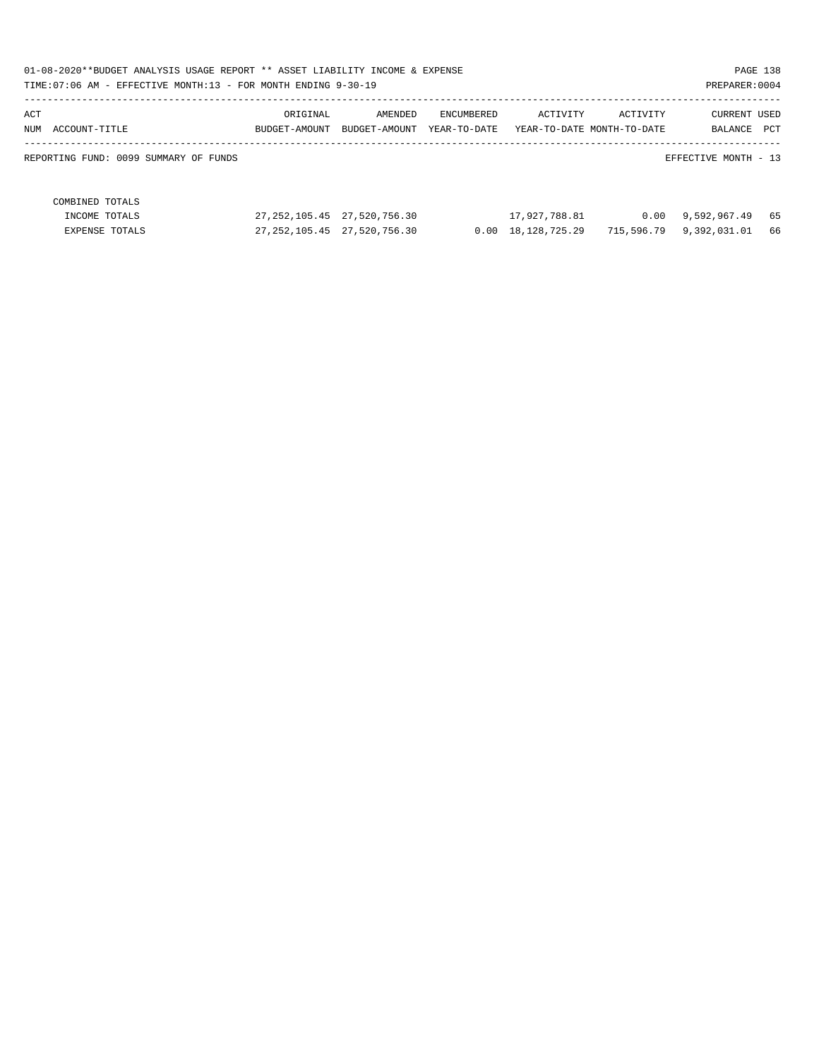01-08-2020**BUDGET ANALYSIS USAGE REPORT ** ASSET LIABILITY INCOME & EXPENSE

TIME:07:06 AM - EFFECTIVE MONTH:13 - FOR MONTH ENDING 9-30-19

PREPARER:0004

| ACT NUM ACCOUNT-TITLE | ORIGINAL BUDGET-AMOUNT | AMENDED BUDGET-AMOUNT | ENCUMBERED YEAR-TO-DATE | ACTIVITY YEAR-TO-DATE | ACTIVITY MONTH-TO-DATE | CURRENT BALANCE | USED PCT |
|---|---|---|---|---|---|---|---|
| REPORTING FUND: 0099 SUMMARY OF FUNDS | | | | | | EFFECTIVE MONTH - 13 | |
| COMBINED TOTALS | | | | | | | |
| INCOME TOTALS | 27,252,105.45 | 27,520,756.30 | | 17,927,788.81 | 0.00 | 9,592,967.49 | 65 |
| EXPENSE TOTALS | 27,252,105.45 | 27,520,756.30 | 0.00 | 18,128,725.29 | 715,596.79 | 9,392,031.01 | 66 |